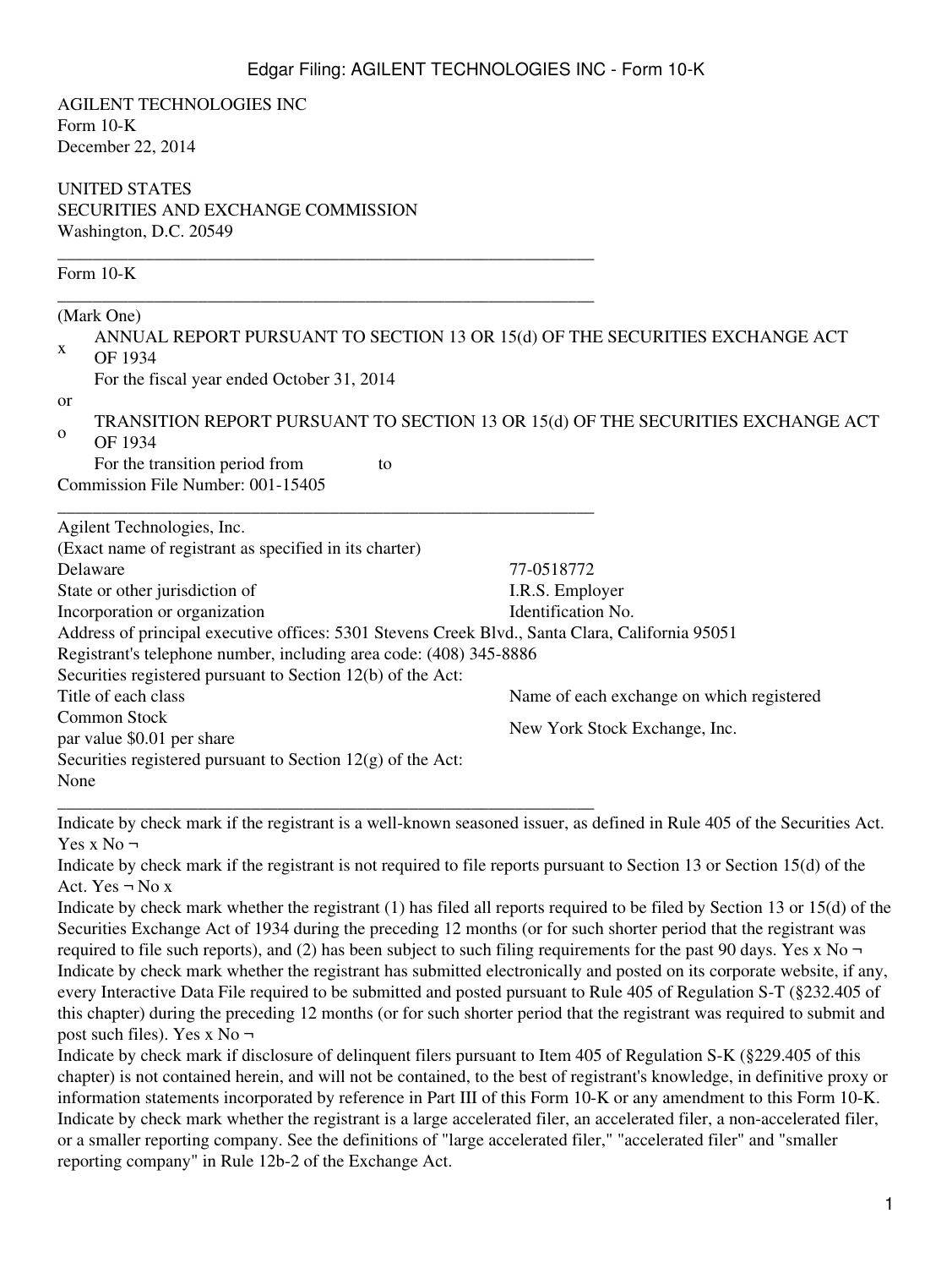AGILENT TECHNOLOGIES INC
Form 10-K
December 22, 2014

UNITED STATES
SECURITIES AND EXCHANGE COMMISSION
Washington, D.C. 20549

---

Form 10-K

---

(Mark One)

x ANNUAL REPORT PURSUANT TO SECTION 13 OR 15(d) OF THE SECURITIES EXCHANGE ACT OF 1934
For the fiscal year ended October 31, 2014

or

o TRANSITION REPORT PURSUANT TO SECTION 13 OR 15(d) OF THE SECURITIES EXCHANGE ACT OF 1934
For the transition period from to

Commission File Number: 001-15405

---

Agilent Technologies, Inc.
(Exact name of registrant as specified in its charter)

| | |
|---|---|
| Delaware | 77-0518772 |
| State or other jurisdiction of Incorporation or organization | I.R.S. Employer Identification No. |

Address of principal executive offices: 5301 Stevens Creek Blvd., Santa Clara, California 95051
Registrant's telephone number, including area code: (408) 345-8886
Securities registered pursuant to Section 12(b) of the Act:

| Title of each class | Name of each exchange on which registered |
|---|---|
| Common Stock par value $0.01 per share | New York Stock Exchange, Inc. |

Securities registered pursuant to Section 12(g) of the Act:
None

---

Indicate by check mark if the registrant is a well-known seasoned issuer, as defined in Rule 405 of the Securities Act. Yes x No ¬

Indicate by check mark if the registrant is not required to file reports pursuant to Section 13 or Section 15(d) of the Act. Yes ¬ No x

Indicate by check mark whether the registrant (1) has filed all reports required to be filed by Section 13 or 15(d) of the Securities Exchange Act of 1934 during the preceding 12 months (or for such shorter period that the registrant was required to file such reports), and (2) has been subject to such filing requirements for the past 90 days. Yes x No ¬

Indicate by check mark whether the registrant has submitted electronically and posted on its corporate website, if any, every Interactive Data File required to be submitted and posted pursuant to Rule 405 of Regulation S-T (§232.405 of this chapter) during the preceding 12 months (or for such shorter period that the registrant was required to submit and post such files). Yes x No ¬

Indicate by check mark if disclosure of delinquent filers pursuant to Item 405 of Regulation S-K (§229.405 of this chapter) is not contained herein, and will not be contained, to the best of registrant's knowledge, in definitive proxy or information statements incorporated by reference in Part III of this Form 10-K or any amendment to this Form 10-K.

Indicate by check mark whether the registrant is a large accelerated filer, an accelerated filer, a non-accelerated filer, or a smaller reporting company. See the definitions of "large accelerated filer," "accelerated filer" and "smaller reporting company" in Rule 12b-2 of the Exchange Act.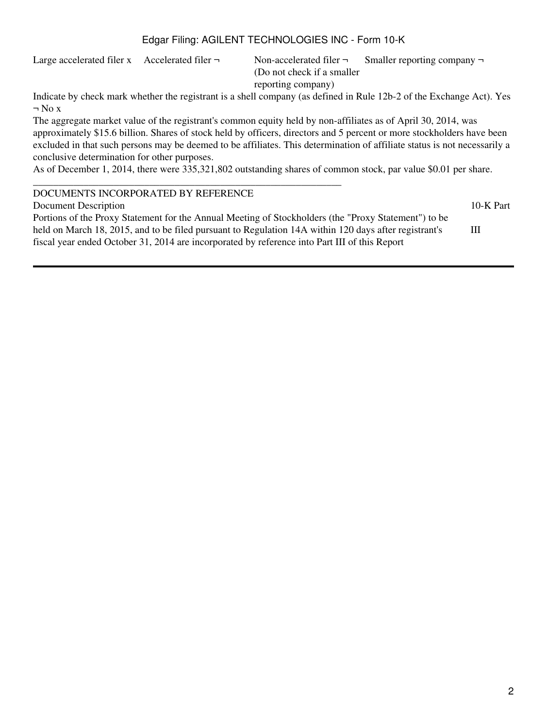| Large accelerated filer x | Accelerated filer ¬ | Non-accelerated filer ¬ (Do not check if a smaller reporting company) | Smaller reporting company ¬ |
|---|---|---|---|

Indicate by check mark whether the registrant is a shell company (as defined in Rule 12b-2 of the Exchange Act). Yes ¬ No x

The aggregate market value of the registrant's common equity held by non-affiliates as of April 30, 2014, was approximately $15.6 billion. Shares of stock held by officers, directors and 5 percent or more stockholders have been excluded in that such persons may be deemed to be affiliates. This determination of affiliate status is not necessarily a conclusive determination for other purposes.

As of December 1, 2014, there were 335,321,802 outstanding shares of common stock, par value $0.01 per share.

---

DOCUMENTS INCORPORATED BY REFERENCE

| Document Description | 10-K Part |
|---|---|
| Portions of the Proxy Statement for the Annual Meeting of Stockholders (the "Proxy Statement") to be held on March 18, 2015, and to be filed pursuant to Regulation 14A within 120 days after registrant's fiscal year ended October 31, 2014 are incorporated by reference into Part III of this Report | III |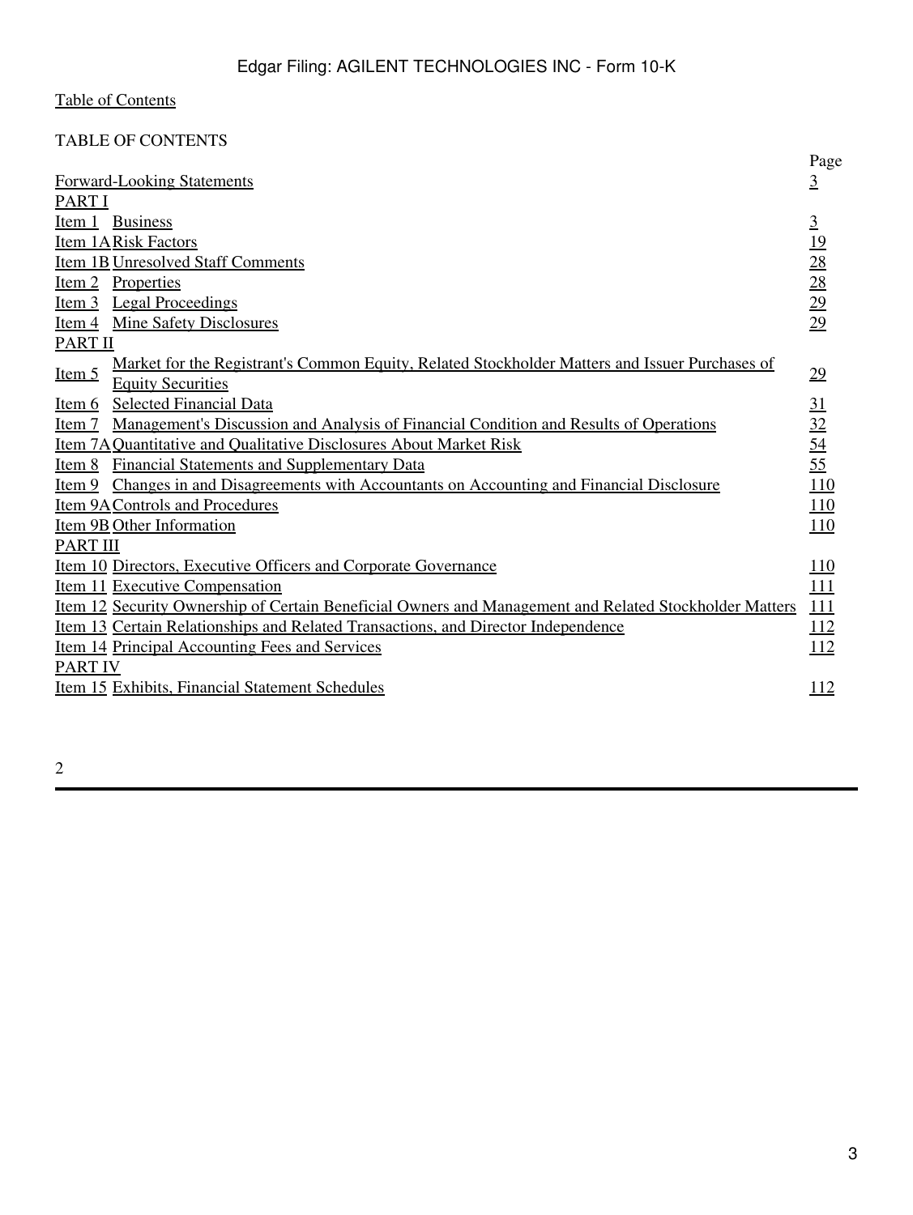Table of Contents

TABLE OF CONTENTS

| | | Page |
|---|---|---|
| Forward-Looking Statements | | 3 |
| PART I | | |
| Item 1 | Business | 3 |
| Item 1A | Risk Factors | 19 |
| Item 1B | Unresolved Staff Comments | 28 |
| Item 2 | Properties | 28 |
| Item 3 | Legal Proceedings | 29 |
| Item 4 | Mine Safety Disclosures | 29 |
| PART II | | |
| Item 5 | Market for the Registrant's Common Equity, Related Stockholder Matters and Issuer Purchases of Equity Securities | 29 |
| Item 6 | Selected Financial Data | 31 |
| Item 7 | Management's Discussion and Analysis of Financial Condition and Results of Operations | 32 |
| Item 7A | Quantitative and Qualitative Disclosures About Market Risk | 54 |
| Item 8 | Financial Statements and Supplementary Data | 55 |
| Item 9 | Changes in and Disagreements with Accountants on Accounting and Financial Disclosure | 110 |
| Item 9A | Controls and Procedures | 110 |
| Item 9B | Other Information | 110 |
| PART III | | |
| Item 10 | Directors, Executive Officers and Corporate Governance | 110 |
| Item 11 | Executive Compensation | 111 |
| Item 12 | Security Ownership of Certain Beneficial Owners and Management and Related Stockholder Matters | 111 |
| Item 13 | Certain Relationships and Related Transactions, and Director Independence | 112 |
| Item 14 | Principal Accounting Fees and Services | 112 |
| PART IV | | |
| Item 15 | Exhibits, Financial Statement Schedules | 112 |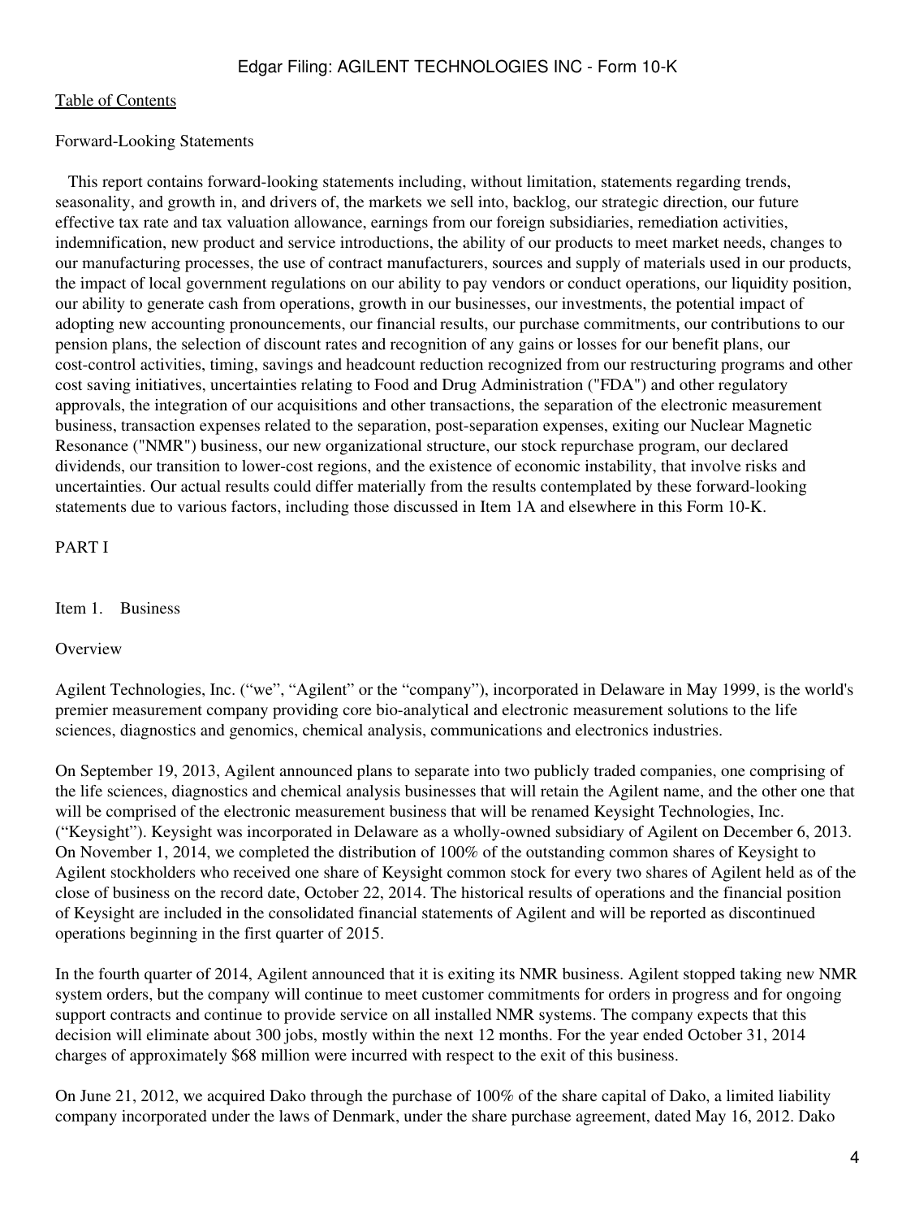Table of Contents

Forward-Looking Statements

This report contains forward-looking statements including, without limitation, statements regarding trends, seasonality, and growth in, and drivers of, the markets we sell into, backlog, our strategic direction, our future effective tax rate and tax valuation allowance, earnings from our foreign subsidiaries, remediation activities, indemnification, new product and service introductions, the ability of our products to meet market needs, changes to our manufacturing processes, the use of contract manufacturers, sources and supply of materials used in our products, the impact of local government regulations on our ability to pay vendors or conduct operations, our liquidity position, our ability to generate cash from operations, growth in our businesses, our investments, the potential impact of adopting new accounting pronouncements, our financial results, our purchase commitments, our contributions to our pension plans, the selection of discount rates and recognition of any gains or losses for our benefit plans, our cost-control activities, timing, savings and headcount reduction recognized from our restructuring programs and other cost saving initiatives, uncertainties relating to Food and Drug Administration ("FDA") and other regulatory approvals, the integration of our acquisitions and other transactions, the separation of the electronic measurement business, transaction expenses related to the separation, post-separation expenses, exiting our Nuclear Magnetic Resonance ("NMR") business, our new organizational structure, our stock repurchase program, our declared dividends, our transition to lower-cost regions, and the existence of economic instability, that involve risks and uncertainties. Our actual results could differ materially from the results contemplated by these forward-looking statements due to various factors, including those discussed in Item 1A and elsewhere in this Form 10-K.

# PART I

## Item 1. Business

### Overview

Agilent Technologies, Inc. ("we", "Agilent" or the "company"), incorporated in Delaware in May 1999, is the world's premier measurement company providing core bio-analytical and electronic measurement solutions to the life sciences, diagnostics and genomics, chemical analysis, communications and electronics industries.

On September 19, 2013, Agilent announced plans to separate into two publicly traded companies, one comprising of the life sciences, diagnostics and chemical analysis businesses that will retain the Agilent name, and the other one that will be comprised of the electronic measurement business that will be renamed Keysight Technologies, Inc. ("Keysight"). Keysight was incorporated in Delaware as a wholly-owned subsidiary of Agilent on December 6, 2013. On November 1, 2014, we completed the distribution of 100% of the outstanding common shares of Keysight to Agilent stockholders who received one share of Keysight common stock for every two shares of Agilent held as of the close of business on the record date, October 22, 2014. The historical results of operations and the financial position of Keysight are included in the consolidated financial statements of Agilent and will be reported as discontinued operations beginning in the first quarter of 2015.

In the fourth quarter of 2014, Agilent announced that it is exiting its NMR business. Agilent stopped taking new NMR system orders, but the company will continue to meet customer commitments for orders in progress and for ongoing support contracts and continue to provide service on all installed NMR systems. The company expects that this decision will eliminate about 300 jobs, mostly within the next 12 months. For the year ended October 31, 2014 charges of approximately $68 million were incurred with respect to the exit of this business.

On June 21, 2012, we acquired Dako through the purchase of 100% of the share capital of Dako, a limited liability company incorporated under the laws of Denmark, under the share purchase agreement, dated May 16, 2012. Dako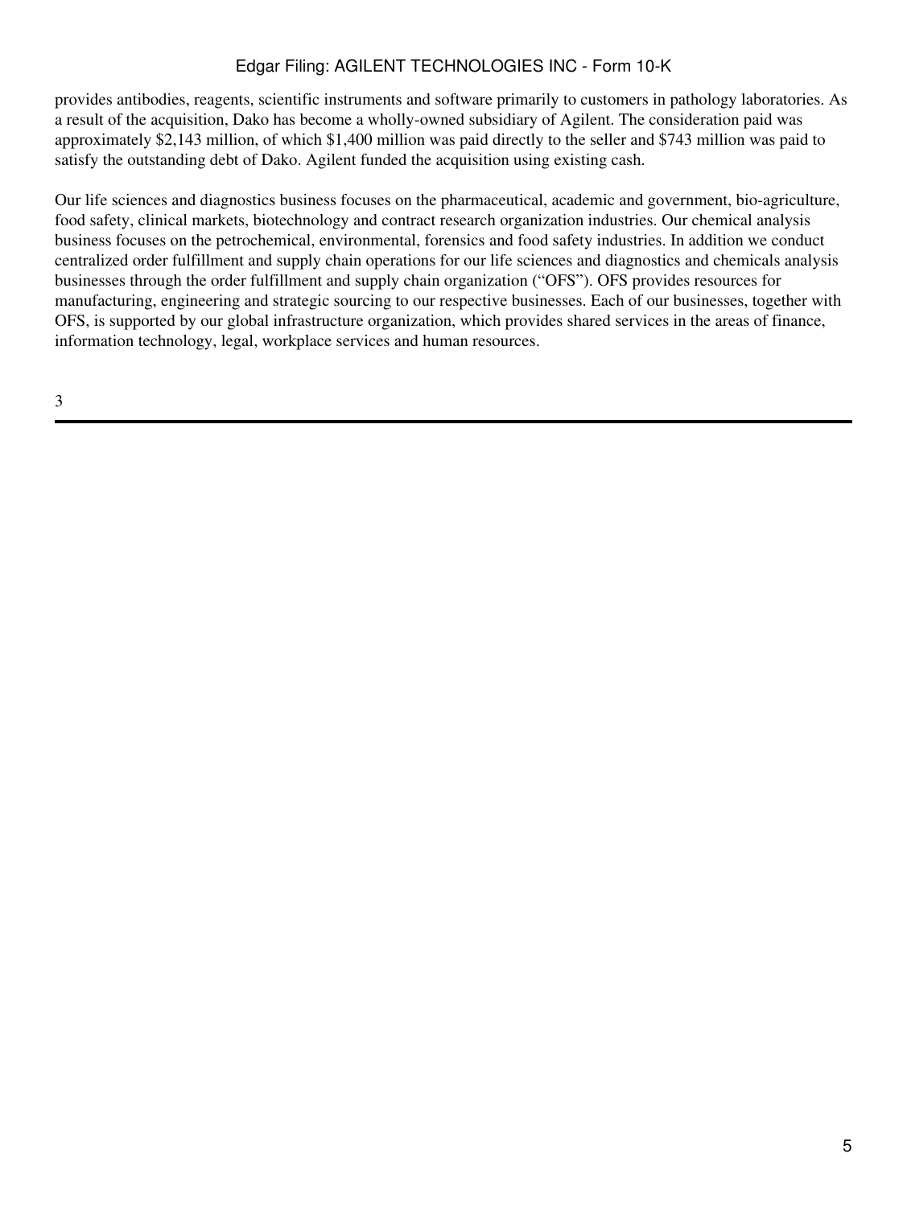provides antibodies, reagents, scientific instruments and software primarily to customers in pathology laboratories. As a result of the acquisition, Dako has become a wholly-owned subsidiary of Agilent. The consideration paid was approximately $2,143 million, of which $1,400 million was paid directly to the seller and $743 million was paid to satisfy the outstanding debt of Dako. Agilent funded the acquisition using existing cash.

Our life sciences and diagnostics business focuses on the pharmaceutical, academic and government, bio-agriculture, food safety, clinical markets, biotechnology and contract research organization industries. Our chemical analysis business focuses on the petrochemical, environmental, forensics and food safety industries. In addition we conduct centralized order fulfillment and supply chain operations for our life sciences and diagnostics and chemicals analysis businesses through the order fulfillment and supply chain organization ("OFS"). OFS provides resources for manufacturing, engineering and strategic sourcing to our respective businesses. Each of our businesses, together with OFS, is supported by our global infrastructure organization, which provides shared services in the areas of finance, information technology, legal, workplace services and human resources.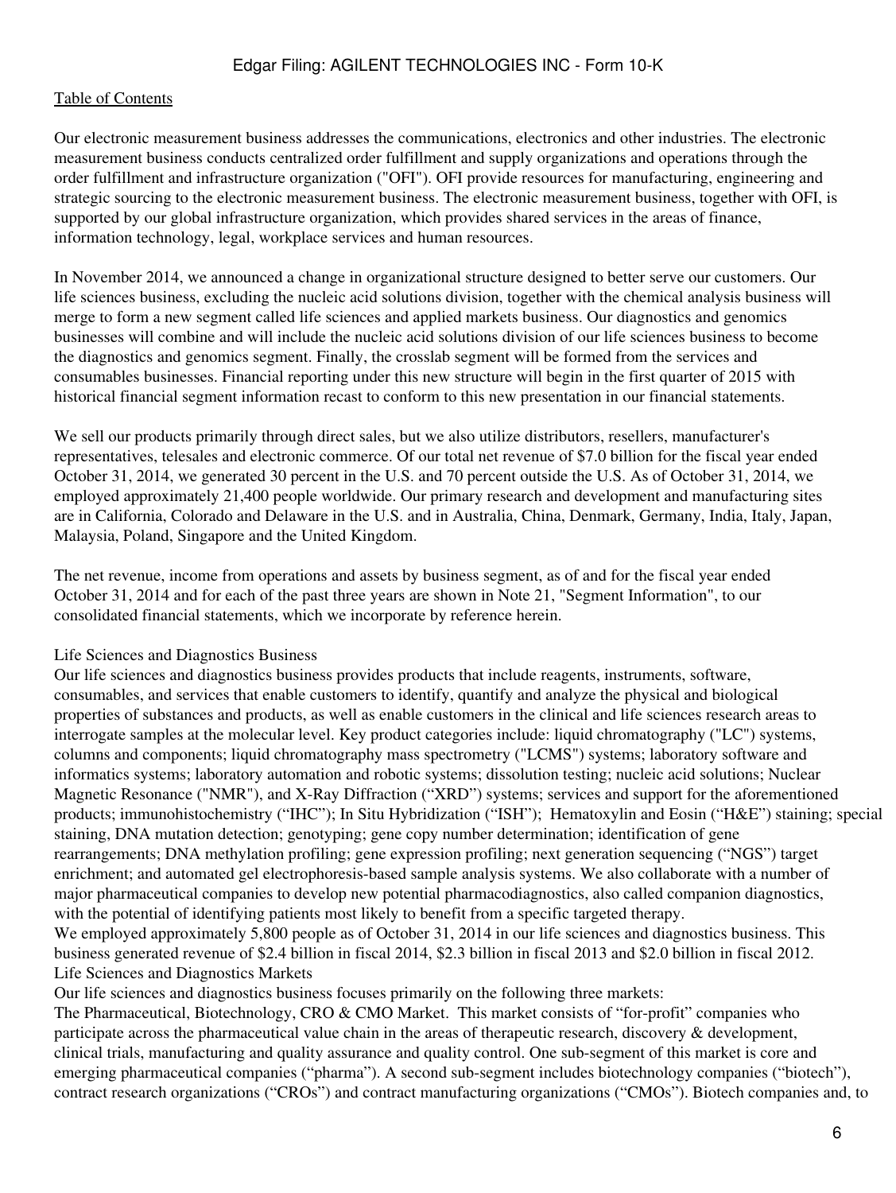Our electronic measurement business addresses the communications, electronics and other industries. The electronic measurement business conducts centralized order fulfillment and supply organizations and operations through the order fulfillment and infrastructure organization ("OFI"). OFI provide resources for manufacturing, engineering and strategic sourcing to the electronic measurement business. The electronic measurement business, together with OFI, is supported by our global infrastructure organization, which provides shared services in the areas of finance, information technology, legal, workplace services and human resources.

In November 2014, we announced a change in organizational structure designed to better serve our customers. Our life sciences business, excluding the nucleic acid solutions division, together with the chemical analysis business will merge to form a new segment called life sciences and applied markets business. Our diagnostics and genomics businesses will combine and will include the nucleic acid solutions division of our life sciences business to become the diagnostics and genomics segment. Finally, the crosslab segment will be formed from the services and consumables businesses. Financial reporting under this new structure will begin in the first quarter of 2015 with historical financial segment information recast to conform to this new presentation in our financial statements.

We sell our products primarily through direct sales, but we also utilize distributors, resellers, manufacturer's representatives, telesales and electronic commerce. Of our total net revenue of $7.0 billion for the fiscal year ended October 31, 2014, we generated 30 percent in the U.S. and 70 percent outside the U.S. As of October 31, 2014, we employed approximately 21,400 people worldwide. Our primary research and development and manufacturing sites are in California, Colorado and Delaware in the U.S. and in Australia, China, Denmark, Germany, India, Italy, Japan, Malaysia, Poland, Singapore and the United Kingdom.

The net revenue, income from operations and assets by business segment, as of and for the fiscal year ended October 31, 2014 and for each of the past three years are shown in Note 21, "Segment Information", to our consolidated financial statements, which we incorporate by reference herein.

### Life Sciences and Diagnostics Business

Our life sciences and diagnostics business provides products that include reagents, instruments, software, consumables, and services that enable customers to identify, quantify and analyze the physical and biological properties of substances and products, as well as enable customers in the clinical and life sciences research areas to interrogate samples at the molecular level. Key product categories include: liquid chromatography ("LC") systems, columns and components; liquid chromatography mass spectrometry ("LCMS") systems; laboratory software and informatics systems; laboratory automation and robotic systems; dissolution testing; nucleic acid solutions; Nuclear Magnetic Resonance ("NMR"), and X-Ray Diffraction ("XRD") systems; services and support for the aforementioned products; immunohistochemistry ("IHC"); In Situ Hybridization ("ISH"); Hematoxylin and Eosin ("H&E") staining; special staining, DNA mutation detection; genotyping; gene copy number determination; identification of gene rearrangements; DNA methylation profiling; gene expression profiling; next generation sequencing ("NGS") target enrichment; and automated gel electrophoresis-based sample analysis systems. We also collaborate with a number of major pharmaceutical companies to develop new potential pharmacodiagnostics, also called companion diagnostics, with the potential of identifying patients most likely to benefit from a specific targeted therapy.

We employed approximately 5,800 people as of October 31, 2014 in our life sciences and diagnostics business. This business generated revenue of $2.4 billion in fiscal 2014, $2.3 billion in fiscal 2013 and $2.0 billion in fiscal 2012.

### Life Sciences and Diagnostics Markets

Our life sciences and diagnostics business focuses primarily on the following three markets:

The Pharmaceutical, Biotechnology, CRO & CMO Market. This market consists of "for-profit" companies who participate across the pharmaceutical value chain in the areas of therapeutic research, discovery & development, clinical trials, manufacturing and quality assurance and quality control. One sub-segment of this market is core and emerging pharmaceutical companies ("pharma"). A second sub-segment includes biotechnology companies ("biotech"), contract research organizations ("CROs") and contract manufacturing organizations ("CMOs"). Biotech companies and, to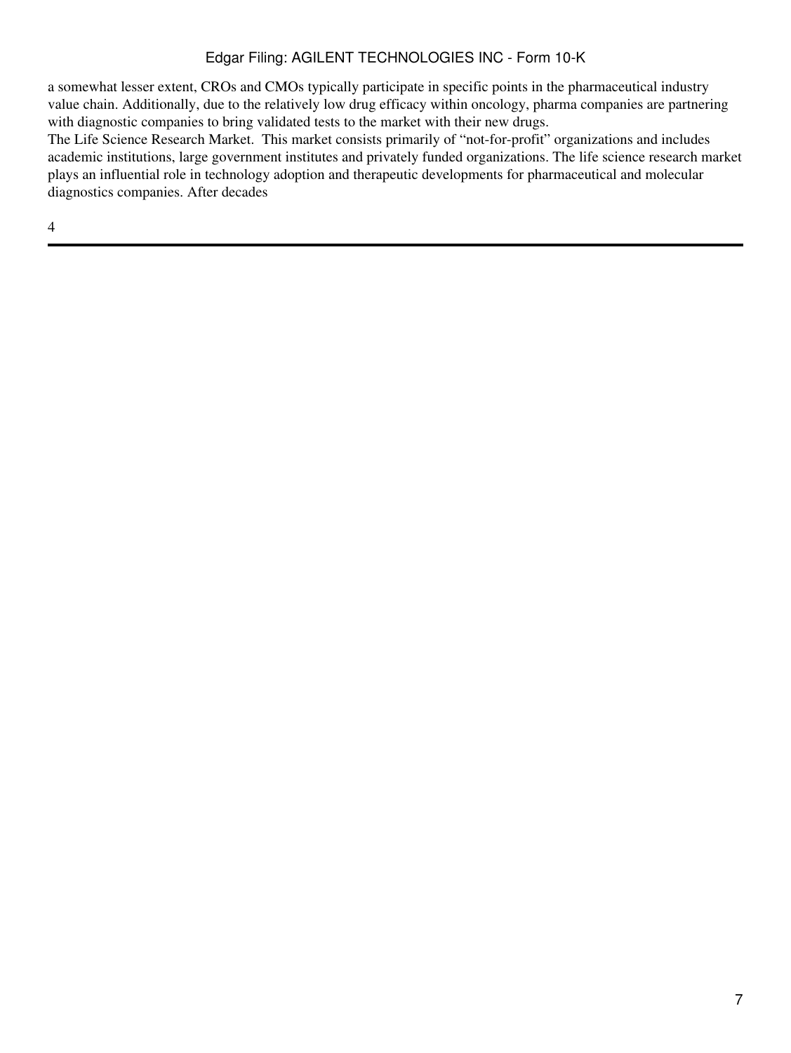a somewhat lesser extent, CROs and CMOs typically participate in specific points in the pharmaceutical industry value chain. Additionally, due to the relatively low drug efficacy within oncology, pharma companies are partnering with diagnostic companies to bring validated tests to the market with their new drugs.

The Life Science Research Market. This market consists primarily of "not-for-profit" organizations and includes academic institutions, large government institutes and privately funded organizations. The life science research market plays an influential role in technology adoption and therapeutic developments for pharmaceutical and molecular diagnostics companies. After decades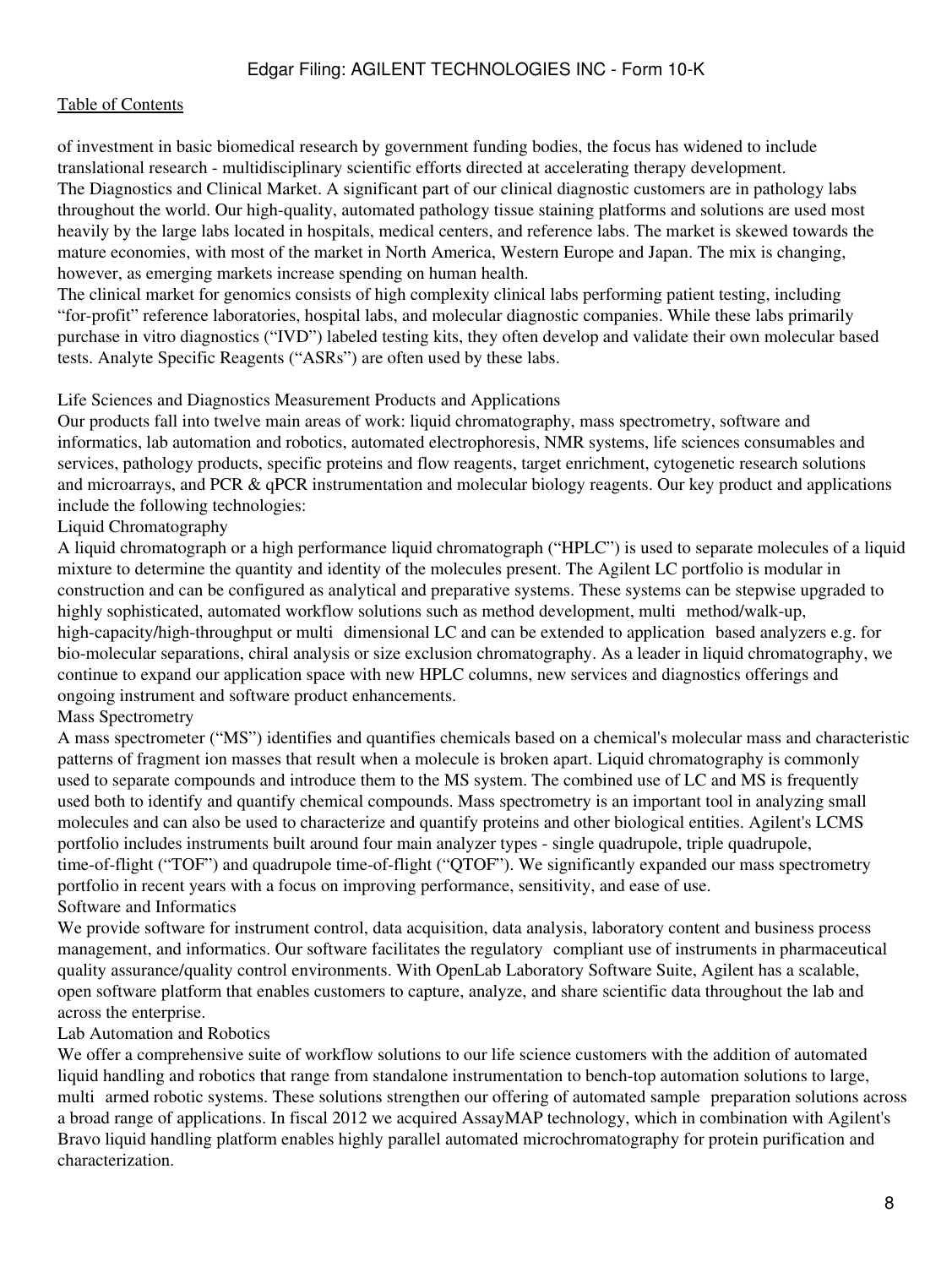of investment in basic biomedical research by government funding bodies, the focus has widened to include translational research - multidisciplinary scientific efforts directed at accelerating therapy development.

The Diagnostics and Clinical Market. A significant part of our clinical diagnostic customers are in pathology labs throughout the world. Our high-quality, automated pathology tissue staining platforms and solutions are used most heavily by the large labs located in hospitals, medical centers, and reference labs. The market is skewed towards the mature economies, with most of the market in North America, Western Europe and Japan. The mix is changing, however, as emerging markets increase spending on human health.

The clinical market for genomics consists of high complexity clinical labs performing patient testing, including "for-profit" reference laboratories, hospital labs, and molecular diagnostic companies. While these labs primarily purchase in vitro diagnostics ("IVD") labeled testing kits, they often develop and validate their own molecular based tests. Analyte Specific Reagents ("ASRs") are often used by these labs.

Life Sciences and Diagnostics Measurement Products and Applications

Our products fall into twelve main areas of work: liquid chromatography, mass spectrometry, software and informatics, lab automation and robotics, automated electrophoresis, NMR systems, life sciences consumables and services, pathology products, specific proteins and flow reagents, target enrichment, cytogenetic research solutions and microarrays, and PCR & qPCR instrumentation and molecular biology reagents. Our key product and applications include the following technologies:

Liquid Chromatography

A liquid chromatograph or a high performance liquid chromatograph ("HPLC") is used to separate molecules of a liquid mixture to determine the quantity and identity of the molecules present. The Agilent LC portfolio is modular in construction and can be configured as analytical and preparative systems. These systems can be stepwise upgraded to highly sophisticated, automated workflow solutions such as method development, multi method/walk-up, high-capacity/high-throughput or multi dimensional LC and can be extended to application based analyzers e.g. for bio-molecular separations, chiral analysis or size exclusion chromatography. As a leader in liquid chromatography, we continue to expand our application space with new HPLC columns, new services and diagnostics offerings and ongoing instrument and software product enhancements.

Mass Spectrometry

A mass spectrometer ("MS") identifies and quantifies chemicals based on a chemical's molecular mass and characteristic patterns of fragment ion masses that result when a molecule is broken apart. Liquid chromatography is commonly used to separate compounds and introduce them to the MS system. The combined use of LC and MS is frequently used both to identify and quantify chemical compounds. Mass spectrometry is an important tool in analyzing small molecules and can also be used to characterize and quantify proteins and other biological entities. Agilent's LCMS portfolio includes instruments built around four main analyzer types - single quadrupole, triple quadrupole, time-of-flight ("TOF") and quadrupole time-of-flight ("QTOF"). We significantly expanded our mass spectrometry portfolio in recent years with a focus on improving performance, sensitivity, and ease of use.

Software and Informatics

We provide software for instrument control, data acquisition, data analysis, laboratory content and business process management, and informatics. Our software facilitates the regulatory compliant use of instruments in pharmaceutical quality assurance/quality control environments. With OpenLab Laboratory Software Suite, Agilent has a scalable, open software platform that enables customers to capture, analyze, and share scientific data throughout the lab and across the enterprise.

Lab Automation and Robotics

We offer a comprehensive suite of workflow solutions to our life science customers with the addition of automated liquid handling and robotics that range from standalone instrumentation to bench-top automation solutions to large, multi armed robotic systems. These solutions strengthen our offering of automated sample preparation solutions across a broad range of applications. In fiscal 2012 we acquired AssayMAP technology, which in combination with Agilent's Bravo liquid handling platform enables highly parallel automated microchromatography for protein purification and characterization.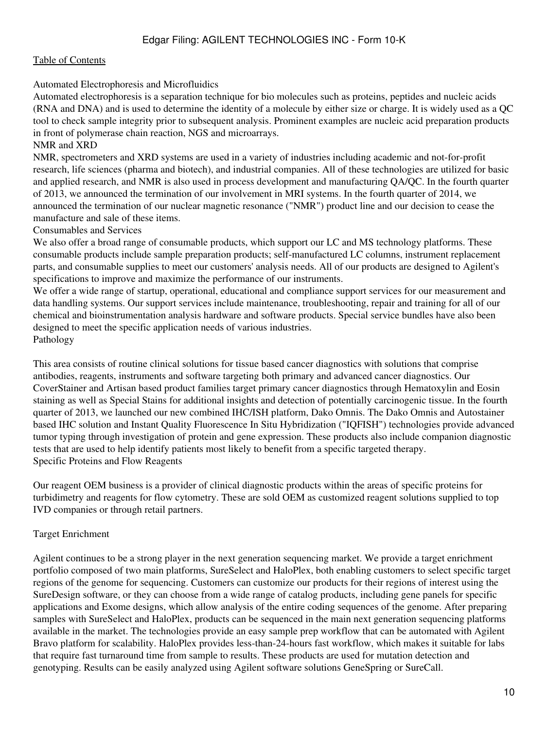Automated Electrophoresis and Microfluidics

Automated electrophoresis is a separation technique for bio molecules such as proteins, peptides and nucleic acids (RNA and DNA) and is used to determine the identity of a molecule by either size or charge. It is widely used as a QC tool to check sample integrity prior to subsequent analysis. Prominent examples are nucleic acid preparation products in front of polymerase chain reaction, NGS and microarrays.

NMR and XRD

NMR, spectrometers and XRD systems are used in a variety of industries including academic and not-for-profit research, life sciences (pharma and biotech), and industrial companies. All of these technologies are utilized for basic and applied research, and NMR is also used in process development and manufacturing QA/QC. In the fourth quarter of 2013, we announced the termination of our involvement in MRI systems. In the fourth quarter of 2014, we announced the termination of our nuclear magnetic resonance ("NMR") product line and our decision to cease the manufacture and sale of these items.

Consumables and Services

We also offer a broad range of consumable products, which support our LC and MS technology platforms. These consumable products include sample preparation products; self-manufactured LC columns, instrument replacement parts, and consumable supplies to meet our customers' analysis needs. All of our products are designed to Agilent's specifications to improve and maximize the performance of our instruments.

We offer a wide range of startup, operational, educational and compliance support services for our measurement and data handling systems. Our support services include maintenance, troubleshooting, repair and training for all of our chemical and bioinstrumentation analysis hardware and software products. Special service bundles have also been designed to meet the specific application needs of various industries.

Pathology

This area consists of routine clinical solutions for tissue based cancer diagnostics with solutions that comprise antibodies, reagents, instruments and software targeting both primary and advanced cancer diagnostics. Our CoverStainer and Artisan based product families target primary cancer diagnostics through Hematoxylin and Eosin staining as well as Special Stains for additional insights and detection of potentially carcinogenic tissue. In the fourth quarter of 2013, we launched our new combined IHC/ISH platform, Dako Omnis. The Dako Omnis and Autostainer based IHC solution and Instant Quality Fluorescence In Situ Hybridization ("IQFISH") technologies provide advanced tumor typing through investigation of protein and gene expression. These products also include companion diagnostic tests that are used to help identify patients most likely to benefit from a specific targeted therapy.

Specific Proteins and Flow Reagents

Our reagent OEM business is a provider of clinical diagnostic products within the areas of specific proteins for turbidimetry and reagents for flow cytometry. These are sold OEM as customized reagent solutions supplied to top IVD companies or through retail partners.

Target Enrichment

Agilent continues to be a strong player in the next generation sequencing market. We provide a target enrichment portfolio composed of two main platforms, SureSelect and HaloPlex, both enabling customers to select specific target regions of the genome for sequencing. Customers can customize our products for their regions of interest using the SureDesign software, or they can choose from a wide range of catalog products, including gene panels for specific applications and Exome designs, which allow analysis of the entire coding sequences of the genome. After preparing samples with SureSelect and HaloPlex, products can be sequenced in the main next generation sequencing platforms available in the market. The technologies provide an easy sample prep workflow that can be automated with Agilent Bravo platform for scalability. HaloPlex provides less-than-24-hours fast workflow, which makes it suitable for labs that require fast turnaround time from sample to results. These products are used for mutation detection and genotyping. Results can be easily analyzed using Agilent software solutions GeneSpring or SureCall.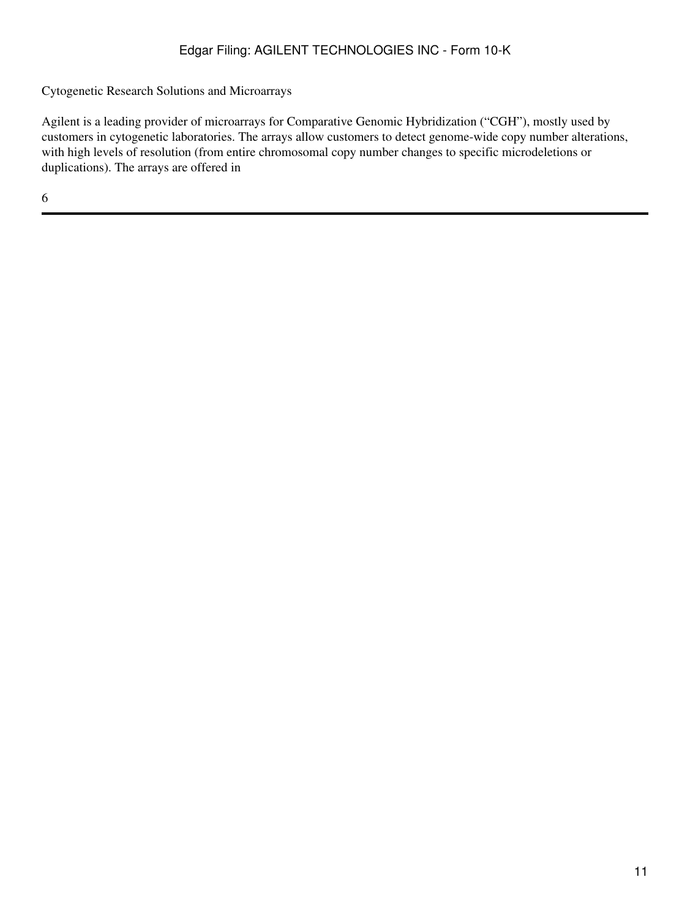Cytogenetic Research Solutions and Microarrays

Agilent is a leading provider of microarrays for Comparative Genomic Hybridization ("CGH"), mostly used by customers in cytogenetic laboratories. The arrays allow customers to detect genome-wide copy number alterations, with high levels of resolution (from entire chromosomal copy number changes to specific microdeletions or duplications). The arrays are offered in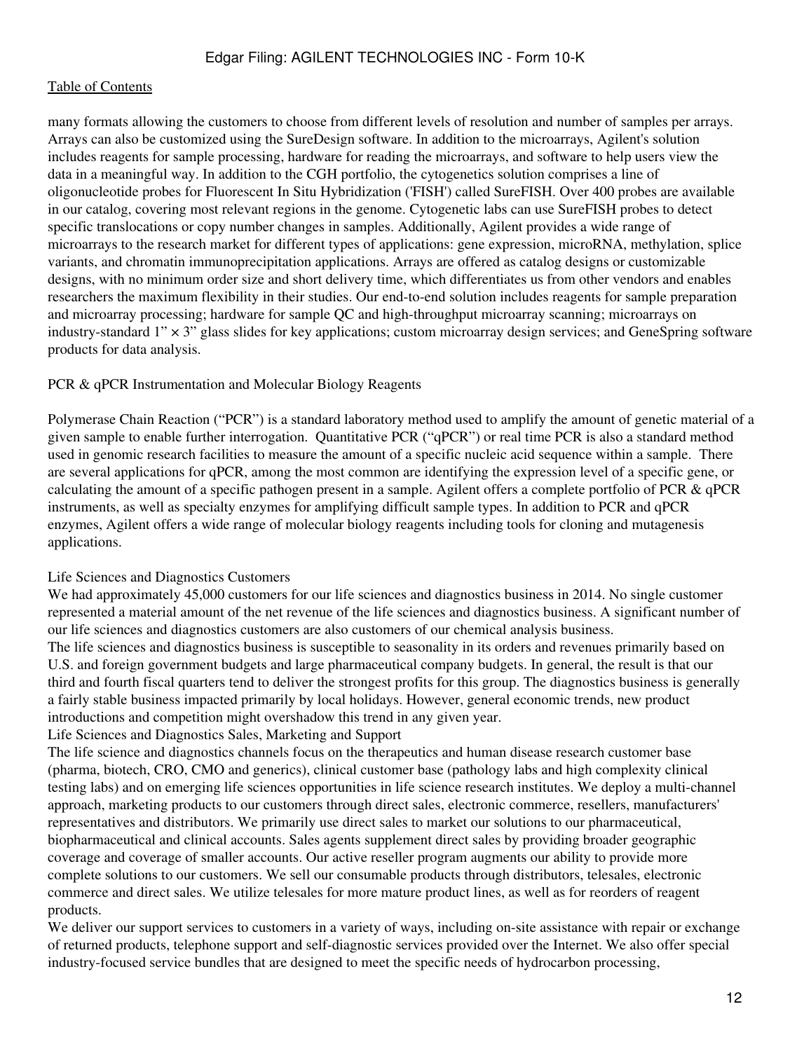many formats allowing the customers to choose from different levels of resolution and number of samples per arrays. Arrays can also be customized using the SureDesign software. In addition to the microarrays, Agilent's solution includes reagents for sample processing, hardware for reading the microarrays, and software to help users view the data in a meaningful way. In addition to the CGH portfolio, the cytogenetics solution comprises a line of oligonucleotide probes for Fluorescent In Situ Hybridization ('FISH') called SureFISH. Over 400 probes are available in our catalog, covering most relevant regions in the genome. Cytogenetic labs can use SureFISH probes to detect specific translocations or copy number changes in samples. Additionally, Agilent provides a wide range of microarrays to the research market for different types of applications: gene expression, microRNA, methylation, splice variants, and chromatin immunoprecipitation applications. Arrays are offered as catalog designs or customizable designs, with no minimum order size and short delivery time, which differentiates us from other vendors and enables researchers the maximum flexibility in their studies. Our end-to-end solution includes reagents for sample preparation and microarray processing; hardware for sample QC and high-throughput microarray scanning; microarrays on industry-standard 1" × 3" glass slides for key applications; custom microarray design services; and GeneSpring software products for data analysis.

PCR & qPCR Instrumentation and Molecular Biology Reagents

Polymerase Chain Reaction ("PCR") is a standard laboratory method used to amplify the amount of genetic material of a given sample to enable further interrogation. Quantitative PCR ("qPCR") or real time PCR is also a standard method used in genomic research facilities to measure the amount of a specific nucleic acid sequence within a sample. There are several applications for qPCR, among the most common are identifying the expression level of a specific gene, or calculating the amount of a specific pathogen present in a sample. Agilent offers a complete portfolio of PCR & qPCR instruments, as well as specialty enzymes for amplifying difficult sample types. In addition to PCR and qPCR enzymes, Agilent offers a wide range of molecular biology reagents including tools for cloning and mutagenesis applications.

Life Sciences and Diagnostics Customers

We had approximately 45,000 customers for our life sciences and diagnostics business in 2014. No single customer represented a material amount of the net revenue of the life sciences and diagnostics business. A significant number of our life sciences and diagnostics customers are also customers of our chemical analysis business.

The life sciences and diagnostics business is susceptible to seasonality in its orders and revenues primarily based on U.S. and foreign government budgets and large pharmaceutical company budgets. In general, the result is that our third and fourth fiscal quarters tend to deliver the strongest profits for this group. The diagnostics business is generally a fairly stable business impacted primarily by local holidays. However, general economic trends, new product introductions and competition might overshadow this trend in any given year.

Life Sciences and Diagnostics Sales, Marketing and Support

The life science and diagnostics channels focus on the therapeutics and human disease research customer base (pharma, biotech, CRO, CMO and generics), clinical customer base (pathology labs and high complexity clinical testing labs) and on emerging life sciences opportunities in life science research institutes. We deploy a multi-channel approach, marketing products to our customers through direct sales, electronic commerce, resellers, manufacturers' representatives and distributors. We primarily use direct sales to market our solutions to our pharmaceutical, biopharmaceutical and clinical accounts. Sales agents supplement direct sales by providing broader geographic coverage and coverage of smaller accounts. Our active reseller program augments our ability to provide more complete solutions to our customers. We sell our consumable products through distributors, telesales, electronic commerce and direct sales. We utilize telesales for more mature product lines, as well as for reorders of reagent products.

We deliver our support services to customers in a variety of ways, including on-site assistance with repair or exchange of returned products, telephone support and self-diagnostic services provided over the Internet. We also offer special industry-focused service bundles that are designed to meet the specific needs of hydrocarbon processing,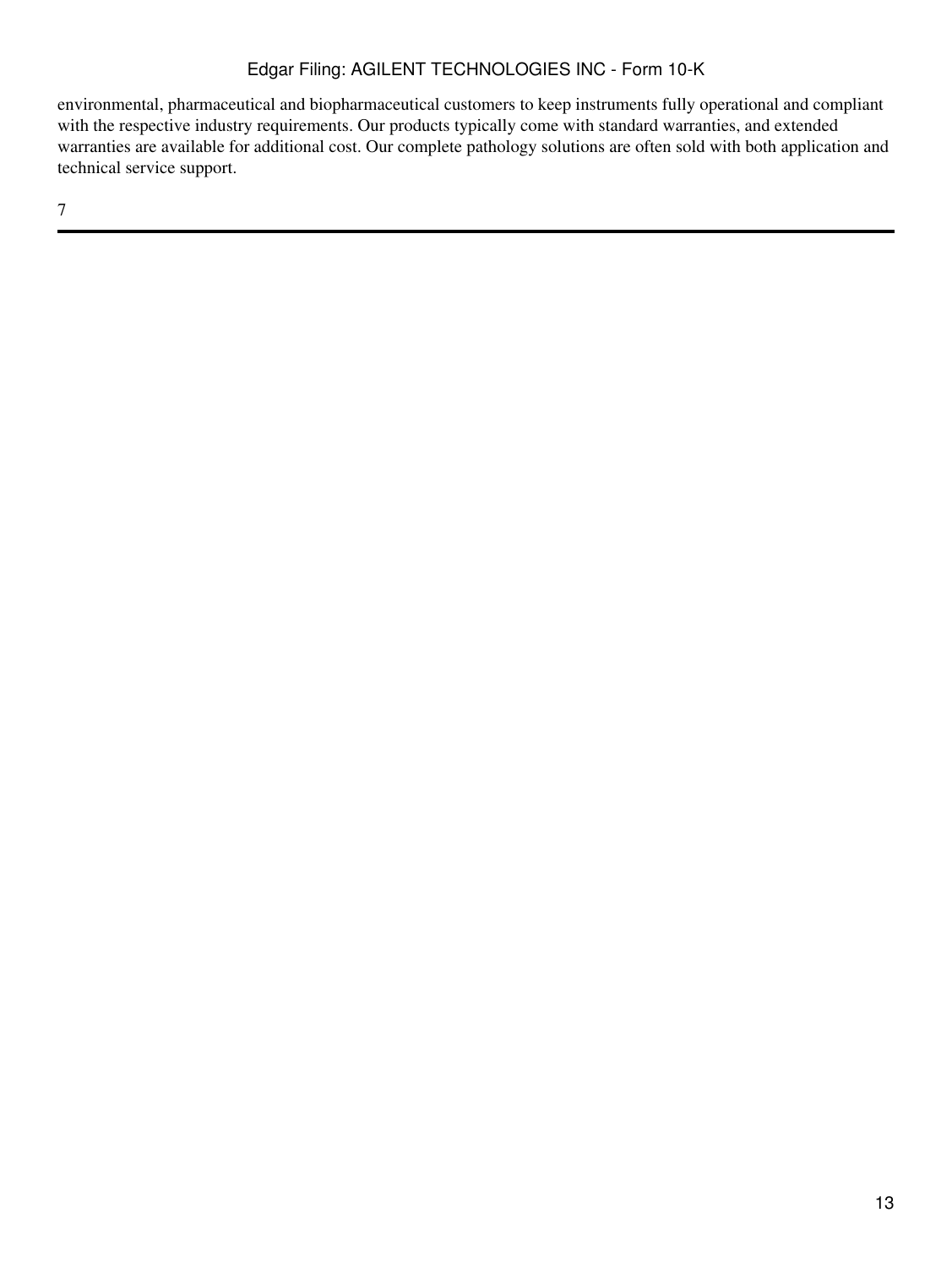environmental, pharmaceutical and biopharmaceutical customers to keep instruments fully operational and compliant with the respective industry requirements. Our products typically come with standard warranties, and extended warranties are available for additional cost. Our complete pathology solutions are often sold with both application and technical service support.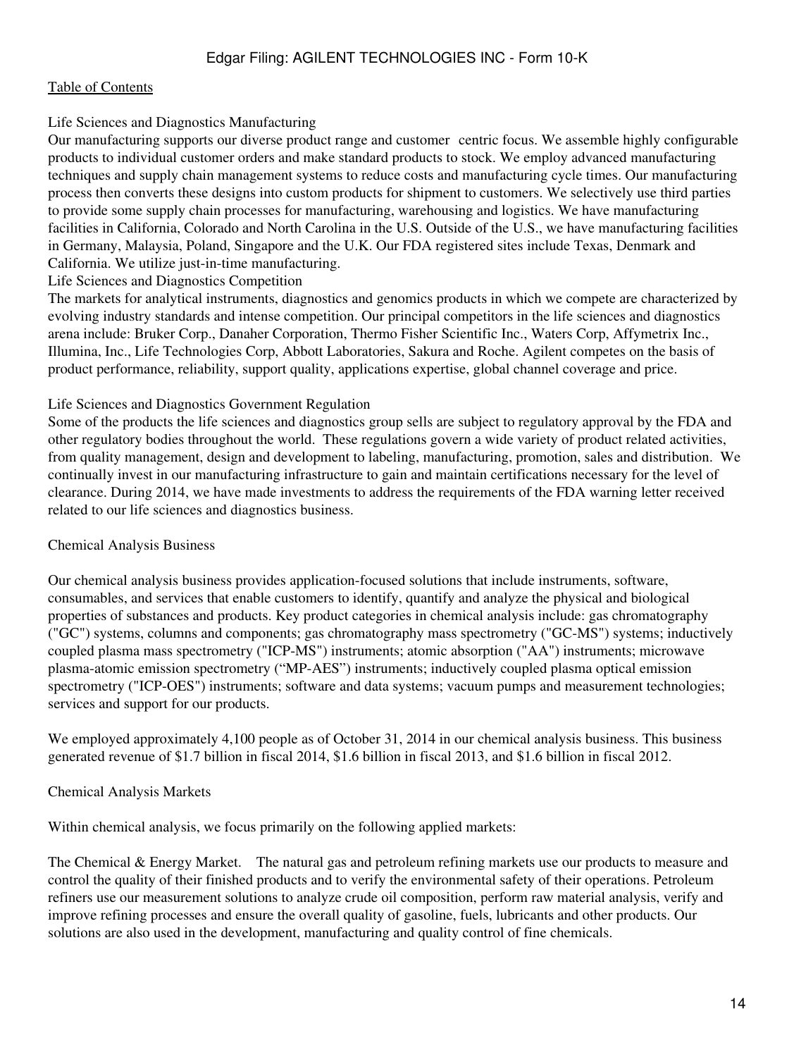Life Sciences and Diagnostics Manufacturing

Our manufacturing supports our diverse product range and customer centric focus. We assemble highly configurable products to individual customer orders and make standard products to stock. We employ advanced manufacturing techniques and supply chain management systems to reduce costs and manufacturing cycle times. Our manufacturing process then converts these designs into custom products for shipment to customers. We selectively use third parties to provide some supply chain processes for manufacturing, warehousing and logistics. We have manufacturing facilities in California, Colorado and North Carolina in the U.S. Outside of the U.S., we have manufacturing facilities in Germany, Malaysia, Poland, Singapore and the U.K. Our FDA registered sites include Texas, Denmark and California. We utilize just-in-time manufacturing.

Life Sciences and Diagnostics Competition

The markets for analytical instruments, diagnostics and genomics products in which we compete are characterized by evolving industry standards and intense competition. Our principal competitors in the life sciences and diagnostics arena include: Bruker Corp., Danaher Corporation, Thermo Fisher Scientific Inc., Waters Corp, Affymetrix Inc., Illumina, Inc., Life Technologies Corp, Abbott Laboratories, Sakura and Roche. Agilent competes on the basis of product performance, reliability, support quality, applications expertise, global channel coverage and price.

Life Sciences and Diagnostics Government Regulation

Some of the products the life sciences and diagnostics group sells are subject to regulatory approval by the FDA and other regulatory bodies throughout the world. These regulations govern a wide variety of product related activities, from quality management, design and development to labeling, manufacturing, promotion, sales and distribution. We continually invest in our manufacturing infrastructure to gain and maintain certifications necessary for the level of clearance. During 2014, we have made investments to address the requirements of the FDA warning letter received related to our life sciences and diagnostics business.

Chemical Analysis Business

Our chemical analysis business provides application-focused solutions that include instruments, software, consumables, and services that enable customers to identify, quantify and analyze the physical and biological properties of substances and products. Key product categories in chemical analysis include: gas chromatography ("GC") systems, columns and components; gas chromatography mass spectrometry ("GC-MS") systems; inductively coupled plasma mass spectrometry ("ICP-MS") instruments; atomic absorption ("AA") instruments; microwave plasma-atomic emission spectrometry ("MP-AES") instruments; inductively coupled plasma optical emission spectrometry ("ICP-OES") instruments; software and data systems; vacuum pumps and measurement technologies; services and support for our products.

We employed approximately 4,100 people as of October 31, 2014 in our chemical analysis business. This business generated revenue of $1.7 billion in fiscal 2014, $1.6 billion in fiscal 2013, and $1.6 billion in fiscal 2012.

Chemical Analysis Markets

Within chemical analysis, we focus primarily on the following applied markets:

The Chemical & Energy Market. The natural gas and petroleum refining markets use our products to measure and control the quality of their finished products and to verify the environmental safety of their operations. Petroleum refiners use our measurement solutions to analyze crude oil composition, perform raw material analysis, verify and improve refining processes and ensure the overall quality of gasoline, fuels, lubricants and other products. Our solutions are also used in the development, manufacturing and quality control of fine chemicals.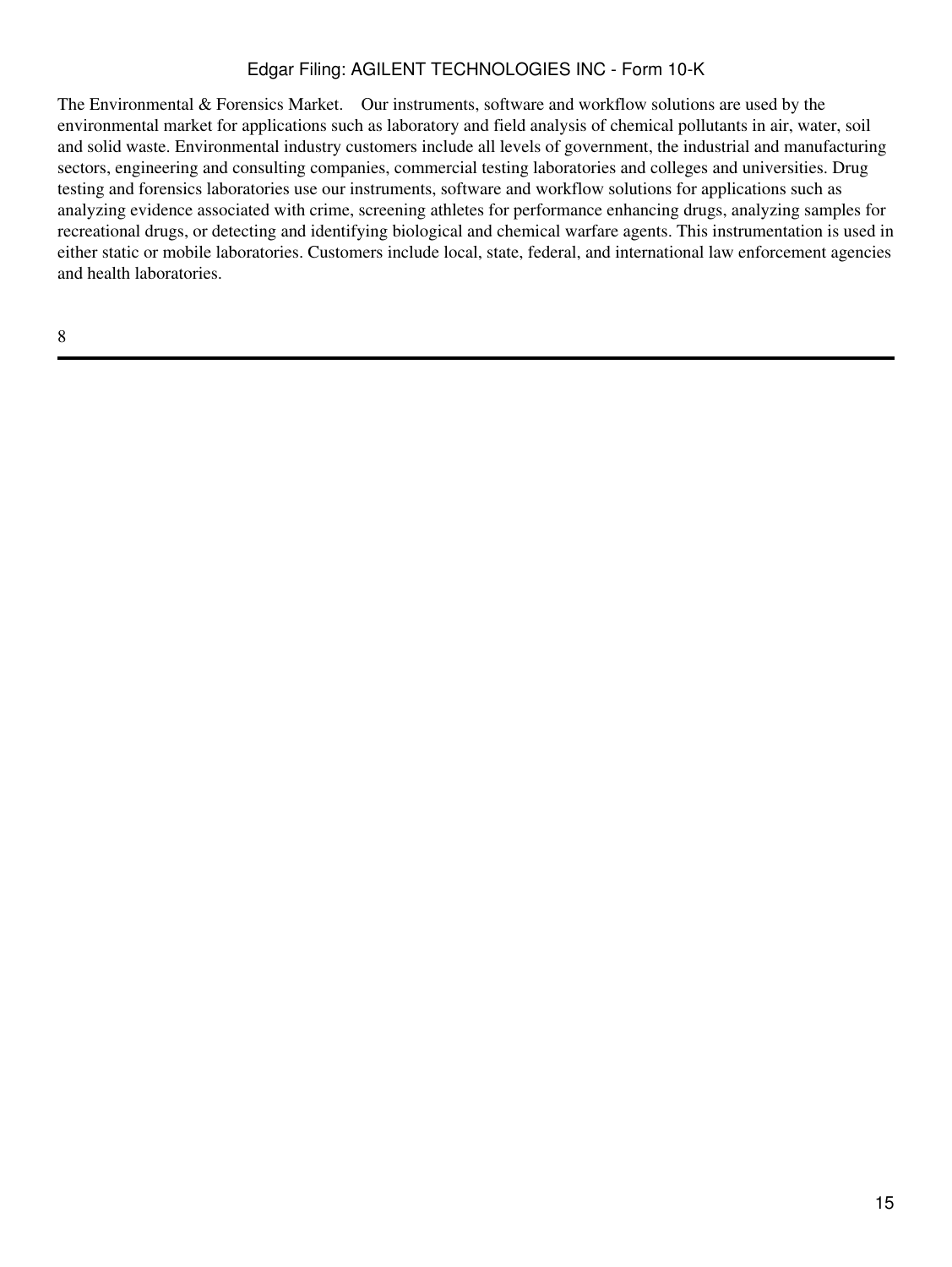The Environmental & Forensics Market. Our instruments, software and workflow solutions are used by the environmental market for applications such as laboratory and field analysis of chemical pollutants in air, water, soil and solid waste. Environmental industry customers include all levels of government, the industrial and manufacturing sectors, engineering and consulting companies, commercial testing laboratories and colleges and universities. Drug testing and forensics laboratories use our instruments, software and workflow solutions for applications such as analyzing evidence associated with crime, screening athletes for performance enhancing drugs, analyzing samples for recreational drugs, or detecting and identifying biological and chemical warfare agents. This instrumentation is used in either static or mobile laboratories. Customers include local, state, federal, and international law enforcement agencies and health laboratories.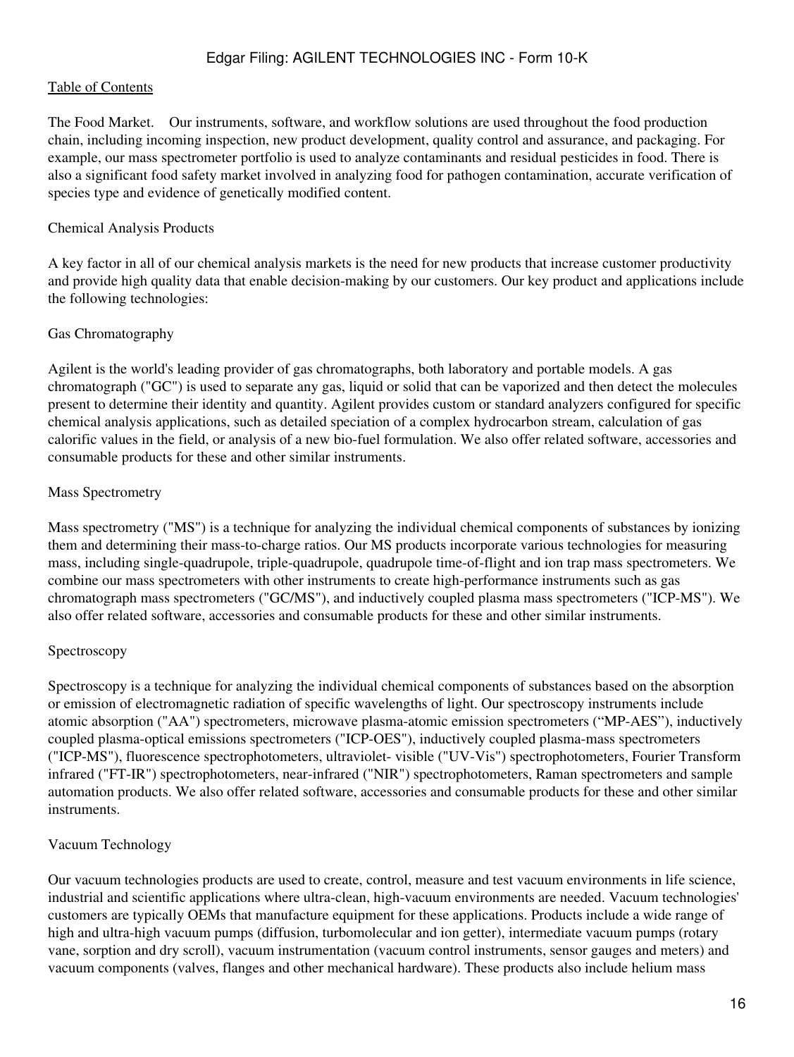The Food Market. Our instruments, software, and workflow solutions are used throughout the food production chain, including incoming inspection, new product development, quality control and assurance, and packaging. For example, our mass spectrometer portfolio is used to analyze contaminants and residual pesticides in food. There is also a significant food safety market involved in analyzing food for pathogen contamination, accurate verification of species type and evidence of genetically modified content.

## Chemical Analysis Products

A key factor in all of our chemical analysis markets is the need for new products that increase customer productivity and provide high quality data that enable decision-making by our customers. Our key product and applications include the following technologies:

### Gas Chromatography

Agilent is the world's leading provider of gas chromatographs, both laboratory and portable models. A gas chromatograph ("GC") is used to separate any gas, liquid or solid that can be vaporized and then detect the molecules present to determine their identity and quantity. Agilent provides custom or standard analyzers configured for specific chemical analysis applications, such as detailed speciation of a complex hydrocarbon stream, calculation of gas calorific values in the field, or analysis of a new bio-fuel formulation. We also offer related software, accessories and consumable products for these and other similar instruments.

### Mass Spectrometry

Mass spectrometry ("MS") is a technique for analyzing the individual chemical components of substances by ionizing them and determining their mass-to-charge ratios. Our MS products incorporate various technologies for measuring mass, including single-quadrupole, triple-quadrupole, quadrupole time-of-flight and ion trap mass spectrometers. We combine our mass spectrometers with other instruments to create high-performance instruments such as gas chromatograph mass spectrometers ("GC/MS"), and inductively coupled plasma mass spectrometers ("ICP-MS"). We also offer related software, accessories and consumable products for these and other similar instruments.

### Spectroscopy

Spectroscopy is a technique for analyzing the individual chemical components of substances based on the absorption or emission of electromagnetic radiation of specific wavelengths of light. Our spectroscopy instruments include atomic absorption ("AA") spectrometers, microwave plasma-atomic emission spectrometers ("MP-AES"), inductively coupled plasma-optical emissions spectrometers ("ICP-OES"), inductively coupled plasma-mass spectrometers ("ICP-MS"), fluorescence spectrophotometers, ultraviolet- visible ("UV-Vis") spectrophotometers, Fourier Transform infrared ("FT-IR") spectrophotometers, near-infrared ("NIR") spectrophotometers, Raman spectrometers and sample automation products. We also offer related software, accessories and consumable products for these and other similar instruments.

### Vacuum Technology

Our vacuum technologies products are used to create, control, measure and test vacuum environments in life science, industrial and scientific applications where ultra-clean, high-vacuum environments are needed. Vacuum technologies' customers are typically OEMs that manufacture equipment for these applications. Products include a wide range of high and ultra-high vacuum pumps (diffusion, turbomolecular and ion getter), intermediate vacuum pumps (rotary vane, sorption and dry scroll), vacuum instrumentation (vacuum control instruments, sensor gauges and meters) and vacuum components (valves, flanges and other mechanical hardware). These products also include helium mass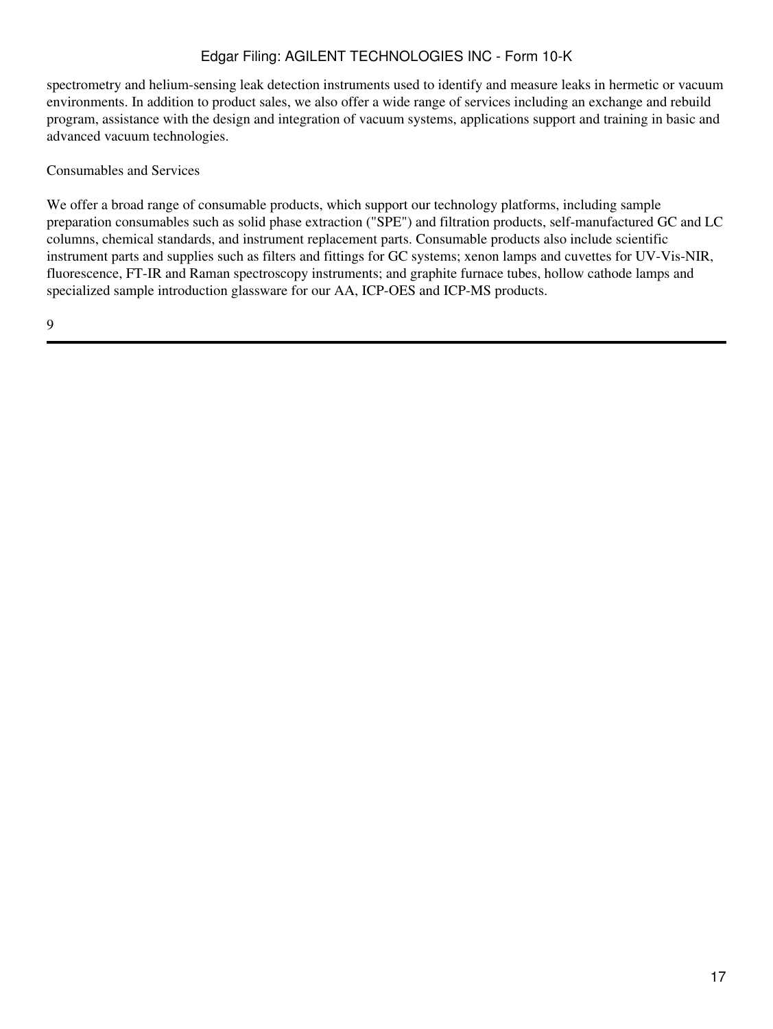spectrometry and helium-sensing leak detection instruments used to identify and measure leaks in hermetic or vacuum environments. In addition to product sales, we also offer a wide range of services including an exchange and rebuild program, assistance with the design and integration of vacuum systems, applications support and training in basic and advanced vacuum technologies.

Consumables and Services

We offer a broad range of consumable products, which support our technology platforms, including sample preparation consumables such as solid phase extraction ("SPE") and filtration products, self-manufactured GC and LC columns, chemical standards, and instrument replacement parts. Consumable products also include scientific instrument parts and supplies such as filters and fittings for GC systems; xenon lamps and cuvettes for UV-Vis-NIR, fluorescence, FT-IR and Raman spectroscopy instruments; and graphite furnace tubes, hollow cathode lamps and specialized sample introduction glassware for our AA, ICP-OES and ICP-MS products.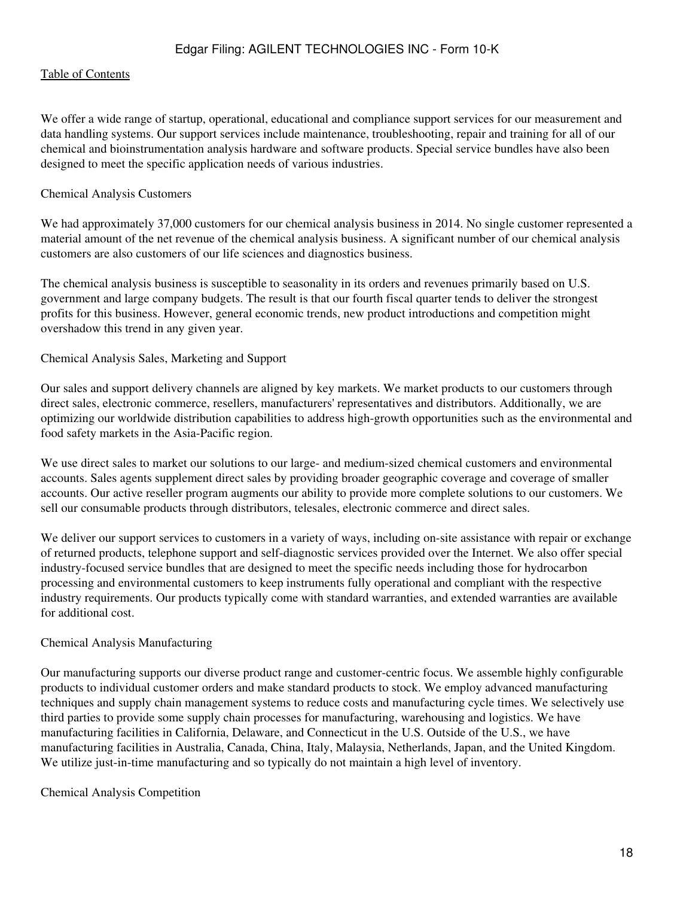We offer a wide range of startup, operational, educational and compliance support services for our measurement and data handling systems. Our support services include maintenance, troubleshooting, repair and training for all of our chemical and bioinstrumentation analysis hardware and software products. Special service bundles have also been designed to meet the specific application needs of various industries.

### Chemical Analysis Customers

We had approximately 37,000 customers for our chemical analysis business in 2014. No single customer represented a material amount of the net revenue of the chemical analysis business. A significant number of our chemical analysis customers are also customers of our life sciences and diagnostics business.

The chemical analysis business is susceptible to seasonality in its orders and revenues primarily based on U.S. government and large company budgets. The result is that our fourth fiscal quarter tends to deliver the strongest profits for this business. However, general economic trends, new product introductions and competition might overshadow this trend in any given year.

### Chemical Analysis Sales, Marketing and Support

Our sales and support delivery channels are aligned by key markets. We market products to our customers through direct sales, electronic commerce, resellers, manufacturers' representatives and distributors. Additionally, we are optimizing our worldwide distribution capabilities to address high-growth opportunities such as the environmental and food safety markets in the Asia-Pacific region.

We use direct sales to market our solutions to our large- and medium-sized chemical customers and environmental accounts. Sales agents supplement direct sales by providing broader geographic coverage and coverage of smaller accounts. Our active reseller program augments our ability to provide more complete solutions to our customers. We sell our consumable products through distributors, telesales, electronic commerce and direct sales.

We deliver our support services to customers in a variety of ways, including on-site assistance with repair or exchange of returned products, telephone support and self-diagnostic services provided over the Internet. We also offer special industry-focused service bundles that are designed to meet the specific needs including those for hydrocarbon processing and environmental customers to keep instruments fully operational and compliant with the respective industry requirements. Our products typically come with standard warranties, and extended warranties are available for additional cost.

### Chemical Analysis Manufacturing

Our manufacturing supports our diverse product range and customer-centric focus. We assemble highly configurable products to individual customer orders and make standard products to stock. We employ advanced manufacturing techniques and supply chain management systems to reduce costs and manufacturing cycle times. We selectively use third parties to provide some supply chain processes for manufacturing, warehousing and logistics. We have manufacturing facilities in California, Delaware, and Connecticut in the U.S. Outside of the U.S., we have manufacturing facilities in Australia, Canada, China, Italy, Malaysia, Netherlands, Japan, and the United Kingdom. We utilize just-in-time manufacturing and so typically do not maintain a high level of inventory.

### Chemical Analysis Competition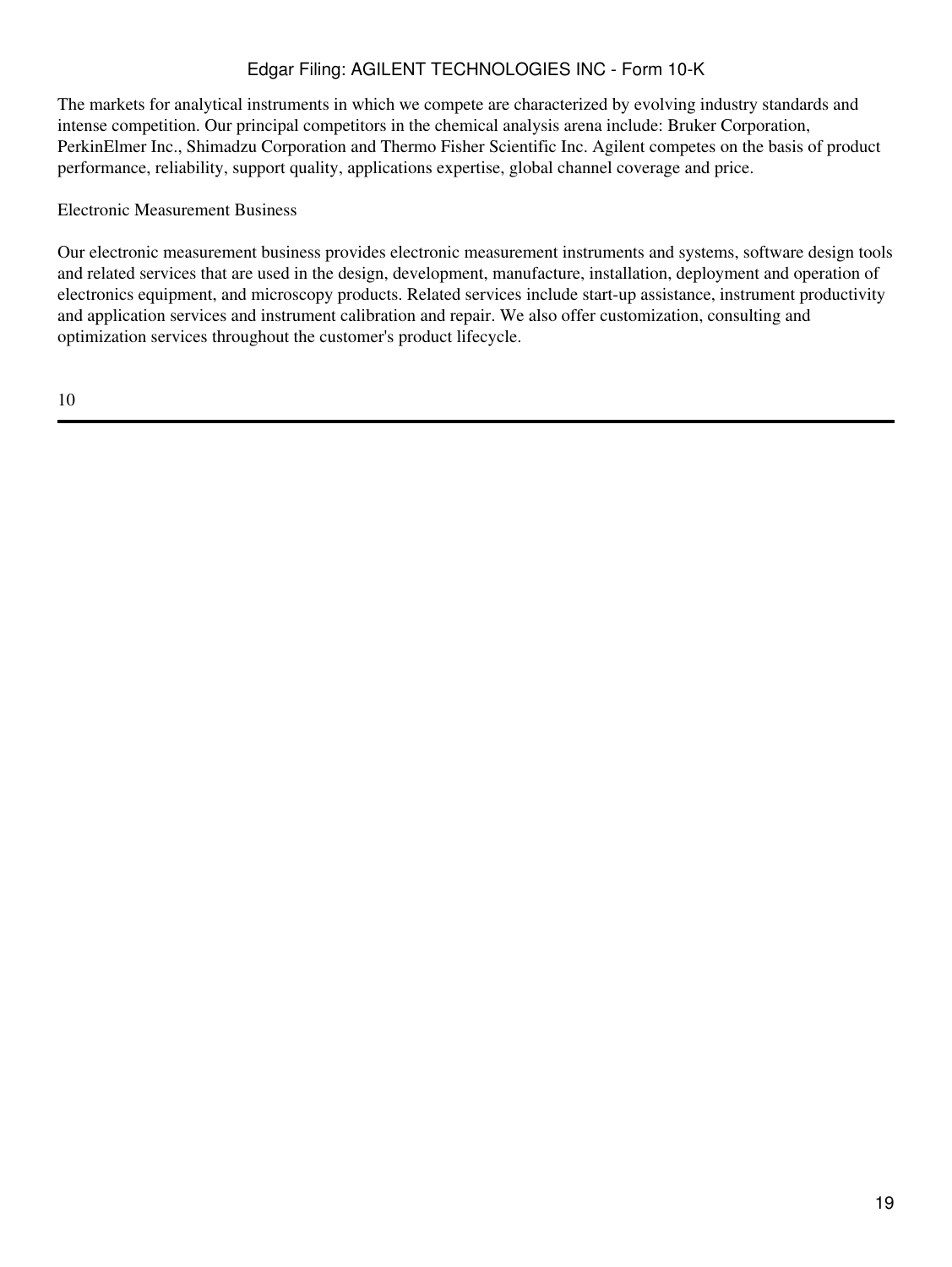The markets for analytical instruments in which we compete are characterized by evolving industry standards and intense competition. Our principal competitors in the chemical analysis arena include: Bruker Corporation, PerkinElmer Inc., Shimadzu Corporation and Thermo Fisher Scientific Inc. Agilent competes on the basis of product performance, reliability, support quality, applications expertise, global channel coverage and price.

## Electronic Measurement Business

Our electronic measurement business provides electronic measurement instruments and systems, software design tools and related services that are used in the design, development, manufacture, installation, deployment and operation of electronics equipment, and microscopy products. Related services include start-up assistance, instrument productivity and application services and instrument calibration and repair. We also offer customization, consulting and optimization services throughout the customer's product lifecycle.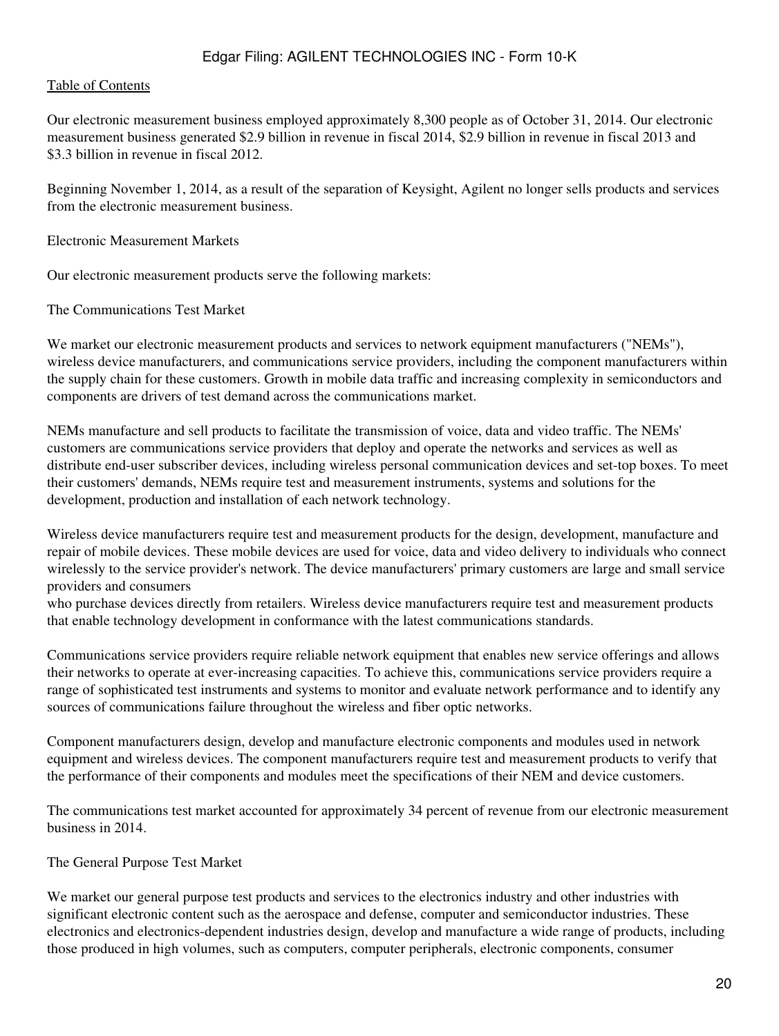Our electronic measurement business employed approximately 8,300 people as of October 31, 2014. Our electronic measurement business generated $2.9 billion in revenue in fiscal 2014, $2.9 billion in revenue in fiscal 2013 and $3.3 billion in revenue in fiscal 2012.

Beginning November 1, 2014, as a result of the separation of Keysight, Agilent no longer sells products and services from the electronic measurement business.

Electronic Measurement Markets

Our electronic measurement products serve the following markets:

The Communications Test Market

We market our electronic measurement products and services to network equipment manufacturers ("NEMs"), wireless device manufacturers, and communications service providers, including the component manufacturers within the supply chain for these customers. Growth in mobile data traffic and increasing complexity in semiconductors and components are drivers of test demand across the communications market.

NEMs manufacture and sell products to facilitate the transmission of voice, data and video traffic. The NEMs' customers are communications service providers that deploy and operate the networks and services as well as distribute end-user subscriber devices, including wireless personal communication devices and set-top boxes. To meet their customers' demands, NEMs require test and measurement instruments, systems and solutions for the development, production and installation of each network technology.

Wireless device manufacturers require test and measurement products for the design, development, manufacture and repair of mobile devices. These mobile devices are used for voice, data and video delivery to individuals who connect wirelessly to the service provider's network. The device manufacturers' primary customers are large and small service providers and consumers who purchase devices directly from retailers. Wireless device manufacturers require test and measurement products that enable technology development in conformance with the latest communications standards.

Communications service providers require reliable network equipment that enables new service offerings and allows their networks to operate at ever-increasing capacities. To achieve this, communications service providers require a range of sophisticated test instruments and systems to monitor and evaluate network performance and to identify any sources of communications failure throughout the wireless and fiber optic networks.

Component manufacturers design, develop and manufacture electronic components and modules used in network equipment and wireless devices. The component manufacturers require test and measurement products to verify that the performance of their components and modules meet the specifications of their NEM and device customers.

The communications test market accounted for approximately 34 percent of revenue from our electronic measurement business in 2014.

The General Purpose Test Market

We market our general purpose test products and services to the electronics industry and other industries with significant electronic content such as the aerospace and defense, computer and semiconductor industries. These electronics and electronics-dependent industries design, develop and manufacture a wide range of products, including those produced in high volumes, such as computers, computer peripherals, electronic components, consumer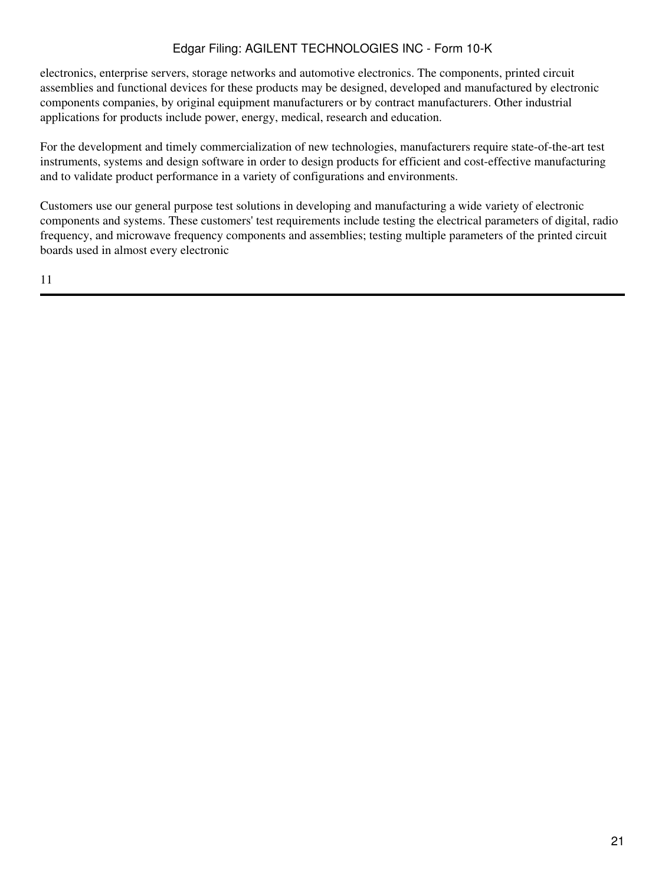electronics, enterprise servers, storage networks and automotive electronics. The components, printed circuit assemblies and functional devices for these products may be designed, developed and manufactured by electronic components companies, by original equipment manufacturers or by contract manufacturers. Other industrial applications for products include power, energy, medical, research and education.

For the development and timely commercialization of new technologies, manufacturers require state-of-the-art test instruments, systems and design software in order to design products for efficient and cost-effective manufacturing and to validate product performance in a variety of configurations and environments.

Customers use our general purpose test solutions in developing and manufacturing a wide variety of electronic components and systems. These customers' test requirements include testing the electrical parameters of digital, radio frequency, and microwave frequency components and assemblies; testing multiple parameters of the printed circuit boards used in almost every electronic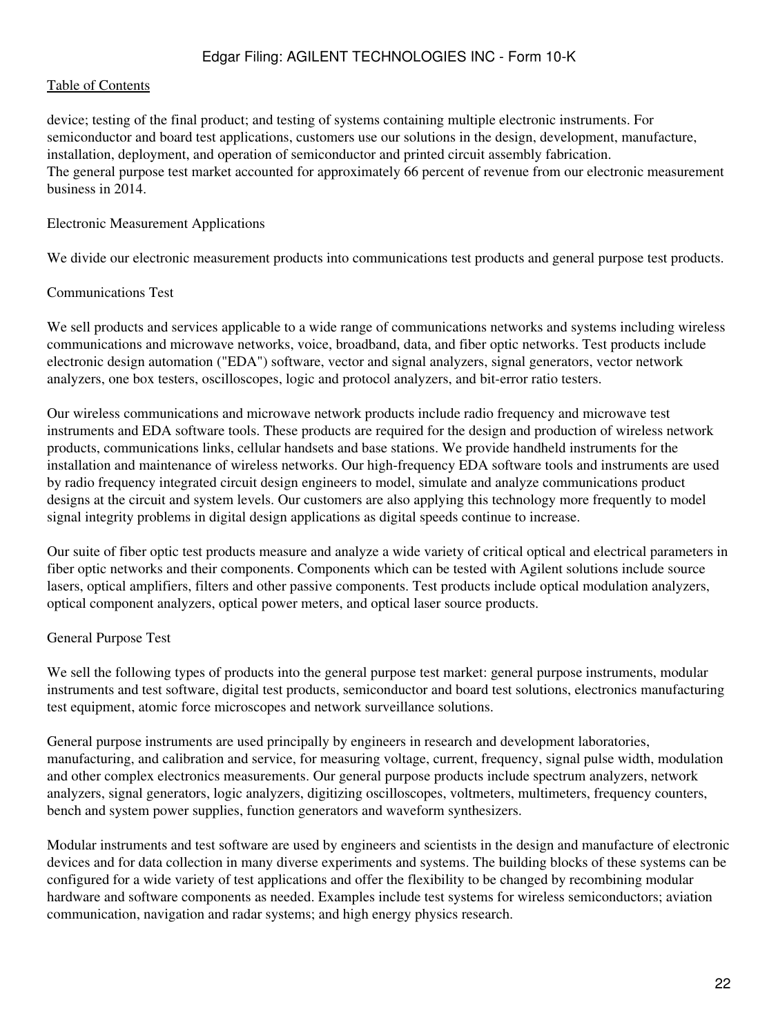device; testing of the final product; and testing of systems containing multiple electronic instruments. For semiconductor and board test applications, customers use our solutions in the design, development, manufacture, installation, deployment, and operation of semiconductor and printed circuit assembly fabrication.
The general purpose test market accounted for approximately 66 percent of revenue from our electronic measurement business in 2014.

### Electronic Measurement Applications

We divide our electronic measurement products into communications test products and general purpose test products.

#### Communications Test

We sell products and services applicable to a wide range of communications networks and systems including wireless communications and microwave networks, voice, broadband, data, and fiber optic networks. Test products include electronic design automation ("EDA") software, vector and signal analyzers, signal generators, vector network analyzers, one box testers, oscilloscopes, logic and protocol analyzers, and bit-error ratio testers.

Our wireless communications and microwave network products include radio frequency and microwave test instruments and EDA software tools. These products are required for the design and production of wireless network products, communications links, cellular handsets and base stations. We provide handheld instruments for the installation and maintenance of wireless networks. Our high-frequency EDA software tools and instruments are used by radio frequency integrated circuit design engineers to model, simulate and analyze communications product designs at the circuit and system levels. Our customers are also applying this technology more frequently to model signal integrity problems in digital design applications as digital speeds continue to increase.

Our suite of fiber optic test products measure and analyze a wide variety of critical optical and electrical parameters in fiber optic networks and their components. Components which can be tested with Agilent solutions include source lasers, optical amplifiers, filters and other passive components. Test products include optical modulation analyzers, optical component analyzers, optical power meters, and optical laser source products.

#### General Purpose Test

We sell the following types of products into the general purpose test market: general purpose instruments, modular instruments and test software, digital test products, semiconductor and board test solutions, electronics manufacturing test equipment, atomic force microscopes and network surveillance solutions.

General purpose instruments are used principally by engineers in research and development laboratories, manufacturing, and calibration and service, for measuring voltage, current, frequency, signal pulse width, modulation and other complex electronics measurements. Our general purpose products include spectrum analyzers, network analyzers, signal generators, logic analyzers, digitizing oscilloscopes, voltmeters, multimeters, frequency counters, bench and system power supplies, function generators and waveform synthesizers.

Modular instruments and test software are used by engineers and scientists in the design and manufacture of electronic devices and for data collection in many diverse experiments and systems. The building blocks of these systems can be configured for a wide variety of test applications and offer the flexibility to be changed by recombining modular hardware and software components as needed. Examples include test systems for wireless semiconductors; aviation communication, navigation and radar systems; and high energy physics research.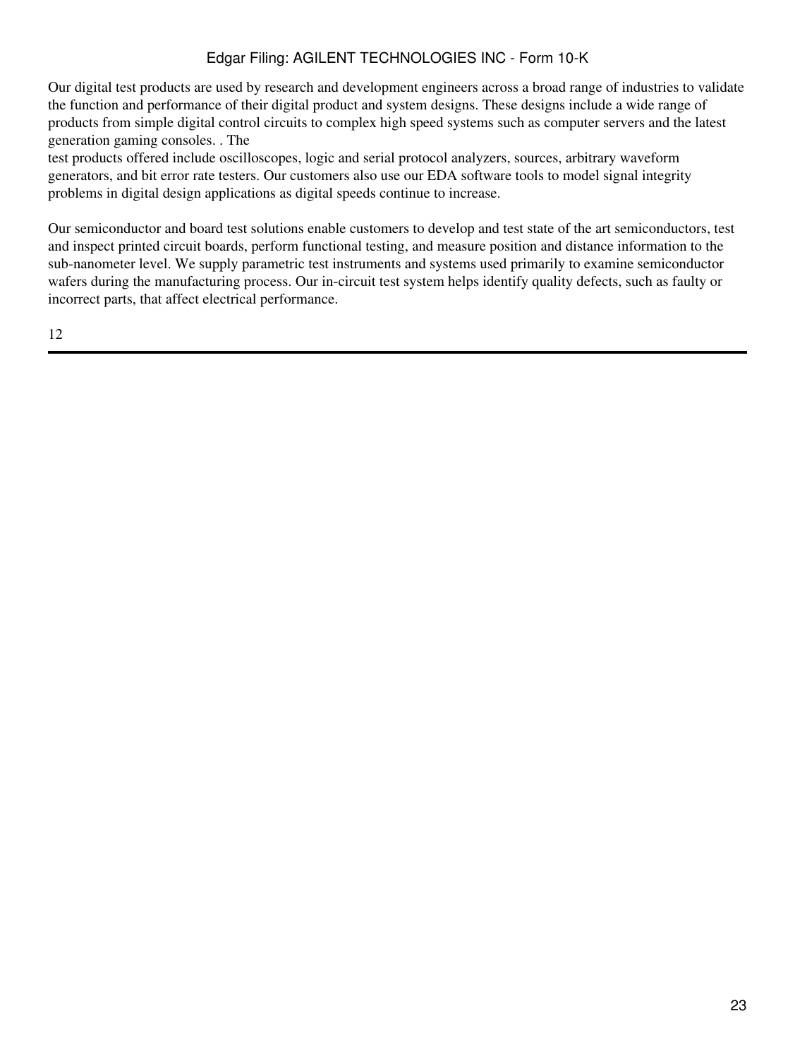Our digital test products are used by research and development engineers across a broad range of industries to validate the function and performance of their digital product and system designs. These designs include a wide range of products from simple digital control circuits to complex high speed systems such as computer servers and the latest generation gaming consoles. . The test products offered include oscilloscopes, logic and serial protocol analyzers, sources, arbitrary waveform generators, and bit error rate testers. Our customers also use our EDA software tools to model signal integrity problems in digital design applications as digital speeds continue to increase.

Our semiconductor and board test solutions enable customers to develop and test state of the art semiconductors, test and inspect printed circuit boards, perform functional testing, and measure position and distance information to the sub-nanometer level. We supply parametric test instruments and systems used primarily to examine semiconductor wafers during the manufacturing process. Our in-circuit test system helps identify quality defects, such as faulty or incorrect parts, that affect electrical performance.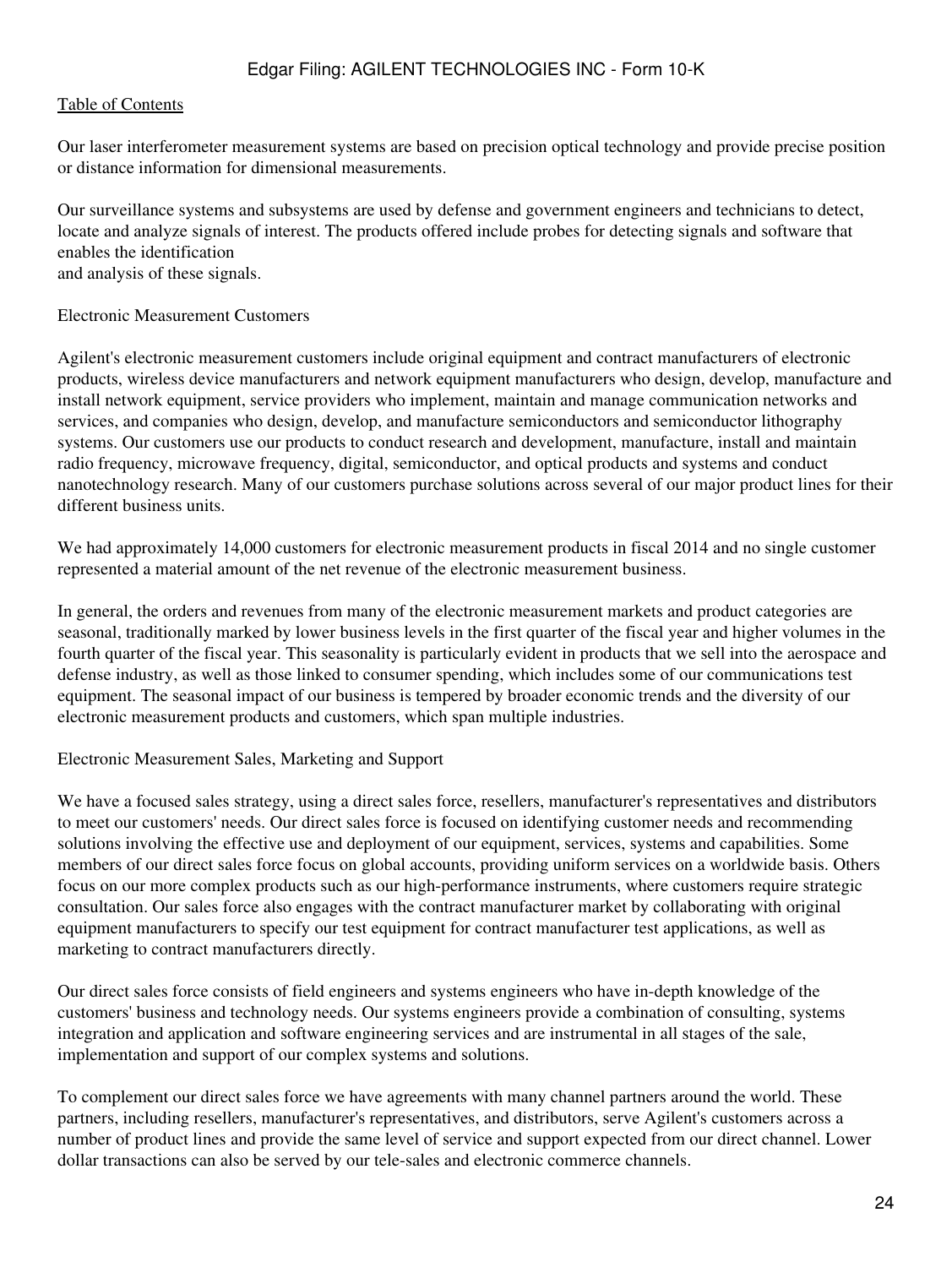Our laser interferometer measurement systems are based on precision optical technology and provide precise position or distance information for dimensional measurements.

Our surveillance systems and subsystems are used by defense and government engineers and technicians to detect, locate and analyze signals of interest. The products offered include probes for detecting signals and software that enables the identification and analysis of these signals.

### Electronic Measurement Customers

Agilent's electronic measurement customers include original equipment and contract manufacturers of electronic products, wireless device manufacturers and network equipment manufacturers who design, develop, manufacture and install network equipment, service providers who implement, maintain and manage communication networks and services, and companies who design, develop, and manufacture semiconductors and semiconductor lithography systems. Our customers use our products to conduct research and development, manufacture, install and maintain radio frequency, microwave frequency, digital, semiconductor, and optical products and systems and conduct nanotechnology research. Many of our customers purchase solutions across several of our major product lines for their different business units.

We had approximately 14,000 customers for electronic measurement products in fiscal 2014 and no single customer represented a material amount of the net revenue of the electronic measurement business.

In general, the orders and revenues from many of the electronic measurement markets and product categories are seasonal, traditionally marked by lower business levels in the first quarter of the fiscal year and higher volumes in the fourth quarter of the fiscal year. This seasonality is particularly evident in products that we sell into the aerospace and defense industry, as well as those linked to consumer spending, which includes some of our communications test equipment. The seasonal impact of our business is tempered by broader economic trends and the diversity of our electronic measurement products and customers, which span multiple industries.

### Electronic Measurement Sales, Marketing and Support

We have a focused sales strategy, using a direct sales force, resellers, manufacturer's representatives and distributors to meet our customers' needs. Our direct sales force is focused on identifying customer needs and recommending solutions involving the effective use and deployment of our equipment, services, systems and capabilities. Some members of our direct sales force focus on global accounts, providing uniform services on a worldwide basis. Others focus on our more complex products such as our high-performance instruments, where customers require strategic consultation. Our sales force also engages with the contract manufacturer market by collaborating with original equipment manufacturers to specify our test equipment for contract manufacturer test applications, as well as marketing to contract manufacturers directly.

Our direct sales force consists of field engineers and systems engineers who have in-depth knowledge of the customers' business and technology needs. Our systems engineers provide a combination of consulting, systems integration and application and software engineering services and are instrumental in all stages of the sale, implementation and support of our complex systems and solutions.

To complement our direct sales force we have agreements with many channel partners around the world. These partners, including resellers, manufacturer's representatives, and distributors, serve Agilent's customers across a number of product lines and provide the same level of service and support expected from our direct channel. Lower dollar transactions can also be served by our tele-sales and electronic commerce channels.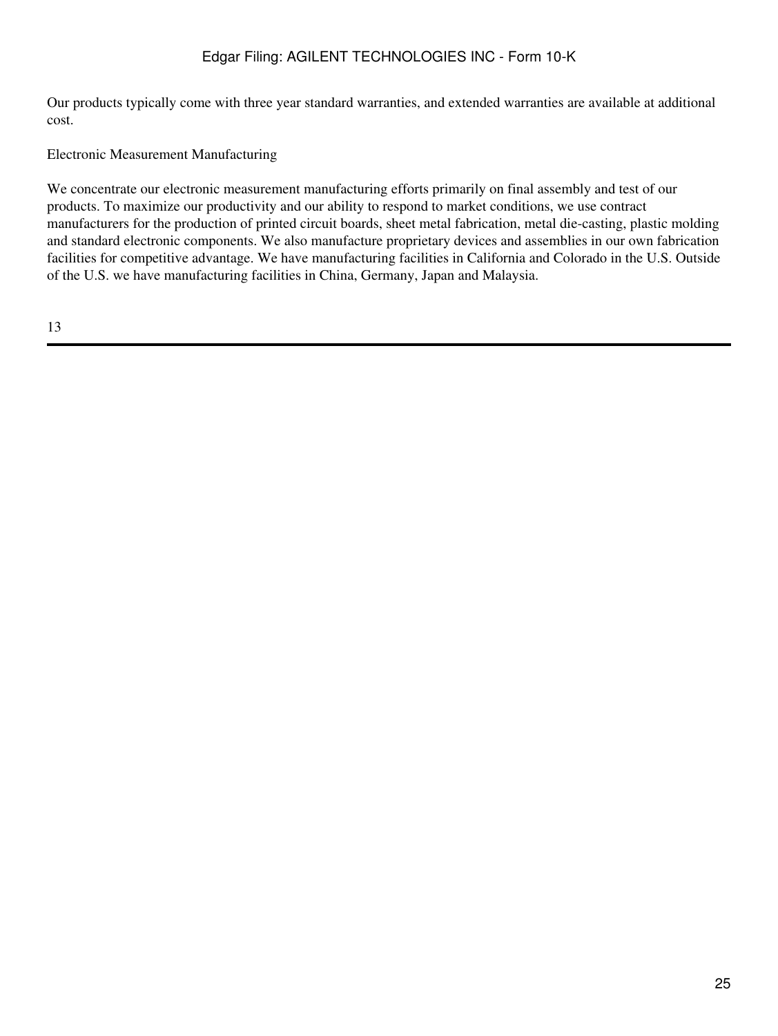Our products typically come with three year standard warranties, and extended warranties are available at additional cost.

## Electronic Measurement Manufacturing

We concentrate our electronic measurement manufacturing efforts primarily on final assembly and test of our products. To maximize our productivity and our ability to respond to market conditions, we use contract manufacturers for the production of printed circuit boards, sheet metal fabrication, metal die-casting, plastic molding and standard electronic components. We also manufacture proprietary devices and assemblies in our own fabrication facilities for competitive advantage. We have manufacturing facilities in California and Colorado in the U.S. Outside of the U.S. we have manufacturing facilities in China, Germany, Japan and Malaysia.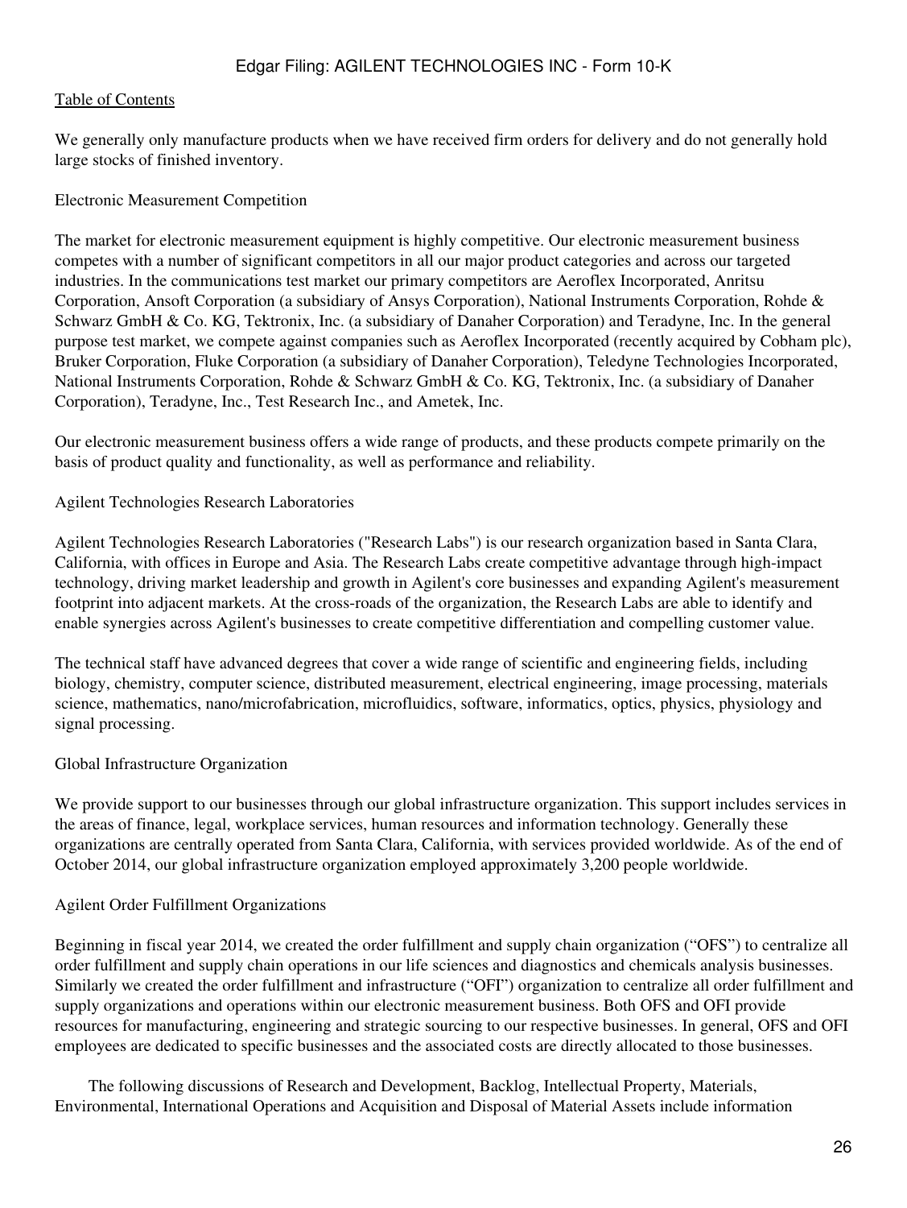We generally only manufacture products when we have received firm orders for delivery and do not generally hold large stocks of finished inventory.

### Electronic Measurement Competition

The market for electronic measurement equipment is highly competitive. Our electronic measurement business competes with a number of significant competitors in all our major product categories and across our targeted industries. In the communications test market our primary competitors are Aeroflex Incorporated, Anritsu Corporation, Ansoft Corporation (a subsidiary of Ansys Corporation), National Instruments Corporation, Rohde & Schwarz GmbH & Co. KG, Tektronix, Inc. (a subsidiary of Danaher Corporation) and Teradyne, Inc. In the general purpose test market, we compete against companies such as Aeroflex Incorporated (recently acquired by Cobham plc), Bruker Corporation, Fluke Corporation (a subsidiary of Danaher Corporation), Teledyne Technologies Incorporated, National Instruments Corporation, Rohde & Schwarz GmbH & Co. KG, Tektronix, Inc. (a subsidiary of Danaher Corporation), Teradyne, Inc., Test Research Inc., and Ametek, Inc.

Our electronic measurement business offers a wide range of products, and these products compete primarily on the basis of product quality and functionality, as well as performance and reliability.

### Agilent Technologies Research Laboratories

Agilent Technologies Research Laboratories ("Research Labs") is our research organization based in Santa Clara, California, with offices in Europe and Asia. The Research Labs create competitive advantage through high-impact technology, driving market leadership and growth in Agilent's core businesses and expanding Agilent's measurement footprint into adjacent markets. At the cross-roads of the organization, the Research Labs are able to identify and enable synergies across Agilent's businesses to create competitive differentiation and compelling customer value.

The technical staff have advanced degrees that cover a wide range of scientific and engineering fields, including biology, chemistry, computer science, distributed measurement, electrical engineering, image processing, materials science, mathematics, nano/microfabrication, microfluidics, software, informatics, optics, physics, physiology and signal processing.

### Global Infrastructure Organization

We provide support to our businesses through our global infrastructure organization. This support includes services in the areas of finance, legal, workplace services, human resources and information technology. Generally these organizations are centrally operated from Santa Clara, California, with services provided worldwide. As of the end of October 2014, our global infrastructure organization employed approximately 3,200 people worldwide.

### Agilent Order Fulfillment Organizations

Beginning in fiscal year 2014, we created the order fulfillment and supply chain organization ("OFS") to centralize all order fulfillment and supply chain operations in our life sciences and diagnostics and chemicals analysis businesses. Similarly we created the order fulfillment and infrastructure ("OFI") organization to centralize all order fulfillment and supply organizations and operations within our electronic measurement business. Both OFS and OFI provide resources for manufacturing, engineering and strategic sourcing to our respective businesses. In general, OFS and OFI employees are dedicated to specific businesses and the associated costs are directly allocated to those businesses.

The following discussions of Research and Development, Backlog, Intellectual Property, Materials, Environmental, International Operations and Acquisition and Disposal of Material Assets include information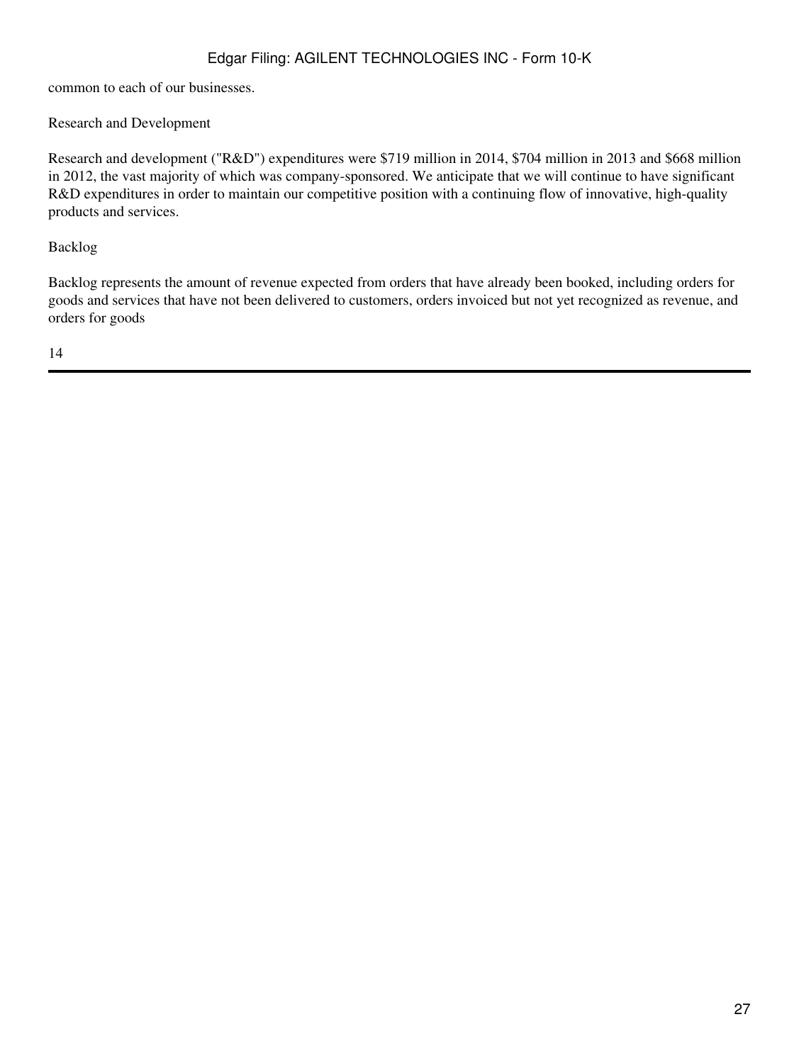common to each of our businesses.

## Research and Development

Research and development ("R&D") expenditures were $719 million in 2014, $704 million in 2013 and $668 million in 2012, the vast majority of which was company-sponsored. We anticipate that we will continue to have significant R&D expenditures in order to maintain our competitive position with a continuing flow of innovative, high-quality products and services.

## Backlog

Backlog represents the amount of revenue expected from orders that have already been booked, including orders for goods and services that have not been delivered to customers, orders invoiced but not yet recognized as revenue, and orders for goods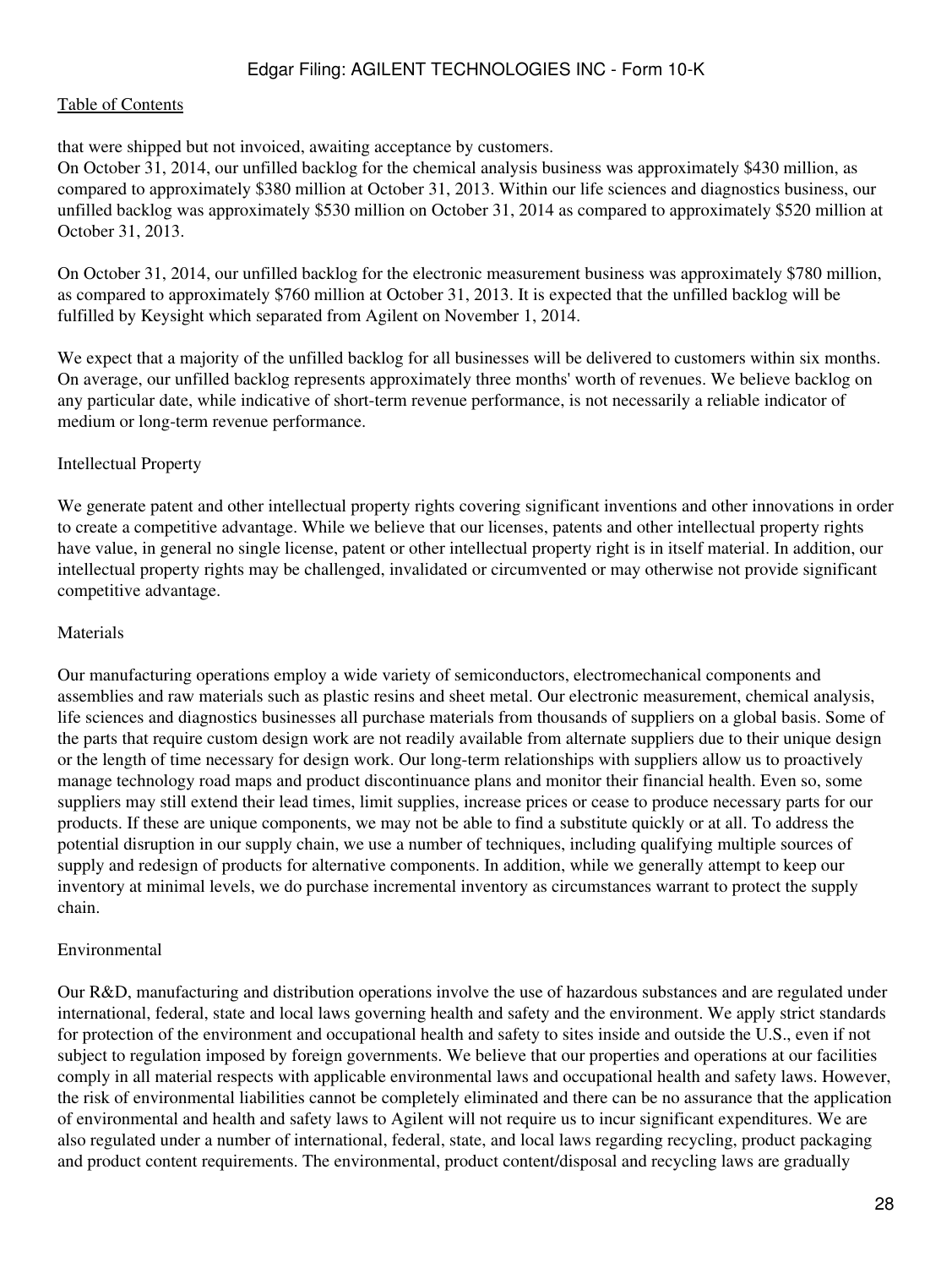that were shipped but not invoiced, awaiting acceptance by customers.

On October 31, 2014, our unfilled backlog for the chemical analysis business was approximately $430 million, as compared to approximately $380 million at October 31, 2013. Within our life sciences and diagnostics business, our unfilled backlog was approximately $530 million on October 31, 2014 as compared to approximately $520 million at October 31, 2013.

On October 31, 2014, our unfilled backlog for the electronic measurement business was approximately $780 million, as compared to approximately $760 million at October 31, 2013. It is expected that the unfilled backlog will be fulfilled by Keysight which separated from Agilent on November 1, 2014.

We expect that a majority of the unfilled backlog for all businesses will be delivered to customers within six months. On average, our unfilled backlog represents approximately three months' worth of revenues. We believe backlog on any particular date, while indicative of short-term revenue performance, is not necessarily a reliable indicator of medium or long-term revenue performance.

## Intellectual Property

We generate patent and other intellectual property rights covering significant inventions and other innovations in order to create a competitive advantage. While we believe that our licenses, patents and other intellectual property rights have value, in general no single license, patent or other intellectual property right is in itself material. In addition, our intellectual property rights may be challenged, invalidated or circumvented or may otherwise not provide significant competitive advantage.

## Materials

Our manufacturing operations employ a wide variety of semiconductors, electromechanical components and assemblies and raw materials such as plastic resins and sheet metal. Our electronic measurement, chemical analysis, life sciences and diagnostics businesses all purchase materials from thousands of suppliers on a global basis. Some of the parts that require custom design work are not readily available from alternate suppliers due to their unique design or the length of time necessary for design work. Our long-term relationships with suppliers allow us to proactively manage technology road maps and product discontinuance plans and monitor their financial health. Even so, some suppliers may still extend their lead times, limit supplies, increase prices or cease to produce necessary parts for our products. If these are unique components, we may not be able to find a substitute quickly or at all. To address the potential disruption in our supply chain, we use a number of techniques, including qualifying multiple sources of supply and redesign of products for alternative components. In addition, while we generally attempt to keep our inventory at minimal levels, we do purchase incremental inventory as circumstances warrant to protect the supply chain.

## Environmental

Our R&D, manufacturing and distribution operations involve the use of hazardous substances and are regulated under international, federal, state and local laws governing health and safety and the environment. We apply strict standards for protection of the environment and occupational health and safety to sites inside and outside the U.S., even if not subject to regulation imposed by foreign governments. We believe that our properties and operations at our facilities comply in all material respects with applicable environmental laws and occupational health and safety laws. However, the risk of environmental liabilities cannot be completely eliminated and there can be no assurance that the application of environmental and health and safety laws to Agilent will not require us to incur significant expenditures. We are also regulated under a number of international, federal, state, and local laws regarding recycling, product packaging and product content requirements. The environmental, product content/disposal and recycling laws are gradually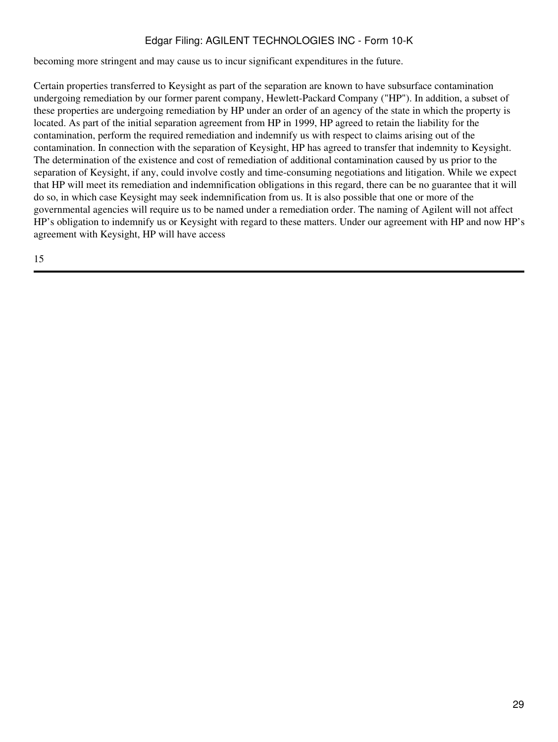becoming more stringent and may cause us to incur significant expenditures in the future.

Certain properties transferred to Keysight as part of the separation are known to have subsurface contamination undergoing remediation by our former parent company, Hewlett-Packard Company ("HP"). In addition, a subset of these properties are undergoing remediation by HP under an order of an agency of the state in which the property is located. As part of the initial separation agreement from HP in 1999, HP agreed to retain the liability for the contamination, perform the required remediation and indemnify us with respect to claims arising out of the contamination. In connection with the separation of Keysight, HP has agreed to transfer that indemnity to Keysight. The determination of the existence and cost of remediation of additional contamination caused by us prior to the separation of Keysight, if any, could involve costly and time-consuming negotiations and litigation. While we expect that HP will meet its remediation and indemnification obligations in this regard, there can be no guarantee that it will do so, in which case Keysight may seek indemnification from us. It is also possible that one or more of the governmental agencies will require us to be named under a remediation order. The naming of Agilent will not affect HP's obligation to indemnify us or Keysight with regard to these matters. Under our agreement with HP and now HP's agreement with Keysight, HP will have access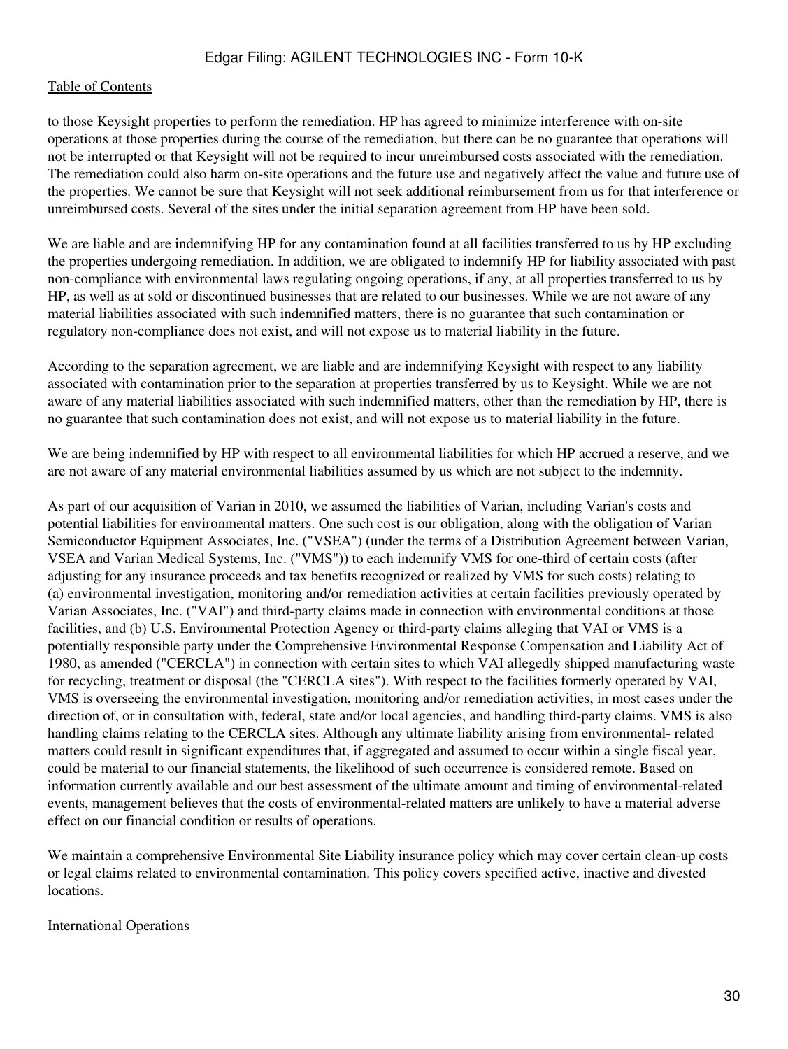to those Keysight properties to perform the remediation. HP has agreed to minimize interference with on-site operations at those properties during the course of the remediation, but there can be no guarantee that operations will not be interrupted or that Keysight will not be required to incur unreimbursed costs associated with the remediation. The remediation could also harm on-site operations and the future use and negatively affect the value and future use of the properties. We cannot be sure that Keysight will not seek additional reimbursement from us for that interference or unreimbursed costs. Several of the sites under the initial separation agreement from HP have been sold.

We are liable and are indemnifying HP for any contamination found at all facilities transferred to us by HP excluding the properties undergoing remediation. In addition, we are obligated to indemnify HP for liability associated with past non-compliance with environmental laws regulating ongoing operations, if any, at all properties transferred to us by HP, as well as at sold or discontinued businesses that are related to our businesses. While we are not aware of any material liabilities associated with such indemnified matters, there is no guarantee that such contamination or regulatory non-compliance does not exist, and will not expose us to material liability in the future.

According to the separation agreement, we are liable and are indemnifying Keysight with respect to any liability associated with contamination prior to the separation at properties transferred by us to Keysight. While we are not aware of any material liabilities associated with such indemnified matters, other than the remediation by HP, there is no guarantee that such contamination does not exist, and will not expose us to material liability in the future.

We are being indemnified by HP with respect to all environmental liabilities for which HP accrued a reserve, and we are not aware of any material environmental liabilities assumed by us which are not subject to the indemnity.

As part of our acquisition of Varian in 2010, we assumed the liabilities of Varian, including Varian's costs and potential liabilities for environmental matters. One such cost is our obligation, along with the obligation of Varian Semiconductor Equipment Associates, Inc. ("VSEA") (under the terms of a Distribution Agreement between Varian, VSEA and Varian Medical Systems, Inc. ("VMS")) to each indemnify VMS for one-third of certain costs (after adjusting for any insurance proceeds and tax benefits recognized or realized by VMS for such costs) relating to (a) environmental investigation, monitoring and/or remediation activities at certain facilities previously operated by Varian Associates, Inc. ("VAI") and third-party claims made in connection with environmental conditions at those facilities, and (b) U.S. Environmental Protection Agency or third-party claims alleging that VAI or VMS is a potentially responsible party under the Comprehensive Environmental Response Compensation and Liability Act of 1980, as amended ("CERCLA") in connection with certain sites to which VAI allegedly shipped manufacturing waste for recycling, treatment or disposal (the "CERCLA sites"). With respect to the facilities formerly operated by VAI, VMS is overseeing the environmental investigation, monitoring and/or remediation activities, in most cases under the direction of, or in consultation with, federal, state and/or local agencies, and handling third-party claims. VMS is also handling claims relating to the CERCLA sites. Although any ultimate liability arising from environmental- related matters could result in significant expenditures that, if aggregated and assumed to occur within a single fiscal year, could be material to our financial statements, the likelihood of such occurrence is considered remote. Based on information currently available and our best assessment of the ultimate amount and timing of environmental-related events, management believes that the costs of environmental-related matters are unlikely to have a material adverse effect on our financial condition or results of operations.

We maintain a comprehensive Environmental Site Liability insurance policy which may cover certain clean-up costs or legal claims related to environmental contamination. This policy covers specified active, inactive and divested locations.

International Operations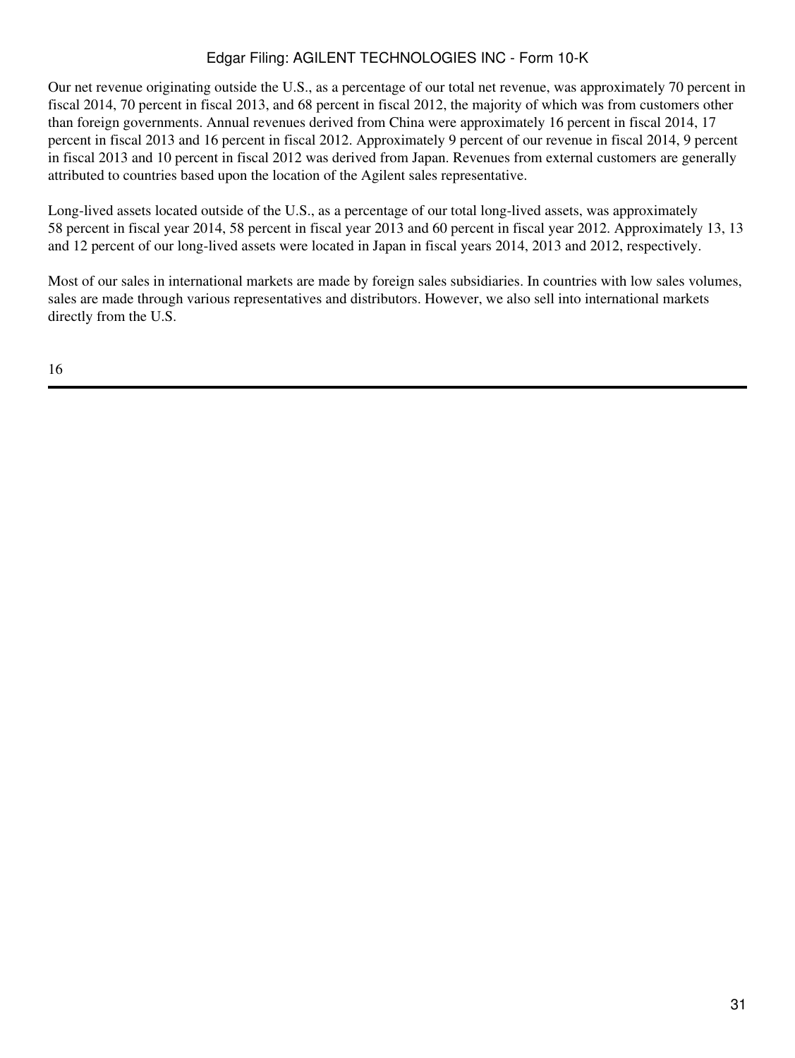Our net revenue originating outside the U.S., as a percentage of our total net revenue, was approximately 70 percent in fiscal 2014, 70 percent in fiscal 2013, and 68 percent in fiscal 2012, the majority of which was from customers other than foreign governments. Annual revenues derived from China were approximately 16 percent in fiscal 2014, 17 percent in fiscal 2013 and 16 percent in fiscal 2012. Approximately 9 percent of our revenue in fiscal 2014, 9 percent in fiscal 2013 and 10 percent in fiscal 2012 was derived from Japan. Revenues from external customers are generally attributed to countries based upon the location of the Agilent sales representative.

Long-lived assets located outside of the U.S., as a percentage of our total long-lived assets, was approximately 58 percent in fiscal year 2014, 58 percent in fiscal year 2013 and 60 percent in fiscal year 2012. Approximately 13, 13 and 12 percent of our long-lived assets were located in Japan in fiscal years 2014, 2013 and 2012, respectively.

Most of our sales in international markets are made by foreign sales subsidiaries. In countries with low sales volumes, sales are made through various representatives and distributors. However, we also sell into international markets directly from the U.S.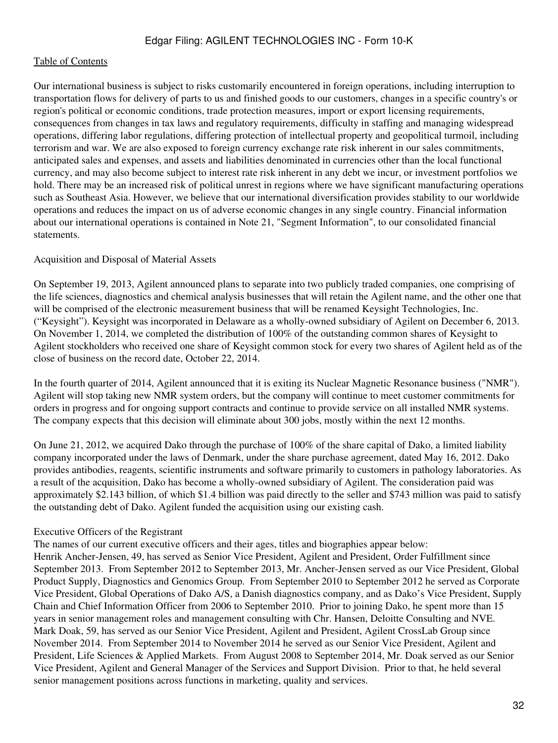Our international business is subject to risks customarily encountered in foreign operations, including interruption to transportation flows for delivery of parts to us and finished goods to our customers, changes in a specific country's or region's political or economic conditions, trade protection measures, import or export licensing requirements, consequences from changes in tax laws and regulatory requirements, difficulty in staffing and managing widespread operations, differing labor regulations, differing protection of intellectual property and geopolitical turmoil, including terrorism and war. We are also exposed to foreign currency exchange rate risk inherent in our sales commitments, anticipated sales and expenses, and assets and liabilities denominated in currencies other than the local functional currency, and may also become subject to interest rate risk inherent in any debt we incur, or investment portfolios we hold. There may be an increased risk of political unrest in regions where we have significant manufacturing operations such as Southeast Asia. However, we believe that our international diversification provides stability to our worldwide operations and reduces the impact on us of adverse economic changes in any single country. Financial information about our international operations is contained in Note 21, "Segment Information", to our consolidated financial statements.

Acquisition and Disposal of Material Assets

On September 19, 2013, Agilent announced plans to separate into two publicly traded companies, one comprising of the life sciences, diagnostics and chemical analysis businesses that will retain the Agilent name, and the other one that will be comprised of the electronic measurement business that will be renamed Keysight Technologies, Inc. ("Keysight"). Keysight was incorporated in Delaware as a wholly-owned subsidiary of Agilent on December 6, 2013. On November 1, 2014, we completed the distribution of 100% of the outstanding common shares of Keysight to Agilent stockholders who received one share of Keysight common stock for every two shares of Agilent held as of the close of business on the record date, October 22, 2014.

In the fourth quarter of 2014, Agilent announced that it is exiting its Nuclear Magnetic Resonance business ("NMR"). Agilent will stop taking new NMR system orders, but the company will continue to meet customer commitments for orders in progress and for ongoing support contracts and continue to provide service on all installed NMR systems. The company expects that this decision will eliminate about 300 jobs, mostly within the next 12 months.

On June 21, 2012, we acquired Dako through the purchase of 100% of the share capital of Dako, a limited liability company incorporated under the laws of Denmark, under the share purchase agreement, dated May 16, 2012. Dako provides antibodies, reagents, scientific instruments and software primarily to customers in pathology laboratories. As a result of the acquisition, Dako has become a wholly-owned subsidiary of Agilent. The consideration paid was approximately $2.143 billion, of which $1.4 billion was paid directly to the seller and $743 million was paid to satisfy the outstanding debt of Dako. Agilent funded the acquisition using our existing cash.

Executive Officers of the Registrant

The names of our current executive officers and their ages, titles and biographies appear below:

Henrik Ancher-Jensen, 49, has served as Senior Vice President, Agilent and President, Order Fulfillment since September 2013. From September 2012 to September 2013, Mr. Ancher-Jensen served as our Vice President, Global Product Supply, Diagnostics and Genomics Group. From September 2010 to September 2012 he served as Corporate Vice President, Global Operations of Dako A/S, a Danish diagnostics company, and as Dako's Vice President, Supply Chain and Chief Information Officer from 2006 to September 2010. Prior to joining Dako, he spent more than 15 years in senior management roles and management consulting with Chr. Hansen, Deloitte Consulting and NVE.

Mark Doak, 59, has served as our Senior Vice President, Agilent and President, Agilent CrossLab Group since November 2014. From September 2014 to November 2014 he served as our Senior Vice President, Agilent and President, Life Sciences & Applied Markets. From August 2008 to September 2014, Mr. Doak served as our Senior Vice President, Agilent and General Manager of the Services and Support Division. Prior to that, he held several senior management positions across functions in marketing, quality and services.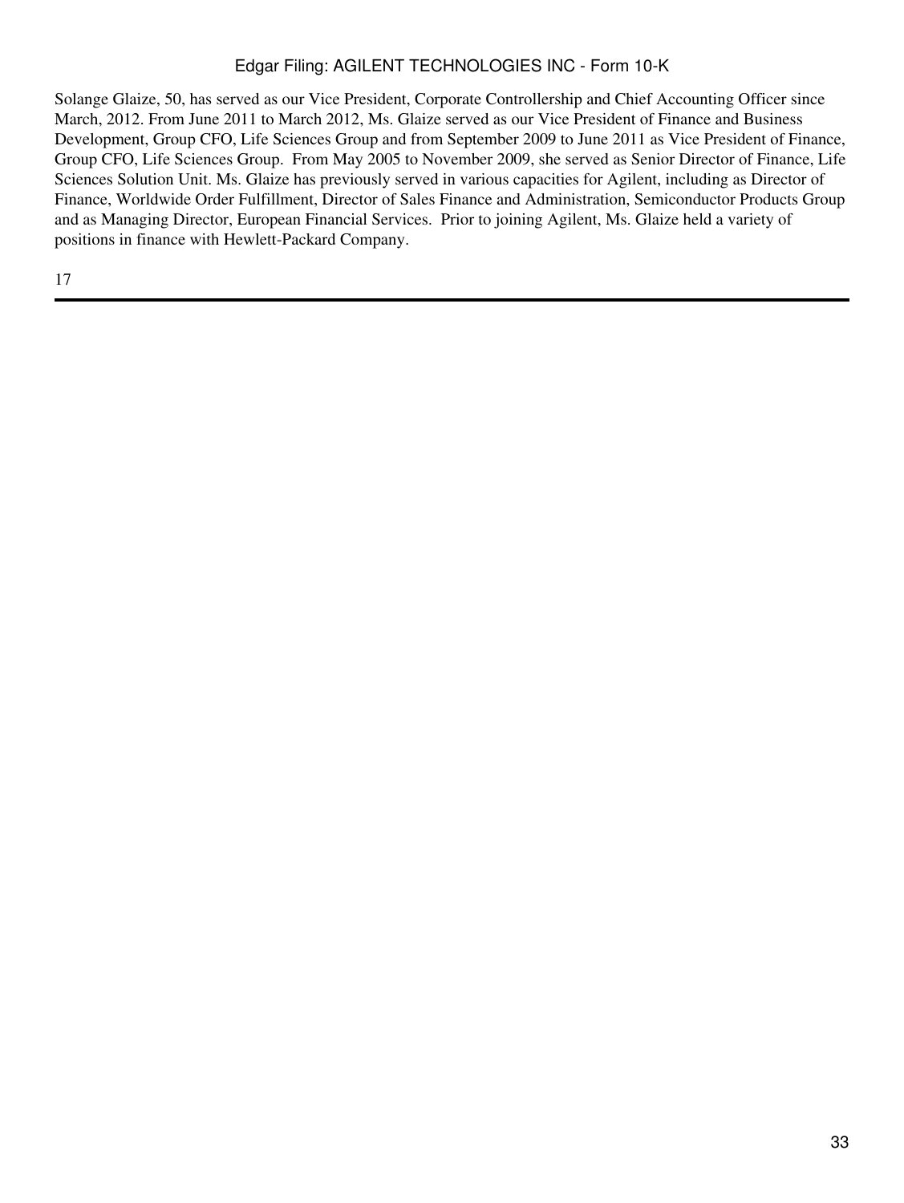Solange Glaize, 50, has served as our Vice President, Corporate Controllership and Chief Accounting Officer since March, 2012. From June 2011 to March 2012, Ms. Glaize served as our Vice President of Finance and Business Development, Group CFO, Life Sciences Group and from September 2009 to June 2011 as Vice President of Finance, Group CFO, Life Sciences Group.  From May 2005 to November 2009, she served as Senior Director of Finance, Life Sciences Solution Unit. Ms. Glaize has previously served in various capacities for Agilent, including as Director of Finance, Worldwide Order Fulfillment, Director of Sales Finance and Administration, Semiconductor Products Group and as Managing Director, European Financial Services.  Prior to joining Agilent, Ms. Glaize held a variety of positions in finance with Hewlett-Packard Company.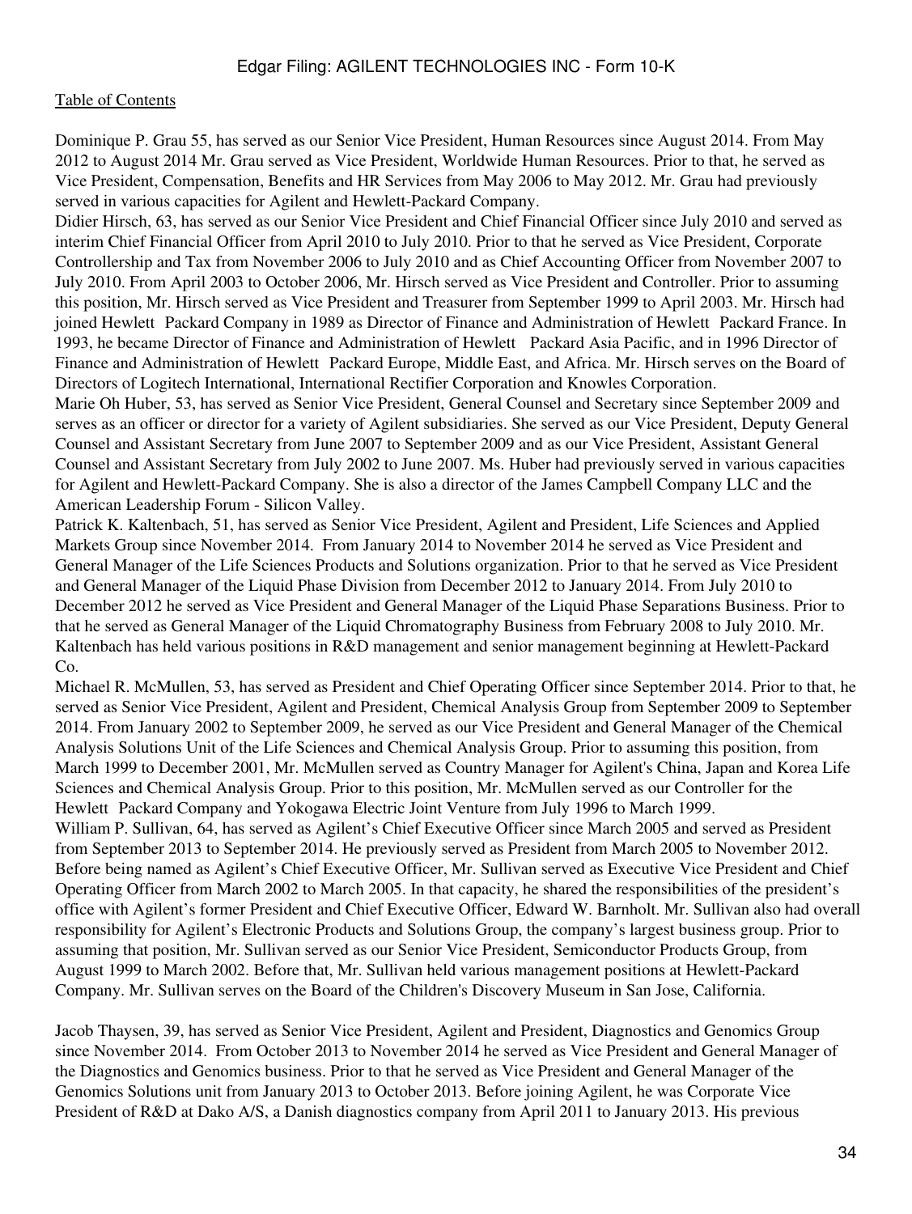[Table of Contents](#)

Dominique P. Grau 55, has served as our Senior Vice President, Human Resources since August 2014. From May 2012 to August 2014 Mr. Grau served as Vice President, Worldwide Human Resources. Prior to that, he served as Vice President, Compensation, Benefits and HR Services from May 2006 to May 2012. Mr. Grau had previously served in various capacities for Agilent and Hewlett-Packard Company.

Didier Hirsch, 63, has served as our Senior Vice President and Chief Financial Officer since July 2010 and served as interim Chief Financial Officer from April 2010 to July 2010. Prior to that he served as Vice President, Corporate Controllership and Tax from November 2006 to July 2010 and as Chief Accounting Officer from November 2007 to July 2010. From April 2003 to October 2006, Mr. Hirsch served as Vice President and Controller. Prior to assuming this position, Mr. Hirsch served as Vice President and Treasurer from September 1999 to April 2003. Mr. Hirsch had joined Hewlett Packard Company in 1989 as Director of Finance and Administration of Hewlett Packard France. In 1993, he became Director of Finance and Administration of Hewlett Packard Asia Pacific, and in 1996 Director of Finance and Administration of Hewlett Packard Europe, Middle East, and Africa. Mr. Hirsch serves on the Board of Directors of Logitech International, International Rectifier Corporation and Knowles Corporation.

Marie Oh Huber, 53, has served as Senior Vice President, General Counsel and Secretary since September 2009 and serves as an officer or director for a variety of Agilent subsidiaries. She served as our Vice President, Deputy General Counsel and Assistant Secretary from June 2007 to September 2009 and as our Vice President, Assistant General Counsel and Assistant Secretary from July 2002 to June 2007. Ms. Huber had previously served in various capacities for Agilent and Hewlett-Packard Company. She is also a director of the James Campbell Company LLC and the American Leadership Forum - Silicon Valley.

Patrick K. Kaltenbach, 51, has served as Senior Vice President, Agilent and President, Life Sciences and Applied Markets Group since November 2014. From January 2014 to November 2014 he served as Vice President and General Manager of the Life Sciences Products and Solutions organization. Prior to that he served as Vice President and General Manager of the Liquid Phase Division from December 2012 to January 2014. From July 2010 to December 2012 he served as Vice President and General Manager of the Liquid Phase Separations Business. Prior to that he served as General Manager of the Liquid Chromatography Business from February 2008 to July 2010. Mr. Kaltenbach has held various positions in R&D management and senior management beginning at Hewlett-Packard Co.

Michael R. McMullen, 53, has served as President and Chief Operating Officer since September 2014. Prior to that, he served as Senior Vice President, Agilent and President, Chemical Analysis Group from September 2009 to September 2014. From January 2002 to September 2009, he served as our Vice President and General Manager of the Chemical Analysis Solutions Unit of the Life Sciences and Chemical Analysis Group. Prior to assuming this position, from March 1999 to December 2001, Mr. McMullen served as Country Manager for Agilent's China, Japan and Korea Life Sciences and Chemical Analysis Group. Prior to this position, Mr. McMullen served as our Controller for the Hewlett Packard Company and Yokogawa Electric Joint Venture from July 1996 to March 1999.

William P. Sullivan, 64, has served as Agilent's Chief Executive Officer since March 2005 and served as President from September 2013 to September 2014. He previously served as President from March 2005 to November 2012. Before being named as Agilent's Chief Executive Officer, Mr. Sullivan served as Executive Vice President and Chief Operating Officer from March 2002 to March 2005. In that capacity, he shared the responsibilities of the president's office with Agilent's former President and Chief Executive Officer, Edward W. Barnholt. Mr. Sullivan also had overall responsibility for Agilent's Electronic Products and Solutions Group, the company's largest business group. Prior to assuming that position, Mr. Sullivan served as our Senior Vice President, Semiconductor Products Group, from August 1999 to March 2002. Before that, Mr. Sullivan held various management positions at Hewlett-Packard Company. Mr. Sullivan serves on the Board of the Children's Discovery Museum in San Jose, California.

Jacob Thaysen, 39, has served as Senior Vice President, Agilent and President, Diagnostics and Genomics Group since November 2014. From October 2013 to November 2014 he served as Vice President and General Manager of the Diagnostics and Genomics business. Prior to that he served as Vice President and General Manager of the Genomics Solutions unit from January 2013 to October 2013. Before joining Agilent, he was Corporate Vice President of R&D at Dako A/S, a Danish diagnostics company from April 2011 to January 2013. His previous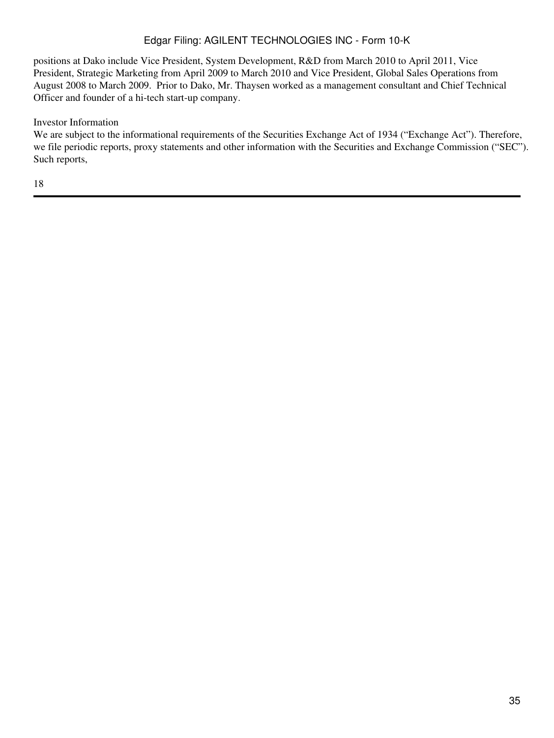positions at Dako include Vice President, System Development, R&D from March 2010 to April 2011, Vice President, Strategic Marketing from April 2009 to March 2010 and Vice President, Global Sales Operations from August 2008 to March 2009. Prior to Dako, Mr. Thaysen worked as a management consultant and Chief Technical Officer and founder of a hi-tech start-up company.

## Investor Information

We are subject to the informational requirements of the Securities Exchange Act of 1934 ("Exchange Act"). Therefore, we file periodic reports, proxy statements and other information with the Securities and Exchange Commission ("SEC"). Such reports,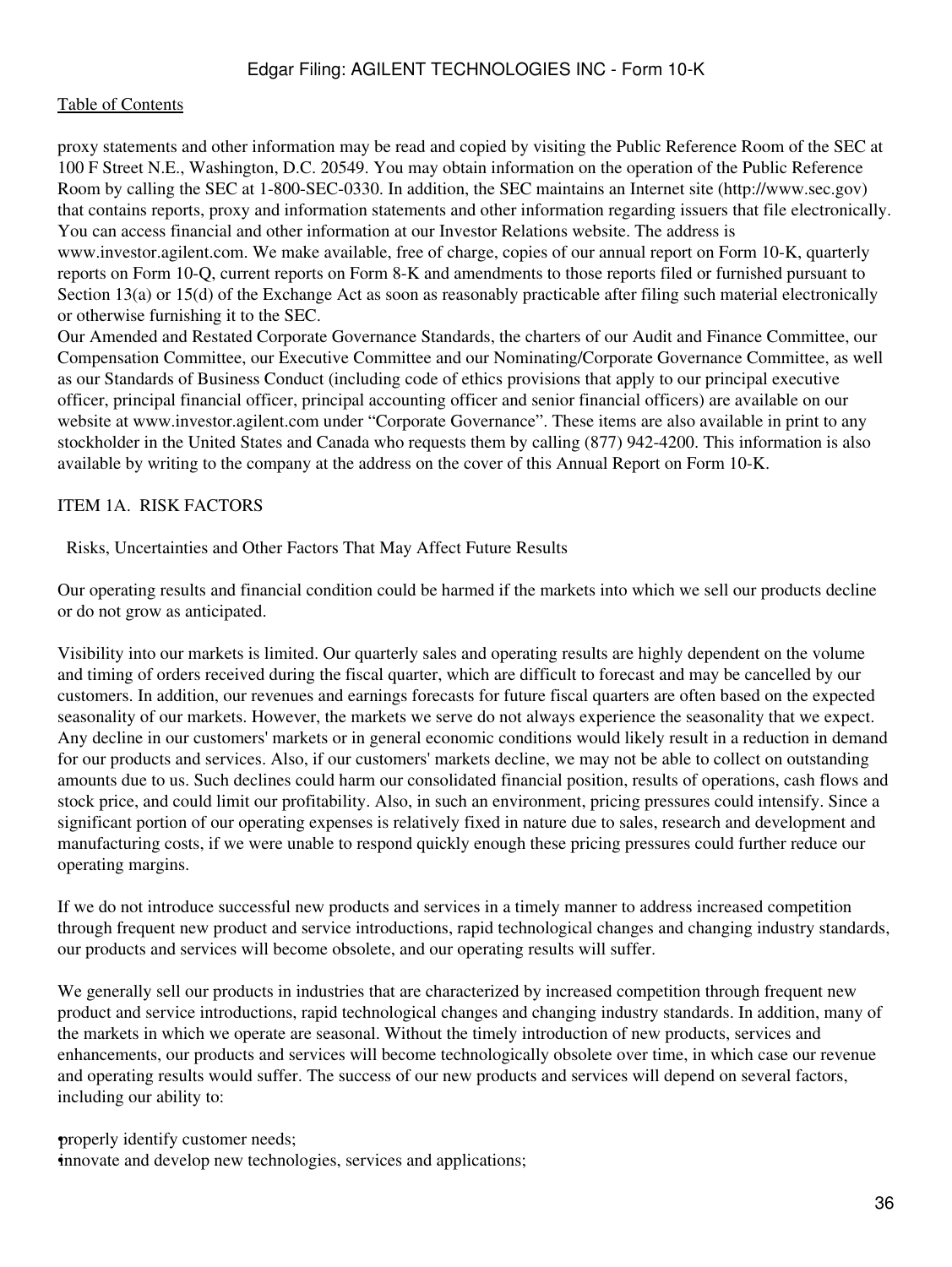proxy statements and other information may be read and copied by visiting the Public Reference Room of the SEC at 100 F Street N.E., Washington, D.C. 20549. You may obtain information on the operation of the Public Reference Room by calling the SEC at 1-800-SEC-0330. In addition, the SEC maintains an Internet site (http://www.sec.gov) that contains reports, proxy and information statements and other information regarding issuers that file electronically. You can access financial and other information at our Investor Relations website. The address is www.investor.agilent.com. We make available, free of charge, copies of our annual report on Form 10-K, quarterly reports on Form 10-Q, current reports on Form 8-K and amendments to those reports filed or furnished pursuant to Section 13(a) or 15(d) of the Exchange Act as soon as reasonably practicable after filing such material electronically or otherwise furnishing it to the SEC.

Our Amended and Restated Corporate Governance Standards, the charters of our Audit and Finance Committee, our Compensation Committee, our Executive Committee and our Nominating/Corporate Governance Committee, as well as our Standards of Business Conduct (including code of ethics provisions that apply to our principal executive officer, principal financial officer, principal accounting officer and senior financial officers) are available on our website at www.investor.agilent.com under "Corporate Governance". These items are also available in print to any stockholder in the United States and Canada who requests them by calling (877) 942-4200. This information is also available by writing to the company at the address on the cover of this Annual Report on Form 10-K.

## ITEM 1A. RISK FACTORS

### Risks, Uncertainties and Other Factors That May Affect Future Results

Our operating results and financial condition could be harmed if the markets into which we sell our products decline or do not grow as anticipated.

Visibility into our markets is limited. Our quarterly sales and operating results are highly dependent on the volume and timing of orders received during the fiscal quarter, which are difficult to forecast and may be cancelled by our customers. In addition, our revenues and earnings forecasts for future fiscal quarters are often based on the expected seasonality of our markets. However, the markets we serve do not always experience the seasonality that we expect. Any decline in our customers' markets or in general economic conditions would likely result in a reduction in demand for our products and services. Also, if our customers' markets decline, we may not be able to collect on outstanding amounts due to us. Such declines could harm our consolidated financial position, results of operations, cash flows and stock price, and could limit our profitability. Also, in such an environment, pricing pressures could intensify. Since a significant portion of our operating expenses is relatively fixed in nature due to sales, research and development and manufacturing costs, if we were unable to respond quickly enough these pricing pressures could further reduce our operating margins.

If we do not introduce successful new products and services in a timely manner to address increased competition through frequent new product and service introductions, rapid technological changes and changing industry standards, our products and services will become obsolete, and our operating results will suffer.

We generally sell our products in industries that are characterized by increased competition through frequent new product and service introductions, rapid technological changes and changing industry standards. In addition, many of the markets in which we operate are seasonal. Without the timely introduction of new products, services and enhancements, our products and services will become technologically obsolete over time, in which case our revenue and operating results would suffer. The success of our new products and services will depend on several factors, including our ability to:

- properly identify customer needs;
- innovate and develop new technologies, services and applications;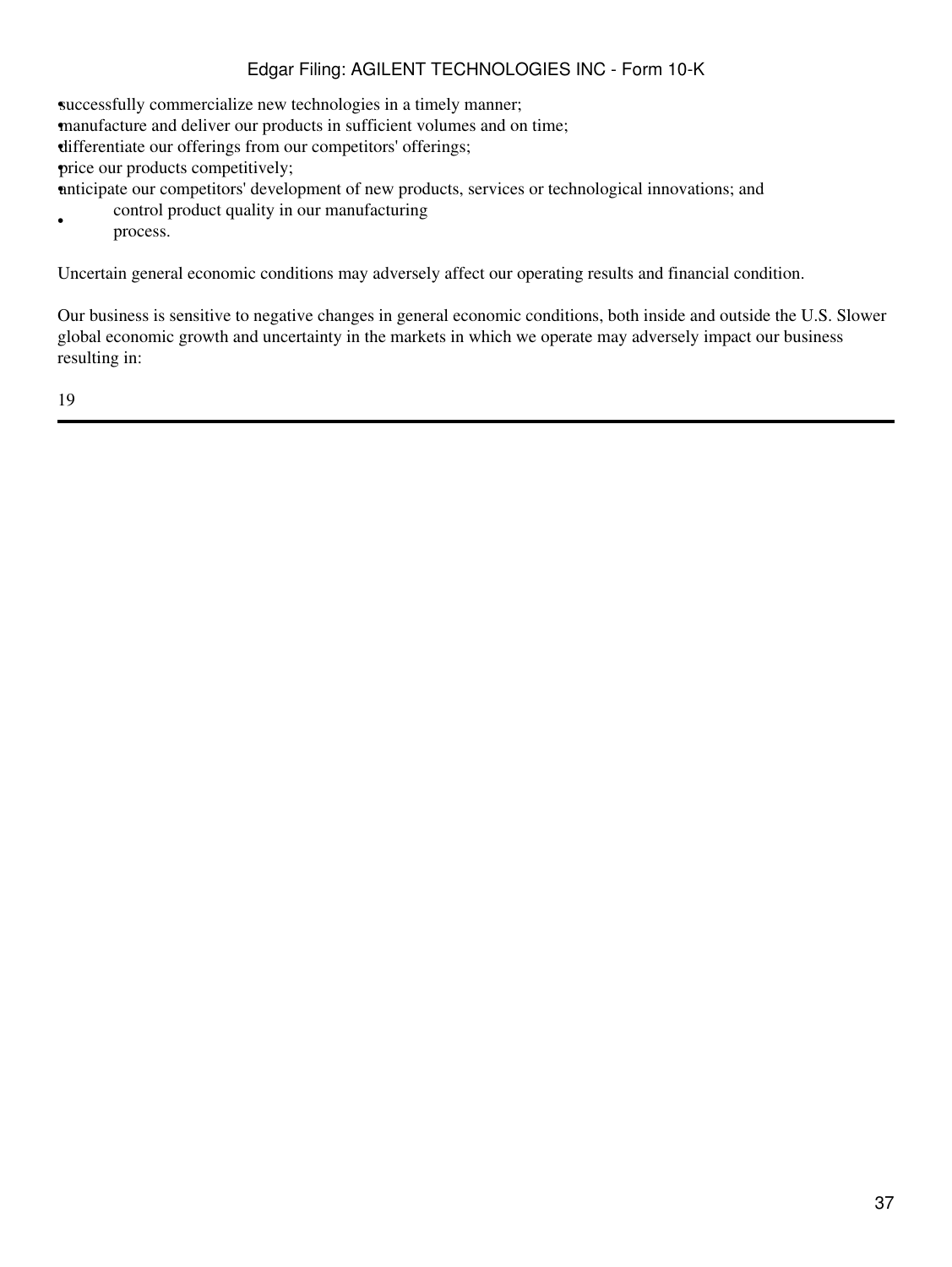- successfully commercialize new technologies in a timely manner;
- manufacture and deliver our products in sufficient volumes and on time;
- differentiate our offerings from our competitors' offerings;
- price our products competitively;
- anticipate our competitors' development of new products, services or technological innovations; and
- control product quality in our manufacturing process.

Uncertain general economic conditions may adversely affect our operating results and financial condition.

Our business is sensitive to negative changes in general economic conditions, both inside and outside the U.S. Slower global economic growth and uncertainty in the markets in which we operate may adversely impact our business resulting in: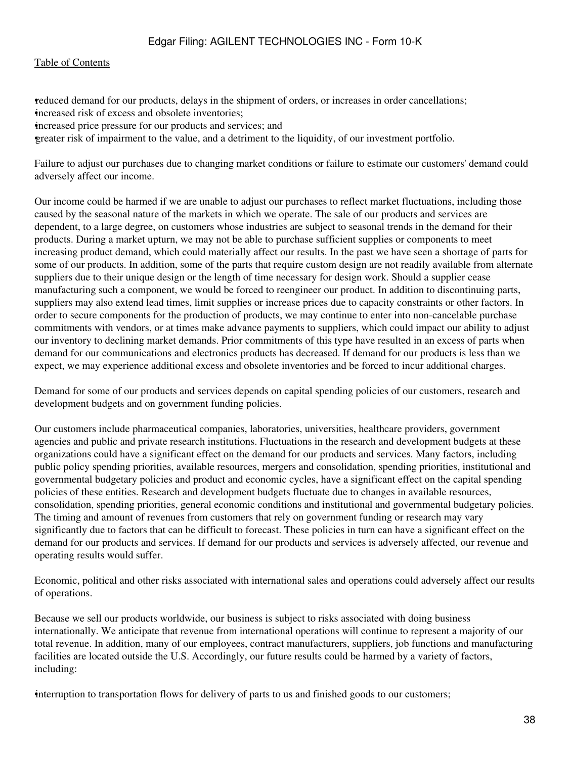- reduced demand for our products, delays in the shipment of orders, or increases in order cancellations;
- increased risk of excess and obsolete inventories;
- increased price pressure for our products and services; and
- greater risk of impairment to the value, and a detriment to the liquidity, of our investment portfolio.

Failure to adjust our purchases due to changing market conditions or failure to estimate our customers' demand could adversely affect our income.

Our income could be harmed if we are unable to adjust our purchases to reflect market fluctuations, including those caused by the seasonal nature of the markets in which we operate. The sale of our products and services are dependent, to a large degree, on customers whose industries are subject to seasonal trends in the demand for their products. During a market upturn, we may not be able to purchase sufficient supplies or components to meet increasing product demand, which could materially affect our results. In the past we have seen a shortage of parts for some of our products. In addition, some of the parts that require custom design are not readily available from alternate suppliers due to their unique design or the length of time necessary for design work. Should a supplier cease manufacturing such a component, we would be forced to reengineer our product. In addition to discontinuing parts, suppliers may also extend lead times, limit supplies or increase prices due to capacity constraints or other factors. In order to secure components for the production of products, we may continue to enter into non-cancelable purchase commitments with vendors, or at times make advance payments to suppliers, which could impact our ability to adjust our inventory to declining market demands. Prior commitments of this type have resulted in an excess of parts when demand for our communications and electronics products has decreased. If demand for our products is less than we expect, we may experience additional excess and obsolete inventories and be forced to incur additional charges.

Demand for some of our products and services depends on capital spending policies of our customers, research and development budgets and on government funding policies.

Our customers include pharmaceutical companies, laboratories, universities, healthcare providers, government agencies and public and private research institutions. Fluctuations in the research and development budgets at these organizations could have a significant effect on the demand for our products and services. Many factors, including public policy spending priorities, available resources, mergers and consolidation, spending priorities, institutional and governmental budgetary policies and product and economic cycles, have a significant effect on the capital spending policies of these entities. Research and development budgets fluctuate due to changes in available resources, consolidation, spending priorities, general economic conditions and institutional and governmental budgetary policies. The timing and amount of revenues from customers that rely on government funding or research may vary significantly due to factors that can be difficult to forecast. These policies in turn can have a significant effect on the demand for our products and services. If demand for our products and services is adversely affected, our revenue and operating results would suffer.

Economic, political and other risks associated with international sales and operations could adversely affect our results of operations.

Because we sell our products worldwide, our business is subject to risks associated with doing business internationally. We anticipate that revenue from international operations will continue to represent a majority of our total revenue. In addition, many of our employees, contract manufacturers, suppliers, job functions and manufacturing facilities are located outside the U.S. Accordingly, our future results could be harmed by a variety of factors, including:

- interruption to transportation flows for delivery of parts to us and finished goods to our customers;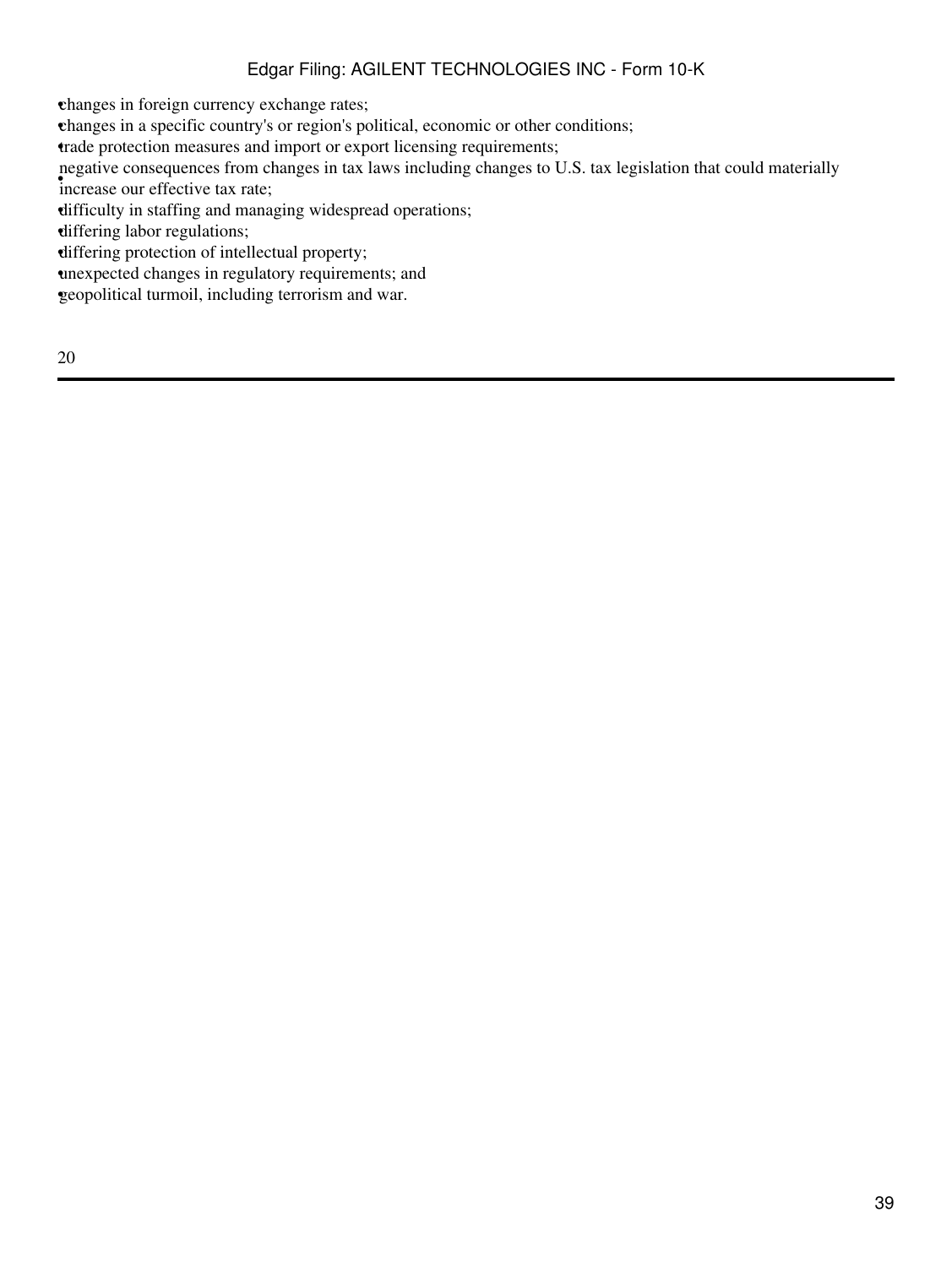- changes in foreign currency exchange rates;
- changes in a specific country's or region's political, economic or other conditions;
- trade protection measures and import or export licensing requirements;
- negative consequences from changes in tax laws including changes to U.S. tax legislation that could materially increase our effective tax rate;
- difficulty in staffing and managing widespread operations;
- differing labor regulations;
- differing protection of intellectual property;
- unexpected changes in regulatory requirements; and
- geopolitical turmoil, including terrorism and war.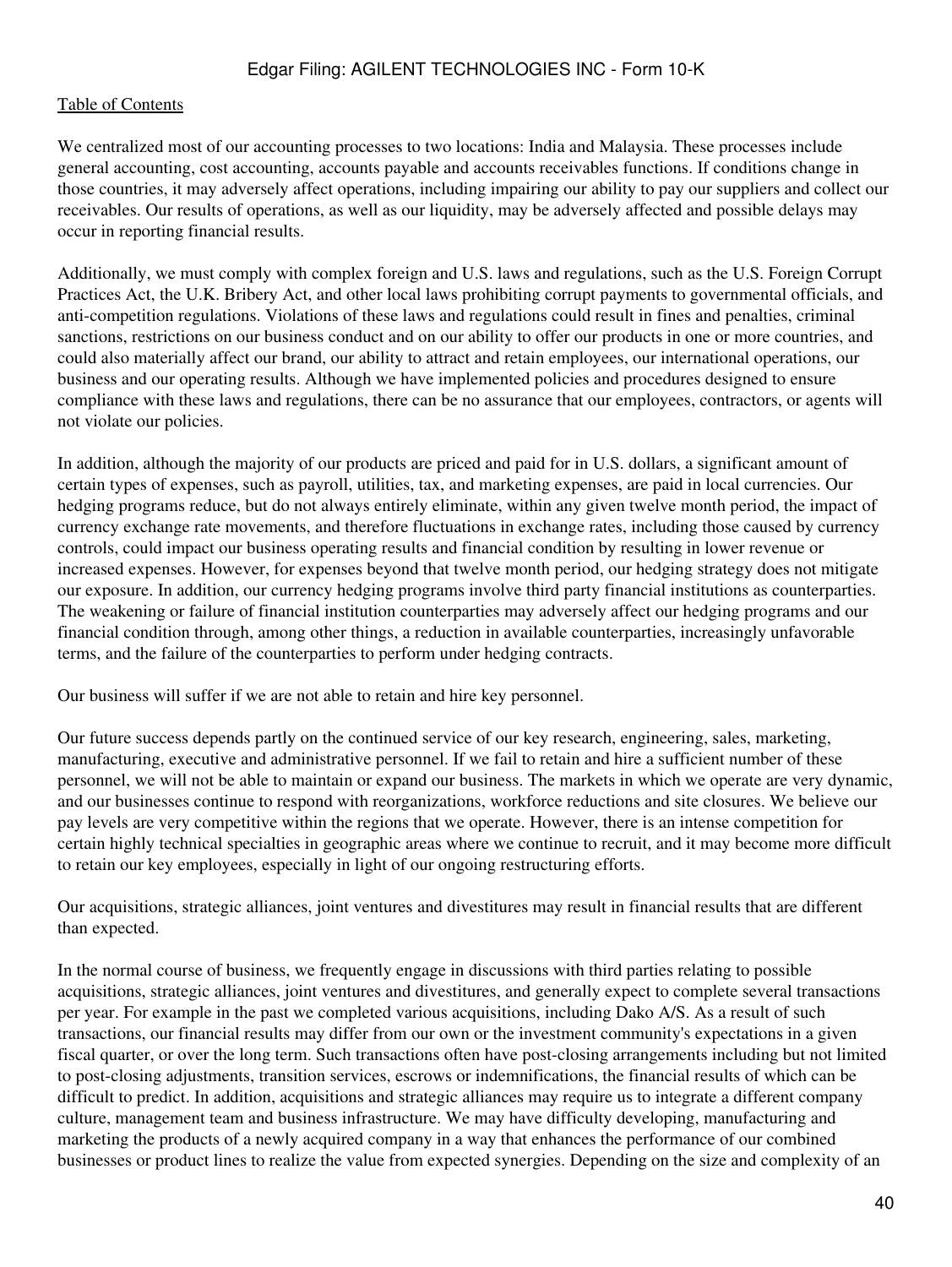We centralized most of our accounting processes to two locations: India and Malaysia. These processes include general accounting, cost accounting, accounts payable and accounts receivables functions. If conditions change in those countries, it may adversely affect operations, including impairing our ability to pay our suppliers and collect our receivables. Our results of operations, as well as our liquidity, may be adversely affected and possible delays may occur in reporting financial results.

Additionally, we must comply with complex foreign and U.S. laws and regulations, such as the U.S. Foreign Corrupt Practices Act, the U.K. Bribery Act, and other local laws prohibiting corrupt payments to governmental officials, and anti-competition regulations. Violations of these laws and regulations could result in fines and penalties, criminal sanctions, restrictions on our business conduct and on our ability to offer our products in one or more countries, and could also materially affect our brand, our ability to attract and retain employees, our international operations, our business and our operating results. Although we have implemented policies and procedures designed to ensure compliance with these laws and regulations, there can be no assurance that our employees, contractors, or agents will not violate our policies.

In addition, although the majority of our products are priced and paid for in U.S. dollars, a significant amount of certain types of expenses, such as payroll, utilities, tax, and marketing expenses, are paid in local currencies. Our hedging programs reduce, but do not always entirely eliminate, within any given twelve month period, the impact of currency exchange rate movements, and therefore fluctuations in exchange rates, including those caused by currency controls, could impact our business operating results and financial condition by resulting in lower revenue or increased expenses. However, for expenses beyond that twelve month period, our hedging strategy does not mitigate our exposure. In addition, our currency hedging programs involve third party financial institutions as counterparties. The weakening or failure of financial institution counterparties may adversely affect our hedging programs and our financial condition through, among other things, a reduction in available counterparties, increasingly unfavorable terms, and the failure of the counterparties to perform under hedging contracts.

Our business will suffer if we are not able to retain and hire key personnel.

Our future success depends partly on the continued service of our key research, engineering, sales, marketing, manufacturing, executive and administrative personnel. If we fail to retain and hire a sufficient number of these personnel, we will not be able to maintain or expand our business. The markets in which we operate are very dynamic, and our businesses continue to respond with reorganizations, workforce reductions and site closures. We believe our pay levels are very competitive within the regions that we operate. However, there is an intense competition for certain highly technical specialties in geographic areas where we continue to recruit, and it may become more difficult to retain our key employees, especially in light of our ongoing restructuring efforts.

Our acquisitions, strategic alliances, joint ventures and divestitures may result in financial results that are different than expected.

In the normal course of business, we frequently engage in discussions with third parties relating to possible acquisitions, strategic alliances, joint ventures and divestitures, and generally expect to complete several transactions per year. For example in the past we completed various acquisitions, including Dako A/S. As a result of such transactions, our financial results may differ from our own or the investment community's expectations in a given fiscal quarter, or over the long term. Such transactions often have post-closing arrangements including but not limited to post-closing adjustments, transition services, escrows or indemnifications, the financial results of which can be difficult to predict. In addition, acquisitions and strategic alliances may require us to integrate a different company culture, management team and business infrastructure. We may have difficulty developing, manufacturing and marketing the products of a newly acquired company in a way that enhances the performance of our combined businesses or product lines to realize the value from expected synergies. Depending on the size and complexity of an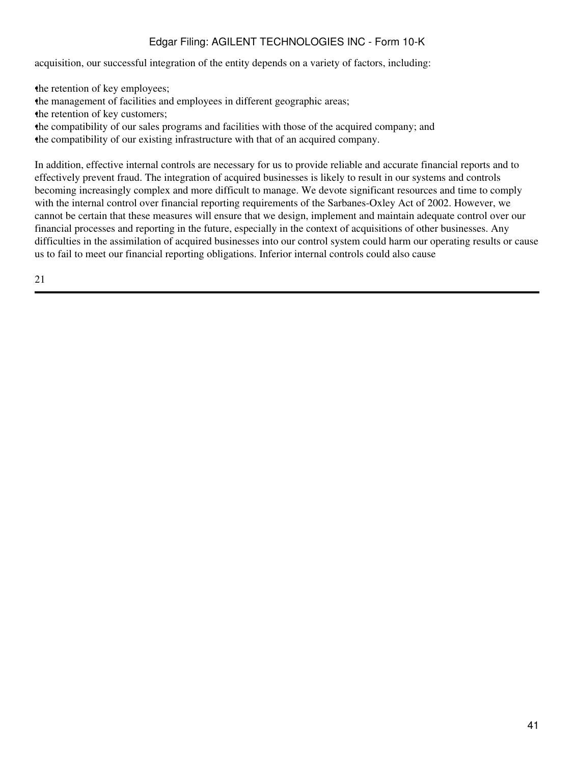acquisition, our successful integration of the entity depends on a variety of factors, including:

- the retention of key employees;
- the management of facilities and employees in different geographic areas;
- the retention of key customers;
- the compatibility of our sales programs and facilities with those of the acquired company; and
- the compatibility of our existing infrastructure with that of an acquired company.

In addition, effective internal controls are necessary for us to provide reliable and accurate financial reports and to effectively prevent fraud. The integration of acquired businesses is likely to result in our systems and controls becoming increasingly complex and more difficult to manage. We devote significant resources and time to comply with the internal control over financial reporting requirements of the Sarbanes-Oxley Act of 2002. However, we cannot be certain that these measures will ensure that we design, implement and maintain adequate control over our financial processes and reporting in the future, especially in the context of acquisitions of other businesses. Any difficulties in the assimilation of acquired businesses into our control system could harm our operating results or cause us to fail to meet our financial reporting obligations. Inferior internal controls could also cause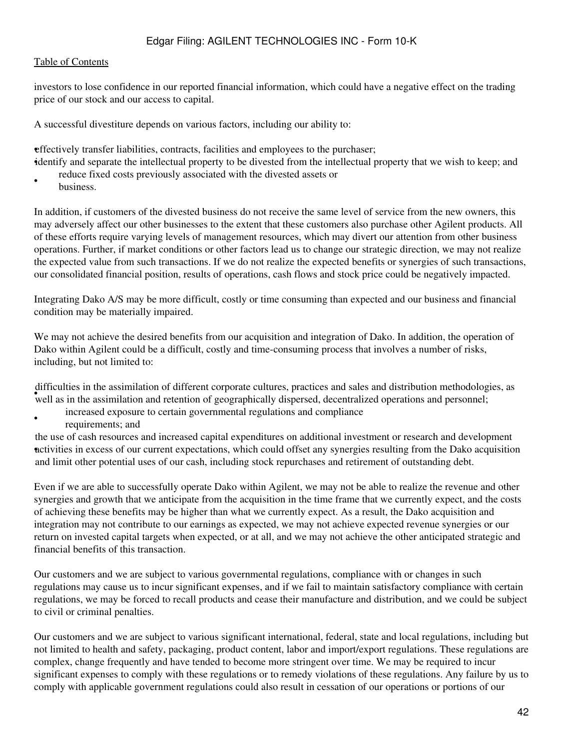investors to lose confidence in our reported financial information, which could have a negative effect on the trading price of our stock and our access to capital.

A successful divestiture depends on various factors, including our ability to:

- effectively transfer liabilities, contracts, facilities and employees to the purchaser;
- identify and separate the intellectual property to be divested from the intellectual property that we wish to keep; and
- reduce fixed costs previously associated with the divested assets or business.

In addition, if customers of the divested business do not receive the same level of service from the new owners, this may adversely affect our other businesses to the extent that these customers also purchase other Agilent products. All of these efforts require varying levels of management resources, which may divert our attention from other business operations. Further, if market conditions or other factors lead us to change our strategic direction, we may not realize the expected value from such transactions. If we do not realize the expected benefits or synergies of such transactions, our consolidated financial position, results of operations, cash flows and stock price could be negatively impacted.

Integrating Dako A/S may be more difficult, costly or time consuming than expected and our business and financial condition may be materially impaired.

We may not achieve the desired benefits from our acquisition and integration of Dako. In addition, the operation of Dako within Agilent could be a difficult, costly and time-consuming process that involves a number of risks, including, but not limited to:

- difficulties in the assimilation of different corporate cultures, practices and sales and distribution methodologies, as well as in the assimilation and retention of geographically dispersed, decentralized operations and personnel;
- increased exposure to certain governmental regulations and compliance requirements; and
- the use of cash resources and increased capital expenditures on additional investment or research and development activities in excess of our current expectations, which could offset any synergies resulting from the Dako acquisition and limit other potential uses of our cash, including stock repurchases and retirement of outstanding debt.

Even if we are able to successfully operate Dako within Agilent, we may not be able to realize the revenue and other synergies and growth that we anticipate from the acquisition in the time frame that we currently expect, and the costs of achieving these benefits may be higher than what we currently expect. As a result, the Dako acquisition and integration may not contribute to our earnings as expected, we may not achieve expected revenue synergies or our return on invested capital targets when expected, or at all, and we may not achieve the other anticipated strategic and financial benefits of this transaction.

Our customers and we are subject to various governmental regulations, compliance with or changes in such regulations may cause us to incur significant expenses, and if we fail to maintain satisfactory compliance with certain regulations, we may be forced to recall products and cease their manufacture and distribution, and we could be subject to civil or criminal penalties.

Our customers and we are subject to various significant international, federal, state and local regulations, including but not limited to health and safety, packaging, product content, labor and import/export regulations. These regulations are complex, change frequently and have tended to become more stringent over time. We may be required to incur significant expenses to comply with these regulations or to remedy violations of these regulations. Any failure by us to comply with applicable government regulations could also result in cessation of our operations or portions of our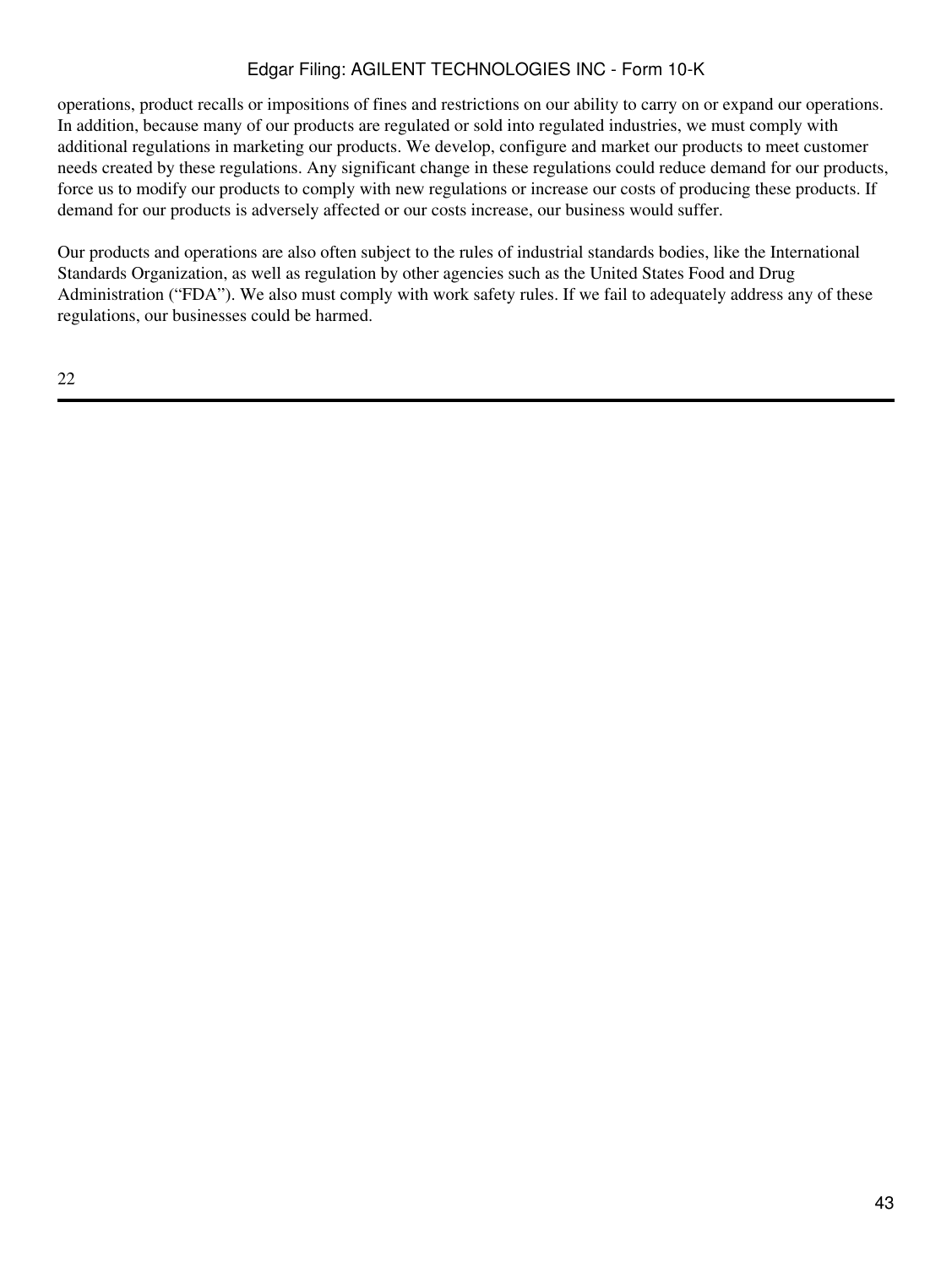operations, product recalls or impositions of fines and restrictions on our ability to carry on or expand our operations. In addition, because many of our products are regulated or sold into regulated industries, we must comply with additional regulations in marketing our products. We develop, configure and market our products to meet customer needs created by these regulations. Any significant change in these regulations could reduce demand for our products, force us to modify our products to comply with new regulations or increase our costs of producing these products. If demand for our products is adversely affected or our costs increase, our business would suffer.

Our products and operations are also often subject to the rules of industrial standards bodies, like the International Standards Organization, as well as regulation by other agencies such as the United States Food and Drug Administration ("FDA"). We also must comply with work safety rules. If we fail to adequately address any of these regulations, our businesses could be harmed.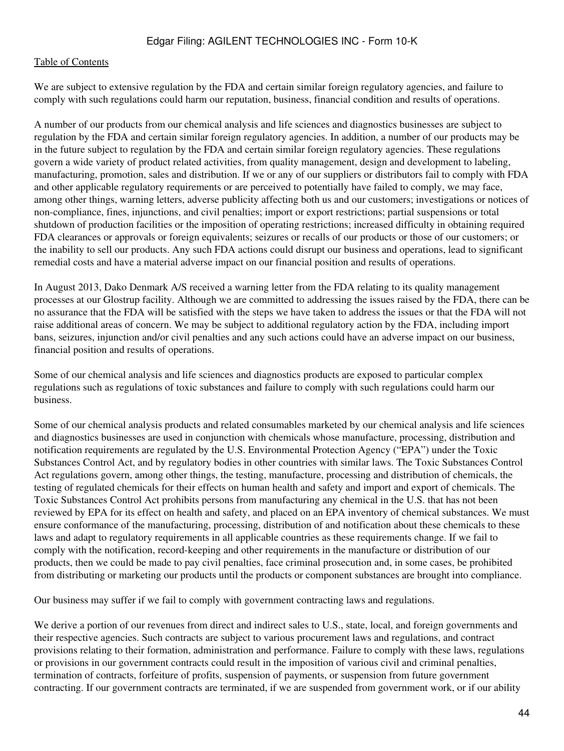We are subject to extensive regulation by the FDA and certain similar foreign regulatory agencies, and failure to comply with such regulations could harm our reputation, business, financial condition and results of operations.

A number of our products from our chemical analysis and life sciences and diagnostics businesses are subject to regulation by the FDA and certain similar foreign regulatory agencies. In addition, a number of our products may be in the future subject to regulation by the FDA and certain similar foreign regulatory agencies. These regulations govern a wide variety of product related activities, from quality management, design and development to labeling, manufacturing, promotion, sales and distribution. If we or any of our suppliers or distributors fail to comply with FDA and other applicable regulatory requirements or are perceived to potentially have failed to comply, we may face, among other things, warning letters, adverse publicity affecting both us and our customers; investigations or notices of non-compliance, fines, injunctions, and civil penalties; import or export restrictions; partial suspensions or total shutdown of production facilities or the imposition of operating restrictions; increased difficulty in obtaining required FDA clearances or approvals or foreign equivalents; seizures or recalls of our products or those of our customers; or the inability to sell our products. Any such FDA actions could disrupt our business and operations, lead to significant remedial costs and have a material adverse impact on our financial position and results of operations.

In August 2013, Dako Denmark A/S received a warning letter from the FDA relating to its quality management processes at our Glostrup facility. Although we are committed to addressing the issues raised by the FDA, there can be no assurance that the FDA will be satisfied with the steps we have taken to address the issues or that the FDA will not raise additional areas of concern. We may be subject to additional regulatory action by the FDA, including import bans, seizures, injunction and/or civil penalties and any such actions could have an adverse impact on our business, financial position and results of operations.

Some of our chemical analysis and life sciences and diagnostics products are exposed to particular complex regulations such as regulations of toxic substances and failure to comply with such regulations could harm our business.

Some of our chemical analysis products and related consumables marketed by our chemical analysis and life sciences and diagnostics businesses are used in conjunction with chemicals whose manufacture, processing, distribution and notification requirements are regulated by the U.S. Environmental Protection Agency ("EPA") under the Toxic Substances Control Act, and by regulatory bodies in other countries with similar laws. The Toxic Substances Control Act regulations govern, among other things, the testing, manufacture, processing and distribution of chemicals, the testing of regulated chemicals for their effects on human health and safety and import and export of chemicals. The Toxic Substances Control Act prohibits persons from manufacturing any chemical in the U.S. that has not been reviewed by EPA for its effect on health and safety, and placed on an EPA inventory of chemical substances. We must ensure conformance of the manufacturing, processing, distribution of and notification about these chemicals to these laws and adapt to regulatory requirements in all applicable countries as these requirements change. If we fail to comply with the notification, record-keeping and other requirements in the manufacture or distribution of our products, then we could be made to pay civil penalties, face criminal prosecution and, in some cases, be prohibited from distributing or marketing our products until the products or component substances are brought into compliance.

Our business may suffer if we fail to comply with government contracting laws and regulations.

We derive a portion of our revenues from direct and indirect sales to U.S., state, local, and foreign governments and their respective agencies. Such contracts are subject to various procurement laws and regulations, and contract provisions relating to their formation, administration and performance. Failure to comply with these laws, regulations or provisions in our government contracts could result in the imposition of various civil and criminal penalties, termination of contracts, forfeiture of profits, suspension of payments, or suspension from future government contracting. If our government contracts are terminated, if we are suspended from government work, or if our ability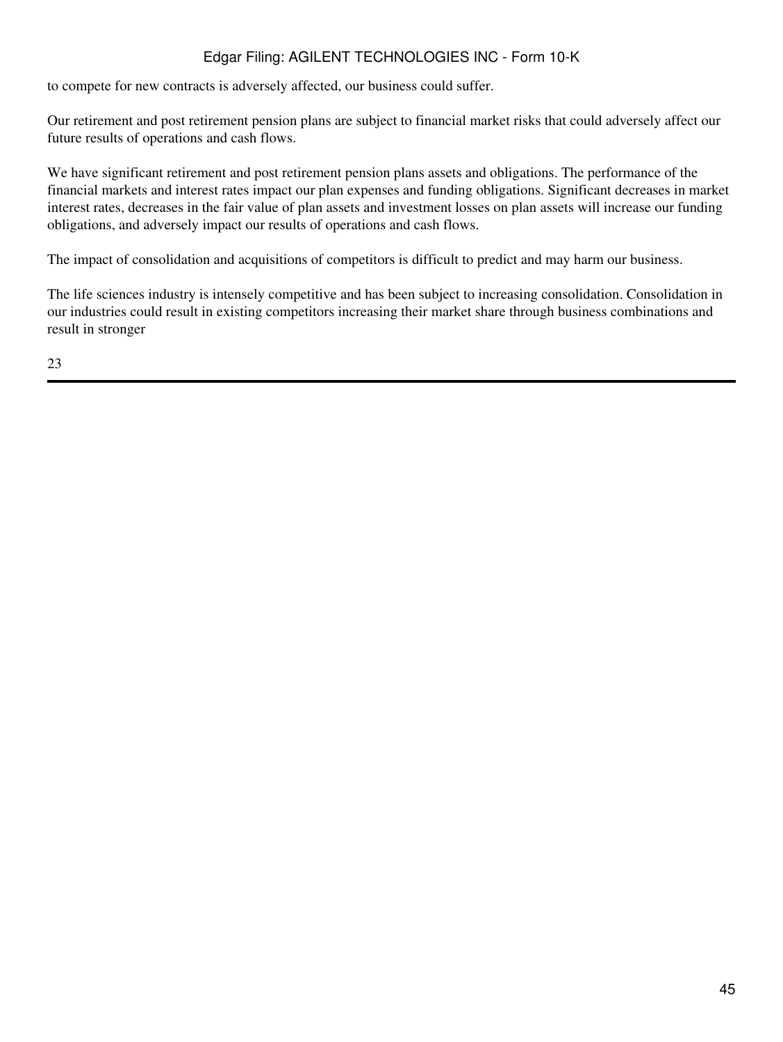to compete for new contracts is adversely affected, our business could suffer.

Our retirement and post retirement pension plans are subject to financial market risks that could adversely affect our future results of operations and cash flows.

We have significant retirement and post retirement pension plans assets and obligations. The performance of the financial markets and interest rates impact our plan expenses and funding obligations. Significant decreases in market interest rates, decreases in the fair value of plan assets and investment losses on plan assets will increase our funding obligations, and adversely impact our results of operations and cash flows.

The impact of consolidation and acquisitions of competitors is difficult to predict and may harm our business.

The life sciences industry is intensely competitive and has been subject to increasing consolidation. Consolidation in our industries could result in existing competitors increasing their market share through business combinations and result in stronger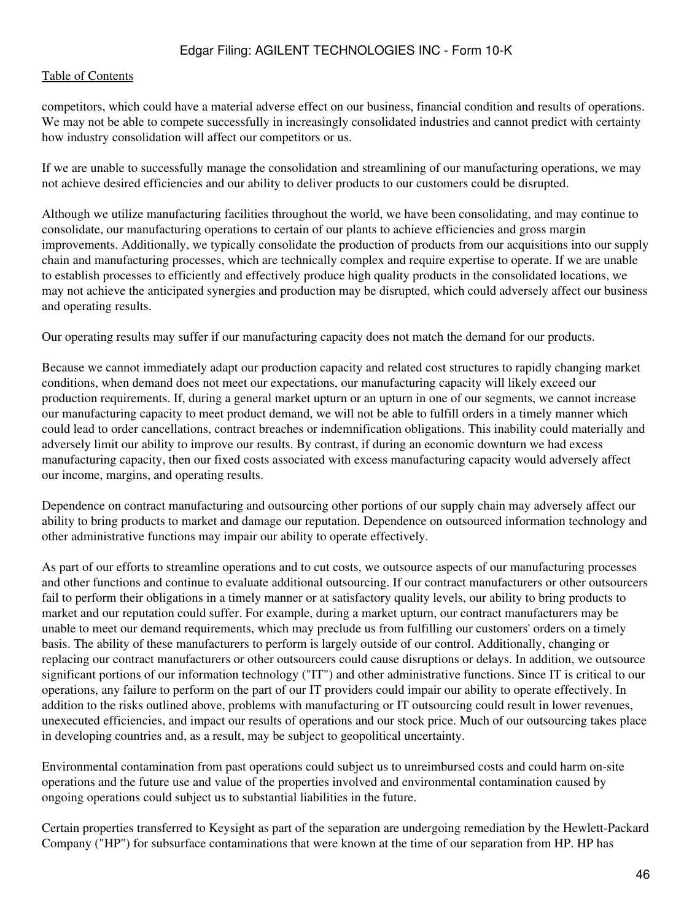competitors, which could have a material adverse effect on our business, financial condition and results of operations. We may not be able to compete successfully in increasingly consolidated industries and cannot predict with certainty how industry consolidation will affect our competitors or us.

If we are unable to successfully manage the consolidation and streamlining of our manufacturing operations, we may not achieve desired efficiencies and our ability to deliver products to our customers could be disrupted.

Although we utilize manufacturing facilities throughout the world, we have been consolidating, and may continue to consolidate, our manufacturing operations to certain of our plants to achieve efficiencies and gross margin improvements. Additionally, we typically consolidate the production of products from our acquisitions into our supply chain and manufacturing processes, which are technically complex and require expertise to operate. If we are unable to establish processes to efficiently and effectively produce high quality products in the consolidated locations, we may not achieve the anticipated synergies and production may be disrupted, which could adversely affect our business and operating results.

Our operating results may suffer if our manufacturing capacity does not match the demand for our products.

Because we cannot immediately adapt our production capacity and related cost structures to rapidly changing market conditions, when demand does not meet our expectations, our manufacturing capacity will likely exceed our production requirements. If, during a general market upturn or an upturn in one of our segments, we cannot increase our manufacturing capacity to meet product demand, we will not be able to fulfill orders in a timely manner which could lead to order cancellations, contract breaches or indemnification obligations. This inability could materially and adversely limit our ability to improve our results. By contrast, if during an economic downturn we had excess manufacturing capacity, then our fixed costs associated with excess manufacturing capacity would adversely affect our income, margins, and operating results.

Dependence on contract manufacturing and outsourcing other portions of our supply chain may adversely affect our ability to bring products to market and damage our reputation. Dependence on outsourced information technology and other administrative functions may impair our ability to operate effectively.

As part of our efforts to streamline operations and to cut costs, we outsource aspects of our manufacturing processes and other functions and continue to evaluate additional outsourcing. If our contract manufacturers or other outsourcers fail to perform their obligations in a timely manner or at satisfactory quality levels, our ability to bring products to market and our reputation could suffer. For example, during a market upturn, our contract manufacturers may be unable to meet our demand requirements, which may preclude us from fulfilling our customers' orders on a timely basis. The ability of these manufacturers to perform is largely outside of our control. Additionally, changing or replacing our contract manufacturers or other outsourcers could cause disruptions or delays. In addition, we outsource significant portions of our information technology ("IT") and other administrative functions. Since IT is critical to our operations, any failure to perform on the part of our IT providers could impair our ability to operate effectively. In addition to the risks outlined above, problems with manufacturing or IT outsourcing could result in lower revenues, unexecuted efficiencies, and impact our results of operations and our stock price. Much of our outsourcing takes place in developing countries and, as a result, may be subject to geopolitical uncertainty.

Environmental contamination from past operations could subject us to unreimbursed costs and could harm on-site operations and the future use and value of the properties involved and environmental contamination caused by ongoing operations could subject us to substantial liabilities in the future.

Certain properties transferred to Keysight as part of the separation are undergoing remediation by the Hewlett-Packard Company ("HP") for subsurface contaminations that were known at the time of our separation from HP. HP has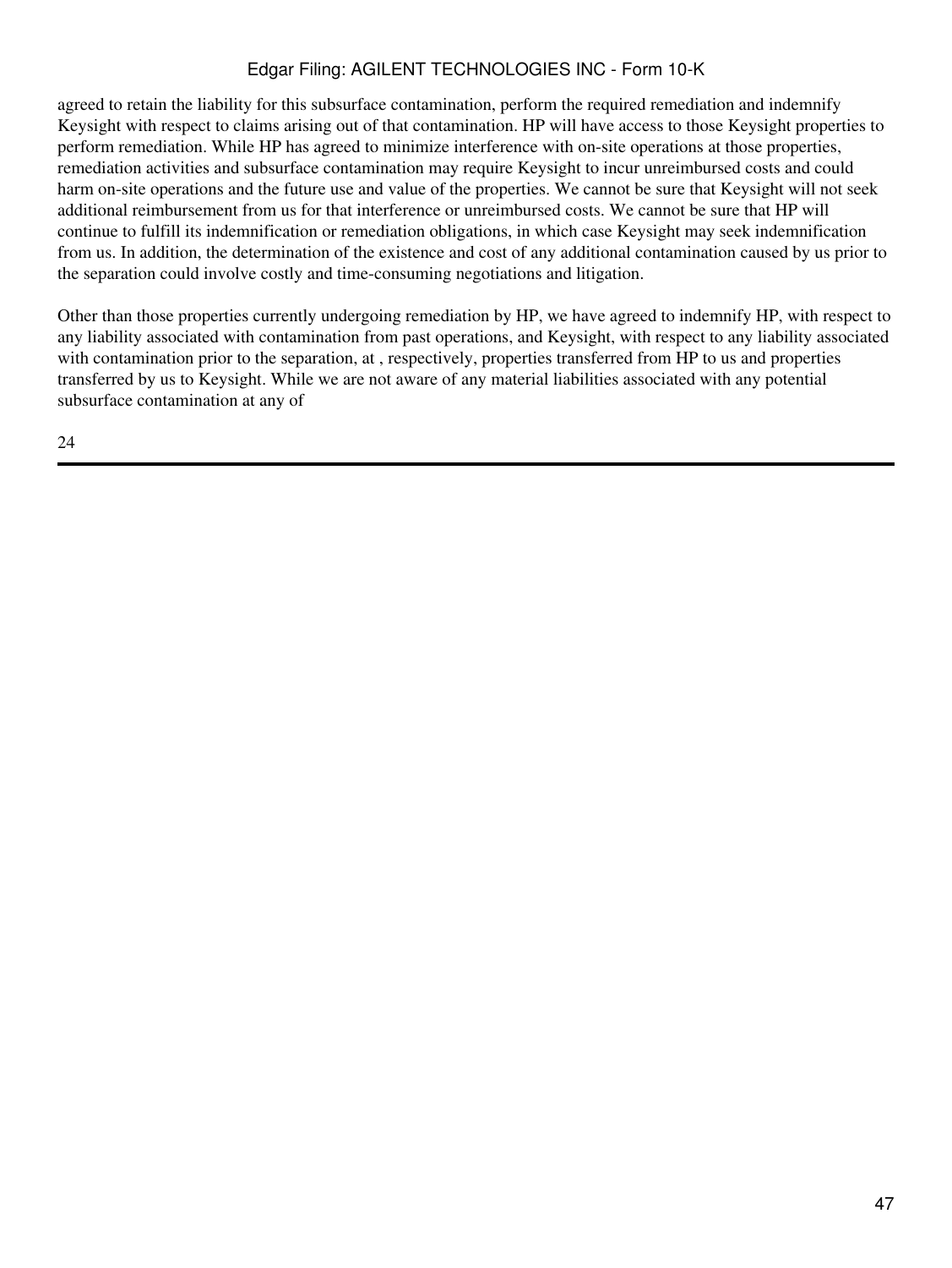agreed to retain the liability for this subsurface contamination, perform the required remediation and indemnify Keysight with respect to claims arising out of that contamination. HP will have access to those Keysight properties to perform remediation. While HP has agreed to minimize interference with on-site operations at those properties, remediation activities and subsurface contamination may require Keysight to incur unreimbursed costs and could harm on-site operations and the future use and value of the properties. We cannot be sure that Keysight will not seek additional reimbursement from us for that interference or unreimbursed costs. We cannot be sure that HP will continue to fulfill its indemnification or remediation obligations, in which case Keysight may seek indemnification from us. In addition, the determination of the existence and cost of any additional contamination caused by us prior to the separation could involve costly and time-consuming negotiations and litigation.

Other than those properties currently undergoing remediation by HP, we have agreed to indemnify HP, with respect to any liability associated with contamination from past operations, and Keysight, with respect to any liability associated with contamination prior to the separation, at , respectively, properties transferred from HP to us and properties transferred by us to Keysight. While we are not aware of any material liabilities associated with any potential subsurface contamination at any of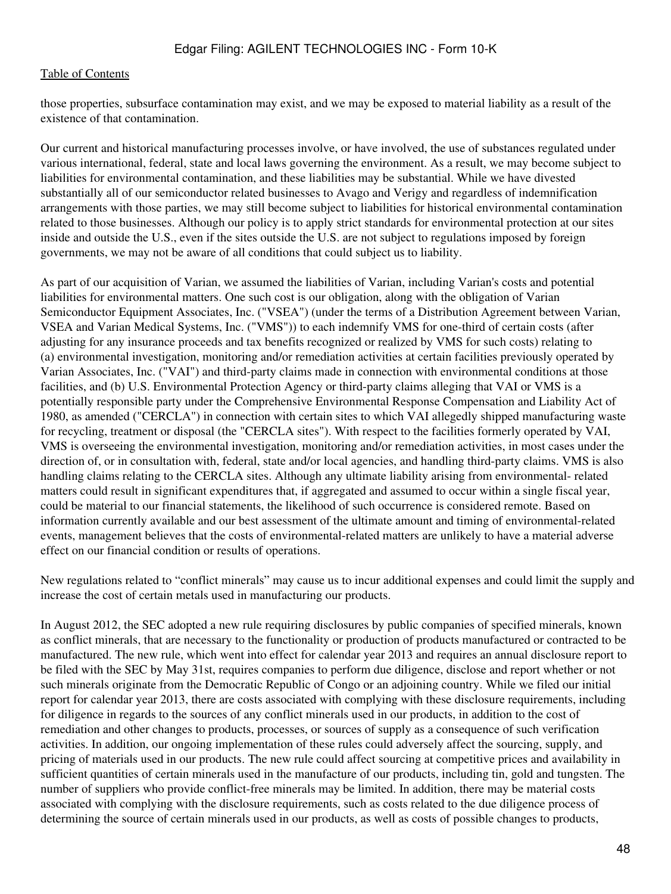those properties, subsurface contamination may exist, and we may be exposed to material liability as a result of the existence of that contamination.

Our current and historical manufacturing processes involve, or have involved, the use of substances regulated under various international, federal, state and local laws governing the environment. As a result, we may become subject to liabilities for environmental contamination, and these liabilities may be substantial. While we have divested substantially all of our semiconductor related businesses to Avago and Verigy and regardless of indemnification arrangements with those parties, we may still become subject to liabilities for historical environmental contamination related to those businesses. Although our policy is to apply strict standards for environmental protection at our sites inside and outside the U.S., even if the sites outside the U.S. are not subject to regulations imposed by foreign governments, we may not be aware of all conditions that could subject us to liability.

As part of our acquisition of Varian, we assumed the liabilities of Varian, including Varian's costs and potential liabilities for environmental matters. One such cost is our obligation, along with the obligation of Varian Semiconductor Equipment Associates, Inc. ("VSEA") (under the terms of a Distribution Agreement between Varian, VSEA and Varian Medical Systems, Inc. ("VMS")) to each indemnify VMS for one-third of certain costs (after adjusting for any insurance proceeds and tax benefits recognized or realized by VMS for such costs) relating to (a) environmental investigation, monitoring and/or remediation activities at certain facilities previously operated by Varian Associates, Inc. ("VAI") and third-party claims made in connection with environmental conditions at those facilities, and (b) U.S. Environmental Protection Agency or third-party claims alleging that VAI or VMS is a potentially responsible party under the Comprehensive Environmental Response Compensation and Liability Act of 1980, as amended ("CERCLA") in connection with certain sites to which VAI allegedly shipped manufacturing waste for recycling, treatment or disposal (the "CERCLA sites"). With respect to the facilities formerly operated by VAI, VMS is overseeing the environmental investigation, monitoring and/or remediation activities, in most cases under the direction of, or in consultation with, federal, state and/or local agencies, and handling third-party claims. VMS is also handling claims relating to the CERCLA sites. Although any ultimate liability arising from environmental- related matters could result in significant expenditures that, if aggregated and assumed to occur within a single fiscal year, could be material to our financial statements, the likelihood of such occurrence is considered remote. Based on information currently available and our best assessment of the ultimate amount and timing of environmental-related events, management believes that the costs of environmental-related matters are unlikely to have a material adverse effect on our financial condition or results of operations.

New regulations related to “conflict minerals” may cause us to incur additional expenses and could limit the supply and increase the cost of certain metals used in manufacturing our products.

In August 2012, the SEC adopted a new rule requiring disclosures by public companies of specified minerals, known as conflict minerals, that are necessary to the functionality or production of products manufactured or contracted to be manufactured. The new rule, which went into effect for calendar year 2013 and requires an annual disclosure report to be filed with the SEC by May 31st, requires companies to perform due diligence, disclose and report whether or not such minerals originate from the Democratic Republic of Congo or an adjoining country. While we filed our initial report for calendar year 2013, there are costs associated with complying with these disclosure requirements, including for diligence in regards to the sources of any conflict minerals used in our products, in addition to the cost of remediation and other changes to products, processes, or sources of supply as a consequence of such verification activities. In addition, our ongoing implementation of these rules could adversely affect the sourcing, supply, and pricing of materials used in our products. The new rule could affect sourcing at competitive prices and availability in sufficient quantities of certain minerals used in the manufacture of our products, including tin, gold and tungsten. The number of suppliers who provide conflict-free minerals may be limited. In addition, there may be material costs associated with complying with the disclosure requirements, such as costs related to the due diligence process of determining the source of certain minerals used in our products, as well as costs of possible changes to products,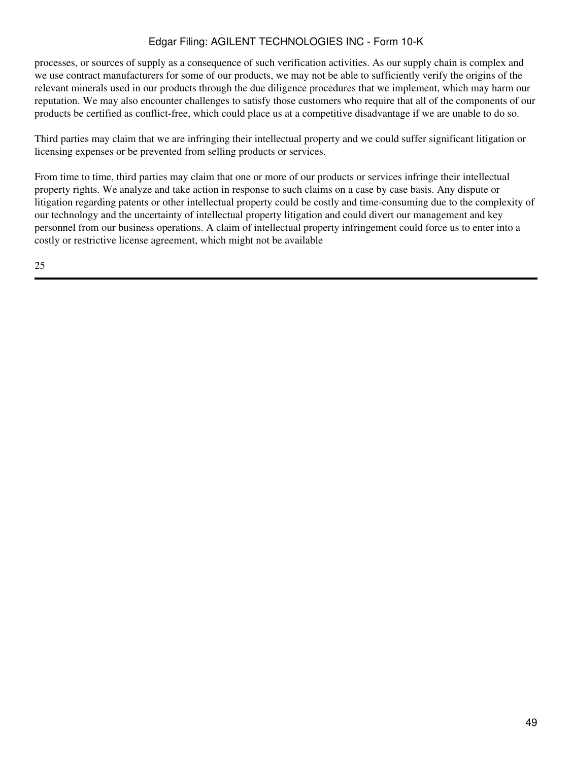processes, or sources of supply as a consequence of such verification activities. As our supply chain is complex and we use contract manufacturers for some of our products, we may not be able to sufficiently verify the origins of the relevant minerals used in our products through the due diligence procedures that we implement, which may harm our reputation. We may also encounter challenges to satisfy those customers who require that all of the components of our products be certified as conflict-free, which could place us at a competitive disadvantage if we are unable to do so.

Third parties may claim that we are infringing their intellectual property and we could suffer significant litigation or licensing expenses or be prevented from selling products or services.

From time to time, third parties may claim that one or more of our products or services infringe their intellectual property rights. We analyze and take action in response to such claims on a case by case basis. Any dispute or litigation regarding patents or other intellectual property could be costly and time-consuming due to the complexity of our technology and the uncertainty of intellectual property litigation and could divert our management and key personnel from our business operations. A claim of intellectual property infringement could force us to enter into a costly or restrictive license agreement, which might not be available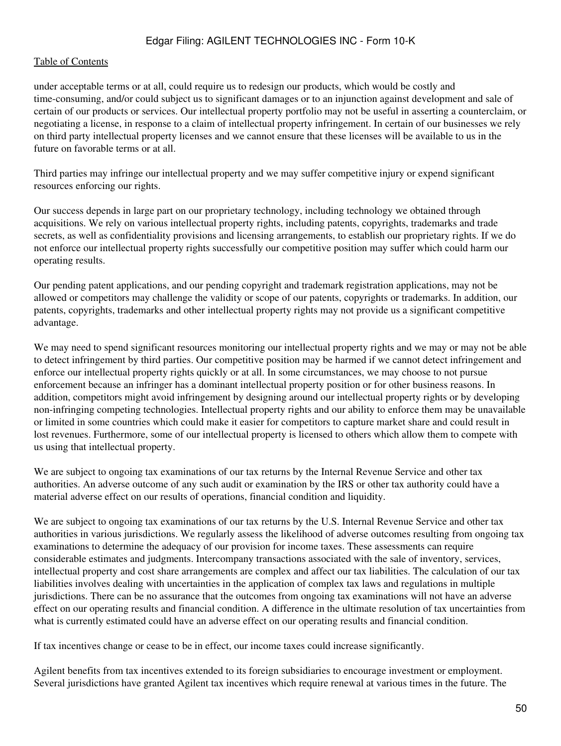under acceptable terms or at all, could require us to redesign our products, which would be costly and time-consuming, and/or could subject us to significant damages or to an injunction against development and sale of certain of our products or services. Our intellectual property portfolio may not be useful in asserting a counterclaim, or negotiating a license, in response to a claim of intellectual property infringement. In certain of our businesses we rely on third party intellectual property licenses and we cannot ensure that these licenses will be available to us in the future on favorable terms or at all.

Third parties may infringe our intellectual property and we may suffer competitive injury or expend significant resources enforcing our rights.

Our success depends in large part on our proprietary technology, including technology we obtained through acquisitions. We rely on various intellectual property rights, including patents, copyrights, trademarks and trade secrets, as well as confidentiality provisions and licensing arrangements, to establish our proprietary rights. If we do not enforce our intellectual property rights successfully our competitive position may suffer which could harm our operating results.

Our pending patent applications, and our pending copyright and trademark registration applications, may not be allowed or competitors may challenge the validity or scope of our patents, copyrights or trademarks. In addition, our patents, copyrights, trademarks and other intellectual property rights may not provide us a significant competitive advantage.

We may need to spend significant resources monitoring our intellectual property rights and we may or may not be able to detect infringement by third parties. Our competitive position may be harmed if we cannot detect infringement and enforce our intellectual property rights quickly or at all. In some circumstances, we may choose to not pursue enforcement because an infringer has a dominant intellectual property position or for other business reasons. In addition, competitors might avoid infringement by designing around our intellectual property rights or by developing non-infringing competing technologies. Intellectual property rights and our ability to enforce them may be unavailable or limited in some countries which could make it easier for competitors to capture market share and could result in lost revenues. Furthermore, some of our intellectual property is licensed to others which allow them to compete with us using that intellectual property.

We are subject to ongoing tax examinations of our tax returns by the Internal Revenue Service and other tax authorities. An adverse outcome of any such audit or examination by the IRS or other tax authority could have a material adverse effect on our results of operations, financial condition and liquidity.

We are subject to ongoing tax examinations of our tax returns by the U.S. Internal Revenue Service and other tax authorities in various jurisdictions. We regularly assess the likelihood of adverse outcomes resulting from ongoing tax examinations to determine the adequacy of our provision for income taxes. These assessments can require considerable estimates and judgments. Intercompany transactions associated with the sale of inventory, services, intellectual property and cost share arrangements are complex and affect our tax liabilities. The calculation of our tax liabilities involves dealing with uncertainties in the application of complex tax laws and regulations in multiple jurisdictions. There can be no assurance that the outcomes from ongoing tax examinations will not have an adverse effect on our operating results and financial condition. A difference in the ultimate resolution of tax uncertainties from what is currently estimated could have an adverse effect on our operating results and financial condition.

If tax incentives change or cease to be in effect, our income taxes could increase significantly.

Agilent benefits from tax incentives extended to its foreign subsidiaries to encourage investment or employment. Several jurisdictions have granted Agilent tax incentives which require renewal at various times in the future. The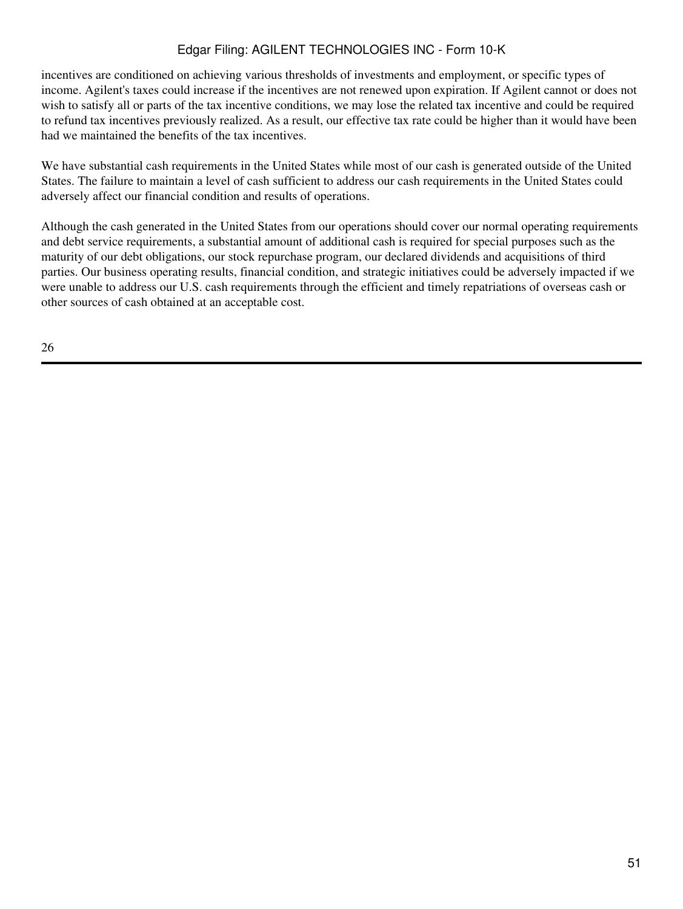incentives are conditioned on achieving various thresholds of investments and employment, or specific types of income. Agilent's taxes could increase if the incentives are not renewed upon expiration. If Agilent cannot or does not wish to satisfy all or parts of the tax incentive conditions, we may lose the related tax incentive and could be required to refund tax incentives previously realized. As a result, our effective tax rate could be higher than it would have been had we maintained the benefits of the tax incentives.

We have substantial cash requirements in the United States while most of our cash is generated outside of the United States. The failure to maintain a level of cash sufficient to address our cash requirements in the United States could adversely affect our financial condition and results of operations.

Although the cash generated in the United States from our operations should cover our normal operating requirements and debt service requirements, a substantial amount of additional cash is required for special purposes such as the maturity of our debt obligations, our stock repurchase program, our declared dividends and acquisitions of third parties. Our business operating results, financial condition, and strategic initiatives could be adversely impacted if we were unable to address our U.S. cash requirements through the efficient and timely repatriations of overseas cash or other sources of cash obtained at an acceptable cost.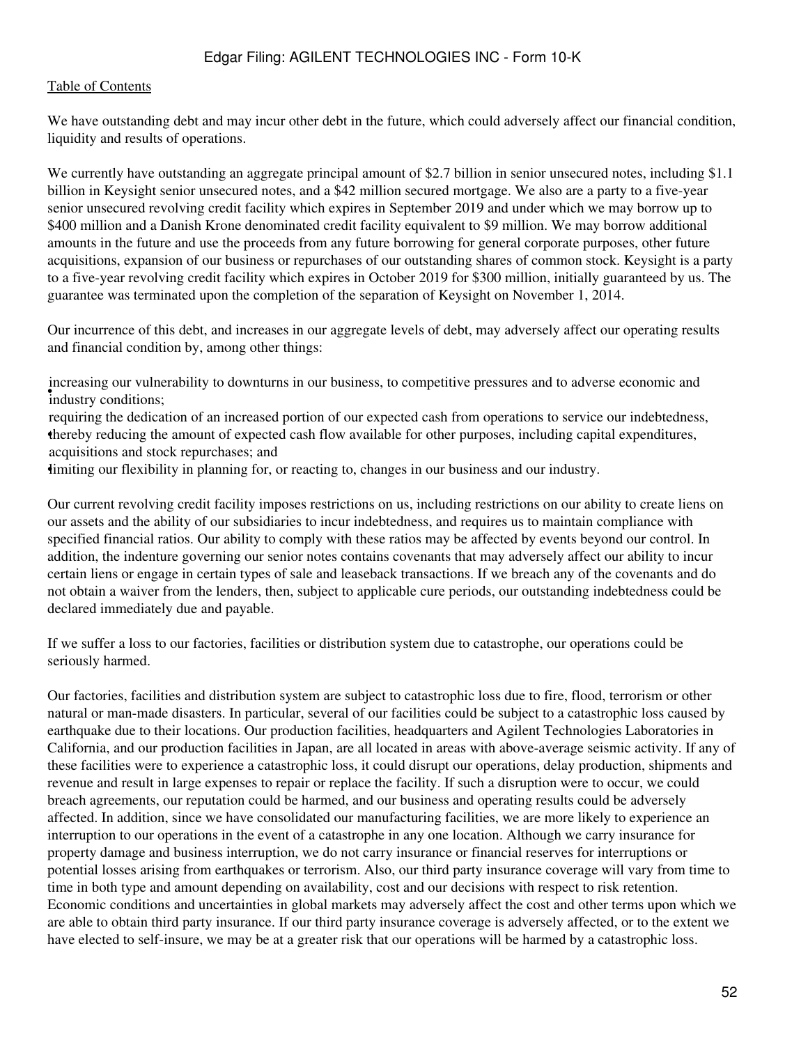We have outstanding debt and may incur other debt in the future, which could adversely affect our financial condition, liquidity and results of operations.

We currently have outstanding an aggregate principal amount of $2.7 billion in senior unsecured notes, including $1.1 billion in Keysight senior unsecured notes, and a $42 million secured mortgage. We also are a party to a five-year senior unsecured revolving credit facility which expires in September 2019 and under which we may borrow up to $400 million and a Danish Krone denominated credit facility equivalent to $9 million. We may borrow additional amounts in the future and use the proceeds from any future borrowing for general corporate purposes, other future acquisitions, expansion of our business or repurchases of our outstanding shares of common stock. Keysight is a party to a five-year revolving credit facility which expires in October 2019 for $300 million, initially guaranteed by us. The guarantee was terminated upon the completion of the separation of Keysight on November 1, 2014.

Our incurrence of this debt, and increases in our aggregate levels of debt, may adversely affect our operating results and financial condition by, among other things:

- increasing our vulnerability to downturns in our business, to competitive pressures and to adverse economic and industry conditions;
- requiring the dedication of an increased portion of our expected cash from operations to service our indebtedness, thereby reducing the amount of expected cash flow available for other purposes, including capital expenditures, acquisitions and stock repurchases; and
- limiting our flexibility in planning for, or reacting to, changes in our business and our industry.

Our current revolving credit facility imposes restrictions on us, including restrictions on our ability to create liens on our assets and the ability of our subsidiaries to incur indebtedness, and requires us to maintain compliance with specified financial ratios. Our ability to comply with these ratios may be affected by events beyond our control. In addition, the indenture governing our senior notes contains covenants that may adversely affect our ability to incur certain liens or engage in certain types of sale and leaseback transactions. If we breach any of the covenants and do not obtain a waiver from the lenders, then, subject to applicable cure periods, our outstanding indebtedness could be declared immediately due and payable.

If we suffer a loss to our factories, facilities or distribution system due to catastrophe, our operations could be seriously harmed.

Our factories, facilities and distribution system are subject to catastrophic loss due to fire, flood, terrorism or other natural or man-made disasters. In particular, several of our facilities could be subject to a catastrophic loss caused by earthquake due to their locations. Our production facilities, headquarters and Agilent Technologies Laboratories in California, and our production facilities in Japan, are all located in areas with above-average seismic activity. If any of these facilities were to experience a catastrophic loss, it could disrupt our operations, delay production, shipments and revenue and result in large expenses to repair or replace the facility. If such a disruption were to occur, we could breach agreements, our reputation could be harmed, and our business and operating results could be adversely affected. In addition, since we have consolidated our manufacturing facilities, we are more likely to experience an interruption to our operations in the event of a catastrophe in any one location. Although we carry insurance for property damage and business interruption, we do not carry insurance or financial reserves for interruptions or potential losses arising from earthquakes or terrorism. Also, our third party insurance coverage will vary from time to time in both type and amount depending on availability, cost and our decisions with respect to risk retention. Economic conditions and uncertainties in global markets may adversely affect the cost and other terms upon which we are able to obtain third party insurance. If our third party insurance coverage is adversely affected, or to the extent we have elected to self-insure, we may be at a greater risk that our operations will be harmed by a catastrophic loss.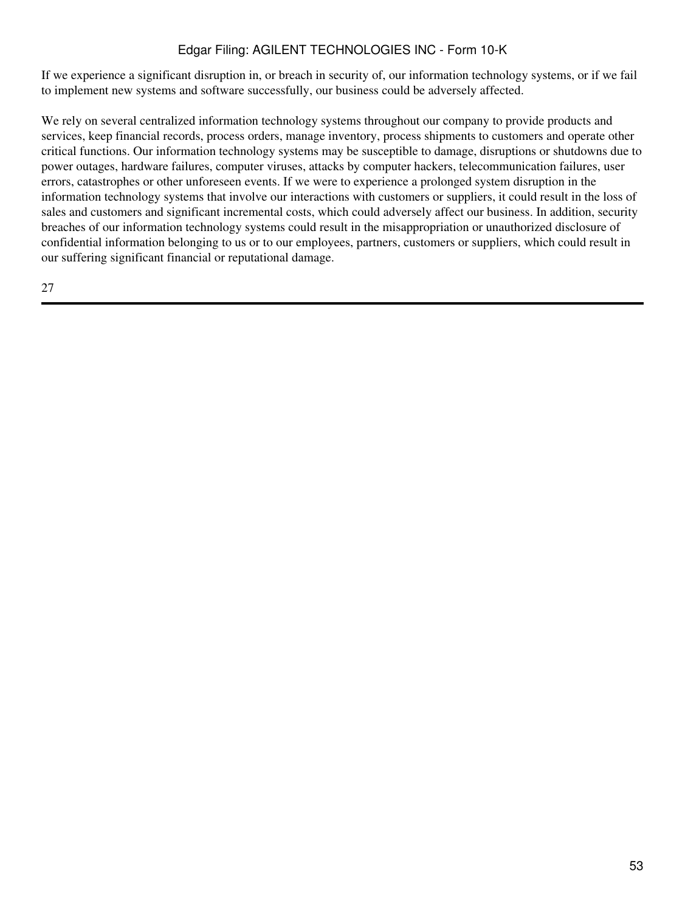If we experience a significant disruption in, or breach in security of, our information technology systems, or if we fail to implement new systems and software successfully, our business could be adversely affected.

We rely on several centralized information technology systems throughout our company to provide products and services, keep financial records, process orders, manage inventory, process shipments to customers and operate other critical functions. Our information technology systems may be susceptible to damage, disruptions or shutdowns due to power outages, hardware failures, computer viruses, attacks by computer hackers, telecommunication failures, user errors, catastrophes or other unforeseen events. If we were to experience a prolonged system disruption in the information technology systems that involve our interactions with customers or suppliers, it could result in the loss of sales and customers and significant incremental costs, which could adversely affect our business. In addition, security breaches of our information technology systems could result in the misappropriation or unauthorized disclosure of confidential information belonging to us or to our employees, partners, customers or suppliers, which could result in our suffering significant financial or reputational damage.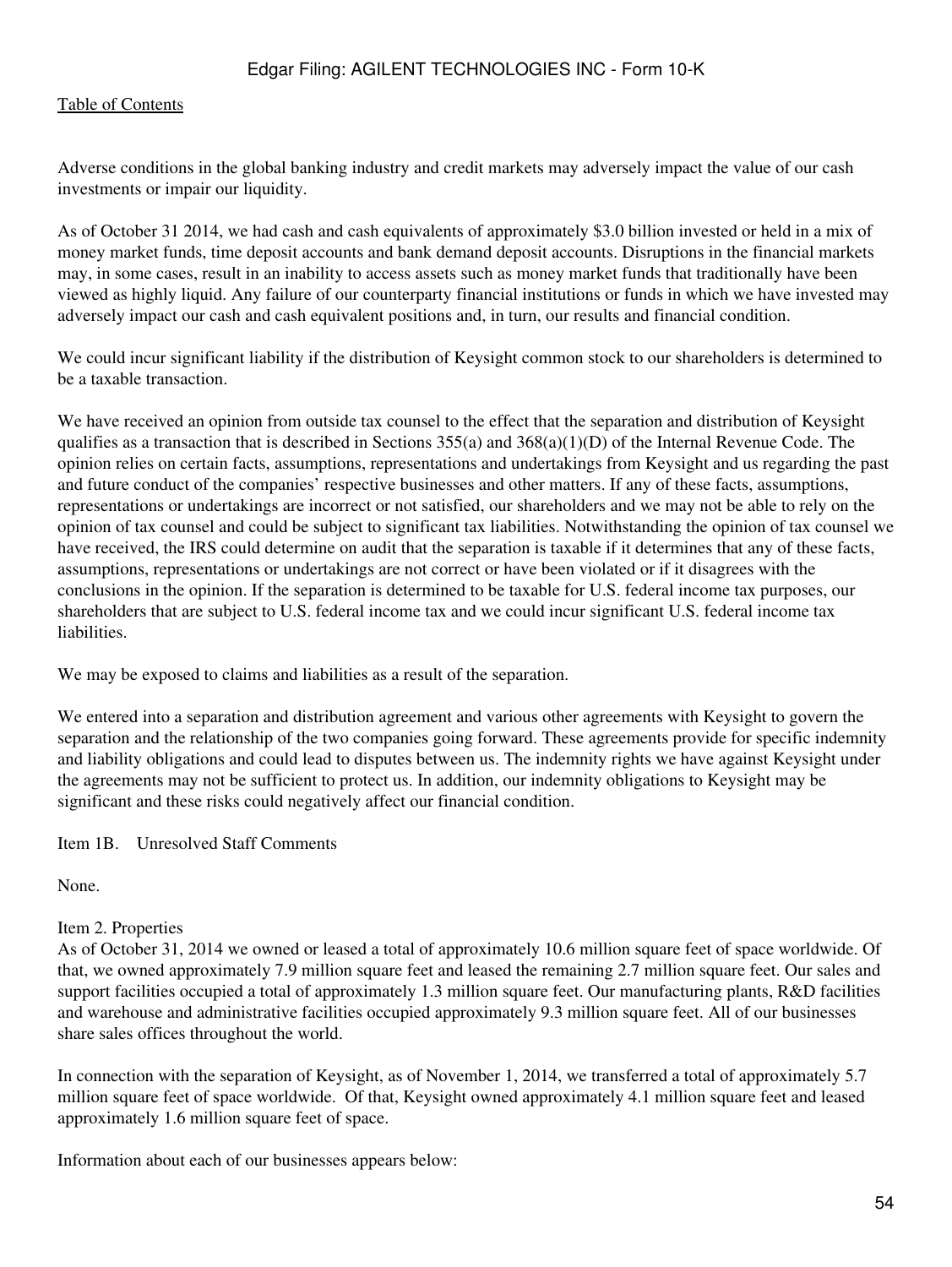Adverse conditions in the global banking industry and credit markets may adversely impact the value of our cash investments or impair our liquidity.

As of October 31 2014, we had cash and cash equivalents of approximately $3.0 billion invested or held in a mix of money market funds, time deposit accounts and bank demand deposit accounts. Disruptions in the financial markets may, in some cases, result in an inability to access assets such as money market funds that traditionally have been viewed as highly liquid. Any failure of our counterparty financial institutions or funds in which we have invested may adversely impact our cash and cash equivalent positions and, in turn, our results and financial condition.

We could incur significant liability if the distribution of Keysight common stock to our shareholders is determined to be a taxable transaction.

We have received an opinion from outside tax counsel to the effect that the separation and distribution of Keysight qualifies as a transaction that is described in Sections 355(a) and 368(a)(1)(D) of the Internal Revenue Code. The opinion relies on certain facts, assumptions, representations and undertakings from Keysight and us regarding the past and future conduct of the companies' respective businesses and other matters. If any of these facts, assumptions, representations or undertakings are incorrect or not satisfied, our shareholders and we may not be able to rely on the opinion of tax counsel and could be subject to significant tax liabilities. Notwithstanding the opinion of tax counsel we have received, the IRS could determine on audit that the separation is taxable if it determines that any of these facts, assumptions, representations or undertakings are not correct or have been violated or if it disagrees with the conclusions in the opinion. If the separation is determined to be taxable for U.S. federal income tax purposes, our shareholders that are subject to U.S. federal income tax and we could incur significant U.S. federal income tax liabilities.

We may be exposed to claims and liabilities as a result of the separation.

We entered into a separation and distribution agreement and various other agreements with Keysight to govern the separation and the relationship of the two companies going forward. These agreements provide for specific indemnity and liability obligations and could lead to disputes between us. The indemnity rights we have against Keysight under the agreements may not be sufficient to protect us. In addition, our indemnity obligations to Keysight may be significant and these risks could negatively affect our financial condition.

## Item 1B. Unresolved Staff Comments

None.

## Item 2. Properties

As of October 31, 2014 we owned or leased a total of approximately 10.6 million square feet of space worldwide. Of that, we owned approximately 7.9 million square feet and leased the remaining 2.7 million square feet. Our sales and support facilities occupied a total of approximately 1.3 million square feet. Our manufacturing plants, R&D facilities and warehouse and administrative facilities occupied approximately 9.3 million square feet. All of our businesses share sales offices throughout the world.

In connection with the separation of Keysight, as of November 1, 2014, we transferred a total of approximately 5.7 million square feet of space worldwide. Of that, Keysight owned approximately 4.1 million square feet and leased approximately 1.6 million square feet of space.

Information about each of our businesses appears below: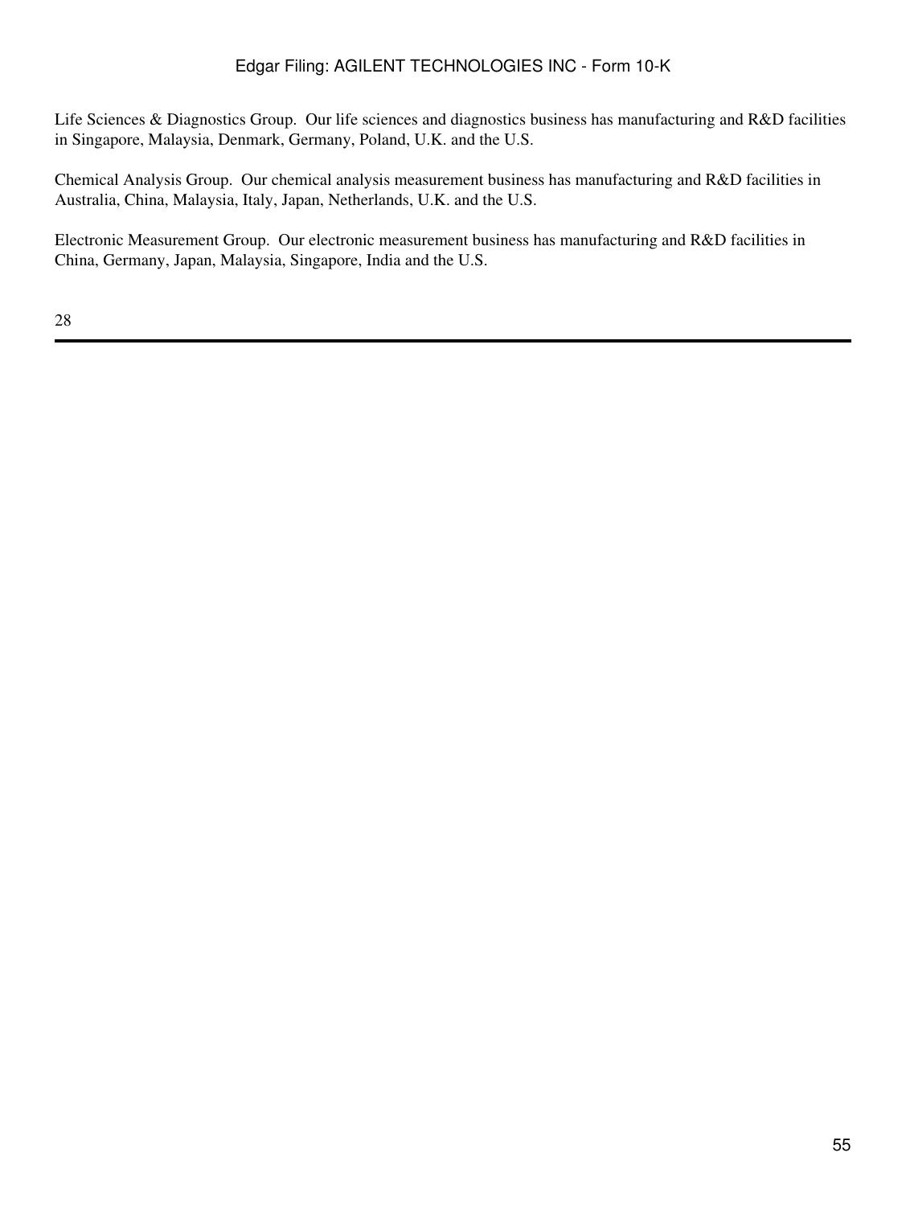Life Sciences & Diagnostics Group. Our life sciences and diagnostics business has manufacturing and R&D facilities in Singapore, Malaysia, Denmark, Germany, Poland, U.K. and the U.S.

Chemical Analysis Group. Our chemical analysis measurement business has manufacturing and R&D facilities in Australia, China, Malaysia, Italy, Japan, Netherlands, U.K. and the U.S.

Electronic Measurement Group. Our electronic measurement business has manufacturing and R&D facilities in China, Germany, Japan, Malaysia, Singapore, India and the U.S.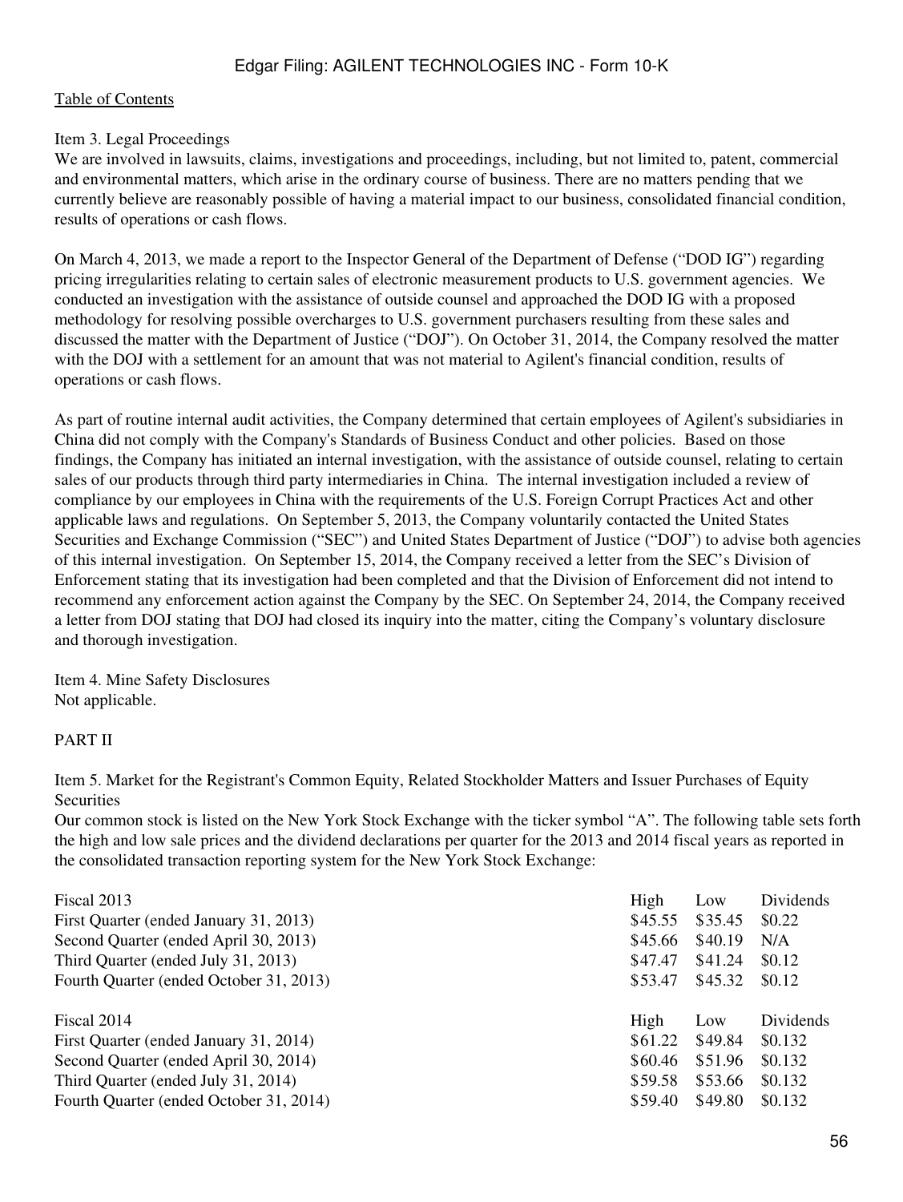Table of Contents

## Item 3. Legal Proceedings

We are involved in lawsuits, claims, investigations and proceedings, including, but not limited to, patent, commercial and environmental matters, which arise in the ordinary course of business. There are no matters pending that we currently believe are reasonably possible of having a material impact to our business, consolidated financial condition, results of operations or cash flows.

On March 4, 2013, we made a report to the Inspector General of the Department of Defense ("DOD IG") regarding pricing irregularities relating to certain sales of electronic measurement products to U.S. government agencies. We conducted an investigation with the assistance of outside counsel and approached the DOD IG with a proposed methodology for resolving possible overcharges to U.S. government purchasers resulting from these sales and discussed the matter with the Department of Justice ("DOJ"). On October 31, 2014, the Company resolved the matter with the DOJ with a settlement for an amount that was not material to Agilent's financial condition, results of operations or cash flows.

As part of routine internal audit activities, the Company determined that certain employees of Agilent's subsidiaries in China did not comply with the Company's Standards of Business Conduct and other policies. Based on those findings, the Company has initiated an internal investigation, with the assistance of outside counsel, relating to certain sales of our products through third party intermediaries in China. The internal investigation included a review of compliance by our employees in China with the requirements of the U.S. Foreign Corrupt Practices Act and other applicable laws and regulations. On September 5, 2013, the Company voluntarily contacted the United States Securities and Exchange Commission ("SEC") and United States Department of Justice ("DOJ") to advise both agencies of this internal investigation. On September 15, 2014, the Company received a letter from the SEC's Division of Enforcement stating that its investigation had been completed and that the Division of Enforcement did not intend to recommend any enforcement action against the Company by the SEC. On September 24, 2014, the Company received a letter from DOJ stating that DOJ had closed its inquiry into the matter, citing the Company's voluntary disclosure and thorough investigation.

## Item 4. Mine Safety Disclosures

Not applicable.

# PART II

## Item 5. Market for the Registrant's Common Equity, Related Stockholder Matters and Issuer Purchases of Equity Securities

Our common stock is listed on the New York Stock Exchange with the ticker symbol "A". The following table sets forth the high and low sale prices and the dividend declarations per quarter for the 2013 and 2014 fiscal years as reported in the consolidated transaction reporting system for the New York Stock Exchange:

| Fiscal 2013 | High | Low | Dividends |
|---|---|---|---|
| First Quarter (ended January 31, 2013) | $45.55 | $35.45 | $0.22 |
| Second Quarter (ended April 30, 2013) | $45.66 | $40.19 | N/A |
| Third Quarter (ended July 31, 2013) | $47.47 | $41.24 | $0.12 |
| Fourth Quarter (ended October 31, 2013) | $53.47 | $45.32 | $0.12 |

| Fiscal 2014 | High | Low | Dividends |
|---|---|---|---|
| First Quarter (ended January 31, 2014) | $61.22 | $49.84 | $0.132 |
| Second Quarter (ended April 30, 2014) | $60.46 | $51.96 | $0.132 |
| Third Quarter (ended July 31, 2014) | $59.58 | $53.66 | $0.132 |
| Fourth Quarter (ended October 31, 2014) | $59.40 | $49.80 | $0.132 |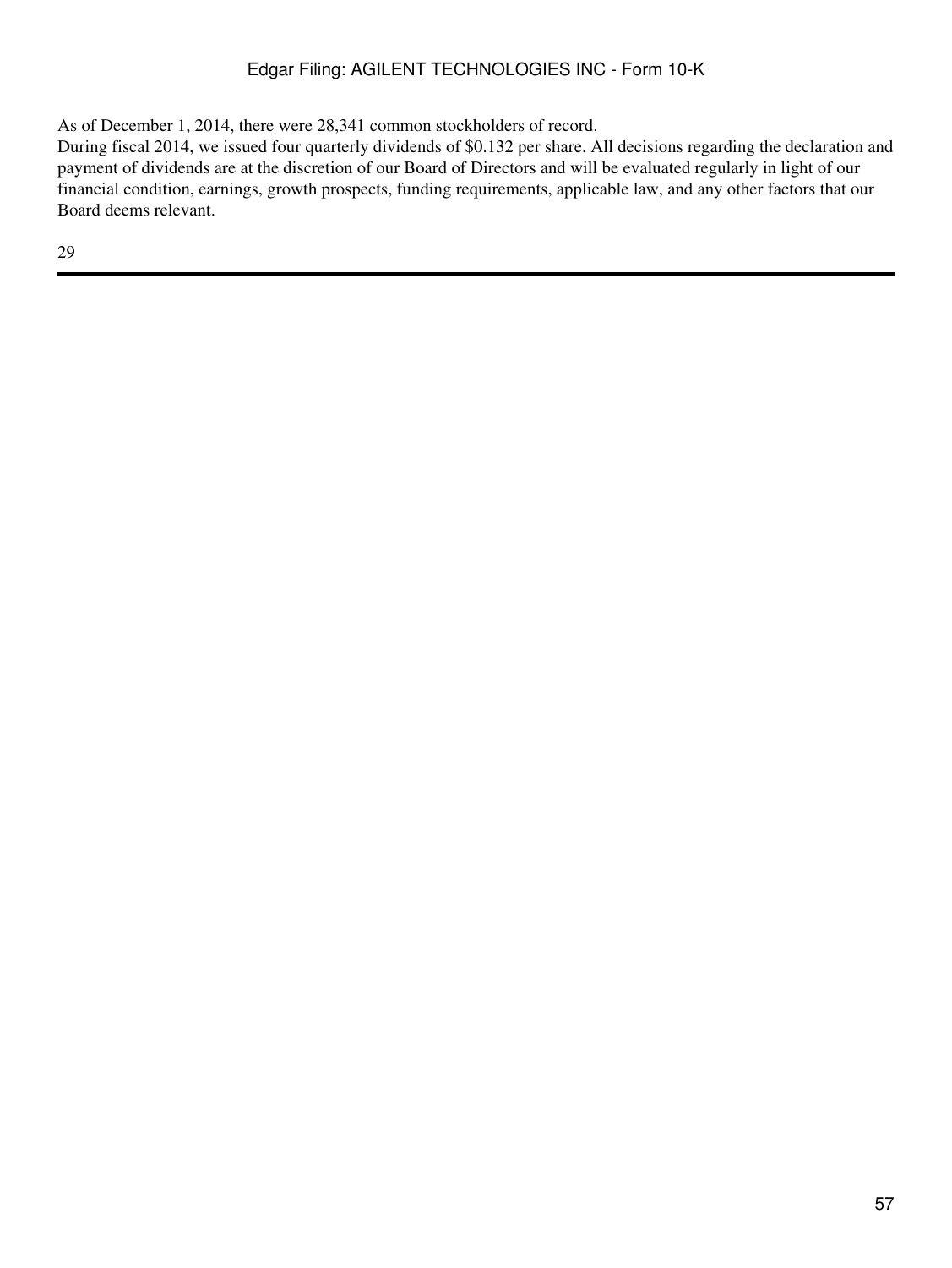As of December 1, 2014, there were 28,341 common stockholders of record.

During fiscal 2014, we issued four quarterly dividends of $0.132 per share. All decisions regarding the declaration and payment of dividends are at the discretion of our Board of Directors and will be evaluated regularly in light of our financial condition, earnings, growth prospects, funding requirements, applicable law, and any other factors that our Board deems relevant.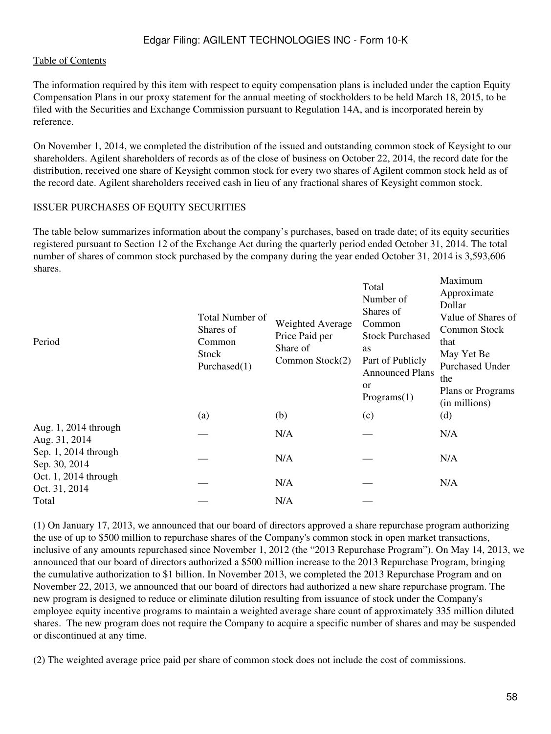The information required by this item with respect to equity compensation plans is included under the caption Equity Compensation Plans in our proxy statement for the annual meeting of stockholders to be held March 18, 2015, to be filed with the Securities and Exchange Commission pursuant to Regulation 14A, and is incorporated herein by reference.

On November 1, 2014, we completed the distribution of the issued and outstanding common stock of Keysight to our shareholders. Agilent shareholders of records as of the close of business on October 22, 2014, the record date for the distribution, received one share of Keysight common stock for every two shares of Agilent common stock held as of the record date. Agilent shareholders received cash in lieu of any fractional shares of Keysight common stock.

ISSUER PURCHASES OF EQUITY SECURITIES

The table below summarizes information about the company's purchases, based on trade date; of its equity securities registered pursuant to Section 12 of the Exchange Act during the quarterly period ended October 31, 2014. The total number of shares of common stock purchased by the company during the year ended October 31, 2014 is 3,593,606 shares.

| Period | Total Number of Shares of Common Stock Purchased(1) | Weighted Average Price Paid per Share of Common Stock(2) | Total Number of Shares of Common Stock Purchased as Part of Publicly Announced Plans or Programs(1) | Maximum Approximate Dollar Value of Shares of Common Stock that May Yet Be Purchased Under the Plans or Programs (in millions) |
|---|---|---|---|---|
| | (a) | (b) | (c) | (d) |
| Aug. 1, 2014 through Aug. 31, 2014 | — | N/A | — | N/A |
| Sep. 1, 2014 through Sep. 30, 2014 | — | N/A | — | N/A |
| Oct. 1, 2014 through Oct. 31, 2014 | — | N/A | — | N/A |
| Total | — | N/A | — | |

(1) On January 17, 2013, we announced that our board of directors approved a share repurchase program authorizing the use of up to $500 million to repurchase shares of the Company's common stock in open market transactions, inclusive of any amounts repurchased since November 1, 2012 (the "2013 Repurchase Program"). On May 14, 2013, we announced that our board of directors authorized a $500 million increase to the 2013 Repurchase Program, bringing the cumulative authorization to $1 billion. In November 2013, we completed the 2013 Repurchase Program and on November 22, 2013, we announced that our board of directors had authorized a new share repurchase program. The new program is designed to reduce or eliminate dilution resulting from issuance of stock under the Company's employee equity incentive programs to maintain a weighted average share count of approximately 335 million diluted shares. The new program does not require the Company to acquire a specific number of shares and may be suspended or discontinued at any time.

(2) The weighted average price paid per share of common stock does not include the cost of commissions.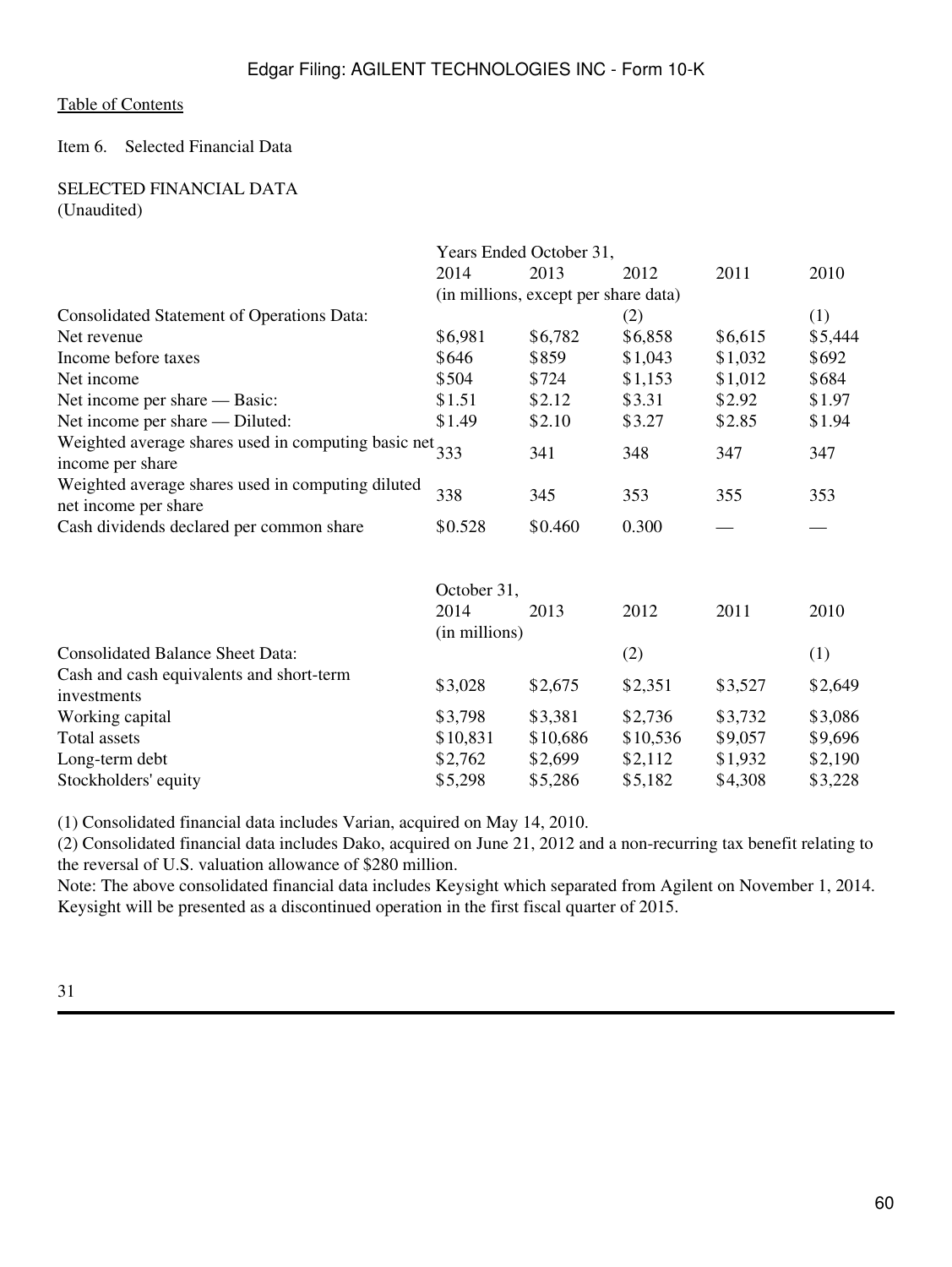Table of Contents

Item 6. Selected Financial Data

SELECTED FINANCIAL DATA
(Unaudited)

| | Years Ended October 31, | | | | |
|---|---|---|---|---|---|
| | 2014 | 2013 | 2012 | 2011 | 2010 |
| | (in millions, except per share data) | | | | |
| Consolidated Statement of Operations Data: | | | (2) | | (1) |
| Net revenue | $6,981 | $6,782 | $6,858 | $6,615 | $5,444 |
| Income before taxes | $646 | $859 | $1,043 | $1,032 | $692 |
| Net income | $504 | $724 | $1,153 | $1,012 | $684 |
| Net income per share — Basic: | $1.51 | $2.12 | $3.31 | $2.92 | $1.97 |
| Net income per share — Diluted: | $1.49 | $2.10 | $3.27 | $2.85 | $1.94 |
| Weighted average shares used in computing basic net income per share | 333 | 341 | 348 | 347 | 347 |
| Weighted average shares used in computing diluted net income per share | 338 | 345 | 353 | 355 | 353 |
| Cash dividends declared per common share | $0.528 | $0.460 | 0.300 | — | — |

| | October 31, | | | | |
|---|---|---|---|---|---|
| | 2014 | 2013 | 2012 | 2011 | 2010 |
| | (in millions) | | | | |
| Consolidated Balance Sheet Data: | | | (2) | | (1) |
| Cash and cash equivalents and short-term investments | $3,028 | $2,675 | $2,351 | $3,527 | $2,649 |
| Working capital | $3,798 | $3,381 | $2,736 | $3,732 | $3,086 |
| Total assets | $10,831 | $10,686 | $10,536 | $9,057 | $9,696 |
| Long-term debt | $2,762 | $2,699 | $2,112 | $1,932 | $2,190 |
| Stockholders' equity | $5,298 | $5,286 | $5,182 | $4,308 | $3,228 |

(1) Consolidated financial data includes Varian, acquired on May 14, 2010.
(2) Consolidated financial data includes Dako, acquired on June 21, 2012 and a non-recurring tax benefit relating to the reversal of U.S. valuation allowance of $280 million.
Note: The above consolidated financial data includes Keysight which separated from Agilent on November 1, 2014. Keysight will be presented as a discontinued operation in the first fiscal quarter of 2015.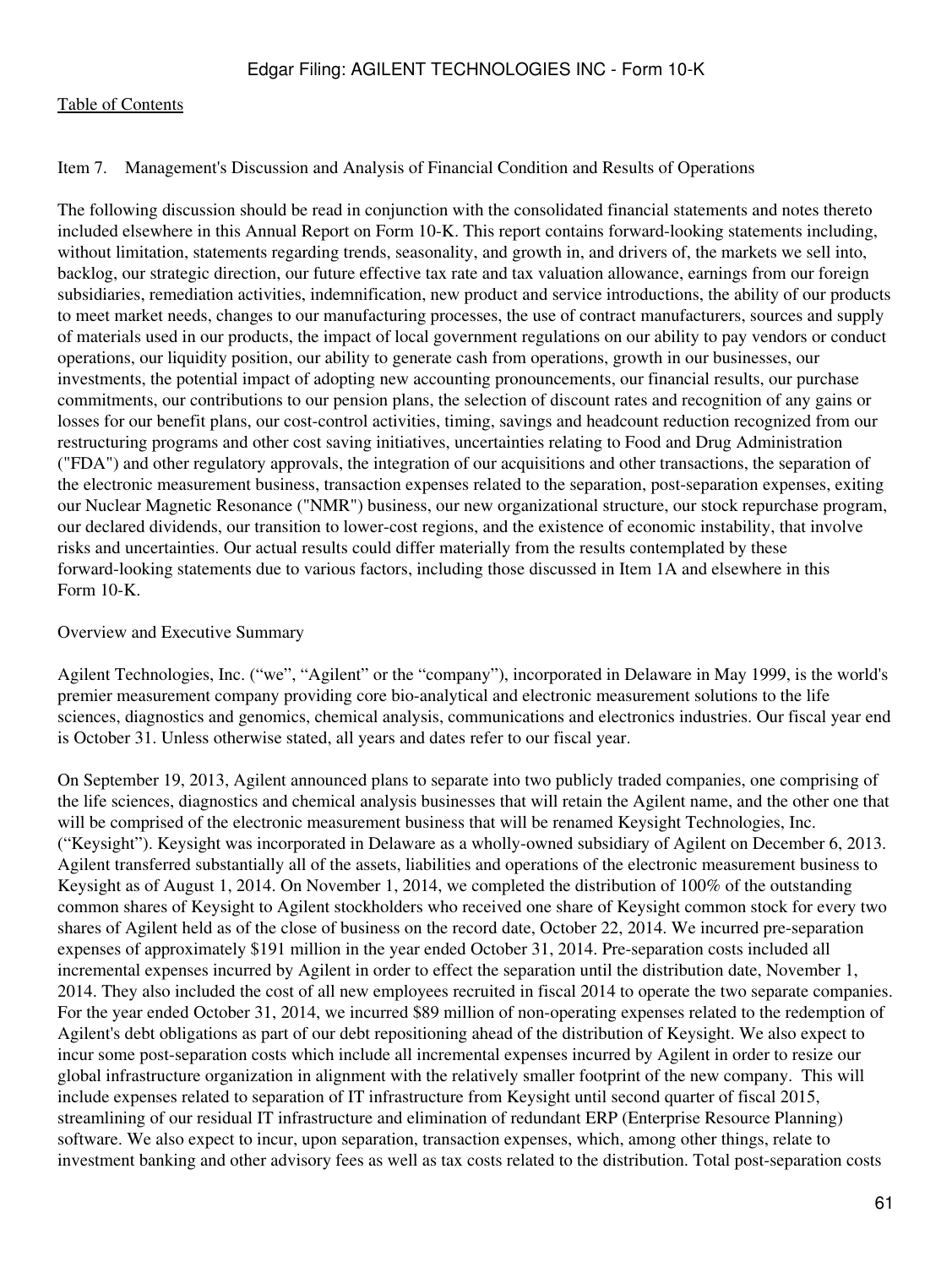## Item 7. Management's Discussion and Analysis of Financial Condition and Results of Operations

The following discussion should be read in conjunction with the consolidated financial statements and notes thereto included elsewhere in this Annual Report on Form 10-K. This report contains forward-looking statements including, without limitation, statements regarding trends, seasonality, and growth in, and drivers of, the markets we sell into, backlog, our strategic direction, our future effective tax rate and tax valuation allowance, earnings from our foreign subsidiaries, remediation activities, indemnification, new product and service introductions, the ability of our products to meet market needs, changes to our manufacturing processes, the use of contract manufacturers, sources and supply of materials used in our products, the impact of local government regulations on our ability to pay vendors or conduct operations, our liquidity position, our ability to generate cash from operations, growth in our businesses, our investments, the potential impact of adopting new accounting pronouncements, our financial results, our purchase commitments, our contributions to our pension plans, the selection of discount rates and recognition of any gains or losses for our benefit plans, our cost-control activities, timing, savings and headcount reduction recognized from our restructuring programs and other cost saving initiatives, uncertainties relating to Food and Drug Administration ("FDA") and other regulatory approvals, the integration of our acquisitions and other transactions, the separation of the electronic measurement business, transaction expenses related to the separation, post-separation expenses, exiting our Nuclear Magnetic Resonance ("NMR") business, our new organizational structure, our stock repurchase program, our declared dividends, our transition to lower-cost regions, and the existence of economic instability, that involve risks and uncertainties. Our actual results could differ materially from the results contemplated by these forward-looking statements due to various factors, including those discussed in Item 1A and elsewhere in this Form 10-K.

### Overview and Executive Summary

Agilent Technologies, Inc. ("we", "Agilent" or the "company"), incorporated in Delaware in May 1999, is the world's premier measurement company providing core bio-analytical and electronic measurement solutions to the life sciences, diagnostics and genomics, chemical analysis, communications and electronics industries. Our fiscal year end is October 31. Unless otherwise stated, all years and dates refer to our fiscal year.

On September 19, 2013, Agilent announced plans to separate into two publicly traded companies, one comprising of the life sciences, diagnostics and chemical analysis businesses that will retain the Agilent name, and the other one that will be comprised of the electronic measurement business that will be renamed Keysight Technologies, Inc. ("Keysight"). Keysight was incorporated in Delaware as a wholly-owned subsidiary of Agilent on December 6, 2013. Agilent transferred substantially all of the assets, liabilities and operations of the electronic measurement business to Keysight as of August 1, 2014. On November 1, 2014, we completed the distribution of 100% of the outstanding common shares of Keysight to Agilent stockholders who received one share of Keysight common stock for every two shares of Agilent held as of the close of business on the record date, October 22, 2014. We incurred pre-separation expenses of approximately $191 million in the year ended October 31, 2014. Pre-separation costs included all incremental expenses incurred by Agilent in order to effect the separation until the distribution date, November 1, 2014. They also included the cost of all new employees recruited in fiscal 2014 to operate the two separate companies. For the year ended October 31, 2014, we incurred $89 million of non-operating expenses related to the redemption of Agilent's debt obligations as part of our debt repositioning ahead of the distribution of Keysight. We also expect to incur some post-separation costs which include all incremental expenses incurred by Agilent in order to resize our global infrastructure organization in alignment with the relatively smaller footprint of the new company. This will include expenses related to separation of IT infrastructure from Keysight until second quarter of fiscal 2015, streamlining of our residual IT infrastructure and elimination of redundant ERP (Enterprise Resource Planning) software. We also expect to incur, upon separation, transaction expenses, which, among other things, relate to investment banking and other advisory fees as well as tax costs related to the distribution. Total post-separation costs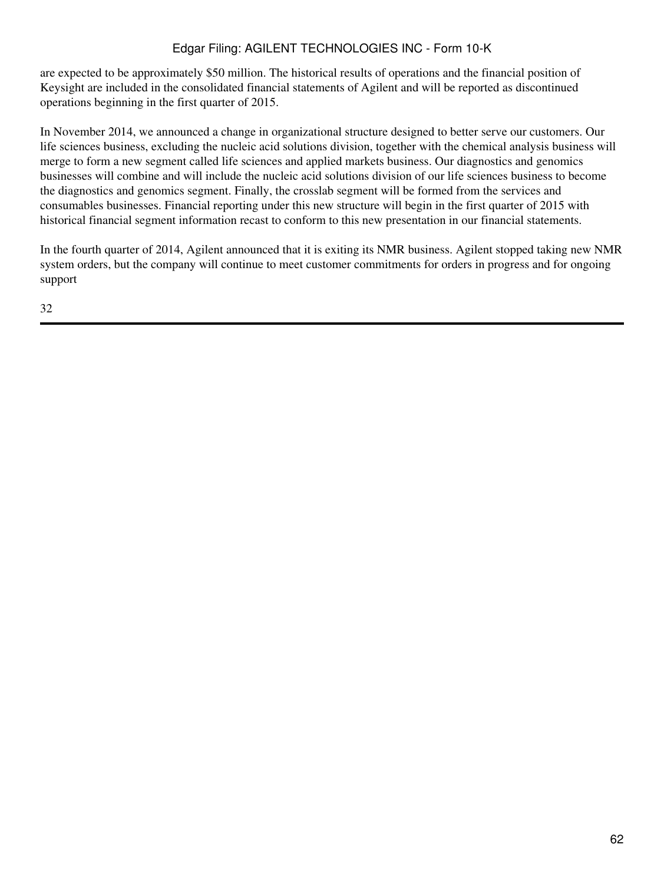are expected to be approximately $50 million. The historical results of operations and the financial position of Keysight are included in the consolidated financial statements of Agilent and will be reported as discontinued operations beginning in the first quarter of 2015.

In November 2014, we announced a change in organizational structure designed to better serve our customers. Our life sciences business, excluding the nucleic acid solutions division, together with the chemical analysis business will merge to form a new segment called life sciences and applied markets business. Our diagnostics and genomics businesses will combine and will include the nucleic acid solutions division of our life sciences business to become the diagnostics and genomics segment. Finally, the crosslab segment will be formed from the services and consumables businesses. Financial reporting under this new structure will begin in the first quarter of 2015 with historical financial segment information recast to conform to this new presentation in our financial statements.

In the fourth quarter of 2014, Agilent announced that it is exiting its NMR business. Agilent stopped taking new NMR system orders, but the company will continue to meet customer commitments for orders in progress and for ongoing support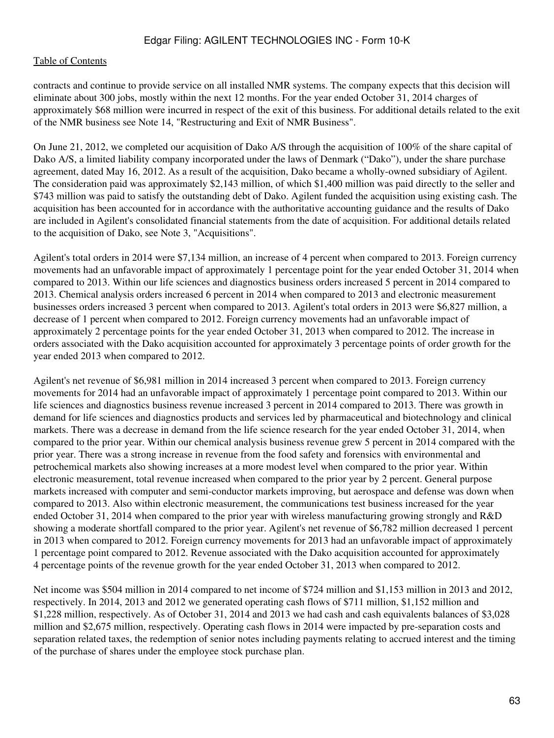contracts and continue to provide service on all installed NMR systems. The company expects that this decision will eliminate about 300 jobs, mostly within the next 12 months. For the year ended October 31, 2014 charges of approximately $68 million were incurred in respect of the exit of this business. For additional details related to the exit of the NMR business see Note 14, "Restructuring and Exit of NMR Business".

On June 21, 2012, we completed our acquisition of Dako A/S through the acquisition of 100% of the share capital of Dako A/S, a limited liability company incorporated under the laws of Denmark ("Dako"), under the share purchase agreement, dated May 16, 2012. As a result of the acquisition, Dako became a wholly-owned subsidiary of Agilent. The consideration paid was approximately $2,143 million, of which $1,400 million was paid directly to the seller and $743 million was paid to satisfy the outstanding debt of Dako. Agilent funded the acquisition using existing cash. The acquisition has been accounted for in accordance with the authoritative accounting guidance and the results of Dako are included in Agilent's consolidated financial statements from the date of acquisition. For additional details related to the acquisition of Dako, see Note 3, "Acquisitions".

Agilent's total orders in 2014 were $7,134 million, an increase of 4 percent when compared to 2013. Foreign currency movements had an unfavorable impact of approximately 1 percentage point for the year ended October 31, 2014 when compared to 2013. Within our life sciences and diagnostics business orders increased 5 percent in 2014 compared to 2013. Chemical analysis orders increased 6 percent in 2014 when compared to 2013 and electronic measurement businesses orders increased 3 percent when compared to 2013. Agilent's total orders in 2013 were $6,827 million, a decrease of 1 percent when compared to 2012. Foreign currency movements had an unfavorable impact of approximately 2 percentage points for the year ended October 31, 2013 when compared to 2012. The increase in orders associated with the Dako acquisition accounted for approximately 3 percentage points of order growth for the year ended 2013 when compared to 2012.

Agilent's net revenue of $6,981 million in 2014 increased 3 percent when compared to 2013. Foreign currency movements for 2014 had an unfavorable impact of approximately 1 percentage point compared to 2013. Within our life sciences and diagnostics business revenue increased 3 percent in 2014 compared to 2013. There was growth in demand for life sciences and diagnostics products and services led by pharmaceutical and biotechnology and clinical markets. There was a decrease in demand from the life science research for the year ended October 31, 2014, when compared to the prior year. Within our chemical analysis business revenue grew 5 percent in 2014 compared with the prior year. There was a strong increase in revenue from the food safety and forensics with environmental and petrochemical markets also showing increases at a more modest level when compared to the prior year. Within electronic measurement, total revenue increased when compared to the prior year by 2 percent. General purpose markets increased with computer and semi-conductor markets improving, but aerospace and defense was down when compared to 2013. Also within electronic measurement, the communications test business increased for the year ended October 31, 2014 when compared to the prior year with wireless manufacturing growing strongly and R&D showing a moderate shortfall compared to the prior year. Agilent's net revenue of $6,782 million decreased 1 percent in 2013 when compared to 2012. Foreign currency movements for 2013 had an unfavorable impact of approximately 1 percentage point compared to 2012. Revenue associated with the Dako acquisition accounted for approximately 4 percentage points of the revenue growth for the year ended October 31, 2013 when compared to 2012.

Net income was $504 million in 2014 compared to net income of $724 million and $1,153 million in 2013 and 2012, respectively. In 2014, 2013 and 2012 we generated operating cash flows of $711 million, $1,152 million and $1,228 million, respectively. As of October 31, 2014 and 2013 we had cash and cash equivalents balances of $3,028 million and $2,675 million, respectively. Operating cash flows in 2014 were impacted by pre-separation costs and separation related taxes, the redemption of senior notes including payments relating to accrued interest and the timing of the purchase of shares under the employee stock purchase plan.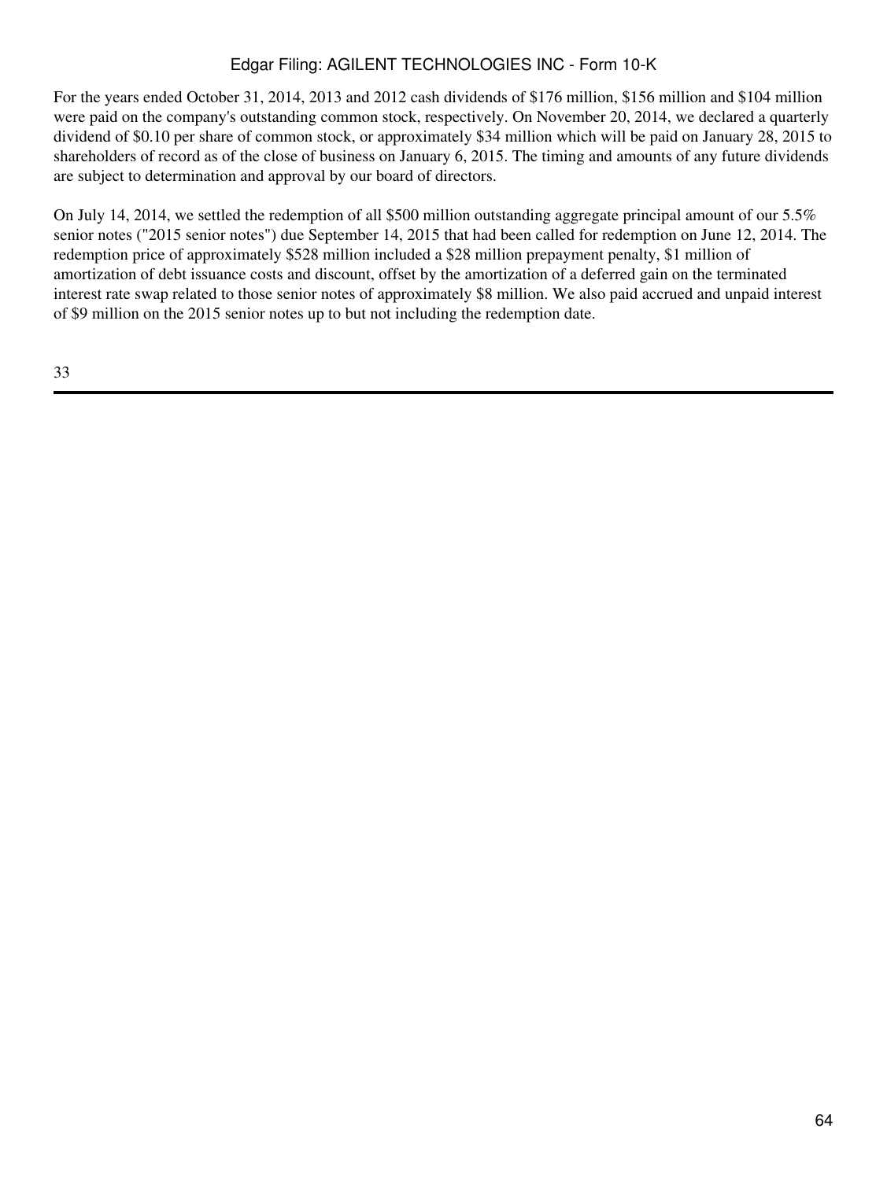For the years ended October 31, 2014, 2013 and 2012 cash dividends of $176 million, $156 million and $104 million were paid on the company's outstanding common stock, respectively. On November 20, 2014, we declared a quarterly dividend of $0.10 per share of common stock, or approximately $34 million which will be paid on January 28, 2015 to shareholders of record as of the close of business on January 6, 2015. The timing and amounts of any future dividends are subject to determination and approval by our board of directors.

On July 14, 2014, we settled the redemption of all $500 million outstanding aggregate principal amount of our 5.5% senior notes ("2015 senior notes") due September 14, 2015 that had been called for redemption on June 12, 2014. The redemption price of approximately $528 million included a $28 million prepayment penalty, $1 million of amortization of debt issuance costs and discount, offset by the amortization of a deferred gain on the terminated interest rate swap related to those senior notes of approximately $8 million. We also paid accrued and unpaid interest of $9 million on the 2015 senior notes up to but not including the redemption date.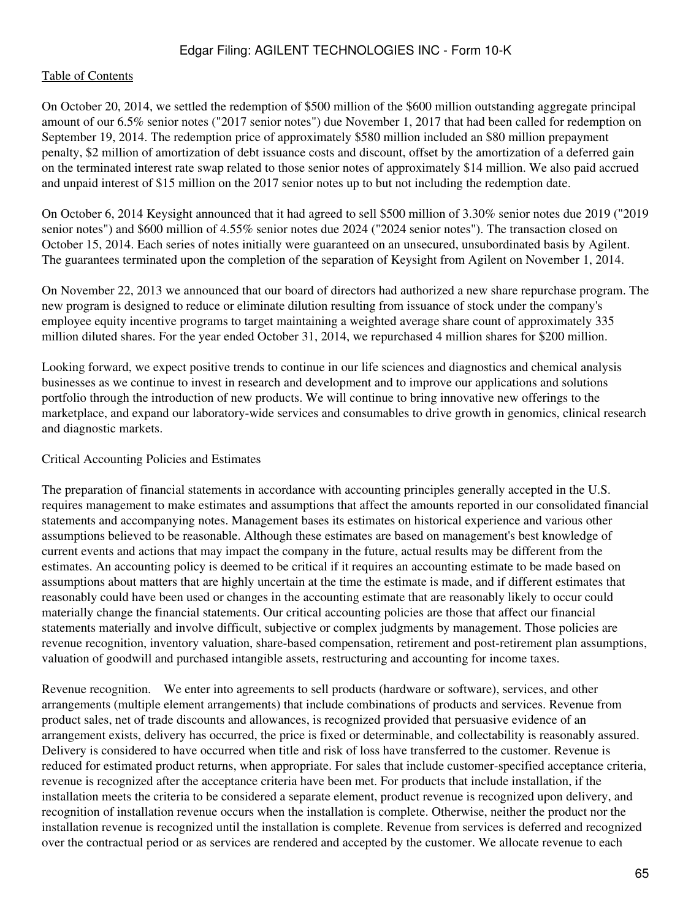On October 20, 2014, we settled the redemption of $500 million of the $600 million outstanding aggregate principal amount of our 6.5% senior notes ("2017 senior notes") due November 1, 2017 that had been called for redemption on September 19, 2014. The redemption price of approximately $580 million included an $80 million prepayment penalty, $2 million of amortization of debt issuance costs and discount, offset by the amortization of a deferred gain on the terminated interest rate swap related to those senior notes of approximately $14 million. We also paid accrued and unpaid interest of $15 million on the 2017 senior notes up to but not including the redemption date.

On October 6, 2014 Keysight announced that it had agreed to sell $500 million of 3.30% senior notes due 2019 ("2019 senior notes") and $600 million of 4.55% senior notes due 2024 ("2024 senior notes"). The transaction closed on October 15, 2014. Each series of notes initially were guaranteed on an unsecured, unsubordinated basis by Agilent. The guarantees terminated upon the completion of the separation of Keysight from Agilent on November 1, 2014.

On November 22, 2013 we announced that our board of directors had authorized a new share repurchase program. The new program is designed to reduce or eliminate dilution resulting from issuance of stock under the company's employee equity incentive programs to target maintaining a weighted average share count of approximately 335 million diluted shares. For the year ended October 31, 2014, we repurchased 4 million shares for $200 million.

Looking forward, we expect positive trends to continue in our life sciences and diagnostics and chemical analysis businesses as we continue to invest in research and development and to improve our applications and solutions portfolio through the introduction of new products. We will continue to bring innovative new offerings to the marketplace, and expand our laboratory-wide services and consumables to drive growth in genomics, clinical research and diagnostic markets.

## Critical Accounting Policies and Estimates

The preparation of financial statements in accordance with accounting principles generally accepted in the U.S. requires management to make estimates and assumptions that affect the amounts reported in our consolidated financial statements and accompanying notes. Management bases its estimates on historical experience and various other assumptions believed to be reasonable. Although these estimates are based on management's best knowledge of current events and actions that may impact the company in the future, actual results may be different from the estimates. An accounting policy is deemed to be critical if it requires an accounting estimate to be made based on assumptions about matters that are highly uncertain at the time the estimate is made, and if different estimates that reasonably could have been used or changes in the accounting estimate that are reasonably likely to occur could materially change the financial statements. Our critical accounting policies are those that affect our financial statements materially and involve difficult, subjective or complex judgments by management. Those policies are revenue recognition, inventory valuation, share-based compensation, retirement and post-retirement plan assumptions, valuation of goodwill and purchased intangible assets, restructuring and accounting for income taxes.

Revenue recognition. We enter into agreements to sell products (hardware or software), services, and other arrangements (multiple element arrangements) that include combinations of products and services. Revenue from product sales, net of trade discounts and allowances, is recognized provided that persuasive evidence of an arrangement exists, delivery has occurred, the price is fixed or determinable, and collectability is reasonably assured. Delivery is considered to have occurred when title and risk of loss have transferred to the customer. Revenue is reduced for estimated product returns, when appropriate. For sales that include customer-specified acceptance criteria, revenue is recognized after the acceptance criteria have been met. For products that include installation, if the installation meets the criteria to be considered a separate element, product revenue is recognized upon delivery, and recognition of installation revenue occurs when the installation is complete. Otherwise, neither the product nor the installation revenue is recognized until the installation is complete. Revenue from services is deferred and recognized over the contractual period or as services are rendered and accepted by the customer. We allocate revenue to each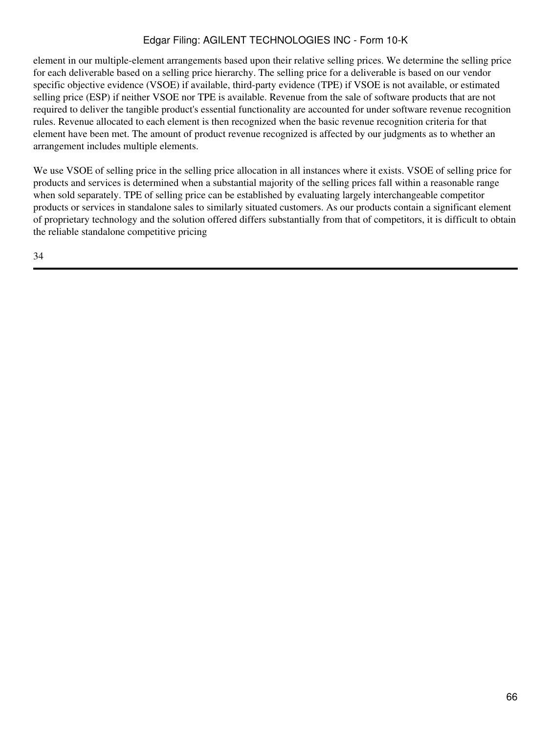element in our multiple-element arrangements based upon their relative selling prices. We determine the selling price for each deliverable based on a selling price hierarchy. The selling price for a deliverable is based on our vendor specific objective evidence (VSOE) if available, third-party evidence (TPE) if VSOE is not available, or estimated selling price (ESP) if neither VSOE nor TPE is available. Revenue from the sale of software products that are not required to deliver the tangible product's essential functionality are accounted for under software revenue recognition rules. Revenue allocated to each element is then recognized when the basic revenue recognition criteria for that element have been met. The amount of product revenue recognized is affected by our judgments as to whether an arrangement includes multiple elements.

We use VSOE of selling price in the selling price allocation in all instances where it exists. VSOE of selling price for products and services is determined when a substantial majority of the selling prices fall within a reasonable range when sold separately. TPE of selling price can be established by evaluating largely interchangeable competitor products or services in standalone sales to similarly situated customers. As our products contain a significant element of proprietary technology and the solution offered differs substantially from that of competitors, it is difficult to obtain the reliable standalone competitive pricing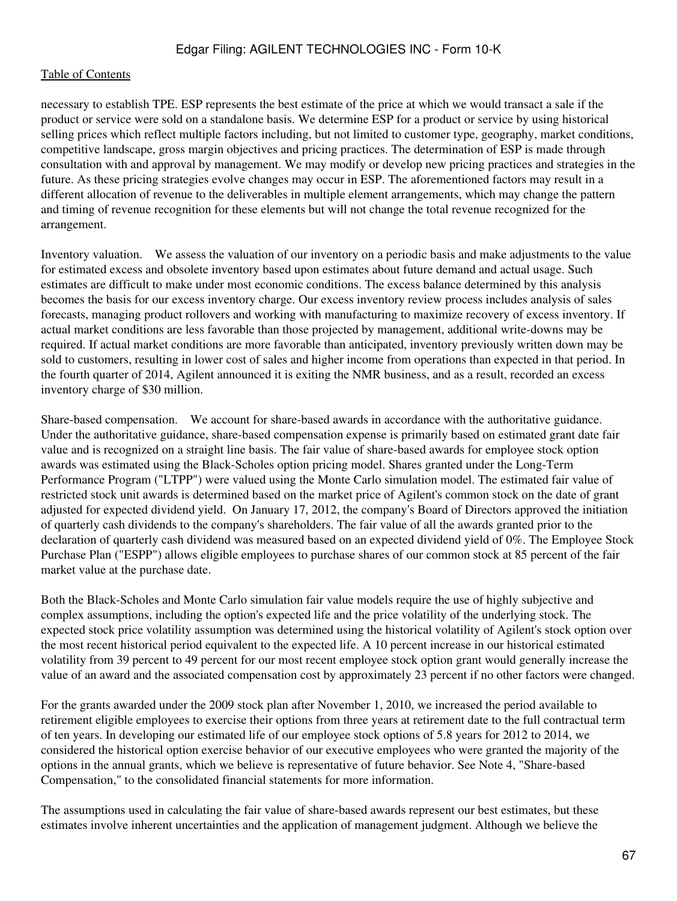necessary to establish TPE. ESP represents the best estimate of the price at which we would transact a sale if the product or service were sold on a standalone basis. We determine ESP for a product or service by using historical selling prices which reflect multiple factors including, but not limited to customer type, geography, market conditions, competitive landscape, gross margin objectives and pricing practices. The determination of ESP is made through consultation with and approval by management. We may modify or develop new pricing practices and strategies in the future. As these pricing strategies evolve changes may occur in ESP. The aforementioned factors may result in a different allocation of revenue to the deliverables in multiple element arrangements, which may change the pattern and timing of revenue recognition for these elements but will not change the total revenue recognized for the arrangement.

Inventory valuation. We assess the valuation of our inventory on a periodic basis and make adjustments to the value for estimated excess and obsolete inventory based upon estimates about future demand and actual usage. Such estimates are difficult to make under most economic conditions. The excess balance determined by this analysis becomes the basis for our excess inventory charge. Our excess inventory review process includes analysis of sales forecasts, managing product rollovers and working with manufacturing to maximize recovery of excess inventory. If actual market conditions are less favorable than those projected by management, additional write-downs may be required. If actual market conditions are more favorable than anticipated, inventory previously written down may be sold to customers, resulting in lower cost of sales and higher income from operations than expected in that period. In the fourth quarter of 2014, Agilent announced it is exiting the NMR business, and as a result, recorded an excess inventory charge of $30 million.

Share-based compensation. We account for share-based awards in accordance with the authoritative guidance. Under the authoritative guidance, share-based compensation expense is primarily based on estimated grant date fair value and is recognized on a straight line basis. The fair value of share-based awards for employee stock option awards was estimated using the Black-Scholes option pricing model. Shares granted under the Long-Term Performance Program ("LTPP") were valued using the Monte Carlo simulation model. The estimated fair value of restricted stock unit awards is determined based on the market price of Agilent's common stock on the date of grant adjusted for expected dividend yield. On January 17, 2012, the company's Board of Directors approved the initiation of quarterly cash dividends to the company's shareholders. The fair value of all the awards granted prior to the declaration of quarterly cash dividend was measured based on an expected dividend yield of 0%. The Employee Stock Purchase Plan ("ESPP") allows eligible employees to purchase shares of our common stock at 85 percent of the fair market value at the purchase date.

Both the Black-Scholes and Monte Carlo simulation fair value models require the use of highly subjective and complex assumptions, including the option's expected life and the price volatility of the underlying stock. The expected stock price volatility assumption was determined using the historical volatility of Agilent's stock option over the most recent historical period equivalent to the expected life. A 10 percent increase in our historical estimated volatility from 39 percent to 49 percent for our most recent employee stock option grant would generally increase the value of an award and the associated compensation cost by approximately 23 percent if no other factors were changed.

For the grants awarded under the 2009 stock plan after November 1, 2010, we increased the period available to retirement eligible employees to exercise their options from three years at retirement date to the full contractual term of ten years. In developing our estimated life of our employee stock options of 5.8 years for 2012 to 2014, we considered the historical option exercise behavior of our executive employees who were granted the majority of the options in the annual grants, which we believe is representative of future behavior. See Note 4, "Share-based Compensation," to the consolidated financial statements for more information.

The assumptions used in calculating the fair value of share-based awards represent our best estimates, but these estimates involve inherent uncertainties and the application of management judgment. Although we believe the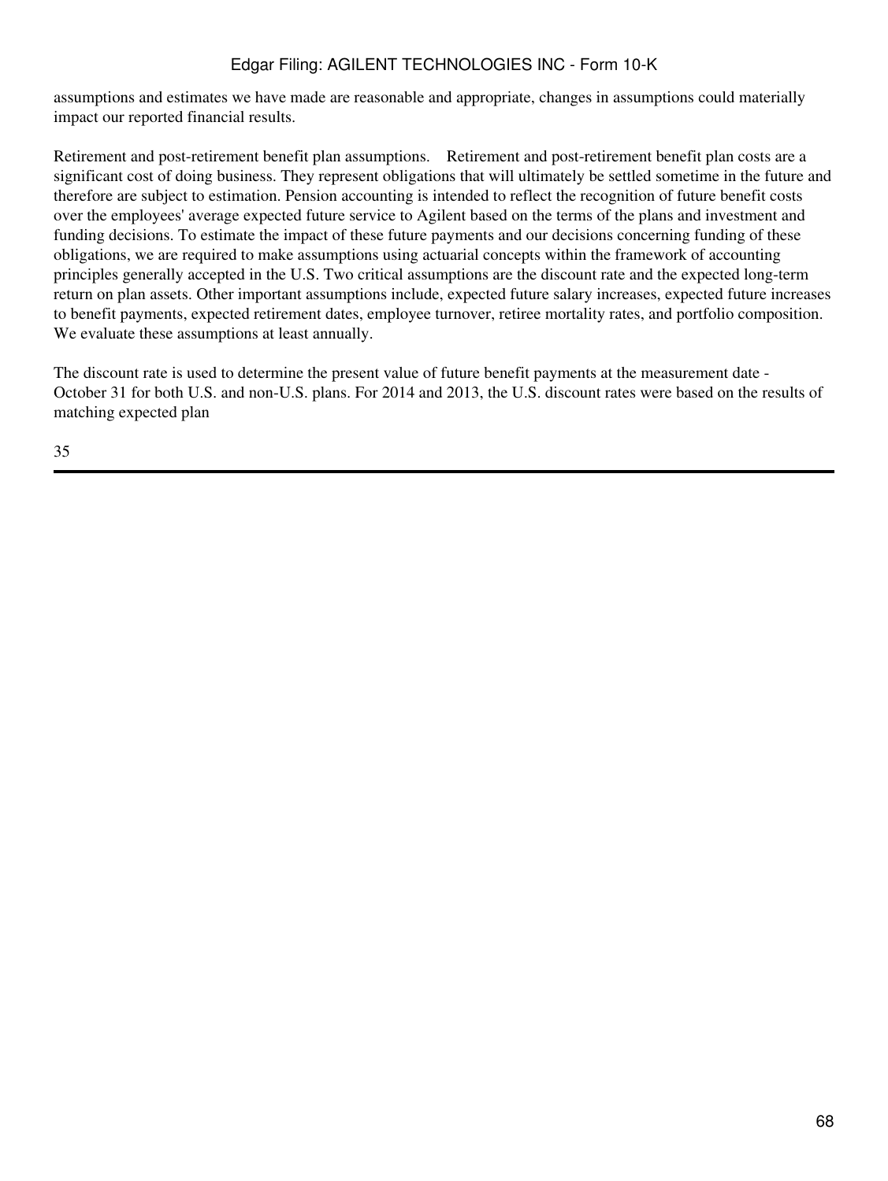assumptions and estimates we have made are reasonable and appropriate, changes in assumptions could materially impact our reported financial results.

Retirement and post-retirement benefit plan assumptions. Retirement and post-retirement benefit plan costs are a significant cost of doing business. They represent obligations that will ultimately be settled sometime in the future and therefore are subject to estimation. Pension accounting is intended to reflect the recognition of future benefit costs over the employees' average expected future service to Agilent based on the terms of the plans and investment and funding decisions. To estimate the impact of these future payments and our decisions concerning funding of these obligations, we are required to make assumptions using actuarial concepts within the framework of accounting principles generally accepted in the U.S. Two critical assumptions are the discount rate and the expected long-term return on plan assets. Other important assumptions include, expected future salary increases, expected future increases to benefit payments, expected retirement dates, employee turnover, retiree mortality rates, and portfolio composition. We evaluate these assumptions at least annually.

The discount rate is used to determine the present value of future benefit payments at the measurement date - October 31 for both U.S. and non-U.S. plans. For 2014 and 2013, the U.S. discount rates were based on the results of matching expected plan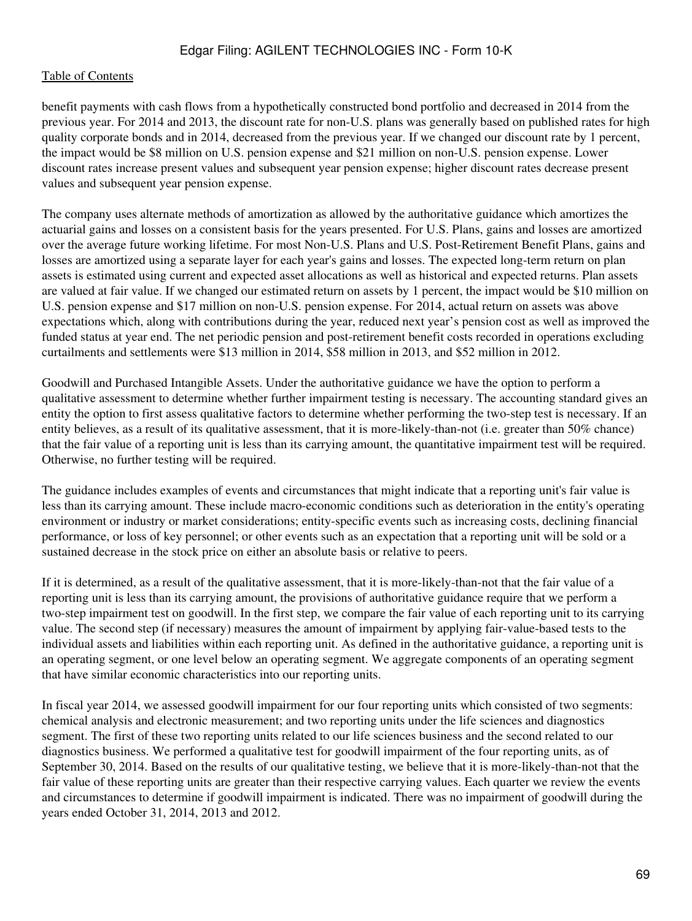benefit payments with cash flows from a hypothetically constructed bond portfolio and decreased in 2014 from the previous year. For 2014 and 2013, the discount rate for non-U.S. plans was generally based on published rates for high quality corporate bonds and in 2014, decreased from the previous year. If we changed our discount rate by 1 percent, the impact would be $8 million on U.S. pension expense and $21 million on non-U.S. pension expense. Lower discount rates increase present values and subsequent year pension expense; higher discount rates decrease present values and subsequent year pension expense.

The company uses alternate methods of amortization as allowed by the authoritative guidance which amortizes the actuarial gains and losses on a consistent basis for the years presented. For U.S. Plans, gains and losses are amortized over the average future working lifetime. For most Non-U.S. Plans and U.S. Post-Retirement Benefit Plans, gains and losses are amortized using a separate layer for each year's gains and losses. The expected long-term return on plan assets is estimated using current and expected asset allocations as well as historical and expected returns. Plan assets are valued at fair value. If we changed our estimated return on assets by 1 percent, the impact would be $10 million on U.S. pension expense and $17 million on non-U.S. pension expense. For 2014, actual return on assets was above expectations which, along with contributions during the year, reduced next year's pension cost as well as improved the funded status at year end. The net periodic pension and post-retirement benefit costs recorded in operations excluding curtailments and settlements were $13 million in 2014, $58 million in 2013, and $52 million in 2012.

Goodwill and Purchased Intangible Assets. Under the authoritative guidance we have the option to perform a qualitative assessment to determine whether further impairment testing is necessary. The accounting standard gives an entity the option to first assess qualitative factors to determine whether performing the two-step test is necessary. If an entity believes, as a result of its qualitative assessment, that it is more-likely-than-not (i.e. greater than 50% chance) that the fair value of a reporting unit is less than its carrying amount, the quantitative impairment test will be required. Otherwise, no further testing will be required.

The guidance includes examples of events and circumstances that might indicate that a reporting unit's fair value is less than its carrying amount. These include macro-economic conditions such as deterioration in the entity's operating environment or industry or market considerations; entity-specific events such as increasing costs, declining financial performance, or loss of key personnel; or other events such as an expectation that a reporting unit will be sold or a sustained decrease in the stock price on either an absolute basis or relative to peers.

If it is determined, as a result of the qualitative assessment, that it is more-likely-than-not that the fair value of a reporting unit is less than its carrying amount, the provisions of authoritative guidance require that we perform a two-step impairment test on goodwill. In the first step, we compare the fair value of each reporting unit to its carrying value. The second step (if necessary) measures the amount of impairment by applying fair-value-based tests to the individual assets and liabilities within each reporting unit. As defined in the authoritative guidance, a reporting unit is an operating segment, or one level below an operating segment. We aggregate components of an operating segment that have similar economic characteristics into our reporting units.

In fiscal year 2014, we assessed goodwill impairment for our four reporting units which consisted of two segments: chemical analysis and electronic measurement; and two reporting units under the life sciences and diagnostics segment. The first of these two reporting units related to our life sciences business and the second related to our diagnostics business. We performed a qualitative test for goodwill impairment of the four reporting units, as of September 30, 2014. Based on the results of our qualitative testing, we believe that it is more-likely-than-not that the fair value of these reporting units are greater than their respective carrying values. Each quarter we review the events and circumstances to determine if goodwill impairment is indicated. There was no impairment of goodwill during the years ended October 31, 2014, 2013 and 2012.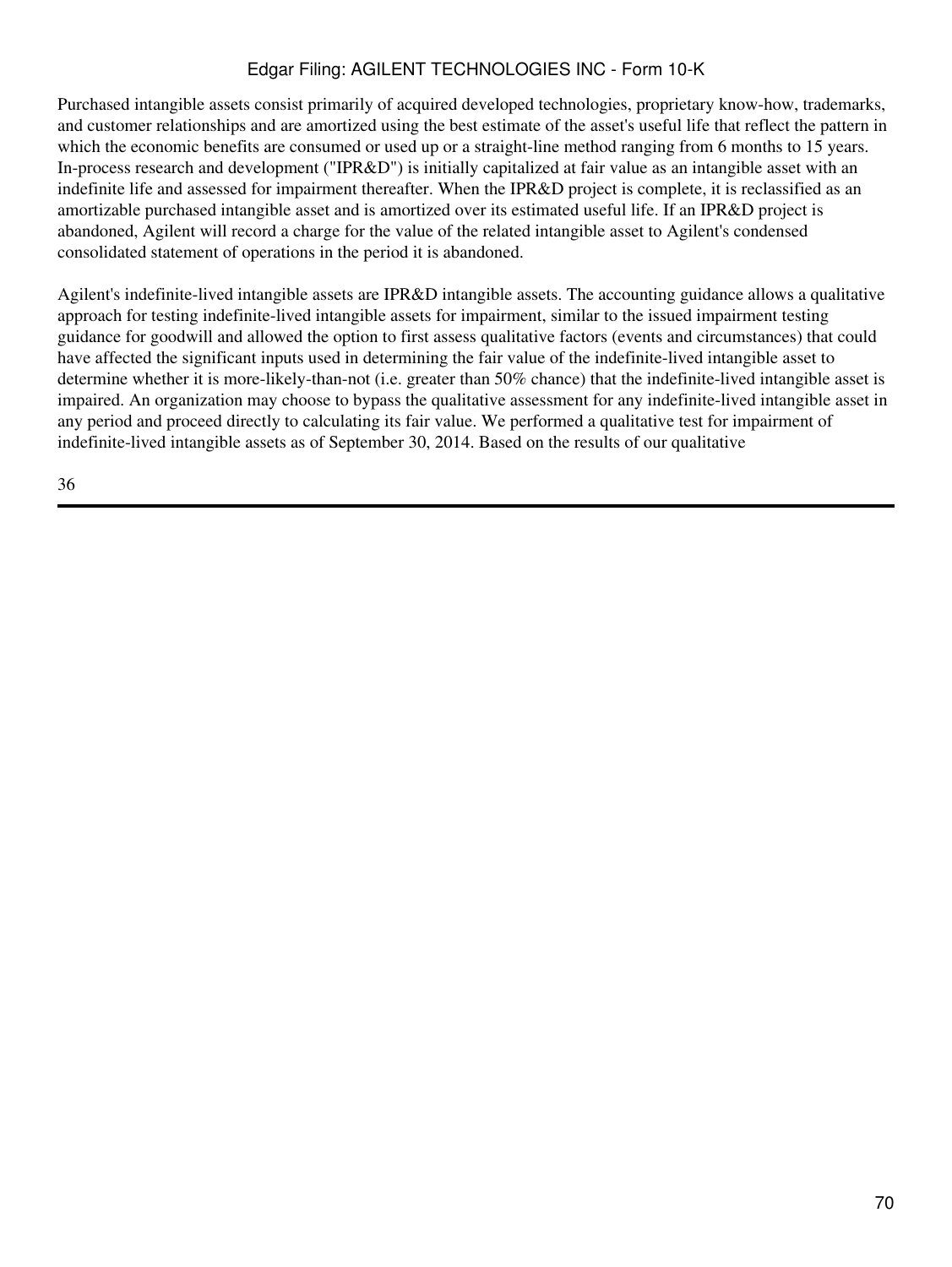Purchased intangible assets consist primarily of acquired developed technologies, proprietary know-how, trademarks, and customer relationships and are amortized using the best estimate of the asset's useful life that reflect the pattern in which the economic benefits are consumed or used up or a straight-line method ranging from 6 months to 15 years. In-process research and development ("IPR&D") is initially capitalized at fair value as an intangible asset with an indefinite life and assessed for impairment thereafter. When the IPR&D project is complete, it is reclassified as an amortizable purchased intangible asset and is amortized over its estimated useful life. If an IPR&D project is abandoned, Agilent will record a charge for the value of the related intangible asset to Agilent's condensed consolidated statement of operations in the period it is abandoned.

Agilent's indefinite-lived intangible assets are IPR&D intangible assets. The accounting guidance allows a qualitative approach for testing indefinite-lived intangible assets for impairment, similar to the issued impairment testing guidance for goodwill and allowed the option to first assess qualitative factors (events and circumstances) that could have affected the significant inputs used in determining the fair value of the indefinite-lived intangible asset to determine whether it is more-likely-than-not (i.e. greater than 50% chance) that the indefinite-lived intangible asset is impaired. An organization may choose to bypass the qualitative assessment for any indefinite-lived intangible asset in any period and proceed directly to calculating its fair value. We performed a qualitative test for impairment of indefinite-lived intangible assets as of September 30, 2014. Based on the results of our qualitative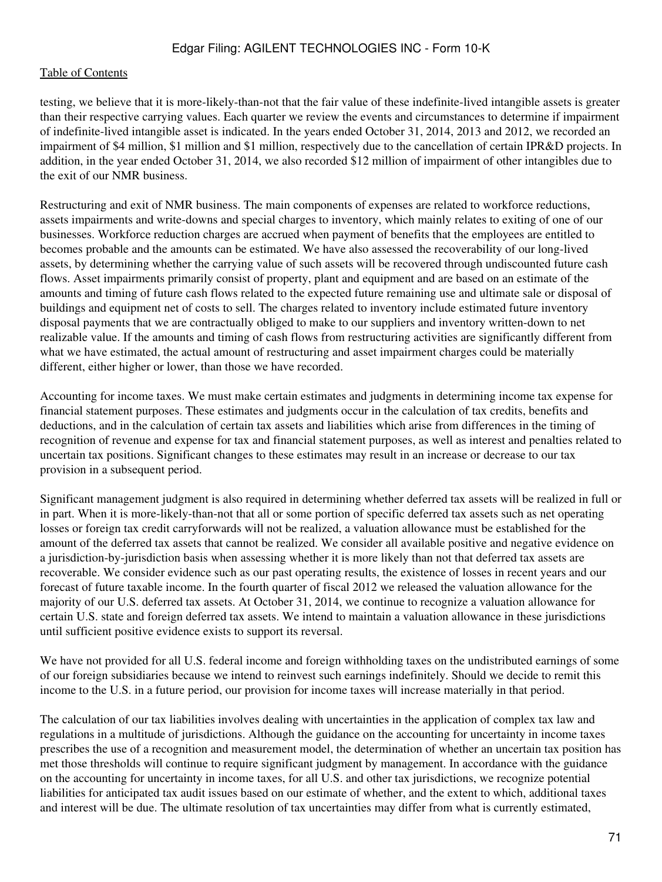testing, we believe that it is more-likely-than-not that the fair value of these indefinite-lived intangible assets is greater than their respective carrying values. Each quarter we review the events and circumstances to determine if impairment of indefinite-lived intangible asset is indicated. In the years ended October 31, 2014, 2013 and 2012, we recorded an impairment of $4 million, $1 million and $1 million, respectively due to the cancellation of certain IPR&D projects. In addition, in the year ended October 31, 2014, we also recorded $12 million of impairment of other intangibles due to the exit of our NMR business.

Restructuring and exit of NMR business. The main components of expenses are related to workforce reductions, assets impairments and write-downs and special charges to inventory, which mainly relates to exiting of one of our businesses. Workforce reduction charges are accrued when payment of benefits that the employees are entitled to becomes probable and the amounts can be estimated. We have also assessed the recoverability of our long-lived assets, by determining whether the carrying value of such assets will be recovered through undiscounted future cash flows. Asset impairments primarily consist of property, plant and equipment and are based on an estimate of the amounts and timing of future cash flows related to the expected future remaining use and ultimate sale or disposal of buildings and equipment net of costs to sell. The charges related to inventory include estimated future inventory disposal payments that we are contractually obliged to make to our suppliers and inventory written-down to net realizable value. If the amounts and timing of cash flows from restructuring activities are significantly different from what we have estimated, the actual amount of restructuring and asset impairment charges could be materially different, either higher or lower, than those we have recorded.

Accounting for income taxes. We must make certain estimates and judgments in determining income tax expense for financial statement purposes. These estimates and judgments occur in the calculation of tax credits, benefits and deductions, and in the calculation of certain tax assets and liabilities which arise from differences in the timing of recognition of revenue and expense for tax and financial statement purposes, as well as interest and penalties related to uncertain tax positions. Significant changes to these estimates may result in an increase or decrease to our tax provision in a subsequent period.

Significant management judgment is also required in determining whether deferred tax assets will be realized in full or in part. When it is more-likely-than-not that all or some portion of specific deferred tax assets such as net operating losses or foreign tax credit carryforwards will not be realized, a valuation allowance must be established for the amount of the deferred tax assets that cannot be realized. We consider all available positive and negative evidence on a jurisdiction-by-jurisdiction basis when assessing whether it is more likely than not that deferred tax assets are recoverable. We consider evidence such as our past operating results, the existence of losses in recent years and our forecast of future taxable income. In the fourth quarter of fiscal 2012 we released the valuation allowance for the majority of our U.S. deferred tax assets. At October 31, 2014, we continue to recognize a valuation allowance for certain U.S. state and foreign deferred tax assets. We intend to maintain a valuation allowance in these jurisdictions until sufficient positive evidence exists to support its reversal.

We have not provided for all U.S. federal income and foreign withholding taxes on the undistributed earnings of some of our foreign subsidiaries because we intend to reinvest such earnings indefinitely. Should we decide to remit this income to the U.S. in a future period, our provision for income taxes will increase materially in that period.

The calculation of our tax liabilities involves dealing with uncertainties in the application of complex tax law and regulations in a multitude of jurisdictions. Although the guidance on the accounting for uncertainty in income taxes prescribes the use of a recognition and measurement model, the determination of whether an uncertain tax position has met those thresholds will continue to require significant judgment by management. In accordance with the guidance on the accounting for uncertainty in income taxes, for all U.S. and other tax jurisdictions, we recognize potential liabilities for anticipated tax audit issues based on our estimate of whether, and the extent to which, additional taxes and interest will be due. The ultimate resolution of tax uncertainties may differ from what is currently estimated,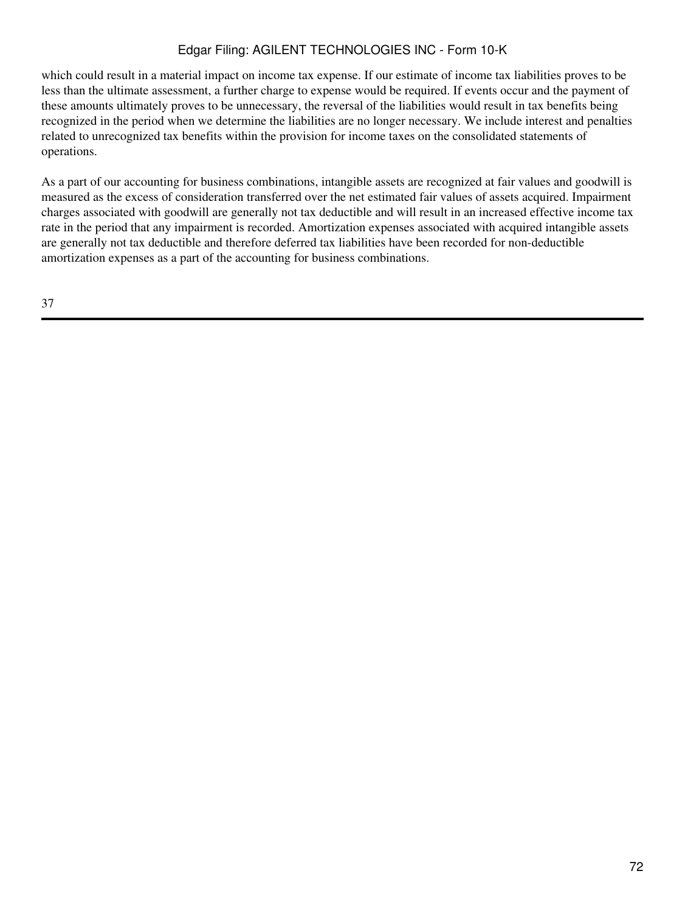which could result in a material impact on income tax expense. If our estimate of income tax liabilities proves to be less than the ultimate assessment, a further charge to expense would be required. If events occur and the payment of these amounts ultimately proves to be unnecessary, the reversal of the liabilities would result in tax benefits being recognized in the period when we determine the liabilities are no longer necessary. We include interest and penalties related to unrecognized tax benefits within the provision for income taxes on the consolidated statements of operations.

As a part of our accounting for business combinations, intangible assets are recognized at fair values and goodwill is measured as the excess of consideration transferred over the net estimated fair values of assets acquired. Impairment charges associated with goodwill are generally not tax deductible and will result in an increased effective income tax rate in the period that any impairment is recorded. Amortization expenses associated with acquired intangible assets are generally not tax deductible and therefore deferred tax liabilities have been recorded for non-deductible amortization expenses as a part of the accounting for business combinations.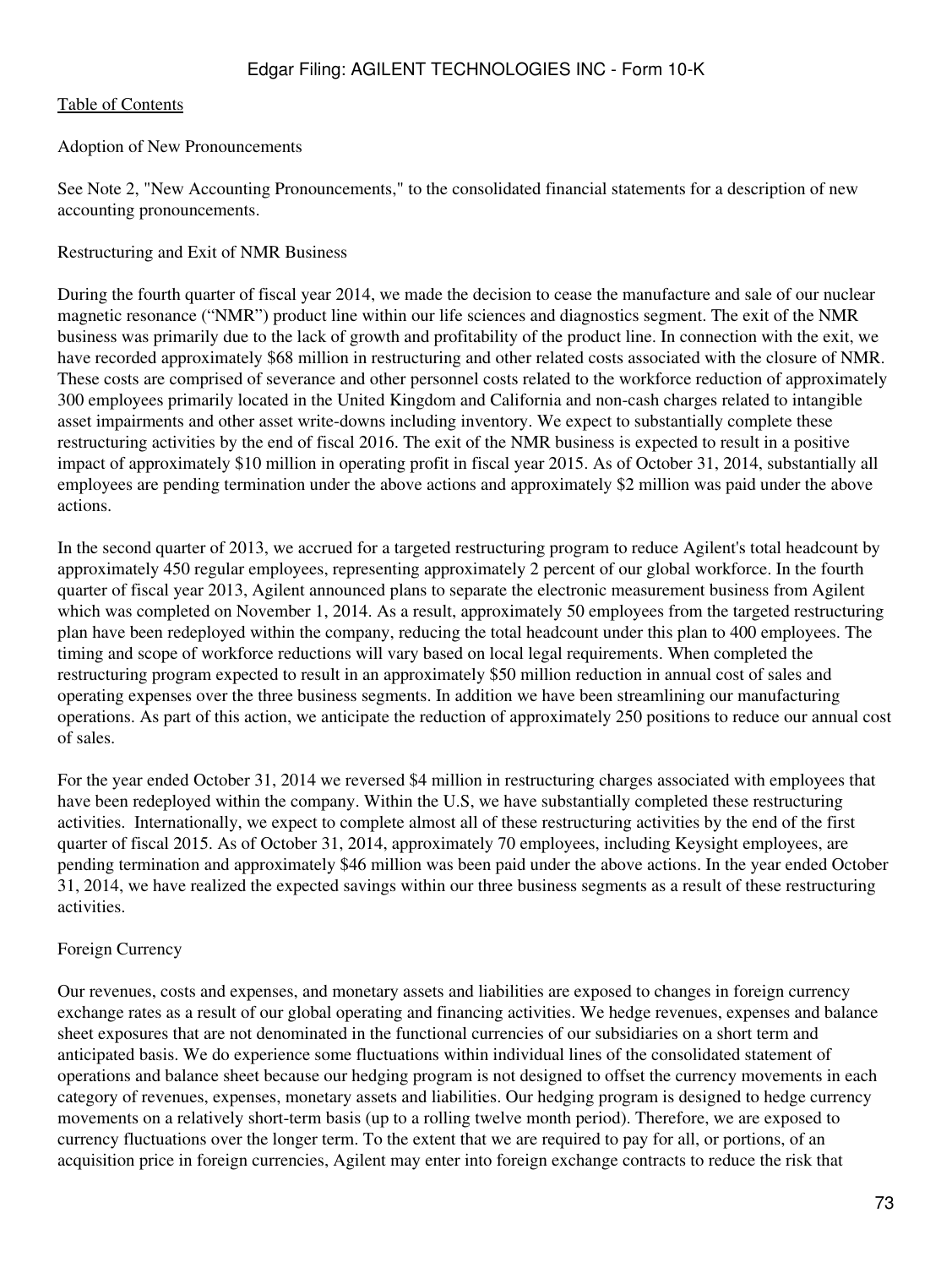Table of Contents

Adoption of New Pronouncements

See Note 2, "New Accounting Pronouncements," to the consolidated financial statements for a description of new accounting pronouncements.

Restructuring and Exit of NMR Business

During the fourth quarter of fiscal year 2014, we made the decision to cease the manufacture and sale of our nuclear magnetic resonance ("NMR") product line within our life sciences and diagnostics segment. The exit of the NMR business was primarily due to the lack of growth and profitability of the product line. In connection with the exit, we have recorded approximately $68 million in restructuring and other related costs associated with the closure of NMR. These costs are comprised of severance and other personnel costs related to the workforce reduction of approximately 300 employees primarily located in the United Kingdom and California and non-cash charges related to intangible asset impairments and other asset write-downs including inventory. We expect to substantially complete these restructuring activities by the end of fiscal 2016. The exit of the NMR business is expected to result in a positive impact of approximately $10 million in operating profit in fiscal year 2015. As of October 31, 2014, substantially all employees are pending termination under the above actions and approximately $2 million was paid under the above actions.

In the second quarter of 2013, we accrued for a targeted restructuring program to reduce Agilent's total headcount by approximately 450 regular employees, representing approximately 2 percent of our global workforce. In the fourth quarter of fiscal year 2013, Agilent announced plans to separate the electronic measurement business from Agilent which was completed on November 1, 2014. As a result, approximately 50 employees from the targeted restructuring plan have been redeployed within the company, reducing the total headcount under this plan to 400 employees. The timing and scope of workforce reductions will vary based on local legal requirements. When completed the restructuring program expected to result in an approximately $50 million reduction in annual cost of sales and operating expenses over the three business segments. In addition we have been streamlining our manufacturing operations. As part of this action, we anticipate the reduction of approximately 250 positions to reduce our annual cost of sales.

For the year ended October 31, 2014 we reversed $4 million in restructuring charges associated with employees that have been redeployed within the company. Within the U.S, we have substantially completed these restructuring activities. Internationally, we expect to complete almost all of these restructuring activities by the end of the first quarter of fiscal 2015. As of October 31, 2014, approximately 70 employees, including Keysight employees, are pending termination and approximately $46 million was been paid under the above actions. In the year ended October 31, 2014, we have realized the expected savings within our three business segments as a result of these restructuring activities.

Foreign Currency

Our revenues, costs and expenses, and monetary assets and liabilities are exposed to changes in foreign currency exchange rates as a result of our global operating and financing activities. We hedge revenues, expenses and balance sheet exposures that are not denominated in the functional currencies of our subsidiaries on a short term and anticipated basis. We do experience some fluctuations within individual lines of the consolidated statement of operations and balance sheet because our hedging program is not designed to offset the currency movements in each category of revenues, expenses, monetary assets and liabilities. Our hedging program is designed to hedge currency movements on a relatively short-term basis (up to a rolling twelve month period). Therefore, we are exposed to currency fluctuations over the longer term. To the extent that we are required to pay for all, or portions, of an acquisition price in foreign currencies, Agilent may enter into foreign exchange contracts to reduce the risk that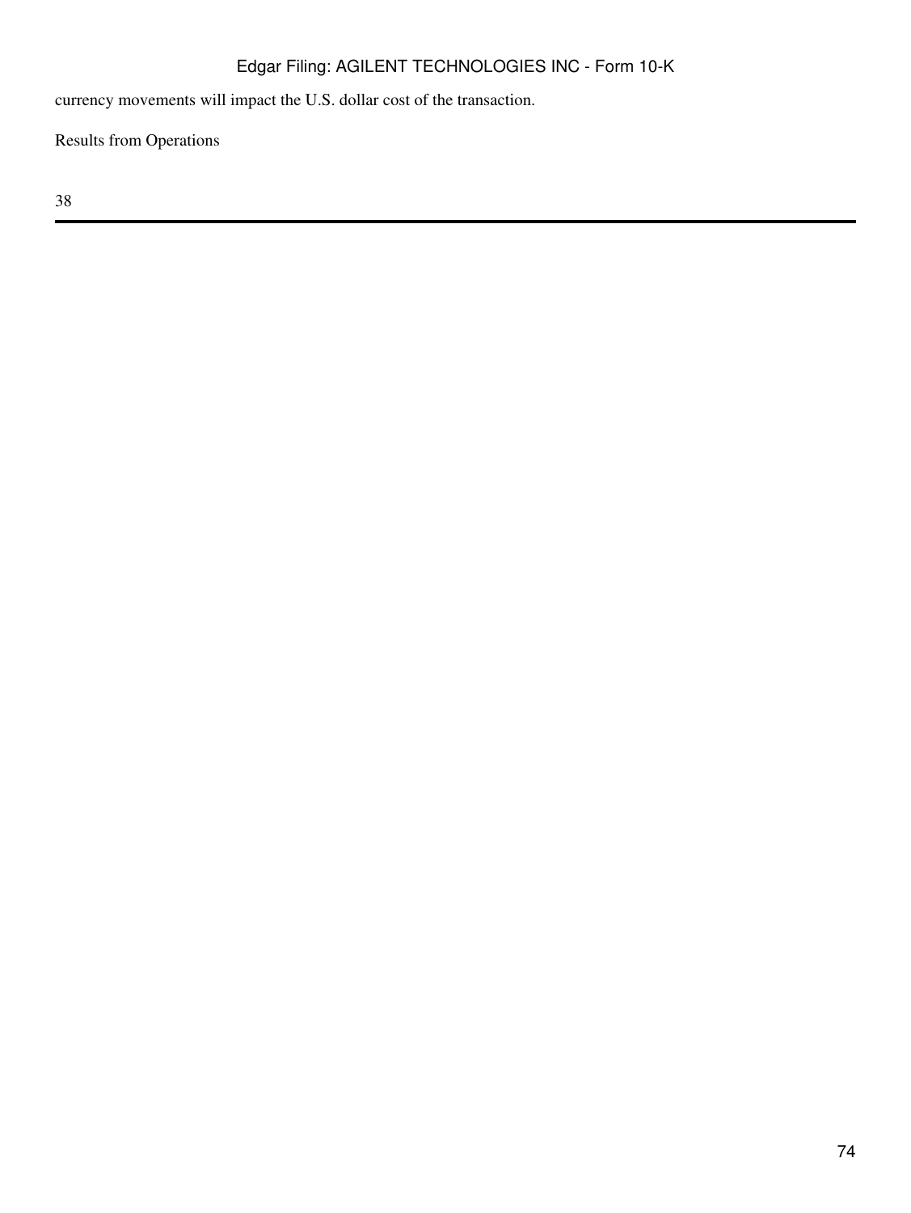currency movements will impact the U.S. dollar cost of the transaction.

Results from Operations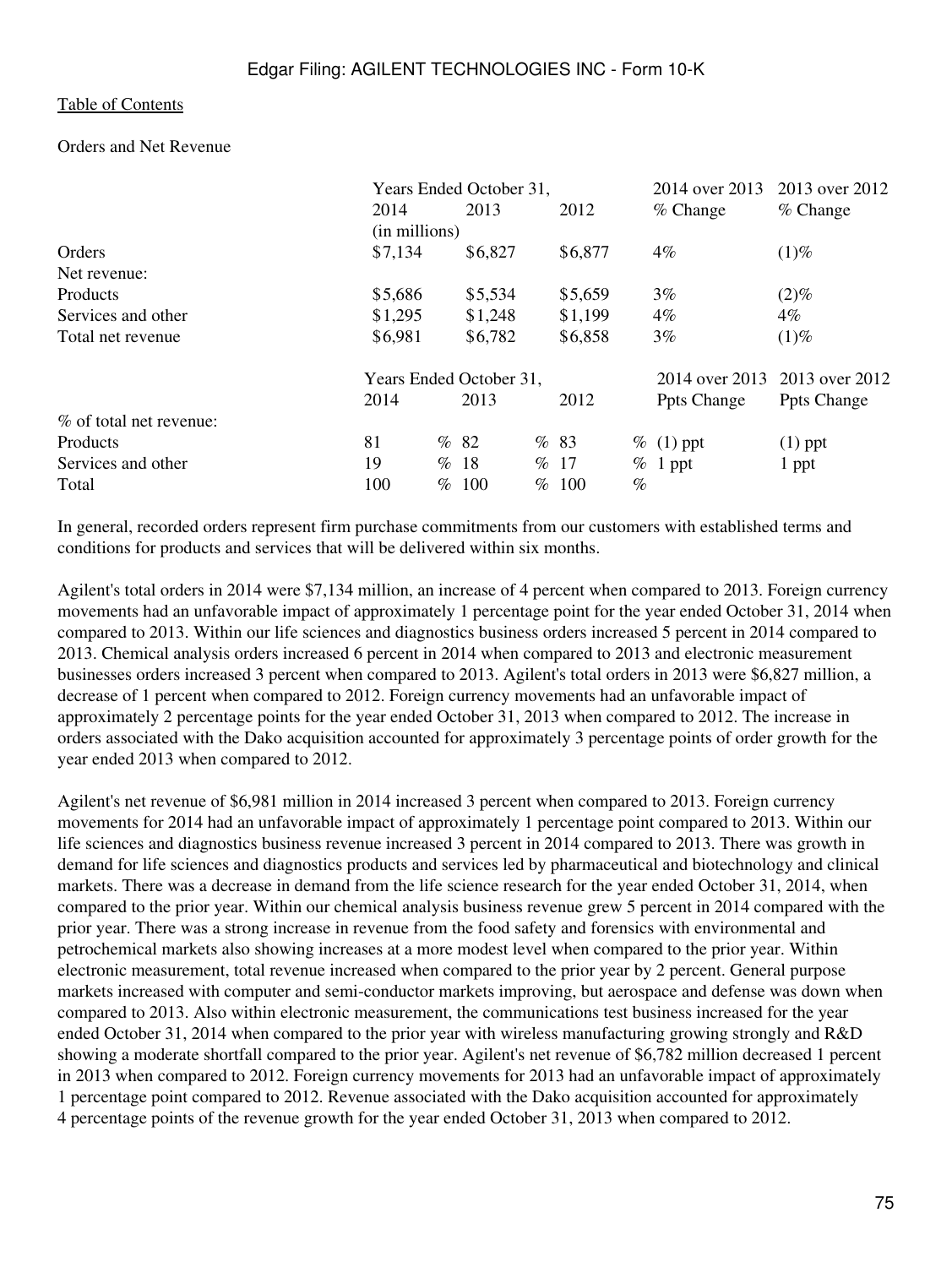[Table of Contents](#)

Orders and Net Revenue

| | Years Ended October 31, | | | 2014 over 2013 | 2013 over 2012 |
|---|---|---|---|---|---|
| | 2014 | 2013 | 2012 | % Change | % Change |
| | (in millions) | | | | |
| Orders | $7,134 | $6,827 | $6,877 | 4% | (1)% |
| Net revenue: | | | | | |
| Products | $5,686 | $5,534 | $5,659 | 3% | (2)% |
| Services and other | $1,295 | $1,248 | $1,199 | 4% | 4% |
| Total net revenue | $6,981 | $6,782 | $6,858 | 3% | (1)% |

| | Years Ended October 31, | | | 2014 over 2013 | 2013 over 2012 |
|---|---|---|---|---|---|
| | 2014 | 2013 | 2012 | Ppts Change | Ppts Change |
| % of total net revenue: | | | | | |
| Products | 81 % | 82 % | 83 % | (1) ppt | (1) ppt |
| Services and other | 19 % | 18 % | 17 % | 1 ppt | 1 ppt |
| Total | 100 % | 100 % | 100 % | | |

In general, recorded orders represent firm purchase commitments from our customers with established terms and conditions for products and services that will be delivered within six months.

Agilent's total orders in 2014 were $7,134 million, an increase of 4 percent when compared to 2013. Foreign currency movements had an unfavorable impact of approximately 1 percentage point for the year ended October 31, 2014 when compared to 2013. Within our life sciences and diagnostics business orders increased 5 percent in 2014 compared to 2013. Chemical analysis orders increased 6 percent in 2014 when compared to 2013 and electronic measurement businesses orders increased 3 percent when compared to 2013. Agilent's total orders in 2013 were $6,827 million, a decrease of 1 percent when compared to 2012. Foreign currency movements had an unfavorable impact of approximately 2 percentage points for the year ended October 31, 2013 when compared to 2012. The increase in orders associated with the Dako acquisition accounted for approximately 3 percentage points of order growth for the year ended 2013 when compared to 2012.

Agilent's net revenue of $6,981 million in 2014 increased 3 percent when compared to 2013. Foreign currency movements for 2014 had an unfavorable impact of approximately 1 percentage point compared to 2013. Within our life sciences and diagnostics business revenue increased 3 percent in 2014 compared to 2013. There was growth in demand for life sciences and diagnostics products and services led by pharmaceutical and biotechnology and clinical markets. There was a decrease in demand from the life science research for the year ended October 31, 2014, when compared to the prior year. Within our chemical analysis business revenue grew 5 percent in 2014 compared with the prior year. There was a strong increase in revenue from the food safety and forensics with environmental and petrochemical markets also showing increases at a more modest level when compared to the prior year. Within electronic measurement, total revenue increased when compared to the prior year by 2 percent. General purpose markets increased with computer and semi-conductor markets improving, but aerospace and defense was down when compared to 2013. Also within electronic measurement, the communications test business increased for the year ended October 31, 2014 when compared to the prior year with wireless manufacturing growing strongly and R&D showing a moderate shortfall compared to the prior year. Agilent's net revenue of $6,782 million decreased 1 percent in 2013 when compared to 2012. Foreign currency movements for 2013 had an unfavorable impact of approximately 1 percentage point compared to 2012. Revenue associated with the Dako acquisition accounted for approximately 4 percentage points of the revenue growth for the year ended October 31, 2013 when compared to 2012.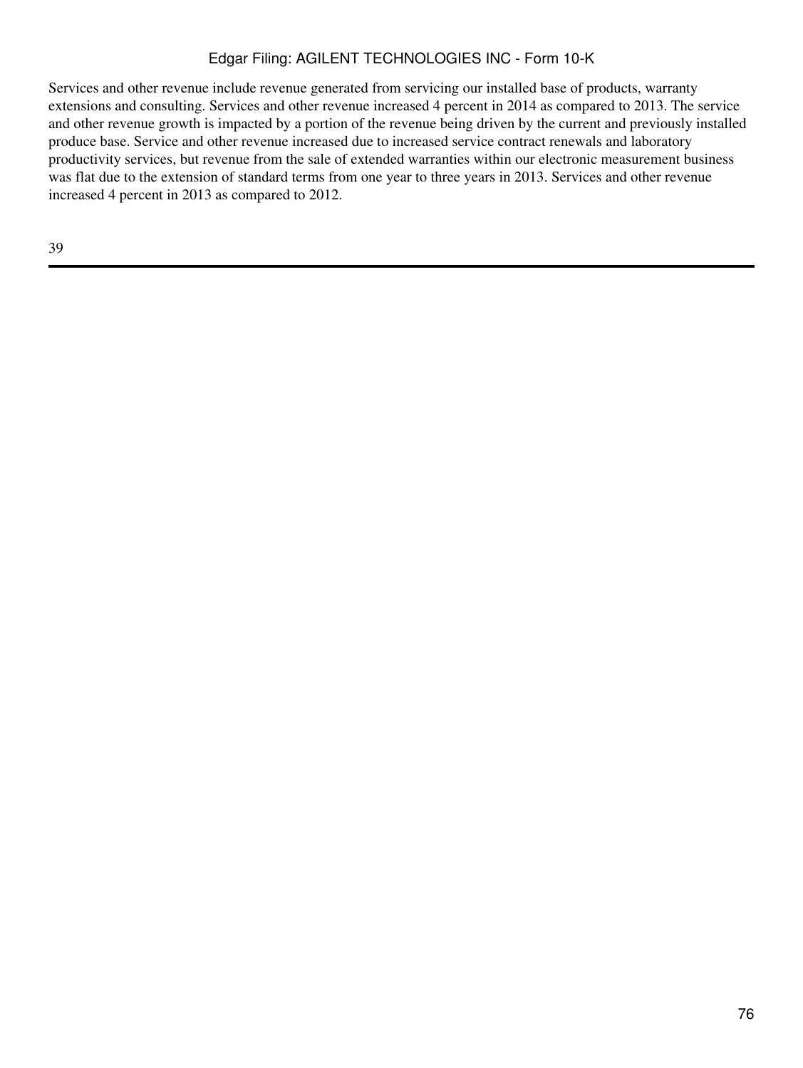Services and other revenue include revenue generated from servicing our installed base of products, warranty extensions and consulting. Services and other revenue increased 4 percent in 2014 as compared to 2013. The service and other revenue growth is impacted by a portion of the revenue being driven by the current and previously installed produce base. Service and other revenue increased due to increased service contract renewals and laboratory productivity services, but revenue from the sale of extended warranties within our electronic measurement business was flat due to the extension of standard terms from one year to three years in 2013. Services and other revenue increased 4 percent in 2013 as compared to 2012.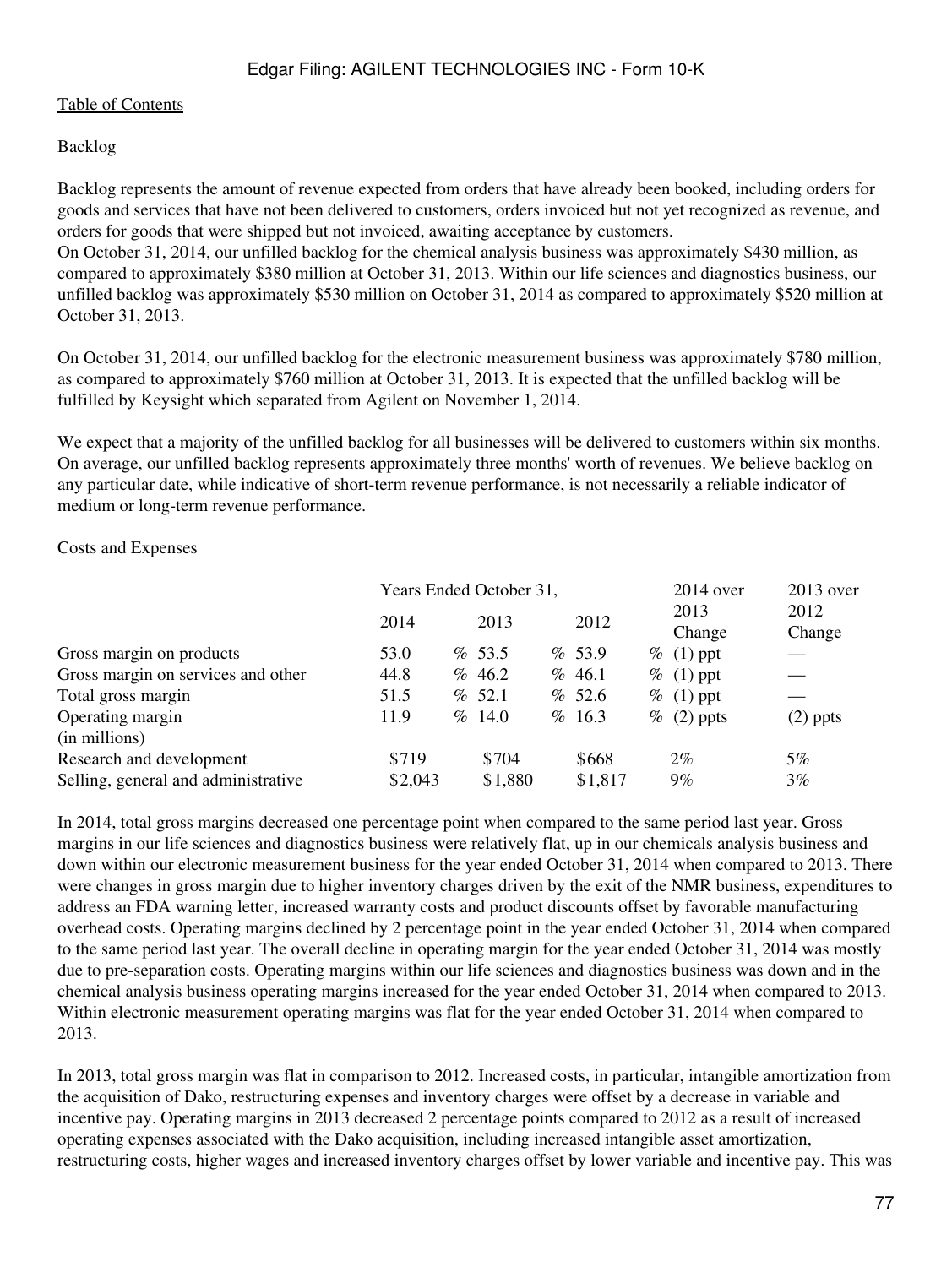Backlog

Backlog represents the amount of revenue expected from orders that have already been booked, including orders for goods and services that have not been delivered to customers, orders invoiced but not yet recognized as revenue, and orders for goods that were shipped but not invoiced, awaiting acceptance by customers.

On October 31, 2014, our unfilled backlog for the chemical analysis business was approximately $430 million, as compared to approximately $380 million at October 31, 2013. Within our life sciences and diagnostics business, our unfilled backlog was approximately $530 million on October 31, 2014 as compared to approximately $520 million at October 31, 2013.

On October 31, 2014, our unfilled backlog for the electronic measurement business was approximately $780 million, as compared to approximately $760 million at October 31, 2013. It is expected that the unfilled backlog will be fulfilled by Keysight which separated from Agilent on November 1, 2014.

We expect that a majority of the unfilled backlog for all businesses will be delivered to customers within six months. On average, our unfilled backlog represents approximately three months' worth of revenues. We believe backlog on any particular date, while indicative of short-term revenue performance, is not necessarily a reliable indicator of medium or long-term revenue performance.

Costs and Expenses

| | Years Ended October 31, | | | 2014 over 2013 Change | 2013 over 2012 Change |
|---|---|---|---|---|---|
| | 2014 | 2013 | 2012 | | |
| Gross margin on products | 53.0 % | 53.5 % | 53.9 % | (1) ppt | — |
| Gross margin on services and other | 44.8 % | 46.2 % | 46.1 % | (1) ppt | — |
| Total gross margin | 51.5 % | 52.1 % | 52.6 % | (1) ppt | — |
| Operating margin | 11.9 % | 14.0 % | 16.3 % | (2) ppts | (2) ppts |
| (in millions) | | | | | |
| Research and development | $719 | $704 | $668 | 2% | 5% |
| Selling, general and administrative | $2,043 | $1,880 | $1,817 | 9% | 3% |

In 2014, total gross margins decreased one percentage point when compared to the same period last year. Gross margins in our life sciences and diagnostics business were relatively flat, up in our chemicals analysis business and down within our electronic measurement business for the year ended October 31, 2014 when compared to 2013. There were changes in gross margin due to higher inventory charges driven by the exit of the NMR business, expenditures to address an FDA warning letter, increased warranty costs and product discounts offset by favorable manufacturing overhead costs. Operating margins declined by 2 percentage point in the year ended October 31, 2014 when compared to the same period last year. The overall decline in operating margin for the year ended October 31, 2014 was mostly due to pre-separation costs. Operating margins within our life sciences and diagnostics business was down and in the chemical analysis business operating margins increased for the year ended October 31, 2014 when compared to 2013. Within electronic measurement operating margins was flat for the year ended October 31, 2014 when compared to 2013.

In 2013, total gross margin was flat in comparison to 2012. Increased costs, in particular, intangible amortization from the acquisition of Dako, restructuring expenses and inventory charges were offset by a decrease in variable and incentive pay. Operating margins in 2013 decreased 2 percentage points compared to 2012 as a result of increased operating expenses associated with the Dako acquisition, including increased intangible asset amortization, restructuring costs, higher wages and increased inventory charges offset by lower variable and incentive pay. This was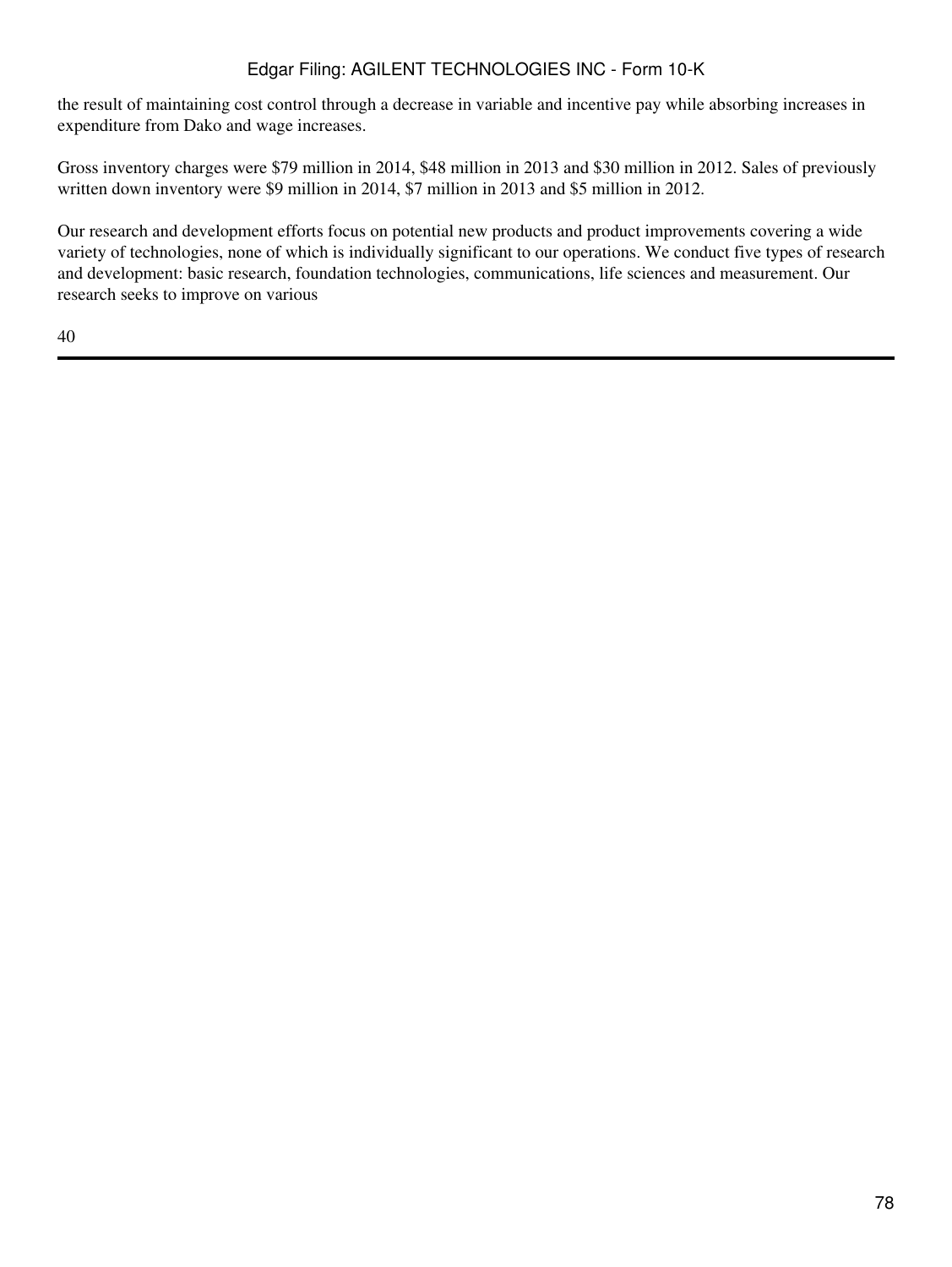the result of maintaining cost control through a decrease in variable and incentive pay while absorbing increases in expenditure from Dako and wage increases.

Gross inventory charges were $79 million in 2014, $48 million in 2013 and $30 million in 2012. Sales of previously written down inventory were $9 million in 2014, $7 million in 2013 and $5 million in 2012.

Our research and development efforts focus on potential new products and product improvements covering a wide variety of technologies, none of which is individually significant to our operations. We conduct five types of research and development: basic research, foundation technologies, communications, life sciences and measurement. Our research seeks to improve on various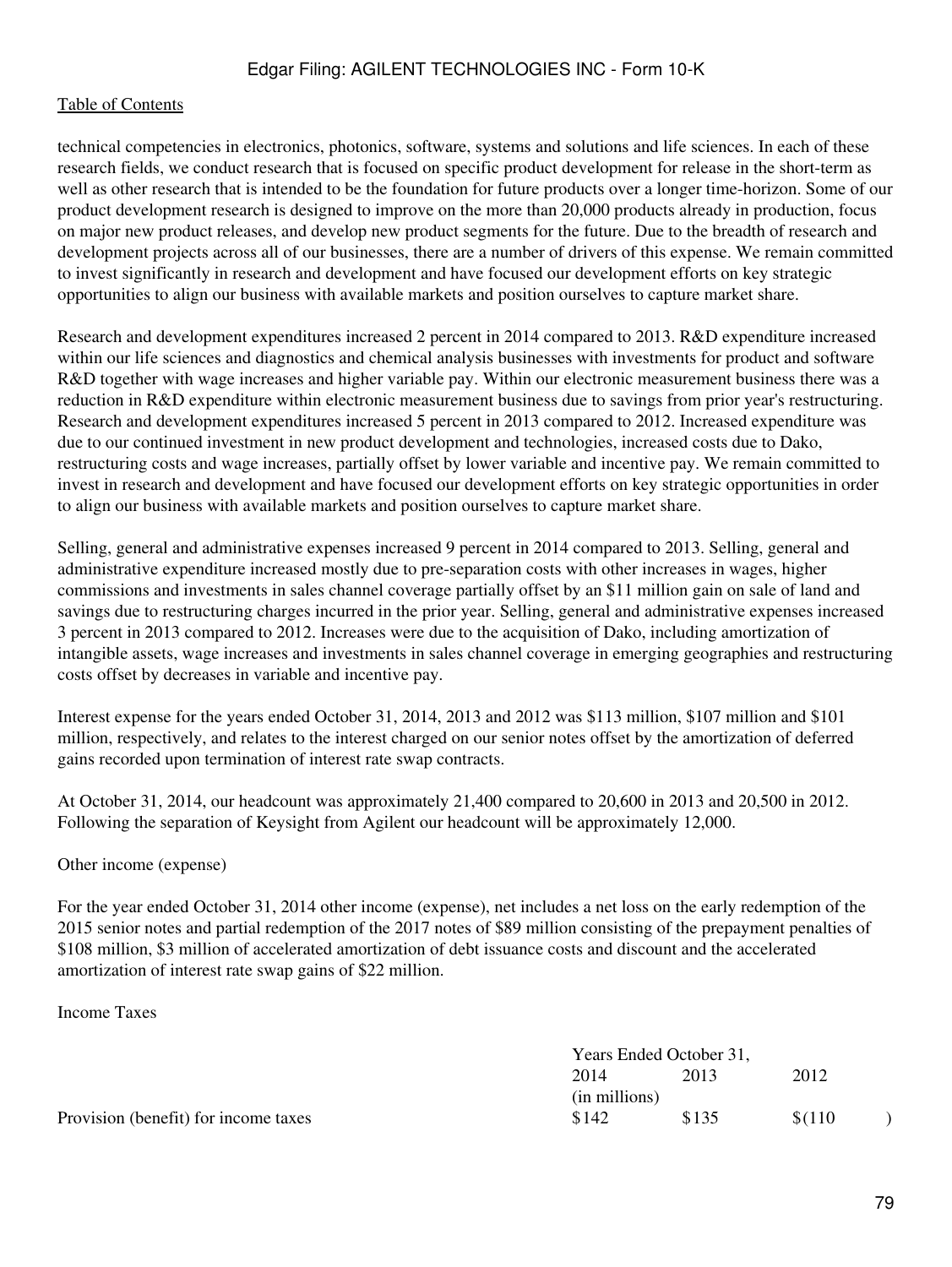technical competencies in electronics, photonics, software, systems and solutions and life sciences. In each of these research fields, we conduct research that is focused on specific product development for release in the short-term as well as other research that is intended to be the foundation for future products over a longer time-horizon. Some of our product development research is designed to improve on the more than 20,000 products already in production, focus on major new product releases, and develop new product segments for the future. Due to the breadth of research and development projects across all of our businesses, there are a number of drivers of this expense. We remain committed to invest significantly in research and development and have focused our development efforts on key strategic opportunities to align our business with available markets and position ourselves to capture market share.

Research and development expenditures increased 2 percent in 2014 compared to 2013. R&D expenditure increased within our life sciences and diagnostics and chemical analysis businesses with investments for product and software R&D together with wage increases and higher variable pay. Within our electronic measurement business there was a reduction in R&D expenditure within electronic measurement business due to savings from prior year's restructuring. Research and development expenditures increased 5 percent in 2013 compared to 2012. Increased expenditure was due to our continued investment in new product development and technologies, increased costs due to Dako, restructuring costs and wage increases, partially offset by lower variable and incentive pay. We remain committed to invest in research and development and have focused our development efforts on key strategic opportunities in order to align our business with available markets and position ourselves to capture market share.

Selling, general and administrative expenses increased 9 percent in 2014 compared to 2013. Selling, general and administrative expenditure increased mostly due to pre-separation costs with other increases in wages, higher commissions and investments in sales channel coverage partially offset by an $11 million gain on sale of land and savings due to restructuring charges incurred in the prior year. Selling, general and administrative expenses increased 3 percent in 2013 compared to 2012. Increases were due to the acquisition of Dako, including amortization of intangible assets, wage increases and investments in sales channel coverage in emerging geographies and restructuring costs offset by decreases in variable and incentive pay.

Interest expense for the years ended October 31, 2014, 2013 and 2012 was $113 million, $107 million and $101 million, respectively, and relates to the interest charged on our senior notes offset by the amortization of deferred gains recorded upon termination of interest rate swap contracts.

At October 31, 2014, our headcount was approximately 21,400 compared to 20,600 in 2013 and 20,500 in 2012. Following the separation of Keysight from Agilent our headcount will be approximately 12,000.

Other income (expense)

For the year ended October 31, 2014 other income (expense), net includes a net loss on the early redemption of the 2015 senior notes and partial redemption of the 2017 notes of $89 million consisting of the prepayment penalties of $108 million, $3 million of accelerated amortization of debt issuance costs and discount and the accelerated amortization of interest rate swap gains of $22 million.

Income Taxes

| | Years Ended October 31, | | |
|---|---|---|---|
| | 2014 | 2013 | 2012 |
| | (in millions) | | |
| Provision (benefit) for income taxes | $142 | $135 | $(110) |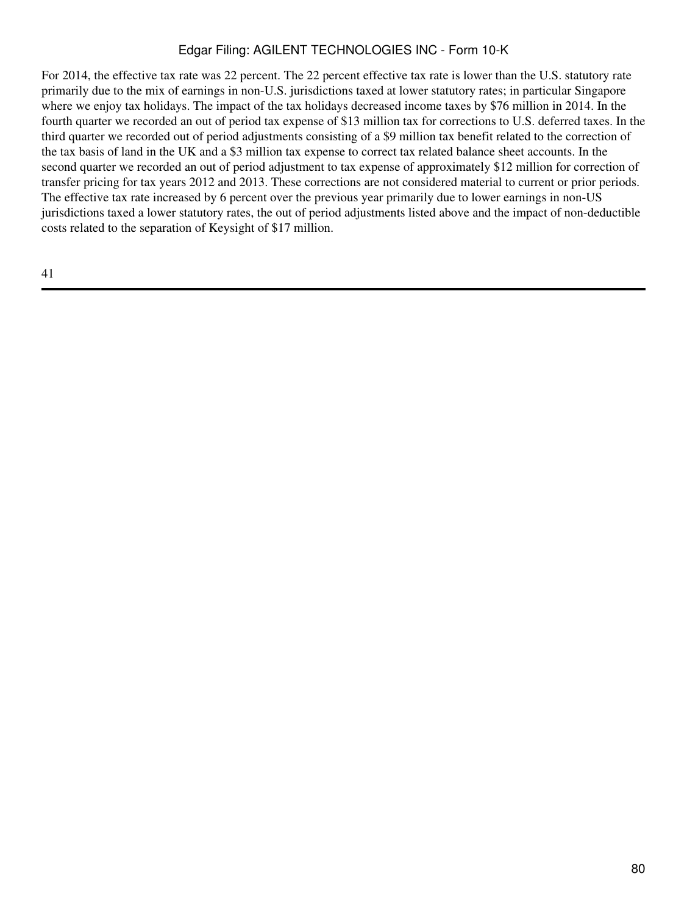For 2014, the effective tax rate was 22 percent. The 22 percent effective tax rate is lower than the U.S. statutory rate primarily due to the mix of earnings in non-U.S. jurisdictions taxed at lower statutory rates; in particular Singapore where we enjoy tax holidays. The impact of the tax holidays decreased income taxes by $76 million in 2014. In the fourth quarter we recorded an out of period tax expense of $13 million tax for corrections to U.S. deferred taxes. In the third quarter we recorded out of period adjustments consisting of a $9 million tax benefit related to the correction of the tax basis of land in the UK and a $3 million tax expense to correct tax related balance sheet accounts. In the second quarter we recorded an out of period adjustment to tax expense of approximately $12 million for correction of transfer pricing for tax years 2012 and 2013. These corrections are not considered material to current or prior periods. The effective tax rate increased by 6 percent over the previous year primarily due to lower earnings in non-US jurisdictions taxed a lower statutory rates, the out of period adjustments listed above and the impact of non-deductible costs related to the separation of Keysight of $17 million.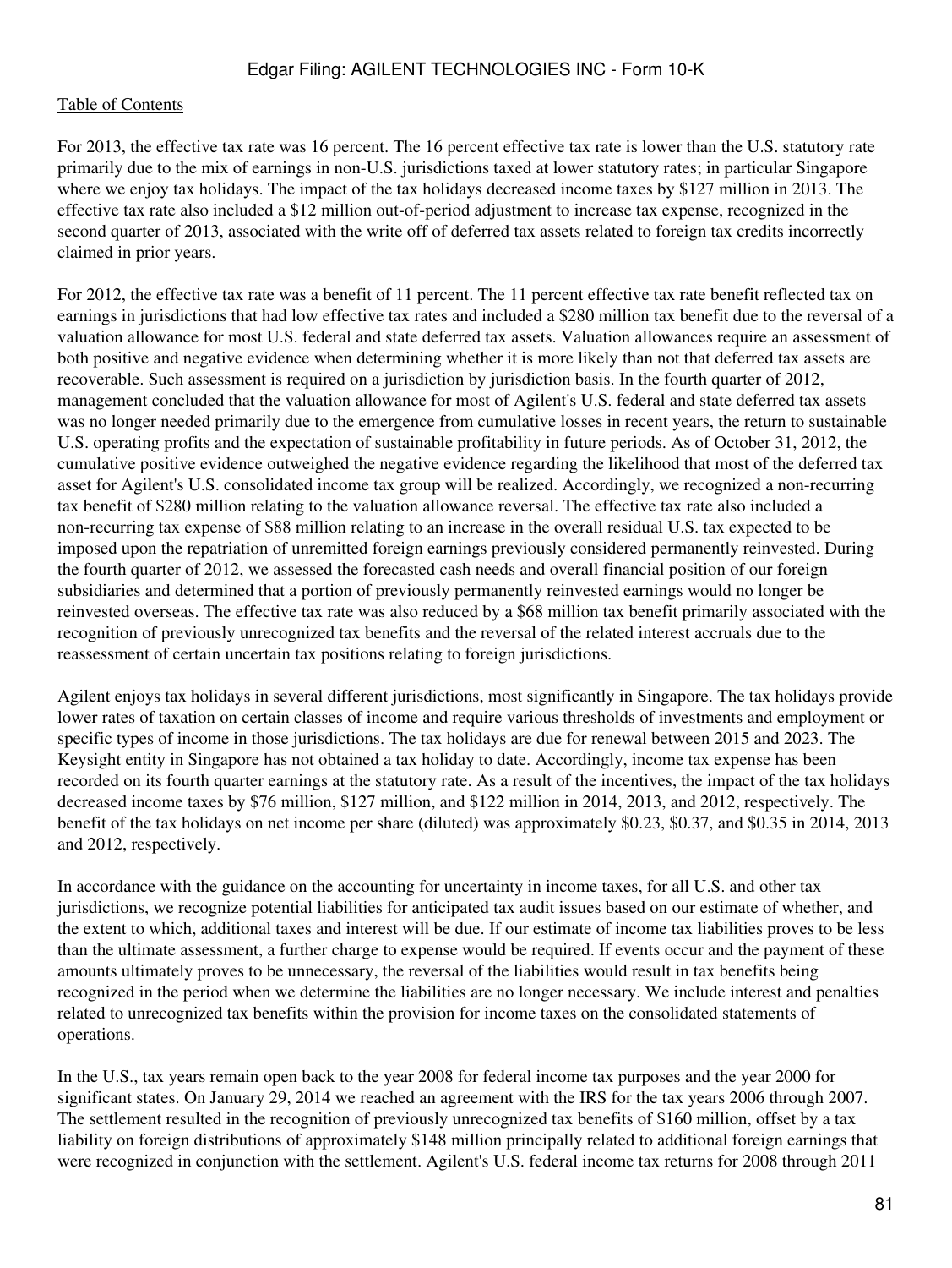For 2013, the effective tax rate was 16 percent. The 16 percent effective tax rate is lower than the U.S. statutory rate primarily due to the mix of earnings in non-U.S. jurisdictions taxed at lower statutory rates; in particular Singapore where we enjoy tax holidays. The impact of the tax holidays decreased income taxes by $127 million in 2013. The effective tax rate also included a $12 million out-of-period adjustment to increase tax expense, recognized in the second quarter of 2013, associated with the write off of deferred tax assets related to foreign tax credits incorrectly claimed in prior years.

For 2012, the effective tax rate was a benefit of 11 percent. The 11 percent effective tax rate benefit reflected tax on earnings in jurisdictions that had low effective tax rates and included a $280 million tax benefit due to the reversal of a valuation allowance for most U.S. federal and state deferred tax assets. Valuation allowances require an assessment of both positive and negative evidence when determining whether it is more likely than not that deferred tax assets are recoverable. Such assessment is required on a jurisdiction by jurisdiction basis. In the fourth quarter of 2012, management concluded that the valuation allowance for most of Agilent's U.S. federal and state deferred tax assets was no longer needed primarily due to the emergence from cumulative losses in recent years, the return to sustainable U.S. operating profits and the expectation of sustainable profitability in future periods. As of October 31, 2012, the cumulative positive evidence outweighed the negative evidence regarding the likelihood that most of the deferred tax asset for Agilent's U.S. consolidated income tax group will be realized. Accordingly, we recognized a non-recurring tax benefit of $280 million relating to the valuation allowance reversal. The effective tax rate also included a non-recurring tax expense of $88 million relating to an increase in the overall residual U.S. tax expected to be imposed upon the repatriation of unremitted foreign earnings previously considered permanently reinvested. During the fourth quarter of 2012, we assessed the forecasted cash needs and overall financial position of our foreign subsidiaries and determined that a portion of previously permanently reinvested earnings would no longer be reinvested overseas. The effective tax rate was also reduced by a $68 million tax benefit primarily associated with the recognition of previously unrecognized tax benefits and the reversal of the related interest accruals due to the reassessment of certain uncertain tax positions relating to foreign jurisdictions.

Agilent enjoys tax holidays in several different jurisdictions, most significantly in Singapore. The tax holidays provide lower rates of taxation on certain classes of income and require various thresholds of investments and employment or specific types of income in those jurisdictions. The tax holidays are due for renewal between 2015 and 2023. The Keysight entity in Singapore has not obtained a tax holiday to date. Accordingly, income tax expense has been recorded on its fourth quarter earnings at the statutory rate. As a result of the incentives, the impact of the tax holidays decreased income taxes by $76 million, $127 million, and $122 million in 2014, 2013, and 2012, respectively. The benefit of the tax holidays on net income per share (diluted) was approximately $0.23, $0.37, and $0.35 in 2014, 2013 and 2012, respectively.

In accordance with the guidance on the accounting for uncertainty in income taxes, for all U.S. and other tax jurisdictions, we recognize potential liabilities for anticipated tax audit issues based on our estimate of whether, and the extent to which, additional taxes and interest will be due. If our estimate of income tax liabilities proves to be less than the ultimate assessment, a further charge to expense would be required. If events occur and the payment of these amounts ultimately proves to be unnecessary, the reversal of the liabilities would result in tax benefits being recognized in the period when we determine the liabilities are no longer necessary. We include interest and penalties related to unrecognized tax benefits within the provision for income taxes on the consolidated statements of operations.

In the U.S., tax years remain open back to the year 2008 for federal income tax purposes and the year 2000 for significant states. On January 29, 2014 we reached an agreement with the IRS for the tax years 2006 through 2007. The settlement resulted in the recognition of previously unrecognized tax benefits of $160 million, offset by a tax liability on foreign distributions of approximately $148 million principally related to additional foreign earnings that were recognized in conjunction with the settlement. Agilent's U.S. federal income tax returns for 2008 through 2011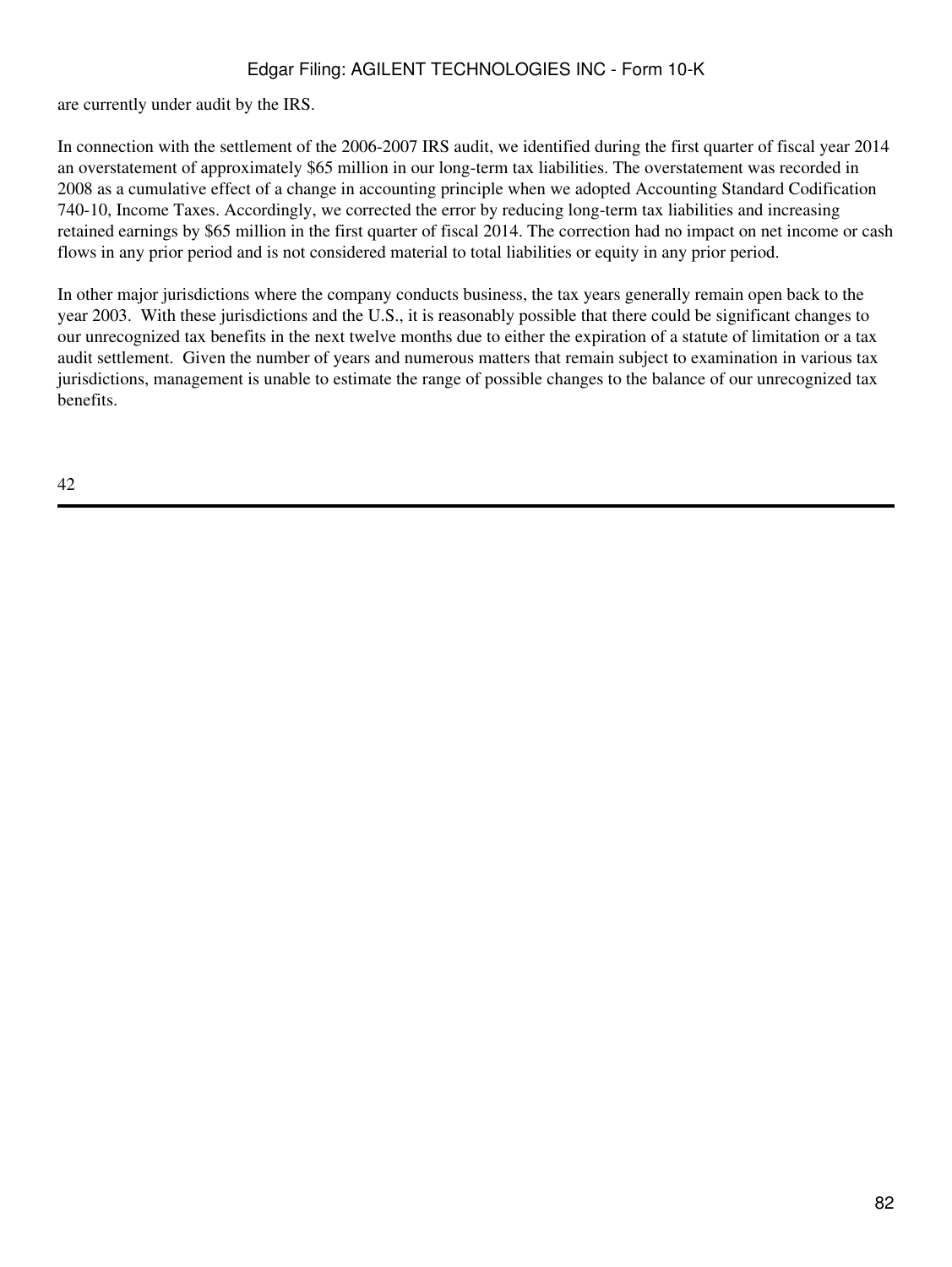are currently under audit by the IRS.

In connection with the settlement of the 2006-2007 IRS audit, we identified during the first quarter of fiscal year 2014 an overstatement of approximately $65 million in our long-term tax liabilities. The overstatement was recorded in 2008 as a cumulative effect of a change in accounting principle when we adopted Accounting Standard Codification 740-10, Income Taxes. Accordingly, we corrected the error by reducing long-term tax liabilities and increasing retained earnings by $65 million in the first quarter of fiscal 2014. The correction had no impact on net income or cash flows in any prior period and is not considered material to total liabilities or equity in any prior period.

In other major jurisdictions where the company conducts business, the tax years generally remain open back to the year 2003. With these jurisdictions and the U.S., it is reasonably possible that there could be significant changes to our unrecognized tax benefits in the next twelve months due to either the expiration of a statute of limitation or a tax audit settlement. Given the number of years and numerous matters that remain subject to examination in various tax jurisdictions, management is unable to estimate the range of possible changes to the balance of our unrecognized tax benefits.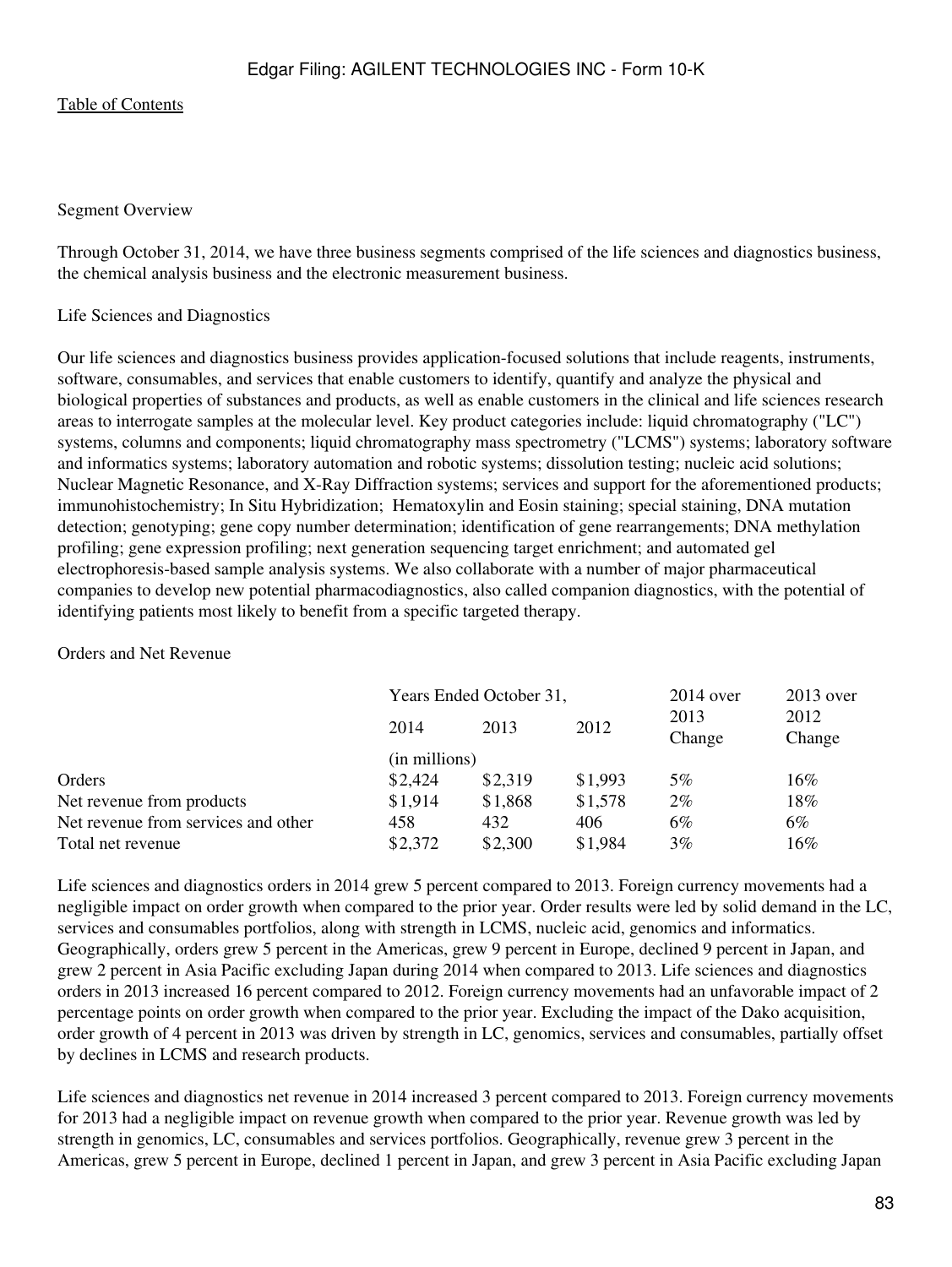Segment Overview

Through October 31, 2014, we have three business segments comprised of the life sciences and diagnostics business, the chemical analysis business and the electronic measurement business.

Life Sciences and Diagnostics

Our life sciences and diagnostics business provides application-focused solutions that include reagents, instruments, software, consumables, and services that enable customers to identify, quantify and analyze the physical and biological properties of substances and products, as well as enable customers in the clinical and life sciences research areas to interrogate samples at the molecular level. Key product categories include: liquid chromatography ("LC") systems, columns and components; liquid chromatography mass spectrometry ("LCMS") systems; laboratory software and informatics systems; laboratory automation and robotic systems; dissolution testing; nucleic acid solutions; Nuclear Magnetic Resonance, and X-Ray Diffraction systems; services and support for the aforementioned products; immunohistochemistry; In Situ Hybridization; Hematoxylin and Eosin staining; special staining, DNA mutation detection; genotyping; gene copy number determination; identification of gene rearrangements; DNA methylation profiling; gene expression profiling; next generation sequencing target enrichment; and automated gel electrophoresis-based sample analysis systems. We also collaborate with a number of major pharmaceutical companies to develop new potential pharmacodiagnostics, also called companion diagnostics, with the potential of identifying patients most likely to benefit from a specific targeted therapy.

Orders and Net Revenue

| | Years Ended October 31, | | | 2014 over 2013 Change | 2013 over 2012 Change |
|---|---|---|---|---|---|
| | 2014 | 2013 | 2012 | | |
| | (in millions) | | | | |
| Orders | $2,424 | $2,319 | $1,993 | 5% | 16% |
| Net revenue from products | $1,914 | $1,868 | $1,578 | 2% | 18% |
| Net revenue from services and other | 458 | 432 | 406 | 6% | 6% |
| Total net revenue | $2,372 | $2,300 | $1,984 | 3% | 16% |

Life sciences and diagnostics orders in 2014 grew 5 percent compared to 2013. Foreign currency movements had a negligible impact on order growth when compared to the prior year. Order results were led by solid demand in the LC, services and consumables portfolios, along with strength in LCMS, nucleic acid, genomics and informatics. Geographically, orders grew 5 percent in the Americas, grew 9 percent in Europe, declined 9 percent in Japan, and grew 2 percent in Asia Pacific excluding Japan during 2014 when compared to 2013. Life sciences and diagnostics orders in 2013 increased 16 percent compared to 2012. Foreign currency movements had an unfavorable impact of 2 percentage points on order growth when compared to the prior year. Excluding the impact of the Dako acquisition, order growth of 4 percent in 2013 was driven by strength in LC, genomics, services and consumables, partially offset by declines in LCMS and research products.

Life sciences and diagnostics net revenue in 2014 increased 3 percent compared to 2013. Foreign currency movements for 2013 had a negligible impact on revenue growth when compared to the prior year. Revenue growth was led by strength in genomics, LC, consumables and services portfolios. Geographically, revenue grew 3 percent in the Americas, grew 5 percent in Europe, declined 1 percent in Japan, and grew 3 percent in Asia Pacific excluding Japan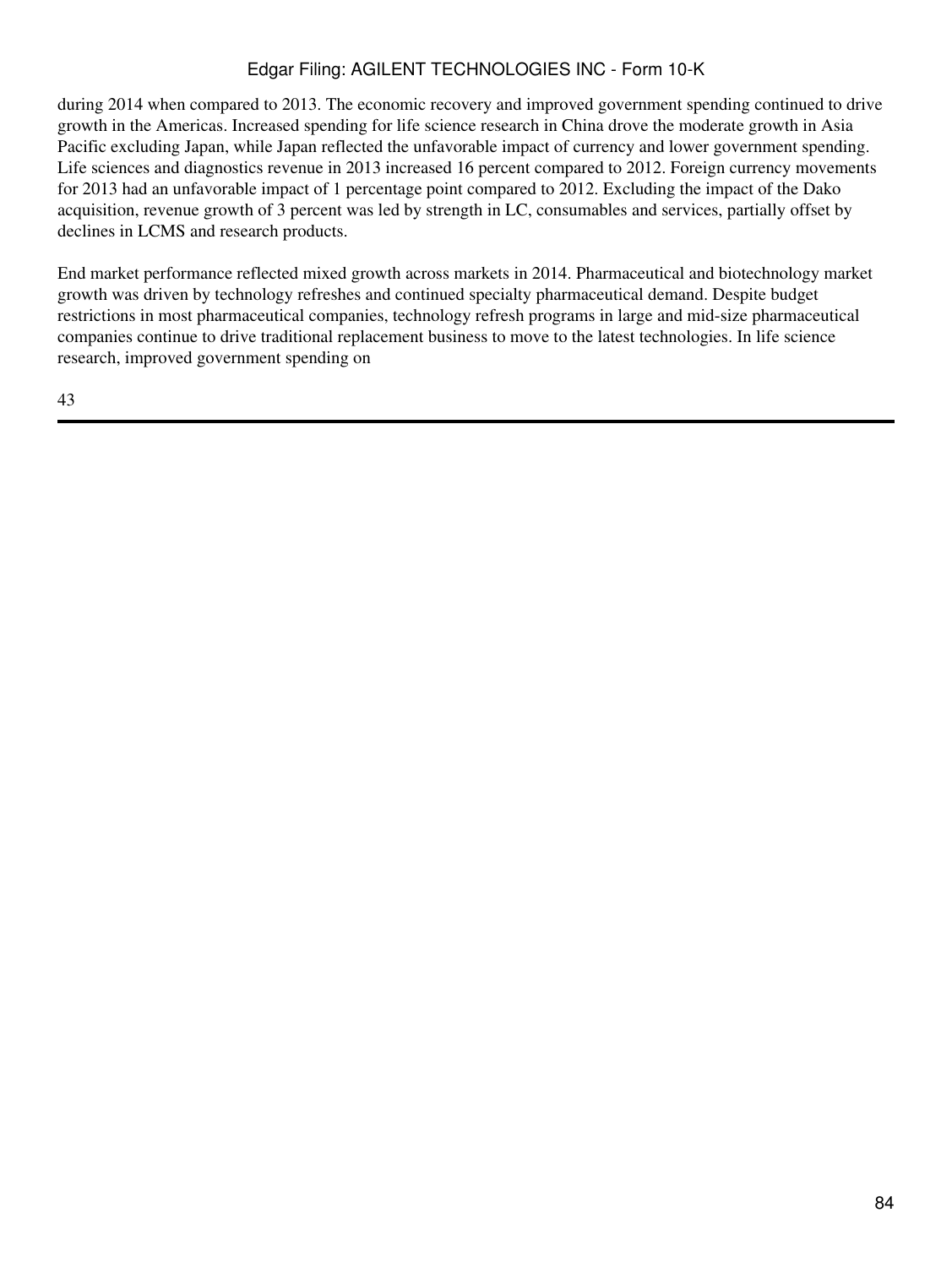during 2014 when compared to 2013. The economic recovery and improved government spending continued to drive growth in the Americas. Increased spending for life science research in China drove the moderate growth in Asia Pacific excluding Japan, while Japan reflected the unfavorable impact of currency and lower government spending. Life sciences and diagnostics revenue in 2013 increased 16 percent compared to 2012. Foreign currency movements for 2013 had an unfavorable impact of 1 percentage point compared to 2012. Excluding the impact of the Dako acquisition, revenue growth of 3 percent was led by strength in LC, consumables and services, partially offset by declines in LCMS and research products.

End market performance reflected mixed growth across markets in 2014. Pharmaceutical and biotechnology market growth was driven by technology refreshes and continued specialty pharmaceutical demand. Despite budget restrictions in most pharmaceutical companies, technology refresh programs in large and mid-size pharmaceutical companies continue to drive traditional replacement business to move to the latest technologies. In life science research, improved government spending on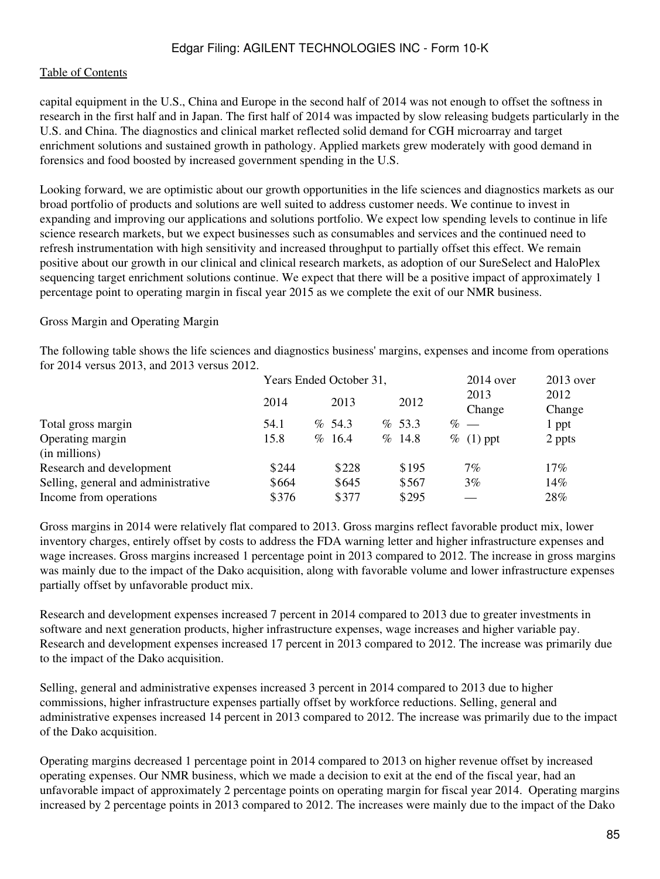capital equipment in the U.S., China and Europe in the second half of 2014 was not enough to offset the softness in research in the first half and in Japan. The first half of 2014 was impacted by slow releasing budgets particularly in the U.S. and China. The diagnostics and clinical market reflected solid demand for CGH microarray and target enrichment solutions and sustained growth in pathology. Applied markets grew moderately with good demand in forensics and food boosted by increased government spending in the U.S.

Looking forward, we are optimistic about our growth opportunities in the life sciences and diagnostics markets as our broad portfolio of products and solutions are well suited to address customer needs. We continue to invest in expanding and improving our applications and solutions portfolio. We expect low spending levels to continue in life science research markets, but we expect businesses such as consumables and services and the continued need to refresh instrumentation with high sensitivity and increased throughput to partially offset this effect. We remain positive about our growth in our clinical and clinical research markets, as adoption of our SureSelect and HaloPlex sequencing target enrichment solutions continue. We expect that there will be a positive impact of approximately 1 percentage point to operating margin in fiscal year 2015 as we complete the exit of our NMR business.

Gross Margin and Operating Margin

The following table shows the life sciences and diagnostics business' margins, expenses and income from operations for 2014 versus 2013, and 2013 versus 2012.

| | Years Ended October 31, | | | 2014 over 2013 Change | 2013 over 2012 Change |
|---|---|---|---|---|---|
| | 2014 | 2013 | 2012 | | |
| Total gross margin | 54.1 % | 54.3 % | 53.3 % | — | 1 ppt |
| Operating margin | 15.8 % | 16.4 % | 14.8 % | (1) ppt | 2 ppts |
| (in millions) | | | | | |
| Research and development | $244 | $228 | $195 | 7% | 17% |
| Selling, general and administrative | $664 | $645 | $567 | 3% | 14% |
| Income from operations | $376 | $377 | $295 | — | 28% |

Gross margins in 2014 were relatively flat compared to 2013. Gross margins reflect favorable product mix, lower inventory charges, entirely offset by costs to address the FDA warning letter and higher infrastructure expenses and wage increases. Gross margins increased 1 percentage point in 2013 compared to 2012. The increase in gross margins was mainly due to the impact of the Dako acquisition, along with favorable volume and lower infrastructure expenses partially offset by unfavorable product mix.

Research and development expenses increased 7 percent in 2014 compared to 2013 due to greater investments in software and next generation products, higher infrastructure expenses, wage increases and higher variable pay. Research and development expenses increased 17 percent in 2013 compared to 2012. The increase was primarily due to the impact of the Dako acquisition.

Selling, general and administrative expenses increased 3 percent in 2014 compared to 2013 due to higher commissions, higher infrastructure expenses partially offset by workforce reductions. Selling, general and administrative expenses increased 14 percent in 2013 compared to 2012. The increase was primarily due to the impact of the Dako acquisition.

Operating margins decreased 1 percentage point in 2014 compared to 2013 on higher revenue offset by increased operating expenses. Our NMR business, which we made a decision to exit at the end of the fiscal year, had an unfavorable impact of approximately 2 percentage points on operating margin for fiscal year 2014. Operating margins increased by 2 percentage points in 2013 compared to 2012. The increases were mainly due to the impact of the Dako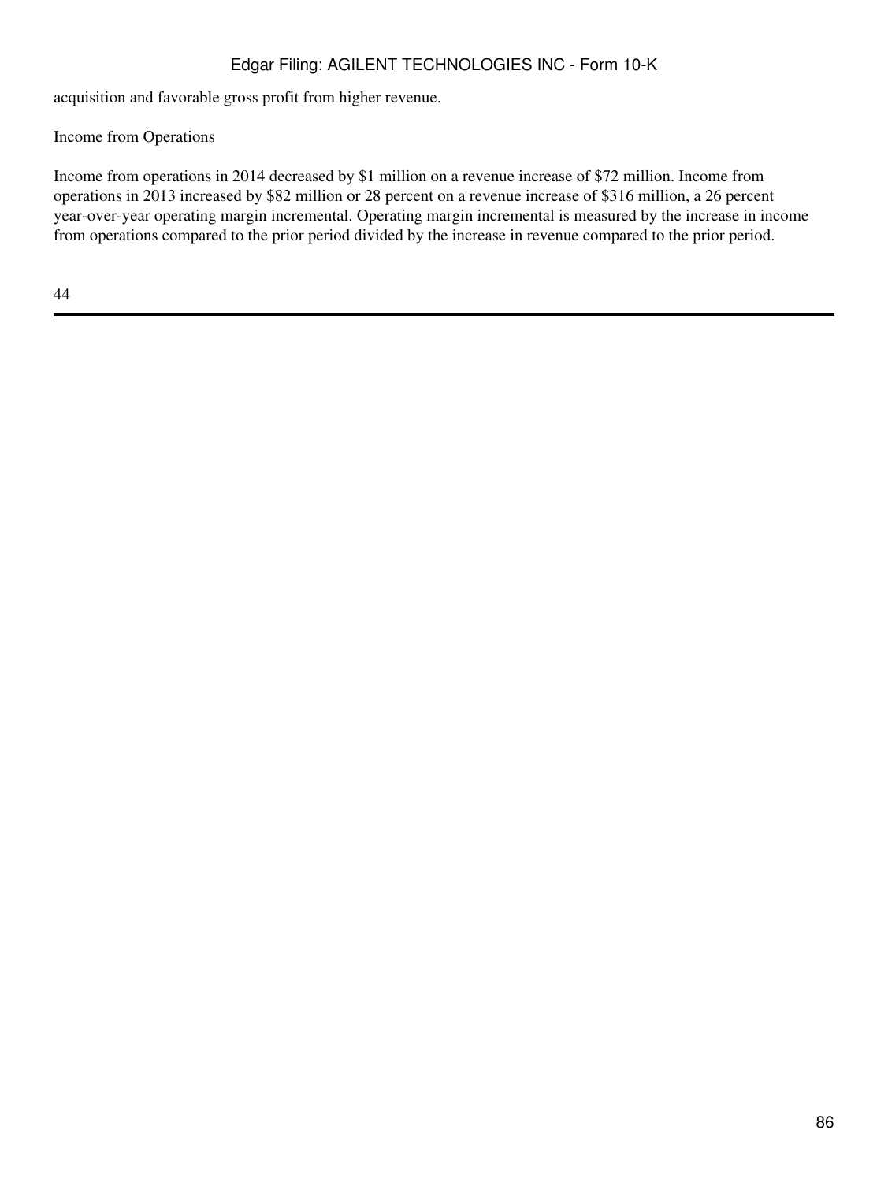acquisition and favorable gross profit from higher revenue.

Income from Operations

Income from operations in 2014 decreased by $1 million on a revenue increase of $72 million. Income from operations in 2013 increased by $82 million or 28 percent on a revenue increase of $316 million, a 26 percent year-over-year operating margin incremental. Operating margin incremental is measured by the increase in income from operations compared to the prior period divided by the increase in revenue compared to the prior period.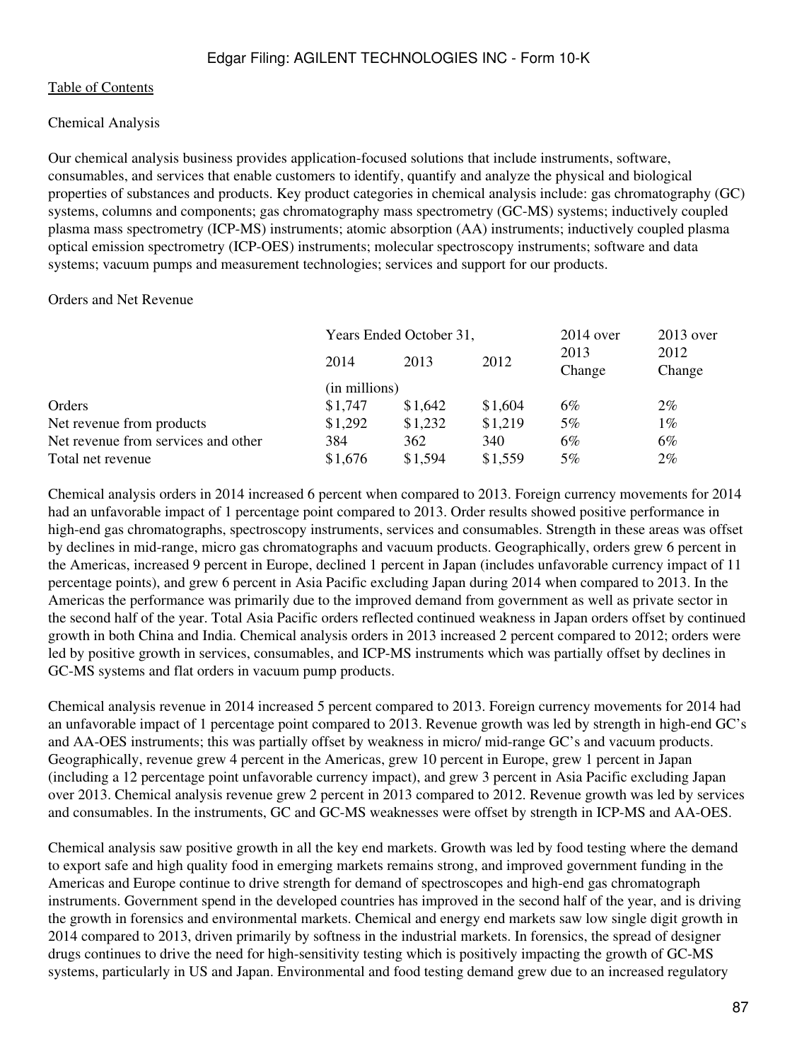Table of Contents

Chemical Analysis

Our chemical analysis business provides application-focused solutions that include instruments, software, consumables, and services that enable customers to identify, quantify and analyze the physical and biological properties of substances and products. Key product categories in chemical analysis include: gas chromatography (GC) systems, columns and components; gas chromatography mass spectrometry (GC-MS) systems; inductively coupled plasma mass spectrometry (ICP-MS) instruments; atomic absorption (AA) instruments; inductively coupled plasma optical emission spectrometry (ICP-OES) instruments; molecular spectroscopy instruments; software and data systems; vacuum pumps and measurement technologies; services and support for our products.

Orders and Net Revenue

| | Years Ended October 31, | | | 2014 over 2013 Change | 2013 over 2012 Change |
|---|---|---|---|---|---|
| | 2014 | 2013 | 2012 | | |
| | (in millions) | | | | |
| Orders | $1,747 | $1,642 | $1,604 | 6% | 2% |
| Net revenue from products | $1,292 | $1,232 | $1,219 | 5% | 1% |
| Net revenue from services and other | 384 | 362 | 340 | 6% | 6% |
| Total net revenue | $1,676 | $1,594 | $1,559 | 5% | 2% |

Chemical analysis orders in 2014 increased 6 percent when compared to 2013. Foreign currency movements for 2014 had an unfavorable impact of 1 percentage point compared to 2013. Order results showed positive performance in high-end gas chromatographs, spectroscopy instruments, services and consumables. Strength in these areas was offset by declines in mid-range, micro gas chromatographs and vacuum products. Geographically, orders grew 6 percent in the Americas, increased 9 percent in Europe, declined 1 percent in Japan (includes unfavorable currency impact of 11 percentage points), and grew 6 percent in Asia Pacific excluding Japan during 2014 when compared to 2013. In the Americas the performance was primarily due to the improved demand from government as well as private sector in the second half of the year. Total Asia Pacific orders reflected continued weakness in Japan orders offset by continued growth in both China and India. Chemical analysis orders in 2013 increased 2 percent compared to 2012; orders were led by positive growth in services, consumables, and ICP-MS instruments which was partially offset by declines in GC-MS systems and flat orders in vacuum pump products.

Chemical analysis revenue in 2014 increased 5 percent compared to 2013. Foreign currency movements for 2014 had an unfavorable impact of 1 percentage point compared to 2013. Revenue growth was led by strength in high-end GC's and AA-OES instruments; this was partially offset by weakness in micro/ mid-range GC's and vacuum products. Geographically, revenue grew 4 percent in the Americas, grew 10 percent in Europe, grew 1 percent in Japan (including a 12 percentage point unfavorable currency impact), and grew 3 percent in Asia Pacific excluding Japan over 2013. Chemical analysis revenue grew 2 percent in 2013 compared to 2012. Revenue growth was led by services and consumables. In the instruments, GC and GC-MS weaknesses were offset by strength in ICP-MS and AA-OES.

Chemical analysis saw positive growth in all the key end markets. Growth was led by food testing where the demand to export safe and high quality food in emerging markets remains strong, and improved government funding in the Americas and Europe continue to drive strength for demand of spectroscopes and high-end gas chromatograph instruments. Government spend in the developed countries has improved in the second half of the year, and is driving the growth in forensics and environmental markets. Chemical and energy end markets saw low single digit growth in 2014 compared to 2013, driven primarily by softness in the industrial markets. In forensics, the spread of designer drugs continues to drive the need for high-sensitivity testing which is positively impacting the growth of GC-MS systems, particularly in US and Japan. Environmental and food testing demand grew due to an increased regulatory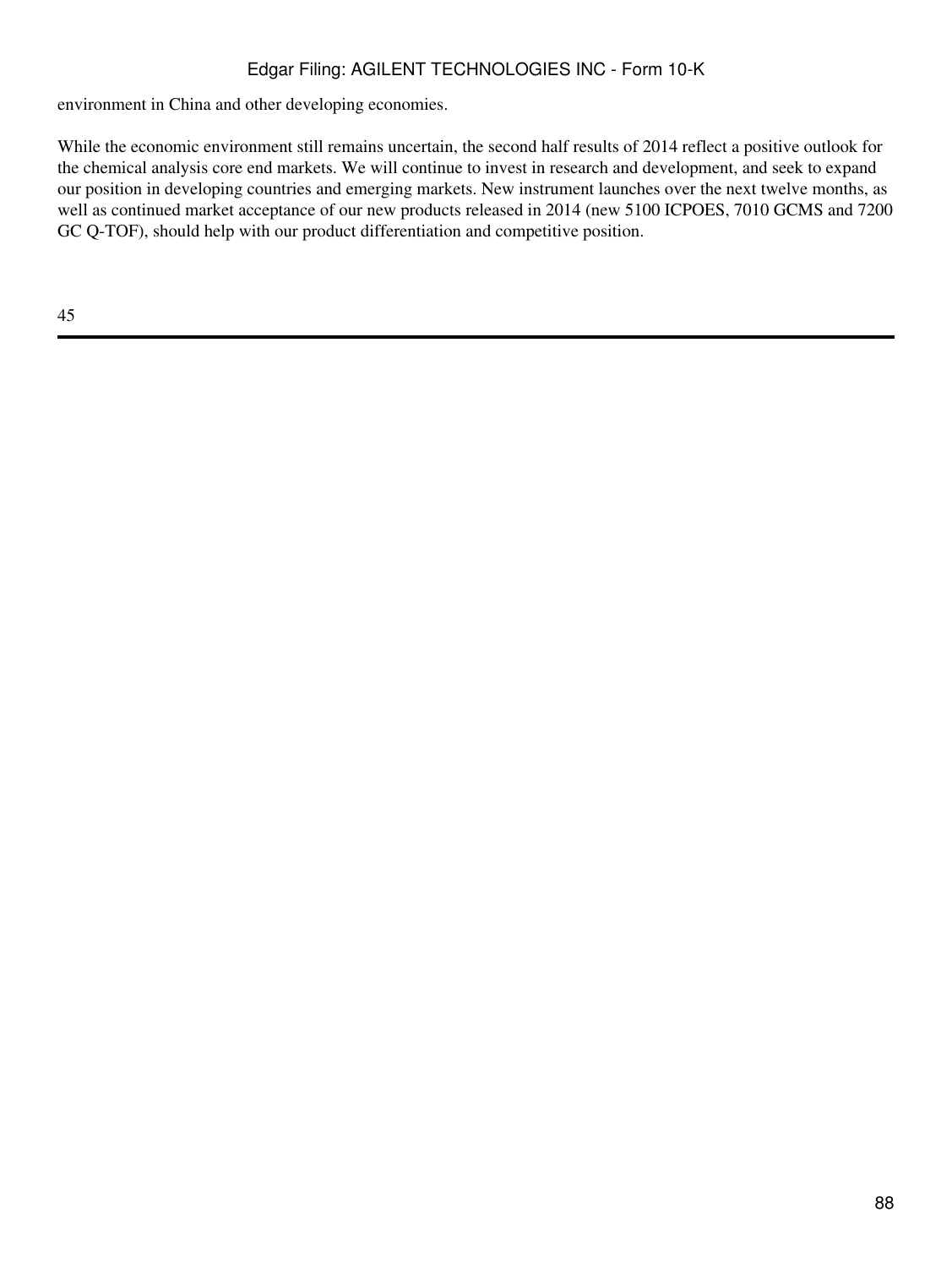environment in China and other developing economies.

While the economic environment still remains uncertain, the second half results of 2014 reflect a positive outlook for the chemical analysis core end markets. We will continue to invest in research and development, and seek to expand our position in developing countries and emerging markets. New instrument launches over the next twelve months, as well as continued market acceptance of our new products released in 2014 (new 5100 ICPOES, 7010 GCMS and 7200 GC Q-TOF), should help with our product differentiation and competitive position.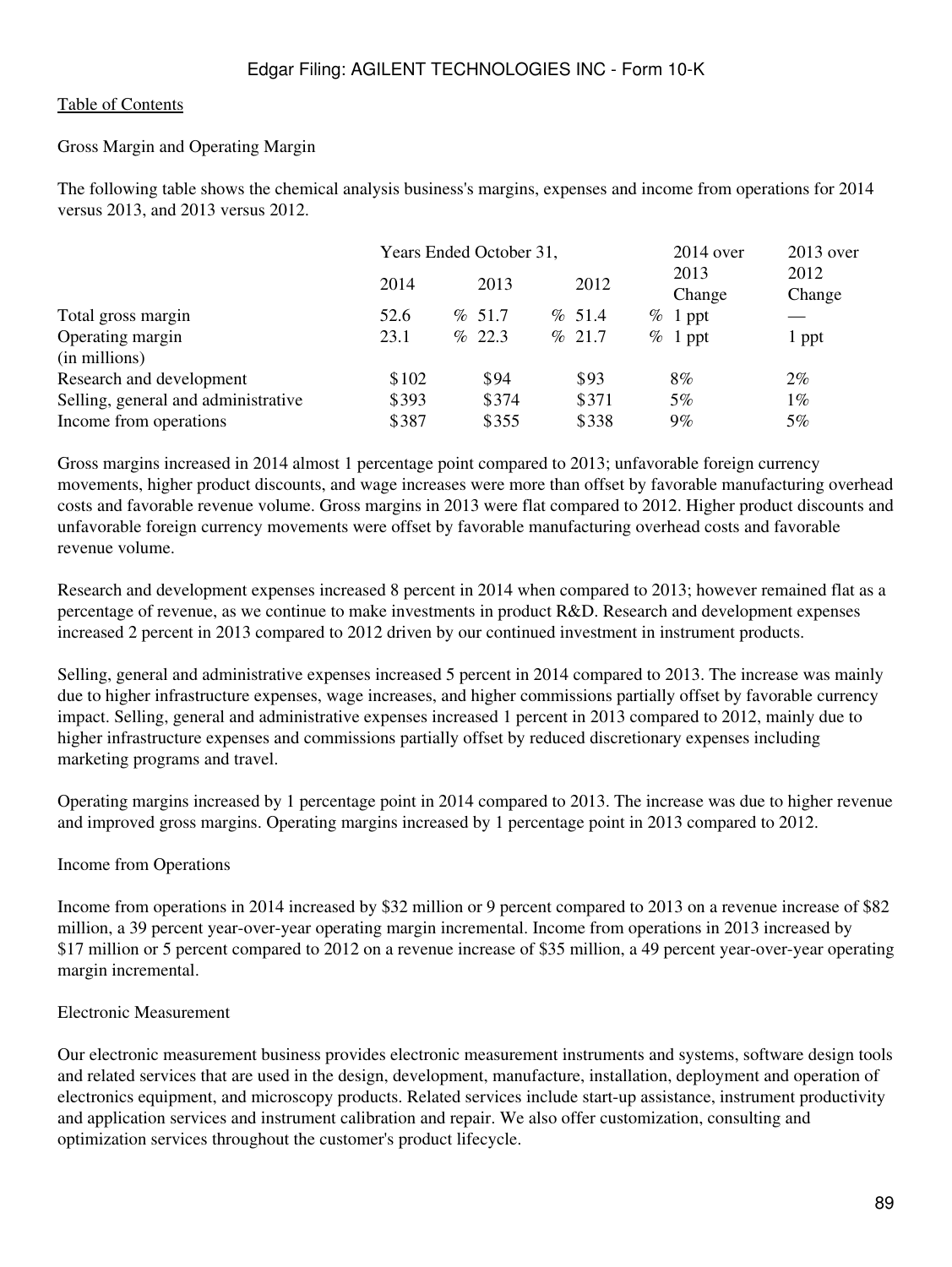[Table of Contents](#)

Gross Margin and Operating Margin

The following table shows the chemical analysis business's margins, expenses and income from operations for 2014 versus 2013, and 2013 versus 2012.

| | Years Ended October 31, | | | 2014 over 2013 Change | 2013 over 2012 Change |
|---|---|---|---|---|---|
| | 2014 | 2013 | 2012 | | |
| Total gross margin | 52.6 % | 51.7 % | 51.4 % | 1 ppt | — |
| Operating margin | 23.1 % | 22.3 % | 21.7 % | 1 ppt | 1 ppt |
| (in millions) | | | | | |
| Research and development | $102 | $94 | $93 | 8% | 2% |
| Selling, general and administrative | $393 | $374 | $371 | 5% | 1% |
| Income from operations | $387 | $355 | $338 | 9% | 5% |

Gross margins increased in 2014 almost 1 percentage point compared to 2013; unfavorable foreign currency movements, higher product discounts, and wage increases were more than offset by favorable manufacturing overhead costs and favorable revenue volume. Gross margins in 2013 were flat compared to 2012. Higher product discounts and unfavorable foreign currency movements were offset by favorable manufacturing overhead costs and favorable revenue volume.

Research and development expenses increased 8 percent in 2014 when compared to 2013; however remained flat as a percentage of revenue, as we continue to make investments in product R&D. Research and development expenses increased 2 percent in 2013 compared to 2012 driven by our continued investment in instrument products.

Selling, general and administrative expenses increased 5 percent in 2014 compared to 2013. The increase was mainly due to higher infrastructure expenses, wage increases, and higher commissions partially offset by favorable currency impact. Selling, general and administrative expenses increased 1 percent in 2013 compared to 2012, mainly due to higher infrastructure expenses and commissions partially offset by reduced discretionary expenses including marketing programs and travel.

Operating margins increased by 1 percentage point in 2014 compared to 2013. The increase was due to higher revenue and improved gross margins. Operating margins increased by 1 percentage point in 2013 compared to 2012.

Income from Operations

Income from operations in 2014 increased by $32 million or 9 percent compared to 2013 on a revenue increase of $82 million, a 39 percent year-over-year operating margin incremental. Income from operations in 2013 increased by $17 million or 5 percent compared to 2012 on a revenue increase of $35 million, a 49 percent year-over-year operating margin incremental.

Electronic Measurement

Our electronic measurement business provides electronic measurement instruments and systems, software design tools and related services that are used in the design, development, manufacture, installation, deployment and operation of electronics equipment, and microscopy products. Related services include start-up assistance, instrument productivity and application services and instrument calibration and repair. We also offer customization, consulting and optimization services throughout the customer's product lifecycle.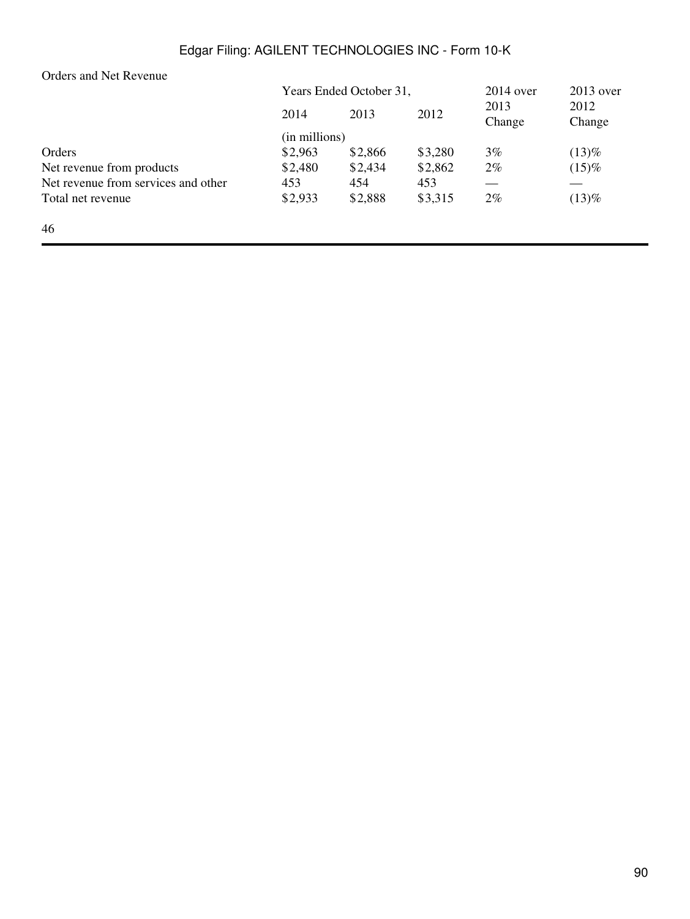Orders and Net Revenue

| | Years Ended October 31, | | | 2014 over 2013 Change | 2013 over 2012 Change |
|---|---|---|---|---|---|
| | 2014 | 2013 | 2012 | | |
| | (in millions) | | | | |
| Orders | $2,963 | $2,866 | $3,280 | 3% | (13)% |
| Net revenue from products | $2,480 | $2,434 | $2,862 | 2% | (15)% |
| Net revenue from services and other | 453 | 454 | 453 | — | — |
| Total net revenue | $2,933 | $2,888 | $3,315 | 2% | (13)% |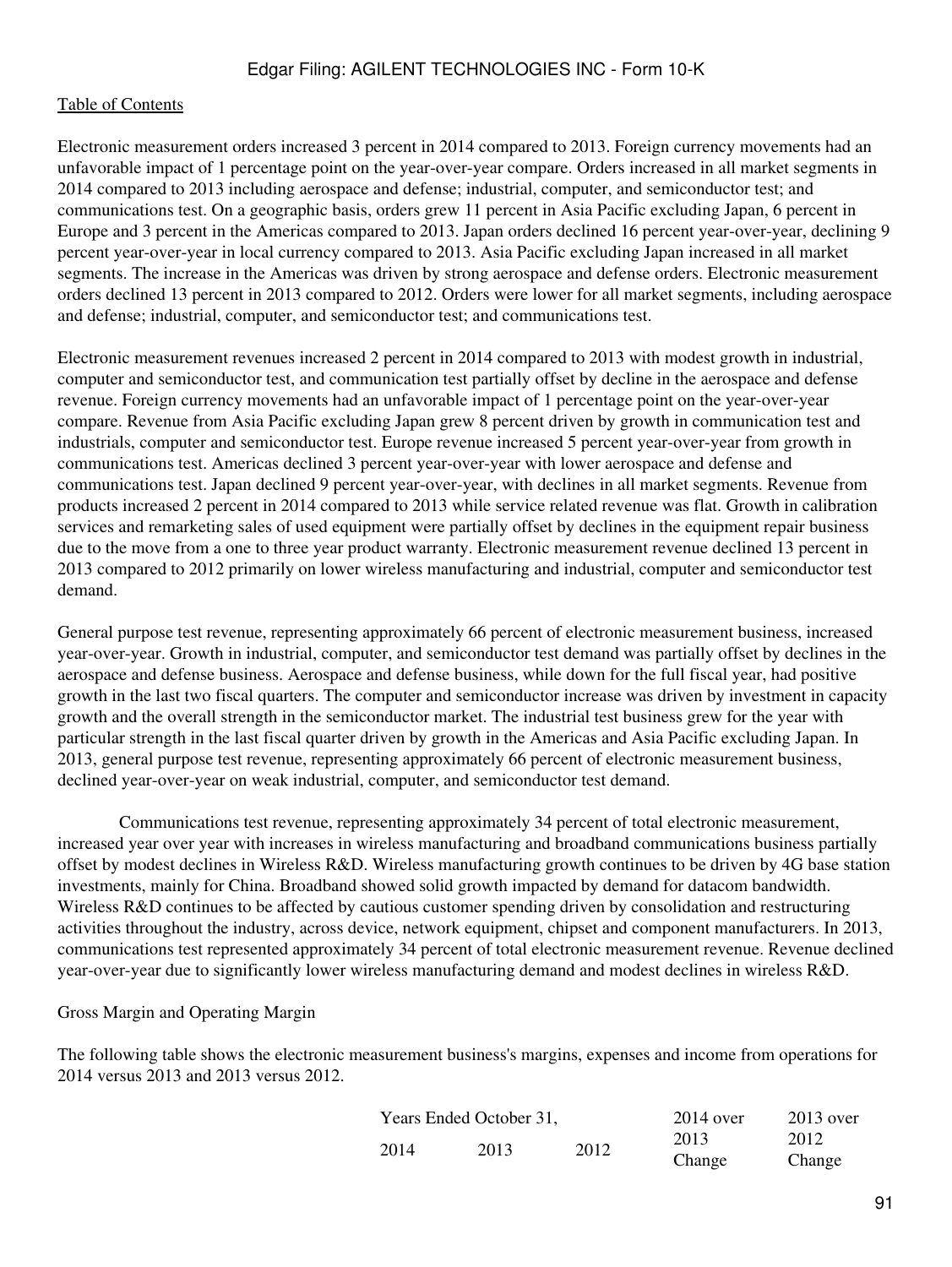Electronic measurement orders increased 3 percent in 2014 compared to 2013. Foreign currency movements had an unfavorable impact of 1 percentage point on the year-over-year compare. Orders increased in all market segments in 2014 compared to 2013 including aerospace and defense; industrial, computer, and semiconductor test; and communications test. On a geographic basis, orders grew 11 percent in Asia Pacific excluding Japan, 6 percent in Europe and 3 percent in the Americas compared to 2013. Japan orders declined 16 percent year-over-year, declining 9 percent year-over-year in local currency compared to 2013. Asia Pacific excluding Japan increased in all market segments. The increase in the Americas was driven by strong aerospace and defense orders. Electronic measurement orders declined 13 percent in 2013 compared to 2012. Orders were lower for all market segments, including aerospace and defense; industrial, computer, and semiconductor test; and communications test.

Electronic measurement revenues increased 2 percent in 2014 compared to 2013 with modest growth in industrial, computer and semiconductor test, and communication test partially offset by decline in the aerospace and defense revenue. Foreign currency movements had an unfavorable impact of 1 percentage point on the year-over-year compare. Revenue from Asia Pacific excluding Japan grew 8 percent driven by growth in communication test and industrials, computer and semiconductor test. Europe revenue increased 5 percent year-over-year from growth in communications test. Americas declined 3 percent year-over-year with lower aerospace and defense and communications test. Japan declined 9 percent year-over-year, with declines in all market segments. Revenue from products increased 2 percent in 2014 compared to 2013 while service related revenue was flat. Growth in calibration services and remarketing sales of used equipment were partially offset by declines in the equipment repair business due to the move from a one to three year product warranty. Electronic measurement revenue declined 13 percent in 2013 compared to 2012 primarily on lower wireless manufacturing and industrial, computer and semiconductor test demand.

General purpose test revenue, representing approximately 66 percent of electronic measurement business, increased year-over-year. Growth in industrial, computer, and semiconductor test demand was partially offset by declines in the aerospace and defense business. Aerospace and defense business, while down for the full fiscal year, had positive growth in the last two fiscal quarters. The computer and semiconductor increase was driven by investment in capacity growth and the overall strength in the semiconductor market. The industrial test business grew for the year with particular strength in the last fiscal quarter driven by growth in the Americas and Asia Pacific excluding Japan. In 2013, general purpose test revenue, representing approximately 66 percent of electronic measurement business, declined year-over-year on weak industrial, computer, and semiconductor test demand.

Communications test revenue, representing approximately 34 percent of total electronic measurement, increased year over year with increases in wireless manufacturing and broadband communications business partially offset by modest declines in Wireless R&D. Wireless manufacturing growth continues to be driven by 4G base station investments, mainly for China. Broadband showed solid growth impacted by demand for datacom bandwidth. Wireless R&D continues to be affected by cautious customer spending driven by consolidation and restructuring activities throughout the industry, across device, network equipment, chipset and component manufacturers. In 2013, communications test represented approximately 34 percent of total electronic measurement revenue. Revenue declined year-over-year due to significantly lower wireless manufacturing demand and modest declines in wireless R&D.

Gross Margin and Operating Margin

The following table shows the electronic measurement business's margins, expenses and income from operations for 2014 versus 2013 and 2013 versus 2012.

| | Years Ended October 31, | | | 2014 over 2013 Change | 2013 over 2012 Change |
|---|---|---|---|---|---|
| | 2014 | 2013 | 2012 | | |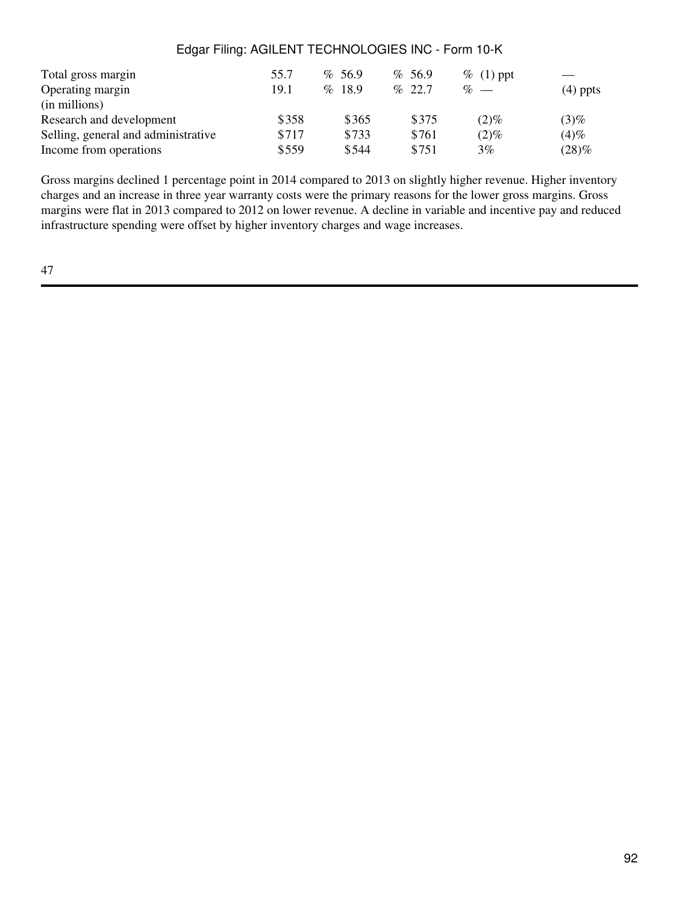| | | | | | |
|---|---|---|---|---|---|
| Total gross margin | 55.7 % | 56.9 % | 56.9 % | (1) ppt | — |
| Operating margin | 19.1 % | 18.9 % | 22.7 % | — | (4) ppts |
| (in millions) | | | | | |
| Research and development | $358 | $365 | $375 | (2)% | (3)% |
| Selling, general and administrative | $717 | $733 | $761 | (2)% | (4)% |
| Income from operations | $559 | $544 | $751 | 3% | (28)% |

Gross margins declined 1 percentage point in 2014 compared to 2013 on slightly higher revenue. Higher inventory charges and an increase in three year warranty costs were the primary reasons for the lower gross margins. Gross margins were flat in 2013 compared to 2012 on lower revenue. A decline in variable and incentive pay and reduced infrastructure spending were offset by higher inventory charges and wage increases.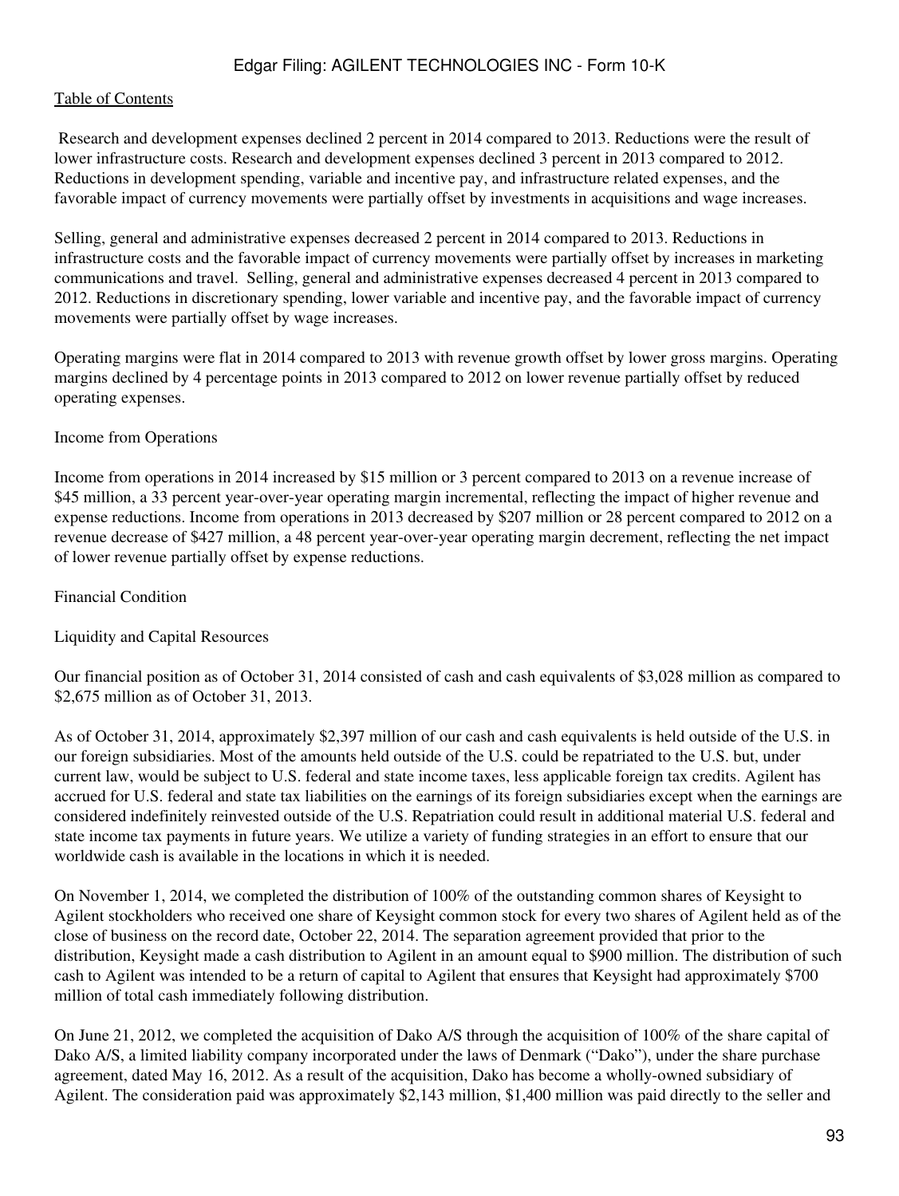Research and development expenses declined 2 percent in 2014 compared to 2013. Reductions were the result of lower infrastructure costs. Research and development expenses declined 3 percent in 2013 compared to 2012. Reductions in development spending, variable and incentive pay, and infrastructure related expenses, and the favorable impact of currency movements were partially offset by investments in acquisitions and wage increases.

Selling, general and administrative expenses decreased 2 percent in 2014 compared to 2013. Reductions in infrastructure costs and the favorable impact of currency movements were partially offset by increases in marketing communications and travel. Selling, general and administrative expenses decreased 4 percent in 2013 compared to 2012. Reductions in discretionary spending, lower variable and incentive pay, and the favorable impact of currency movements were partially offset by wage increases.

Operating margins were flat in 2014 compared to 2013 with revenue growth offset by lower gross margins. Operating margins declined by 4 percentage points in 2013 compared to 2012 on lower revenue partially offset by reduced operating expenses.

Income from Operations

Income from operations in 2014 increased by $15 million or 3 percent compared to 2013 on a revenue increase of $45 million, a 33 percent year-over-year operating margin incremental, reflecting the impact of higher revenue and expense reductions. Income from operations in 2013 decreased by $207 million or 28 percent compared to 2012 on a revenue decrease of $427 million, a 48 percent year-over-year operating margin decrement, reflecting the net impact of lower revenue partially offset by expense reductions.

Financial Condition

Liquidity and Capital Resources

Our financial position as of October 31, 2014 consisted of cash and cash equivalents of $3,028 million as compared to $2,675 million as of October 31, 2013.

As of October 31, 2014, approximately $2,397 million of our cash and cash equivalents is held outside of the U.S. in our foreign subsidiaries. Most of the amounts held outside of the U.S. could be repatriated to the U.S. but, under current law, would be subject to U.S. federal and state income taxes, less applicable foreign tax credits. Agilent has accrued for U.S. federal and state tax liabilities on the earnings of its foreign subsidiaries except when the earnings are considered indefinitely reinvested outside of the U.S. Repatriation could result in additional material U.S. federal and state income tax payments in future years. We utilize a variety of funding strategies in an effort to ensure that our worldwide cash is available in the locations in which it is needed.

On November 1, 2014, we completed the distribution of 100% of the outstanding common shares of Keysight to Agilent stockholders who received one share of Keysight common stock for every two shares of Agilent held as of the close of business on the record date, October 22, 2014. The separation agreement provided that prior to the distribution, Keysight made a cash distribution to Agilent in an amount equal to $900 million. The distribution of such cash to Agilent was intended to be a return of capital to Agilent that ensures that Keysight had approximately $700 million of total cash immediately following distribution.

On June 21, 2012, we completed the acquisition of Dako A/S through the acquisition of 100% of the share capital of Dako A/S, a limited liability company incorporated under the laws of Denmark ("Dako"), under the share purchase agreement, dated May 16, 2012. As a result of the acquisition, Dako has become a wholly-owned subsidiary of Agilent. The consideration paid was approximately $2,143 million, $1,400 million was paid directly to the seller and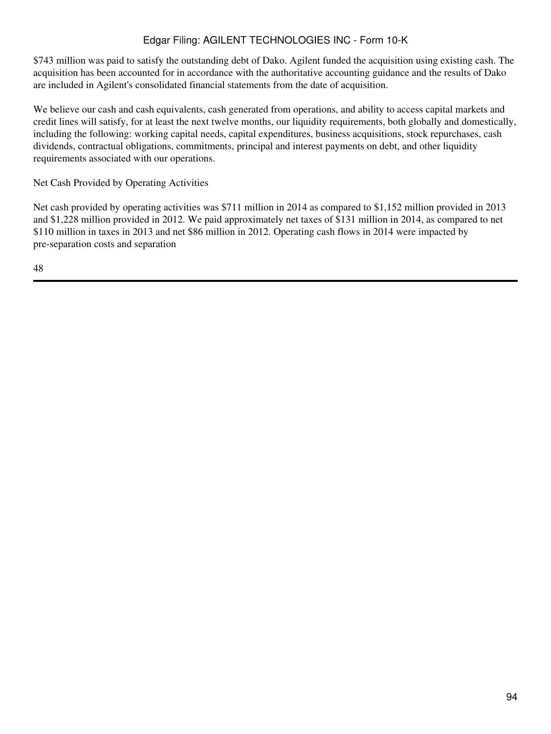$743 million was paid to satisfy the outstanding debt of Dako. Agilent funded the acquisition using existing cash. The acquisition has been accounted for in accordance with the authoritative accounting guidance and the results of Dako are included in Agilent's consolidated financial statements from the date of acquisition.

We believe our cash and cash equivalents, cash generated from operations, and ability to access capital markets and credit lines will satisfy, for at least the next twelve months, our liquidity requirements, both globally and domestically, including the following: working capital needs, capital expenditures, business acquisitions, stock repurchases, cash dividends, contractual obligations, commitments, principal and interest payments on debt, and other liquidity requirements associated with our operations.

Net Cash Provided by Operating Activities

Net cash provided by operating activities was $711 million in 2014 as compared to $1,152 million provided in 2013 and $1,228 million provided in 2012. We paid approximately net taxes of $131 million in 2014, as compared to net $110 million in taxes in 2013 and net $86 million in 2012. Operating cash flows in 2014 were impacted by pre-separation costs and separation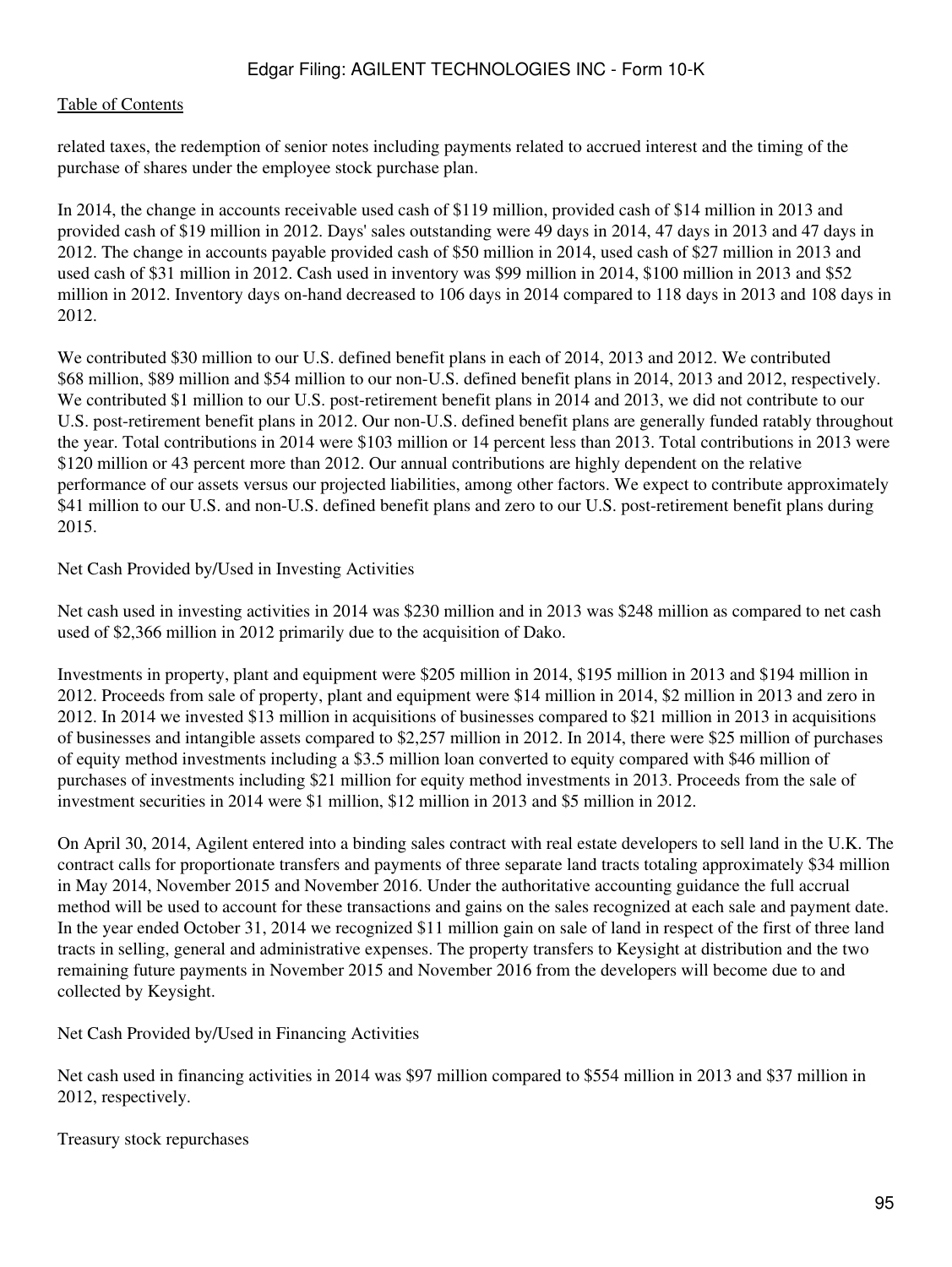related taxes, the redemption of senior notes including payments related to accrued interest and the timing of the purchase of shares under the employee stock purchase plan.

In 2014, the change in accounts receivable used cash of $119 million, provided cash of $14 million in 2013 and provided cash of $19 million in 2012. Days' sales outstanding were 49 days in 2014, 47 days in 2013 and 47 days in 2012. The change in accounts payable provided cash of $50 million in 2014, used cash of $27 million in 2013 and used cash of $31 million in 2012. Cash used in inventory was $99 million in 2014, $100 million in 2013 and $52 million in 2012. Inventory days on-hand decreased to 106 days in 2014 compared to 118 days in 2013 and 108 days in 2012.

We contributed $30 million to our U.S. defined benefit plans in each of 2014, 2013 and 2012. We contributed $68 million, $89 million and $54 million to our non-U.S. defined benefit plans in 2014, 2013 and 2012, respectively. We contributed $1 million to our U.S. post-retirement benefit plans in 2014 and 2013, we did not contribute to our U.S. post-retirement benefit plans in 2012. Our non-U.S. defined benefit plans are generally funded ratably throughout the year. Total contributions in 2014 were $103 million or 14 percent less than 2013. Total contributions in 2013 were $120 million or 43 percent more than 2012. Our annual contributions are highly dependent on the relative performance of our assets versus our projected liabilities, among other factors. We expect to contribute approximately $41 million to our U.S. and non-U.S. defined benefit plans and zero to our U.S. post-retirement benefit plans during 2015.

Net Cash Provided by/Used in Investing Activities

Net cash used in investing activities in 2014 was $230 million and in 2013 was $248 million as compared to net cash used of $2,366 million in 2012 primarily due to the acquisition of Dako.

Investments in property, plant and equipment were $205 million in 2014, $195 million in 2013 and $194 million in 2012. Proceeds from sale of property, plant and equipment were $14 million in 2014, $2 million in 2013 and zero in 2012. In 2014 we invested $13 million in acquisitions of businesses compared to $21 million in 2013 in acquisitions of businesses and intangible assets compared to $2,257 million in 2012. In 2014, there were $25 million of purchases of equity method investments including a $3.5 million loan converted to equity compared with $46 million of purchases of investments including $21 million for equity method investments in 2013. Proceeds from the sale of investment securities in 2014 were $1 million, $12 million in 2013 and $5 million in 2012.

On April 30, 2014, Agilent entered into a binding sales contract with real estate developers to sell land in the U.K. The contract calls for proportionate transfers and payments of three separate land tracts totaling approximately $34 million in May 2014, November 2015 and November 2016. Under the authoritative accounting guidance the full accrual method will be used to account for these transactions and gains on the sales recognized at each sale and payment date. In the year ended October 31, 2014 we recognized $11 million gain on sale of land in respect of the first of three land tracts in selling, general and administrative expenses. The property transfers to Keysight at distribution and the two remaining future payments in November 2015 and November 2016 from the developers will become due to and collected by Keysight.

Net Cash Provided by/Used in Financing Activities

Net cash used in financing activities in 2014 was $97 million compared to $554 million in 2013 and $37 million in 2012, respectively.

Treasury stock repurchases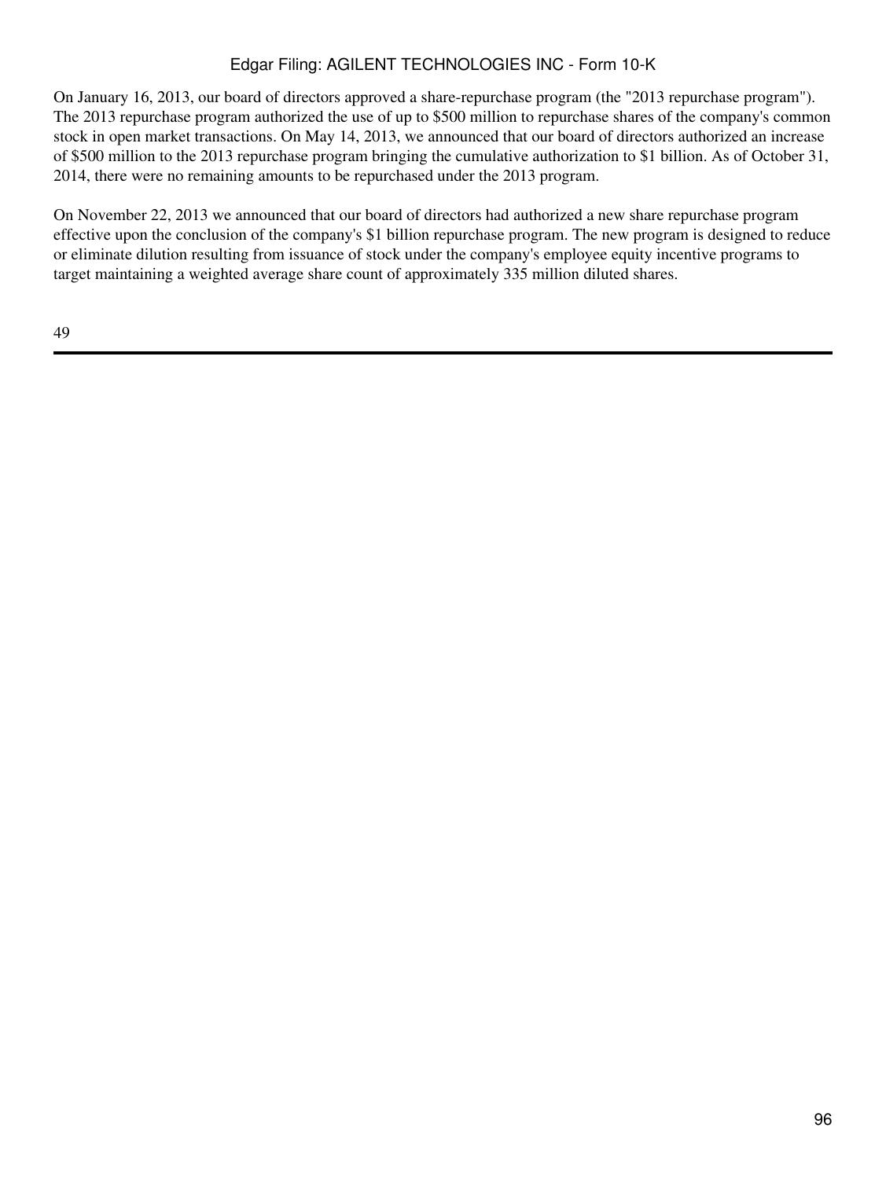On January 16, 2013, our board of directors approved a share-repurchase program (the "2013 repurchase program"). The 2013 repurchase program authorized the use of up to $500 million to repurchase shares of the company's common stock in open market transactions. On May 14, 2013, we announced that our board of directors authorized an increase of $500 million to the 2013 repurchase program bringing the cumulative authorization to $1 billion. As of October 31, 2014, there were no remaining amounts to be repurchased under the 2013 program.

On November 22, 2013 we announced that our board of directors had authorized a new share repurchase program effective upon the conclusion of the company's $1 billion repurchase program. The new program is designed to reduce or eliminate dilution resulting from issuance of stock under the company's employee equity incentive programs to target maintaining a weighted average share count of approximately 335 million diluted shares.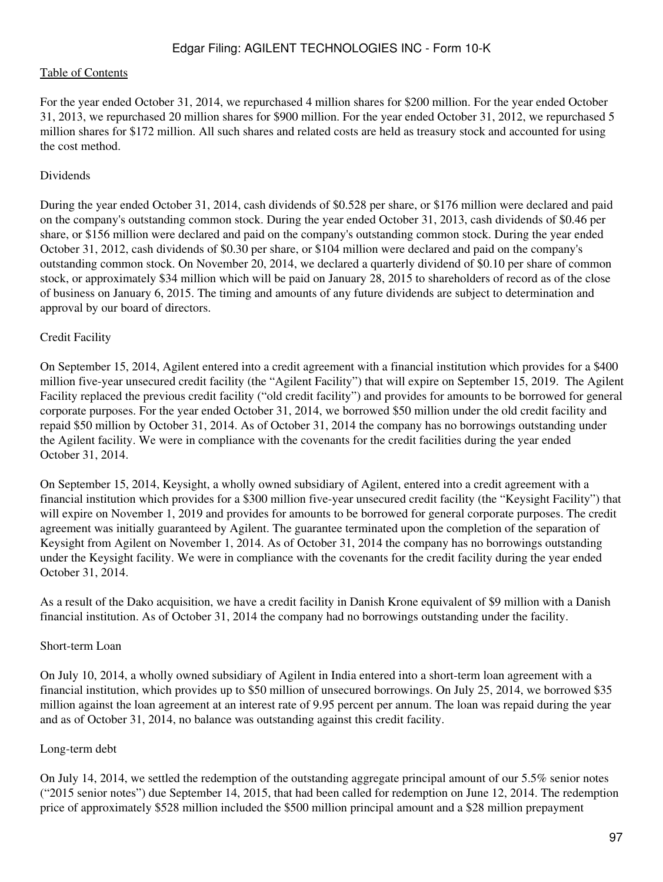For the year ended October 31, 2014, we repurchased 4 million shares for $200 million. For the year ended October 31, 2013, we repurchased 20 million shares for $900 million. For the year ended October 31, 2012, we repurchased 5 million shares for $172 million. All such shares and related costs are held as treasury stock and accounted for using the cost method.

Dividends

During the year ended October 31, 2014, cash dividends of $0.528 per share, or $176 million were declared and paid on the company's outstanding common stock. During the year ended October 31, 2013, cash dividends of $0.46 per share, or $156 million were declared and paid on the company's outstanding common stock. During the year ended October 31, 2012, cash dividends of $0.30 per share, or $104 million were declared and paid on the company's outstanding common stock. On November 20, 2014, we declared a quarterly dividend of $0.10 per share of common stock, or approximately $34 million which will be paid on January 28, 2015 to shareholders of record as of the close of business on January 6, 2015. The timing and amounts of any future dividends are subject to determination and approval by our board of directors.

Credit Facility

On September 15, 2014, Agilent entered into a credit agreement with a financial institution which provides for a $400 million five-year unsecured credit facility (the "Agilent Facility") that will expire on September 15, 2019. The Agilent Facility replaced the previous credit facility ("old credit facility") and provides for amounts to be borrowed for general corporate purposes. For the year ended October 31, 2014, we borrowed $50 million under the old credit facility and repaid $50 million by October 31, 2014. As of October 31, 2014 the company has no borrowings outstanding under the Agilent facility. We were in compliance with the covenants for the credit facilities during the year ended October 31, 2014.

On September 15, 2014, Keysight, a wholly owned subsidiary of Agilent, entered into a credit agreement with a financial institution which provides for a $300 million five-year unsecured credit facility (the "Keysight Facility") that will expire on November 1, 2019 and provides for amounts to be borrowed for general corporate purposes. The credit agreement was initially guaranteed by Agilent. The guarantee terminated upon the completion of the separation of Keysight from Agilent on November 1, 2014. As of October 31, 2014 the company has no borrowings outstanding under the Keysight facility. We were in compliance with the covenants for the credit facility during the year ended October 31, 2014.

As a result of the Dako acquisition, we have a credit facility in Danish Krone equivalent of $9 million with a Danish financial institution. As of October 31, 2014 the company had no borrowings outstanding under the facility.

Short-term Loan

On July 10, 2014, a wholly owned subsidiary of Agilent in India entered into a short-term loan agreement with a financial institution, which provides up to $50 million of unsecured borrowings. On July 25, 2014, we borrowed $35 million against the loan agreement at an interest rate of 9.95 percent per annum. The loan was repaid during the year and as of October 31, 2014, no balance was outstanding against this credit facility.

Long-term debt

On July 14, 2014, we settled the redemption of the outstanding aggregate principal amount of our 5.5% senior notes ("2015 senior notes") due September 14, 2015, that had been called for redemption on June 12, 2014. The redemption price of approximately $528 million included the $500 million principal amount and a $28 million prepayment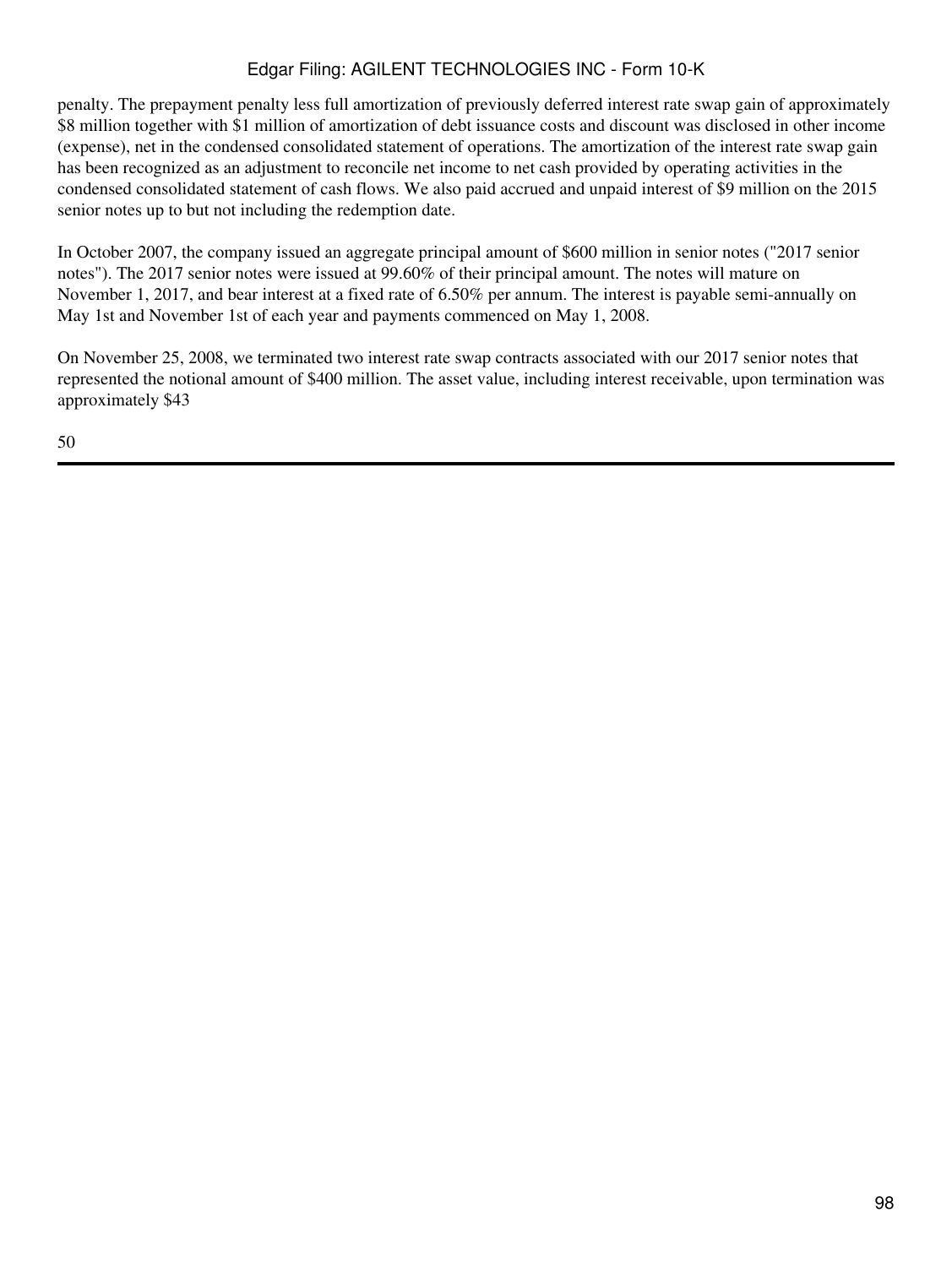penalty. The prepayment penalty less full amortization of previously deferred interest rate swap gain of approximately $8 million together with $1 million of amortization of debt issuance costs and discount was disclosed in other income (expense), net in the condensed consolidated statement of operations. The amortization of the interest rate swap gain has been recognized as an adjustment to reconcile net income to net cash provided by operating activities in the condensed consolidated statement of cash flows. We also paid accrued and unpaid interest of $9 million on the 2015 senior notes up to but not including the redemption date.

In October 2007, the company issued an aggregate principal amount of $600 million in senior notes ("2017 senior notes"). The 2017 senior notes were issued at 99.60% of their principal amount. The notes will mature on November 1, 2017, and bear interest at a fixed rate of 6.50% per annum. The interest is payable semi-annually on May 1st and November 1st of each year and payments commenced on May 1, 2008.

On November 25, 2008, we terminated two interest rate swap contracts associated with our 2017 senior notes that represented the notional amount of $400 million. The asset value, including interest receivable, upon termination was approximately $43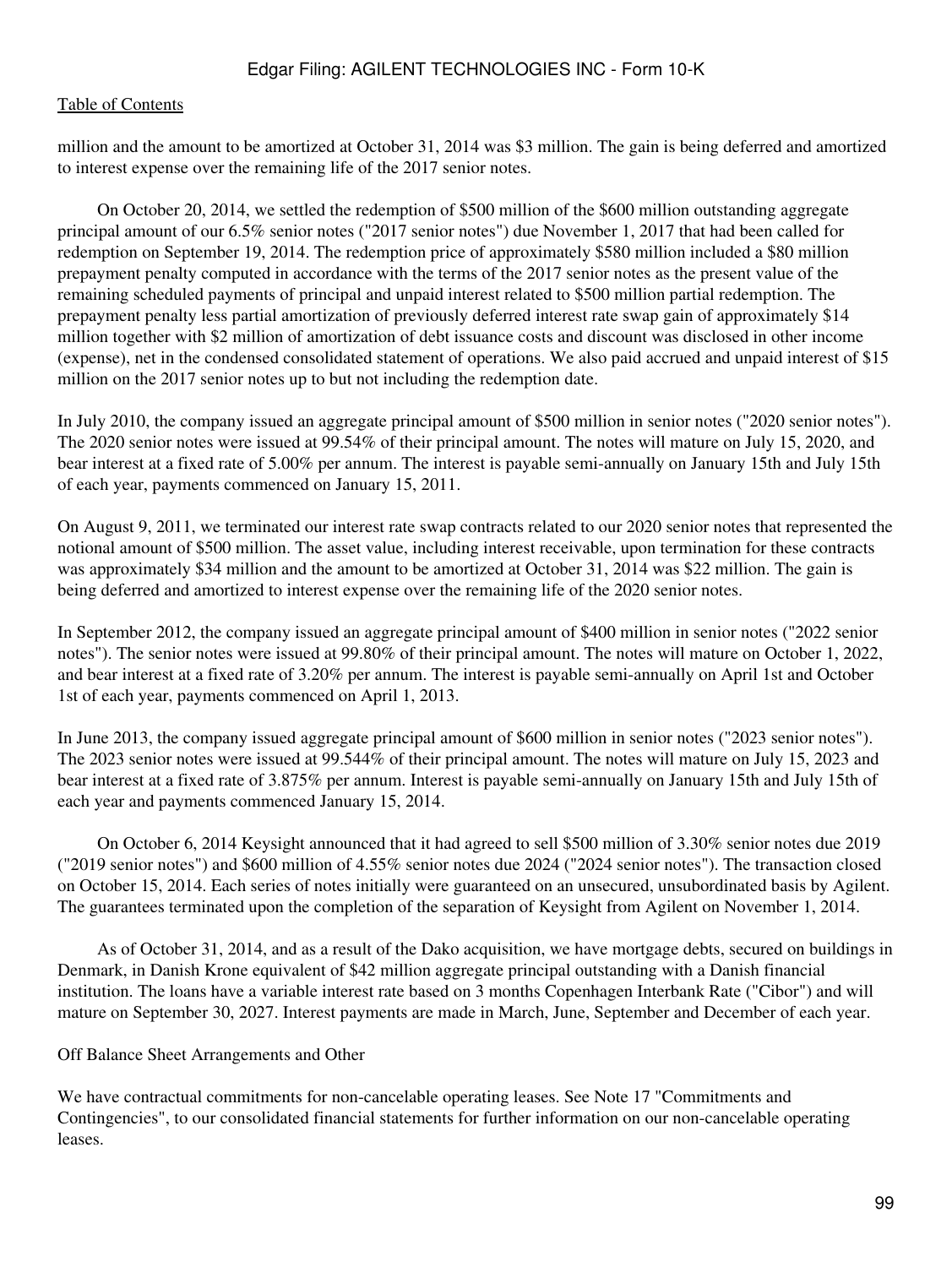million and the amount to be amortized at October 31, 2014 was $3 million. The gain is being deferred and amortized to interest expense over the remaining life of the 2017 senior notes.

On October 20, 2014, we settled the redemption of $500 million of the $600 million outstanding aggregate principal amount of our 6.5% senior notes ("2017 senior notes") due November 1, 2017 that had been called for redemption on September 19, 2014. The redemption price of approximately $580 million included a $80 million prepayment penalty computed in accordance with the terms of the 2017 senior notes as the present value of the remaining scheduled payments of principal and unpaid interest related to $500 million partial redemption. The prepayment penalty less partial amortization of previously deferred interest rate swap gain of approximately $14 million together with $2 million of amortization of debt issuance costs and discount was disclosed in other income (expense), net in the condensed consolidated statement of operations. We also paid accrued and unpaid interest of $15 million on the 2017 senior notes up to but not including the redemption date.

In July 2010, the company issued an aggregate principal amount of $500 million in senior notes ("2020 senior notes"). The 2020 senior notes were issued at 99.54% of their principal amount. The notes will mature on July 15, 2020, and bear interest at a fixed rate of 5.00% per annum. The interest is payable semi-annually on January 15th and July 15th of each year, payments commenced on January 15, 2011.

On August 9, 2011, we terminated our interest rate swap contracts related to our 2020 senior notes that represented the notional amount of $500 million. The asset value, including interest receivable, upon termination for these contracts was approximately $34 million and the amount to be amortized at October 31, 2014 was $22 million. The gain is being deferred and amortized to interest expense over the remaining life of the 2020 senior notes.

In September 2012, the company issued an aggregate principal amount of $400 million in senior notes ("2022 senior notes"). The senior notes were issued at 99.80% of their principal amount. The notes will mature on October 1, 2022, and bear interest at a fixed rate of 3.20% per annum. The interest is payable semi-annually on April 1st and October 1st of each year, payments commenced on April 1, 2013.

In June 2013, the company issued aggregate principal amount of $600 million in senior notes ("2023 senior notes"). The 2023 senior notes were issued at 99.544% of their principal amount. The notes will mature on July 15, 2023 and bear interest at a fixed rate of 3.875% per annum. Interest is payable semi-annually on January 15th and July 15th of each year and payments commenced January 15, 2014.

On October 6, 2014 Keysight announced that it had agreed to sell $500 million of 3.30% senior notes due 2019 ("2019 senior notes") and $600 million of 4.55% senior notes due 2024 ("2024 senior notes"). The transaction closed on October 15, 2014. Each series of notes initially were guaranteed on an unsecured, unsubordinated basis by Agilent. The guarantees terminated upon the completion of the separation of Keysight from Agilent on November 1, 2014.

As of October 31, 2014, and as a result of the Dako acquisition, we have mortgage debts, secured on buildings in Denmark, in Danish Krone equivalent of $42 million aggregate principal outstanding with a Danish financial institution. The loans have a variable interest rate based on 3 months Copenhagen Interbank Rate ("Cibor") and will mature on September 30, 2027. Interest payments are made in March, June, September and December of each year.

Off Balance Sheet Arrangements and Other

We have contractual commitments for non-cancelable operating leases. See Note 17 "Commitments and Contingencies", to our consolidated financial statements for further information on our non-cancelable operating leases.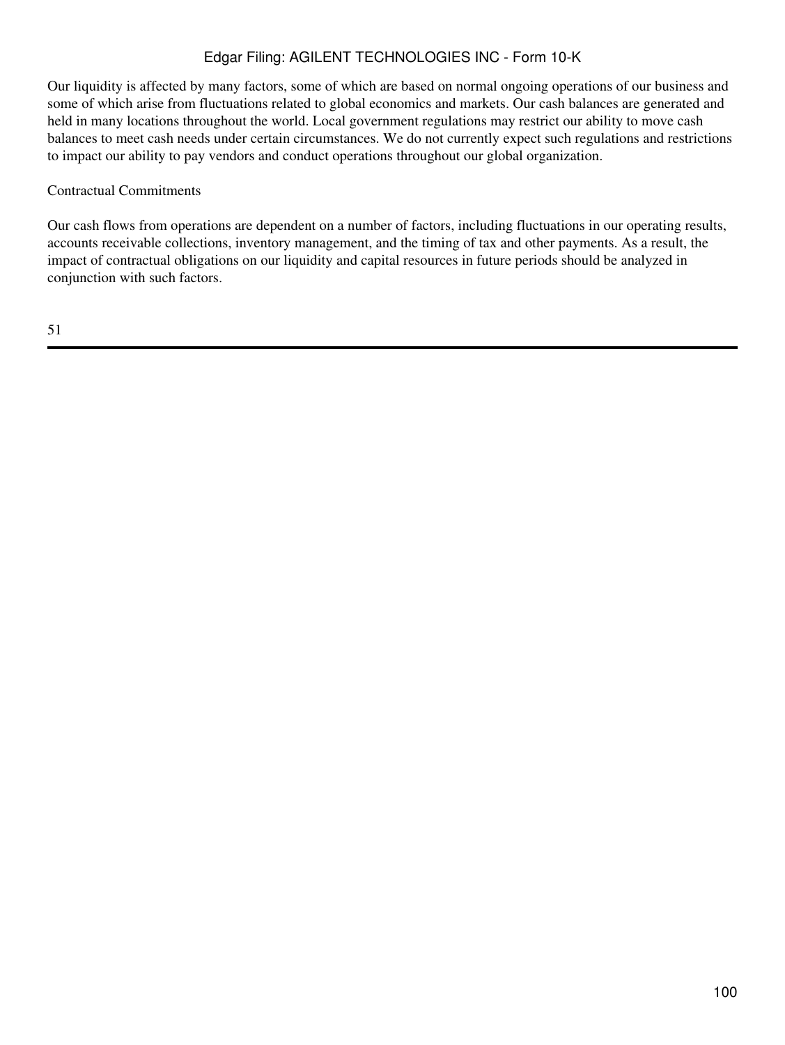Our liquidity is affected by many factors, some of which are based on normal ongoing operations of our business and some of which arise from fluctuations related to global economics and markets. Our cash balances are generated and held in many locations throughout the world. Local government regulations may restrict our ability to move cash balances to meet cash needs under certain circumstances. We do not currently expect such regulations and restrictions to impact our ability to pay vendors and conduct operations throughout our global organization.

Contractual Commitments

Our cash flows from operations are dependent on a number of factors, including fluctuations in our operating results, accounts receivable collections, inventory management, and the timing of tax and other payments. As a result, the impact of contractual obligations on our liquidity and capital resources in future periods should be analyzed in conjunction with such factors.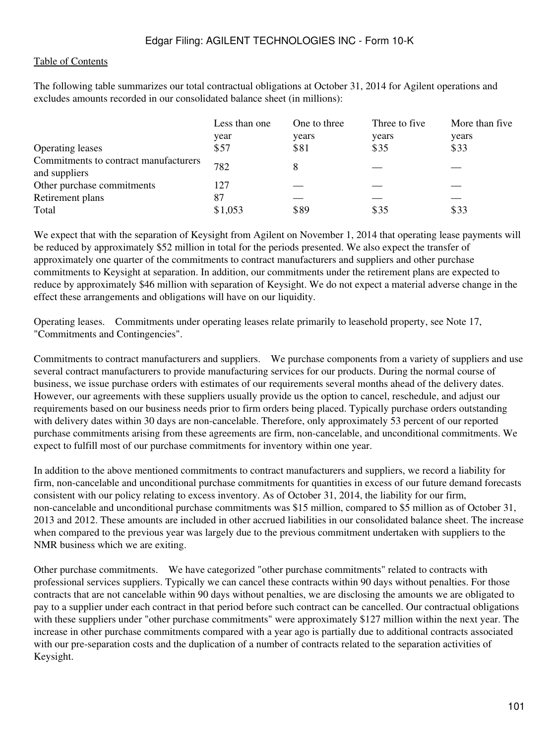The following table summarizes our total contractual obligations at October 31, 2014 for Agilent operations and excludes amounts recorded in our consolidated balance sheet (in millions):

| | Less than one year | One to three years | Three to five years | More than five years |
|---|---|---|---|---|
| Operating leases | $57 | $81 | $35 | $33 |
| Commitments to contract manufacturers and suppliers | 782 | 8 | — | — |
| Other purchase commitments | 127 | — | — | — |
| Retirement plans | 87 | — | — | — |
| Total | $1,053 | $89 | $35 | $33 |

We expect that with the separation of Keysight from Agilent on November 1, 2014 that operating lease payments will be reduced by approximately $52 million in total for the periods presented. We also expect the transfer of approximately one quarter of the commitments to contract manufacturers and suppliers and other purchase commitments to Keysight at separation. In addition, our commitments under the retirement plans are expected to reduce by approximately $46 million with separation of Keysight. We do not expect a material adverse change in the effect these arrangements and obligations will have on our liquidity.

Operating leases. Commitments under operating leases relate primarily to leasehold property, see Note 17, "Commitments and Contingencies".

Commitments to contract manufacturers and suppliers. We purchase components from a variety of suppliers and use several contract manufacturers to provide manufacturing services for our products. During the normal course of business, we issue purchase orders with estimates of our requirements several months ahead of the delivery dates. However, our agreements with these suppliers usually provide us the option to cancel, reschedule, and adjust our requirements based on our business needs prior to firm orders being placed. Typically purchase orders outstanding with delivery dates within 30 days are non-cancelable. Therefore, only approximately 53 percent of our reported purchase commitments arising from these agreements are firm, non-cancelable, and unconditional commitments. We expect to fulfill most of our purchase commitments for inventory within one year.

In addition to the above mentioned commitments to contract manufacturers and suppliers, we record a liability for firm, non-cancelable and unconditional purchase commitments for quantities in excess of our future demand forecasts consistent with our policy relating to excess inventory. As of October 31, 2014, the liability for our firm, non-cancelable and unconditional purchase commitments was $15 million, compared to $5 million as of October 31, 2013 and 2012. These amounts are included in other accrued liabilities in our consolidated balance sheet. The increase when compared to the previous year was largely due to the previous commitment undertaken with suppliers to the NMR business which we are exiting.

Other purchase commitments. We have categorized "other purchase commitments" related to contracts with professional services suppliers. Typically we can cancel these contracts within 90 days without penalties. For those contracts that are not cancelable within 90 days without penalties, we are disclosing the amounts we are obligated to pay to a supplier under each contract in that period before such contract can be cancelled. Our contractual obligations with these suppliers under "other purchase commitments" were approximately $127 million within the next year. The increase in other purchase commitments compared with a year ago is partially due to additional contracts associated with our pre-separation costs and the duplication of a number of contracts related to the separation activities of Keysight.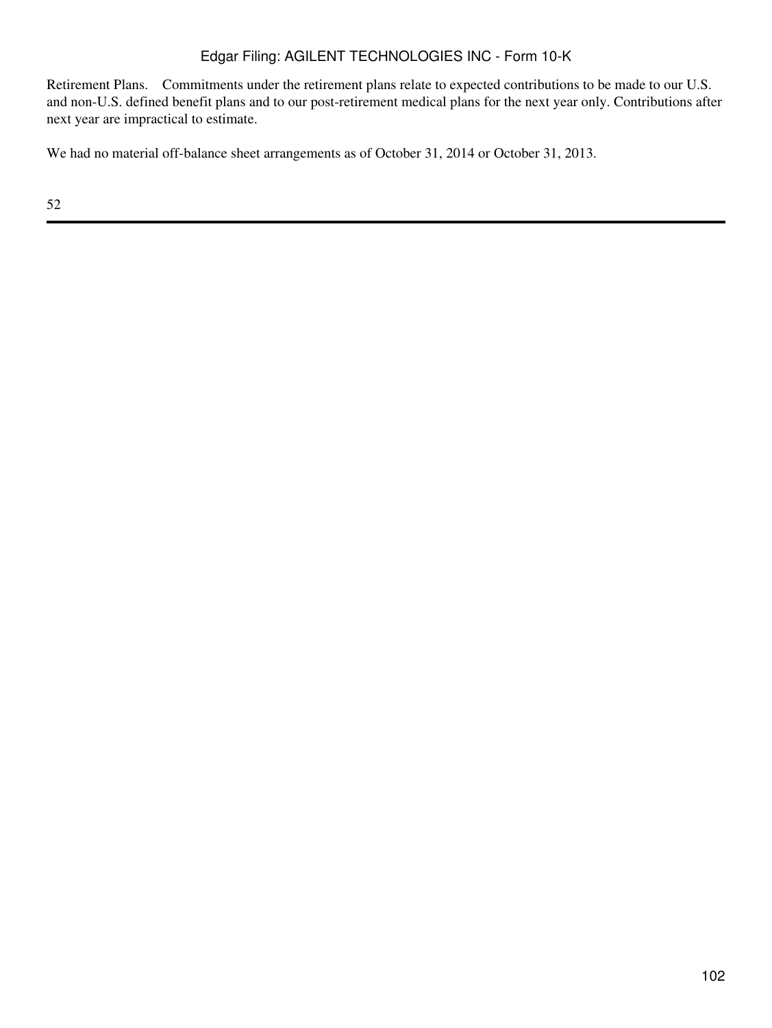Retirement Plans.    Commitments under the retirement plans relate to expected contributions to be made to our U.S. and non-U.S. defined benefit plans and to our post-retirement medical plans for the next year only. Contributions after next year are impractical to estimate.

We had no material off-balance sheet arrangements as of October 31, 2014 or October 31, 2013.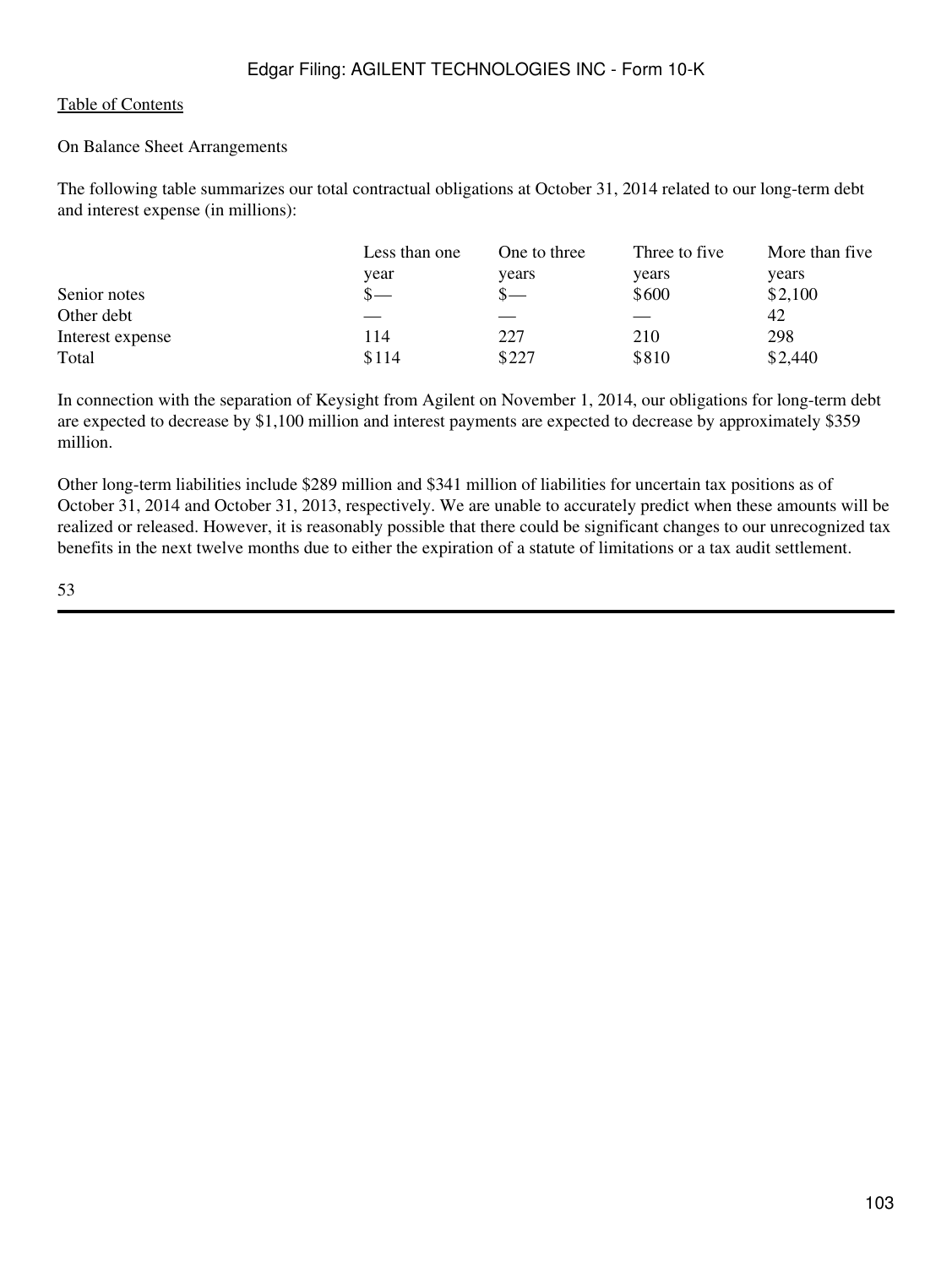On Balance Sheet Arrangements

The following table summarizes our total contractual obligations at October 31, 2014 related to our long-term debt and interest expense (in millions):

| | Less than one year | One to three years | Three to five years | More than five years |
|---|---|---|---|---|
| Senior notes | $— | $— | $600 | $2,100 |
| Other debt | — | — | — | 42 |
| Interest expense | 114 | 227 | 210 | 298 |
| Total | $114 | $227 | $810 | $2,440 |

In connection with the separation of Keysight from Agilent on November 1, 2014, our obligations for long-term debt are expected to decrease by $1,100 million and interest payments are expected to decrease by approximately $359 million.

Other long-term liabilities include $289 million and $341 million of liabilities for uncertain tax positions as of October 31, 2014 and October 31, 2013, respectively. We are unable to accurately predict when these amounts will be realized or released. However, it is reasonably possible that there could be significant changes to our unrecognized tax benefits in the next twelve months due to either the expiration of a statute of limitations or a tax audit settlement.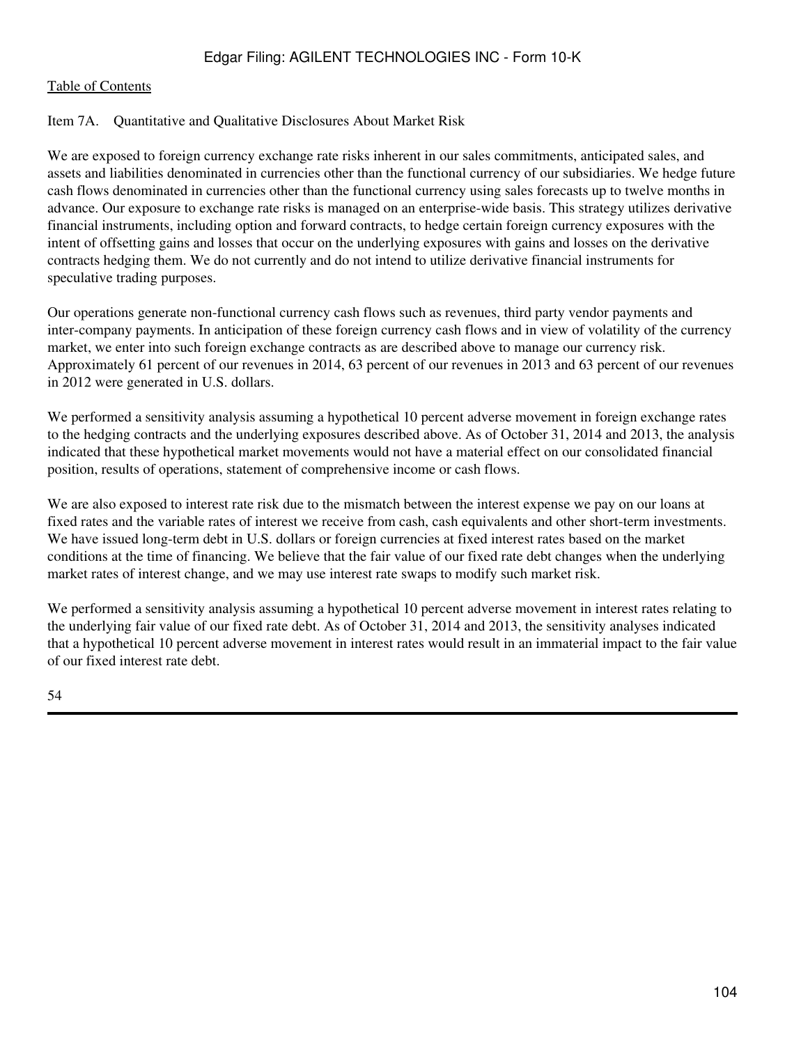## Item 7A. Quantitative and Qualitative Disclosures About Market Risk

We are exposed to foreign currency exchange rate risks inherent in our sales commitments, anticipated sales, and assets and liabilities denominated in currencies other than the functional currency of our subsidiaries. We hedge future cash flows denominated in currencies other than the functional currency using sales forecasts up to twelve months in advance. Our exposure to exchange rate risks is managed on an enterprise-wide basis. This strategy utilizes derivative financial instruments, including option and forward contracts, to hedge certain foreign currency exposures with the intent of offsetting gains and losses that occur on the underlying exposures with gains and losses on the derivative contracts hedging them. We do not currently and do not intend to utilize derivative financial instruments for speculative trading purposes.

Our operations generate non-functional currency cash flows such as revenues, third party vendor payments and inter-company payments. In anticipation of these foreign currency cash flows and in view of volatility of the currency market, we enter into such foreign exchange contracts as are described above to manage our currency risk. Approximately 61 percent of our revenues in 2014, 63 percent of our revenues in 2013 and 63 percent of our revenues in 2012 were generated in U.S. dollars.

We performed a sensitivity analysis assuming a hypothetical 10 percent adverse movement in foreign exchange rates to the hedging contracts and the underlying exposures described above. As of October 31, 2014 and 2013, the analysis indicated that these hypothetical market movements would not have a material effect on our consolidated financial position, results of operations, statement of comprehensive income or cash flows.

We are also exposed to interest rate risk due to the mismatch between the interest expense we pay on our loans at fixed rates and the variable rates of interest we receive from cash, cash equivalents and other short-term investments. We have issued long-term debt in U.S. dollars or foreign currencies at fixed interest rates based on the market conditions at the time of financing. We believe that the fair value of our fixed rate debt changes when the underlying market rates of interest change, and we may use interest rate swaps to modify such market risk.

We performed a sensitivity analysis assuming a hypothetical 10 percent adverse movement in interest rates relating to the underlying fair value of our fixed rate debt. As of October 31, 2014 and 2013, the sensitivity analyses indicated that a hypothetical 10 percent adverse movement in interest rates would result in an immaterial impact to the fair value of our fixed interest rate debt.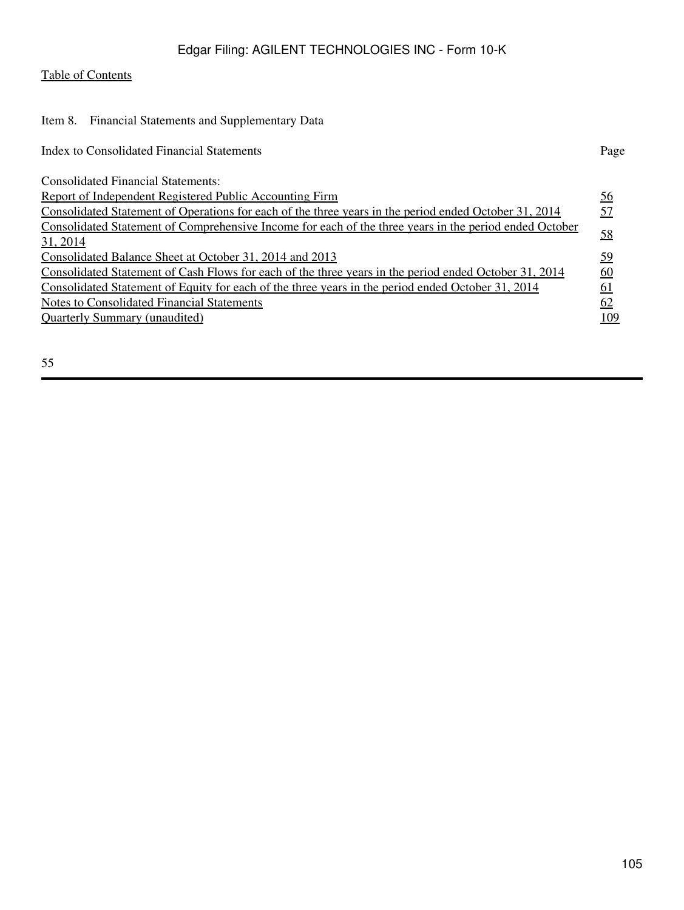[Table of Contents]

## Item 8. Financial Statements and Supplementary Data

| Index to Consolidated Financial Statements | Page |
| --- | --- |
| Consolidated Financial Statements: | |
| Report of Independent Registered Public Accounting Firm | 56 |
| Consolidated Statement of Operations for each of the three years in the period ended October 31, 2014 | 57 |
| Consolidated Statement of Comprehensive Income for each of the three years in the period ended October 31, 2014 | 58 |
| Consolidated Balance Sheet at October 31, 2014 and 2013 | 59 |
| Consolidated Statement of Cash Flows for each of the three years in the period ended October 31, 2014 | 60 |
| Consolidated Statement of Equity for each of the three years in the period ended October 31, 2014 | 61 |
| Notes to Consolidated Financial Statements | 62 |
| Quarterly Summary (unaudited) | 109 |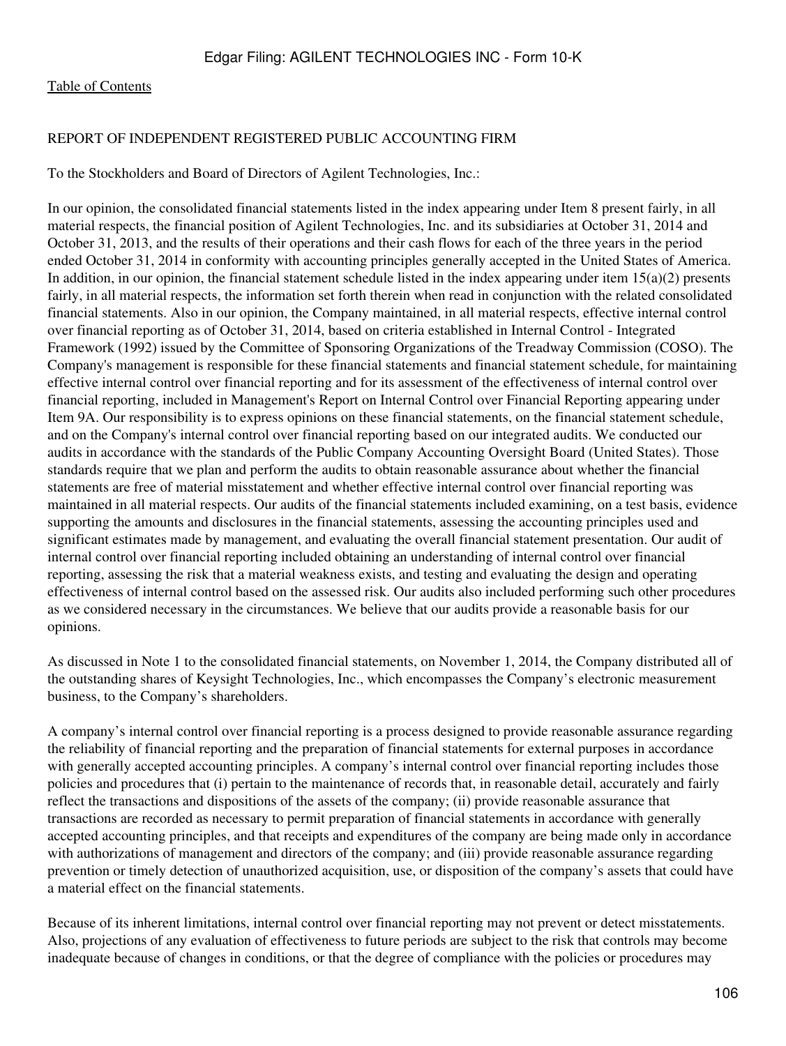[Table of Contents](#)

REPORT OF INDEPENDENT REGISTERED PUBLIC ACCOUNTING FIRM

To the Stockholders and Board of Directors of Agilent Technologies, Inc.:

In our opinion, the consolidated financial statements listed in the index appearing under Item 8 present fairly, in all material respects, the financial position of Agilent Technologies, Inc. and its subsidiaries at October 31, 2014 and October 31, 2013, and the results of their operations and their cash flows for each of the three years in the period ended October 31, 2014 in conformity with accounting principles generally accepted in the United States of America. In addition, in our opinion, the financial statement schedule listed in the index appearing under item 15(a)(2) presents fairly, in all material respects, the information set forth therein when read in conjunction with the related consolidated financial statements. Also in our opinion, the Company maintained, in all material respects, effective internal control over financial reporting as of October 31, 2014, based on criteria established in Internal Control - Integrated Framework (1992) issued by the Committee of Sponsoring Organizations of the Treadway Commission (COSO). The Company's management is responsible for these financial statements and financial statement schedule, for maintaining effective internal control over financial reporting and for its assessment of the effectiveness of internal control over financial reporting, included in Management's Report on Internal Control over Financial Reporting appearing under Item 9A. Our responsibility is to express opinions on these financial statements, on the financial statement schedule, and on the Company's internal control over financial reporting based on our integrated audits. We conducted our audits in accordance with the standards of the Public Company Accounting Oversight Board (United States). Those standards require that we plan and perform the audits to obtain reasonable assurance about whether the financial statements are free of material misstatement and whether effective internal control over financial reporting was maintained in all material respects. Our audits of the financial statements included examining, on a test basis, evidence supporting the amounts and disclosures in the financial statements, assessing the accounting principles used and significant estimates made by management, and evaluating the overall financial statement presentation. Our audit of internal control over financial reporting included obtaining an understanding of internal control over financial reporting, assessing the risk that a material weakness exists, and testing and evaluating the design and operating effectiveness of internal control based on the assessed risk. Our audits also included performing such other procedures as we considered necessary in the circumstances. We believe that our audits provide a reasonable basis for our opinions.

As discussed in Note 1 to the consolidated financial statements, on November 1, 2014, the Company distributed all of the outstanding shares of Keysight Technologies, Inc., which encompasses the Company's electronic measurement business, to the Company's shareholders.

A company's internal control over financial reporting is a process designed to provide reasonable assurance regarding the reliability of financial reporting and the preparation of financial statements for external purposes in accordance with generally accepted accounting principles. A company's internal control over financial reporting includes those policies and procedures that (i) pertain to the maintenance of records that, in reasonable detail, accurately and fairly reflect the transactions and dispositions of the assets of the company; (ii) provide reasonable assurance that transactions are recorded as necessary to permit preparation of financial statements in accordance with generally accepted accounting principles, and that receipts and expenditures of the company are being made only in accordance with authorizations of management and directors of the company; and (iii) provide reasonable assurance regarding prevention or timely detection of unauthorized acquisition, use, or disposition of the company's assets that could have a material effect on the financial statements.

Because of its inherent limitations, internal control over financial reporting may not prevent or detect misstatements. Also, projections of any evaluation of effectiveness to future periods are subject to the risk that controls may become inadequate because of changes in conditions, or that the degree of compliance with the policies or procedures may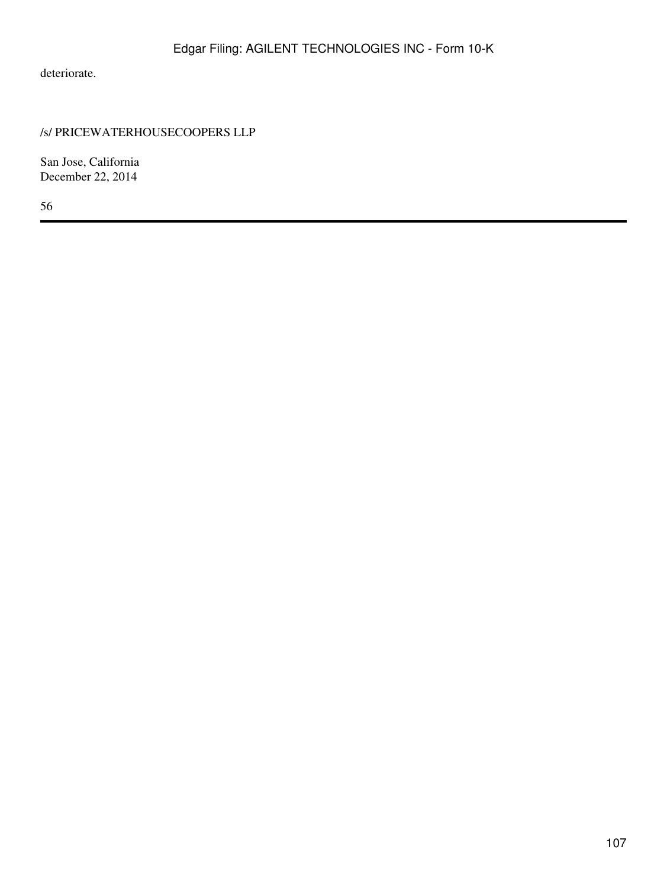deteriorate.

/s/ PRICEWATERHOUSECOOPERS LLP

San Jose, California
December 22, 2014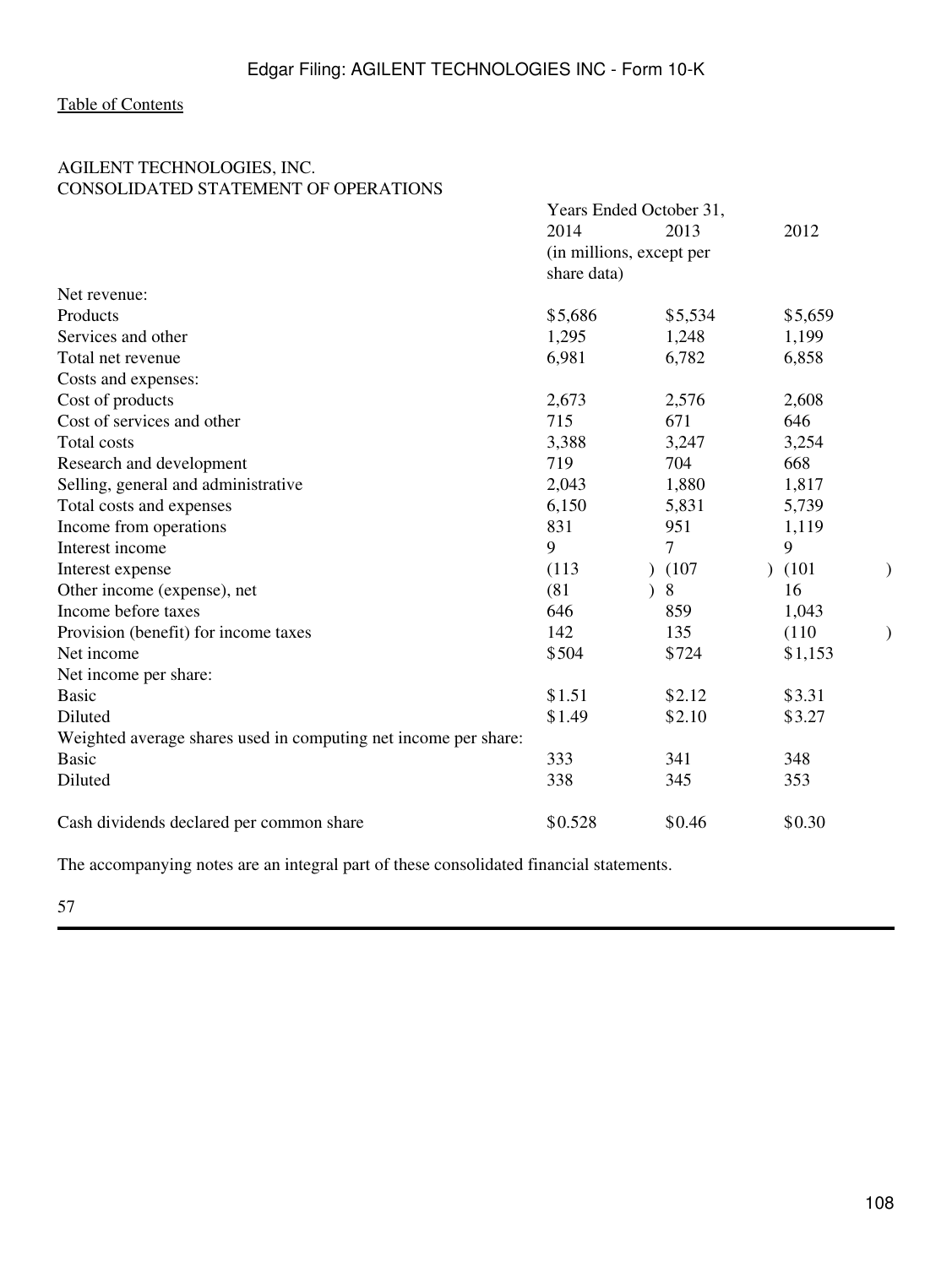[Table of Contents](#)

AGILENT TECHNOLOGIES, INC.
CONSOLIDATED STATEMENT OF OPERATIONS

| | Years Ended October 31, | | |
|---|---|---|---|
| | 2014 | 2013 | 2012 |
| | (in millions, except per share data) | | |
| Net revenue: | | | |
| Products | $5,686 | $5,534 | $5,659 |
| Services and other | 1,295 | 1,248 | 1,199 |
| Total net revenue | 6,981 | 6,782 | 6,858 |
| Costs and expenses: | | | |
| Cost of products | 2,673 | 2,576 | 2,608 |
| Cost of services and other | 715 | 671 | 646 |
| Total costs | 3,388 | 3,247 | 3,254 |
| Research and development | 719 | 704 | 668 |
| Selling, general and administrative | 2,043 | 1,880 | 1,817 |
| Total costs and expenses | 6,150 | 5,831 | 5,739 |
| Income from operations | 831 | 951 | 1,119 |
| Interest income | 9 | 7 | 9 |
| Interest expense | (113) | (107) | (101) |
| Other income (expense), net | (81) | 8 | 16 |
| Income before taxes | 646 | 859 | 1,043 |
| Provision (benefit) for income taxes | 142 | 135 | (110) |
| Net income | $504 | $724 | $1,153 |
| Net income per share: | | | |
| Basic | $1.51 | $2.12 | $3.31 |
| Diluted | $1.49 | $2.10 | $3.27 |
| Weighted average shares used in computing net income per share: | | | |
| Basic | 333 | 341 | 348 |
| Diluted | 338 | 345 | 353 |
| Cash dividends declared per common share | $0.528 | $0.46 | $0.30 |

The accompanying notes are an integral part of these consolidated financial statements.

57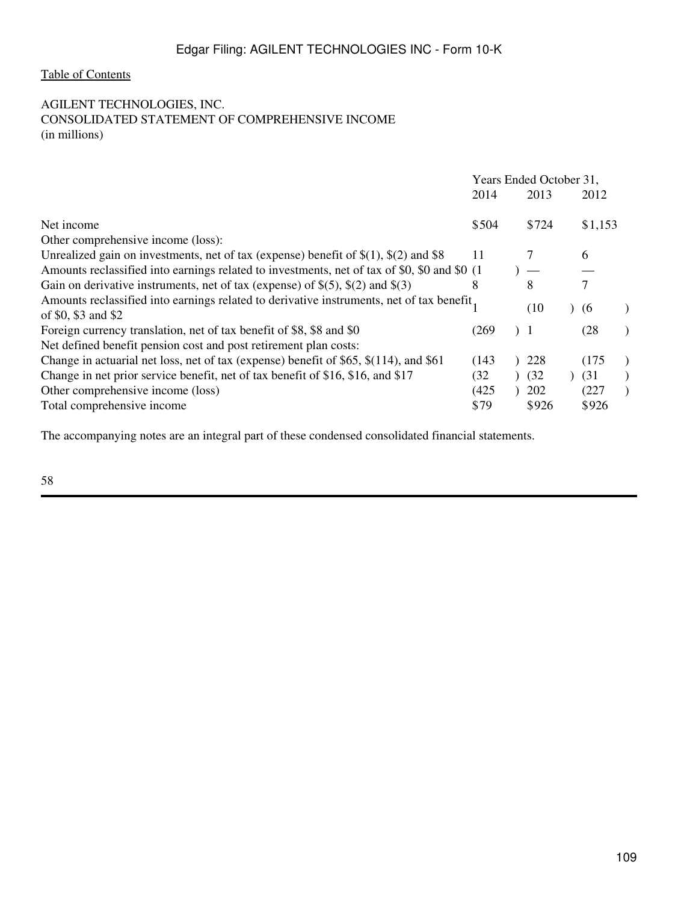AGILENT TECHNOLOGIES, INC.
CONSOLIDATED STATEMENT OF COMPREHENSIVE INCOME
(in millions)

| | Years Ended October 31, | | |
|---|---|---|---|
| | 2014 | 2013 | 2012 |
| Net income | $504 | $724 | $1,153 |
| Other comprehensive income (loss): | | | |
| Unrealized gain on investments, net of tax (expense) benefit of $(1), $(2) and $8 | 11 | 7 | 6 |
| Amounts reclassified into earnings related to investments, net of tax of $0, $0 and $0 | (1) | — | — |
| Gain on derivative instruments, net of tax (expense) of $(5), $(2) and $(3) | 8 | 8 | 7 |
| Amounts reclassified into earnings related to derivative instruments, net of tax benefit of $0, $3 and $2 | 1 | (10) | (6) |
| Foreign currency translation, net of tax benefit of $8, $8 and $0 | (269) | 1 | (28) |
| Net defined benefit pension cost and post retirement plan costs: | | | |
| Change in actuarial net loss, net of tax (expense) benefit of $65, $(114), and $61 | (143) | 228 | (175) |
| Change in net prior service benefit, net of tax benefit of $16, $16, and $17 | (32) | (32) | (31) |
| Other comprehensive income (loss) | (425) | 202 | (227) |
| Total comprehensive income | $79 | $926 | $926 |

The accompanying notes are an integral part of these condensed consolidated financial statements.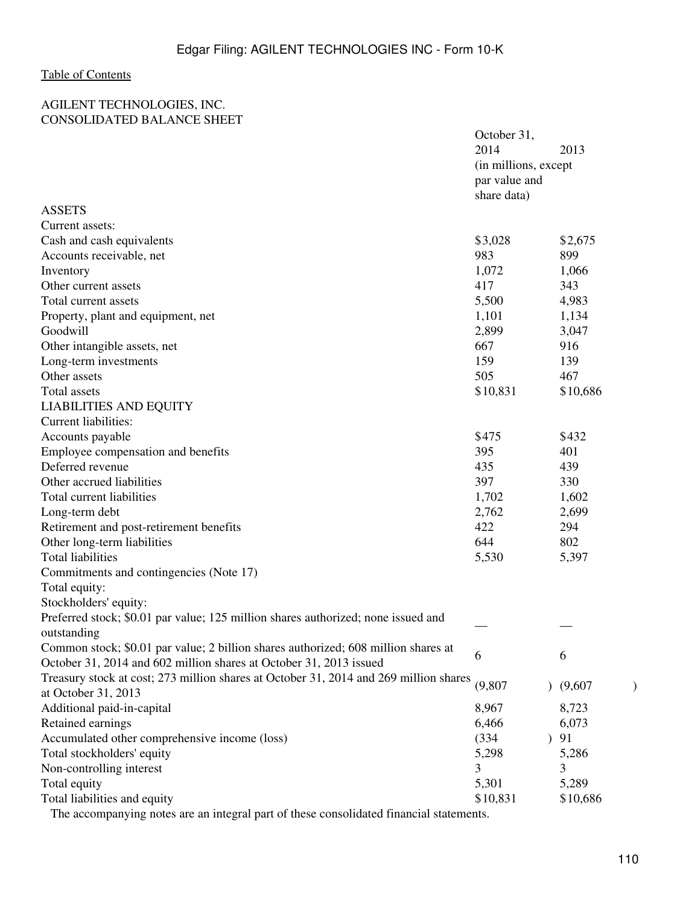[Table of Contents](#)

AGILENT TECHNOLOGIES, INC.
CONSOLIDATED BALANCE SHEET

| | October 31, 2014 | 2013 |
|---|---|---|
| | (in millions, except par value and share data) | |
| ASSETS | | |
| Current assets: | | |
| Cash and cash equivalents | $3,028 | $2,675 |
| Accounts receivable, net | 983 | 899 |
| Inventory | 1,072 | 1,066 |
| Other current assets | 417 | 343 |
| Total current assets | 5,500 | 4,983 |
| Property, plant and equipment, net | 1,101 | 1,134 |
| Goodwill | 2,899 | 3,047 |
| Other intangible assets, net | 667 | 916 |
| Long-term investments | 159 | 139 |
| Other assets | 505 | 467 |
| Total assets | $10,831 | $10,686 |
| LIABILITIES AND EQUITY | | |
| Current liabilities: | | |
| Accounts payable | $475 | $432 |
| Employee compensation and benefits | 395 | 401 |
| Deferred revenue | 435 | 439 |
| Other accrued liabilities | 397 | 330 |
| Total current liabilities | 1,702 | 1,602 |
| Long-term debt | 2,762 | 2,699 |
| Retirement and post-retirement benefits | 422 | 294 |
| Other long-term liabilities | 644 | 802 |
| Total liabilities | 5,530 | 5,397 |
| Commitments and contingencies (Note 17) | | |
| Total equity: | | |
| Stockholders' equity: | | |
| Preferred stock; $0.01 par value; 125 million shares authorized; none issued and outstanding | — | — |
| Common stock; $0.01 par value; 2 billion shares authorized; 608 million shares at October 31, 2014 and 602 million shares at October 31, 2013 issued | 6 | 6 |
| Treasury stock at cost; 273 million shares at October 31, 2014 and 269 million shares at October 31, 2013 | (9,807) | (9,607) |
| Additional paid-in-capital | 8,967 | 8,723 |
| Retained earnings | 6,466 | 6,073 |
| Accumulated other comprehensive income (loss) | (334) | 91 |
| Total stockholders' equity | 5,298 | 5,286 |
| Non-controlling interest | 3 | 3 |
| Total equity | 5,301 | 5,289 |
| Total liabilities and equity | $10,831 | $10,686 |

The accompanying notes are an integral part of these consolidated financial statements.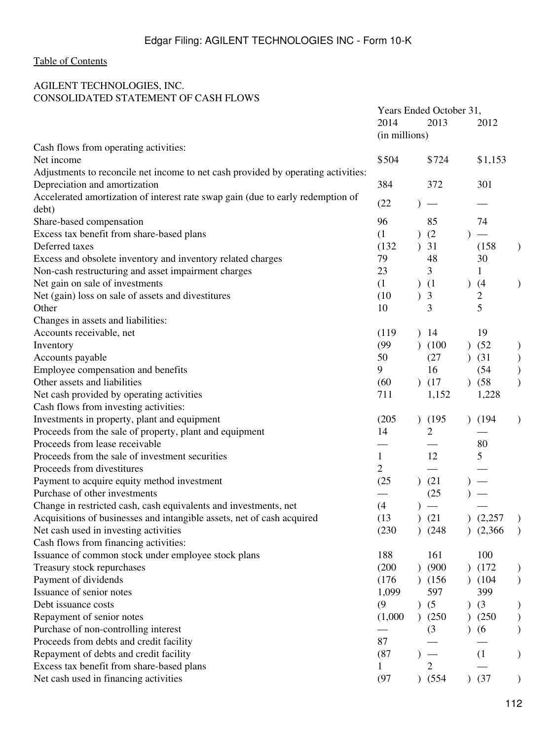Edgar Filing: AGILENT TECHNOLOGIES INC - Form 10-K

Table of Contents

AGILENT TECHNOLOGIES, INC.
CONSOLIDATED STATEMENT OF CASH FLOWS

| | Years Ended October 31, | | |
|---|---|---|---|
| | 2014 | 2013 | 2012 |
| | (in millions) | | |
| Cash flows from operating activities: | | | |
| Net income | $504 | $724 | $1,153 |
| Adjustments to reconcile net income to net cash provided by operating activities: | | | |
| Depreciation and amortization | 384 | 372 | 301 |
| Accelerated amortization of interest rate swap gain (due to early redemption of debt) | (22) | — | — |
| Share-based compensation | 96 | 85 | 74 |
| Excess tax benefit from share-based plans | (1) | (2) | — |
| Deferred taxes | (132) | 31 | (158) |
| Excess and obsolete inventory and inventory related charges | 79 | 48 | 30 |
| Non-cash restructuring and asset impairment charges | 23 | 3 | 1 |
| Net gain on sale of investments | (1) | (1) | (4) |
| Net (gain) loss on sale of assets and divestitures | (10) | 3 | 2 |
| Other | 10 | 3 | 5 |
| Changes in assets and liabilities: | | | |
| Accounts receivable, net | (119) | 14 | 19 |
| Inventory | (99) | (100) | (52) |
| Accounts payable | 50 | (27) | (31) |
| Employee compensation and benefits | 9 | 16 | (54) |
| Other assets and liabilities | (60) | (17) | (58) |
| Net cash provided by operating activities | 711 | 1,152 | 1,228 |
| Cash flows from investing activities: | | | |
| Investments in property, plant and equipment | (205) | (195) | (194) |
| Proceeds from the sale of property, plant and equipment | 14 | 2 | — |
| Proceeds from lease receivable | — | — | 80 |
| Proceeds from the sale of investment securities | 1 | 12 | 5 |
| Proceeds from divestitures | 2 | — | — |
| Payment to acquire equity method investment | (25) | (21) | — |
| Purchase of other investments | — | (25) | — |
| Change in restricted cash, cash equivalents and investments, net | (4) | — | — |
| Acquisitions of businesses and intangible assets, net of cash acquired | (13) | (21) | (2,257) |
| Net cash used in investing activities | (230) | (248) | (2,366) |
| Cash flows from financing activities: | | | |
| Issuance of common stock under employee stock plans | 188 | 161 | 100 |
| Treasury stock repurchases | (200) | (900) | (172) |
| Payment of dividends | (176) | (156) | (104) |
| Issuance of senior notes | 1,099 | 597 | 399 |
| Debt issuance costs | (9) | (5) | (3) |
| Repayment of senior notes | (1,000) | (250) | (250) |
| Purchase of non-controlling interest | — | (3) | (6) |
| Proceeds from debts and credit facility | 87 | — | — |
| Repayment of debts and credit facility | (87) | — | (1) |
| Excess tax benefit from share-based plans | 1 | 2 | — |
| Net cash used in financing activities | (97) | (554) | (37) |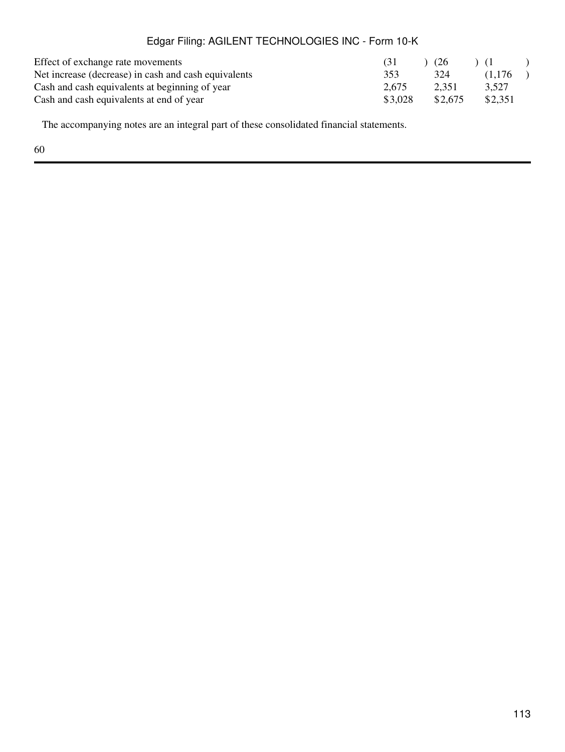| | | | |
|---|---|---|---|
| Effect of exchange rate movements | (31) | (26) | (1) |
| Net increase (decrease) in cash and cash equivalents | 353 | 324 | (1,176) |
| Cash and cash equivalents at beginning of year | 2,675 | 2,351 | 3,527 |
| Cash and cash equivalents at end of year | $3,028 | $2,675 | $2,351 |

The accompanying notes are an integral part of these consolidated financial statements.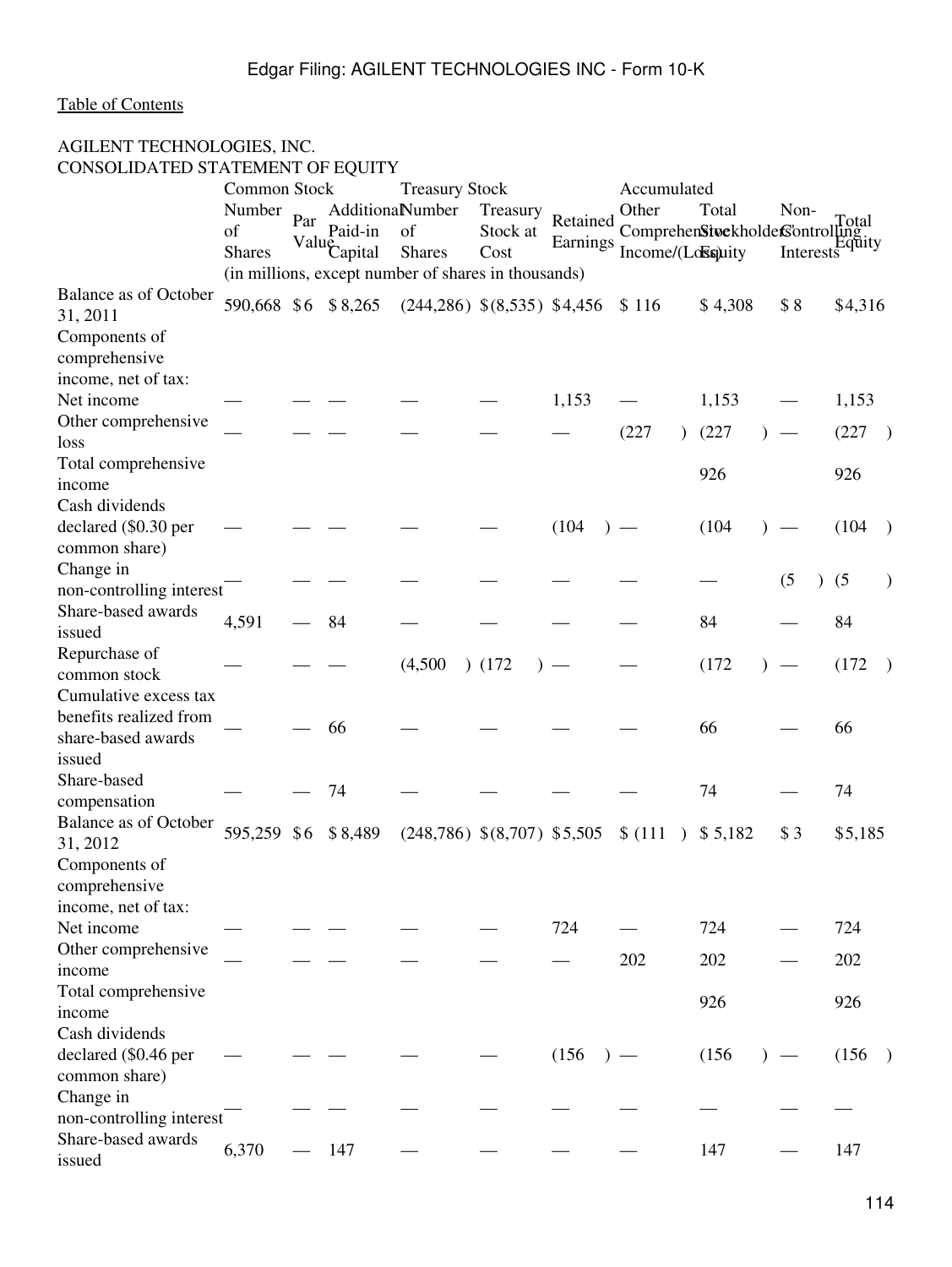Table of Contents

AGILENT TECHNOLOGIES, INC.
CONSOLIDATED STATEMENT OF EQUITY

| | Common Stock | | | Treasury Stock | | | Accumulated | | | |
|---|---|---|---|---|---|---|---|---|---|---|
| | Number of Shares | Par Value | Additional Paid-in Capital | Number of Shares | Treasury Stock at Cost | Retained Earnings | Other Comprehensive Income/(Loss) | Total Stockholders' Equity | Non-Controlling Interests | Total Equity |
| | (in millions, except number of shares in thousands) | | | | | | | | | |
| Balance as of October 31, 2011 | 590,668 | $ 6 | $ 8,265 | (244,286) | $ (8,535) | $ 4,456 | $ 116 | $ 4,308 | $ 8 | $ 4,316 |
| Components of comprehensive income, net of tax: | | | | | | | | | | |
| Net income | — | — | — | — | — | 1,153 | — | 1,153 | — | 1,153 |
| Other comprehensive loss | — | — | — | — | — | — | (227) | (227) | — | (227) |
| Total comprehensive income | | | | | | | | 926 | | 926 |
| Cash dividends declared ($0.30 per common share) | — | — | — | — | — | (104) | — | (104) | — | (104) |
| Change in non-controlling interest | — | — | — | — | — | — | — | — | (5) | (5) |
| Share-based awards issued | 4,591 | — | 84 | — | — | — | — | 84 | — | 84 |
| Repurchase of common stock | — | — | — | (4,500) | (172) | — | — | (172) | — | (172) |
| Cumulative excess tax benefits realized from share-based awards issued | — | — | 66 | — | — | — | — | 66 | — | 66 |
| Share-based compensation | — | — | 74 | — | — | — | — | 74 | — | 74 |
| Balance as of October 31, 2012 | 595,259 | $ 6 | $ 8,489 | (248,786) | $ (8,707) | $ 5,505 | $ (111) | $ 5,182 | $ 3 | $ 5,185 |
| Components of comprehensive income, net of tax: | | | | | | | | | | |
| Net income | — | — | — | — | — | 724 | — | 724 | — | 724 |
| Other comprehensive income | — | — | — | — | — | — | 202 | 202 | — | 202 |
| Total comprehensive income | | | | | | | | 926 | | 926 |
| Cash dividends declared ($0.46 per common share) | — | — | — | — | — | (156) | — | (156) | — | (156) |
| Change in non-controlling interest | — | — | — | — | — | — | — | — | — | — |
| Share-based awards issued | 6,370 | — | 147 | — | — | — | — | 147 | — | 147 |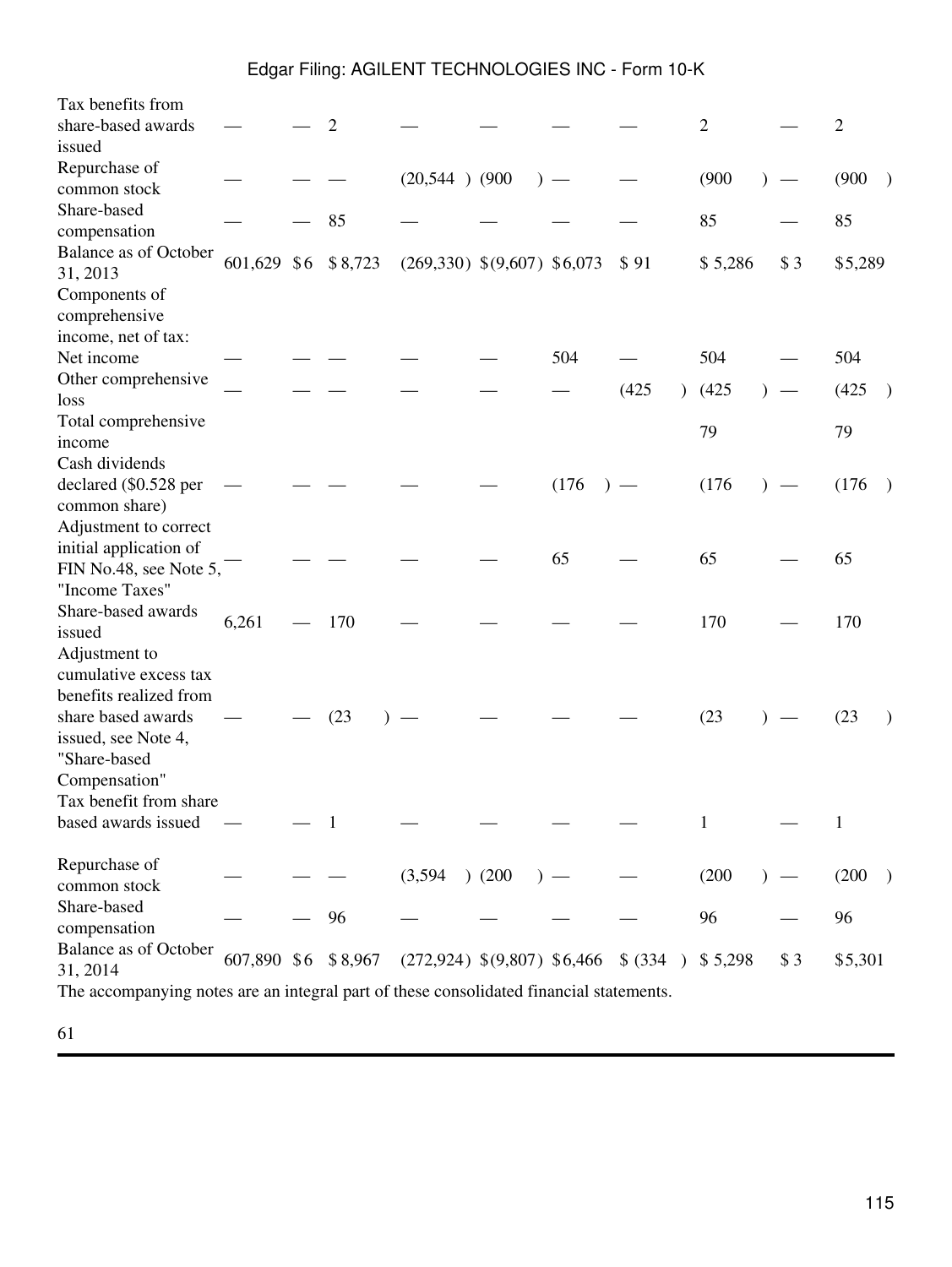| | | | | | | | | | | |
|---|---|---|---|---|---|---|---|---|---|---|
| Tax benefits from share-based awards issued | — | — | 2 | — | — | — | — | 2 | — | 2 |
| Repurchase of common stock | — | — | — | (20,544 ) | (900 ) | — | — | (900 ) | — | (900 ) |
| Share-based compensation | — | — | 85 | — | — | — | — | 85 | — | 85 |
| Balance as of October 31, 2013 | 601,629 | $6 | $ 8,723 | (269,330) | $(9,607) | $6,073 | $ 91 | $ 5,286 | $ 3 | $5,289 |
| Components of comprehensive income, net of tax: | | | | | | | | | | |
| Net income | — | — | — | — | — | 504 | — | 504 | — | 504 |
| Other comprehensive loss | — | — | — | — | — | — | (425 ) | (425 ) | — | (425 ) |
| Total comprehensive income | | | | | | | | 79 | | 79 |
| Cash dividends declared ($0.528 per common share) | — | — | — | — | — | (176 ) | — | (176 ) | — | (176 ) |
| Adjustment to correct initial application of FIN No.48, see Note 5, "Income Taxes" | — | — | — | — | — | 65 | — | 65 | — | 65 |
| Share-based awards issued | 6,261 | — | 170 | — | — | — | — | 170 | — | 170 |
| Adjustment to cumulative excess tax benefits realized from share based awards issued, see Note 4, "Share-based Compensation" | — | — | (23 ) | — | — | — | — | (23 ) | — | (23 ) |
| Tax benefit from share based awards issued | — | — | 1 | — | — | — | — | 1 | — | 1 |
| Repurchase of common stock | — | — | — | (3,594 ) | (200 ) | — | — | (200 ) | — | (200 ) |
| Share-based compensation | — | — | 96 | — | — | — | — | 96 | — | 96 |
| Balance as of October 31, 2014 | 607,890 | $6 | $ 8,967 | (272,924) | $(9,807) | $6,466 | $ (334 ) | $ 5,298 | $ 3 | $5,301 |

The accompanying notes are an integral part of these consolidated financial statements.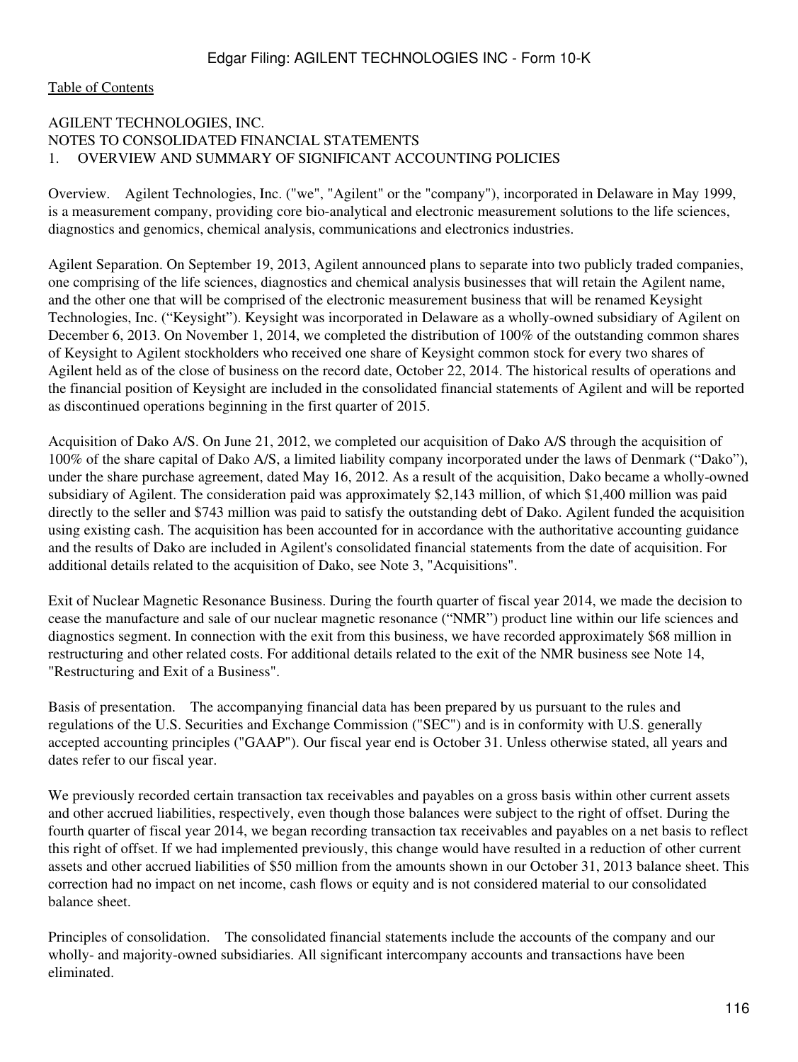AGILENT TECHNOLOGIES, INC.
NOTES TO CONSOLIDATED FINANCIAL STATEMENTS
1. OVERVIEW AND SUMMARY OF SIGNIFICANT ACCOUNTING POLICIES

Overview. Agilent Technologies, Inc. ("we", "Agilent" or the "company"), incorporated in Delaware in May 1999, is a measurement company, providing core bio-analytical and electronic measurement solutions to the life sciences, diagnostics and genomics, chemical analysis, communications and electronics industries.

Agilent Separation. On September 19, 2013, Agilent announced plans to separate into two publicly traded companies, one comprising of the life sciences, diagnostics and chemical analysis businesses that will retain the Agilent name, and the other one that will be comprised of the electronic measurement business that will be renamed Keysight Technologies, Inc. ("Keysight"). Keysight was incorporated in Delaware as a wholly-owned subsidiary of Agilent on December 6, 2013. On November 1, 2014, we completed the distribution of 100% of the outstanding common shares of Keysight to Agilent stockholders who received one share of Keysight common stock for every two shares of Agilent held as of the close of business on the record date, October 22, 2014. The historical results of operations and the financial position of Keysight are included in the consolidated financial statements of Agilent and will be reported as discontinued operations beginning in the first quarter of 2015.

Acquisition of Dako A/S. On June 21, 2012, we completed our acquisition of Dako A/S through the acquisition of 100% of the share capital of Dako A/S, a limited liability company incorporated under the laws of Denmark ("Dako"), under the share purchase agreement, dated May 16, 2012. As a result of the acquisition, Dako became a wholly-owned subsidiary of Agilent. The consideration paid was approximately $2,143 million, of which $1,400 million was paid directly to the seller and $743 million was paid to satisfy the outstanding debt of Dako. Agilent funded the acquisition using existing cash. The acquisition has been accounted for in accordance with the authoritative accounting guidance and the results of Dako are included in Agilent's consolidated financial statements from the date of acquisition. For additional details related to the acquisition of Dako, see Note 3, "Acquisitions".

Exit of Nuclear Magnetic Resonance Business. During the fourth quarter of fiscal year 2014, we made the decision to cease the manufacture and sale of our nuclear magnetic resonance ("NMR") product line within our life sciences and diagnostics segment. In connection with the exit from this business, we have recorded approximately $68 million in restructuring and other related costs. For additional details related to the exit of the NMR business see Note 14, "Restructuring and Exit of a Business".

Basis of presentation. The accompanying financial data has been prepared by us pursuant to the rules and regulations of the U.S. Securities and Exchange Commission ("SEC") and is in conformity with U.S. generally accepted accounting principles ("GAAP"). Our fiscal year end is October 31. Unless otherwise stated, all years and dates refer to our fiscal year.

We previously recorded certain transaction tax receivables and payables on a gross basis within other current assets and other accrued liabilities, respectively, even though those balances were subject to the right of offset. During the fourth quarter of fiscal year 2014, we began recording transaction tax receivables and payables on a net basis to reflect this right of offset. If we had implemented previously, this change would have resulted in a reduction of other current assets and other accrued liabilities of $50 million from the amounts shown in our October 31, 2013 balance sheet. This correction had no impact on net income, cash flows or equity and is not considered material to our consolidated balance sheet.

Principles of consolidation. The consolidated financial statements include the accounts of the company and our wholly- and majority-owned subsidiaries. All significant intercompany accounts and transactions have been eliminated.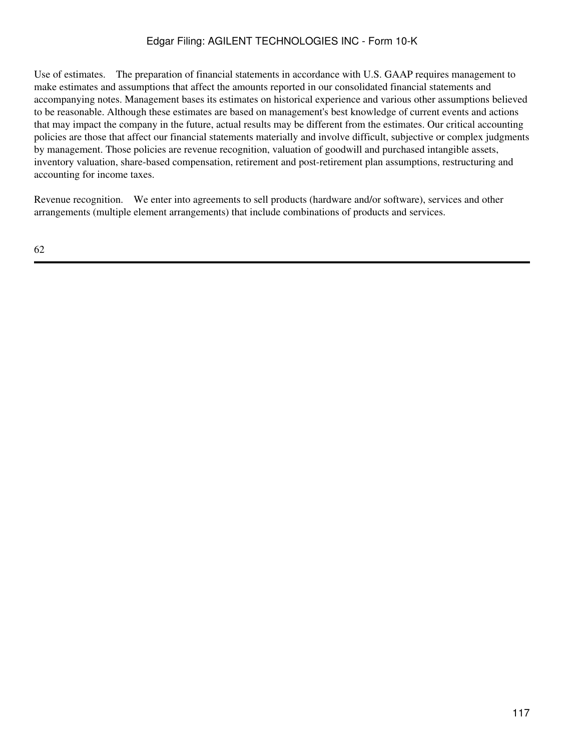Use of estimates. The preparation of financial statements in accordance with U.S. GAAP requires management to make estimates and assumptions that affect the amounts reported in our consolidated financial statements and accompanying notes. Management bases its estimates on historical experience and various other assumptions believed to be reasonable. Although these estimates are based on management's best knowledge of current events and actions that may impact the company in the future, actual results may be different from the estimates. Our critical accounting policies are those that affect our financial statements materially and involve difficult, subjective or complex judgments by management. Those policies are revenue recognition, valuation of goodwill and purchased intangible assets, inventory valuation, share-based compensation, retirement and post-retirement plan assumptions, restructuring and accounting for income taxes.

Revenue recognition. We enter into agreements to sell products (hardware and/or software), services and other arrangements (multiple element arrangements) that include combinations of products and services.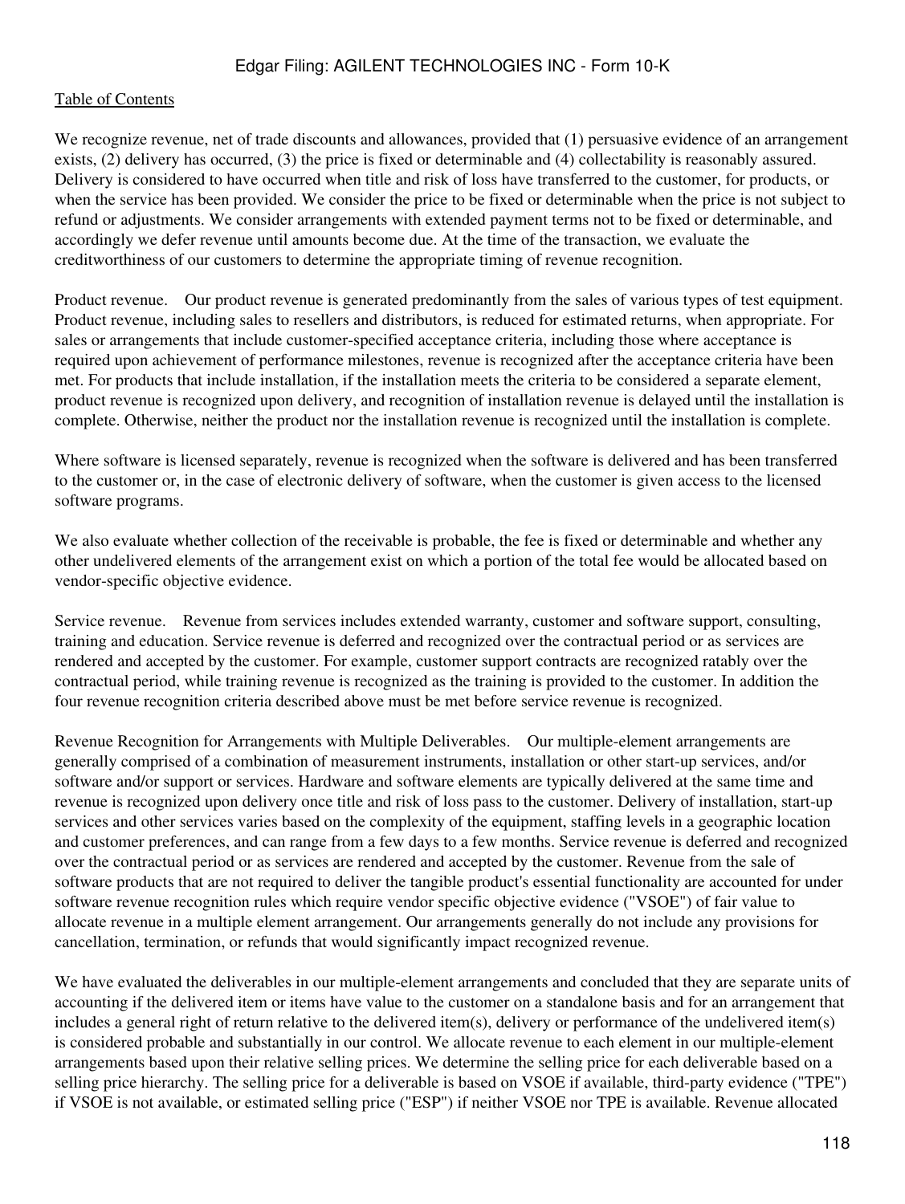We recognize revenue, net of trade discounts and allowances, provided that (1) persuasive evidence of an arrangement exists, (2) delivery has occurred, (3) the price is fixed or determinable and (4) collectability is reasonably assured. Delivery is considered to have occurred when title and risk of loss have transferred to the customer, for products, or when the service has been provided. We consider the price to be fixed or determinable when the price is not subject to refund or adjustments. We consider arrangements with extended payment terms not to be fixed or determinable, and accordingly we defer revenue until amounts become due. At the time of the transaction, we evaluate the creditworthiness of our customers to determine the appropriate timing of revenue recognition.

Product revenue. Our product revenue is generated predominantly from the sales of various types of test equipment. Product revenue, including sales to resellers and distributors, is reduced for estimated returns, when appropriate. For sales or arrangements that include customer-specified acceptance criteria, including those where acceptance is required upon achievement of performance milestones, revenue is recognized after the acceptance criteria have been met. For products that include installation, if the installation meets the criteria to be considered a separate element, product revenue is recognized upon delivery, and recognition of installation revenue is delayed until the installation is complete. Otherwise, neither the product nor the installation revenue is recognized until the installation is complete.

Where software is licensed separately, revenue is recognized when the software is delivered and has been transferred to the customer or, in the case of electronic delivery of software, when the customer is given access to the licensed software programs.

We also evaluate whether collection of the receivable is probable, the fee is fixed or determinable and whether any other undelivered elements of the arrangement exist on which a portion of the total fee would be allocated based on vendor-specific objective evidence.

Service revenue. Revenue from services includes extended warranty, customer and software support, consulting, training and education. Service revenue is deferred and recognized over the contractual period or as services are rendered and accepted by the customer. For example, customer support contracts are recognized ratably over the contractual period, while training revenue is recognized as the training is provided to the customer. In addition the four revenue recognition criteria described above must be met before service revenue is recognized.

Revenue Recognition for Arrangements with Multiple Deliverables. Our multiple-element arrangements are generally comprised of a combination of measurement instruments, installation or other start-up services, and/or software and/or support or services. Hardware and software elements are typically delivered at the same time and revenue is recognized upon delivery once title and risk of loss pass to the customer. Delivery of installation, start-up services and other services varies based on the complexity of the equipment, staffing levels in a geographic location and customer preferences, and can range from a few days to a few months. Service revenue is deferred and recognized over the contractual period or as services are rendered and accepted by the customer. Revenue from the sale of software products that are not required to deliver the tangible product's essential functionality are accounted for under software revenue recognition rules which require vendor specific objective evidence ("VSOE") of fair value to allocate revenue in a multiple element arrangement. Our arrangements generally do not include any provisions for cancellation, termination, or refunds that would significantly impact recognized revenue.

We have evaluated the deliverables in our multiple-element arrangements and concluded that they are separate units of accounting if the delivered item or items have value to the customer on a standalone basis and for an arrangement that includes a general right of return relative to the delivered item(s), delivery or performance of the undelivered item(s) is considered probable and substantially in our control. We allocate revenue to each element in our multiple-element arrangements based upon their relative selling prices. We determine the selling price for each deliverable based on a selling price hierarchy. The selling price for a deliverable is based on VSOE if available, third-party evidence ("TPE") if VSOE is not available, or estimated selling price ("ESP") if neither VSOE nor TPE is available. Revenue allocated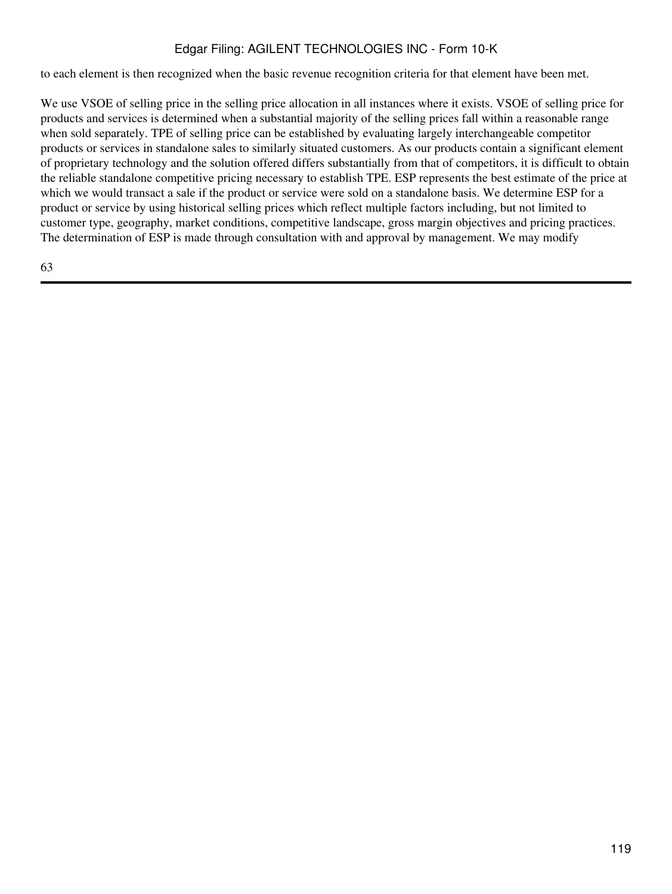to each element is then recognized when the basic revenue recognition criteria for that element have been met.

We use VSOE of selling price in the selling price allocation in all instances where it exists. VSOE of selling price for products and services is determined when a substantial majority of the selling prices fall within a reasonable range when sold separately. TPE of selling price can be established by evaluating largely interchangeable competitor products or services in standalone sales to similarly situated customers. As our products contain a significant element of proprietary technology and the solution offered differs substantially from that of competitors, it is difficult to obtain the reliable standalone competitive pricing necessary to establish TPE. ESP represents the best estimate of the price at which we would transact a sale if the product or service were sold on a standalone basis. We determine ESP for a product or service by using historical selling prices which reflect multiple factors including, but not limited to customer type, geography, market conditions, competitive landscape, gross margin objectives and pricing practices. The determination of ESP is made through consultation with and approval by management. We may modify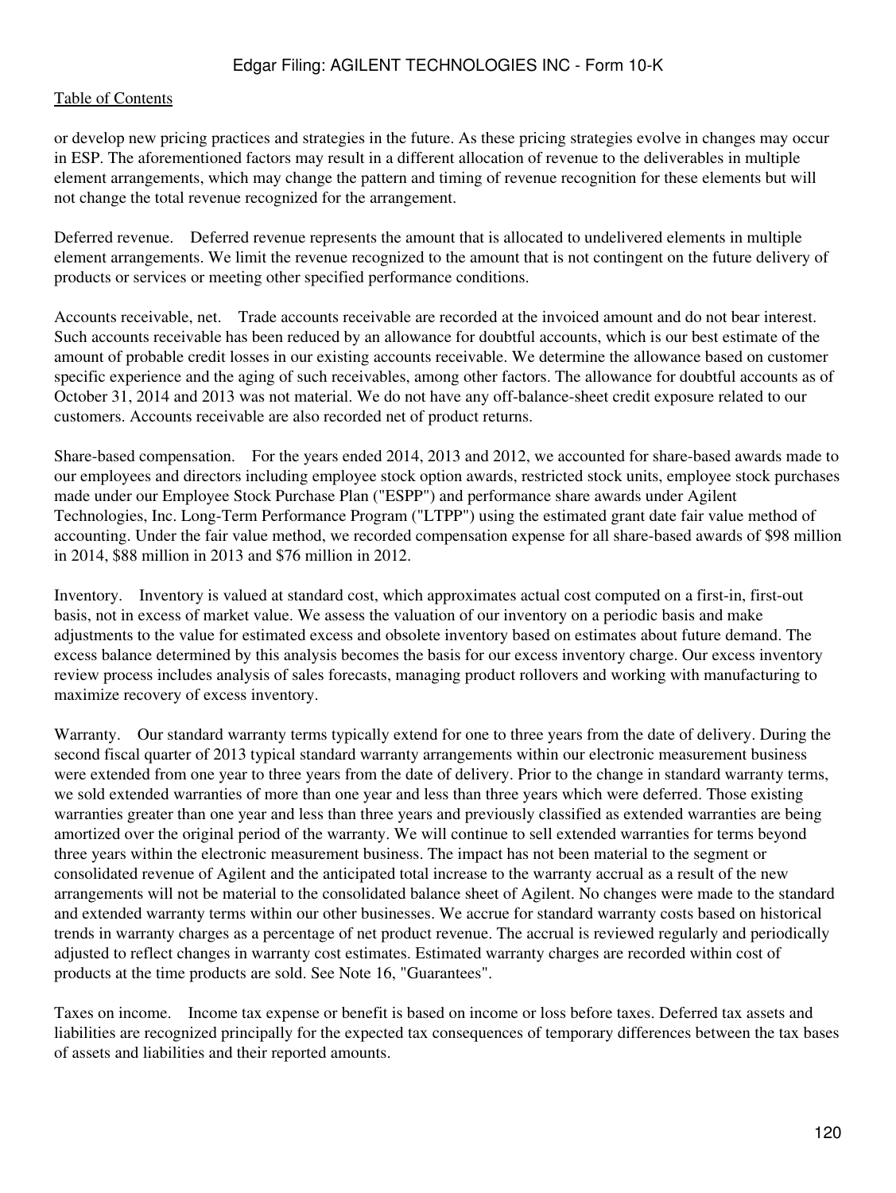or develop new pricing practices and strategies in the future. As these pricing strategies evolve in changes may occur in ESP. The aforementioned factors may result in a different allocation of revenue to the deliverables in multiple element arrangements, which may change the pattern and timing of revenue recognition for these elements but will not change the total revenue recognized for the arrangement.

Deferred revenue. Deferred revenue represents the amount that is allocated to undelivered elements in multiple element arrangements. We limit the revenue recognized to the amount that is not contingent on the future delivery of products or services or meeting other specified performance conditions.

Accounts receivable, net. Trade accounts receivable are recorded at the invoiced amount and do not bear interest. Such accounts receivable has been reduced by an allowance for doubtful accounts, which is our best estimate of the amount of probable credit losses in our existing accounts receivable. We determine the allowance based on customer specific experience and the aging of such receivables, among other factors. The allowance for doubtful accounts as of October 31, 2014 and 2013 was not material. We do not have any off-balance-sheet credit exposure related to our customers. Accounts receivable are also recorded net of product returns.

Share-based compensation. For the years ended 2014, 2013 and 2012, we accounted for share-based awards made to our employees and directors including employee stock option awards, restricted stock units, employee stock purchases made under our Employee Stock Purchase Plan ("ESPP") and performance share awards under Agilent Technologies, Inc. Long-Term Performance Program ("LTPP") using the estimated grant date fair value method of accounting. Under the fair value method, we recorded compensation expense for all share-based awards of $98 million in 2014, $88 million in 2013 and $76 million in 2012.

Inventory. Inventory is valued at standard cost, which approximates actual cost computed on a first-in, first-out basis, not in excess of market value. We assess the valuation of our inventory on a periodic basis and make adjustments to the value for estimated excess and obsolete inventory based on estimates about future demand. The excess balance determined by this analysis becomes the basis for our excess inventory charge. Our excess inventory review process includes analysis of sales forecasts, managing product rollovers and working with manufacturing to maximize recovery of excess inventory.

Warranty. Our standard warranty terms typically extend for one to three years from the date of delivery. During the second fiscal quarter of 2013 typical standard warranty arrangements within our electronic measurement business were extended from one year to three years from the date of delivery. Prior to the change in standard warranty terms, we sold extended warranties of more than one year and less than three years which were deferred. Those existing warranties greater than one year and less than three years and previously classified as extended warranties are being amortized over the original period of the warranty. We will continue to sell extended warranties for terms beyond three years within the electronic measurement business. The impact has not been material to the segment or consolidated revenue of Agilent and the anticipated total increase to the warranty accrual as a result of the new arrangements will not be material to the consolidated balance sheet of Agilent. No changes were made to the standard and extended warranty terms within our other businesses. We accrue for standard warranty costs based on historical trends in warranty charges as a percentage of net product revenue. The accrual is reviewed regularly and periodically adjusted to reflect changes in warranty cost estimates. Estimated warranty charges are recorded within cost of products at the time products are sold. See Note 16, "Guarantees".

Taxes on income. Income tax expense or benefit is based on income or loss before taxes. Deferred tax assets and liabilities are recognized principally for the expected tax consequences of temporary differences between the tax bases of assets and liabilities and their reported amounts.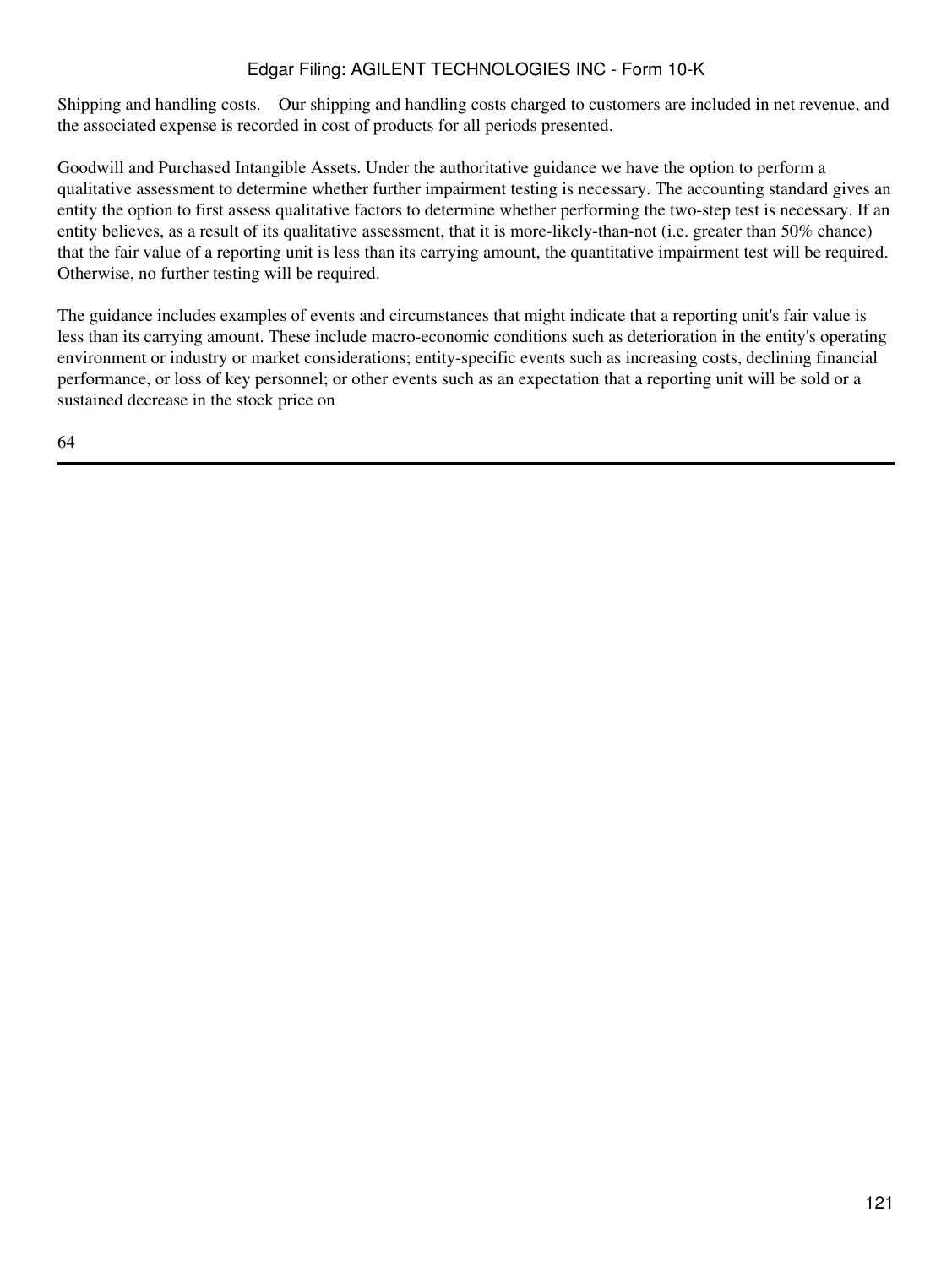Shipping and handling costs.    Our shipping and handling costs charged to customers are included in net revenue, and the associated expense is recorded in cost of products for all periods presented.

Goodwill and Purchased Intangible Assets. Under the authoritative guidance we have the option to perform a qualitative assessment to determine whether further impairment testing is necessary. The accounting standard gives an entity the option to first assess qualitative factors to determine whether performing the two-step test is necessary. If an entity believes, as a result of its qualitative assessment, that it is more-likely-than-not (i.e. greater than 50% chance) that the fair value of a reporting unit is less than its carrying amount, the quantitative impairment test will be required. Otherwise, no further testing will be required.

The guidance includes examples of events and circumstances that might indicate that a reporting unit's fair value is less than its carrying amount. These include macro-economic conditions such as deterioration in the entity's operating environment or industry or market considerations; entity-specific events such as increasing costs, declining financial performance, or loss of key personnel; or other events such as an expectation that a reporting unit will be sold or a sustained decrease in the stock price on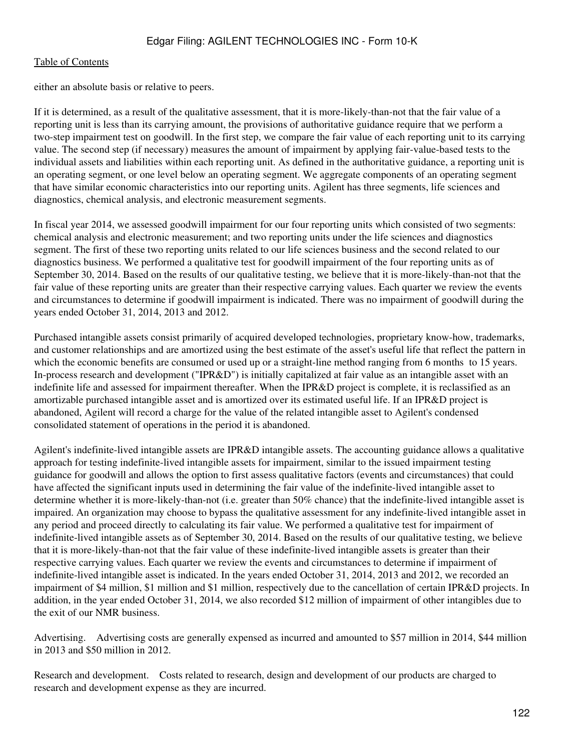either an absolute basis or relative to peers.

If it is determined, as a result of the qualitative assessment, that it is more-likely-than-not that the fair value of a reporting unit is less than its carrying amount, the provisions of authoritative guidance require that we perform a two-step impairment test on goodwill. In the first step, we compare the fair value of each reporting unit to its carrying value. The second step (if necessary) measures the amount of impairment by applying fair-value-based tests to the individual assets and liabilities within each reporting unit. As defined in the authoritative guidance, a reporting unit is an operating segment, or one level below an operating segment. We aggregate components of an operating segment that have similar economic characteristics into our reporting units. Agilent has three segments, life sciences and diagnostics, chemical analysis, and electronic measurement segments.

In fiscal year 2014, we assessed goodwill impairment for our four reporting units which consisted of two segments: chemical analysis and electronic measurement; and two reporting units under the life sciences and diagnostics segment. The first of these two reporting units related to our life sciences business and the second related to our diagnostics business. We performed a qualitative test for goodwill impairment of the four reporting units as of September 30, 2014. Based on the results of our qualitative testing, we believe that it is more-likely-than-not that the fair value of these reporting units are greater than their respective carrying values. Each quarter we review the events and circumstances to determine if goodwill impairment is indicated. There was no impairment of goodwill during the years ended October 31, 2014, 2013 and 2012.

Purchased intangible assets consist primarily of acquired developed technologies, proprietary know-how, trademarks, and customer relationships and are amortized using the best estimate of the asset's useful life that reflect the pattern in which the economic benefits are consumed or used up or a straight-line method ranging from 6 months to 15 years. In-process research and development ("IPR&D") is initially capitalized at fair value as an intangible asset with an indefinite life and assessed for impairment thereafter. When the IPR&D project is complete, it is reclassified as an amortizable purchased intangible asset and is amortized over its estimated useful life. If an IPR&D project is abandoned, Agilent will record a charge for the value of the related intangible asset to Agilent's condensed consolidated statement of operations in the period it is abandoned.

Agilent's indefinite-lived intangible assets are IPR&D intangible assets. The accounting guidance allows a qualitative approach for testing indefinite-lived intangible assets for impairment, similar to the issued impairment testing guidance for goodwill and allows the option to first assess qualitative factors (events and circumstances) that could have affected the significant inputs used in determining the fair value of the indefinite-lived intangible asset to determine whether it is more-likely-than-not (i.e. greater than 50% chance) that the indefinite-lived intangible asset is impaired. An organization may choose to bypass the qualitative assessment for any indefinite-lived intangible asset in any period and proceed directly to calculating its fair value. We performed a qualitative test for impairment of indefinite-lived intangible assets as of September 30, 2014. Based on the results of our qualitative testing, we believe that it is more-likely-than-not that the fair value of these indefinite-lived intangible assets is greater than their respective carrying values. Each quarter we review the events and circumstances to determine if impairment of indefinite-lived intangible asset is indicated. In the years ended October 31, 2014, 2013 and 2012, we recorded an impairment of $4 million, $1 million and $1 million, respectively due to the cancellation of certain IPR&D projects. In addition, in the year ended October 31, 2014, we also recorded $12 million of impairment of other intangibles due to the exit of our NMR business.

Advertising. Advertising costs are generally expensed as incurred and amounted to $57 million in 2014, $44 million in 2013 and $50 million in 2012.

Research and development. Costs related to research, design and development of our products are charged to research and development expense as they are incurred.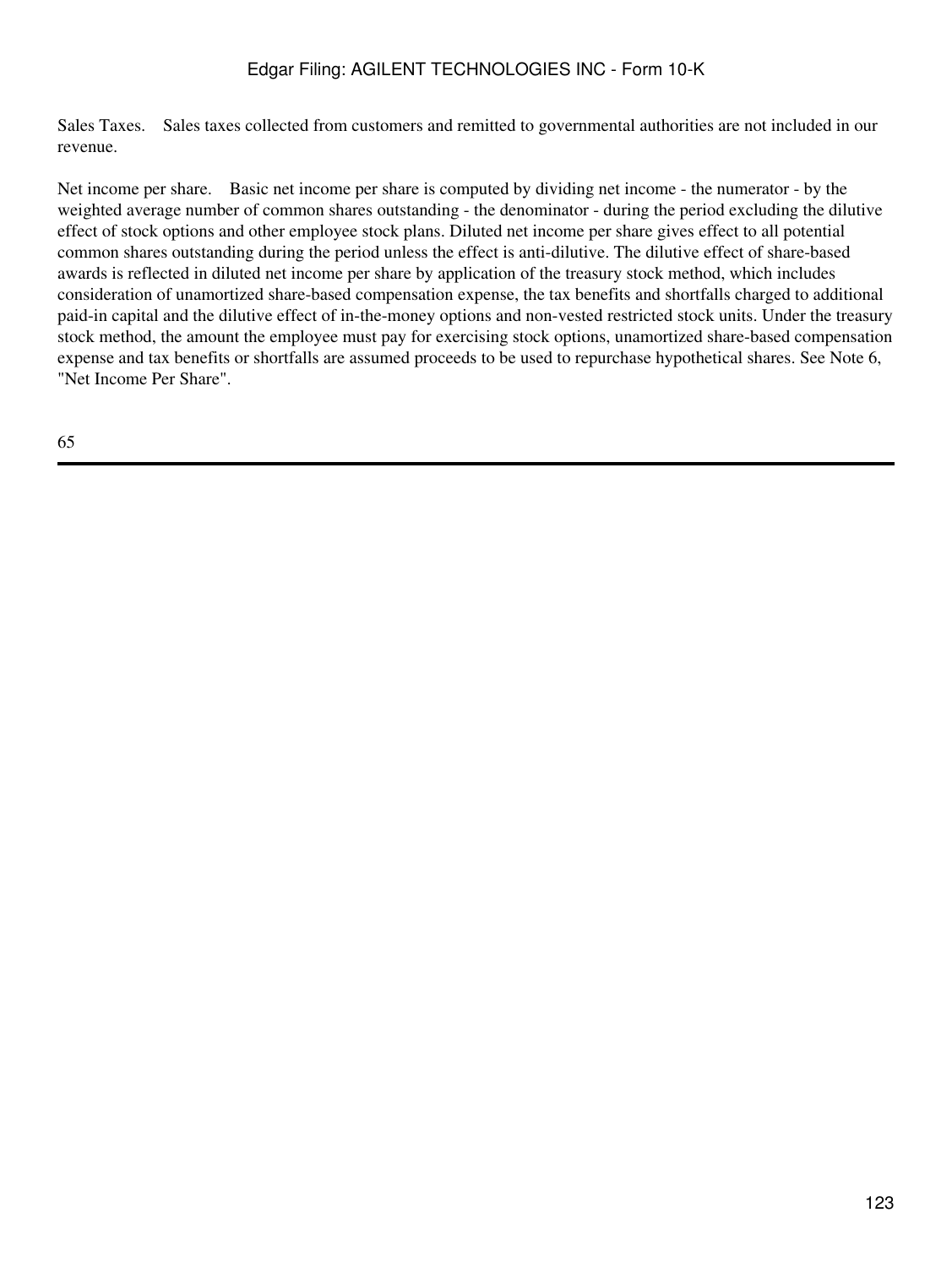Sales Taxes.    Sales taxes collected from customers and remitted to governmental authorities are not included in our revenue.

Net income per share.    Basic net income per share is computed by dividing net income - the numerator - by the weighted average number of common shares outstanding - the denominator - during the period excluding the dilutive effect of stock options and other employee stock plans. Diluted net income per share gives effect to all potential common shares outstanding during the period unless the effect is anti-dilutive. The dilutive effect of share-based awards is reflected in diluted net income per share by application of the treasury stock method, which includes consideration of unamortized share-based compensation expense, the tax benefits and shortfalls charged to additional paid-in capital and the dilutive effect of in-the-money options and non-vested restricted stock units. Under the treasury stock method, the amount the employee must pay for exercising stock options, unamortized share-based compensation expense and tax benefits or shortfalls are assumed proceeds to be used to repurchase hypothetical shares. See Note 6, "Net Income Per Share".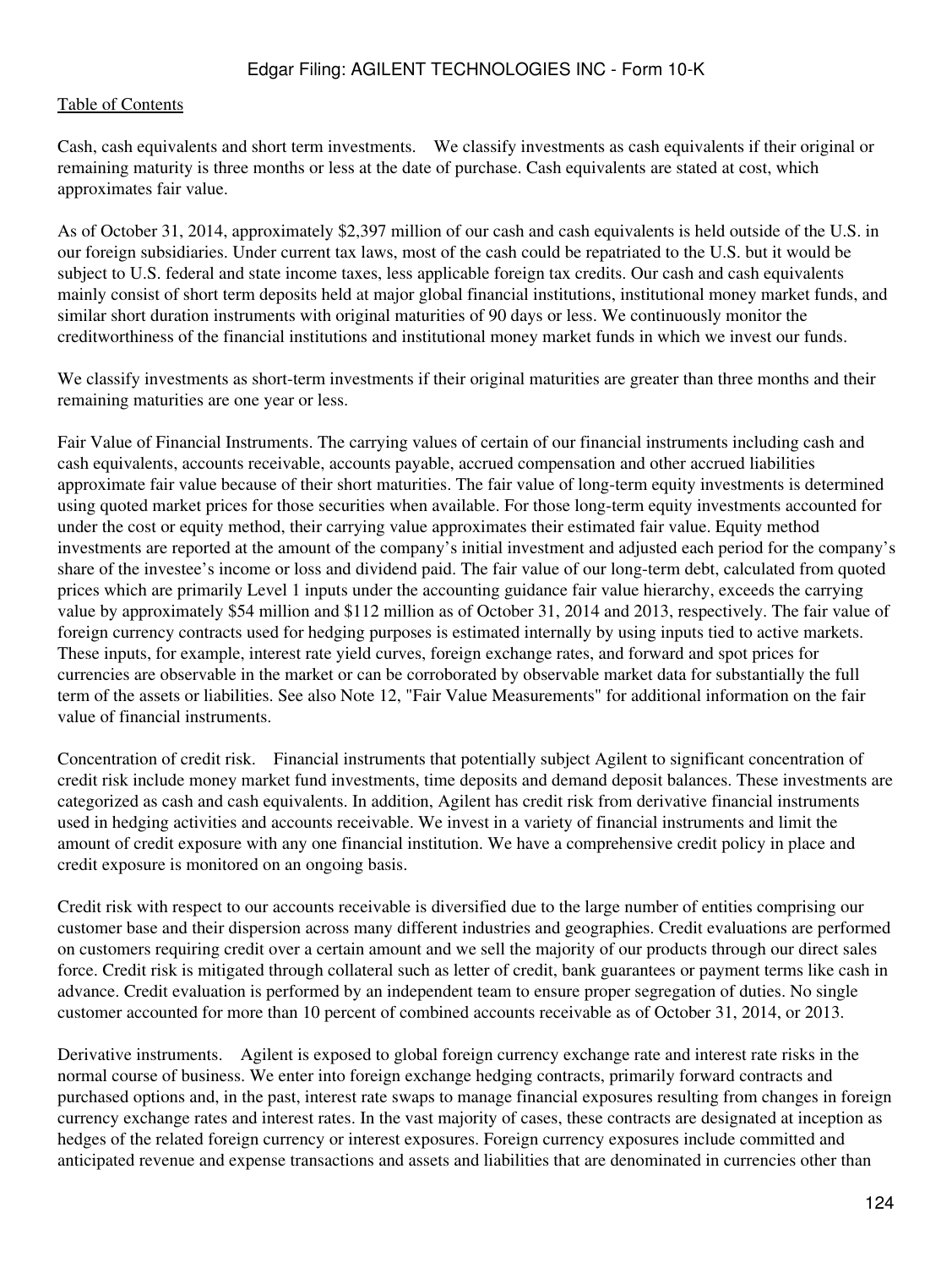Cash, cash equivalents and short term investments. We classify investments as cash equivalents if their original or remaining maturity is three months or less at the date of purchase. Cash equivalents are stated at cost, which approximates fair value.

As of October 31, 2014, approximately $2,397 million of our cash and cash equivalents is held outside of the U.S. in our foreign subsidiaries. Under current tax laws, most of the cash could be repatriated to the U.S. but it would be subject to U.S. federal and state income taxes, less applicable foreign tax credits. Our cash and cash equivalents mainly consist of short term deposits held at major global financial institutions, institutional money market funds, and similar short duration instruments with original maturities of 90 days or less. We continuously monitor the creditworthiness of the financial institutions and institutional money market funds in which we invest our funds.

We classify investments as short-term investments if their original maturities are greater than three months and their remaining maturities are one year or less.

Fair Value of Financial Instruments. The carrying values of certain of our financial instruments including cash and cash equivalents, accounts receivable, accounts payable, accrued compensation and other accrued liabilities approximate fair value because of their short maturities. The fair value of long-term equity investments is determined using quoted market prices for those securities when available. For those long-term equity investments accounted for under the cost or equity method, their carrying value approximates their estimated fair value. Equity method investments are reported at the amount of the company's initial investment and adjusted each period for the company's share of the investee's income or loss and dividend paid. The fair value of our long-term debt, calculated from quoted prices which are primarily Level 1 inputs under the accounting guidance fair value hierarchy, exceeds the carrying value by approximately $54 million and $112 million as of October 31, 2014 and 2013, respectively. The fair value of foreign currency contracts used for hedging purposes is estimated internally by using inputs tied to active markets. These inputs, for example, interest rate yield curves, foreign exchange rates, and forward and spot prices for currencies are observable in the market or can be corroborated by observable market data for substantially the full term of the assets or liabilities. See also Note 12, "Fair Value Measurements" for additional information on the fair value of financial instruments.

Concentration of credit risk. Financial instruments that potentially subject Agilent to significant concentration of credit risk include money market fund investments, time deposits and demand deposit balances. These investments are categorized as cash and cash equivalents. In addition, Agilent has credit risk from derivative financial instruments used in hedging activities and accounts receivable. We invest in a variety of financial instruments and limit the amount of credit exposure with any one financial institution. We have a comprehensive credit policy in place and credit exposure is monitored on an ongoing basis.

Credit risk with respect to our accounts receivable is diversified due to the large number of entities comprising our customer base and their dispersion across many different industries and geographies. Credit evaluations are performed on customers requiring credit over a certain amount and we sell the majority of our products through our direct sales force. Credit risk is mitigated through collateral such as letter of credit, bank guarantees or payment terms like cash in advance. Credit evaluation is performed by an independent team to ensure proper segregation of duties. No single customer accounted for more than 10 percent of combined accounts receivable as of October 31, 2014, or 2013.

Derivative instruments. Agilent is exposed to global foreign currency exchange rate and interest rate risks in the normal course of business. We enter into foreign exchange hedging contracts, primarily forward contracts and purchased options and, in the past, interest rate swaps to manage financial exposures resulting from changes in foreign currency exchange rates and interest rates. In the vast majority of cases, these contracts are designated at inception as hedges of the related foreign currency or interest exposures. Foreign currency exposures include committed and anticipated revenue and expense transactions and assets and liabilities that are denominated in currencies other than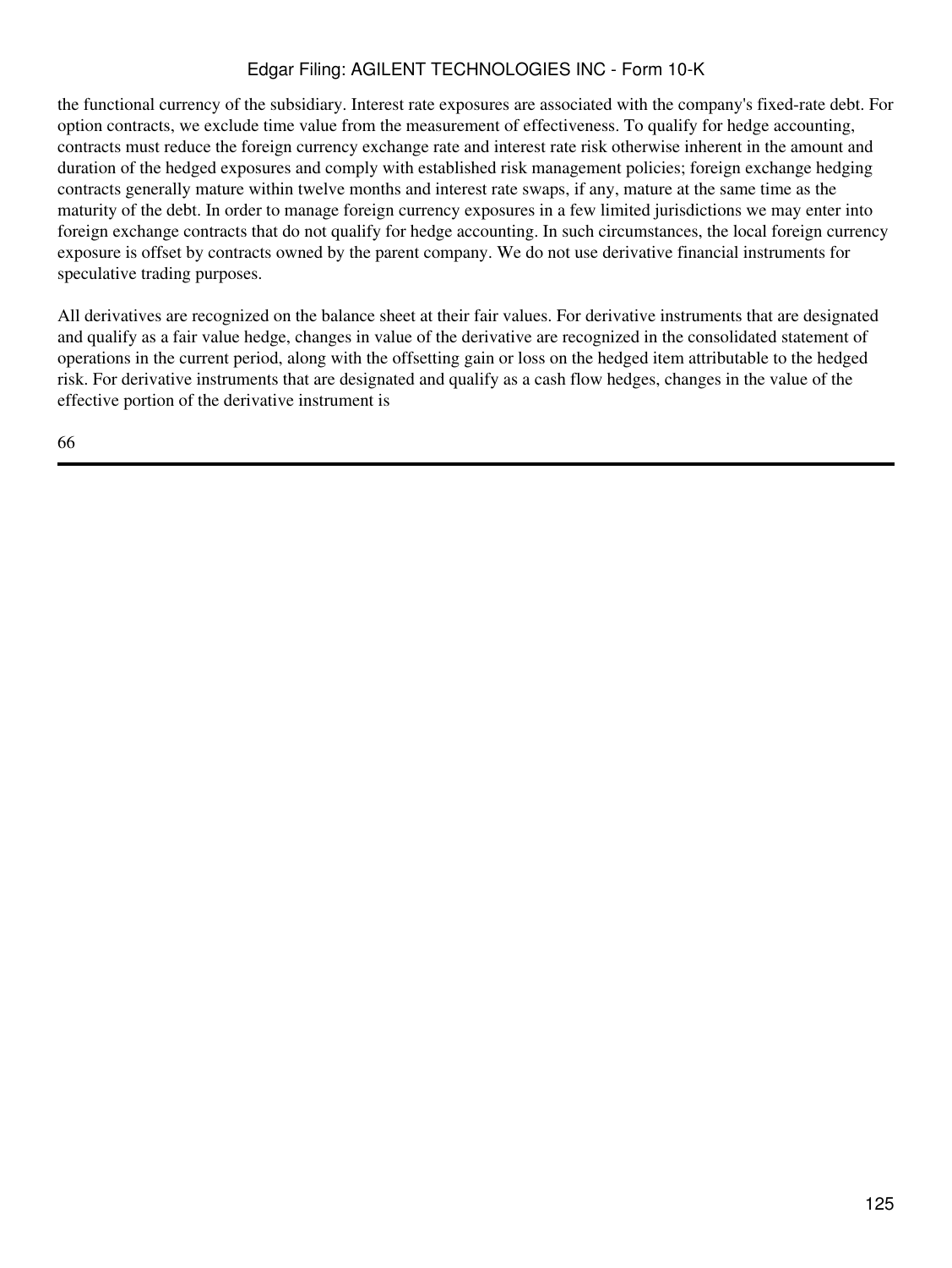the functional currency of the subsidiary. Interest rate exposures are associated with the company's fixed-rate debt. For option contracts, we exclude time value from the measurement of effectiveness. To qualify for hedge accounting, contracts must reduce the foreign currency exchange rate and interest rate risk otherwise inherent in the amount and duration of the hedged exposures and comply with established risk management policies; foreign exchange hedging contracts generally mature within twelve months and interest rate swaps, if any, mature at the same time as the maturity of the debt. In order to manage foreign currency exposures in a few limited jurisdictions we may enter into foreign exchange contracts that do not qualify for hedge accounting. In such circumstances, the local foreign currency exposure is offset by contracts owned by the parent company. We do not use derivative financial instruments for speculative trading purposes.

All derivatives are recognized on the balance sheet at their fair values. For derivative instruments that are designated and qualify as a fair value hedge, changes in value of the derivative are recognized in the consolidated statement of operations in the current period, along with the offsetting gain or loss on the hedged item attributable to the hedged risk. For derivative instruments that are designated and qualify as a cash flow hedges, changes in the value of the effective portion of the derivative instrument is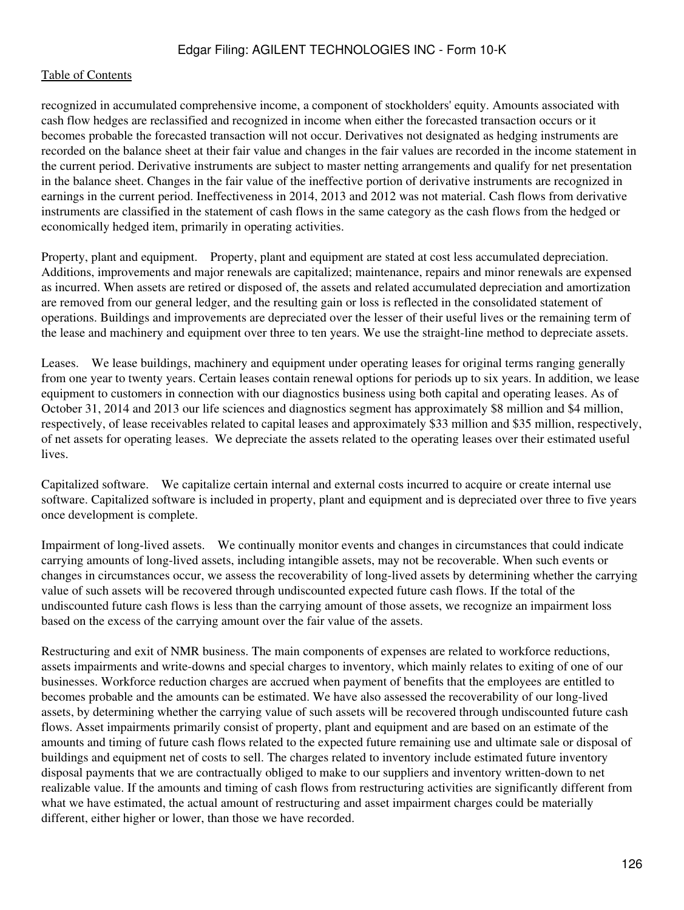recognized in accumulated comprehensive income, a component of stockholders' equity. Amounts associated with cash flow hedges are reclassified and recognized in income when either the forecasted transaction occurs or it becomes probable the forecasted transaction will not occur. Derivatives not designated as hedging instruments are recorded on the balance sheet at their fair value and changes in the fair values are recorded in the income statement in the current period. Derivative instruments are subject to master netting arrangements and qualify for net presentation in the balance sheet. Changes in the fair value of the ineffective portion of derivative instruments are recognized in earnings in the current period. Ineffectiveness in 2014, 2013 and 2012 was not material. Cash flows from derivative instruments are classified in the statement of cash flows in the same category as the cash flows from the hedged or economically hedged item, primarily in operating activities.

Property, plant and equipment. Property, plant and equipment are stated at cost less accumulated depreciation. Additions, improvements and major renewals are capitalized; maintenance, repairs and minor renewals are expensed as incurred. When assets are retired or disposed of, the assets and related accumulated depreciation and amortization are removed from our general ledger, and the resulting gain or loss is reflected in the consolidated statement of operations. Buildings and improvements are depreciated over the lesser of their useful lives or the remaining term of the lease and machinery and equipment over three to ten years. We use the straight-line method to depreciate assets.

Leases. We lease buildings, machinery and equipment under operating leases for original terms ranging generally from one year to twenty years. Certain leases contain renewal options for periods up to six years. In addition, we lease equipment to customers in connection with our diagnostics business using both capital and operating leases. As of October 31, 2014 and 2013 our life sciences and diagnostics segment has approximately $8 million and $4 million, respectively, of lease receivables related to capital leases and approximately $33 million and $35 million, respectively, of net assets for operating leases. We depreciate the assets related to the operating leases over their estimated useful lives.

Capitalized software. We capitalize certain internal and external costs incurred to acquire or create internal use software. Capitalized software is included in property, plant and equipment and is depreciated over three to five years once development is complete.

Impairment of long-lived assets. We continually monitor events and changes in circumstances that could indicate carrying amounts of long-lived assets, including intangible assets, may not be recoverable. When such events or changes in circumstances occur, we assess the recoverability of long-lived assets by determining whether the carrying value of such assets will be recovered through undiscounted expected future cash flows. If the total of the undiscounted future cash flows is less than the carrying amount of those assets, we recognize an impairment loss based on the excess of the carrying amount over the fair value of the assets.

Restructuring and exit of NMR business. The main components of expenses are related to workforce reductions, assets impairments and write-downs and special charges to inventory, which mainly relates to exiting of one of our businesses. Workforce reduction charges are accrued when payment of benefits that the employees are entitled to becomes probable and the amounts can be estimated. We have also assessed the recoverability of our long-lived assets, by determining whether the carrying value of such assets will be recovered through undiscounted future cash flows. Asset impairments primarily consist of property, plant and equipment and are based on an estimate of the amounts and timing of future cash flows related to the expected future remaining use and ultimate sale or disposal of buildings and equipment net of costs to sell. The charges related to inventory include estimated future inventory disposal payments that we are contractually obliged to make to our suppliers and inventory written-down to net realizable value. If the amounts and timing of cash flows from restructuring activities are significantly different from what we have estimated, the actual amount of restructuring and asset impairment charges could be materially different, either higher or lower, than those we have recorded.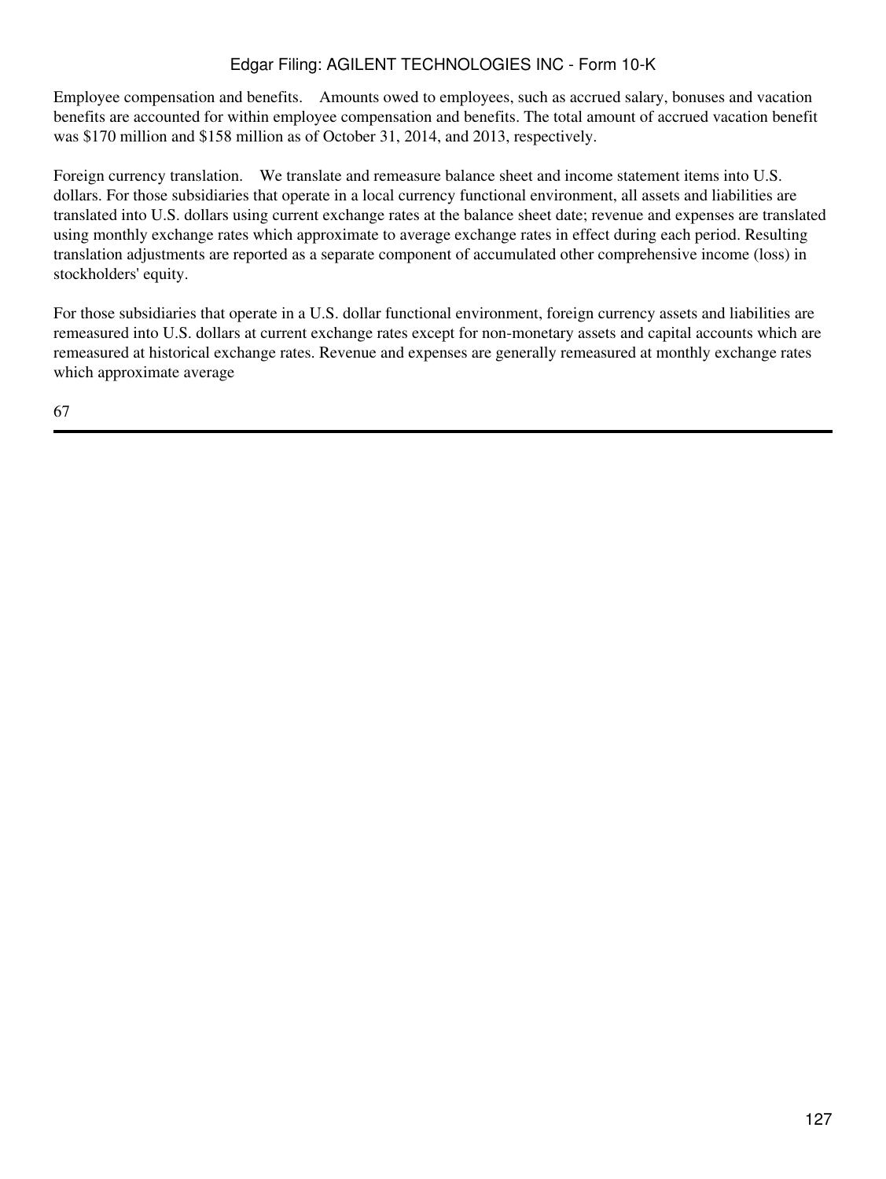Employee compensation and benefits. Amounts owed to employees, such as accrued salary, bonuses and vacation benefits are accounted for within employee compensation and benefits. The total amount of accrued vacation benefit was $170 million and $158 million as of October 31, 2014, and 2013, respectively.

Foreign currency translation. We translate and remeasure balance sheet and income statement items into U.S. dollars. For those subsidiaries that operate in a local currency functional environment, all assets and liabilities are translated into U.S. dollars using current exchange rates at the balance sheet date; revenue and expenses are translated using monthly exchange rates which approximate to average exchange rates in effect during each period. Resulting translation adjustments are reported as a separate component of accumulated other comprehensive income (loss) in stockholders' equity.

For those subsidiaries that operate in a U.S. dollar functional environment, foreign currency assets and liabilities are remeasured into U.S. dollars at current exchange rates except for non-monetary assets and capital accounts which are remeasured at historical exchange rates. Revenue and expenses are generally remeasured at monthly exchange rates which approximate average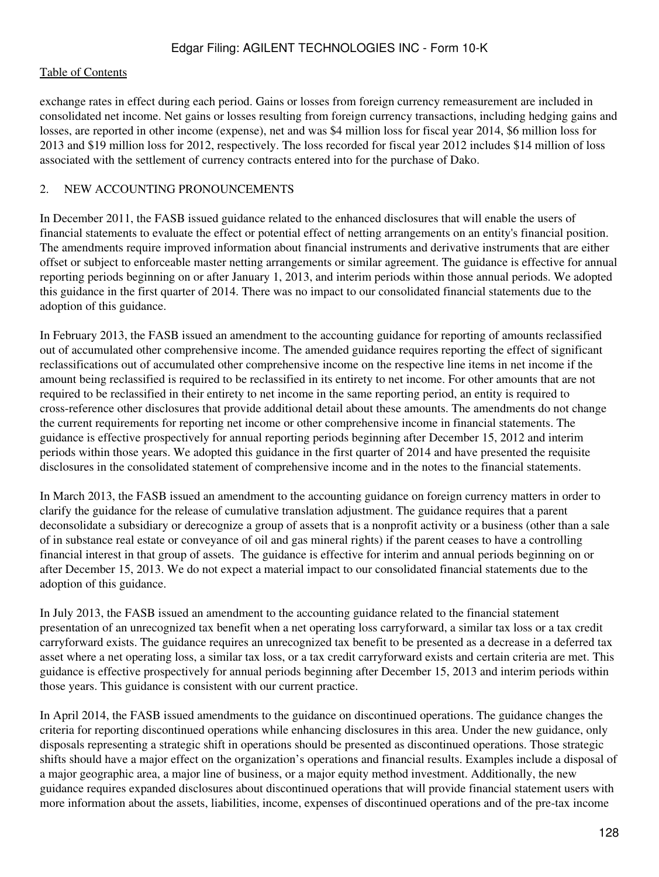exchange rates in effect during each period. Gains or losses from foreign currency remeasurement are included in consolidated net income. Net gains or losses resulting from foreign currency transactions, including hedging gains and losses, are reported in other income (expense), net and was $4 million loss for fiscal year 2014, $6 million loss for 2013 and $19 million loss for 2012, respectively. The loss recorded for fiscal year 2012 includes $14 million of loss associated with the settlement of currency contracts entered into for the purchase of Dako.

## 2. NEW ACCOUNTING PRONOUNCEMENTS

In December 2011, the FASB issued guidance related to the enhanced disclosures that will enable the users of financial statements to evaluate the effect or potential effect of netting arrangements on an entity's financial position. The amendments require improved information about financial instruments and derivative instruments that are either offset or subject to enforceable master netting arrangements or similar agreement. The guidance is effective for annual reporting periods beginning on or after January 1, 2013, and interim periods within those annual periods. We adopted this guidance in the first quarter of 2014. There was no impact to our consolidated financial statements due to the adoption of this guidance.

In February 2013, the FASB issued an amendment to the accounting guidance for reporting of amounts reclassified out of accumulated other comprehensive income. The amended guidance requires reporting the effect of significant reclassifications out of accumulated other comprehensive income on the respective line items in net income if the amount being reclassified is required to be reclassified in its entirety to net income. For other amounts that are not required to be reclassified in their entirety to net income in the same reporting period, an entity is required to cross-reference other disclosures that provide additional detail about these amounts. The amendments do not change the current requirements for reporting net income or other comprehensive income in financial statements. The guidance is effective prospectively for annual reporting periods beginning after December 15, 2012 and interim periods within those years. We adopted this guidance in the first quarter of 2014 and have presented the requisite disclosures in the consolidated statement of comprehensive income and in the notes to the financial statements.

In March 2013, the FASB issued an amendment to the accounting guidance on foreign currency matters in order to clarify the guidance for the release of cumulative translation adjustment. The guidance requires that a parent deconsolidate a subsidiary or derecognize a group of assets that is a nonprofit activity or a business (other than a sale of in substance real estate or conveyance of oil and gas mineral rights) if the parent ceases to have a controlling financial interest in that group of assets. The guidance is effective for interim and annual periods beginning on or after December 15, 2013. We do not expect a material impact to our consolidated financial statements due to the adoption of this guidance.

In July 2013, the FASB issued an amendment to the accounting guidance related to the financial statement presentation of an unrecognized tax benefit when a net operating loss carryforward, a similar tax loss or a tax credit carryforward exists. The guidance requires an unrecognized tax benefit to be presented as a decrease in a deferred tax asset where a net operating loss, a similar tax loss, or a tax credit carryforward exists and certain criteria are met. This guidance is effective prospectively for annual periods beginning after December 15, 2013 and interim periods within those years. This guidance is consistent with our current practice.

In April 2014, the FASB issued amendments to the guidance on discontinued operations. The guidance changes the criteria for reporting discontinued operations while enhancing disclosures in this area. Under the new guidance, only disposals representing a strategic shift in operations should be presented as discontinued operations. Those strategic shifts should have a major effect on the organization's operations and financial results. Examples include a disposal of a major geographic area, a major line of business, or a major equity method investment. Additionally, the new guidance requires expanded disclosures about discontinued operations that will provide financial statement users with more information about the assets, liabilities, income, expenses of discontinued operations and of the pre-tax income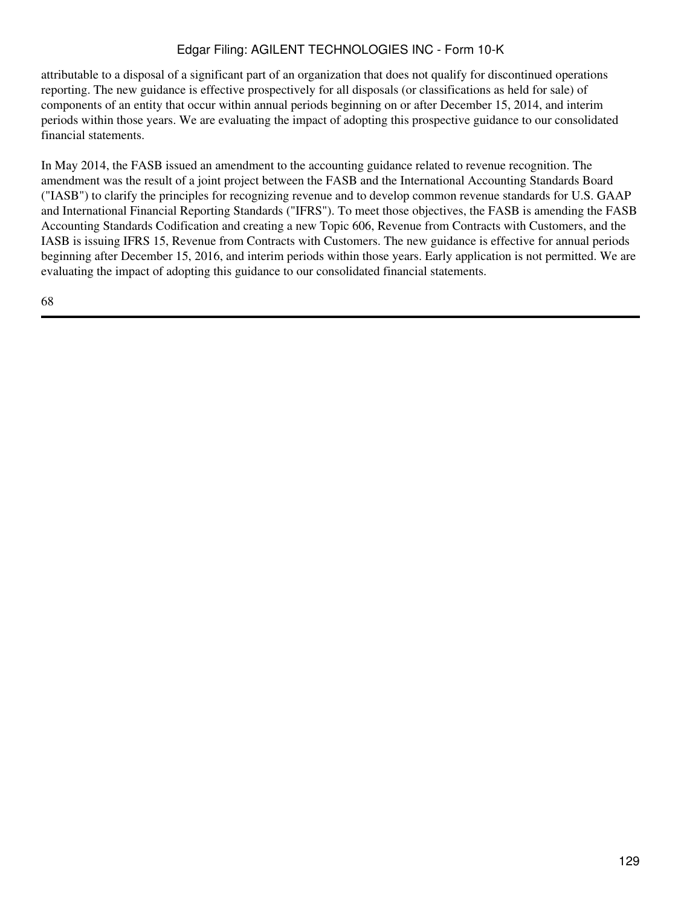attributable to a disposal of a significant part of an organization that does not qualify for discontinued operations reporting. The new guidance is effective prospectively for all disposals (or classifications as held for sale) of components of an entity that occur within annual periods beginning on or after December 15, 2014, and interim periods within those years. We are evaluating the impact of adopting this prospective guidance to our consolidated financial statements.

In May 2014, the FASB issued an amendment to the accounting guidance related to revenue recognition. The amendment was the result of a joint project between the FASB and the International Accounting Standards Board ("IASB") to clarify the principles for recognizing revenue and to develop common revenue standards for U.S. GAAP and International Financial Reporting Standards ("IFRS"). To meet those objectives, the FASB is amending the FASB Accounting Standards Codification and creating a new Topic 606, Revenue from Contracts with Customers, and the IASB is issuing IFRS 15, Revenue from Contracts with Customers. The new guidance is effective for annual periods beginning after December 15, 2016, and interim periods within those years. Early application is not permitted. We are evaluating the impact of adopting this guidance to our consolidated financial statements.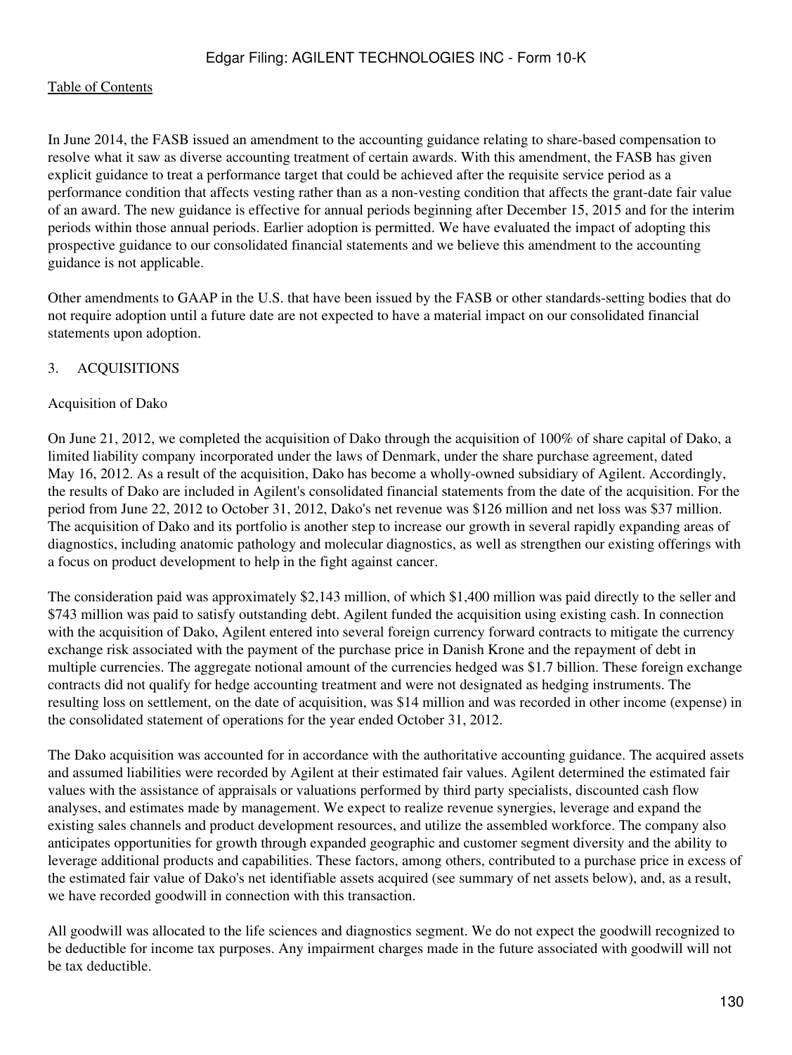In June 2014, the FASB issued an amendment to the accounting guidance relating to share-based compensation to resolve what it saw as diverse accounting treatment of certain awards. With this amendment, the FASB has given explicit guidance to treat a performance target that could be achieved after the requisite service period as a performance condition that affects vesting rather than as a non-vesting condition that affects the grant-date fair value of an award. The new guidance is effective for annual periods beginning after December 15, 2015 and for the interim periods within those annual periods. Earlier adoption is permitted. We have evaluated the impact of adopting this prospective guidance to our consolidated financial statements and we believe this amendment to the accounting guidance is not applicable.

Other amendments to GAAP in the U.S. that have been issued by the FASB or other standards-setting bodies that do not require adoption until a future date are not expected to have a material impact on our consolidated financial statements upon adoption.

## 3. ACQUISITIONS

### Acquisition of Dako

On June 21, 2012, we completed the acquisition of Dako through the acquisition of 100% of share capital of Dako, a limited liability company incorporated under the laws of Denmark, under the share purchase agreement, dated May 16, 2012. As a result of the acquisition, Dako has become a wholly-owned subsidiary of Agilent. Accordingly, the results of Dako are included in Agilent's consolidated financial statements from the date of the acquisition. For the period from June 22, 2012 to October 31, 2012, Dako's net revenue was $126 million and net loss was $37 million. The acquisition of Dako and its portfolio is another step to increase our growth in several rapidly expanding areas of diagnostics, including anatomic pathology and molecular diagnostics, as well as strengthen our existing offerings with a focus on product development to help in the fight against cancer.

The consideration paid was approximately $2,143 million, of which $1,400 million was paid directly to the seller and $743 million was paid to satisfy outstanding debt. Agilent funded the acquisition using existing cash. In connection with the acquisition of Dako, Agilent entered into several foreign currency forward contracts to mitigate the currency exchange risk associated with the payment of the purchase price in Danish Krone and the repayment of debt in multiple currencies. The aggregate notional amount of the currencies hedged was $1.7 billion. These foreign exchange contracts did not qualify for hedge accounting treatment and were not designated as hedging instruments. The resulting loss on settlement, on the date of acquisition, was $14 million and was recorded in other income (expense) in the consolidated statement of operations for the year ended October 31, 2012.

The Dako acquisition was accounted for in accordance with the authoritative accounting guidance. The acquired assets and assumed liabilities were recorded by Agilent at their estimated fair values. Agilent determined the estimated fair values with the assistance of appraisals or valuations performed by third party specialists, discounted cash flow analyses, and estimates made by management. We expect to realize revenue synergies, leverage and expand the existing sales channels and product development resources, and utilize the assembled workforce. The company also anticipates opportunities for growth through expanded geographic and customer segment diversity and the ability to leverage additional products and capabilities. These factors, among others, contributed to a purchase price in excess of the estimated fair value of Dako's net identifiable assets acquired (see summary of net assets below), and, as a result, we have recorded goodwill in connection with this transaction.

All goodwill was allocated to the life sciences and diagnostics segment. We do not expect the goodwill recognized to be deductible for income tax purposes. Any impairment charges made in the future associated with goodwill will not be tax deductible.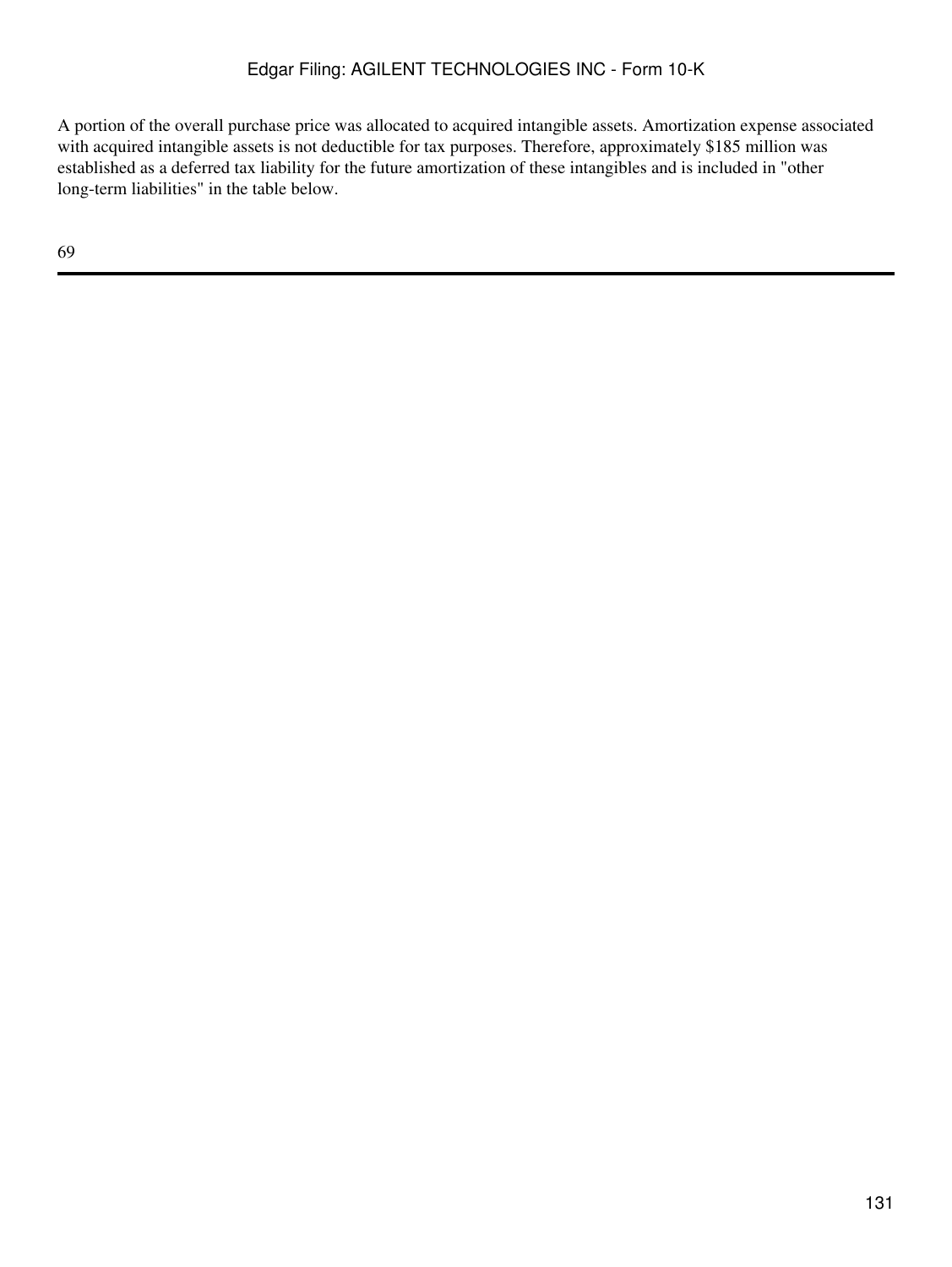A portion of the overall purchase price was allocated to acquired intangible assets. Amortization expense associated with acquired intangible assets is not deductible for tax purposes. Therefore, approximately $185 million was established as a deferred tax liability for the future amortization of these intangibles and is included in "other long-term liabilities" in the table below.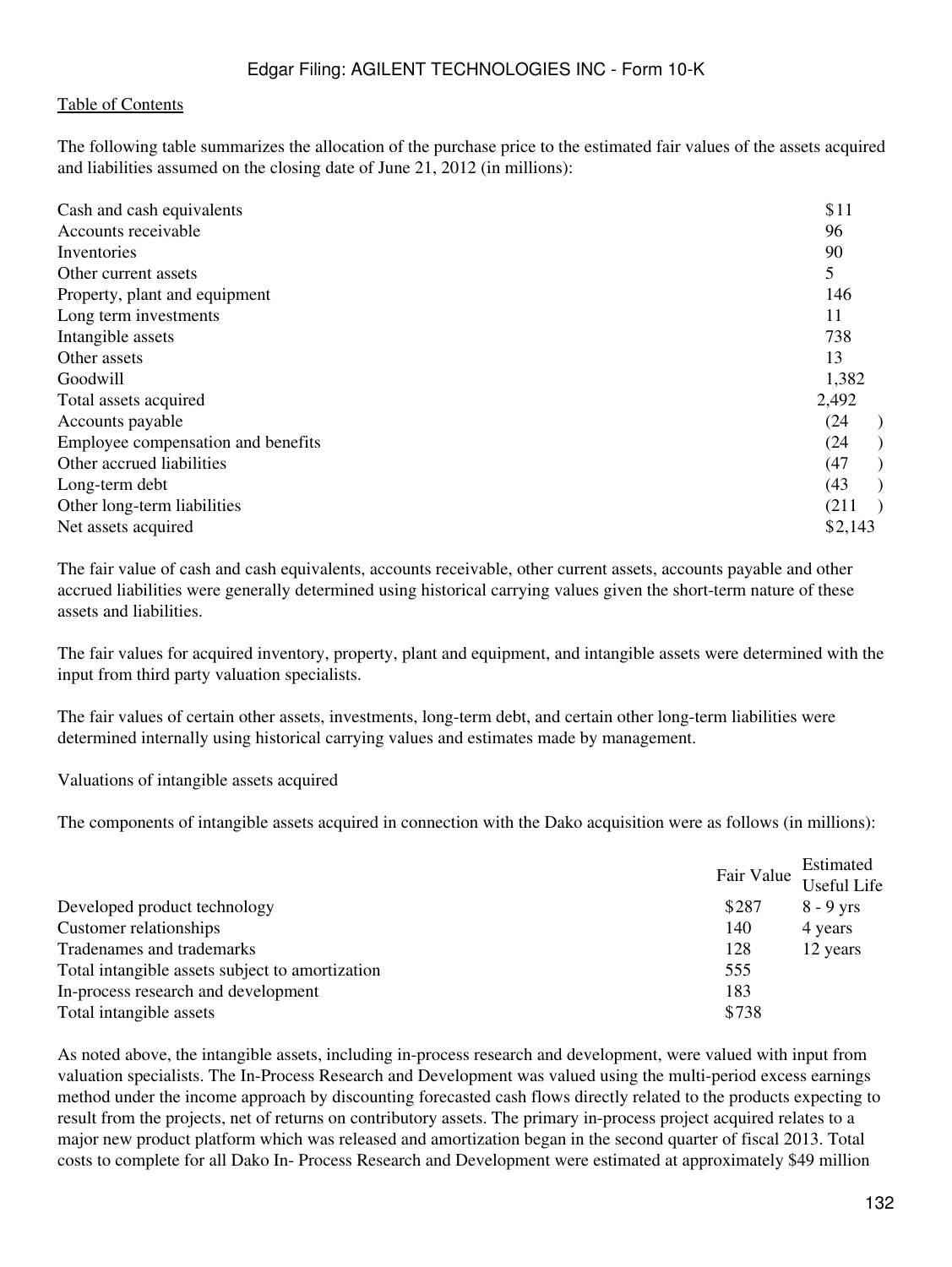The following table summarizes the allocation of the purchase price to the estimated fair values of the assets acquired and liabilities assumed on the closing date of June 21, 2012 (in millions):

| | |
|---|---|
| Cash and cash equivalents | $11 |
| Accounts receivable | 96 |
| Inventories | 90 |
| Other current assets | 5 |
| Property, plant and equipment | 146 |
| Long term investments | 11 |
| Intangible assets | 738 |
| Other assets | 13 |
| Goodwill | 1,382 |
| Total assets acquired | 2,492 |
| Accounts payable | (24) |
| Employee compensation and benefits | (24) |
| Other accrued liabilities | (47) |
| Long-term debt | (43) |
| Other long-term liabilities | (211) |
| Net assets acquired | $2,143 |

The fair value of cash and cash equivalents, accounts receivable, other current assets, accounts payable and other accrued liabilities were generally determined using historical carrying values given the short-term nature of these assets and liabilities.

The fair values for acquired inventory, property, plant and equipment, and intangible assets were determined with the input from third party valuation specialists.

The fair values of certain other assets, investments, long-term debt, and certain other long-term liabilities were determined internally using historical carrying values and estimates made by management.

Valuations of intangible assets acquired

The components of intangible assets acquired in connection with the Dako acquisition were as follows (in millions):

| | Fair Value | Estimated Useful Life |
|---|---|---|
| Developed product technology | $287 | 8 - 9 yrs |
| Customer relationships | 140 | 4 years |
| Tradenames and trademarks | 128 | 12 years |
| Total intangible assets subject to amortization | 555 | |
| In-process research and development | 183 | |
| Total intangible assets | $738 | |

As noted above, the intangible assets, including in-process research and development, were valued with input from valuation specialists. The In-Process Research and Development was valued using the multi-period excess earnings method under the income approach by discounting forecasted cash flows directly related to the products expecting to result from the projects, net of returns on contributory assets. The primary in-process project acquired relates to a major new product platform which was released and amortization began in the second quarter of fiscal 2013. Total costs to complete for all Dako In- Process Research and Development were estimated at approximately $49 million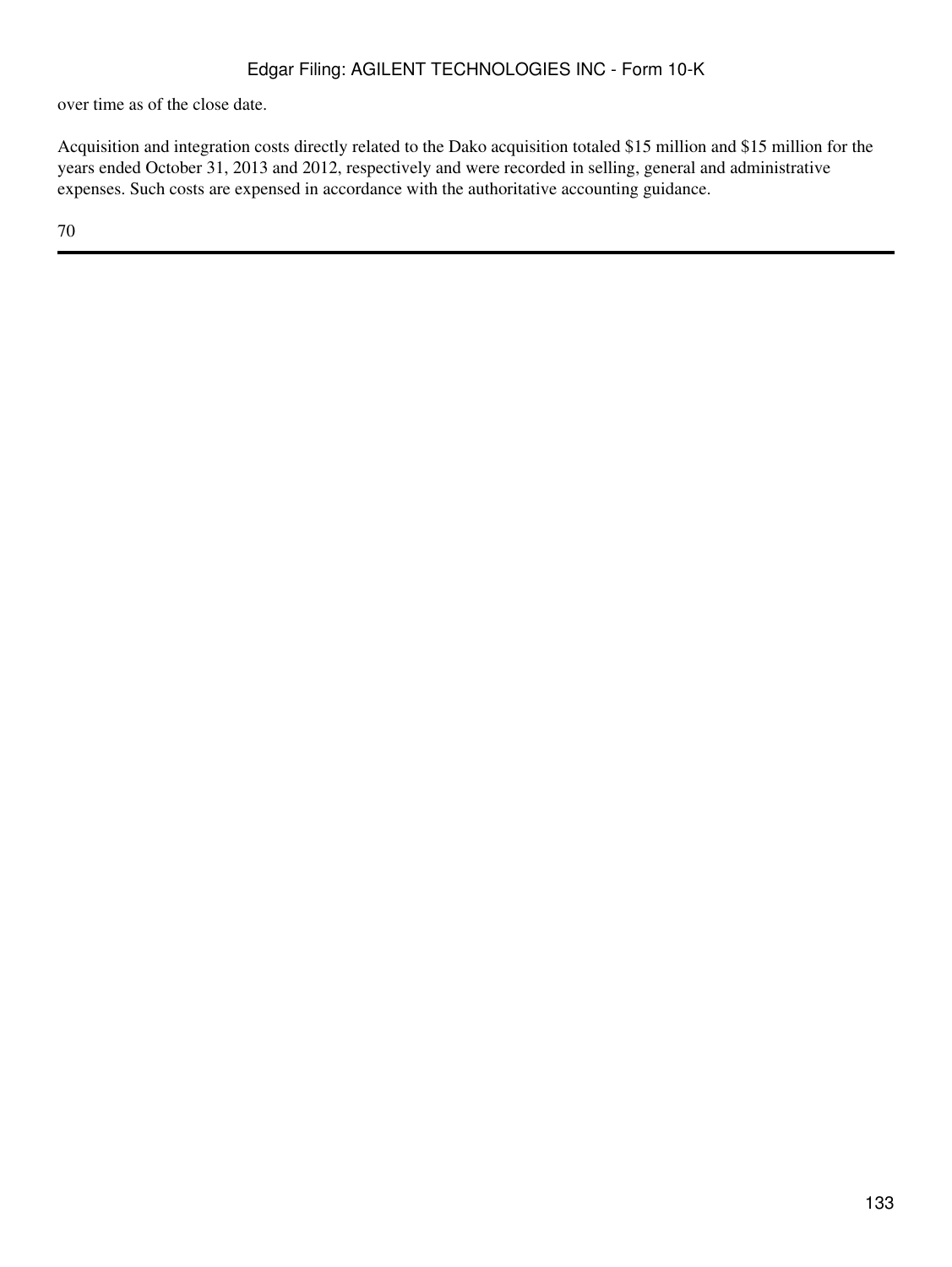over time as of the close date.

Acquisition and integration costs directly related to the Dako acquisition totaled $15 million and $15 million for the years ended October 31, 2013 and 2012, respectively and were recorded in selling, general and administrative expenses. Such costs are expensed in accordance with the authoritative accounting guidance.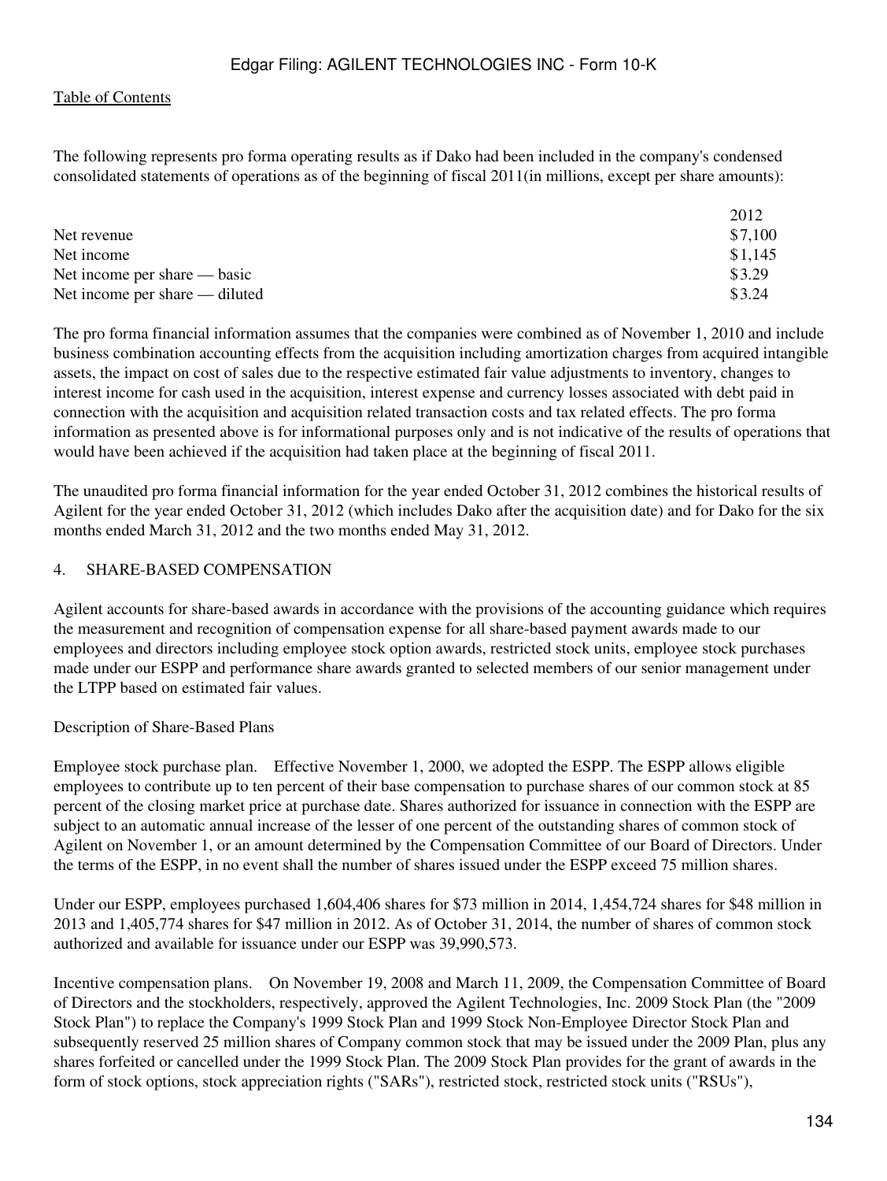The following represents pro forma operating results as if Dako had been included in the company's condensed consolidated statements of operations as of the beginning of fiscal 2011(in millions, except per share amounts):

| | 2012 |
|---|---|
| Net revenue | $7,100 |
| Net income | $1,145 |
| Net income per share — basic | $3.29 |
| Net income per share — diluted | $3.24 |

The pro forma financial information assumes that the companies were combined as of November 1, 2010 and include business combination accounting effects from the acquisition including amortization charges from acquired intangible assets, the impact on cost of sales due to the respective estimated fair value adjustments to inventory, changes to interest income for cash used in the acquisition, interest expense and currency losses associated with debt paid in connection with the acquisition and acquisition related transaction costs and tax related effects. The pro forma information as presented above is for informational purposes only and is not indicative of the results of operations that would have been achieved if the acquisition had taken place at the beginning of fiscal 2011.

The unaudited pro forma financial information for the year ended October 31, 2012 combines the historical results of Agilent for the year ended October 31, 2012 (which includes Dako after the acquisition date) and for Dako for the six months ended March 31, 2012 and the two months ended May 31, 2012.

## 4. SHARE-BASED COMPENSATION

Agilent accounts for share-based awards in accordance with the provisions of the accounting guidance which requires the measurement and recognition of compensation expense for all share-based payment awards made to our employees and directors including employee stock option awards, restricted stock units, employee stock purchases made under our ESPP and performance share awards granted to selected members of our senior management under the LTPP based on estimated fair values.

### Description of Share-Based Plans

Employee stock purchase plan. Effective November 1, 2000, we adopted the ESPP. The ESPP allows eligible employees to contribute up to ten percent of their base compensation to purchase shares of our common stock at 85 percent of the closing market price at purchase date. Shares authorized for issuance in connection with the ESPP are subject to an automatic annual increase of the lesser of one percent of the outstanding shares of common stock of Agilent on November 1, or an amount determined by the Compensation Committee of our Board of Directors. Under the terms of the ESPP, in no event shall the number of shares issued under the ESPP exceed 75 million shares.

Under our ESPP, employees purchased 1,604,406 shares for $73 million in 2014, 1,454,724 shares for $48 million in 2013 and 1,405,774 shares for $47 million in 2012. As of October 31, 2014, the number of shares of common stock authorized and available for issuance under our ESPP was 39,990,573.

Incentive compensation plans. On November 19, 2008 and March 11, 2009, the Compensation Committee of Board of Directors and the stockholders, respectively, approved the Agilent Technologies, Inc. 2009 Stock Plan (the "2009 Stock Plan") to replace the Company's 1999 Stock Plan and 1999 Stock Non-Employee Director Stock Plan and subsequently reserved 25 million shares of Company common stock that may be issued under the 2009 Plan, plus any shares forfeited or cancelled under the 1999 Stock Plan. The 2009 Stock Plan provides for the grant of awards in the form of stock options, stock appreciation rights ("SARs"), restricted stock, restricted stock units ("RSUs"),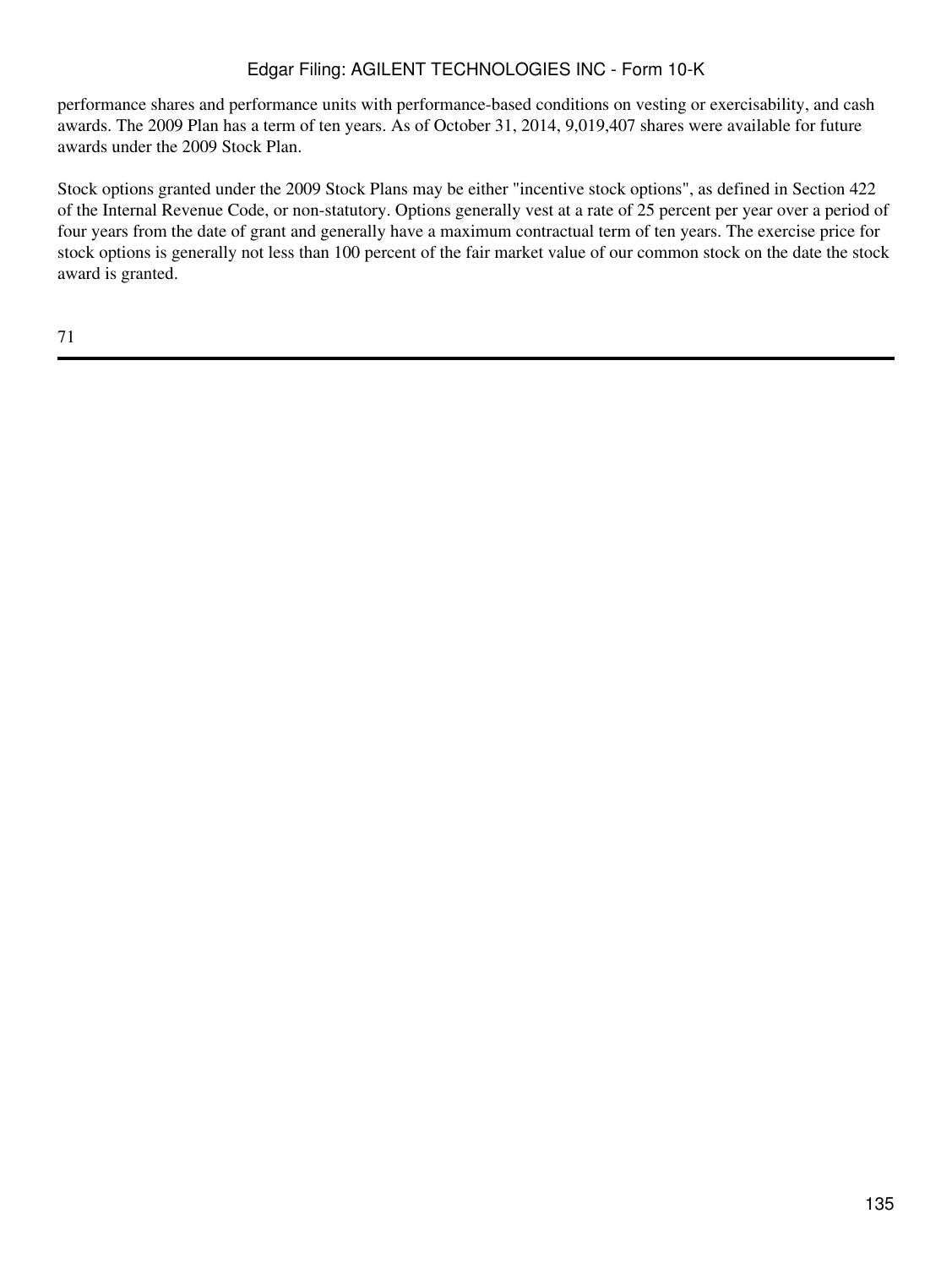performance shares and performance units with performance-based conditions on vesting or exercisability, and cash awards. The 2009 Plan has a term of ten years. As of October 31, 2014, 9,019,407 shares were available for future awards under the 2009 Stock Plan.

Stock options granted under the 2009 Stock Plans may be either "incentive stock options", as defined in Section 422 of the Internal Revenue Code, or non-statutory. Options generally vest at a rate of 25 percent per year over a period of four years from the date of grant and generally have a maximum contractual term of ten years. The exercise price for stock options is generally not less than 100 percent of the fair market value of our common stock on the date the stock award is granted.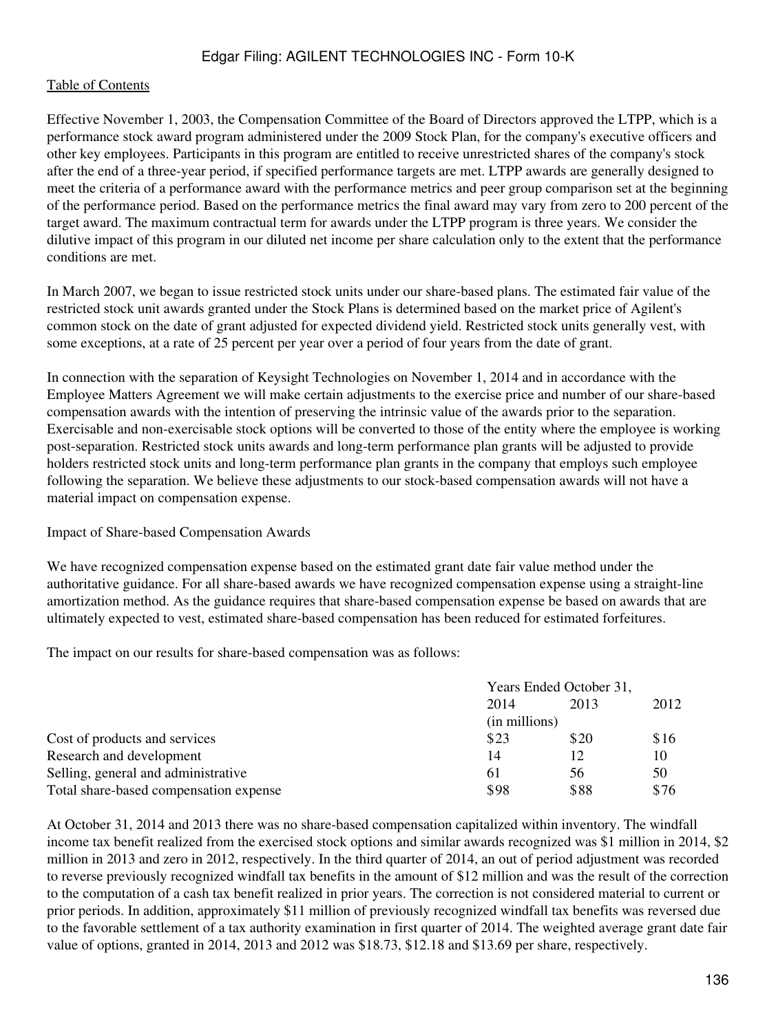Effective November 1, 2003, the Compensation Committee of the Board of Directors approved the LTPP, which is a performance stock award program administered under the 2009 Stock Plan, for the company's executive officers and other key employees. Participants in this program are entitled to receive unrestricted shares of the company's stock after the end of a three-year period, if specified performance targets are met. LTPP awards are generally designed to meet the criteria of a performance award with the performance metrics and peer group comparison set at the beginning of the performance period. Based on the performance metrics the final award may vary from zero to 200 percent of the target award. The maximum contractual term for awards under the LTPP program is three years. We consider the dilutive impact of this program in our diluted net income per share calculation only to the extent that the performance conditions are met.

In March 2007, we began to issue restricted stock units under our share-based plans. The estimated fair value of the restricted stock unit awards granted under the Stock Plans is determined based on the market price of Agilent's common stock on the date of grant adjusted for expected dividend yield. Restricted stock units generally vest, with some exceptions, at a rate of 25 percent per year over a period of four years from the date of grant.

In connection with the separation of Keysight Technologies on November 1, 2014 and in accordance with the Employee Matters Agreement we will make certain adjustments to the exercise price and number of our share-based compensation awards with the intention of preserving the intrinsic value of the awards prior to the separation. Exercisable and non-exercisable stock options will be converted to those of the entity where the employee is working post-separation. Restricted stock units awards and long-term performance plan grants will be adjusted to provide holders restricted stock units and long-term performance plan grants in the company that employs such employee following the separation. We believe these adjustments to our stock-based compensation awards will not have a material impact on compensation expense.

Impact of Share-based Compensation Awards

We have recognized compensation expense based on the estimated grant date fair value method under the authoritative guidance. For all share-based awards we have recognized compensation expense using a straight-line amortization method. As the guidance requires that share-based compensation expense be based on awards that are ultimately expected to vest, estimated share-based compensation has been reduced for estimated forfeitures.

The impact on our results for share-based compensation was as follows:

| | Years Ended October 31, | | |
|---|---|---|---|
| | 2014 | 2013 | 2012 |
| | (in millions) | | |
| Cost of products and services | $23 | $20 | $16 |
| Research and development | 14 | 12 | 10 |
| Selling, general and administrative | 61 | 56 | 50 |
| Total share-based compensation expense | $98 | $88 | $76 |

At October 31, 2014 and 2013 there was no share-based compensation capitalized within inventory. The windfall income tax benefit realized from the exercised stock options and similar awards recognized was $1 million in 2014, $2 million in 2013 and zero in 2012, respectively. In the third quarter of 2014, an out of period adjustment was recorded to reverse previously recognized windfall tax benefits in the amount of $12 million and was the result of the correction to the computation of a cash tax benefit realized in prior years. The correction is not considered material to current or prior periods. In addition, approximately $11 million of previously recognized windfall tax benefits was reversed due to the favorable settlement of a tax authority examination in first quarter of 2014. The weighted average grant date fair value of options, granted in 2014, 2013 and 2012 was $18.73, $12.18 and $13.69 per share, respectively.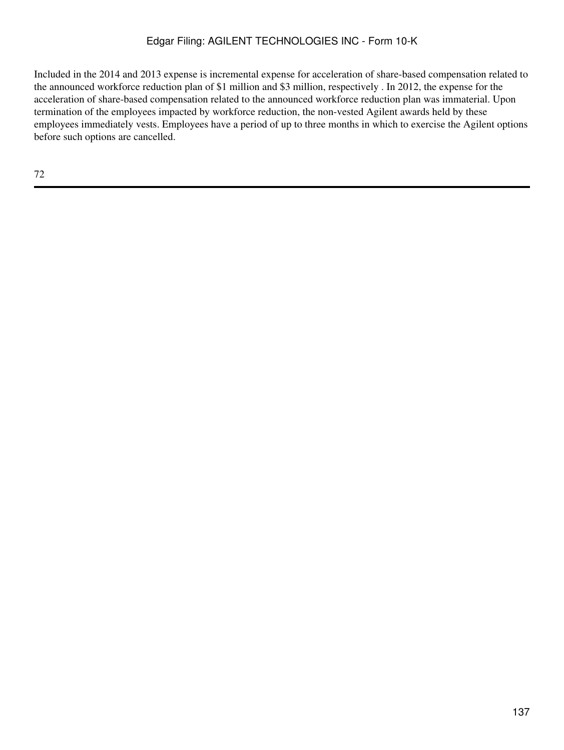Included in the 2014 and 2013 expense is incremental expense for acceleration of share-based compensation related to the announced workforce reduction plan of $1 million and $3 million, respectively . In 2012, the expense for the acceleration of share-based compensation related to the announced workforce reduction plan was immaterial. Upon termination of the employees impacted by workforce reduction, the non-vested Agilent awards held by these employees immediately vests. Employees have a period of up to three months in which to exercise the Agilent options before such options are cancelled.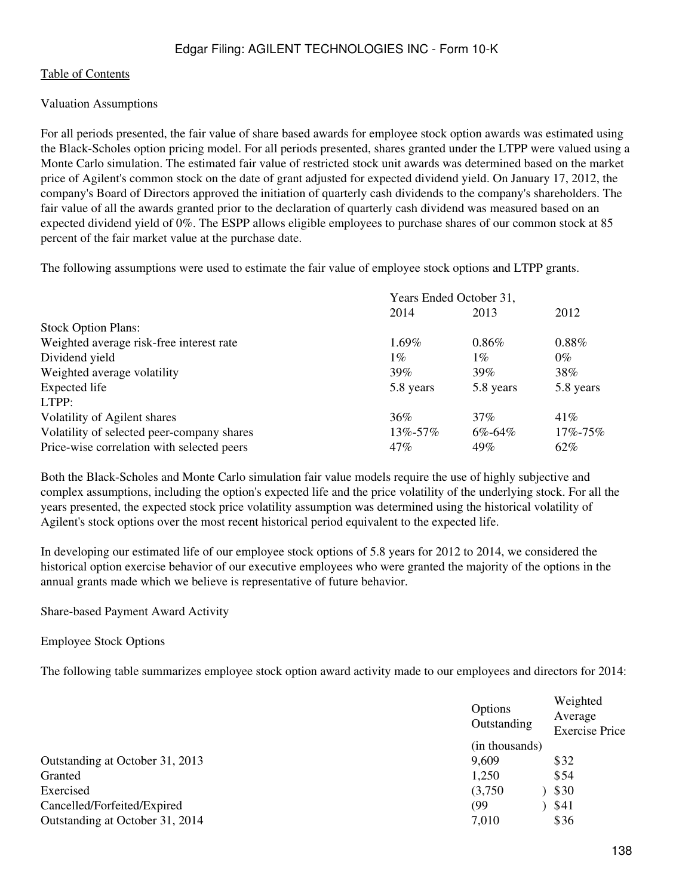Table of Contents

Valuation Assumptions

For all periods presented, the fair value of share based awards for employee stock option awards was estimated using the Black-Scholes option pricing model. For all periods presented, shares granted under the LTPP were valued using a Monte Carlo simulation. The estimated fair value of restricted stock unit awards was determined based on the market price of Agilent's common stock on the date of grant adjusted for expected dividend yield. On January 17, 2012, the company's Board of Directors approved the initiation of quarterly cash dividends to the company's shareholders. The fair value of all the awards granted prior to the declaration of quarterly cash dividend was measured based on an expected dividend yield of 0%. The ESPP allows eligible employees to purchase shares of our common stock at 85 percent of the fair market value at the purchase date.

The following assumptions were used to estimate the fair value of employee stock options and LTPP grants.

| | Years Ended October 31, | | |
|---|---|---|---|
| | 2014 | 2013 | 2012 |
| Stock Option Plans: | | | |
| Weighted average risk-free interest rate | 1.69% | 0.86% | 0.88% |
| Dividend yield | 1% | 1% | 0% |
| Weighted average volatility | 39% | 39% | 38% |
| Expected life | 5.8 years | 5.8 years | 5.8 years |
| LTPP: | | | |
| Volatility of Agilent shares | 36% | 37% | 41% |
| Volatility of selected peer-company shares | 13%-57% | 6%-64% | 17%-75% |
| Price-wise correlation with selected peers | 47% | 49% | 62% |

Both the Black-Scholes and Monte Carlo simulation fair value models require the use of highly subjective and complex assumptions, including the option's expected life and the price volatility of the underlying stock. For all the years presented, the expected stock price volatility assumption was determined using the historical volatility of Agilent's stock options over the most recent historical period equivalent to the expected life.

In developing our estimated life of our employee stock options of 5.8 years for 2012 to 2014, we considered the historical option exercise behavior of our executive employees who were granted the majority of the options in the annual grants made which we believe is representative of future behavior.

Share-based Payment Award Activity

Employee Stock Options

The following table summarizes employee stock option award activity made to our employees and directors for 2014:

| | Options Outstanding | Weighted Average Exercise Price |
|---|---|---|
| | (in thousands) | |
| Outstanding at October 31, 2013 | 9,609 | $32 |
| Granted | 1,250 | $54 |
| Exercised | (3,750) | $30 |
| Cancelled/Forfeited/Expired | (99) | $41 |
| Outstanding at October 31, 2014 | 7,010 | $36 |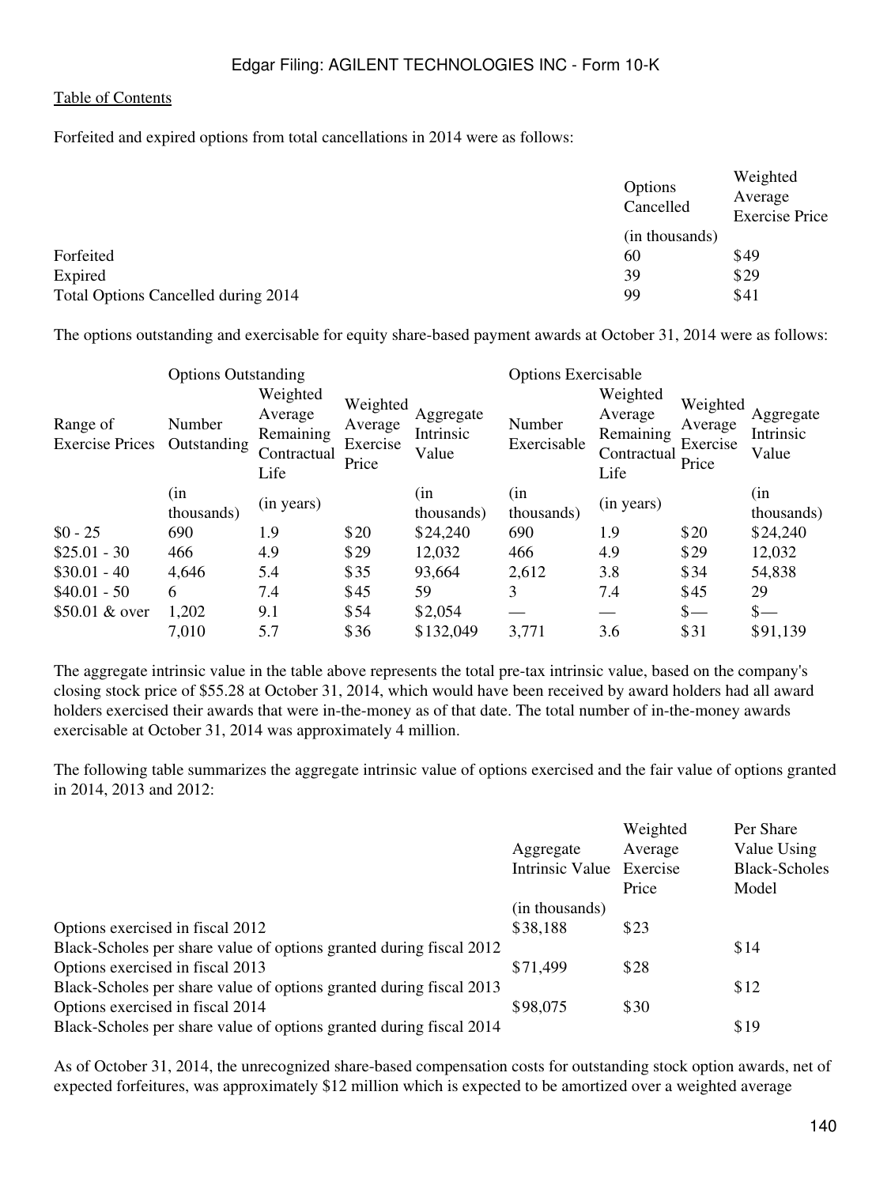Forfeited and expired options from total cancellations in 2014 were as follows:

| | Options Cancelled | Weighted Average Exercise Price |
|---|---|---|
| | (in thousands) | |
| Forfeited | 60 | $49 |
| Expired | 39 | $29 |
| Total Options Cancelled during 2014 | 99 | $41 |

The options outstanding and exercisable for equity share-based payment awards at October 31, 2014 were as follows:

| | Options Outstanding | | | | Options Exercisable | | | |
|---|---|---|---|---|---|---|---|---|
| Range of Exercise Prices | Number Outstanding | Weighted Average Remaining Contractual Life | Weighted Average Exercise Price | Aggregate Intrinsic Value | Number Exercisable | Weighted Average Remaining Contractual Life | Weighted Average Exercise Price | Aggregate Intrinsic Value |
| | (in thousands) | (in years) | | (in thousands) | (in thousands) | (in years) | | (in thousands) |
| $0 - 25 | 690 | 1.9 | $20 | $24,240 | 690 | 1.9 | $20 | $24,240 |
| $25.01 - 30 | 466 | 4.9 | $29 | 12,032 | 466 | 4.9 | $29 | 12,032 |
| $30.01 - 40 | 4,646 | 5.4 | $35 | 93,664 | 2,612 | 3.8 | $34 | 54,838 |
| $40.01 - 50 | 6 | 7.4 | $45 | 59 | 3 | 7.4 | $45 | 29 |
| $50.01 & over | 1,202 | 9.1 | $54 | $2,054 | — | — | $— | $— |
| | 7,010 | 5.7 | $36 | $132,049 | 3,771 | 3.6 | $31 | $91,139 |

The aggregate intrinsic value in the table above represents the total pre-tax intrinsic value, based on the company's closing stock price of $55.28 at October 31, 2014, which would have been received by award holders had all award holders exercised their awards that were in-the-money as of that date. The total number of in-the-money awards exercisable at October 31, 2014 was approximately 4 million.

The following table summarizes the aggregate intrinsic value of options exercised and the fair value of options granted in 2014, 2013 and 2012:

| | Aggregate Intrinsic Value | Weighted Average Exercise Price | Per Share Value Using Black-Scholes Model |
|---|---|---|---|
| | (in thousands) | | |
| Options exercised in fiscal 2012 | $38,188 | $23 | |
| Black-Scholes per share value of options granted during fiscal 2012 | | | $14 |
| Options exercised in fiscal 2013 | $71,499 | $28 | |
| Black-Scholes per share value of options granted during fiscal 2013 | | | $12 |
| Options exercised in fiscal 2014 | $98,075 | $30 | |
| Black-Scholes per share value of options granted during fiscal 2014 | | | $19 |

As of October 31, 2014, the unrecognized share-based compensation costs for outstanding stock option awards, net of expected forfeitures, was approximately $12 million which is expected to be amortized over a weighted average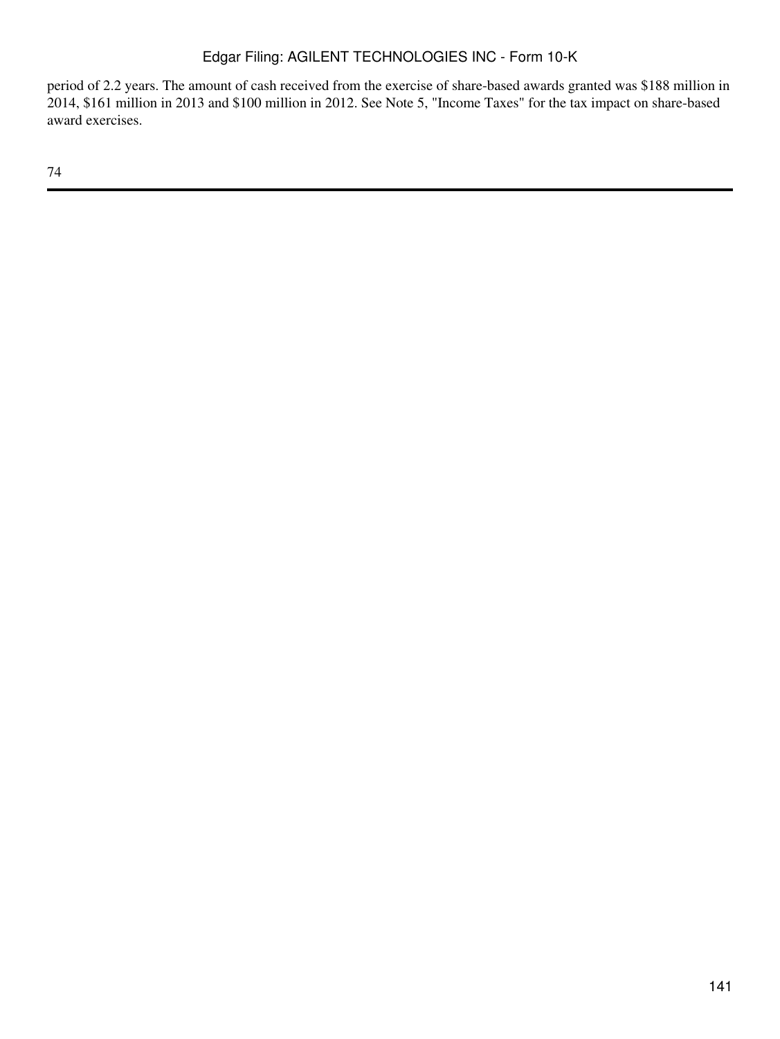period of 2.2 years. The amount of cash received from the exercise of share-based awards granted was $188 million in 2014, $161 million in 2013 and $100 million in 2012. See Note 5, "Income Taxes" for the tax impact on share-based award exercises.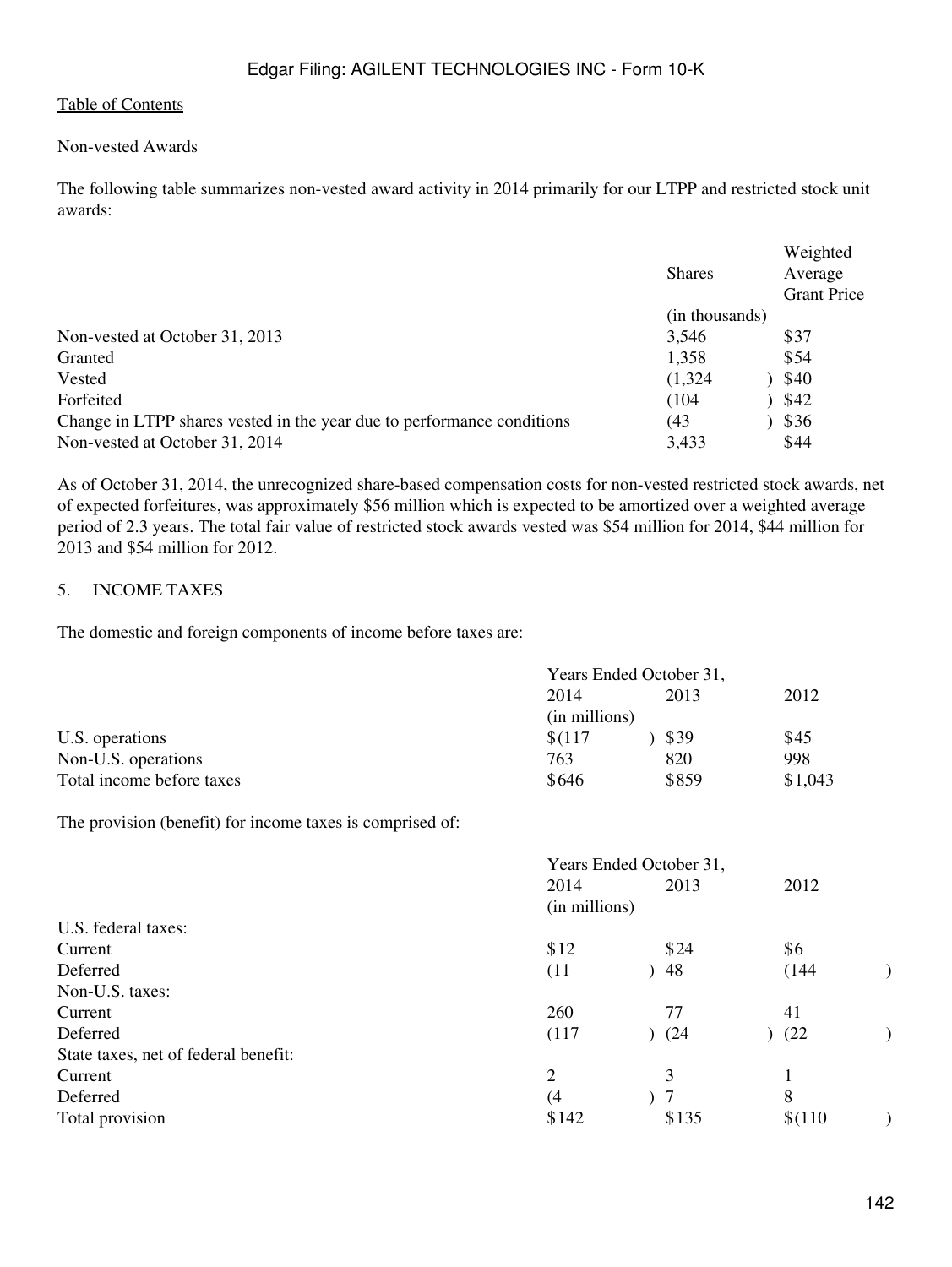[Table of Contents](#)

Non-vested Awards

The following table summarizes non-vested award activity in 2014 primarily for our LTPP and restricted stock unit awards:

| | Shares | Weighted Average Grant Price |
|---|---|---|
| | (in thousands) | |
| Non-vested at October 31, 2013 | 3,546 | $37 |
| Granted | 1,358 | $54 |
| Vested | (1,324) | $40 |
| Forfeited | (104) | $42 |
| Change in LTPP shares vested in the year due to performance conditions | (43) | $36 |
| Non-vested at October 31, 2014 | 3,433 | $44 |

As of October 31, 2014, the unrecognized share-based compensation costs for non-vested restricted stock awards, net of expected forfeitures, was approximately $56 million which is expected to be amortized over a weighted average period of 2.3 years. The total fair value of restricted stock awards vested was $54 million for 2014, $44 million for 2013 and $54 million for 2012.

## 5. INCOME TAXES

The domestic and foreign components of income before taxes are:

| | Years Ended October 31, | | |
|---|---|---|---|
| | 2014 | 2013 | 2012 |
| | (in millions) | | |
| U.S. operations | $(117) | $39 | $45 |
| Non-U.S. operations | 763 | 820 | 998 |
| Total income before taxes | $646 | $859 | $1,043 |

The provision (benefit) for income taxes is comprised of:

| | Years Ended October 31, | | |
|---|---|---|---|
| | 2014 | 2013 | 2012 |
| | (in millions) | | |
| U.S. federal taxes: | | | |
| Current | $12 | $24 | $6 |
| Deferred | (11) | 48 | (144) |
| Non-U.S. taxes: | | | |
| Current | 260 | 77 | 41 |
| Deferred | (117) | (24) | (22) |
| State taxes, net of federal benefit: | | | |
| Current | 2 | 3 | 1 |
| Deferred | (4) | 7 | 8 |
| Total provision | $142 | $135 | $(110) |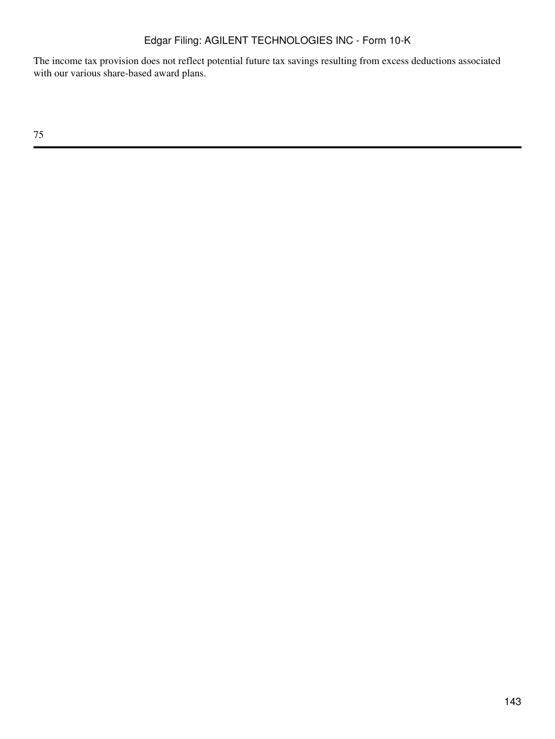The income tax provision does not reflect potential future tax savings resulting from excess deductions associated with our various share-based award plans.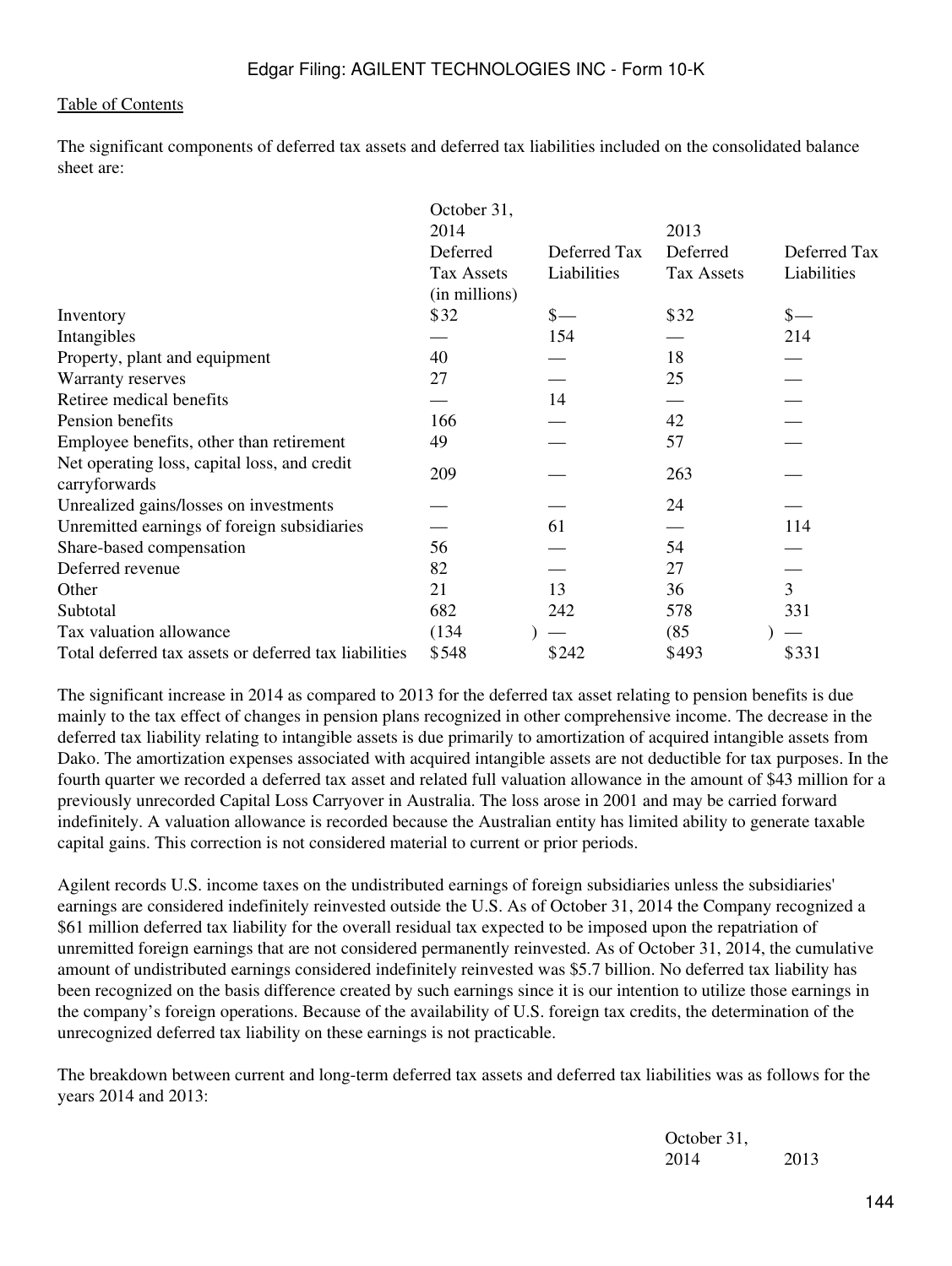[Table of Contents]

The significant components of deferred tax assets and deferred tax liabilities included on the consolidated balance sheet are:

| | October 31, 2014 | | 2013 | |
|---|---|---|---|---|
| | Deferred Tax Assets | Deferred Tax Liabilities | Deferred Tax Assets | Deferred Tax Liabilities |
| | (in millions) | | | |
| Inventory | $32 | $— | $32 | $— |
| Intangibles | — | 154 | — | 214 |
| Property, plant and equipment | 40 | — | 18 | — |
| Warranty reserves | 27 | — | 25 | — |
| Retiree medical benefits | — | 14 | — | — |
| Pension benefits | 166 | — | 42 | — |
| Employee benefits, other than retirement | 49 | — | 57 | — |
| Net operating loss, capital loss, and credit carryforwards | 209 | — | 263 | — |
| Unrealized gains/losses on investments | — | — | 24 | — |
| Unremitted earnings of foreign subsidiaries | — | 61 | — | 114 |
| Share-based compensation | 56 | — | 54 | — |
| Deferred revenue | 82 | — | 27 | — |
| Other | 21 | 13 | 36 | 3 |
| Subtotal | 682 | 242 | 578 | 331 |
| Tax valuation allowance | (134) | — | (85) | — |
| Total deferred tax assets or deferred tax liabilities | $548 | $242 | $493 | $331 |

The significant increase in 2014 as compared to 2013 for the deferred tax asset relating to pension benefits is due mainly to the tax effect of changes in pension plans recognized in other comprehensive income. The decrease in the deferred tax liability relating to intangible assets is due primarily to amortization of acquired intangible assets from Dako. The amortization expenses associated with acquired intangible assets are not deductible for tax purposes. In the fourth quarter we recorded a deferred tax asset and related full valuation allowance in the amount of $43 million for a previously unrecorded Capital Loss Carryover in Australia. The loss arose in 2001 and may be carried forward indefinitely. A valuation allowance is recorded because the Australian entity has limited ability to generate taxable capital gains. This correction is not considered material to current or prior periods.

Agilent records U.S. income taxes on the undistributed earnings of foreign subsidiaries unless the subsidiaries' earnings are considered indefinitely reinvested outside the U.S. As of October 31, 2014 the Company recognized a $61 million deferred tax liability for the overall residual tax expected to be imposed upon the repatriation of unremitted foreign earnings that are not considered permanently reinvested. As of October 31, 2014, the cumulative amount of undistributed earnings considered indefinitely reinvested was $5.7 billion. No deferred tax liability has been recognized on the basis difference created by such earnings since it is our intention to utilize those earnings in the company's foreign operations. Because of the availability of U.S. foreign tax credits, the determination of the unrecognized deferred tax liability on these earnings is not practicable.

The breakdown between current and long-term deferred tax assets and deferred tax liabilities was as follows for the years 2014 and 2013:

| | October 31, 2014 | 2013 |
|---|---|---|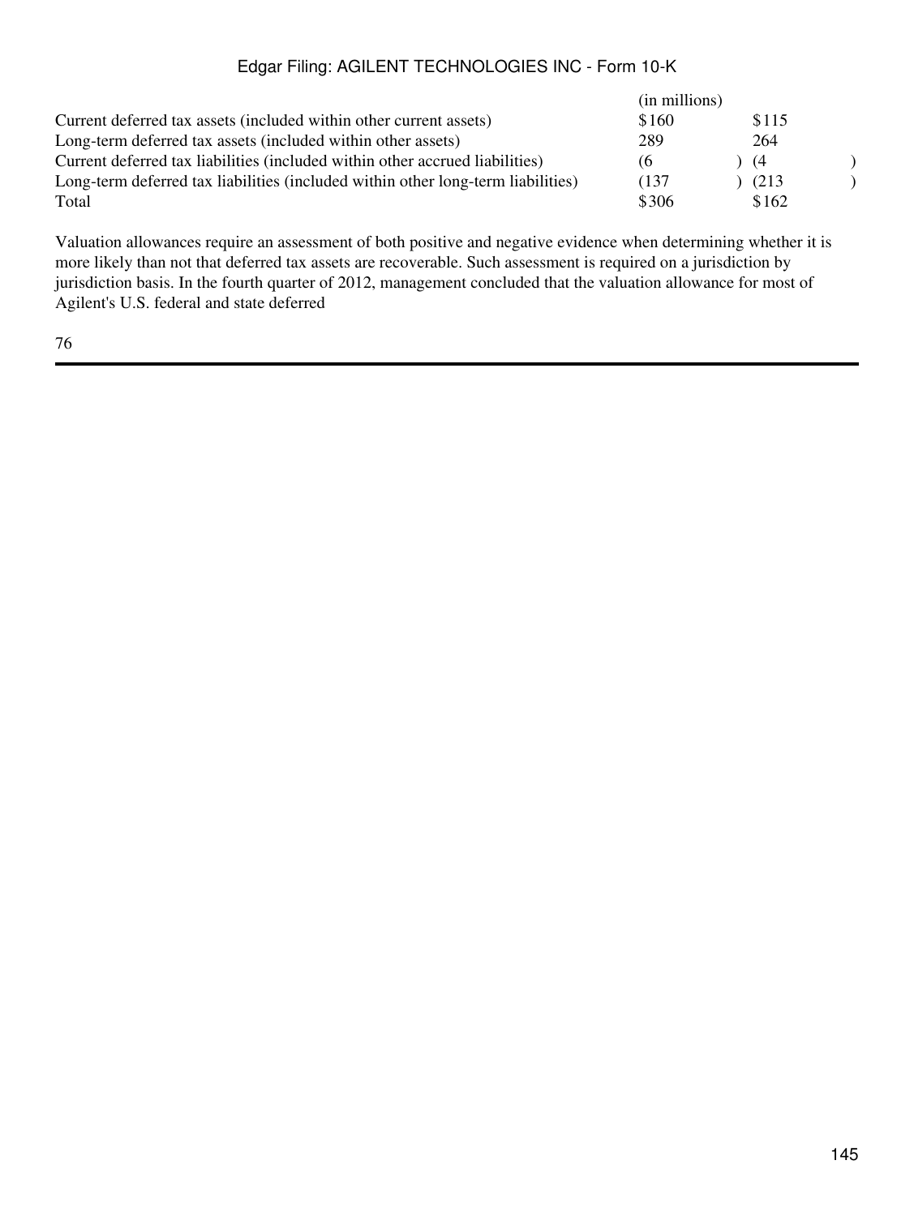| | (in millions) | |
|---|---|---|
| Current deferred tax assets (included within other current assets) | $160 | $115 |
| Long-term deferred tax assets (included within other assets) | 289 | 264 |
| Current deferred tax liabilities (included within other accrued liabilities) | (6) | (4) |
| Long-term deferred tax liabilities (included within other long-term liabilities) | (137) | (213) |
| Total | $306 | $162 |

Valuation allowances require an assessment of both positive and negative evidence when determining whether it is more likely than not that deferred tax assets are recoverable. Such assessment is required on a jurisdiction by jurisdiction basis. In the fourth quarter of 2012, management concluded that the valuation allowance for most of Agilent's U.S. federal and state deferred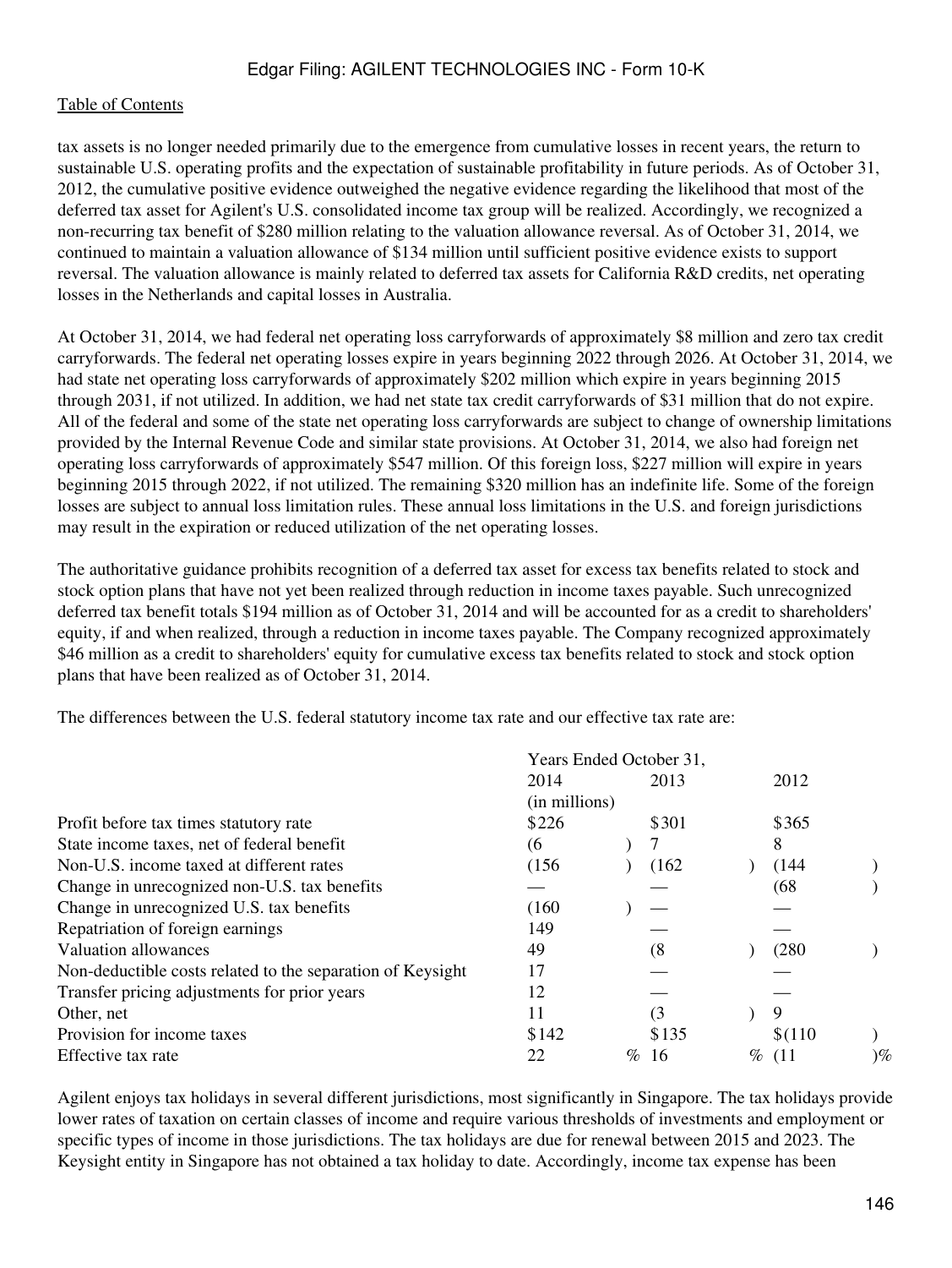tax assets is no longer needed primarily due to the emergence from cumulative losses in recent years, the return to sustainable U.S. operating profits and the expectation of sustainable profitability in future periods. As of October 31, 2012, the cumulative positive evidence outweighed the negative evidence regarding the likelihood that most of the deferred tax asset for Agilent's U.S. consolidated income tax group will be realized. Accordingly, we recognized a non-recurring tax benefit of $280 million relating to the valuation allowance reversal. As of October 31, 2014, we continued to maintain a valuation allowance of $134 million until sufficient positive evidence exists to support reversal. The valuation allowance is mainly related to deferred tax assets for California R&D credits, net operating losses in the Netherlands and capital losses in Australia.

At October 31, 2014, we had federal net operating loss carryforwards of approximately $8 million and zero tax credit carryforwards. The federal net operating losses expire in years beginning 2022 through 2026. At October 31, 2014, we had state net operating loss carryforwards of approximately $202 million which expire in years beginning 2015 through 2031, if not utilized. In addition, we had net state tax credit carryforwards of $31 million that do not expire. All of the federal and some of the state net operating loss carryforwards are subject to change of ownership limitations provided by the Internal Revenue Code and similar state provisions. At October 31, 2014, we also had foreign net operating loss carryforwards of approximately $547 million. Of this foreign loss, $227 million will expire in years beginning 2015 through 2022, if not utilized. The remaining $320 million has an indefinite life. Some of the foreign losses are subject to annual loss limitation rules. These annual loss limitations in the U.S. and foreign jurisdictions may result in the expiration or reduced utilization of the net operating losses.

The authoritative guidance prohibits recognition of a deferred tax asset for excess tax benefits related to stock and stock option plans that have not yet been realized through reduction in income taxes payable. Such unrecognized deferred tax benefit totals $194 million as of October 31, 2014 and will be accounted for as a credit to shareholders' equity, if and when realized, through a reduction in income taxes payable. The Company recognized approximately $46 million as a credit to shareholders' equity for cumulative excess tax benefits related to stock and stock option plans that have been realized as of October 31, 2014.

The differences between the U.S. federal statutory income tax rate and our effective tax rate are:

| | Years Ended October 31, | | |
|---|---|---|---|
| | 2014 | 2013 | 2012 |
| | (in millions) | | |
| Profit before tax times statutory rate | $226 | $301 | $365 |
| State income taxes, net of federal benefit | (6) | 7 | 8 |
| Non-U.S. income taxed at different rates | (156) | (162) | (144) |
| Change in unrecognized non-U.S. tax benefits | — | — | (68) |
| Change in unrecognized U.S. tax benefits | (160) | — | — |
| Repatriation of foreign earnings | 149 | — | — |
| Valuation allowances | 49 | (8) | (280) |
| Non-deductible costs related to the separation of Keysight | 17 | — | — |
| Transfer pricing adjustments for prior years | 12 | — | — |
| Other, net | 11 | (3) | 9 |
| Provision for income taxes | $142 | $135 | $(110) |
| Effective tax rate | 22% | 16% | (11)% |

Agilent enjoys tax holidays in several different jurisdictions, most significantly in Singapore. The tax holidays provide lower rates of taxation on certain classes of income and require various thresholds of investments and employment or specific types of income in those jurisdictions. The tax holidays are due for renewal between 2015 and 2023. The Keysight entity in Singapore has not obtained a tax holiday to date. Accordingly, income tax expense has been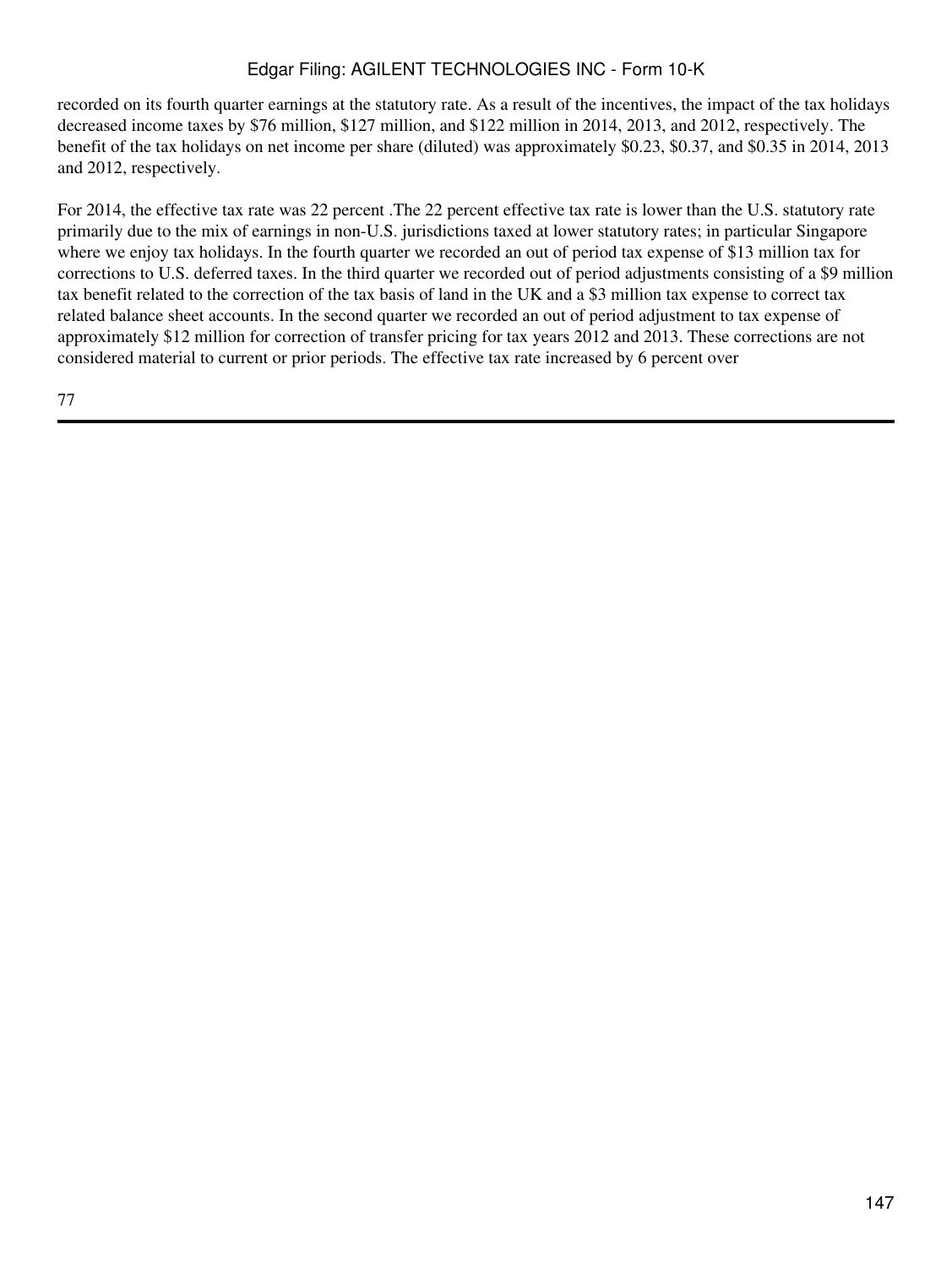recorded on its fourth quarter earnings at the statutory rate. As a result of the incentives, the impact of the tax holidays decreased income taxes by $76 million, $127 million, and $122 million in 2014, 2013, and 2012, respectively. The benefit of the tax holidays on net income per share (diluted) was approximately $0.23, $0.37, and $0.35 in 2014, 2013 and 2012, respectively.

For 2014, the effective tax rate was 22 percent .The 22 percent effective tax rate is lower than the U.S. statutory rate primarily due to the mix of earnings in non-U.S. jurisdictions taxed at lower statutory rates; in particular Singapore where we enjoy tax holidays. In the fourth quarter we recorded an out of period tax expense of $13 million tax for corrections to U.S. deferred taxes. In the third quarter we recorded out of period adjustments consisting of a $9 million tax benefit related to the correction of the tax basis of land in the UK and a $3 million tax expense to correct tax related balance sheet accounts. In the second quarter we recorded an out of period adjustment to tax expense of approximately $12 million for correction of transfer pricing for tax years 2012 and 2013. These corrections are not considered material to current or prior periods. The effective tax rate increased by 6 percent over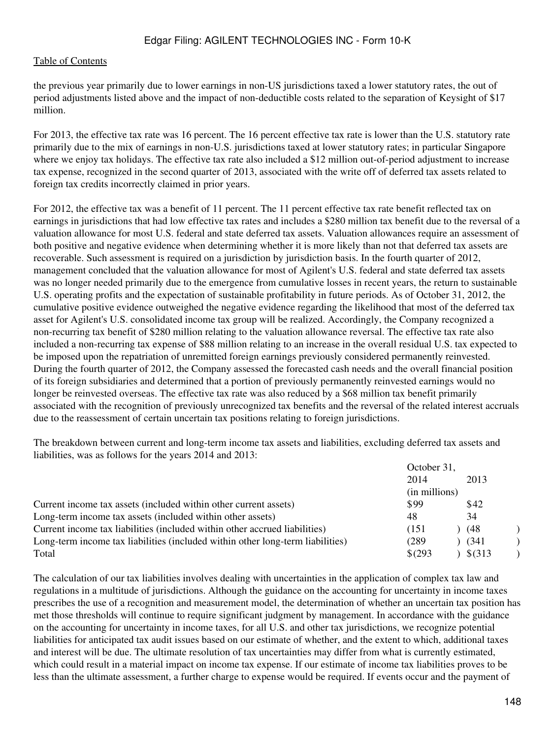the previous year primarily due to lower earnings in non-US jurisdictions taxed a lower statutory rates, the out of period adjustments listed above and the impact of non-deductible costs related to the separation of Keysight of $17 million.

For 2013, the effective tax rate was 16 percent. The 16 percent effective tax rate is lower than the U.S. statutory rate primarily due to the mix of earnings in non-U.S. jurisdictions taxed at lower statutory rates; in particular Singapore where we enjoy tax holidays. The effective tax rate also included a $12 million out-of-period adjustment to increase tax expense, recognized in the second quarter of 2013, associated with the write off of deferred tax assets related to foreign tax credits incorrectly claimed in prior years.

For 2012, the effective tax was a benefit of 11 percent. The 11 percent effective tax rate benefit reflected tax on earnings in jurisdictions that had low effective tax rates and includes a $280 million tax benefit due to the reversal of a valuation allowance for most U.S. federal and state deferred tax assets. Valuation allowances require an assessment of both positive and negative evidence when determining whether it is more likely than not that deferred tax assets are recoverable. Such assessment is required on a jurisdiction by jurisdiction basis. In the fourth quarter of 2012, management concluded that the valuation allowance for most of Agilent's U.S. federal and state deferred tax assets was no longer needed primarily due to the emergence from cumulative losses in recent years, the return to sustainable U.S. operating profits and the expectation of sustainable profitability in future periods. As of October 31, 2012, the cumulative positive evidence outweighed the negative evidence regarding the likelihood that most of the deferred tax asset for Agilent's U.S. consolidated income tax group will be realized. Accordingly, the Company recognized a non-recurring tax benefit of $280 million relating to the valuation allowance reversal. The effective tax rate also included a non-recurring tax expense of $88 million relating to an increase in the overall residual U.S. tax expected to be imposed upon the repatriation of unremitted foreign earnings previously considered permanently reinvested. During the fourth quarter of 2012, the Company assessed the forecasted cash needs and the overall financial position of its foreign subsidiaries and determined that a portion of previously permanently reinvested earnings would no longer be reinvested overseas. The effective tax rate was also reduced by a $68 million tax benefit primarily associated with the recognition of previously unrecognized tax benefits and the reversal of the related interest accruals due to the reassessment of certain uncertain tax positions relating to foreign jurisdictions.

The breakdown between current and long-term income tax assets and liabilities, excluding deferred tax assets and liabilities, was as follows for the years 2014 and 2013:

| | October 31, | |
|---|---|---|
| | 2014 | 2013 |
| | (in millions) | |
| Current income tax assets (included within other current assets) | $99 | $42 |
| Long-term income tax assets (included within other assets) | 48 | 34 |
| Current income tax liabilities (included within other accrued liabilities) | (151) | (48) |
| Long-term income tax liabilities (included within other long-term liabilities) | (289) | (341) |
| Total | $(293) | $(313) |

The calculation of our tax liabilities involves dealing with uncertainties in the application of complex tax law and regulations in a multitude of jurisdictions. Although the guidance on the accounting for uncertainty in income taxes prescribes the use of a recognition and measurement model, the determination of whether an uncertain tax position has met those thresholds will continue to require significant judgment by management. In accordance with the guidance on the accounting for uncertainty in income taxes, for all U.S. and other tax jurisdictions, we recognize potential liabilities for anticipated tax audit issues based on our estimate of whether, and the extent to which, additional taxes and interest will be due. The ultimate resolution of tax uncertainties may differ from what is currently estimated, which could result in a material impact on income tax expense. If our estimate of income tax liabilities proves to be less than the ultimate assessment, a further charge to expense would be required. If events occur and the payment of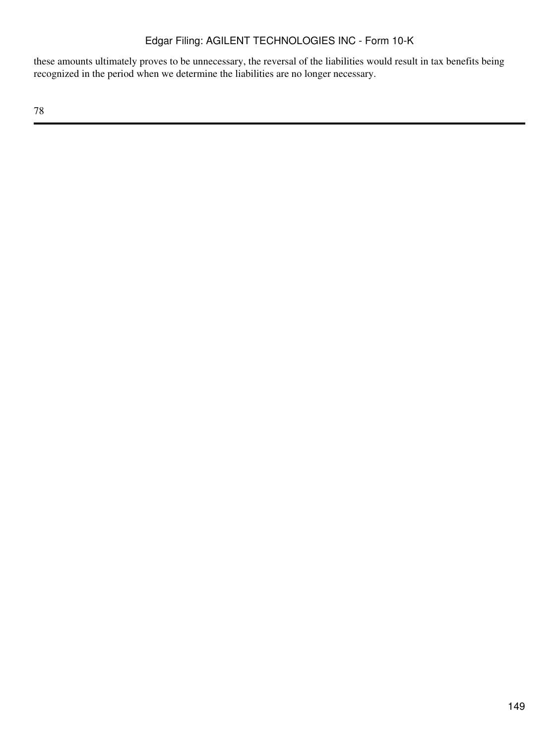these amounts ultimately proves to be unnecessary, the reversal of the liabilities would result in tax benefits being recognized in the period when we determine the liabilities are no longer necessary.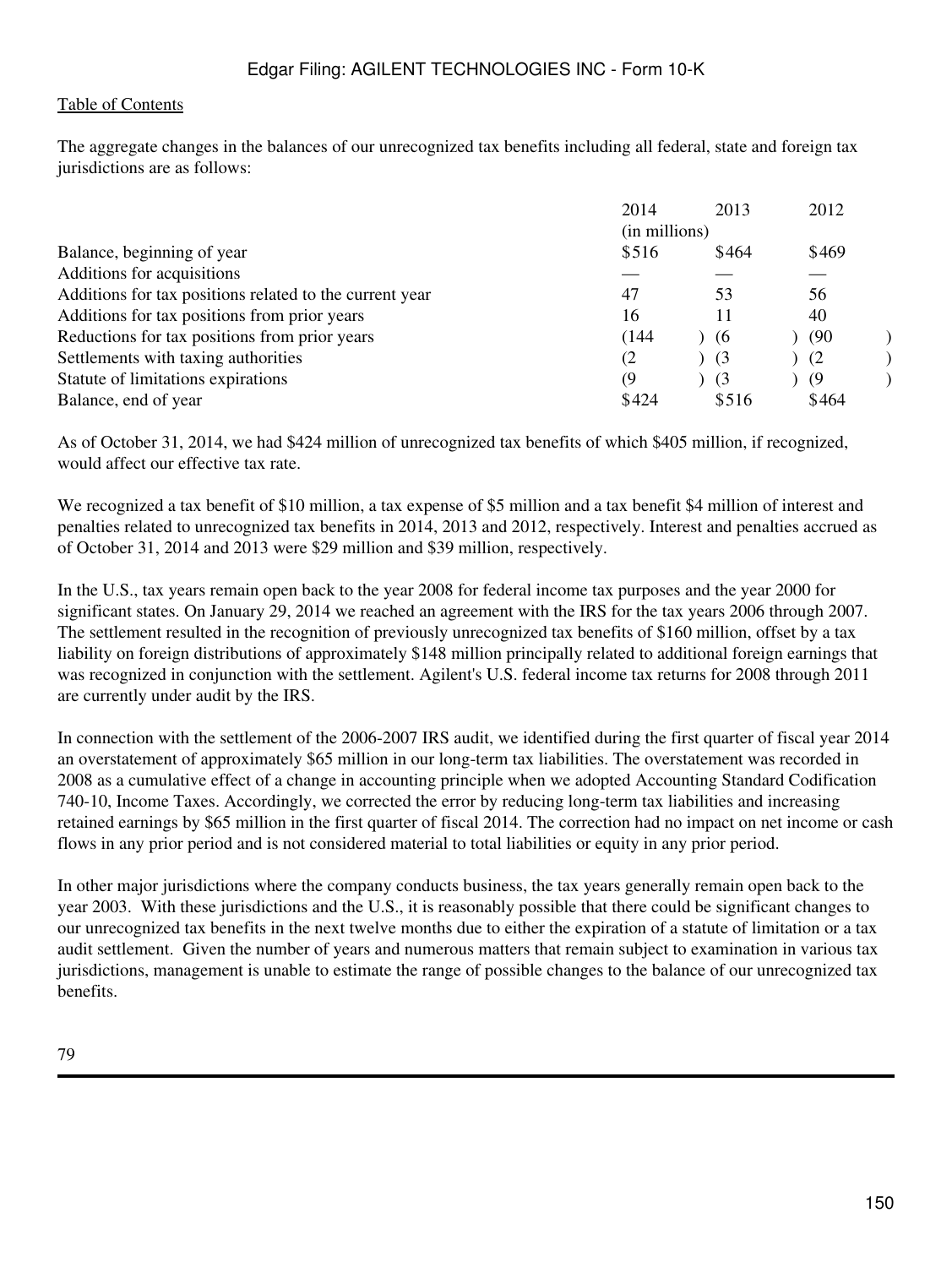The aggregate changes in the balances of our unrecognized tax benefits including all federal, state and foreign tax jurisdictions are as follows:

| | 2014 | 2013 | 2012 |
|---|---|---|---|
| | (in millions) | | |
| Balance, beginning of year | $516 | $464 | $469 |
| Additions for acquisitions | — | — | — |
| Additions for tax positions related to the current year | 47 | 53 | 56 |
| Additions for tax positions from prior years | 16 | 11 | 40 |
| Reductions for tax positions from prior years | (144) | (6) | (90) |
| Settlements with taxing authorities | (2) | (3) | (2) |
| Statute of limitations expirations | (9) | (3) | (9) |
| Balance, end of year | $424 | $516 | $464 |

As of October 31, 2014, we had $424 million of unrecognized tax benefits of which $405 million, if recognized, would affect our effective tax rate.

We recognized a tax benefit of $10 million, a tax expense of $5 million and a tax benefit $4 million of interest and penalties related to unrecognized tax benefits in 2014, 2013 and 2012, respectively. Interest and penalties accrued as of October 31, 2014 and 2013 were $29 million and $39 million, respectively.

In the U.S., tax years remain open back to the year 2008 for federal income tax purposes and the year 2000 for significant states. On January 29, 2014 we reached an agreement with the IRS for the tax years 2006 through 2007. The settlement resulted in the recognition of previously unrecognized tax benefits of $160 million, offset by a tax liability on foreign distributions of approximately $148 million principally related to additional foreign earnings that was recognized in conjunction with the settlement. Agilent's U.S. federal income tax returns for 2008 through 2011 are currently under audit by the IRS.

In connection with the settlement of the 2006-2007 IRS audit, we identified during the first quarter of fiscal year 2014 an overstatement of approximately $65 million in our long-term tax liabilities. The overstatement was recorded in 2008 as a cumulative effect of a change in accounting principle when we adopted Accounting Standard Codification 740-10, Income Taxes. Accordingly, we corrected the error by reducing long-term tax liabilities and increasing retained earnings by $65 million in the first quarter of fiscal 2014. The correction had no impact on net income or cash flows in any prior period and is not considered material to total liabilities or equity in any prior period.

In other major jurisdictions where the company conducts business, the tax years generally remain open back to the year 2003. With these jurisdictions and the U.S., it is reasonably possible that there could be significant changes to our unrecognized tax benefits in the next twelve months due to either the expiration of a statute of limitation or a tax audit settlement. Given the number of years and numerous matters that remain subject to examination in various tax jurisdictions, management is unable to estimate the range of possible changes to the balance of our unrecognized tax benefits.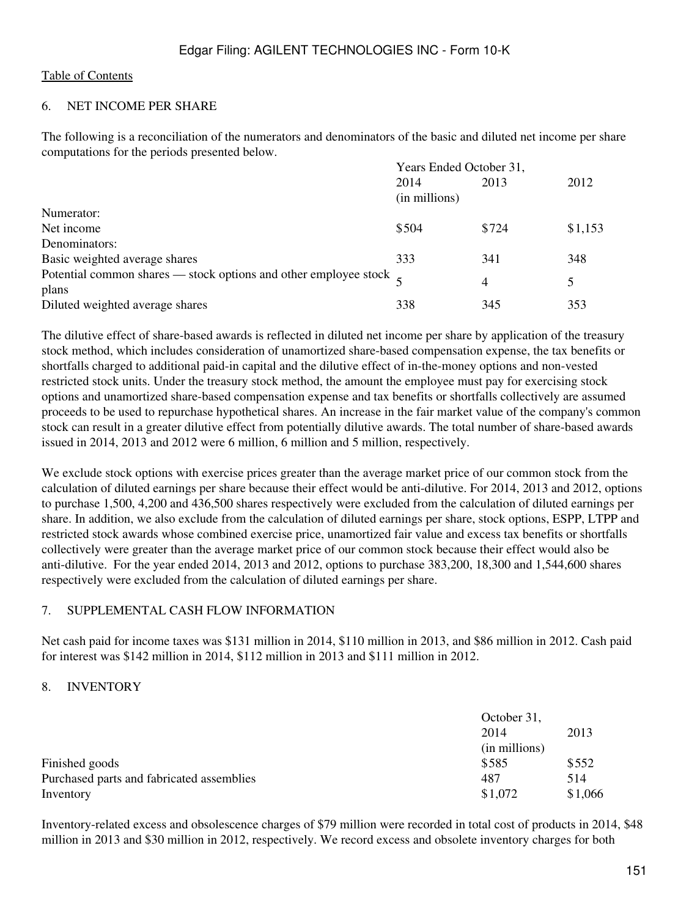Table of Contents

## 6. NET INCOME PER SHARE

The following is a reconciliation of the numerators and denominators of the basic and diluted net income per share computations for the periods presented below.

| | Years Ended October 31, | | |
|---|---|---|---|
| | 2014 | 2013 | 2012 |
| | (in millions) | | |
| Numerator: | | | |
| Net income | $504 | $724 | $1,153 |
| Denominators: | | | |
| Basic weighted average shares | 333 | 341 | 348 |
| Potential common shares — stock options and other employee stock plans | 5 | 4 | 5 |
| Diluted weighted average shares | 338 | 345 | 353 |

The dilutive effect of share-based awards is reflected in diluted net income per share by application of the treasury stock method, which includes consideration of unamortized share-based compensation expense, the tax benefits or shortfalls charged to additional paid-in capital and the dilutive effect of in-the-money options and non-vested restricted stock units. Under the treasury stock method, the amount the employee must pay for exercising stock options and unamortized share-based compensation expense and tax benefits or shortfalls collectively are assumed proceeds to be used to repurchase hypothetical shares. An increase in the fair market value of the company's common stock can result in a greater dilutive effect from potentially dilutive awards. The total number of share-based awards issued in 2014, 2013 and 2012 were 6 million, 6 million and 5 million, respectively.

We exclude stock options with exercise prices greater than the average market price of our common stock from the calculation of diluted earnings per share because their effect would be anti-dilutive. For 2014, 2013 and 2012, options to purchase 1,500, 4,200 and 436,500 shares respectively were excluded from the calculation of diluted earnings per share. In addition, we also exclude from the calculation of diluted earnings per share, stock options, ESPP, LTPP and restricted stock awards whose combined exercise price, unamortized fair value and excess tax benefits or shortfalls collectively were greater than the average market price of our common stock because their effect would also be anti-dilutive. For the year ended 2014, 2013 and 2012, options to purchase 383,200, 18,300 and 1,544,600 shares respectively were excluded from the calculation of diluted earnings per share.

## 7. SUPPLEMENTAL CASH FLOW INFORMATION

Net cash paid for income taxes was $131 million in 2014, $110 million in 2013, and $86 million in 2012. Cash paid for interest was $142 million in 2014, $112 million in 2013 and $111 million in 2012.

## 8. INVENTORY

| | October 31, | |
|---|---|---|
| | 2014 | 2013 |
| | (in millions) | |
| Finished goods | $585 | $552 |
| Purchased parts and fabricated assemblies | 487 | 514 |
| Inventory | $1,072 | $1,066 |

Inventory-related excess and obsolescence charges of $79 million were recorded in total cost of products in 2014, $48 million in 2013 and $30 million in 2012, respectively. We record excess and obsolete inventory charges for both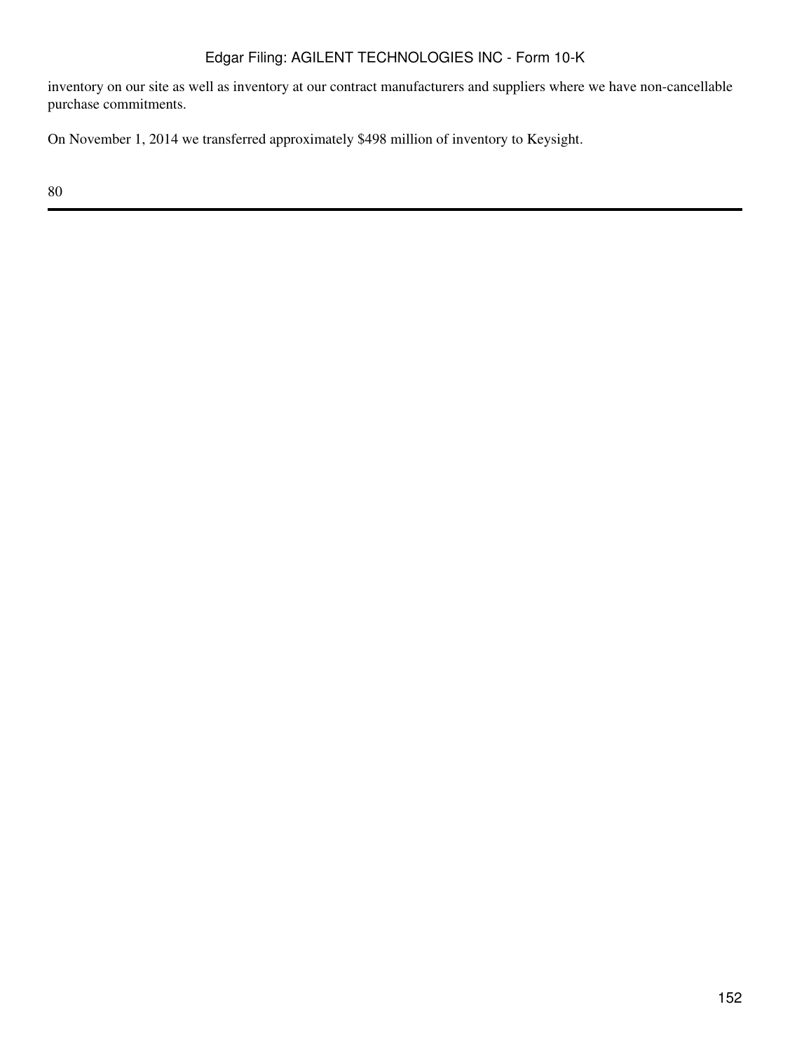inventory on our site as well as inventory at our contract manufacturers and suppliers where we have non-cancellable purchase commitments.

On November 1, 2014 we transferred approximately $498 million of inventory to Keysight.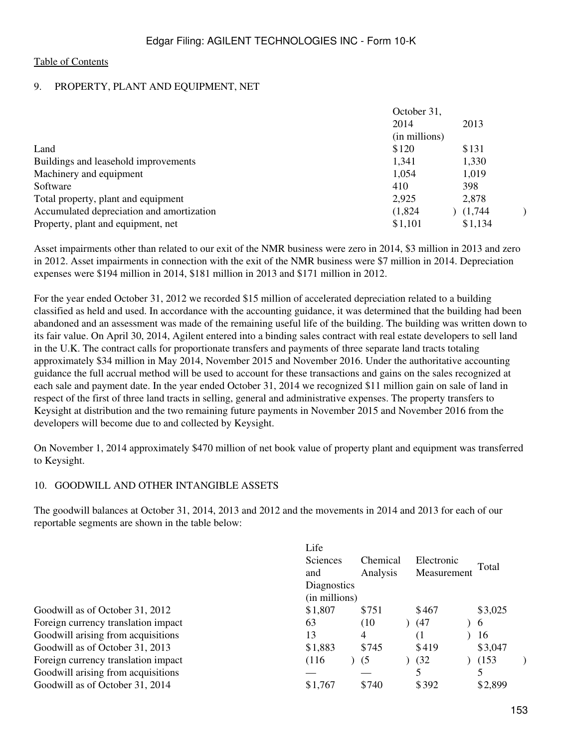## 9. PROPERTY, PLANT AND EQUIPMENT, NET

| | October 31, 2014 | 2013 |
|---|---|---|
| | (in millions) | |
| Land | $120 | $131 |
| Buildings and leasehold improvements | 1,341 | 1,330 |
| Machinery and equipment | 1,054 | 1,019 |
| Software | 410 | 398 |
| Total property, plant and equipment | 2,925 | 2,878 |
| Accumulated depreciation and amortization | (1,824) | (1,744) |
| Property, plant and equipment, net | $1,101 | $1,134 |

Asset impairments other than related to our exit of the NMR business were zero in 2014, $3 million in 2013 and zero in 2012. Asset impairments in connection with the exit of the NMR business were $7 million in 2014. Depreciation expenses were $194 million in 2014, $181 million in 2013 and $171 million in 2012.

For the year ended October 31, 2012 we recorded $15 million of accelerated depreciation related to a building classified as held and used. In accordance with the accounting guidance, it was determined that the building had been abandoned and an assessment was made of the remaining useful life of the building. The building was written down to its fair value. On April 30, 2014, Agilent entered into a binding sales contract with real estate developers to sell land in the U.K. The contract calls for proportionate transfers and payments of three separate land tracts totaling approximately $34 million in May 2014, November 2015 and November 2016. Under the authoritative accounting guidance the full accrual method will be used to account for these transactions and gains on the sales recognized at each sale and payment date. In the year ended October 31, 2014 we recognized $11 million gain on sale of land in respect of the first of three land tracts in selling, general and administrative expenses. The property transfers to Keysight at distribution and the two remaining future payments in November 2015 and November 2016 from the developers will become due to and collected by Keysight.

On November 1, 2014 approximately $470 million of net book value of property plant and equipment was transferred to Keysight.

## 10. GOODWILL AND OTHER INTANGIBLE ASSETS

The goodwill balances at October 31, 2014, 2013 and 2012 and the movements in 2014 and 2013 for each of our reportable segments are shown in the table below:

| | Life Sciences and Diagnostics | Chemical Analysis | Electronic Measurement | Total |
|---|---|---|---|---|
| | (in millions) | | | |
| Goodwill as of October 31, 2012 | $1,807 | $751 | $467 | $3,025 |
| Foreign currency translation impact | 63 | (10) | (47) | 6 |
| Goodwill arising from acquisitions | 13 | 4 | (1) | 16 |
| Goodwill as of October 31, 2013 | $1,883 | $745 | $419 | $3,047 |
| Foreign currency translation impact | (116) | (5) | (32) | (153) |
| Goodwill arising from acquisitions | — | — | 5 | 5 |
| Goodwill as of October 31, 2014 | $1,767 | $740 | $392 | $2,899 |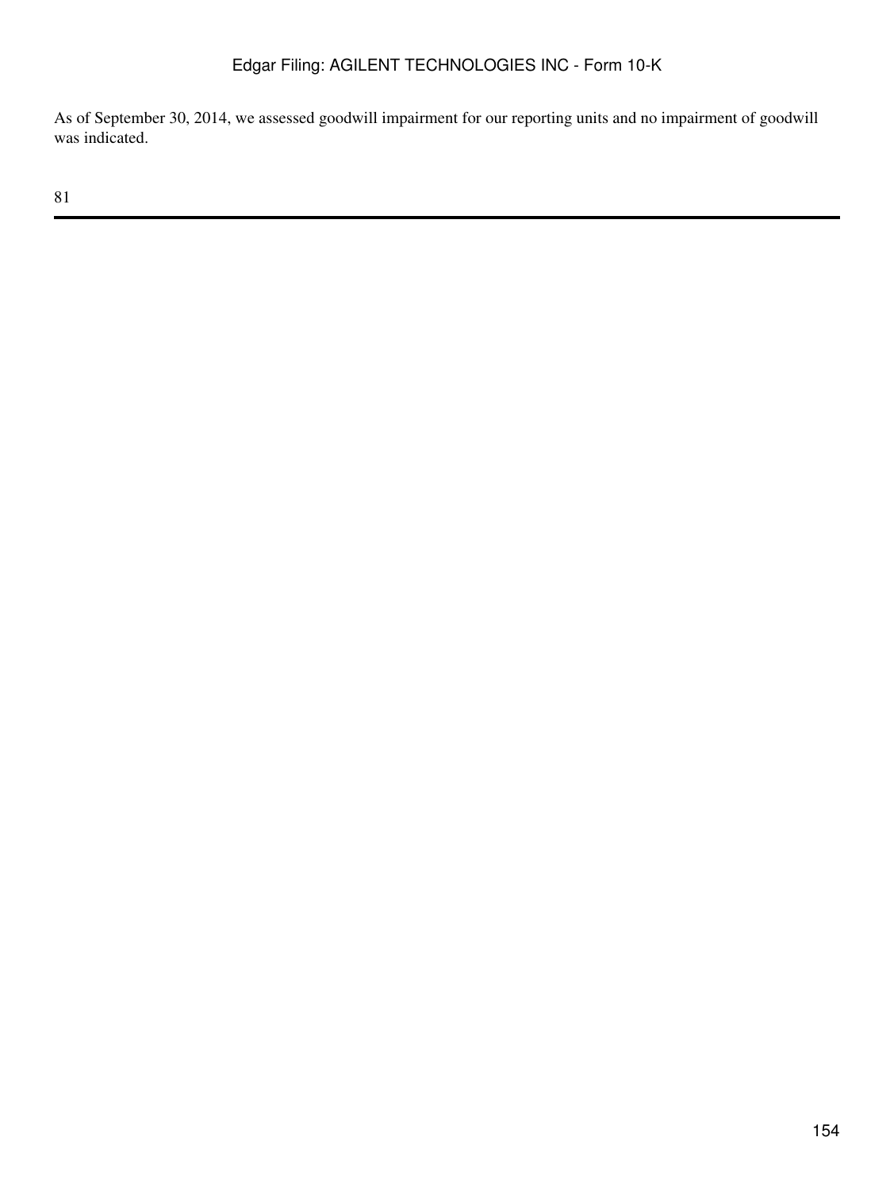As of September 30, 2014, we assessed goodwill impairment for our reporting units and no impairment of goodwill was indicated.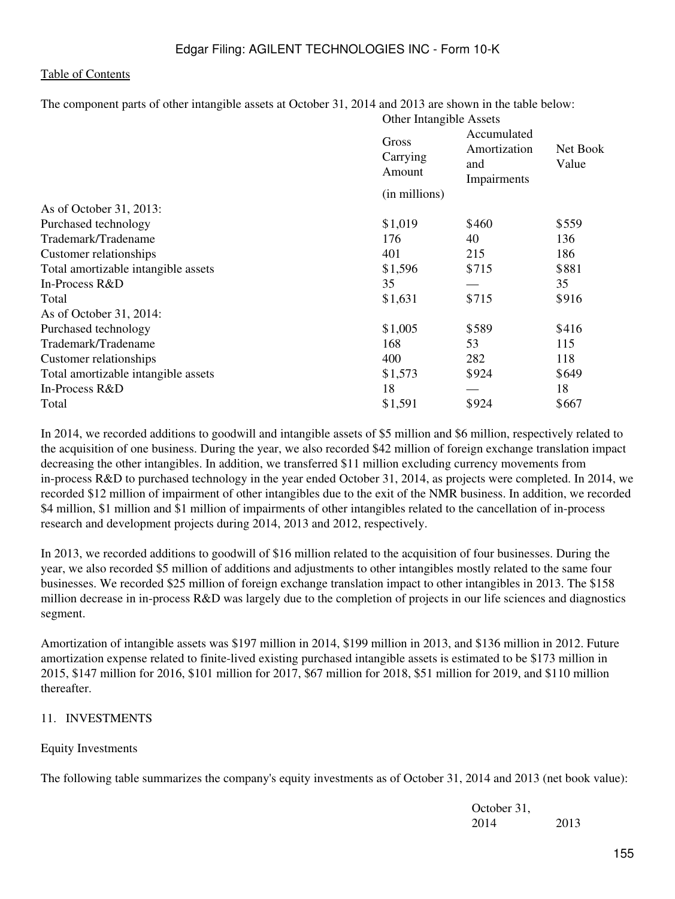The component parts of other intangible assets at October 31, 2014 and 2013 are shown in the table below:

| | Other Intangible Assets | | |
|---|---|---|---|
| | Gross Carrying Amount | Accumulated Amortization and Impairments | Net Book Value |
| | (in millions) | | |
| As of October 31, 2013: | | | |
| Purchased technology | $1,019 | $460 | $559 |
| Trademark/Tradename | 176 | 40 | 136 |
| Customer relationships | 401 | 215 | 186 |
| Total amortizable intangible assets | $1,596 | $715 | $881 |
| In-Process R&D | 35 | — | 35 |
| Total | $1,631 | $715 | $916 |
| As of October 31, 2014: | | | |
| Purchased technology | $1,005 | $589 | $416 |
| Trademark/Tradename | 168 | 53 | 115 |
| Customer relationships | 400 | 282 | 118 |
| Total amortizable intangible assets | $1,573 | $924 | $649 |
| In-Process R&D | 18 | — | 18 |
| Total | $1,591 | $924 | $667 |

In 2014, we recorded additions to goodwill and intangible assets of $5 million and $6 million, respectively related to the acquisition of one business. During the year, we also recorded $42 million of foreign exchange translation impact decreasing the other intangibles. In addition, we transferred $11 million excluding currency movements from in-process R&D to purchased technology in the year ended October 31, 2014, as projects were completed. In 2014, we recorded $12 million of impairment of other intangibles due to the exit of the NMR business. In addition, we recorded $4 million, $1 million and $1 million of impairments of other intangibles related to the cancellation of in-process research and development projects during 2014, 2013 and 2012, respectively.

In 2013, we recorded additions to goodwill of $16 million related to the acquisition of four businesses. During the year, we also recorded $5 million of additions and adjustments to other intangibles mostly related to the same four businesses. We recorded $25 million of foreign exchange translation impact to other intangibles in 2013. The $158 million decrease in in-process R&D was largely due to the completion of projects in our life sciences and diagnostics segment.

Amortization of intangible assets was $197 million in 2014, $199 million in 2013, and $136 million in 2012. Future amortization expense related to finite-lived existing purchased intangible assets is estimated to be $173 million in 2015, $147 million for 2016, $101 million for 2017, $67 million for 2018, $51 million for 2019, and $110 million thereafter.

## 11. INVESTMENTS

### Equity Investments

The following table summarizes the company's equity investments as of October 31, 2014 and 2013 (net book value):

| | October 31, | |
|---|---|---|
| | 2014 | 2013 |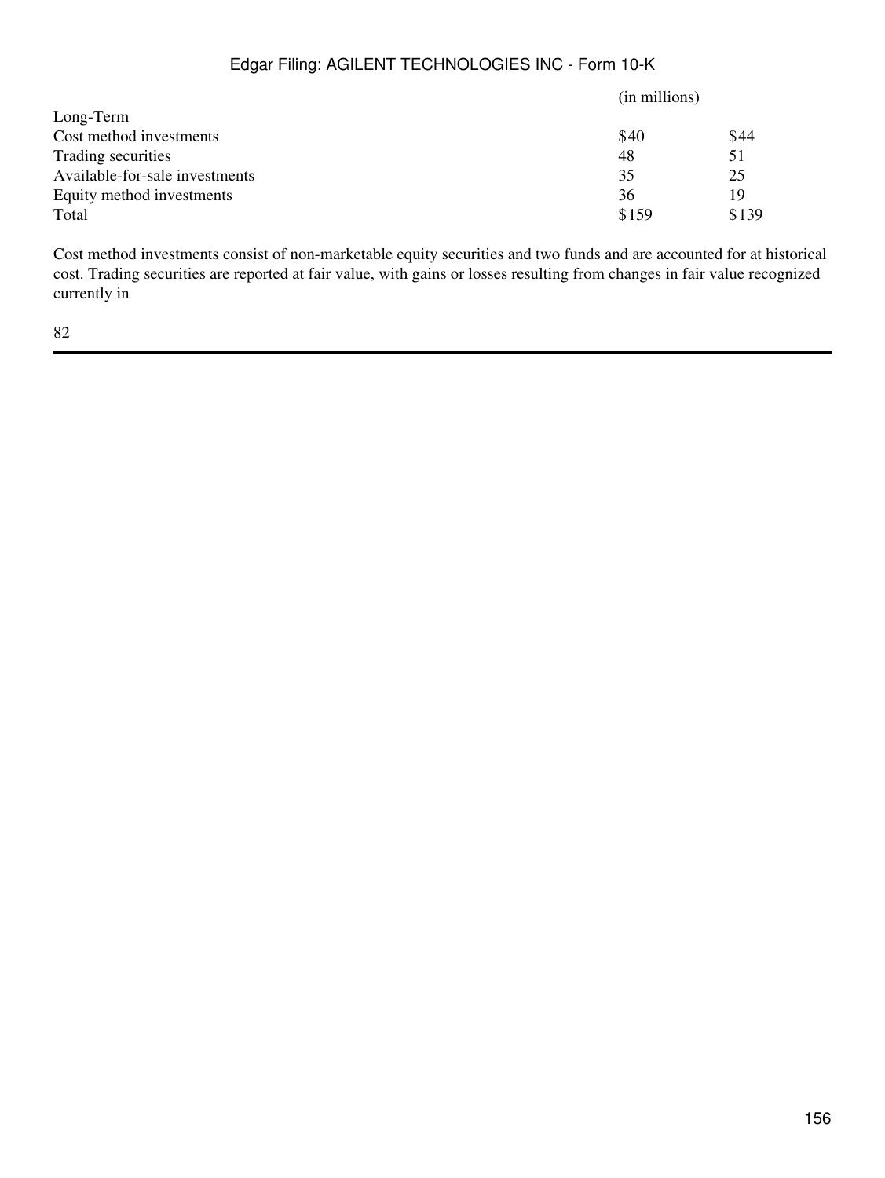| | (in millions) | |
|---|---|---|
| Long-Term | | |
| Cost method investments | $40 | $44 |
| Trading securities | 48 | 51 |
| Available-for-sale investments | 35 | 25 |
| Equity method investments | 36 | 19 |
| Total | $159 | $139 |

Cost method investments consist of non-marketable equity securities and two funds and are accounted for at historical cost. Trading securities are reported at fair value, with gains or losses resulting from changes in fair value recognized currently in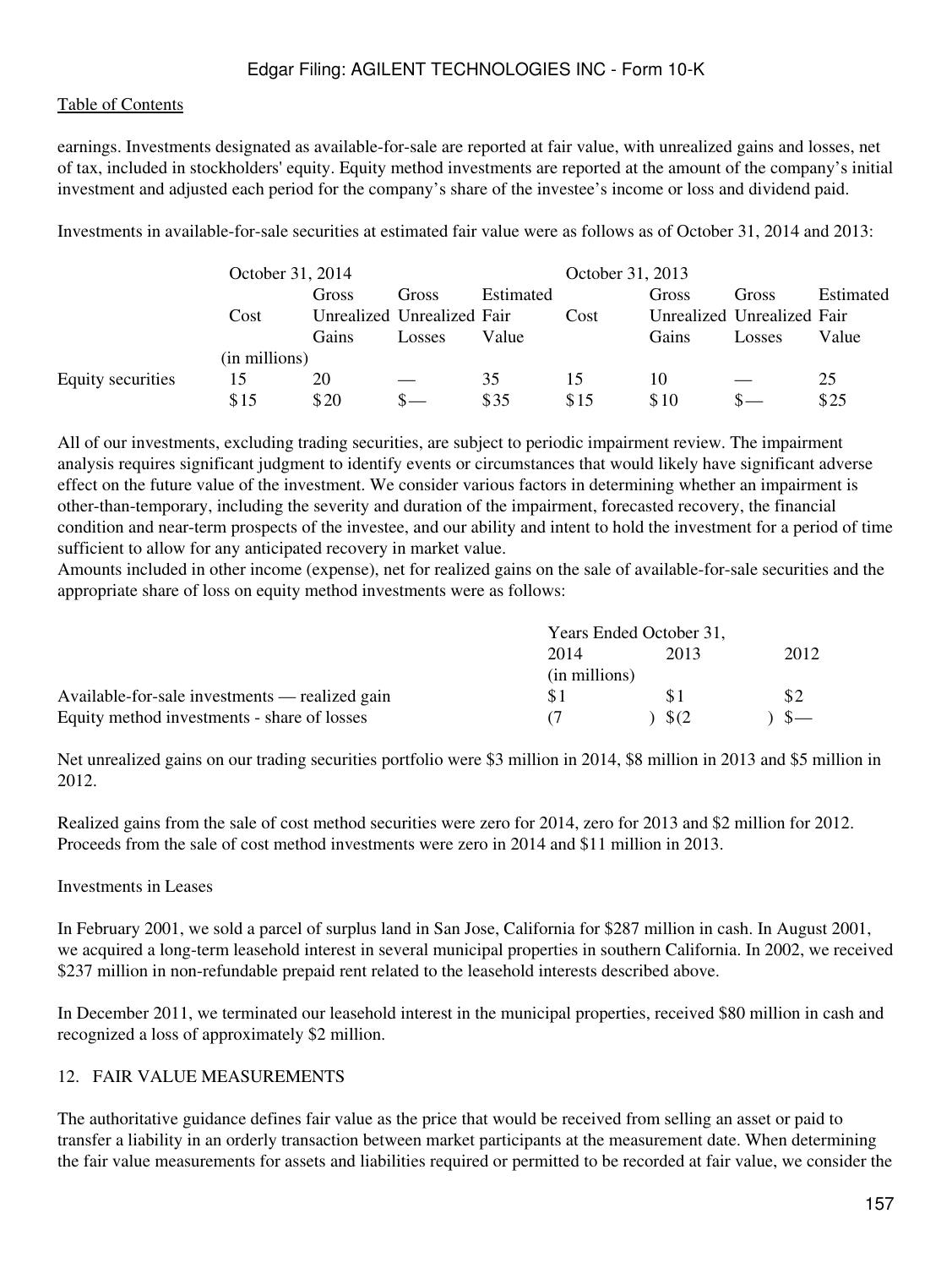earnings. Investments designated as available-for-sale are reported at fair value, with unrealized gains and losses, net of tax, included in stockholders' equity. Equity method investments are reported at the amount of the company's initial investment and adjusted each period for the company's share of the investee's income or loss and dividend paid.

Investments in available-for-sale securities at estimated fair value were as follows as of October 31, 2014 and 2013:

| | October 31, 2014 | | | | October 31, 2013 | | | |
|---|---|---|---|---|---|---|---|---|
| | Cost | Gross Unrealized Gains | Gross Unrealized Losses | Estimated Fair Value | Cost | Gross Unrealized Gains | Gross Unrealized Losses | Estimated Fair Value |
| | (in millions) | | | | | | | |
| Equity securities | 15 | 20 | — | 35 | 15 | 10 | — | 25 |
| | $15 | $20 | $— | $35 | $15 | $10 | $— | $25 |

All of our investments, excluding trading securities, are subject to periodic impairment review. The impairment analysis requires significant judgment to identify events or circumstances that would likely have significant adverse effect on the future value of the investment. We consider various factors in determining whether an impairment is other-than-temporary, including the severity and duration of the impairment, forecasted recovery, the financial condition and near-term prospects of the investee, and our ability and intent to hold the investment for a period of time sufficient to allow for any anticipated recovery in market value.

Amounts included in other income (expense), net for realized gains on the sale of available-for-sale securities and the appropriate share of loss on equity method investments were as follows:

| | Years Ended October 31, | | |
|---|---|---|---|
| | 2014 | 2013 | 2012 |
| | (in millions) | | |
| Available-for-sale investments — realized gain | $1 | $1 | $2 |
| Equity method investments - share of losses | (7) | $(2) | $— |

Net unrealized gains on our trading securities portfolio were $3 million in 2014, $8 million in 2013 and $5 million in 2012.

Realized gains from the sale of cost method securities were zero for 2014, zero for 2013 and $2 million for 2012. Proceeds from the sale of cost method investments were zero in 2014 and $11 million in 2013.

Investments in Leases

In February 2001, we sold a parcel of surplus land in San Jose, California for $287 million in cash. In August 2001, we acquired a long-term leasehold interest in several municipal properties in southern California. In 2002, we received $237 million in non-refundable prepaid rent related to the leasehold interests described above.

In December 2011, we terminated our leasehold interest in the municipal properties, received $80 million in cash and recognized a loss of approximately $2 million.

## 12. FAIR VALUE MEASUREMENTS

The authoritative guidance defines fair value as the price that would be received from selling an asset or paid to transfer a liability in an orderly transaction between market participants at the measurement date. When determining the fair value measurements for assets and liabilities required or permitted to be recorded at fair value, we consider the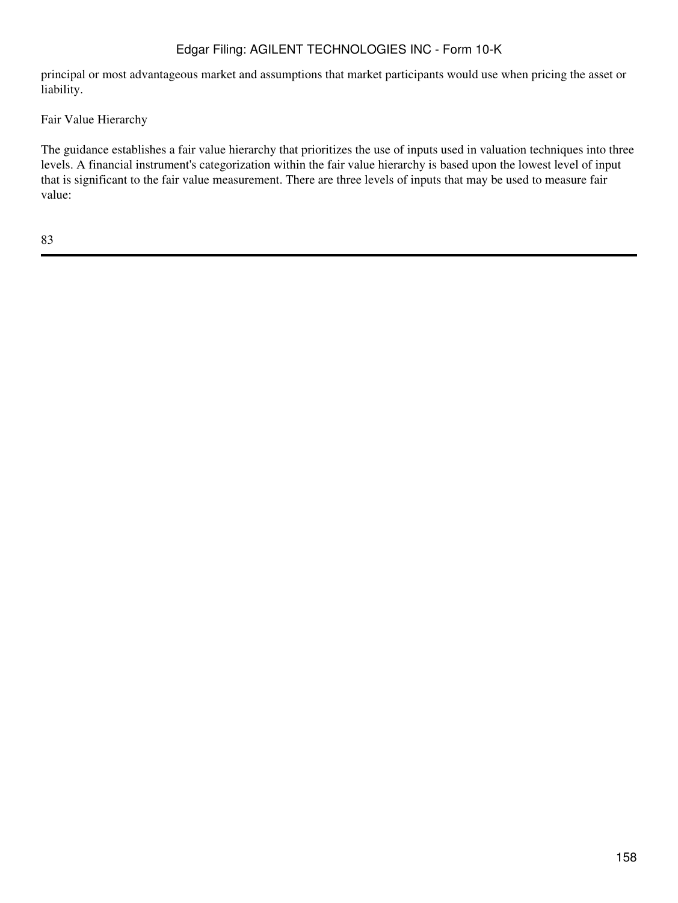principal or most advantageous market and assumptions that market participants would use when pricing the asset or liability.

Fair Value Hierarchy

The guidance establishes a fair value hierarchy that prioritizes the use of inputs used in valuation techniques into three levels. A financial instrument's categorization within the fair value hierarchy is based upon the lowest level of input that is significant to the fair value measurement. There are three levels of inputs that may be used to measure fair value: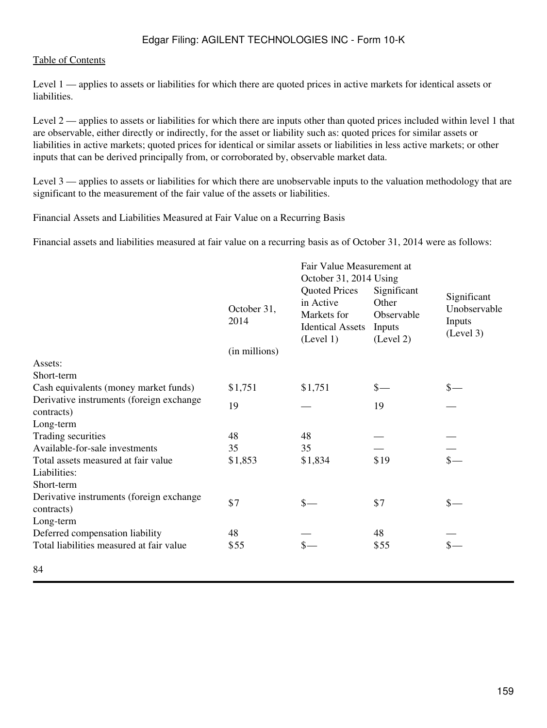Level 1 — applies to assets or liabilities for which there are quoted prices in active markets for identical assets or liabilities.

Level 2 — applies to assets or liabilities for which there are inputs other than quoted prices included within level 1 that are observable, either directly or indirectly, for the asset or liability such as: quoted prices for similar assets or liabilities in active markets; quoted prices for identical or similar assets or liabilities in less active markets; or other inputs that can be derived principally from, or corroborated by, observable market data.

Level 3 — applies to assets or liabilities for which there are unobservable inputs to the valuation methodology that are significant to the measurement of the fair value of the assets or liabilities.

Financial Assets and Liabilities Measured at Fair Value on a Recurring Basis

Financial assets and liabilities measured at fair value on a recurring basis as of October 31, 2014 were as follows:

| | | Fair Value Measurement at October 31, 2014 Using | | |
|---|---|---|---|---|
| | October 31, 2014 | Quoted Prices in Active Markets for Identical Assets (Level 1) | Significant Other Observable Inputs (Level 2) | Significant Unobservable Inputs (Level 3) |
| | (in millions) | | | |
| Assets: | | | | |
| Short-term | | | | |
| Cash equivalents (money market funds) | $1,751 | $1,751 | $— | $— |
| Derivative instruments (foreign exchange contracts) | 19 | — | 19 | — |
| Long-term | | | | |
| Trading securities | 48 | 48 | — | — |
| Available-for-sale investments | 35 | 35 | — | — |
| Total assets measured at fair value | $1,853 | $1,834 | $19 | $— |
| Liabilities: | | | | |
| Short-term | | | | |
| Derivative instruments (foreign exchange contracts) | $7 | $— | $7 | $— |
| Long-term | | | | |
| Deferred compensation liability | 48 | — | 48 | — |
| Total liabilities measured at fair value | $55 | $— | $55 | $— |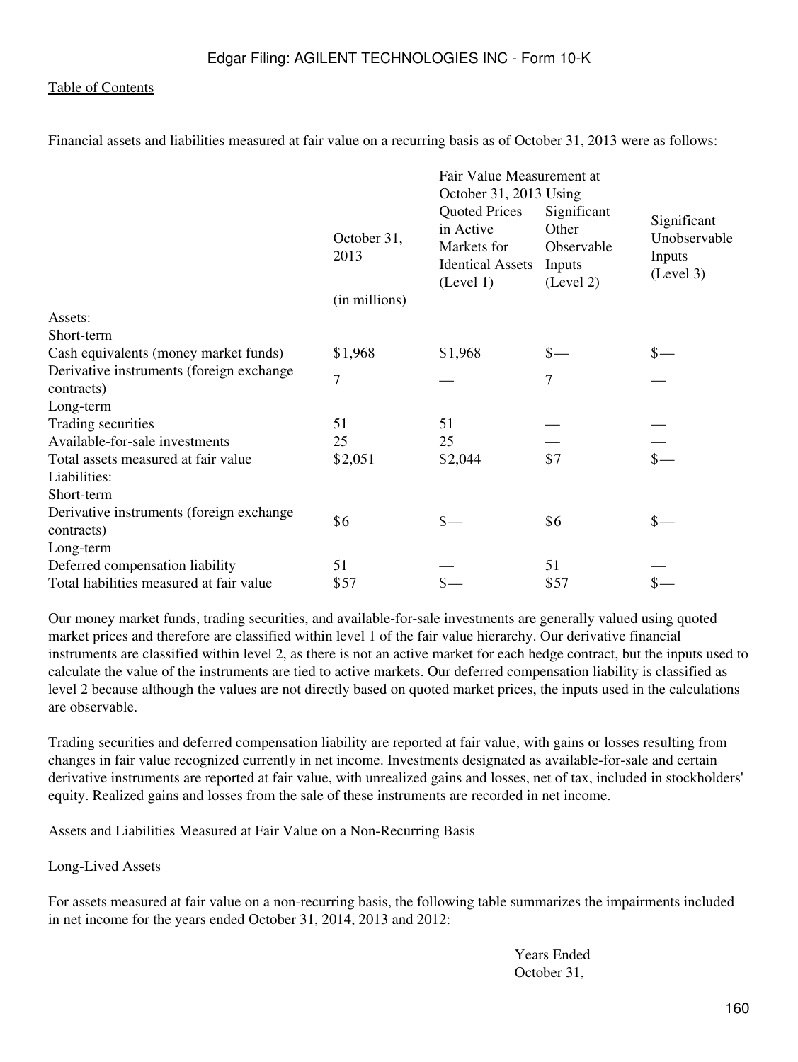Financial assets and liabilities measured at fair value on a recurring basis as of October 31, 2013 were as follows:

| | October 31, 2013 | Fair Value Measurement at October 31, 2013 Using | | |
|---|---|---|---|---|
| | | Quoted Prices in Active Markets for Identical Assets (Level 1) | Significant Other Observable Inputs (Level 2) | Significant Unobservable Inputs (Level 3) |
| | (in millions) | | | |
| Assets: | | | | |
| Short-term | | | | |
| Cash equivalents (money market funds) | $1,968 | $1,968 | $— | $— |
| Derivative instruments (foreign exchange contracts) | 7 | — | 7 | — |
| Long-term | | | | |
| Trading securities | 51 | 51 | — | — |
| Available-for-sale investments | 25 | 25 | — | — |
| Total assets measured at fair value | $2,051 | $2,044 | $7 | $— |
| Liabilities: | | | | |
| Short-term | | | | |
| Derivative instruments (foreign exchange contracts) | $6 | $— | $6 | $— |
| Long-term | | | | |
| Deferred compensation liability | 51 | — | 51 | — |
| Total liabilities measured at fair value | $57 | $— | $57 | $— |

Our money market funds, trading securities, and available-for-sale investments are generally valued using quoted market prices and therefore are classified within level 1 of the fair value hierarchy. Our derivative financial instruments are classified within level 2, as there is not an active market for each hedge contract, but the inputs used to calculate the value of the instruments are tied to active markets. Our deferred compensation liability is classified as level 2 because although the values are not directly based on quoted market prices, the inputs used in the calculations are observable.

Trading securities and deferred compensation liability are reported at fair value, with gains or losses resulting from changes in fair value recognized currently in net income. Investments designated as available-for-sale and certain derivative instruments are reported at fair value, with unrealized gains and losses, net of tax, included in stockholders' equity. Realized gains and losses from the sale of these instruments are recorded in net income.

Assets and Liabilities Measured at Fair Value on a Non-Recurring Basis

Long-Lived Assets

For assets measured at fair value on a non-recurring basis, the following table summarizes the impairments included in net income for the years ended October 31, 2014, 2013 and 2012:

Years Ended October 31,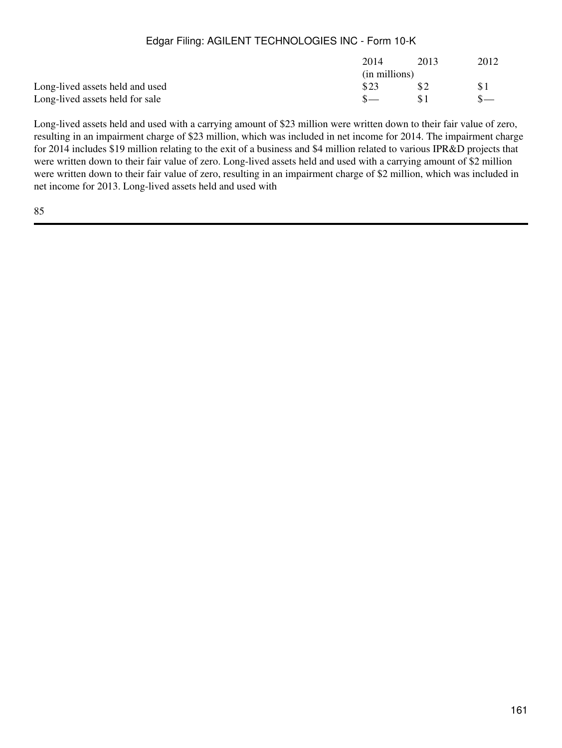| | 2014 | 2013 | 2012 |
|---|---|---|---|
| | (in millions) | | |
| Long-lived assets held and used | $23 | $2 | $1 |
| Long-lived assets held for sale | $— | $1 | $— |

Long-lived assets held and used with a carrying amount of $23 million were written down to their fair value of zero, resulting in an impairment charge of $23 million, which was included in net income for 2014. The impairment charge for 2014 includes $19 million relating to the exit of a business and $4 million related to various IPR&D projects that were written down to their fair value of zero. Long-lived assets held and used with a carrying amount of $2 million were written down to their fair value of zero, resulting in an impairment charge of $2 million, which was included in net income for 2013. Long-lived assets held and used with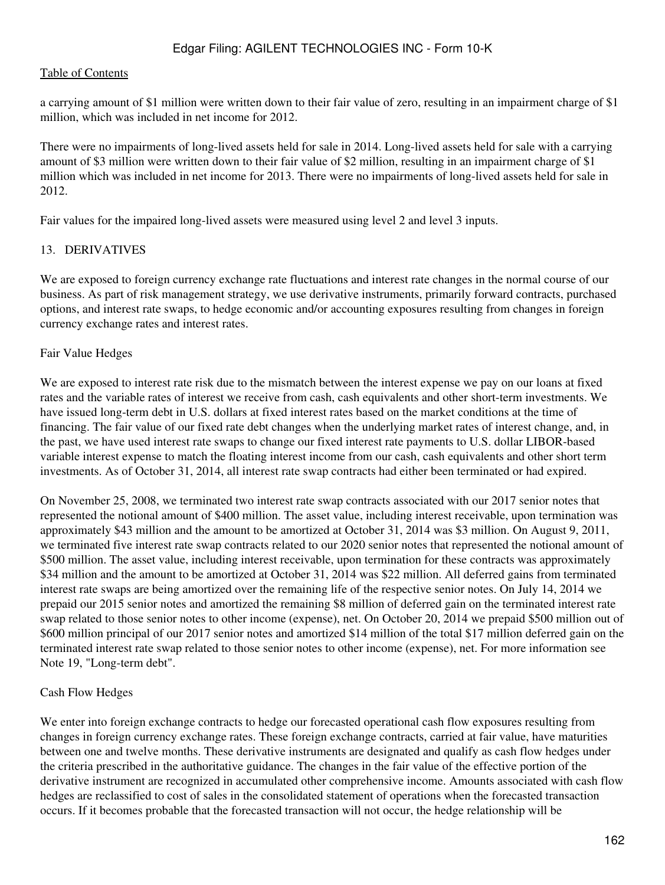a carrying amount of $1 million were written down to their fair value of zero, resulting in an impairment charge of $1 million, which was included in net income for 2012.

There were no impairments of long-lived assets held for sale in 2014. Long-lived assets held for sale with a carrying amount of $3 million were written down to their fair value of $2 million, resulting in an impairment charge of $1 million which was included in net income for 2013. There were no impairments of long-lived assets held for sale in 2012.

Fair values for the impaired long-lived assets were measured using level 2 and level 3 inputs.

## 13. DERIVATIVES

We are exposed to foreign currency exchange rate fluctuations and interest rate changes in the normal course of our business. As part of risk management strategy, we use derivative instruments, primarily forward contracts, purchased options, and interest rate swaps, to hedge economic and/or accounting exposures resulting from changes in foreign currency exchange rates and interest rates.

### Fair Value Hedges

We are exposed to interest rate risk due to the mismatch between the interest expense we pay on our loans at fixed rates and the variable rates of interest we receive from cash, cash equivalents and other short-term investments. We have issued long-term debt in U.S. dollars at fixed interest rates based on the market conditions at the time of financing. The fair value of our fixed rate debt changes when the underlying market rates of interest change, and, in the past, we have used interest rate swaps to change our fixed interest rate payments to U.S. dollar LIBOR-based variable interest expense to match the floating interest income from our cash, cash equivalents and other short term investments. As of October 31, 2014, all interest rate swap contracts had either been terminated or had expired.

On November 25, 2008, we terminated two interest rate swap contracts associated with our 2017 senior notes that represented the notional amount of $400 million. The asset value, including interest receivable, upon termination was approximately $43 million and the amount to be amortized at October 31, 2014 was $3 million. On August 9, 2011, we terminated five interest rate swap contracts related to our 2020 senior notes that represented the notional amount of $500 million. The asset value, including interest receivable, upon termination for these contracts was approximately $34 million and the amount to be amortized at October 31, 2014 was $22 million. All deferred gains from terminated interest rate swaps are being amortized over the remaining life of the respective senior notes. On July 14, 2014 we prepaid our 2015 senior notes and amortized the remaining $8 million of deferred gain on the terminated interest rate swap related to those senior notes to other income (expense), net. On October 20, 2014 we prepaid $500 million out of $600 million principal of our 2017 senior notes and amortized $14 million of the total $17 million deferred gain on the terminated interest rate swap related to those senior notes to other income (expense), net. For more information see Note 19, "Long-term debt".

### Cash Flow Hedges

We enter into foreign exchange contracts to hedge our forecasted operational cash flow exposures resulting from changes in foreign currency exchange rates. These foreign exchange contracts, carried at fair value, have maturities between one and twelve months. These derivative instruments are designated and qualify as cash flow hedges under the criteria prescribed in the authoritative guidance. The changes in the fair value of the effective portion of the derivative instrument are recognized in accumulated other comprehensive income. Amounts associated with cash flow hedges are reclassified to cost of sales in the consolidated statement of operations when the forecasted transaction occurs. If it becomes probable that the forecasted transaction will not occur, the hedge relationship will be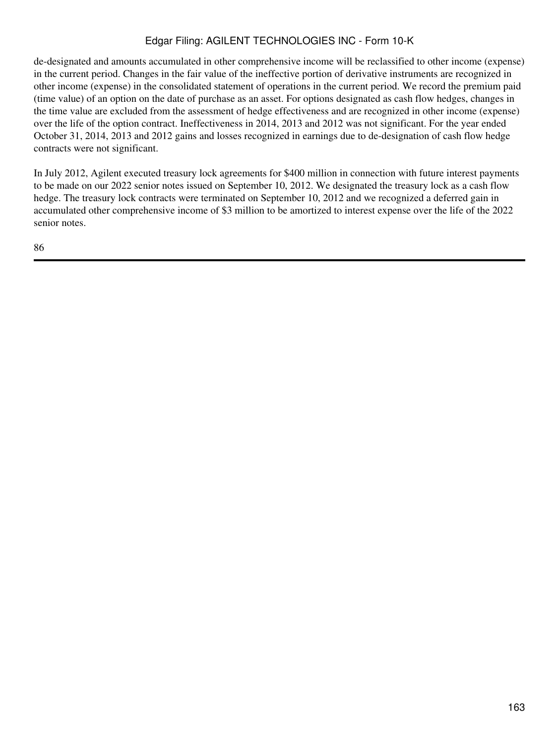de-designated and amounts accumulated in other comprehensive income will be reclassified to other income (expense) in the current period. Changes in the fair value of the ineffective portion of derivative instruments are recognized in other income (expense) in the consolidated statement of operations in the current period. We record the premium paid (time value) of an option on the date of purchase as an asset. For options designated as cash flow hedges, changes in the time value are excluded from the assessment of hedge effectiveness and are recognized in other income (expense) over the life of the option contract. Ineffectiveness in 2014, 2013 and 2012 was not significant. For the year ended October 31, 2014, 2013 and 2012 gains and losses recognized in earnings due to de-designation of cash flow hedge contracts were not significant.

In July 2012, Agilent executed treasury lock agreements for $400 million in connection with future interest payments to be made on our 2022 senior notes issued on September 10, 2012. We designated the treasury lock as a cash flow hedge. The treasury lock contracts were terminated on September 10, 2012 and we recognized a deferred gain in accumulated other comprehensive income of $3 million to be amortized to interest expense over the life of the 2022 senior notes.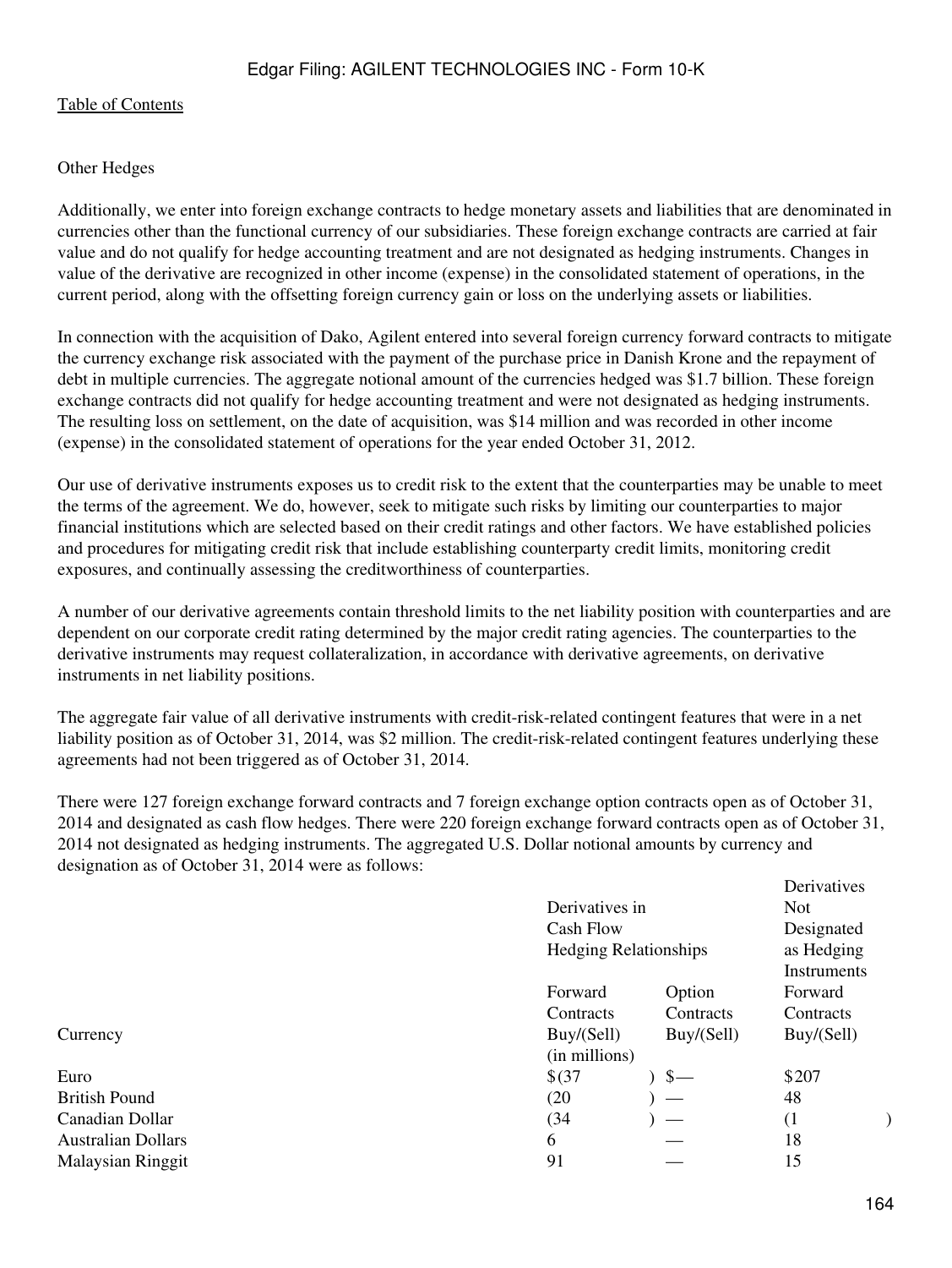Other Hedges

Additionally, we enter into foreign exchange contracts to hedge monetary assets and liabilities that are denominated in currencies other than the functional currency of our subsidiaries. These foreign exchange contracts are carried at fair value and do not qualify for hedge accounting treatment and are not designated as hedging instruments. Changes in value of the derivative are recognized in other income (expense) in the consolidated statement of operations, in the current period, along with the offsetting foreign currency gain or loss on the underlying assets or liabilities.

In connection with the acquisition of Dako, Agilent entered into several foreign currency forward contracts to mitigate the currency exchange risk associated with the payment of the purchase price in Danish Krone and the repayment of debt in multiple currencies. The aggregate notional amount of the currencies hedged was $1.7 billion. These foreign exchange contracts did not qualify for hedge accounting treatment and were not designated as hedging instruments. The resulting loss on settlement, on the date of acquisition, was $14 million and was recorded in other income (expense) in the consolidated statement of operations for the year ended October 31, 2012.

Our use of derivative instruments exposes us to credit risk to the extent that the counterparties may be unable to meet the terms of the agreement. We do, however, seek to mitigate such risks by limiting our counterparties to major financial institutions which are selected based on their credit ratings and other factors. We have established policies and procedures for mitigating credit risk that include establishing counterparty credit limits, monitoring credit exposures, and continually assessing the creditworthiness of counterparties.

A number of our derivative agreements contain threshold limits to the net liability position with counterparties and are dependent on our corporate credit rating determined by the major credit rating agencies. The counterparties to the derivative instruments may request collateralization, in accordance with derivative agreements, on derivative instruments in net liability positions.

The aggregate fair value of all derivative instruments with credit-risk-related contingent features that were in a net liability position as of October 31, 2014, was $2 million. The credit-risk-related contingent features underlying these agreements had not been triggered as of October 31, 2014.

There were 127 foreign exchange forward contracts and 7 foreign exchange option contracts open as of October 31, 2014 and designated as cash flow hedges. There were 220 foreign exchange forward contracts open as of October 31, 2014 not designated as hedging instruments. The aggregated U.S. Dollar notional amounts by currency and designation as of October 31, 2014 were as follows:

| | Derivatives in Cash Flow Hedging Relationships | | Derivatives Not Designated as Hedging Instruments |
|---|---|---|---|
| Currency | Forward Contracts Buy/(Sell) | Option Contracts Buy/(Sell) | Forward Contracts Buy/(Sell) |
| | (in millions) | | |
| Euro | $(37) | $— | $207 |
| British Pound | (20) | — | 48 |
| Canadian Dollar | (34) | — | (1) |
| Australian Dollars | 6 | — | 18 |
| Malaysian Ringgit | 91 | — | 15 |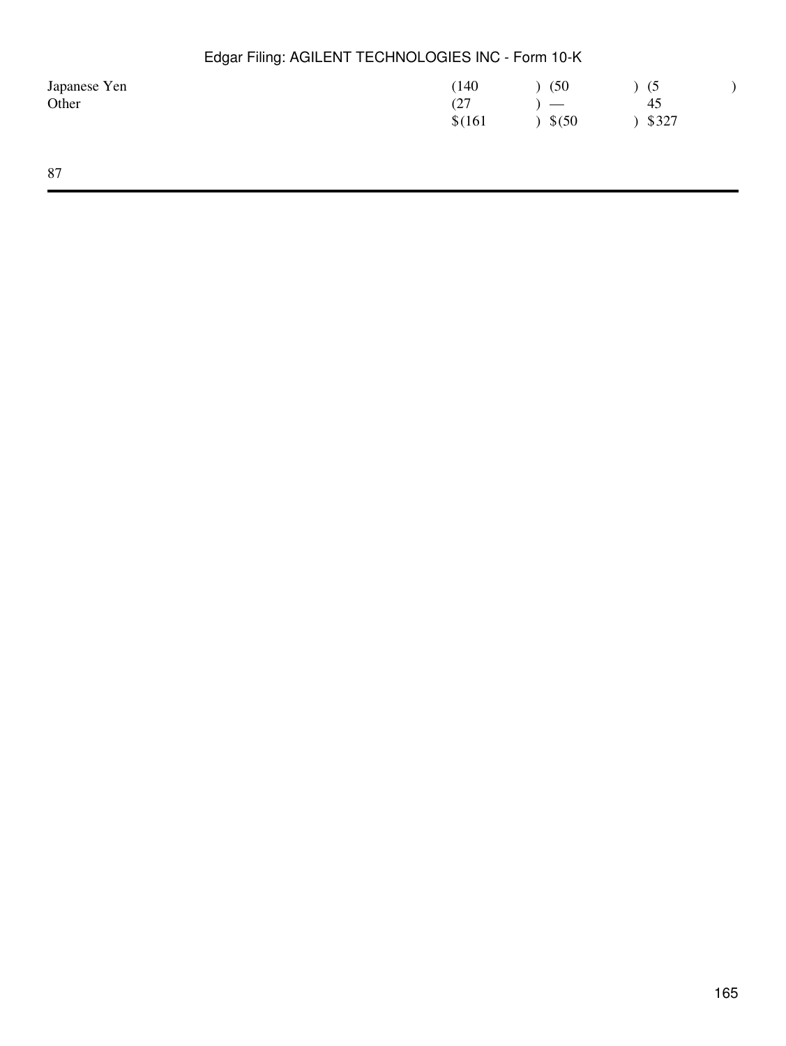| | | | |
|---|---|---|---|
| Japanese Yen | (140) | (50) | (5) |
| Other | (27) | — | 45 |
| | $(161) | $(50) | $327 |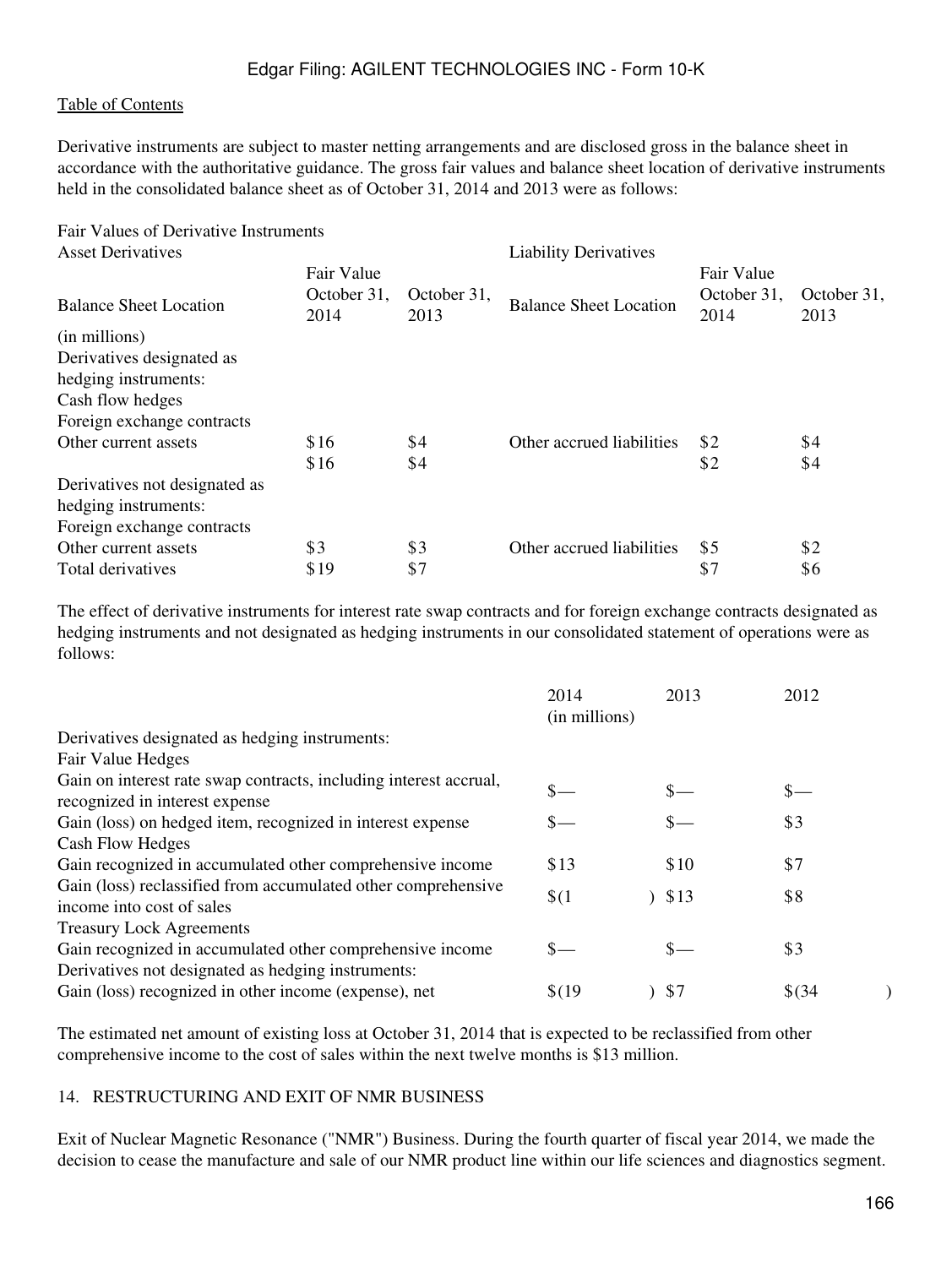Derivative instruments are subject to master netting arrangements and are disclosed gross in the balance sheet in accordance with the authoritative guidance. The gross fair values and balance sheet location of derivative instruments held in the consolidated balance sheet as of October 31, 2014 and 2013 were as follows:

Fair Values of Derivative Instruments

| Asset Derivatives | | | Liability Derivatives | | |
|---|---|---|---|---|---|
| Balance Sheet Location | Fair Value October 31, 2014 | October 31, 2013 | Balance Sheet Location | Fair Value October 31, 2014 | October 31, 2013 |
| (in millions) | | | | | |
| Derivatives designated as hedging instruments: | | | | | |
| Cash flow hedges | | | | | |
| Foreign exchange contracts | | | | | |
| Other current assets | $16 | $4 | Other accrued liabilities | $2 | $4 |
| | $16 | $4 | | $2 | $4 |
| Derivatives not designated as hedging instruments: | | | | | |
| Foreign exchange contracts | | | | | |
| Other current assets | $3 | $3 | Other accrued liabilities | $5 | $2 |
| Total derivatives | $19 | $7 | | $7 | $6 |

The effect of derivative instruments for interest rate swap contracts and for foreign exchange contracts designated as hedging instruments and not designated as hedging instruments in our consolidated statement of operations were as follows:

| | 2014 (in millions) | 2013 | 2012 |
|---|---|---|---|
| Derivatives designated as hedging instruments: | | | |
| Fair Value Hedges | | | |
| Gain on interest rate swap contracts, including interest accrual, recognized in interest expense | $— | $— | $— |
| Gain (loss) on hedged item, recognized in interest expense | $— | $— | $3 |
| Cash Flow Hedges | | | |
| Gain recognized in accumulated other comprehensive income | $13 | $10 | $7 |
| Gain (loss) reclassified from accumulated other comprehensive income into cost of sales | $(1) | $13 | $8 |
| Treasury Lock Agreements | | | |
| Gain recognized in accumulated other comprehensive income | $— | $— | $3 |
| Derivatives not designated as hedging instruments: | | | |
| Gain (loss) recognized in other income (expense), net | $(19) | $7 | $(34) |

The estimated net amount of existing loss at October 31, 2014 that is expected to be reclassified from other comprehensive income to the cost of sales within the next twelve months is $13 million.

## 14. RESTRUCTURING AND EXIT OF NMR BUSINESS

Exit of Nuclear Magnetic Resonance ("NMR") Business. During the fourth quarter of fiscal year 2014, we made the decision to cease the manufacture and sale of our NMR product line within our life sciences and diagnostics segment.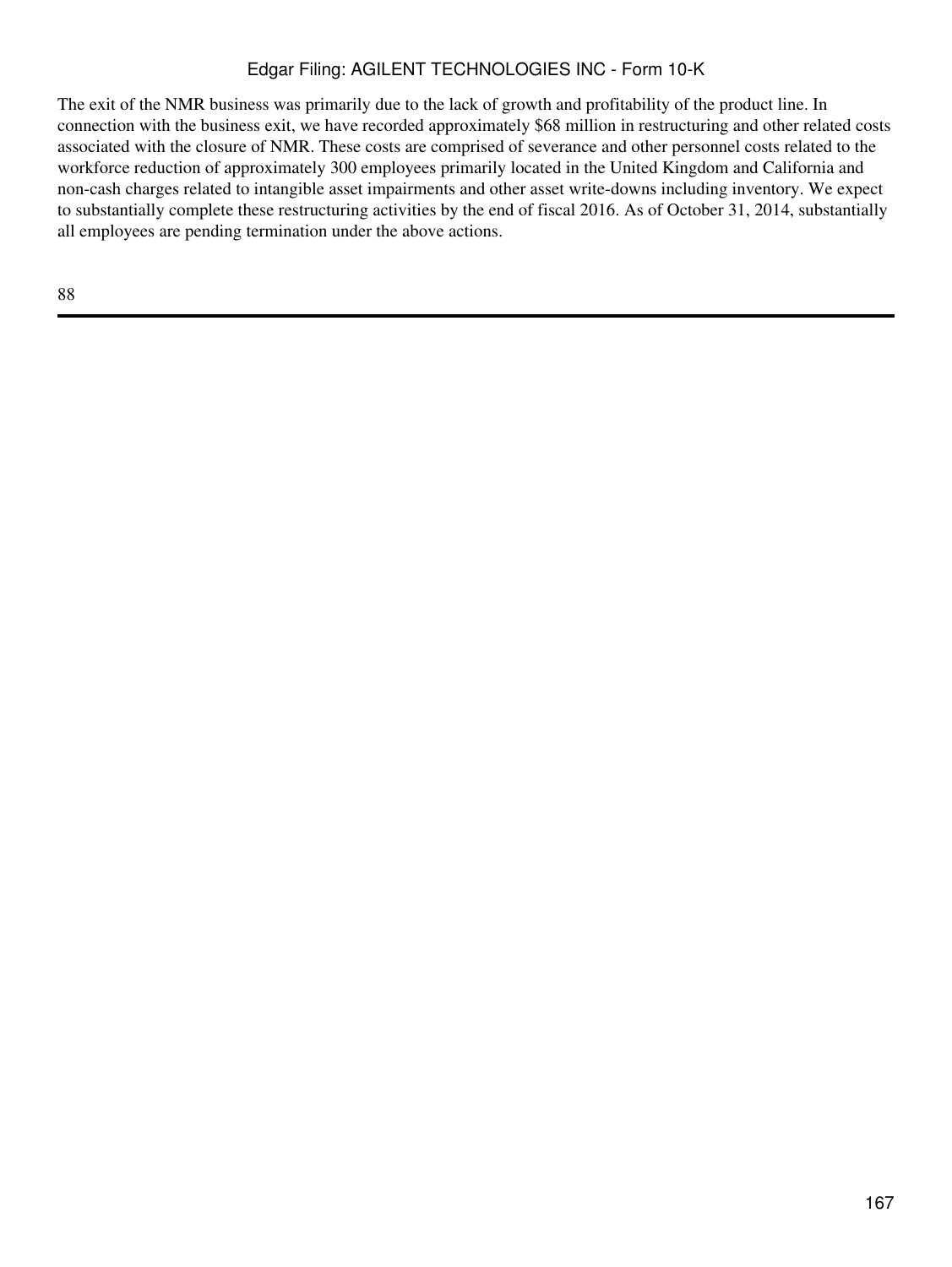The exit of the NMR business was primarily due to the lack of growth and profitability of the product line. In connection with the business exit, we have recorded approximately $68 million in restructuring and other related costs associated with the closure of NMR. These costs are comprised of severance and other personnel costs related to the workforce reduction of approximately 300 employees primarily located in the United Kingdom and California and non-cash charges related to intangible asset impairments and other asset write-downs including inventory. We expect to substantially complete these restructuring activities by the end of fiscal 2016. As of October 31, 2014, substantially all employees are pending termination under the above actions.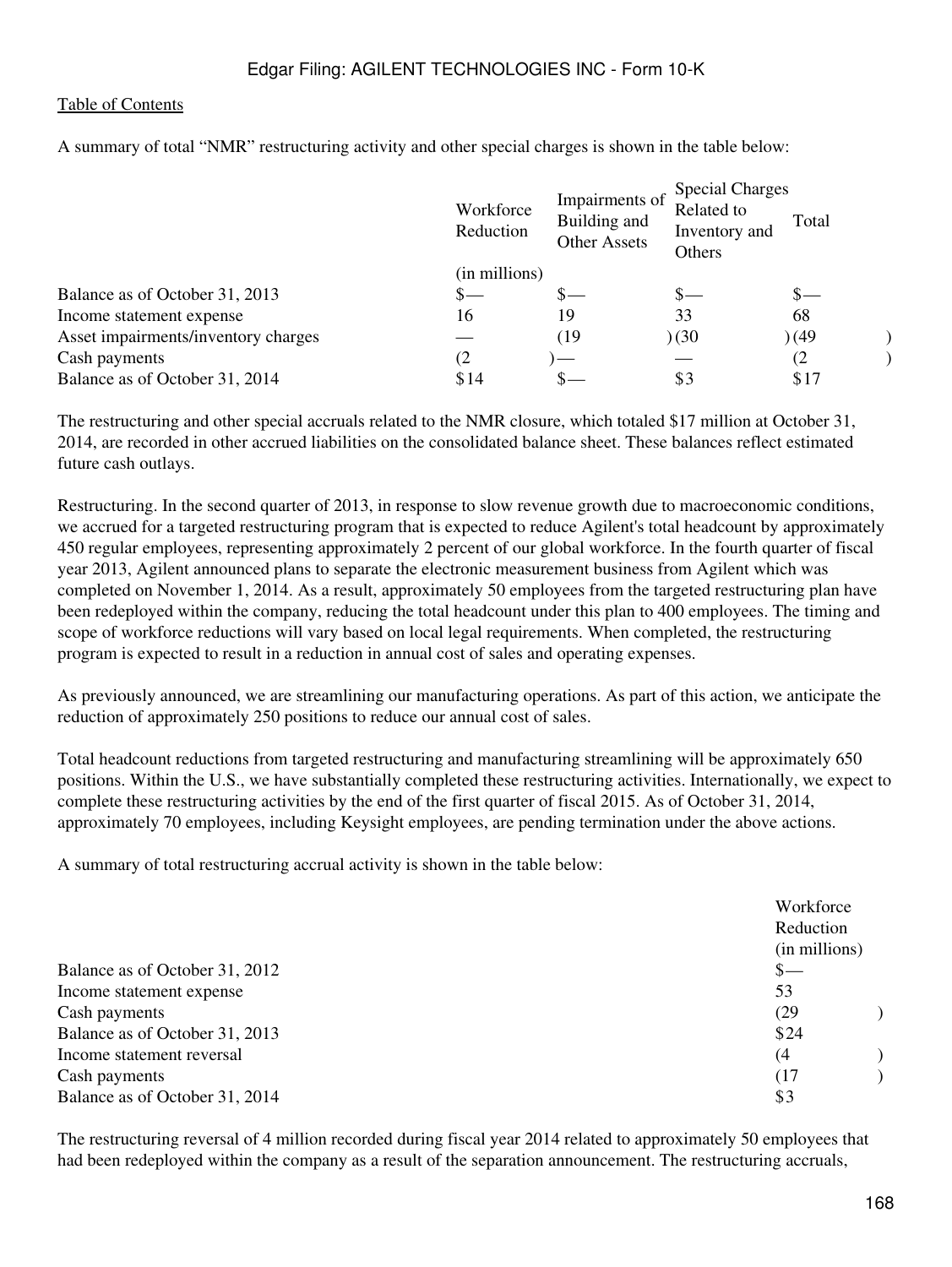A summary of total "NMR" restructuring activity and other special charges is shown in the table below:

| | Workforce Reduction | Impairments of Building and Other Assets | Special Charges Related to Inventory and Others | Total |
|---|---|---|---|---|
| | (in millions) | | | |
| Balance as of October 31, 2013 | $— | $— | $— | $— |
| Income statement expense | 16 | 19 | 33 | 68 |
| Asset impairments/inventory charges | — | (19) | (30) | (49) |
| Cash payments | (2) | — | — | (2) |
| Balance as of October 31, 2014 | $14 | $— | $3 | $17 |

The restructuring and other special accruals related to the NMR closure, which totaled $17 million at October 31, 2014, are recorded in other accrued liabilities on the consolidated balance sheet. These balances reflect estimated future cash outlays.

Restructuring. In the second quarter of 2013, in response to slow revenue growth due to macroeconomic conditions, we accrued for a targeted restructuring program that is expected to reduce Agilent's total headcount by approximately 450 regular employees, representing approximately 2 percent of our global workforce. In the fourth quarter of fiscal year 2013, Agilent announced plans to separate the electronic measurement business from Agilent which was completed on November 1, 2014. As a result, approximately 50 employees from the targeted restructuring plan have been redeployed within the company, reducing the total headcount under this plan to 400 employees. The timing and scope of workforce reductions will vary based on local legal requirements. When completed, the restructuring program is expected to result in a reduction in annual cost of sales and operating expenses.

As previously announced, we are streamlining our manufacturing operations. As part of this action, we anticipate the reduction of approximately 250 positions to reduce our annual cost of sales.

Total headcount reductions from targeted restructuring and manufacturing streamlining will be approximately 650 positions. Within the U.S., we have substantially completed these restructuring activities. Internationally, we expect to complete these restructuring activities by the end of the first quarter of fiscal 2015. As of October 31, 2014, approximately 70 employees, including Keysight employees, are pending termination under the above actions.

A summary of total restructuring accrual activity is shown in the table below:

| | Workforce Reduction |
|---|---|
| | (in millions) |
| Balance as of October 31, 2012 | $— |
| Income statement expense | 53 |
| Cash payments | (29) |
| Balance as of October 31, 2013 | $24 |
| Income statement reversal | (4) |
| Cash payments | (17) |
| Balance as of October 31, 2014 | $3 |

The restructuring reversal of 4 million recorded during fiscal year 2014 related to approximately 50 employees that had been redeployed within the company as a result of the separation announcement. The restructuring accruals,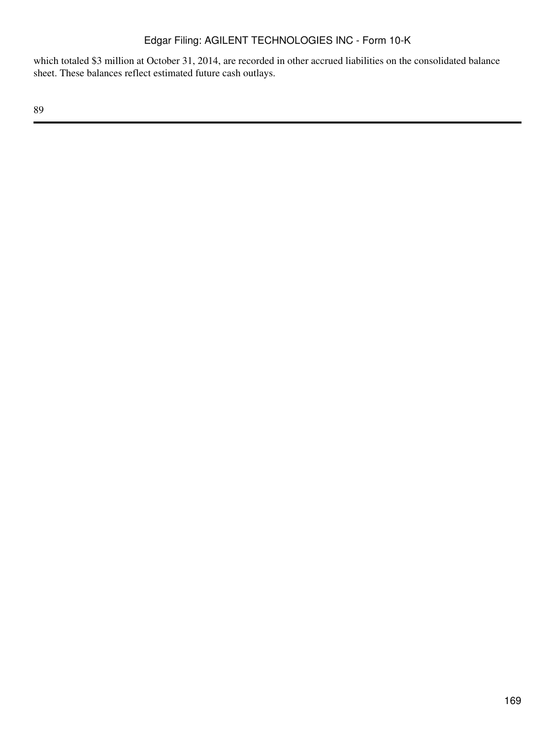which totaled $3 million at October 31, 2014, are recorded in other accrued liabilities on the consolidated balance sheet. These balances reflect estimated future cash outlays.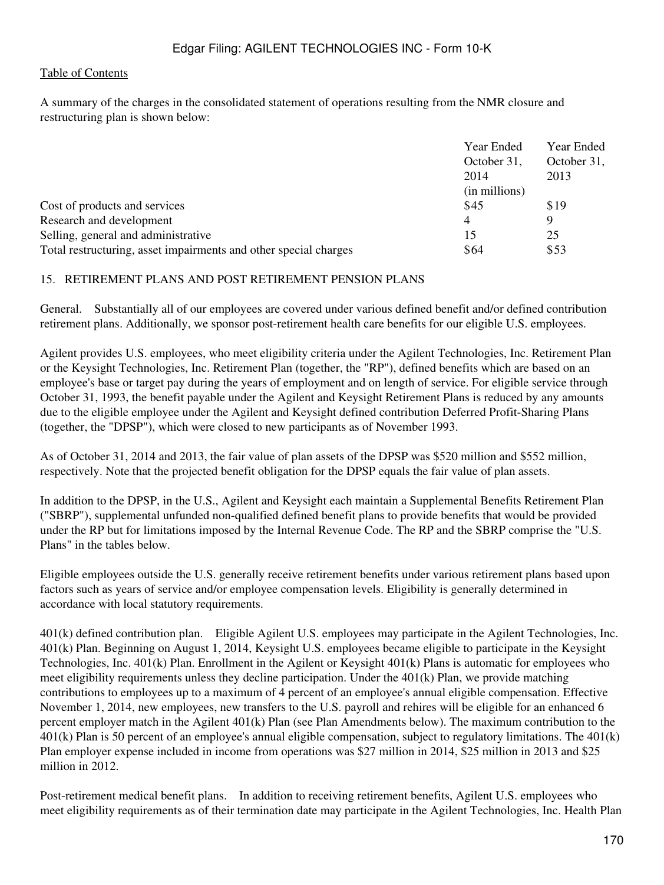A summary of the charges in the consolidated statement of operations resulting from the NMR closure and restructuring plan is shown below:

| | Year Ended October 31, 2014 | Year Ended October 31, 2013 |
|---|---|---|
| | (in millions) | |
| Cost of products and services | $45 | $19 |
| Research and development | 4 | 9 |
| Selling, general and administrative | 15 | 25 |
| Total restructuring, asset impairments and other special charges | $64 | $53 |

## 15. RETIREMENT PLANS AND POST RETIREMENT PENSION PLANS

General. Substantially all of our employees are covered under various defined benefit and/or defined contribution retirement plans. Additionally, we sponsor post-retirement health care benefits for our eligible U.S. employees.

Agilent provides U.S. employees, who meet eligibility criteria under the Agilent Technologies, Inc. Retirement Plan or the Keysight Technologies, Inc. Retirement Plan (together, the "RP"), defined benefits which are based on an employee's base or target pay during the years of employment and on length of service. For eligible service through October 31, 1993, the benefit payable under the Agilent and Keysight Retirement Plans is reduced by any amounts due to the eligible employee under the Agilent and Keysight defined contribution Deferred Profit-Sharing Plans (together, the "DPSP"), which were closed to new participants as of November 1993.

As of October 31, 2014 and 2013, the fair value of plan assets of the DPSP was $520 million and $552 million, respectively. Note that the projected benefit obligation for the DPSP equals the fair value of plan assets.

In addition to the DPSP, in the U.S., Agilent and Keysight each maintain a Supplemental Benefits Retirement Plan ("SBRP"), supplemental unfunded non-qualified defined benefit plans to provide benefits that would be provided under the RP but for limitations imposed by the Internal Revenue Code. The RP and the SBRP comprise the "U.S. Plans" in the tables below.

Eligible employees outside the U.S. generally receive retirement benefits under various retirement plans based upon factors such as years of service and/or employee compensation levels. Eligibility is generally determined in accordance with local statutory requirements.

401(k) defined contribution plan. Eligible Agilent U.S. employees may participate in the Agilent Technologies, Inc. 401(k) Plan. Beginning on August 1, 2014, Keysight U.S. employees became eligible to participate in the Keysight Technologies, Inc. 401(k) Plan. Enrollment in the Agilent or Keysight 401(k) Plans is automatic for employees who meet eligibility requirements unless they decline participation. Under the 401(k) Plan, we provide matching contributions to employees up to a maximum of 4 percent of an employee's annual eligible compensation. Effective November 1, 2014, new employees, new transfers to the U.S. payroll and rehires will be eligible for an enhanced 6 percent employer match in the Agilent 401(k) Plan (see Plan Amendments below). The maximum contribution to the 401(k) Plan is 50 percent of an employee's annual eligible compensation, subject to regulatory limitations. The 401(k) Plan employer expense included in income from operations was $27 million in 2014, $25 million in 2013 and $25 million in 2012.

Post-retirement medical benefit plans. In addition to receiving retirement benefits, Agilent U.S. employees who meet eligibility requirements as of their termination date may participate in the Agilent Technologies, Inc. Health Plan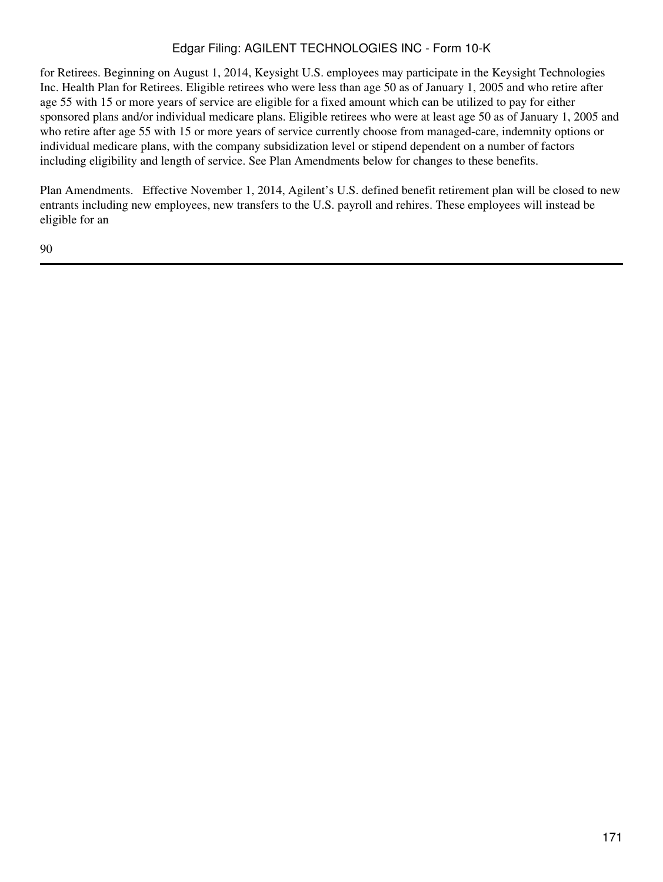for Retirees. Beginning on August 1, 2014, Keysight U.S. employees may participate in the Keysight Technologies Inc. Health Plan for Retirees. Eligible retirees who were less than age 50 as of January 1, 2005 and who retire after age 55 with 15 or more years of service are eligible for a fixed amount which can be utilized to pay for either sponsored plans and/or individual medicare plans. Eligible retirees who were at least age 50 as of January 1, 2005 and who retire after age 55 with 15 or more years of service currently choose from managed-care, indemnity options or individual medicare plans, with the company subsidization level or stipend dependent on a number of factors including eligibility and length of service. See Plan Amendments below for changes to these benefits.

Plan Amendments. Effective November 1, 2014, Agilent's U.S. defined benefit retirement plan will be closed to new entrants including new employees, new transfers to the U.S. payroll and rehires. These employees will instead be eligible for an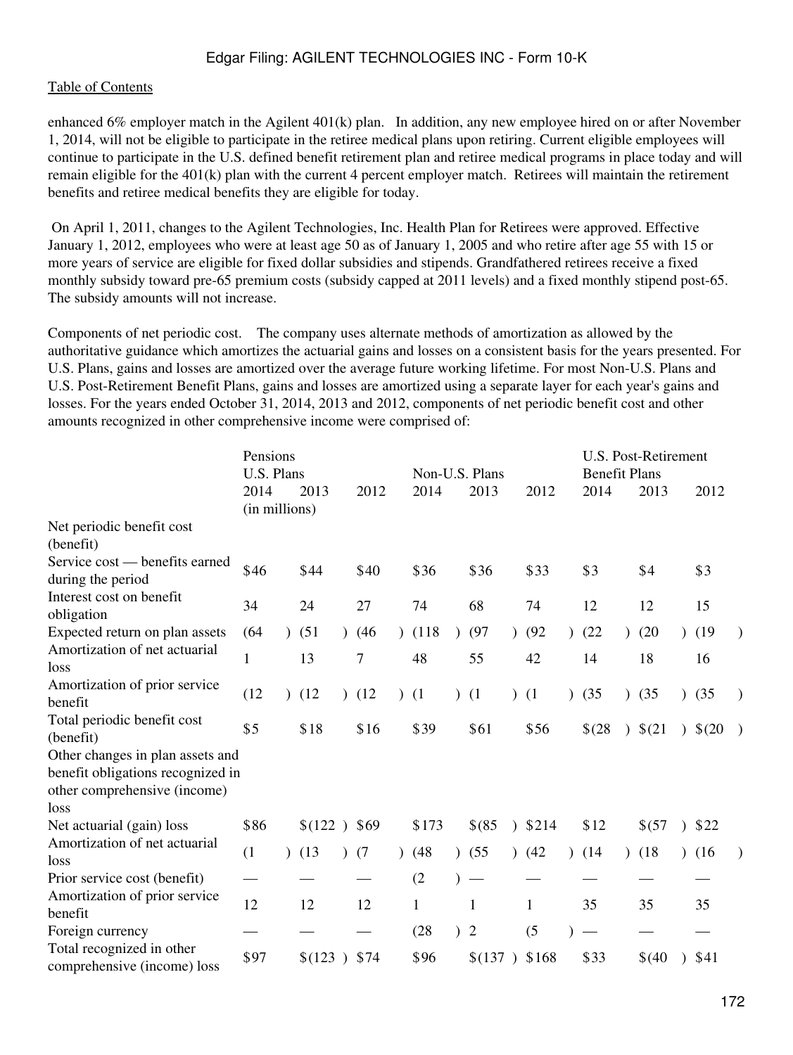enhanced 6% employer match in the Agilent 401(k) plan. In addition, any new employee hired on or after November 1, 2014, will not be eligible to participate in the retiree medical plans upon retiring. Current eligible employees will continue to participate in the U.S. defined benefit retirement plan and retiree medical programs in place today and will remain eligible for the 401(k) plan with the current 4 percent employer match. Retirees will maintain the retirement benefits and retiree medical benefits they are eligible for today.

On April 1, 2011, changes to the Agilent Technologies, Inc. Health Plan for Retirees were approved. Effective January 1, 2012, employees who were at least age 50 as of January 1, 2005 and who retire after age 55 with 15 or more years of service are eligible for fixed dollar subsidies and stipends. Grandfathered retirees receive a fixed monthly subsidy toward pre-65 premium costs (subsidy capped at 2011 levels) and a fixed monthly stipend post-65. The subsidy amounts will not increase.

Components of net periodic cost. The company uses alternate methods of amortization as allowed by the authoritative guidance which amortizes the actuarial gains and losses on a consistent basis for the years presented. For U.S. Plans, gains and losses are amortized over the average future working lifetime. For most Non-U.S. Plans and U.S. Post-Retirement Benefit Plans, gains and losses are amortized using a separate layer for each year's gains and losses. For the years ended October 31, 2014, 2013 and 2012, components of net periodic benefit cost and other amounts recognized in other comprehensive income were comprised of:

| | Pensions U.S. Plans | | | Non-U.S. Plans | | | U.S. Post-Retirement Benefit Plans | | |
|---|---|---|---|---|---|---|---|---|---|
| | 2014 | 2013 | 2012 | 2014 | 2013 | 2012 | 2014 | 2013 | 2012 |
| | (in millions) | | | | | | | | |
| Net periodic benefit cost (benefit) | | | | | | | | | |
| Service cost — benefits earned during the period | $46 | $44 | $40 | $36 | $36 | $33 | $3 | $4 | $3 |
| Interest cost on benefit obligation | 34 | 24 | 27 | 74 | 68 | 74 | 12 | 12 | 15 |
| Expected return on plan assets | (64) | (51) | (46) | (118) | (97) | (92) | (22) | (20) | (19) |
| Amortization of net actuarial loss | 1 | 13 | 7 | 48 | 55 | 42 | 14 | 18 | 16 |
| Amortization of prior service benefit | (12) | (12) | (12) | (1) | (1) | (1) | (35) | (35) | (35) |
| Total periodic benefit cost (benefit) | $5 | $18 | $16 | $39 | $61 | $56 | $(28) | $(21) | $(20) |
| Other changes in plan assets and benefit obligations recognized in other comprehensive (income) loss | | | | | | | | | |
| Net actuarial (gain) loss | $86 | $(122) | $69 | $173 | $(85) | $214 | $12 | $(57) | $22 |
| Amortization of net actuarial loss | (1) | (13) | (7) | (48) | (55) | (42) | (14) | (18) | (16) |
| Prior service cost (benefit) | — | — | — | (2) | — | — | — | — | — |
| Amortization of prior service benefit | 12 | 12 | 12 | 1 | 1 | 1 | 35 | 35 | 35 |
| Foreign currency | — | — | — | (28) | 2 | (5) | — | — | — |
| Total recognized in other comprehensive (income) loss | $97 | $(123) | $74 | $96 | $(137) | $168 | $33 | $(40) | $41 |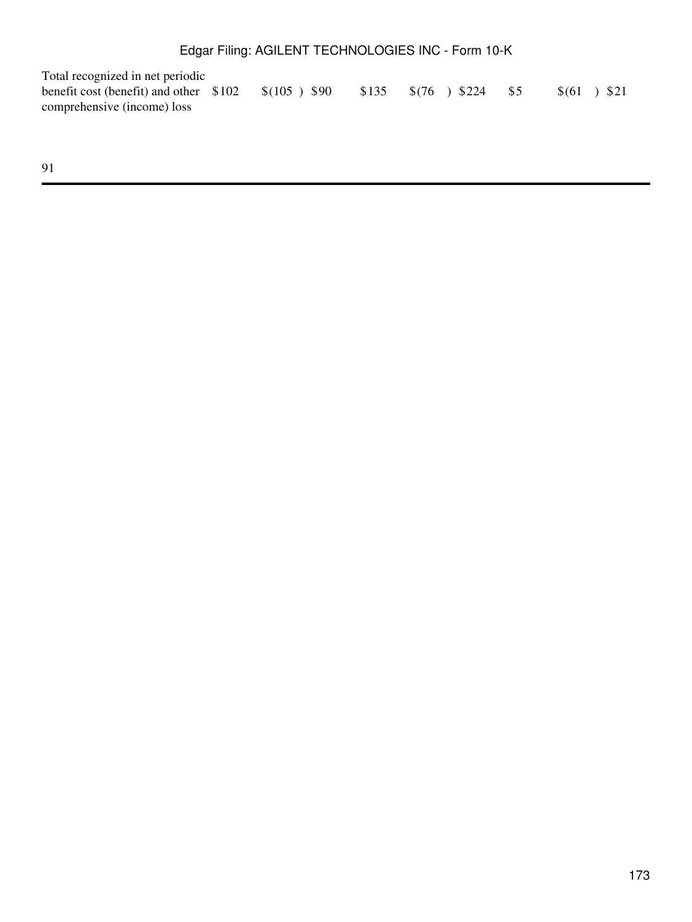| | | | | | | | | | |
|---|---|---|---|---|---|---|---|---|---|
| Total recognized in net periodic benefit cost (benefit) and other comprehensive (income) loss | $102 | $(105 ) | $90 | $135 | $(76 ) | $224 | $5 | $(61 ) | $21 |

91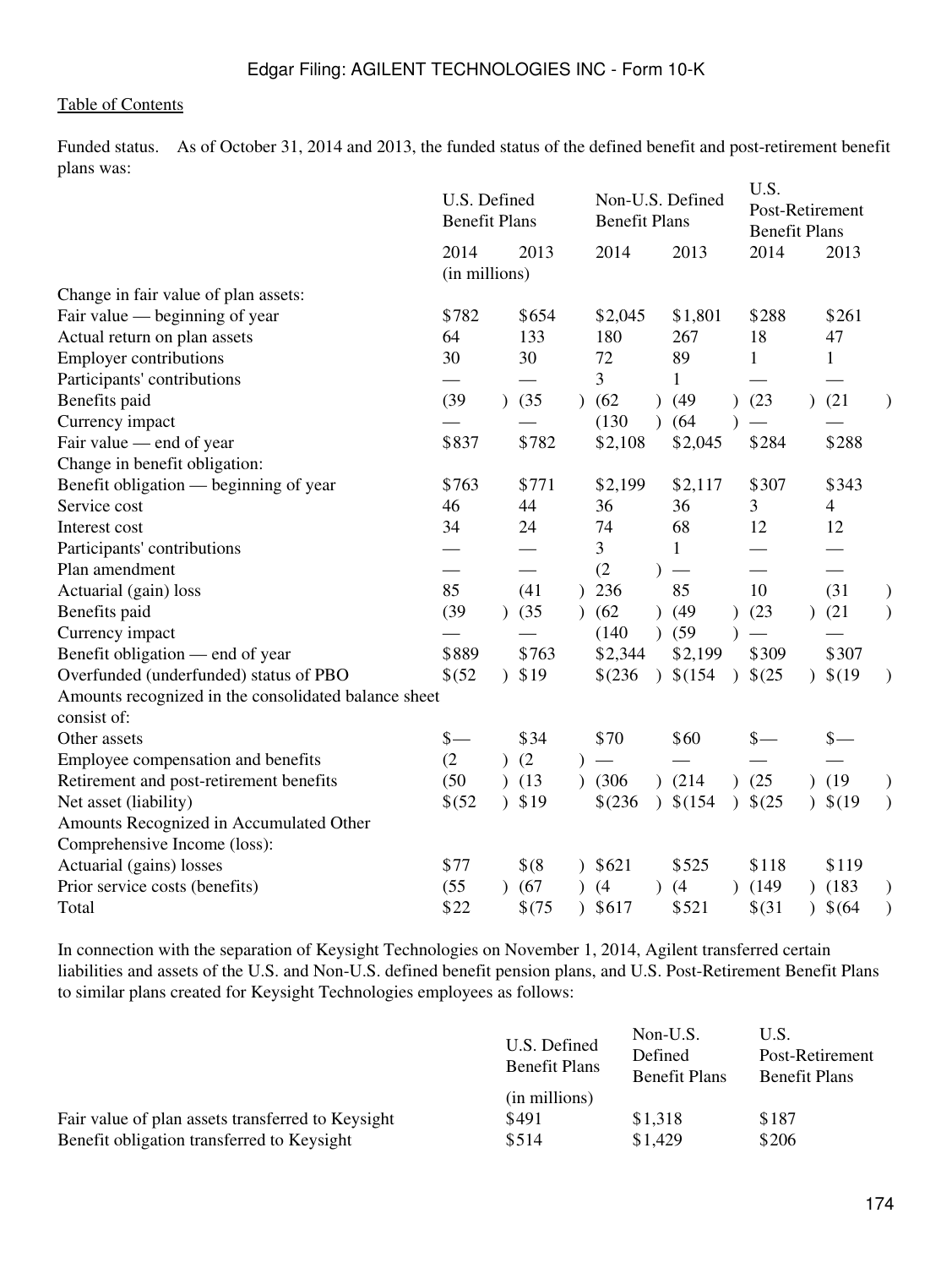Funded status. As of October 31, 2014 and 2013, the funded status of the defined benefit and post-retirement benefit plans was:

| | U.S. Defined Benefit Plans | | Non-U.S. Defined Benefit Plans | | U.S. Post-Retirement Benefit Plans | |
|---|---|---|---|---|---|---|
| | 2014 | 2013 | 2014 | 2013 | 2014 | 2013 |
| | (in millions) | | | | | |
| Change in fair value of plan assets: | | | | | | |
| Fair value — beginning of year | $782 | $654 | $2,045 | $1,801 | $288 | $261 |
| Actual return on plan assets | 64 | 133 | 180 | 267 | 18 | 47 |
| Employer contributions | 30 | 30 | 72 | 89 | 1 | 1 |
| Participants' contributions | — | — | 3 | 1 | — | — |
| Benefits paid | (39) | (35) | (62) | (49) | (23) | (21) |
| Currency impact | — | — | (130) | (64) | — | — |
| Fair value — end of year | $837 | $782 | $2,108 | $2,045 | $284 | $288 |
| Change in benefit obligation: | | | | | | |
| Benefit obligation — beginning of year | $763 | $771 | $2,199 | $2,117 | $307 | $343 |
| Service cost | 46 | 44 | 36 | 36 | 3 | 4 |
| Interest cost | 34 | 24 | 74 | 68 | 12 | 12 |
| Participants' contributions | — | — | 3 | 1 | — | — |
| Plan amendment | — | — | (2) | — | — | — |
| Actuarial (gain) loss | 85 | (41) | 236 | 85 | 10 | (31) |
| Benefits paid | (39) | (35) | (62) | (49) | (23) | (21) |
| Currency impact | — | — | (140) | (59) | — | — |
| Benefit obligation — end of year | $889 | $763 | $2,344 | $2,199 | $309 | $307 |
| Overfunded (underfunded) status of PBO | $(52) | $19 | $(236) | $(154) | $(25) | $(19) |
| Amounts recognized in the consolidated balance sheet consist of: | | | | | | |
| Other assets | $— | $34 | $70 | $60 | $— | $— |
| Employee compensation and benefits | (2) | (2) | — | — | — | — |
| Retirement and post-retirement benefits | (50) | (13) | (306) | (214) | (25) | (19) |
| Net asset (liability) | $(52) | $19 | $(236) | $(154) | $(25) | $(19) |
| Amounts Recognized in Accumulated Other Comprehensive Income (loss): | | | | | | |
| Actuarial (gains) losses | $77 | $(8) | $621 | $525 | $118 | $119 |
| Prior service costs (benefits) | (55) | (67) | (4) | (4) | (149) | (183) |
| Total | $22 | $(75) | $617 | $521 | $(31) | $(64) |

In connection with the separation of Keysight Technologies on November 1, 2014, Agilent transferred certain liabilities and assets of the U.S. and Non-U.S. defined benefit pension plans, and U.S. Post-Retirement Benefit Plans to similar plans created for Keysight Technologies employees as follows:

| | U.S. Defined Benefit Plans | Non-U.S. Defined Benefit Plans | U.S. Post-Retirement Benefit Plans |
|---|---|---|---|
| | (in millions) | | |
| Fair value of plan assets transferred to Keysight | $491 | $1,318 | $187 |
| Benefit obligation transferred to Keysight | $514 | $1,429 | $206 |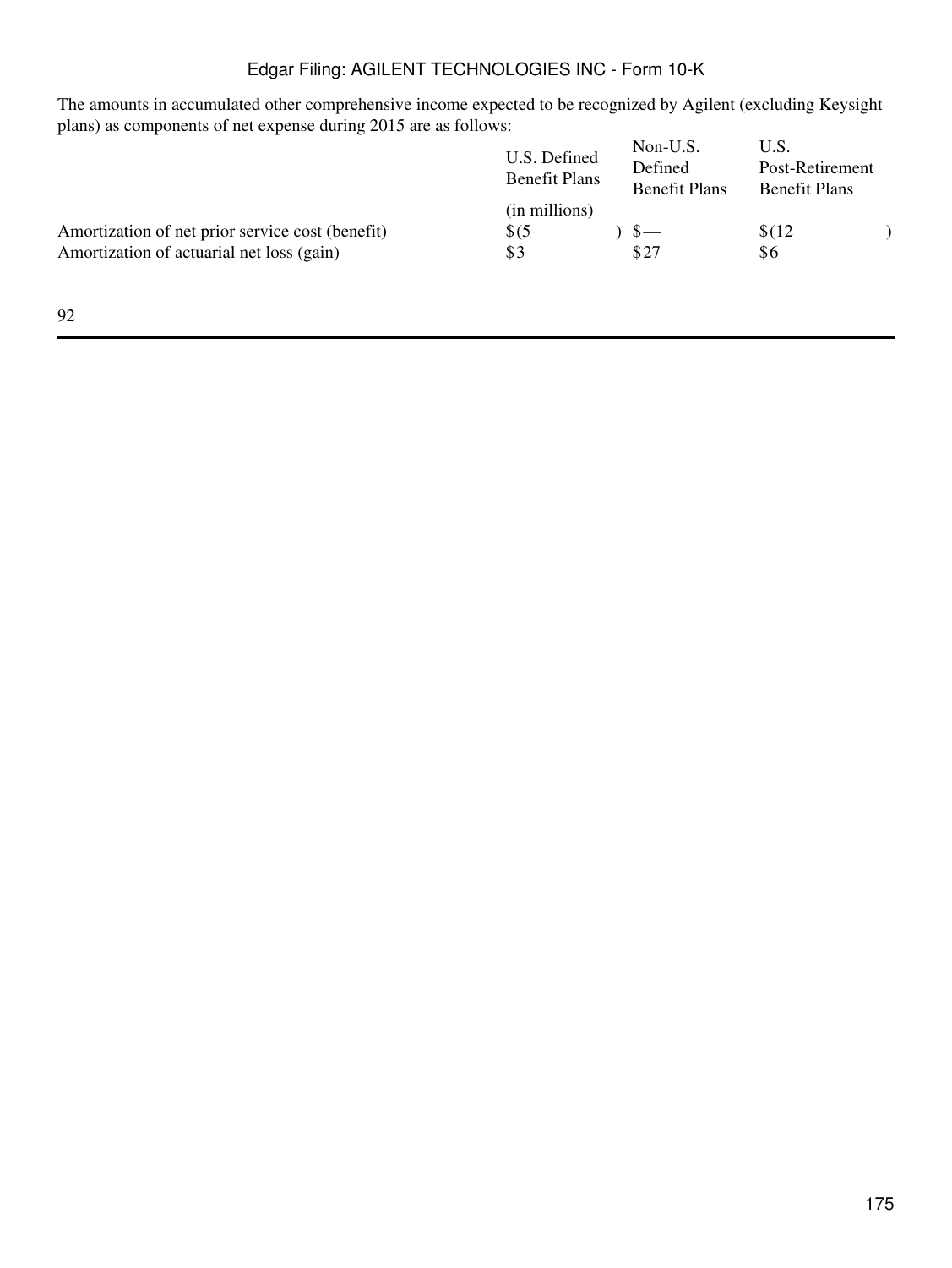The amounts in accumulated other comprehensive income expected to be recognized by Agilent (excluding Keysight plans) as components of net expense during 2015 are as follows:

| | U.S. Defined Benefit Plans | Non-U.S. Defined Benefit Plans | U.S. Post-Retirement Benefit Plans |
|---|---|---|---|
| | (in millions) | | |
| Amortization of net prior service cost (benefit) | $(5) | $— | $(12) |
| Amortization of actuarial net loss (gain) | $3 | $27 | $6 |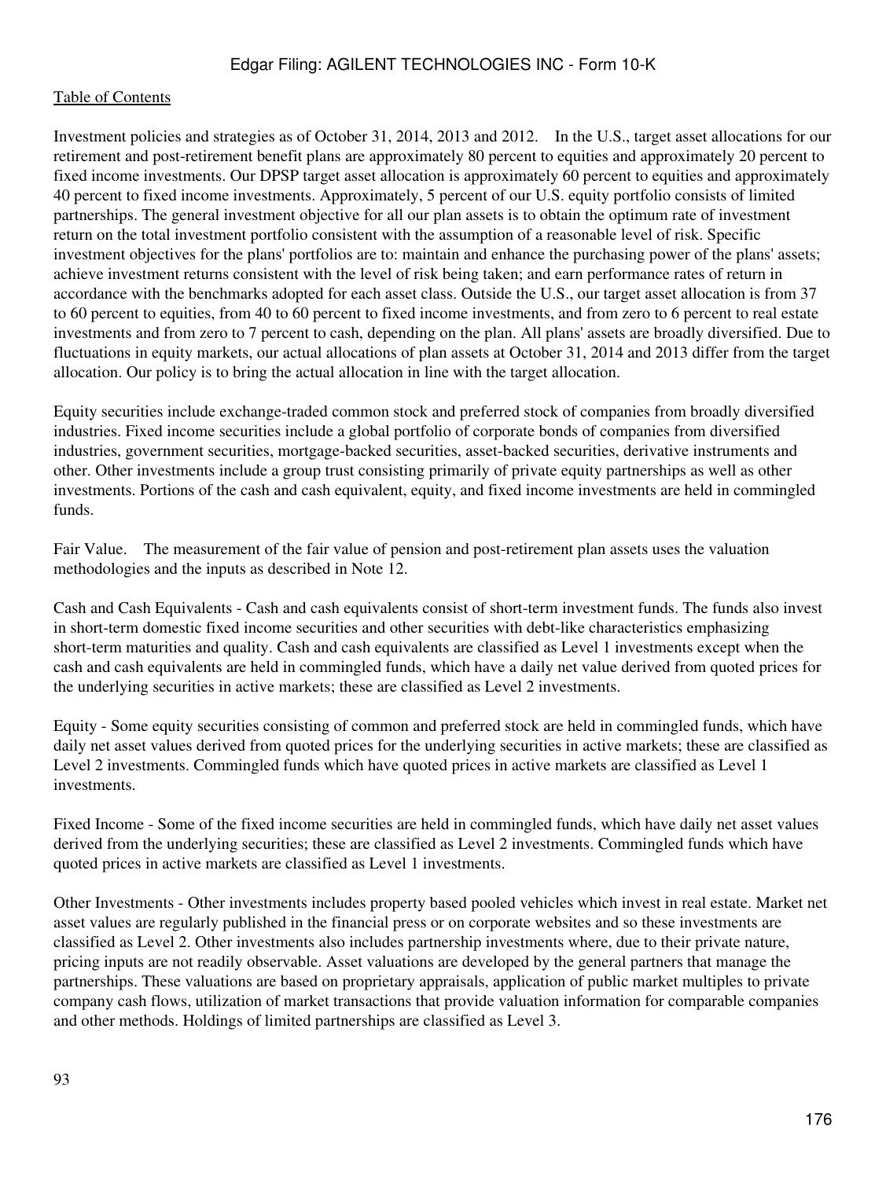**Investment policies and strategies as of October 31, 2014, 2013 and 2012.** In the U.S., target asset allocations for our retirement and post-retirement benefit plans are approximately 80 percent to equities and approximately 20 percent to fixed income investments. Our DPSP target asset allocation is approximately 60 percent to equities and approximately 40 percent to fixed income investments. Approximately, 5 percent of our U.S. equity portfolio consists of limited partnerships. The general investment objective for all our plan assets is to obtain the optimum rate of investment return on the total investment portfolio consistent with the assumption of a reasonable level of risk. Specific investment objectives for the plans' portfolios are to: maintain and enhance the purchasing power of the plans' assets; achieve investment returns consistent with the level of risk being taken; and earn performance rates of return in accordance with the benchmarks adopted for each asset class. Outside the U.S., our target asset allocation is from 37 to 60 percent to equities, from 40 to 60 percent to fixed income investments, and from zero to 6 percent to real estate investments and from zero to 7 percent to cash, depending on the plan. All plans' assets are broadly diversified. Due to fluctuations in equity markets, our actual allocations of plan assets at October 31, 2014 and 2013 differ from the target allocation. Our policy is to bring the actual allocation in line with the target allocation.

Equity securities include exchange-traded common stock and preferred stock of companies from broadly diversified industries. Fixed income securities include a global portfolio of corporate bonds of companies from diversified industries, government securities, mortgage-backed securities, asset-backed securities, derivative instruments and other. Other investments include a group trust consisting primarily of private equity partnerships as well as other investments. Portions of the cash and cash equivalent, equity, and fixed income investments are held in commingled funds.

**Fair Value.** The measurement of the fair value of pension and post-retirement plan assets uses the valuation methodologies and the inputs as described in Note 12.

Cash and Cash Equivalents - Cash and cash equivalents consist of short-term investment funds. The funds also invest in short-term domestic fixed income securities and other securities with debt-like characteristics emphasizing short-term maturities and quality. Cash and cash equivalents are classified as Level 1 investments except when the cash and cash equivalents are held in commingled funds, which have a daily net value derived from quoted prices for the underlying securities in active markets; these are classified as Level 2 investments.

Equity - Some equity securities consisting of common and preferred stock are held in commingled funds, which have daily net asset values derived from quoted prices for the underlying securities in active markets; these are classified as Level 2 investments. Commingled funds which have quoted prices in active markets are classified as Level 1 investments.

Fixed Income - Some of the fixed income securities are held in commingled funds, which have daily net asset values derived from the underlying securities; these are classified as Level 2 investments. Commingled funds which have quoted prices in active markets are classified as Level 1 investments.

Other Investments - Other investments includes property based pooled vehicles which invest in real estate. Market net asset values are regularly published in the financial press or on corporate websites and so these investments are classified as Level 2. Other investments also includes partnership investments where, due to their private nature, pricing inputs are not readily observable. Asset valuations are developed by the general partners that manage the partnerships. These valuations are based on proprietary appraisals, application of public market multiples to private company cash flows, utilization of market transactions that provide valuation information for comparable companies and other methods. Holdings of limited partnerships are classified as Level 3.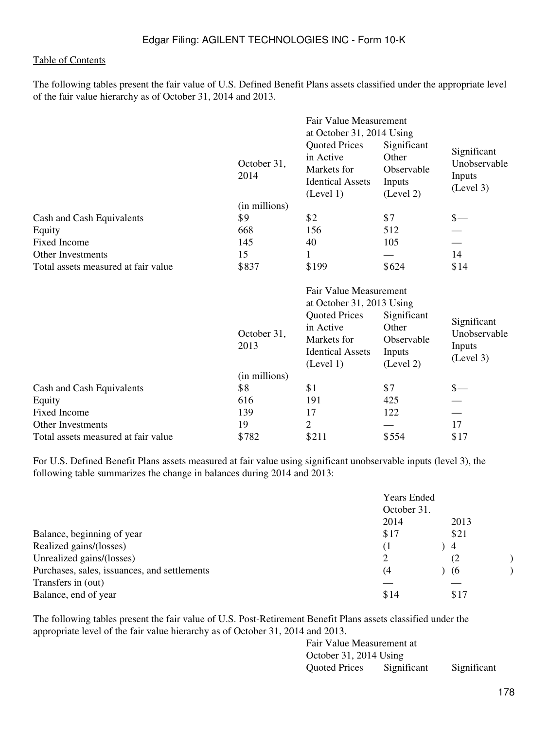Table of Contents

The following tables present the fair value of U.S. Defined Benefit Plans assets classified under the appropriate level of the fair value hierarchy as of October 31, 2014 and 2013.

| | October 31, 2014 | Fair Value Measurement at October 31, 2014 Using | | |
|---|---|---|---|---|
| | | Quoted Prices in Active Markets for Identical Assets (Level 1) | Significant Other Observable Inputs (Level 2) | Significant Unobservable Inputs (Level 3) |
| | (in millions) | | | |
| Cash and Cash Equivalents | $9 | $2 | $7 | $— |
| Equity | 668 | 156 | 512 | — |
| Fixed Income | 145 | 40 | 105 | — |
| Other Investments | 15 | 1 | — | 14 |
| Total assets measured at fair value | $837 | $199 | $624 | $14 |

| | October 31, 2013 | Fair Value Measurement at October 31, 2013 Using | | |
|---|---|---|---|---|
| | | Quoted Prices in Active Markets for Identical Assets (Level 1) | Significant Other Observable Inputs (Level 2) | Significant Unobservable Inputs (Level 3) |
| | (in millions) | | | |
| Cash and Cash Equivalents | $8 | $1 | $7 | $— |
| Equity | 616 | 191 | 425 | — |
| Fixed Income | 139 | 17 | 122 | — |
| Other Investments | 19 | 2 | — | 17 |
| Total assets measured at fair value | $782 | $211 | $554 | $17 |

For U.S. Defined Benefit Plans assets measured at fair value using significant unobservable inputs (level 3), the following table summarizes the change in balances during 2014 and 2013:

| | Years Ended October 31. | |
|---|---|---|
| | 2014 | 2013 |
| Balance, beginning of year | $17 | $21 |
| Realized gains/(losses) | (1) | 4 |
| Unrealized gains/(losses) | 2 | (2) |
| Purchases, sales, issuances, and settlements | (4) | (6) |
| Transfers in (out) | — | — |
| Balance, end of year | $14 | $17 |

The following tables present the fair value of U.S. Post-Retirement Benefit Plans assets classified under the appropriate level of the fair value hierarchy as of October 31, 2014 and 2013.

| Fair Value Measurement at October 31, 2014 Using | | |
|---|---|---|
| Quoted Prices | Significant | Significant |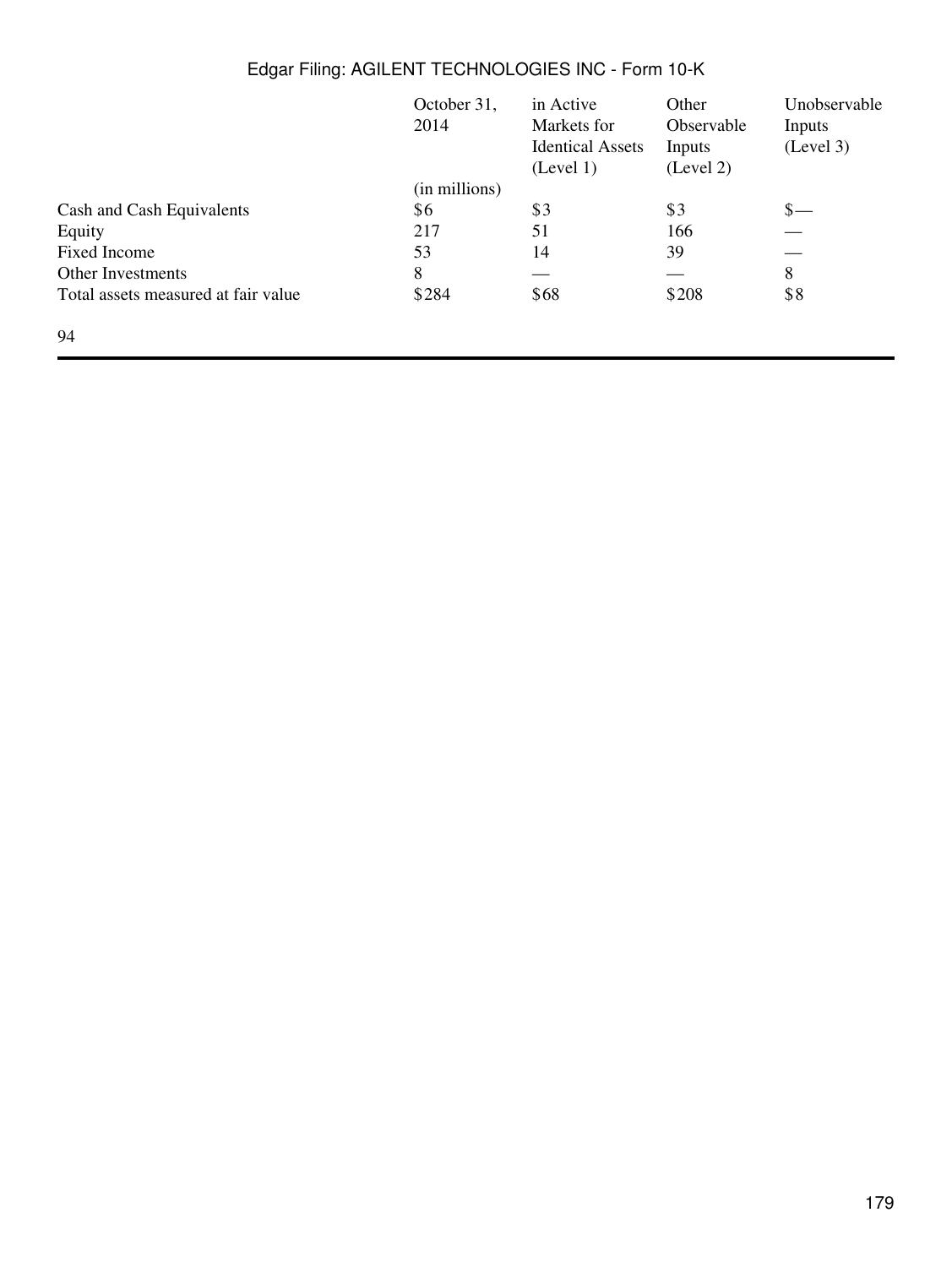| | October 31, 2014 | in Active Markets for Identical Assets (Level 1) | Other Observable Inputs (Level 2) | Unobservable Inputs (Level 3) |
|---|---|---|---|---|
| | (in millions) | | | |
| Cash and Cash Equivalents | $6 | $3 | $3 | $— |
| Equity | 217 | 51 | 166 | — |
| Fixed Income | 53 | 14 | 39 | — |
| Other Investments | 8 | — | — | 8 |
| Total assets measured at fair value | $284 | $68 | $208 | $8 |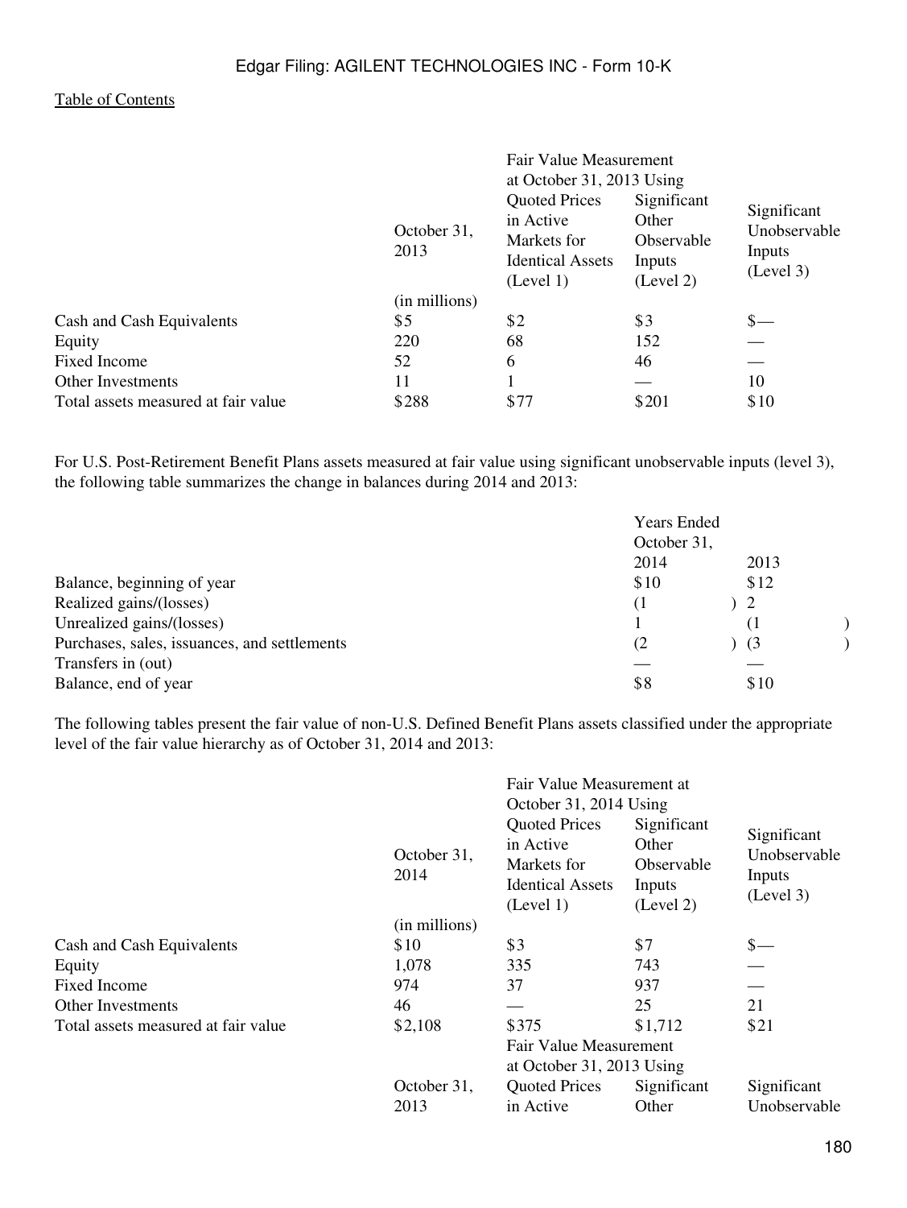| | October 31, 2013 | Fair Value Measurement at October 31, 2013 Using | | |
|---|---|---|---|---|
| | | Quoted Prices in Active Markets for Identical Assets (Level 1) | Significant Other Observable Inputs (Level 2) | Significant Unobservable Inputs (Level 3) |
| | (in millions) | | | |
| Cash and Cash Equivalents | $5 | $2 | $3 | $— |
| Equity | 220 | 68 | 152 | — |
| Fixed Income | 52 | 6 | 46 | — |
| Other Investments | 11 | 1 | — | 10 |
| Total assets measured at fair value | $288 | $77 | $201 | $10 |

For U.S. Post-Retirement Benefit Plans assets measured at fair value using significant unobservable inputs (level 3), the following table summarizes the change in balances during 2014 and 2013:

| | Years Ended October 31, | |
|---|---|---|
| | 2014 | 2013 |
| Balance, beginning of year | $10 | $12 |
| Realized gains/(losses) | (1) | 2 |
| Unrealized gains/(losses) | 1 | (1) |
| Purchases, sales, issuances, and settlements | (2) | (3) |
| Transfers in (out) | — | — |
| Balance, end of year | $8 | $10 |

The following tables present the fair value of non-U.S. Defined Benefit Plans assets classified under the appropriate level of the fair value hierarchy as of October 31, 2014 and 2013:

| | October 31, 2014 | Fair Value Measurement at October 31, 2014 Using | | |
|---|---|---|---|---|
| | | Quoted Prices in Active Markets for Identical Assets (Level 1) | Significant Other Observable Inputs (Level 2) | Significant Unobservable Inputs (Level 3) |
| | (in millions) | | | |
| Cash and Cash Equivalents | $10 | $3 | $7 | $— |
| Equity | 1,078 | 335 | 743 | — |
| Fixed Income | 974 | 37 | 937 | — |
| Other Investments | 46 | — | 25 | 21 |
| Total assets measured at fair value | $2,108 | $375 | $1,712 | $21 |

| | October 31, 2013 | Fair Value Measurement at October 31, 2013 Using | | |
|---|---|---|---|---|
| | | Quoted Prices in Active | Significant Other | Significant Unobservable |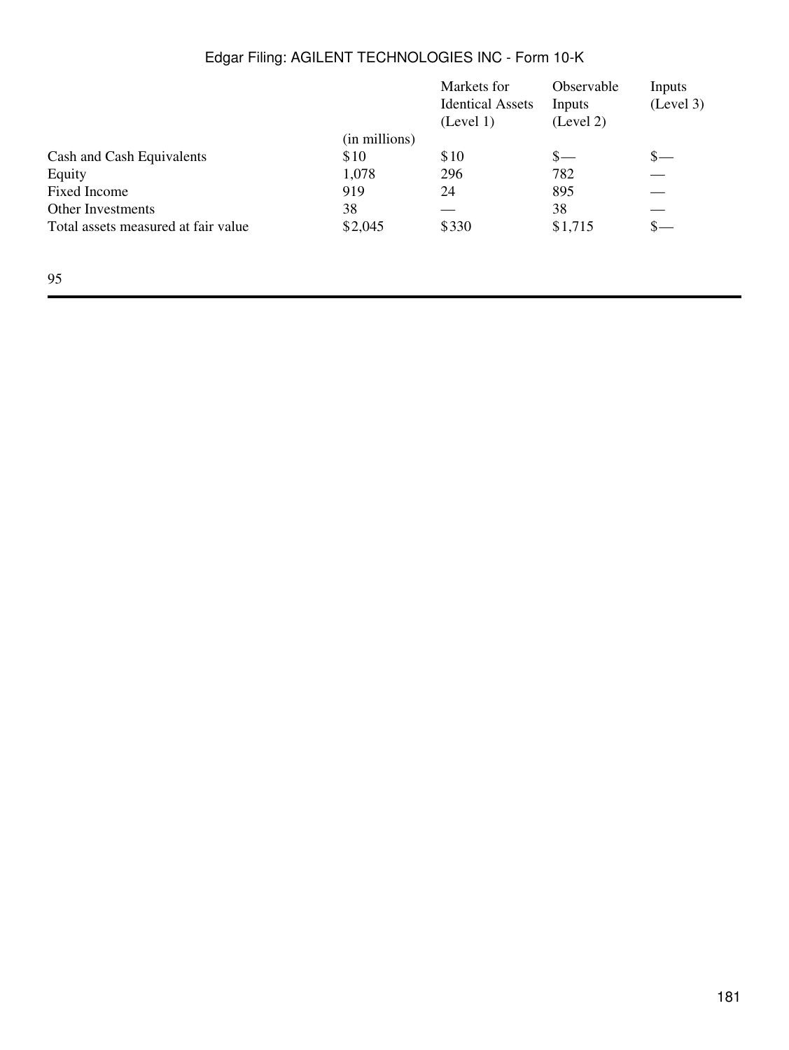| | | Markets for Identical Assets (Level 1) | Observable Inputs (Level 2) | Inputs (Level 3) |
|---|---|---|---|---|
| | (in millions) | | | |
| Cash and Cash Equivalents | $10 | $10 | $— | $— |
| Equity | 1,078 | 296 | 782 | — |
| Fixed Income | 919 | 24 | 895 | — |
| Other Investments | 38 | — | 38 | — |
| Total assets measured at fair value | $2,045 | $330 | $1,715 | $— |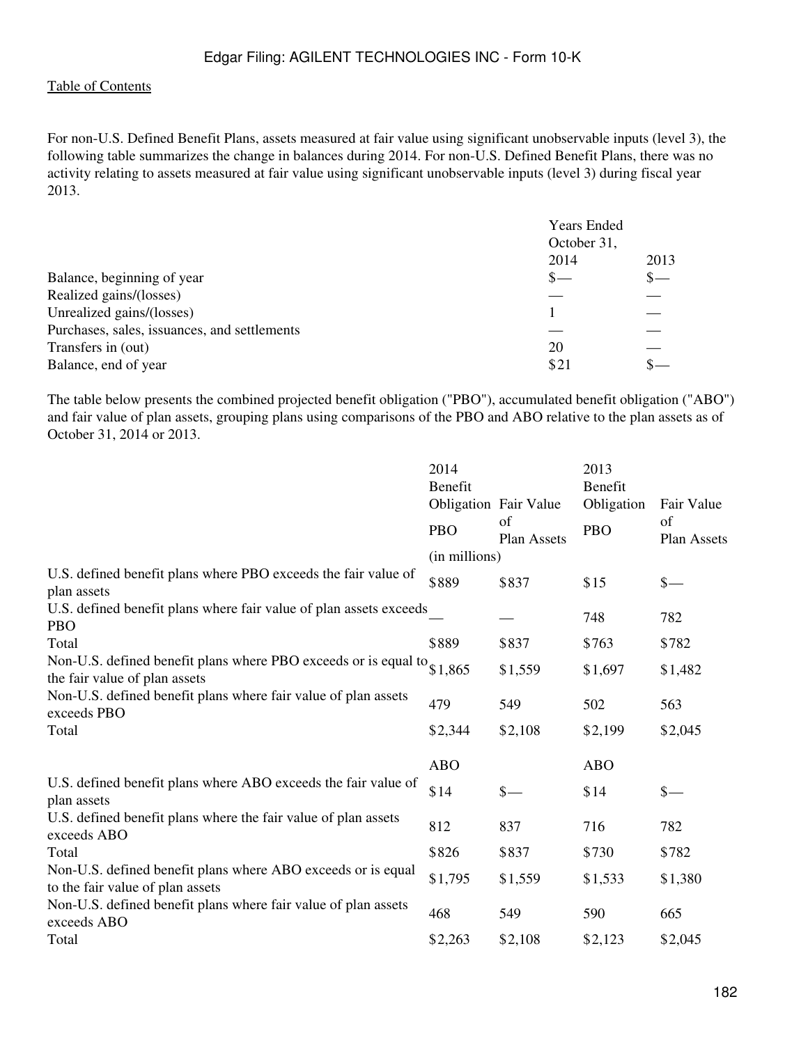For non-U.S. Defined Benefit Plans, assets measured at fair value using significant unobservable inputs (level 3), the following table summarizes the change in balances during 2014. For non-U.S. Defined Benefit Plans, there was no activity relating to assets measured at fair value using significant unobservable inputs (level 3) during fiscal year 2013.

| | Years Ended October 31, 2014 | 2013 |
|---|---|---|
| Balance, beginning of year | $— | $— |
| Realized gains/(losses) | — | — |
| Unrealized gains/(losses) | 1 | — |
| Purchases, sales, issuances, and settlements | — | — |
| Transfers in (out) | 20 | — |
| Balance, end of year | $21 | $— |

The table below presents the combined projected benefit obligation ("PBO"), accumulated benefit obligation ("ABO") and fair value of plan assets, grouping plans using comparisons of the PBO and ABO relative to the plan assets as of October 31, 2014 or 2013.

| | 2014 Benefit Obligation | | 2013 Benefit Obligation | |
|---|---|---|---|---|
| | PBO | Fair Value of Plan Assets | PBO | Fair Value of Plan Assets |
| | (in millions) | | | |
| U.S. defined benefit plans where PBO exceeds the fair value of plan assets | $889 | $837 | $15 | $— |
| U.S. defined benefit plans where fair value of plan assets exceeds PBO | — | — | 748 | 782 |
| Total | $889 | $837 | $763 | $782 |
| Non-U.S. defined benefit plans where PBO exceeds or is equal to the fair value of plan assets | $1,865 | $1,559 | $1,697 | $1,482 |
| Non-U.S. defined benefit plans where fair value of plan assets exceeds PBO | 479 | 549 | 502 | 563 |
| Total | $2,344 | $2,108 | $2,199 | $2,045 |
| | ABO | | ABO | |
| U.S. defined benefit plans where ABO exceeds the fair value of plan assets | $14 | $— | $14 | $— |
| U.S. defined benefit plans where the fair value of plan assets exceeds ABO | 812 | 837 | 716 | 782 |
| Total | $826 | $837 | $730 | $782 |
| Non-U.S. defined benefit plans where ABO exceeds or is equal to the fair value of plan assets | $1,795 | $1,559 | $1,533 | $1,380 |
| Non-U.S. defined benefit plans where fair value of plan assets exceeds ABO | 468 | 549 | 590 | 665 |
| Total | $2,263 | $2,108 | $2,123 | $2,045 |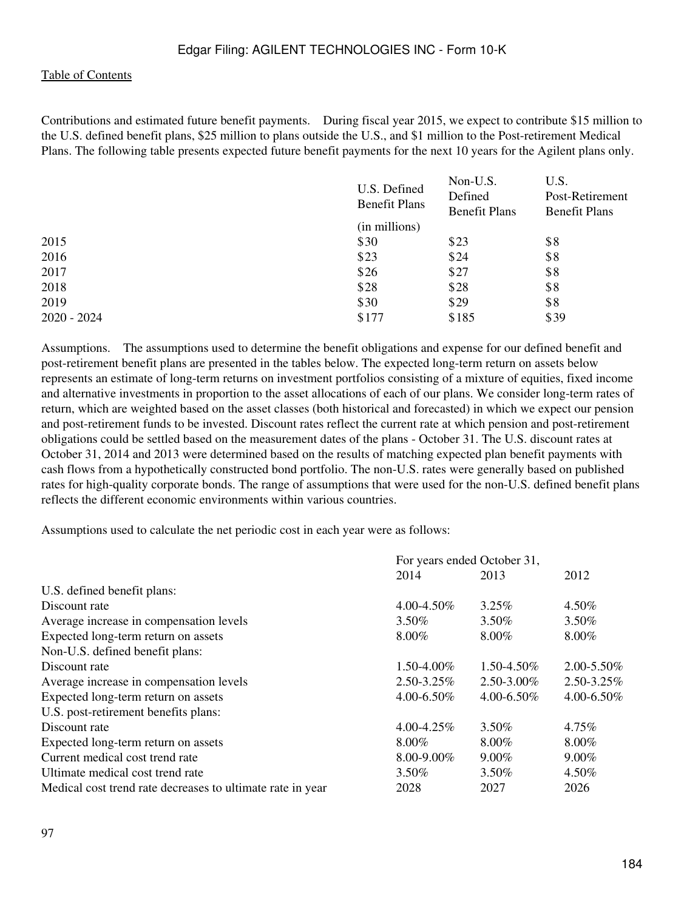Contributions and estimated future benefit payments. During fiscal year 2015, we expect to contribute $15 million to the U.S. defined benefit plans, $25 million to plans outside the U.S., and $1 million to the Post-retirement Medical Plans. The following table presents expected future benefit payments for the next 10 years for the Agilent plans only.

| | U.S. Defined Benefit Plans | Non-U.S. Defined Benefit Plans | U.S. Post-Retirement Benefit Plans |
|---|---|---|---|
| | (in millions) | | |
| 2015 | $30 | $23 | $8 |
| 2016 | $23 | $24 | $8 |
| 2017 | $26 | $27 | $8 |
| 2018 | $28 | $28 | $8 |
| 2019 | $30 | $29 | $8 |
| 2020 - 2024 | $177 | $185 | $39 |

Assumptions. The assumptions used to determine the benefit obligations and expense for our defined benefit and post-retirement benefit plans are presented in the tables below. The expected long-term return on assets below represents an estimate of long-term returns on investment portfolios consisting of a mixture of equities, fixed income and alternative investments in proportion to the asset allocations of each of our plans. We consider long-term rates of return, which are weighted based on the asset classes (both historical and forecasted) in which we expect our pension and post-retirement funds to be invested. Discount rates reflect the current rate at which pension and post-retirement obligations could be settled based on the measurement dates of the plans - October 31. The U.S. discount rates at October 31, 2014 and 2013 were determined based on the results of matching expected plan benefit payments with cash flows from a hypothetically constructed bond portfolio. The non-U.S. rates were generally based on published rates for high-quality corporate bonds. The range of assumptions that were used for the non-U.S. defined benefit plans reflects the different economic environments within various countries.

Assumptions used to calculate the net periodic cost in each year were as follows:

| | For years ended October 31, | | |
|---|---|---|---|
| | 2014 | 2013 | 2012 |
| U.S. defined benefit plans: | | | |
| Discount rate | 4.00-4.50% | 3.25% | 4.50% |
| Average increase in compensation levels | 3.50% | 3.50% | 3.50% |
| Expected long-term return on assets | 8.00% | 8.00% | 8.00% |
| Non-U.S. defined benefit plans: | | | |
| Discount rate | 1.50-4.00% | 1.50-4.50% | 2.00-5.50% |
| Average increase in compensation levels | 2.50-3.25% | 2.50-3.00% | 2.50-3.25% |
| Expected long-term return on assets | 4.00-6.50% | 4.00-6.50% | 4.00-6.50% |
| U.S. post-retirement benefits plans: | | | |
| Discount rate | 4.00-4.25% | 3.50% | 4.75% |
| Expected long-term return on assets | 8.00% | 8.00% | 8.00% |
| Current medical cost trend rate | 8.00-9.00% | 9.00% | 9.00% |
| Ultimate medical cost trend rate | 3.50% | 3.50% | 4.50% |
| Medical cost trend rate decreases to ultimate rate in year | 2028 | 2027 | 2026 |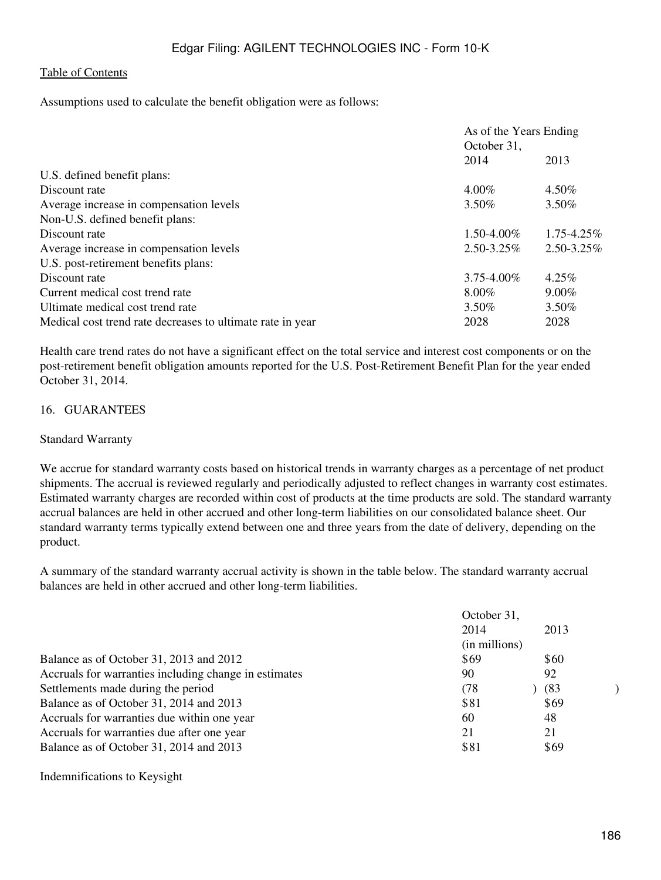Assumptions used to calculate the benefit obligation were as follows:

| | As of the Years Ending October 31, | |
|---|---|---|
| | 2014 | 2013 |
| U.S. defined benefit plans: | | |
| Discount rate | 4.00% | 4.50% |
| Average increase in compensation levels | 3.50% | 3.50% |
| Non-U.S. defined benefit plans: | | |
| Discount rate | 1.50-4.00% | 1.75-4.25% |
| Average increase in compensation levels | 2.50-3.25% | 2.50-3.25% |
| U.S. post-retirement benefits plans: | | |
| Discount rate | 3.75-4.00% | 4.25% |
| Current medical cost trend rate | 8.00% | 9.00% |
| Ultimate medical cost trend rate | 3.50% | 3.50% |
| Medical cost trend rate decreases to ultimate rate in year | 2028 | 2028 |

Health care trend rates do not have a significant effect on the total service and interest cost components or on the post-retirement benefit obligation amounts reported for the U.S. Post-Retirement Benefit Plan for the year ended October 31, 2014.

## 16. GUARANTEES

### Standard Warranty

We accrue for standard warranty costs based on historical trends in warranty charges as a percentage of net product shipments. The accrual is reviewed regularly and periodically adjusted to reflect changes in warranty cost estimates. Estimated warranty charges are recorded within cost of products at the time products are sold. The standard warranty accrual balances are held in other accrued and other long-term liabilities on our consolidated balance sheet. Our standard warranty terms typically extend between one and three years from the date of delivery, depending on the product.

A summary of the standard warranty accrual activity is shown in the table below. The standard warranty accrual balances are held in other accrued and other long-term liabilities.

| | October 31, 2014 | 2013 |
|---|---|---|
| | (in millions) | |
| Balance as of October 31, 2013 and 2012 | $69 | $60 |
| Accruals for warranties including change in estimates | 90 | 92 |
| Settlements made during the period | (78) | (83) |
| Balance as of October 31, 2014 and 2013 | $81 | $69 |
| Accruals for warranties due within one year | 60 | 48 |
| Accruals for warranties due after one year | 21 | 21 |
| Balance as of October 31, 2014 and 2013 | $81 | $69 |

### Indemnifications to Keysight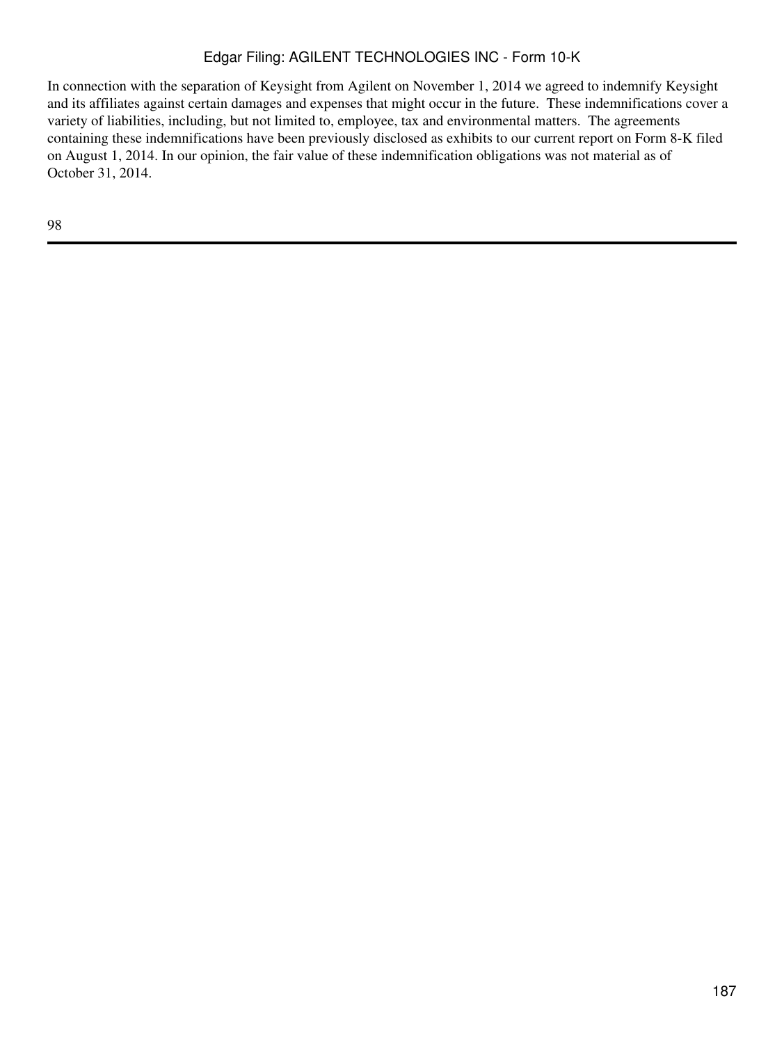In connection with the separation of Keysight from Agilent on November 1, 2014 we agreed to indemnify Keysight and its affiliates against certain damages and expenses that might occur in the future. These indemnifications cover a variety of liabilities, including, but not limited to, employee, tax and environmental matters. The agreements containing these indemnifications have been previously disclosed as exhibits to our current report on Form 8-K filed on August 1, 2014. In our opinion, the fair value of these indemnification obligations was not material as of October 31, 2014.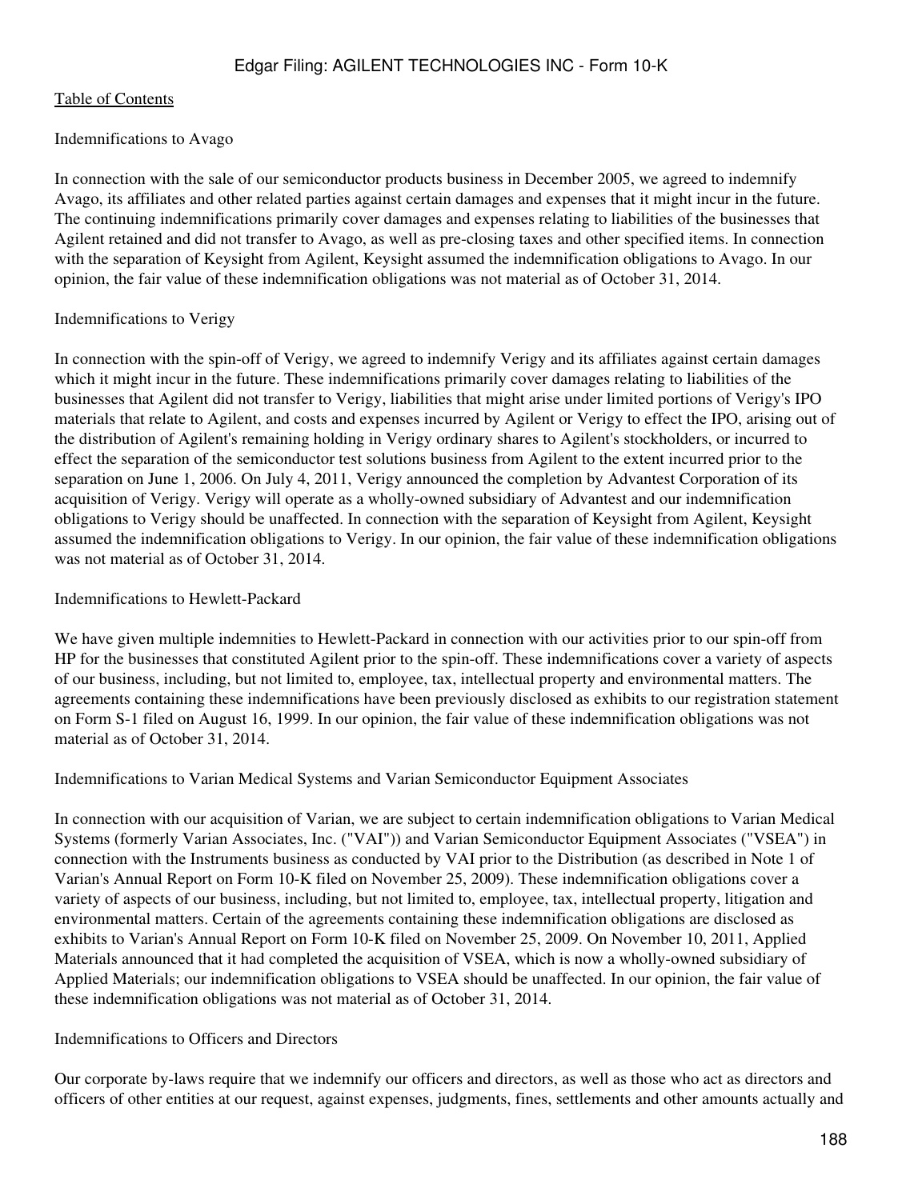Indemnifications to Avago

In connection with the sale of our semiconductor products business in December 2005, we agreed to indemnify Avago, its affiliates and other related parties against certain damages and expenses that it might incur in the future. The continuing indemnifications primarily cover damages and expenses relating to liabilities of the businesses that Agilent retained and did not transfer to Avago, as well as pre-closing taxes and other specified items. In connection with the separation of Keysight from Agilent, Keysight assumed the indemnification obligations to Avago. In our opinion, the fair value of these indemnification obligations was not material as of October 31, 2014.

Indemnifications to Verigy

In connection with the spin-off of Verigy, we agreed to indemnify Verigy and its affiliates against certain damages which it might incur in the future. These indemnifications primarily cover damages relating to liabilities of the businesses that Agilent did not transfer to Verigy, liabilities that might arise under limited portions of Verigy's IPO materials that relate to Agilent, and costs and expenses incurred by Agilent or Verigy to effect the IPO, arising out of the distribution of Agilent's remaining holding in Verigy ordinary shares to Agilent's stockholders, or incurred to effect the separation of the semiconductor test solutions business from Agilent to the extent incurred prior to the separation on June 1, 2006. On July 4, 2011, Verigy announced the completion by Advantest Corporation of its acquisition of Verigy. Verigy will operate as a wholly-owned subsidiary of Advantest and our indemnification obligations to Verigy should be unaffected. In connection with the separation of Keysight from Agilent, Keysight assumed the indemnification obligations to Verigy. In our opinion, the fair value of these indemnification obligations was not material as of October 31, 2014.

Indemnifications to Hewlett-Packard

We have given multiple indemnities to Hewlett-Packard in connection with our activities prior to our spin-off from HP for the businesses that constituted Agilent prior to the spin-off. These indemnifications cover a variety of aspects of our business, including, but not limited to, employee, tax, intellectual property and environmental matters. The agreements containing these indemnifications have been previously disclosed as exhibits to our registration statement on Form S-1 filed on August 16, 1999. In our opinion, the fair value of these indemnification obligations was not material as of October 31, 2014.

Indemnifications to Varian Medical Systems and Varian Semiconductor Equipment Associates

In connection with our acquisition of Varian, we are subject to certain indemnification obligations to Varian Medical Systems (formerly Varian Associates, Inc. ("VAI")) and Varian Semiconductor Equipment Associates ("VSEA") in connection with the Instruments business as conducted by VAI prior to the Distribution (as described in Note 1 of Varian's Annual Report on Form 10-K filed on November 25, 2009). These indemnification obligations cover a variety of aspects of our business, including, but not limited to, employee, tax, intellectual property, litigation and environmental matters. Certain of the agreements containing these indemnification obligations are disclosed as exhibits to Varian's Annual Report on Form 10-K filed on November 25, 2009. On November 10, 2011, Applied Materials announced that it had completed the acquisition of VSEA, which is now a wholly-owned subsidiary of Applied Materials; our indemnification obligations to VSEA should be unaffected. In our opinion, the fair value of these indemnification obligations was not material as of October 31, 2014.

Indemnifications to Officers and Directors

Our corporate by-laws require that we indemnify our officers and directors, as well as those who act as directors and officers of other entities at our request, against expenses, judgments, fines, settlements and other amounts actually and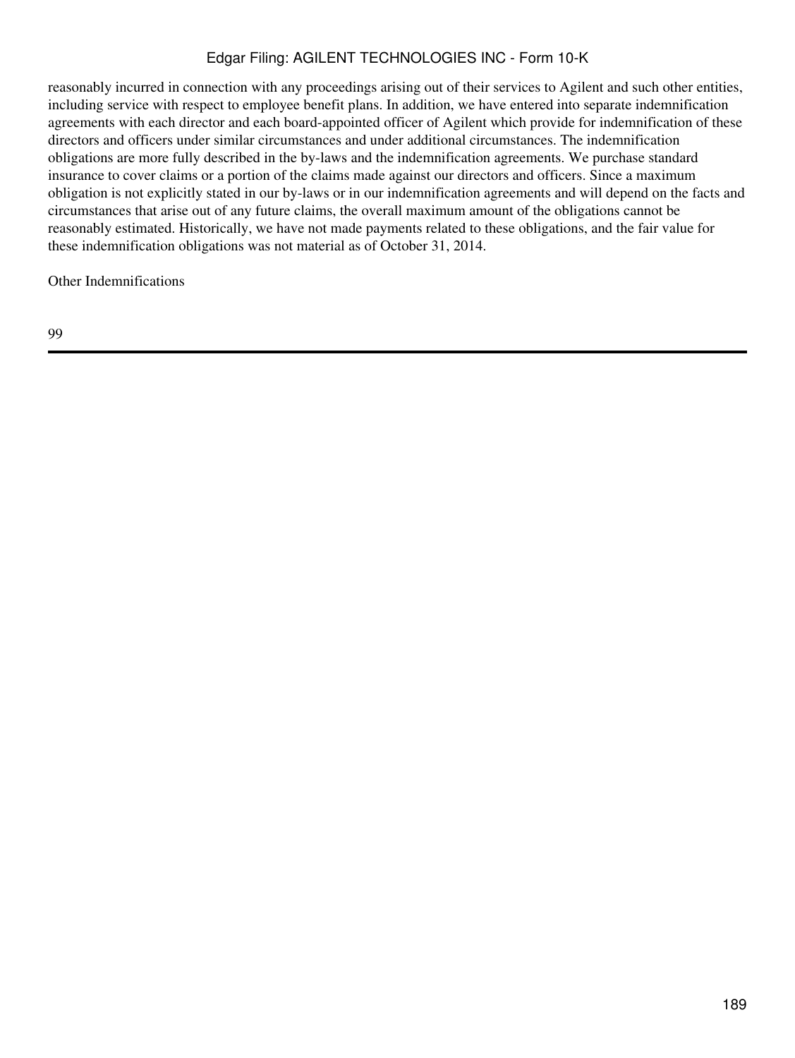reasonably incurred in connection with any proceedings arising out of their services to Agilent and such other entities, including service with respect to employee benefit plans. In addition, we have entered into separate indemnification agreements with each director and each board-appointed officer of Agilent which provide for indemnification of these directors and officers under similar circumstances and under additional circumstances. The indemnification obligations are more fully described in the by-laws and the indemnification agreements. We purchase standard insurance to cover claims or a portion of the claims made against our directors and officers. Since a maximum obligation is not explicitly stated in our by-laws or in our indemnification agreements and will depend on the facts and circumstances that arise out of any future claims, the overall maximum amount of the obligations cannot be reasonably estimated. Historically, we have not made payments related to these obligations, and the fair value for these indemnification obligations was not material as of October 31, 2014.

Other Indemnifications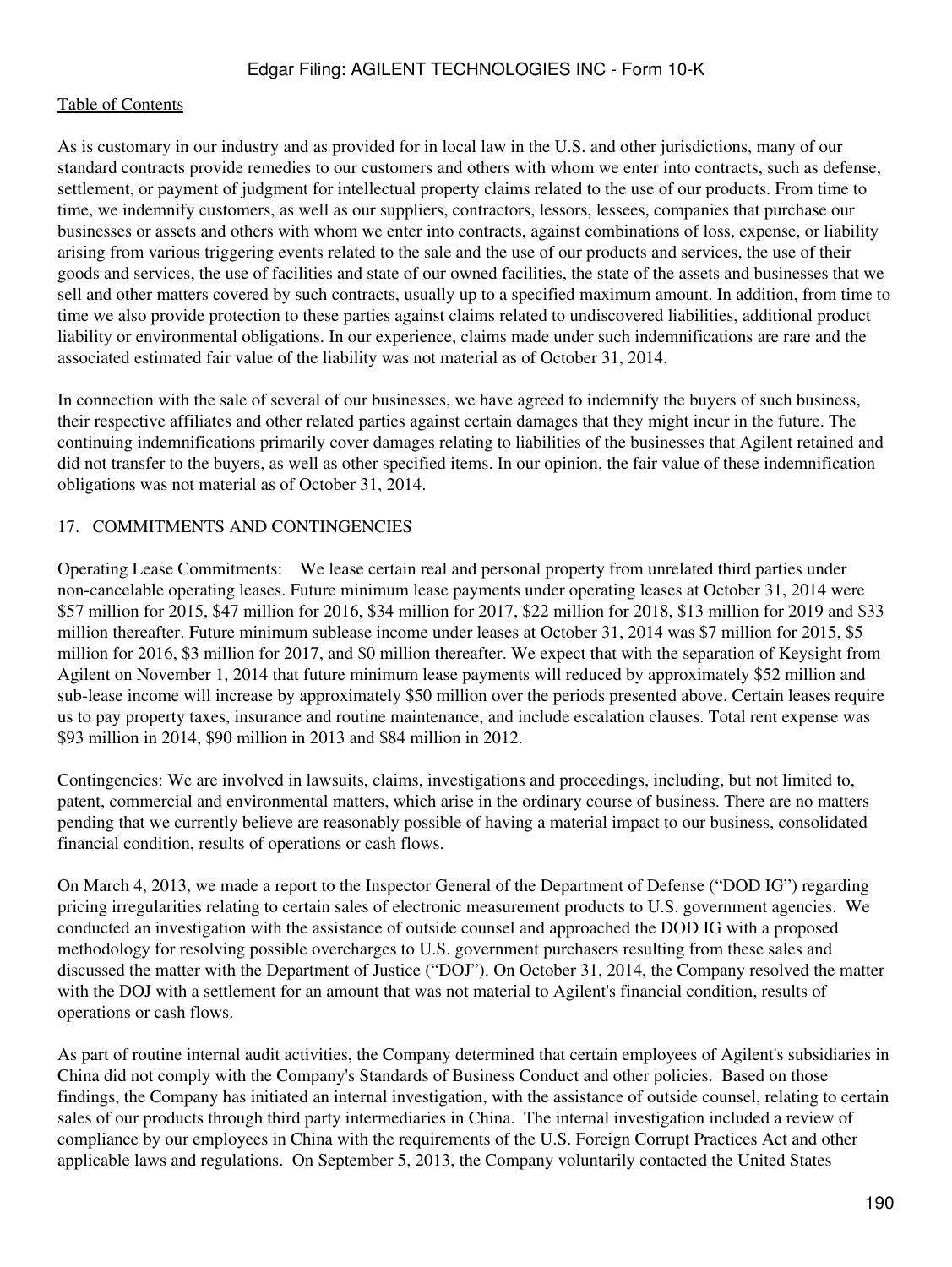As is customary in our industry and as provided for in local law in the U.S. and other jurisdictions, many of our standard contracts provide remedies to our customers and others with whom we enter into contracts, such as defense, settlement, or payment of judgment for intellectual property claims related to the use of our products. From time to time, we indemnify customers, as well as our suppliers, contractors, lessors, lessees, companies that purchase our businesses or assets and others with whom we enter into contracts, against combinations of loss, expense, or liability arising from various triggering events related to the sale and the use of our products and services, the use of their goods and services, the use of facilities and state of our owned facilities, the state of the assets and businesses that we sell and other matters covered by such contracts, usually up to a specified maximum amount. In addition, from time to time we also provide protection to these parties against claims related to undiscovered liabilities, additional product liability or environmental obligations. In our experience, claims made under such indemnifications are rare and the associated estimated fair value of the liability was not material as of October 31, 2014.

In connection with the sale of several of our businesses, we have agreed to indemnify the buyers of such business, their respective affiliates and other related parties against certain damages that they might incur in the future. The continuing indemnifications primarily cover damages relating to liabilities of the businesses that Agilent retained and did not transfer to the buyers, as well as other specified items. In our opinion, the fair value of these indemnification obligations was not material as of October 31, 2014.

## 17. COMMITMENTS AND CONTINGENCIES

Operating Lease Commitments: We lease certain real and personal property from unrelated third parties under non-cancelable operating leases. Future minimum lease payments under operating leases at October 31, 2014 were $57 million for 2015, $47 million for 2016, $34 million for 2017, $22 million for 2018, $13 million for 2019 and $33 million thereafter. Future minimum sublease income under leases at October 31, 2014 was $7 million for 2015, $5 million for 2016, $3 million for 2017, and $0 million thereafter. We expect that with the separation of Keysight from Agilent on November 1, 2014 that future minimum lease payments will reduced by approximately $52 million and sub-lease income will increase by approximately $50 million over the periods presented above. Certain leases require us to pay property taxes, insurance and routine maintenance, and include escalation clauses. Total rent expense was $93 million in 2014, $90 million in 2013 and $84 million in 2012.

Contingencies: We are involved in lawsuits, claims, investigations and proceedings, including, but not limited to, patent, commercial and environmental matters, which arise in the ordinary course of business. There are no matters pending that we currently believe are reasonably possible of having a material impact to our business, consolidated financial condition, results of operations or cash flows.

On March 4, 2013, we made a report to the Inspector General of the Department of Defense ("DOD IG") regarding pricing irregularities relating to certain sales of electronic measurement products to U.S. government agencies. We conducted an investigation with the assistance of outside counsel and approached the DOD IG with a proposed methodology for resolving possible overcharges to U.S. government purchasers resulting from these sales and discussed the matter with the Department of Justice ("DOJ"). On October 31, 2014, the Company resolved the matter with the DOJ with a settlement for an amount that was not material to Agilent's financial condition, results of operations or cash flows.

As part of routine internal audit activities, the Company determined that certain employees of Agilent's subsidiaries in China did not comply with the Company's Standards of Business Conduct and other policies. Based on those findings, the Company has initiated an internal investigation, with the assistance of outside counsel, relating to certain sales of our products through third party intermediaries in China. The internal investigation included a review of compliance by our employees in China with the requirements of the U.S. Foreign Corrupt Practices Act and other applicable laws and regulations. On September 5, 2013, the Company voluntarily contacted the United States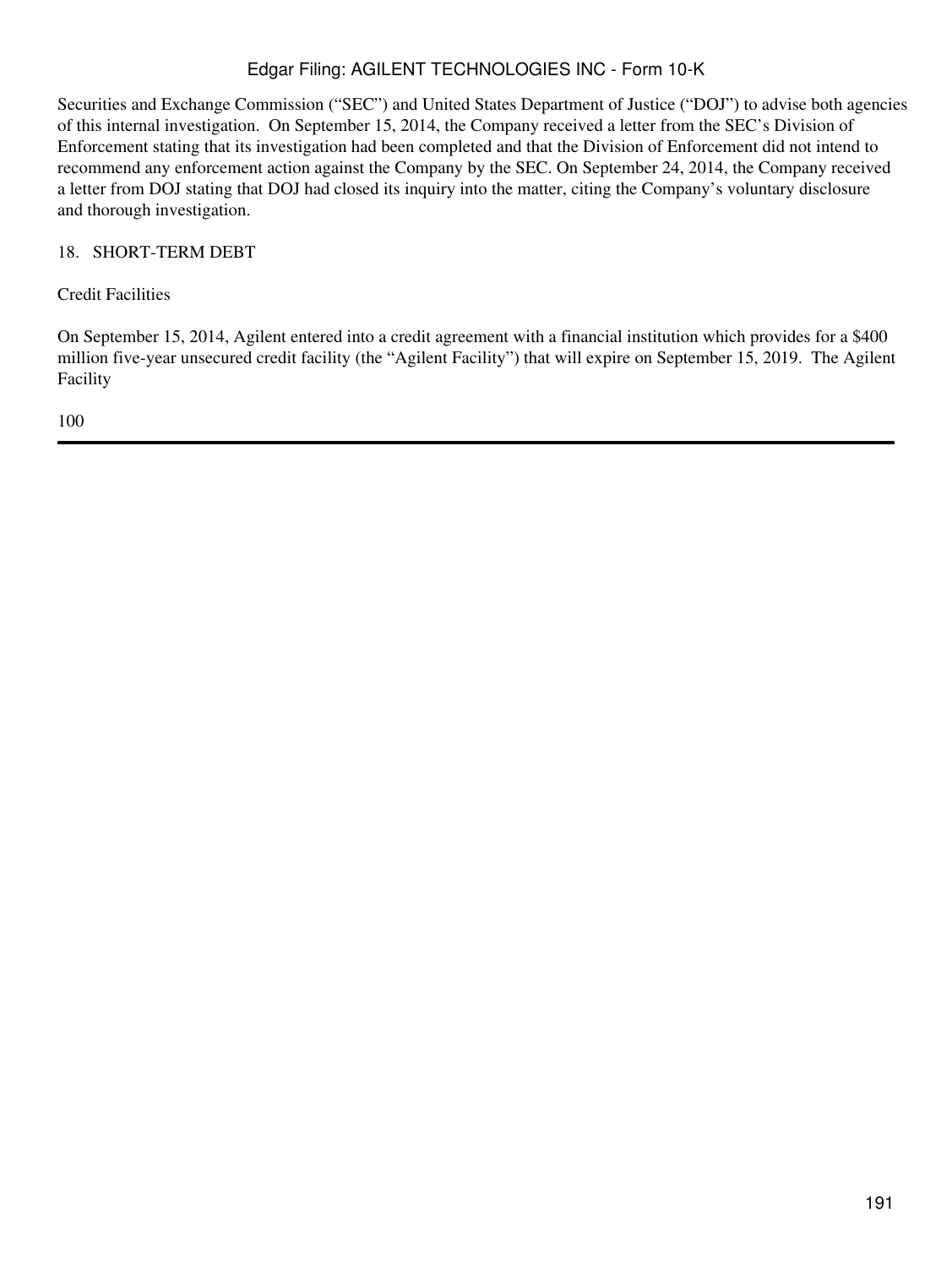Securities and Exchange Commission ("SEC") and United States Department of Justice ("DOJ") to advise both agencies of this internal investigation. On September 15, 2014, the Company received a letter from the SEC's Division of Enforcement stating that its investigation had been completed and that the Division of Enforcement did not intend to recommend any enforcement action against the Company by the SEC. On September 24, 2014, the Company received a letter from DOJ stating that DOJ had closed its inquiry into the matter, citing the Company's voluntary disclosure and thorough investigation.

## 18. SHORT-TERM DEBT

### Credit Facilities

On September 15, 2014, Agilent entered into a credit agreement with a financial institution which provides for a $400 million five-year unsecured credit facility (the "Agilent Facility") that will expire on September 15, 2019. The Agilent Facility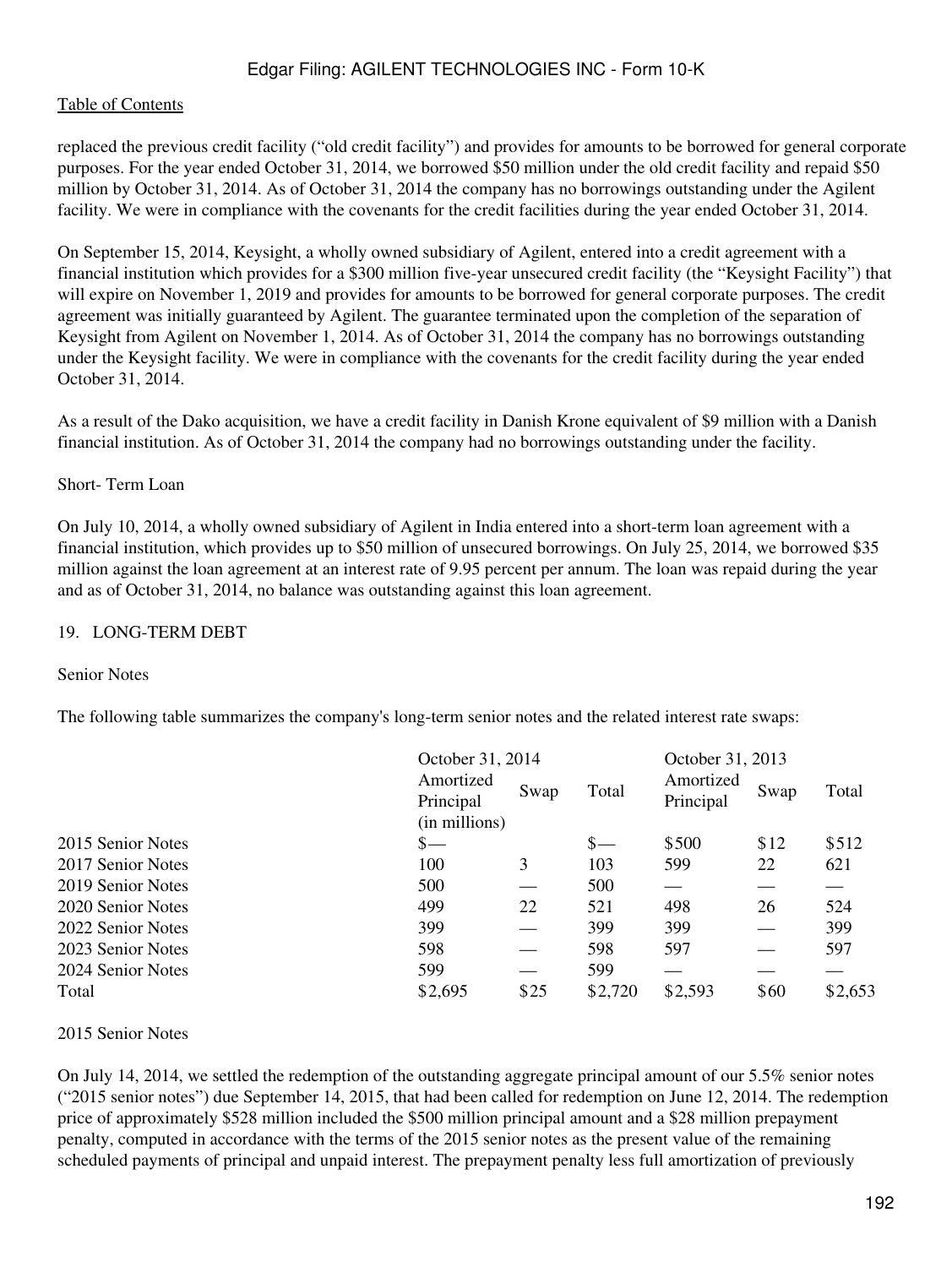replaced the previous credit facility ("old credit facility") and provides for amounts to be borrowed for general corporate purposes. For the year ended October 31, 2014, we borrowed $50 million under the old credit facility and repaid $50 million by October 31, 2014. As of October 31, 2014 the company has no borrowings outstanding under the Agilent facility. We were in compliance with the covenants for the credit facilities during the year ended October 31, 2014.

On September 15, 2014, Keysight, a wholly owned subsidiary of Agilent, entered into a credit agreement with a financial institution which provides for a $300 million five-year unsecured credit facility (the "Keysight Facility") that will expire on November 1, 2019 and provides for amounts to be borrowed for general corporate purposes. The credit agreement was initially guaranteed by Agilent. The guarantee terminated upon the completion of the separation of Keysight from Agilent on November 1, 2014. As of October 31, 2014 the company has no borrowings outstanding under the Keysight facility. We were in compliance with the covenants for the credit facility during the year ended October 31, 2014.

As a result of the Dako acquisition, we have a credit facility in Danish Krone equivalent of $9 million with a Danish financial institution. As of October 31, 2014 the company had no borrowings outstanding under the facility.

Short- Term Loan

On July 10, 2014, a wholly owned subsidiary of Agilent in India entered into a short-term loan agreement with a financial institution, which provides up to $50 million of unsecured borrowings. On July 25, 2014, we borrowed $35 million against the loan agreement at an interest rate of 9.95 percent per annum. The loan was repaid during the year and as of October 31, 2014, no balance was outstanding against this loan agreement.

## 19. LONG-TERM DEBT

### Senior Notes

The following table summarizes the company's long-term senior notes and the related interest rate swaps:

| | October 31, 2014 | | | October 31, 2013 | | |
|---|---|---|---|---|---|---|
| | Amortized Principal (in millions) | Swap | Total | Amortized Principal | Swap | Total |
| 2015 Senior Notes | $— | | $— | $500 | $12 | $512 |
| 2017 Senior Notes | 100 | 3 | 103 | 599 | 22 | 621 |
| 2019 Senior Notes | 500 | — | 500 | — | — | — |
| 2020 Senior Notes | 499 | 22 | 521 | 498 | 26 | 524 |
| 2022 Senior Notes | 399 | — | 399 | 399 | — | 399 |
| 2023 Senior Notes | 598 | — | 598 | 597 | — | 597 |
| 2024 Senior Notes | 599 | — | 599 | — | — | — |
| Total | $2,695 | $25 | $2,720 | $2,593 | $60 | $2,653 |

2015 Senior Notes

On July 14, 2014, we settled the redemption of the outstanding aggregate principal amount of our 5.5% senior notes ("2015 senior notes") due September 14, 2015, that had been called for redemption on June 12, 2014. The redemption price of approximately $528 million included the $500 million principal amount and a $28 million prepayment penalty, computed in accordance with the terms of the 2015 senior notes as the present value of the remaining scheduled payments of principal and unpaid interest. The prepayment penalty less full amortization of previously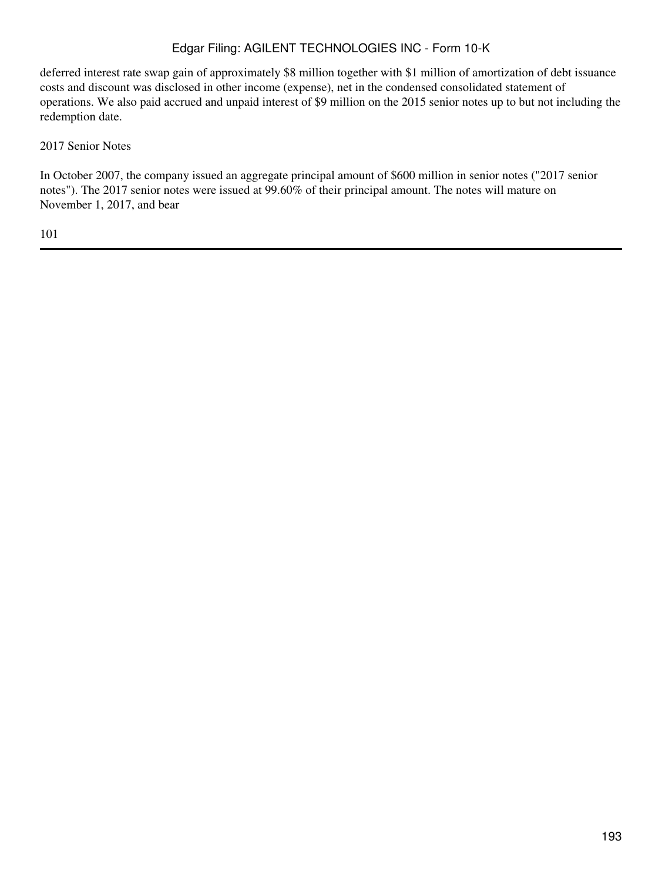deferred interest rate swap gain of approximately $8 million together with $1 million of amortization of debt issuance costs and discount was disclosed in other income (expense), net in the condensed consolidated statement of operations. We also paid accrued and unpaid interest of $9 million on the 2015 senior notes up to but not including the redemption date.

2017 Senior Notes

In October 2007, the company issued an aggregate principal amount of $600 million in senior notes ("2017 senior notes"). The 2017 senior notes were issued at 99.60% of their principal amount. The notes will mature on November 1, 2017, and bear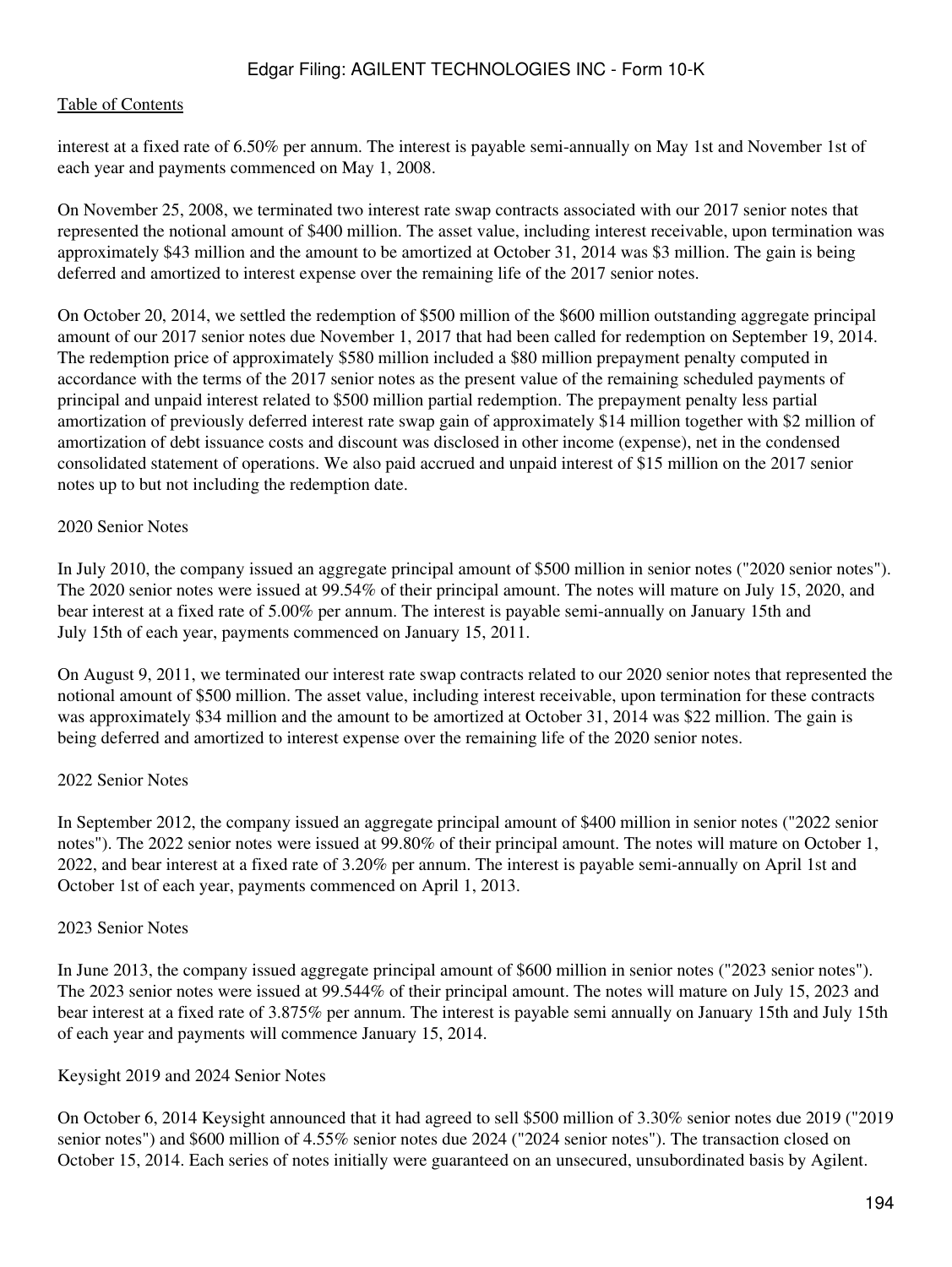interest at a fixed rate of 6.50% per annum. The interest is payable semi-annually on May 1st and November 1st of each year and payments commenced on May 1, 2008.

On November 25, 2008, we terminated two interest rate swap contracts associated with our 2017 senior notes that represented the notional amount of $400 million. The asset value, including interest receivable, upon termination was approximately $43 million and the amount to be amortized at October 31, 2014 was $3 million. The gain is being deferred and amortized to interest expense over the remaining life of the 2017 senior notes.

On October 20, 2014, we settled the redemption of $500 million of the $600 million outstanding aggregate principal amount of our 2017 senior notes due November 1, 2017 that had been called for redemption on September 19, 2014. The redemption price of approximately $580 million included a $80 million prepayment penalty computed in accordance with the terms of the 2017 senior notes as the present value of the remaining scheduled payments of principal and unpaid interest related to $500 million partial redemption. The prepayment penalty less partial amortization of previously deferred interest rate swap gain of approximately $14 million together with $2 million of amortization of debt issuance costs and discount was disclosed in other income (expense), net in the condensed consolidated statement of operations. We also paid accrued and unpaid interest of $15 million on the 2017 senior notes up to but not including the redemption date.

2020 Senior Notes

In July 2010, the company issued an aggregate principal amount of $500 million in senior notes ("2020 senior notes"). The 2020 senior notes were issued at 99.54% of their principal amount. The notes will mature on July 15, 2020, and bear interest at a fixed rate of 5.00% per annum. The interest is payable semi-annually on January 15th and July 15th of each year, payments commenced on January 15, 2011.

On August 9, 2011, we terminated our interest rate swap contracts related to our 2020 senior notes that represented the notional amount of $500 million. The asset value, including interest receivable, upon termination for these contracts was approximately $34 million and the amount to be amortized at October 31, 2014 was $22 million. The gain is being deferred and amortized to interest expense over the remaining life of the 2020 senior notes.

2022 Senior Notes

In September 2012, the company issued an aggregate principal amount of $400 million in senior notes ("2022 senior notes"). The 2022 senior notes were issued at 99.80% of their principal amount. The notes will mature on October 1, 2022, and bear interest at a fixed rate of 3.20% per annum. The interest is payable semi-annually on April 1st and October 1st of each year, payments commenced on April 1, 2013.

2023 Senior Notes

In June 2013, the company issued aggregate principal amount of $600 million in senior notes ("2023 senior notes"). The 2023 senior notes were issued at 99.544% of their principal amount. The notes will mature on July 15, 2023 and bear interest at a fixed rate of 3.875% per annum. The interest is payable semi annually on January 15th and July 15th of each year and payments will commence January 15, 2014.

Keysight 2019 and 2024 Senior Notes

On October 6, 2014 Keysight announced that it had agreed to sell $500 million of 3.30% senior notes due 2019 ("2019 senior notes") and $600 million of 4.55% senior notes due 2024 ("2024 senior notes"). The transaction closed on October 15, 2014. Each series of notes initially were guaranteed on an unsecured, unsubordinated basis by Agilent.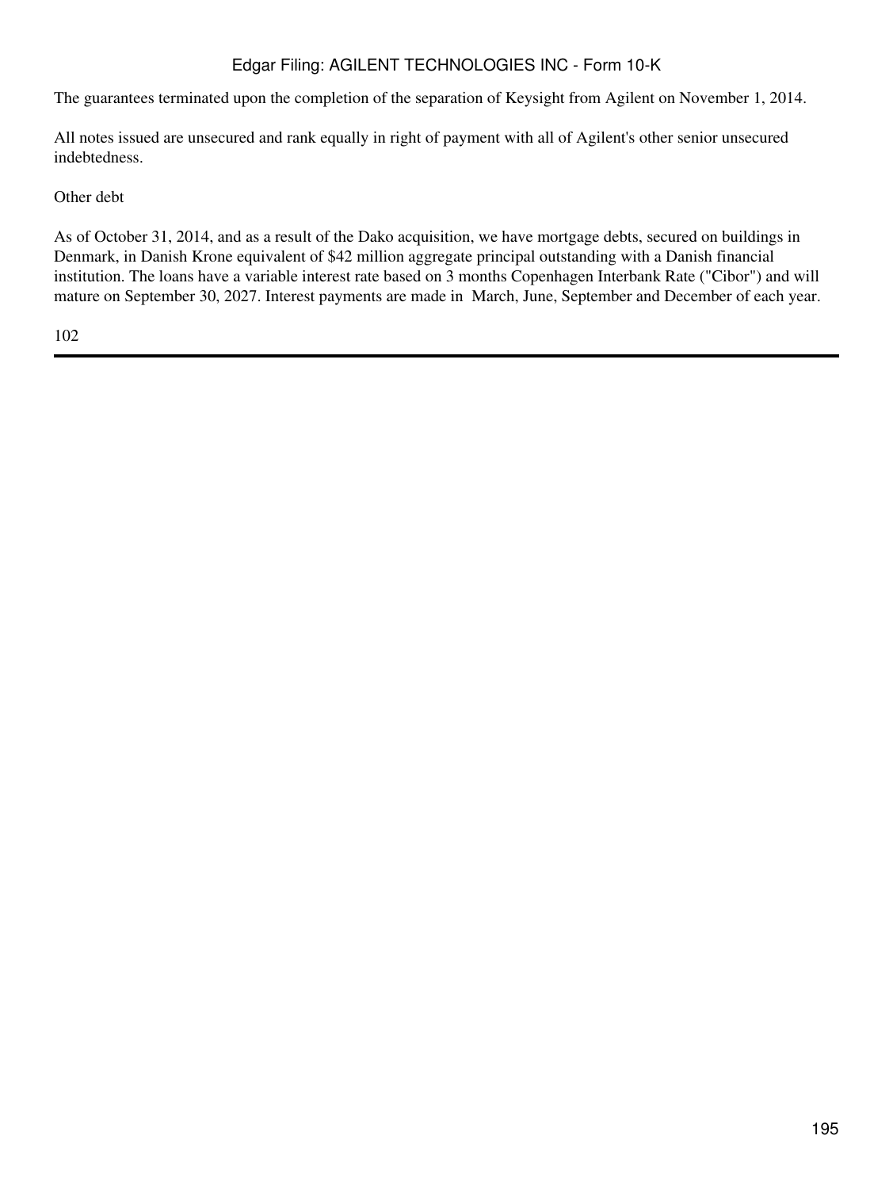The guarantees terminated upon the completion of the separation of Keysight from Agilent on November 1, 2014.

All notes issued are unsecured and rank equally in right of payment with all of Agilent's other senior unsecured indebtedness.

Other debt

As of October 31, 2014, and as a result of the Dako acquisition, we have mortgage debts, secured on buildings in Denmark, in Danish Krone equivalent of $42 million aggregate principal outstanding with a Danish financial institution. The loans have a variable interest rate based on 3 months Copenhagen Interbank Rate ("Cibor") and will mature on September 30, 2027. Interest payments are made in March, June, September and December of each year.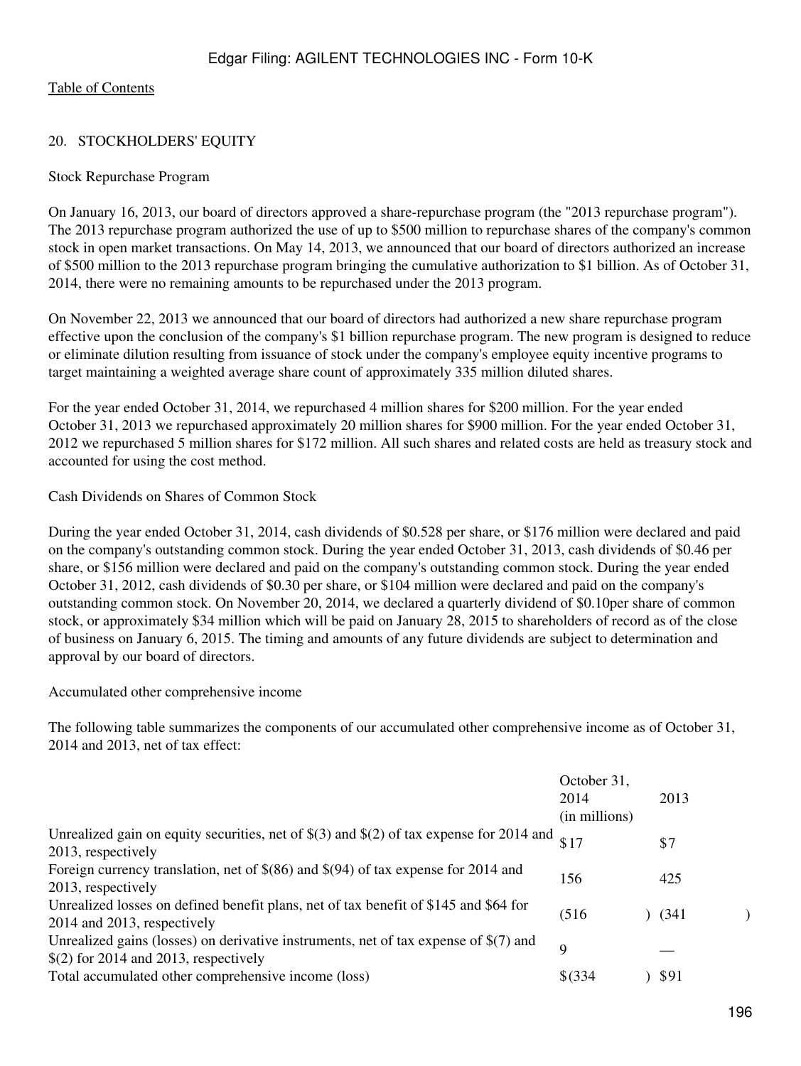[Table of Contents]

## 20. STOCKHOLDERS' EQUITY

### Stock Repurchase Program

On January 16, 2013, our board of directors approved a share-repurchase program (the "2013 repurchase program"). The 2013 repurchase program authorized the use of up to $500 million to repurchase shares of the company's common stock in open market transactions. On May 14, 2013, we announced that our board of directors authorized an increase of $500 million to the 2013 repurchase program bringing the cumulative authorization to $1 billion. As of October 31, 2014, there were no remaining amounts to be repurchased under the 2013 program.

On November 22, 2013 we announced that our board of directors had authorized a new share repurchase program effective upon the conclusion of the company's $1 billion repurchase program. The new program is designed to reduce or eliminate dilution resulting from issuance of stock under the company's employee equity incentive programs to target maintaining a weighted average share count of approximately 335 million diluted shares.

For the year ended October 31, 2014, we repurchased 4 million shares for $200 million. For the year ended October 31, 2013 we repurchased approximately 20 million shares for $900 million. For the year ended October 31, 2012 we repurchased 5 million shares for $172 million. All such shares and related costs are held as treasury stock and accounted for using the cost method.

### Cash Dividends on Shares of Common Stock

During the year ended October 31, 2014, cash dividends of $0.528 per share, or $176 million were declared and paid on the company's outstanding common stock. During the year ended October 31, 2013, cash dividends of $0.46 per share, or $156 million were declared and paid on the company's outstanding common stock. During the year ended October 31, 2012, cash dividends of $0.30 per share, or $104 million were declared and paid on the company's outstanding common stock. On November 20, 2014, we declared a quarterly dividend of $0.10per share of common stock, or approximately $34 million which will be paid on January 28, 2015 to shareholders of record as of the close of business on January 6, 2015. The timing and amounts of any future dividends are subject to determination and approval by our board of directors.

### Accumulated other comprehensive income

The following table summarizes the components of our accumulated other comprehensive income as of October 31, 2014 and 2013, net of tax effect:

| | October 31, 2014 | 2013 |
|---|---|---|
| | (in millions) | |
| Unrealized gain on equity securities, net of $(3) and $(2) of tax expense for 2014 and 2013, respectively | $17 | $7 |
| Foreign currency translation, net of $(86) and $(94) of tax expense for 2014 and 2013, respectively | 156 | 425 |
| Unrealized losses on defined benefit plans, net of tax benefit of $145 and $64 for 2014 and 2013, respectively | (516) | (341) |
| Unrealized gains (losses) on derivative instruments, net of tax expense of $(7) and $(2) for 2014 and 2013, respectively | 9 | — |
| Total accumulated other comprehensive income (loss) | $(334) | $91 |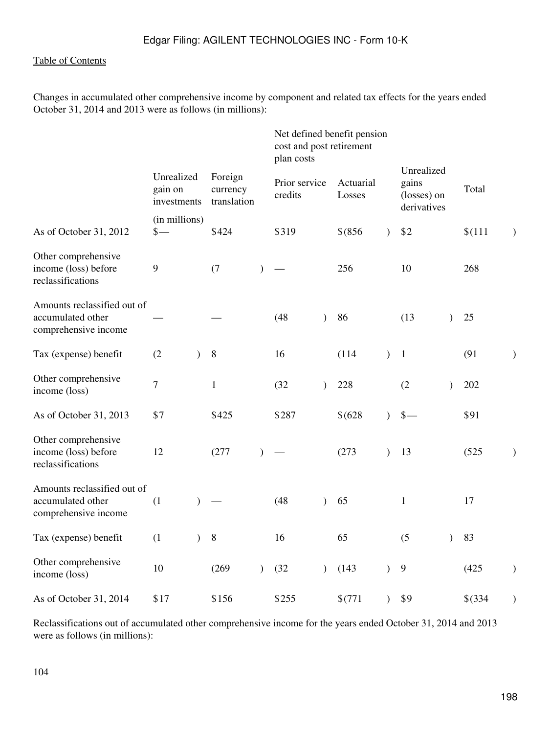Table of Contents

Changes in accumulated other comprehensive income by component and related tax effects for the years ended October 31, 2014 and 2013 were as follows (in millions):

| | Unrealized gain on investments | Foreign currency translation | Net defined benefit pension cost and post retirement plan costs | | Unrealized gains (losses) on derivatives | Total |
|---|---|---|---|---|---|---|
| | | | Prior service credits | Actuarial Losses | | |
| | (in millions) | | | | | |
| As of October 31, 2012 | $— | $424 | $319 | $(856) | $2 | $(111) |
| Other comprehensive income (loss) before reclassifications | 9 | (7) | — | 256 | 10 | 268 |
| Amounts reclassified out of accumulated other comprehensive income | — | — | (48) | 86 | (13) | 25 |
| Tax (expense) benefit | (2) | 8 | 16 | (114) | 1 | (91) |
| Other comprehensive income (loss) | 7 | 1 | (32) | 228 | (2) | 202 |
| As of October 31, 2013 | $7 | $425 | $287 | $(628) | $— | $91 |
| Other comprehensive income (loss) before reclassifications | 12 | (277) | — | (273) | 13 | (525) |
| Amounts reclassified out of accumulated other comprehensive income | (1) | — | (48) | 65 | 1 | 17 |
| Tax (expense) benefit | (1) | 8 | 16 | 65 | (5) | 83 |
| Other comprehensive income (loss) | 10 | (269) | (32) | (143) | 9 | (425) |
| As of October 31, 2014 | $17 | $156 | $255 | $(771) | $9 | $(334) |

Reclassifications out of accumulated other comprehensive income for the years ended October 31, 2014 and 2013 were as follows (in millions):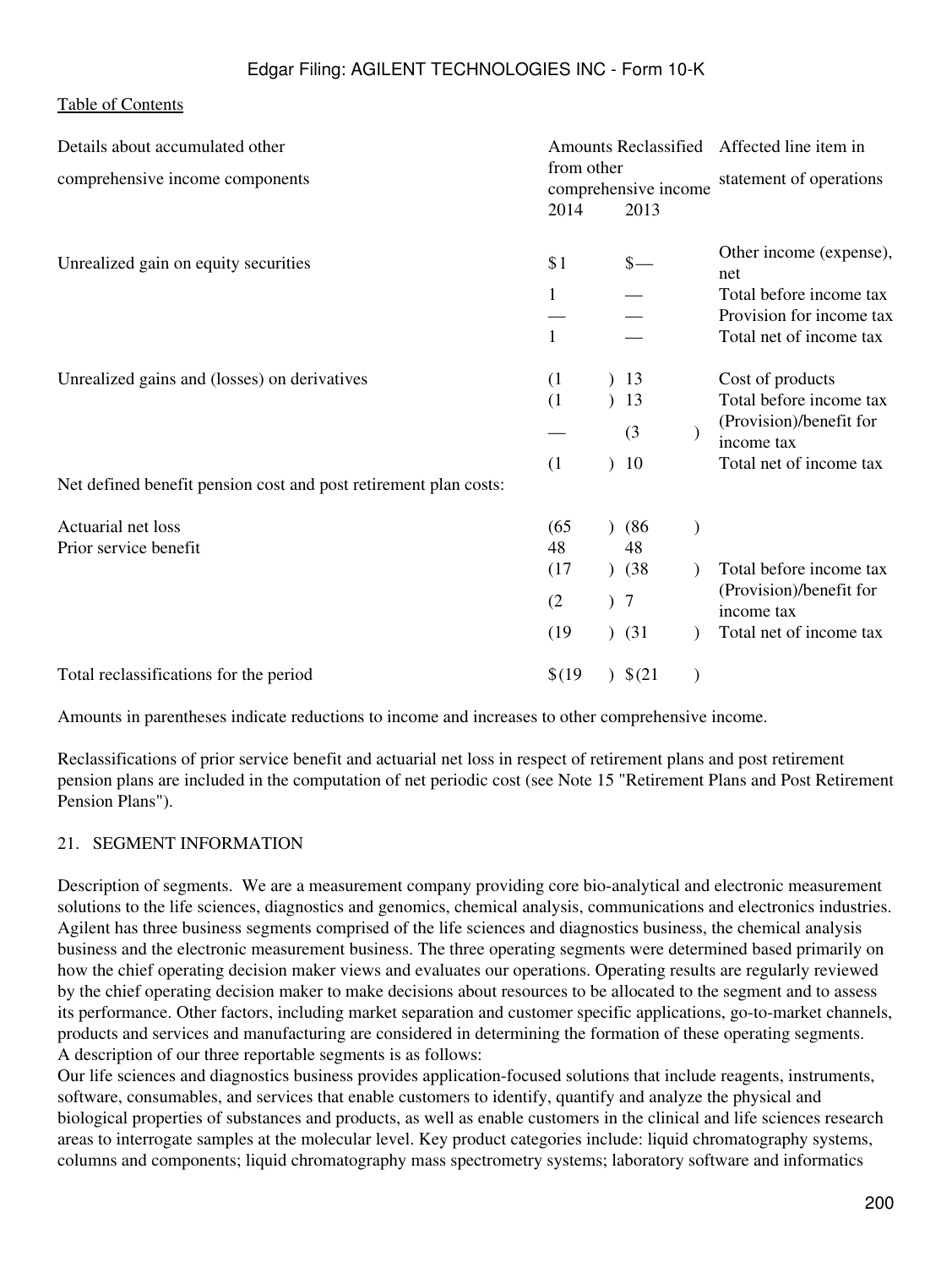| Details about accumulated other comprehensive income components | Amounts Reclassified from other comprehensive income | | Affected line item in statement of operations |
|---|---|---|---|
| | 2014 | 2013 | |
| Unrealized gain on equity securities | $1 | $— | Other income (expense), net |
| | 1 | — | Total before income tax |
| | — | — | Provision for income tax |
| | 1 | — | Total net of income tax |
| Unrealized gains and (losses) on derivatives | (1) | 13 | Cost of products |
| | (1) | 13 | Total before income tax |
| | — | (3) | (Provision)/benefit for income tax |
| | (1) | 10 | Total net of income tax |
| Net defined benefit pension cost and post retirement plan costs: | | | |
| Actuarial net loss | (65) | (86) | |
| Prior service benefit | 48 | 48 | |
| | (17) | (38) | Total before income tax |
| | (2) | 7 | (Provision)/benefit for income tax |
| | (19) | (31) | Total net of income tax |
| Total reclassifications for the period | $(19) | $(21) | |

Amounts in parentheses indicate reductions to income and increases to other comprehensive income.

Reclassifications of prior service benefit and actuarial net loss in respect of retirement plans and post retirement pension plans are included in the computation of net periodic cost (see Note 15 "Retirement Plans and Post Retirement Pension Plans").

## 21. SEGMENT INFORMATION

Description of segments. We are a measurement company providing core bio-analytical and electronic measurement solutions to the life sciences, diagnostics and genomics, chemical analysis, communications and electronics industries. Agilent has three business segments comprised of the life sciences and diagnostics business, the chemical analysis business and the electronic measurement business. The three operating segments were determined based primarily on how the chief operating decision maker views and evaluates our operations. Operating results are regularly reviewed by the chief operating decision maker to make decisions about resources to be allocated to the segment and to assess its performance. Other factors, including market separation and customer specific applications, go-to-market channels, products and services and manufacturing are considered in determining the formation of these operating segments.
A description of our three reportable segments is as follows:
Our life sciences and diagnostics business provides application-focused solutions that include reagents, instruments, software, consumables, and services that enable customers to identify, quantify and analyze the physical and biological properties of substances and products, as well as enable customers in the clinical and life sciences research areas to interrogate samples at the molecular level. Key product categories include: liquid chromatography systems, columns and components; liquid chromatography mass spectrometry systems; laboratory software and informatics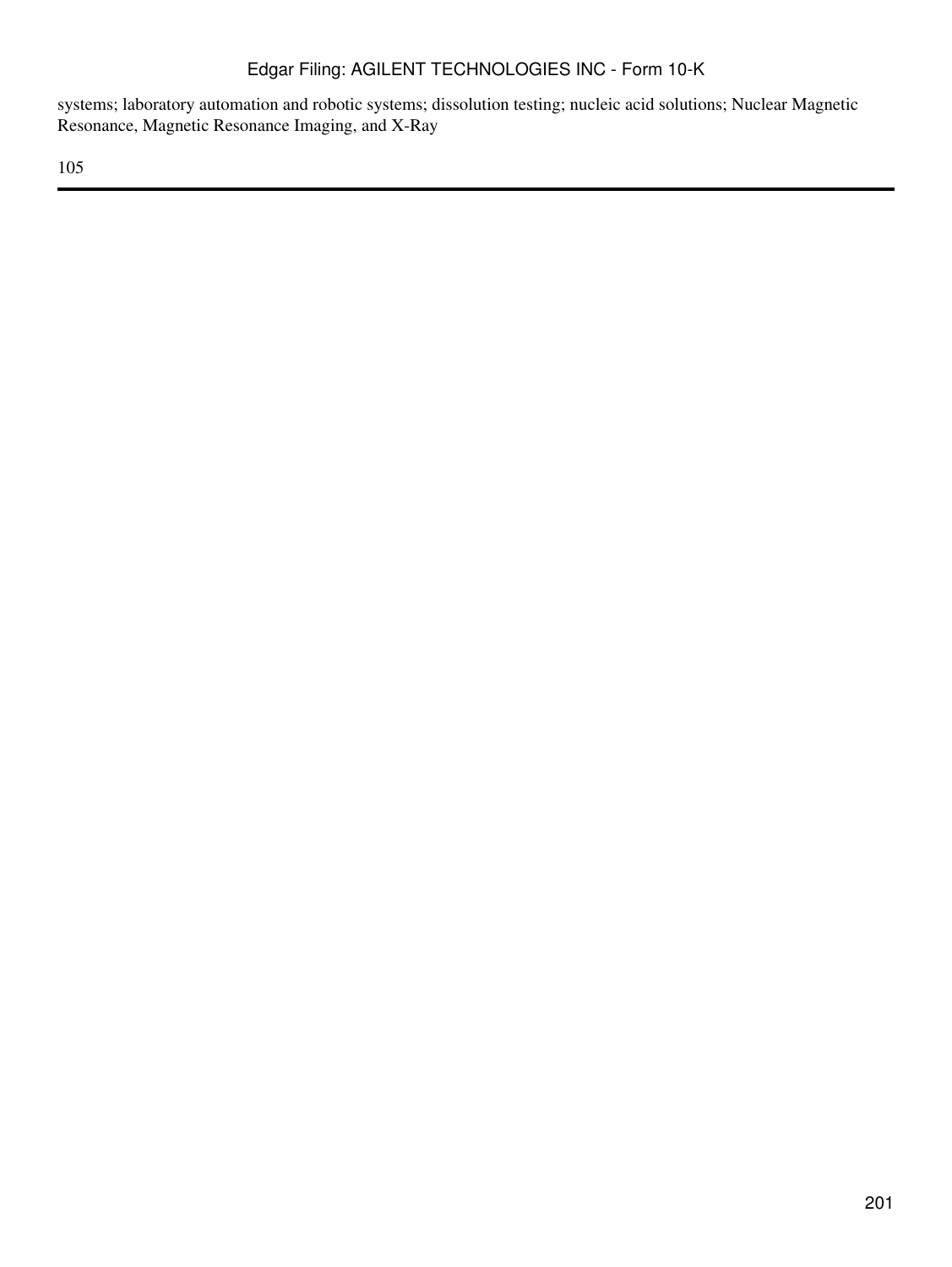systems; laboratory automation and robotic systems; dissolution testing; nucleic acid solutions; Nuclear Magnetic Resonance, Magnetic Resonance Imaging, and X-Ray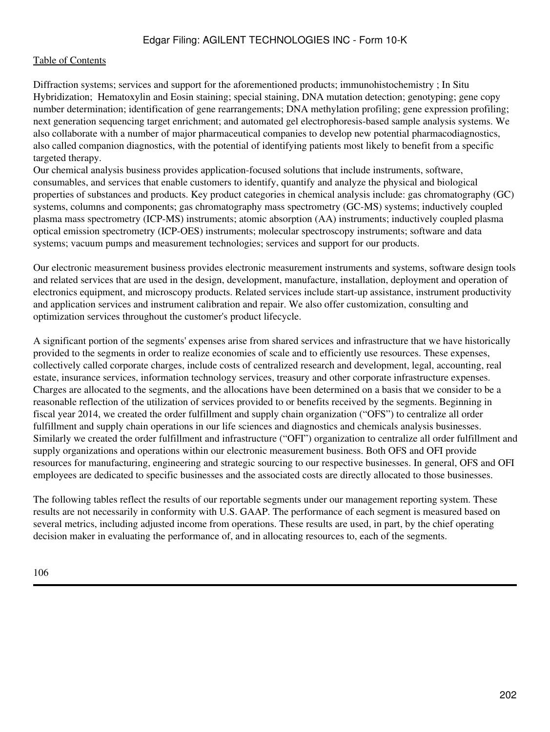Diffraction systems; services and support for the aforementioned products; immunohistochemistry ; In Situ Hybridization; Hematoxylin and Eosin staining; special staining, DNA mutation detection; genotyping; gene copy number determination; identification of gene rearrangements; DNA methylation profiling; gene expression profiling; next generation sequencing target enrichment; and automated gel electrophoresis-based sample analysis systems. We also collaborate with a number of major pharmaceutical companies to develop new potential pharmacodiagnostics, also called companion diagnostics, with the potential of identifying patients most likely to benefit from a specific targeted therapy.

Our chemical analysis business provides application-focused solutions that include instruments, software, consumables, and services that enable customers to identify, quantify and analyze the physical and biological properties of substances and products. Key product categories in chemical analysis include: gas chromatography (GC) systems, columns and components; gas chromatography mass spectrometry (GC-MS) systems; inductively coupled plasma mass spectrometry (ICP-MS) instruments; atomic absorption (AA) instruments; inductively coupled plasma optical emission spectrometry (ICP-OES) instruments; molecular spectroscopy instruments; software and data systems; vacuum pumps and measurement technologies; services and support for our products.

Our electronic measurement business provides electronic measurement instruments and systems, software design tools and related services that are used in the design, development, manufacture, installation, deployment and operation of electronics equipment, and microscopy products. Related services include start-up assistance, instrument productivity and application services and instrument calibration and repair. We also offer customization, consulting and optimization services throughout the customer's product lifecycle.

A significant portion of the segments' expenses arise from shared services and infrastructure that we have historically provided to the segments in order to realize economies of scale and to efficiently use resources. These expenses, collectively called corporate charges, include costs of centralized research and development, legal, accounting, real estate, insurance services, information technology services, treasury and other corporate infrastructure expenses. Charges are allocated to the segments, and the allocations have been determined on a basis that we consider to be a reasonable reflection of the utilization of services provided to or benefits received by the segments. Beginning in fiscal year 2014, we created the order fulfillment and supply chain organization ("OFS") to centralize all order fulfillment and supply chain operations in our life sciences and diagnostics and chemicals analysis businesses. Similarly we created the order fulfillment and infrastructure ("OFI") organization to centralize all order fulfillment and supply organizations and operations within our electronic measurement business. Both OFS and OFI provide resources for manufacturing, engineering and strategic sourcing to our respective businesses. In general, OFS and OFI employees are dedicated to specific businesses and the associated costs are directly allocated to those businesses.

The following tables reflect the results of our reportable segments under our management reporting system. These results are not necessarily in conformity with U.S. GAAP. The performance of each segment is measured based on several metrics, including adjusted income from operations. These results are used, in part, by the chief operating decision maker in evaluating the performance of, and in allocating resources to, each of the segments.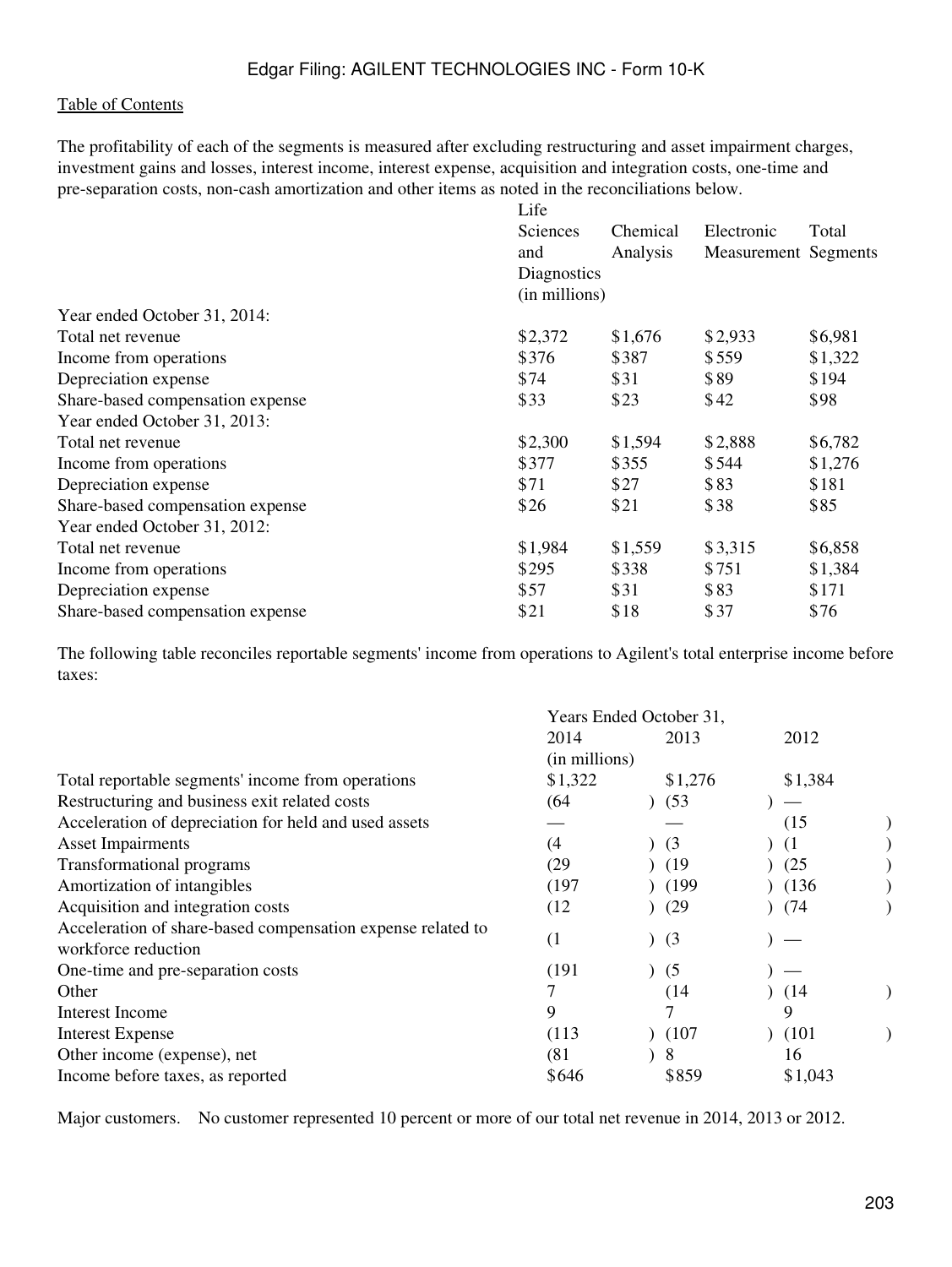Table of Contents

The profitability of each of the segments is measured after excluding restructuring and asset impairment charges, investment gains and losses, interest income, interest expense, acquisition and integration costs, one-time and pre-separation costs, non-cash amortization and other items as noted in the reconciliations below.

| | Life Sciences and Diagnostics | Chemical Analysis | Electronic Measurement | Total Segments |
|---|---|---|---|---|
| | (in millions) | | | |
| Year ended October 31, 2014: | | | | |
| Total net revenue | $2,372 | $1,676 | $2,933 | $6,981 |
| Income from operations | $376 | $387 | $559 | $1,322 |
| Depreciation expense | $74 | $31 | $89 | $194 |
| Share-based compensation expense | $33 | $23 | $42 | $98 |
| Year ended October 31, 2013: | | | | |
| Total net revenue | $2,300 | $1,594 | $2,888 | $6,782 |
| Income from operations | $377 | $355 | $544 | $1,276 |
| Depreciation expense | $71 | $27 | $83 | $181 |
| Share-based compensation expense | $26 | $21 | $38 | $85 |
| Year ended October 31, 2012: | | | | |
| Total net revenue | $1,984 | $1,559 | $3,315 | $6,858 |
| Income from operations | $295 | $338 | $751 | $1,384 |
| Depreciation expense | $57 | $31 | $83 | $171 |
| Share-based compensation expense | $21 | $18 | $37 | $76 |

The following table reconciles reportable segments' income from operations to Agilent's total enterprise income before taxes:

| | Years Ended October 31, | | |
|---|---|---|---|
| | 2014 | 2013 | 2012 |
| | (in millions) | | |
| Total reportable segments' income from operations | $1,322 | $1,276 | $1,384 |
| Restructuring and business exit related costs | (64) | (53) | — |
| Acceleration of depreciation for held and used assets | — | — | (15) |
| Asset Impairments | (4) | (3) | (1) |
| Transformational programs | (29) | (19) | (25) |
| Amortization of intangibles | (197) | (199) | (136) |
| Acquisition and integration costs | (12) | (29) | (74) |
| Acceleration of share-based compensation expense related to workforce reduction | (1) | (3) | — |
| One-time and pre-separation costs | (191) | (5) | — |
| Other | 7 | (14) | (14) |
| Interest Income | 9 | 7 | 9 |
| Interest Expense | (113) | (107) | (101) |
| Other income (expense), net | (81) | 8 | 16 |
| Income before taxes, as reported | $646 | $859 | $1,043 |

Major customers. No customer represented 10 percent or more of our total net revenue in 2014, 2013 or 2012.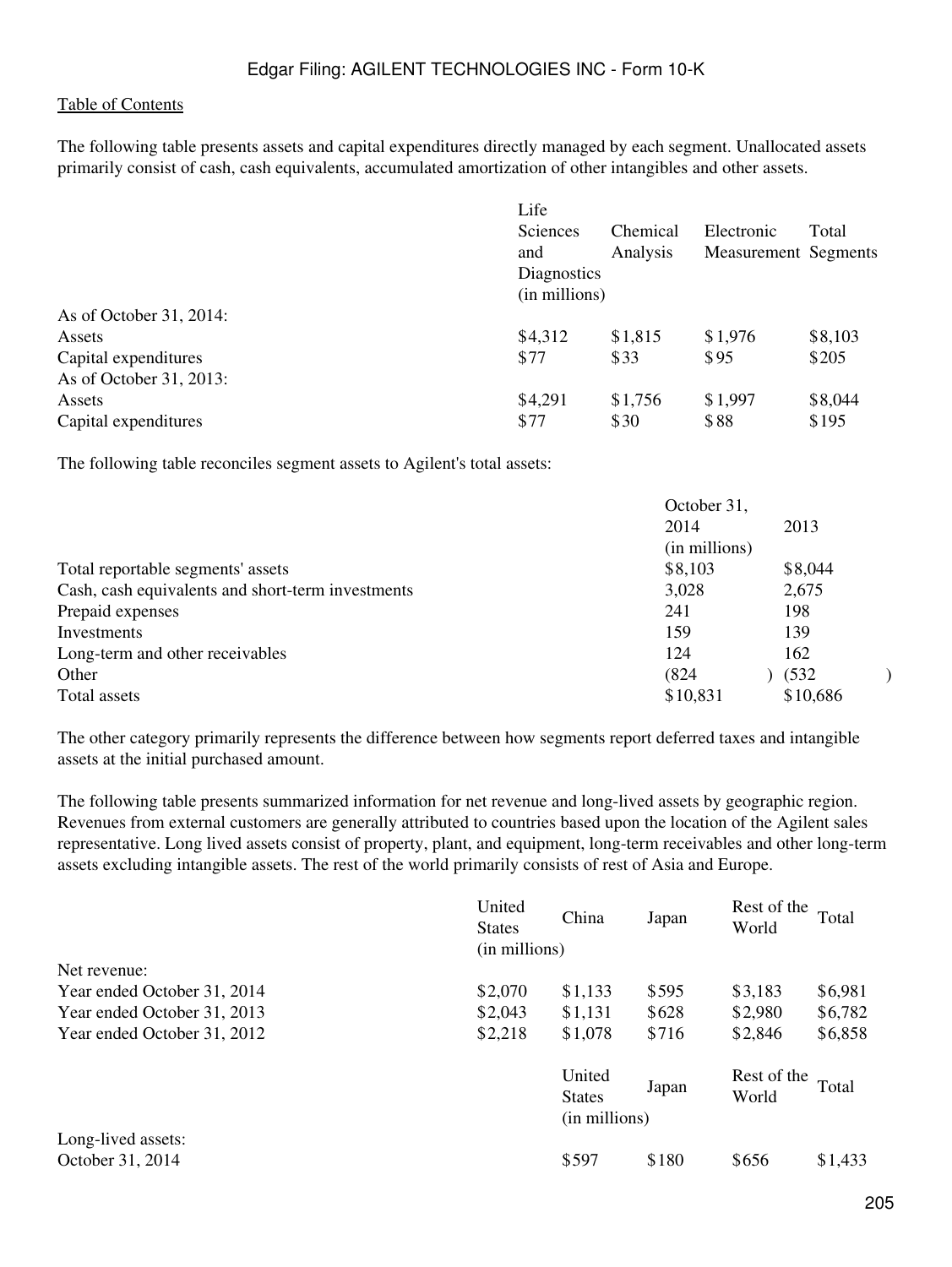The following table presents assets and capital expenditures directly managed by each segment. Unallocated assets primarily consist of cash, cash equivalents, accumulated amortization of other intangibles and other assets.

| | Life Sciences and Diagnostics (in millions) | Chemical Analysis | Electronic Measurement | Total Segments |
|---|---|---|---|---|
| As of October 31, 2014: | | | | |
| Assets | $4,312 | $1,815 | $1,976 | $8,103 |
| Capital expenditures | $77 | $33 | $95 | $205 |
| As of October 31, 2013: | | | | |
| Assets | $4,291 | $1,756 | $1,997 | $8,044 |
| Capital expenditures | $77 | $30 | $88 | $195 |

The following table reconciles segment assets to Agilent's total assets:

| | October 31, 2014 (in millions) | 2013 |
|---|---|---|
| Total reportable segments' assets | $8,103 | $8,044 |
| Cash, cash equivalents and short-term investments | 3,028 | 2,675 |
| Prepaid expenses | 241 | 198 |
| Investments | 159 | 139 |
| Long-term and other receivables | 124 | 162 |
| Other | (824) | (532) |
| Total assets | $10,831 | $10,686 |

The other category primarily represents the difference between how segments report deferred taxes and intangible assets at the initial purchased amount.

The following table presents summarized information for net revenue and long-lived assets by geographic region. Revenues from external customers are generally attributed to countries based upon the location of the Agilent sales representative. Long lived assets consist of property, plant, and equipment, long-term receivables and other long-term assets excluding intangible assets. The rest of the world primarily consists of rest of Asia and Europe.

| | United States (in millions) | China | Japan | Rest of the World | Total |
|---|---|---|---|---|---|
| Net revenue: | | | | | |
| Year ended October 31, 2014 | $2,070 | $1,133 | $595 | $3,183 | $6,981 |
| Year ended October 31, 2013 | $2,043 | $1,131 | $628 | $2,980 | $6,782 |
| Year ended October 31, 2012 | $2,218 | $1,078 | $716 | $2,846 | $6,858 |

| | United States (in millions) | Japan | Rest of the World | Total |
|---|---|---|---|---|
| Long-lived assets: | | | | |
| October 31, 2014 | $597 | $180 | $656 | $1,433 |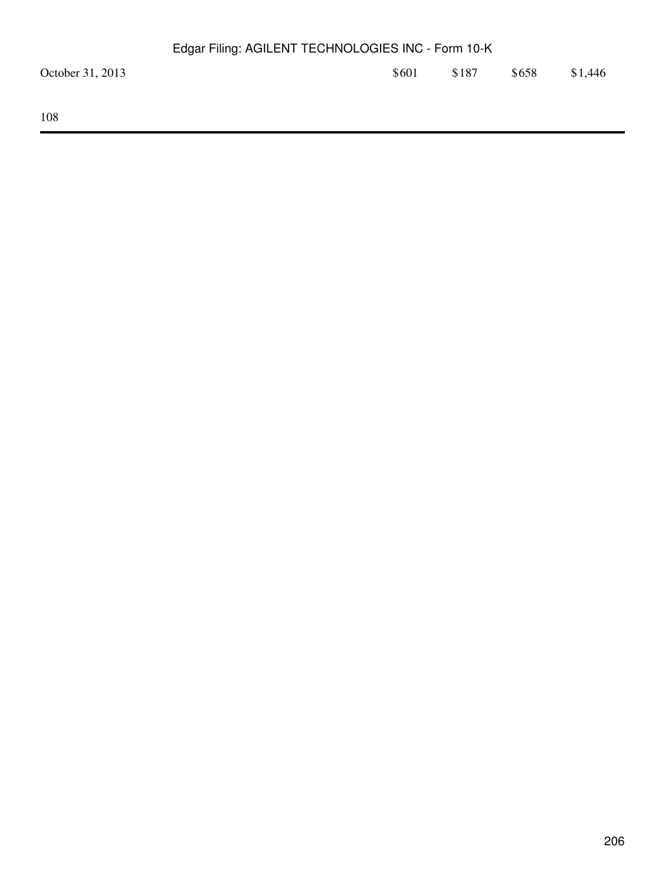| | | | | |
|---|---|---|---|---|
| October 31, 2013 | $601 | $187 | $658 | $1,446 |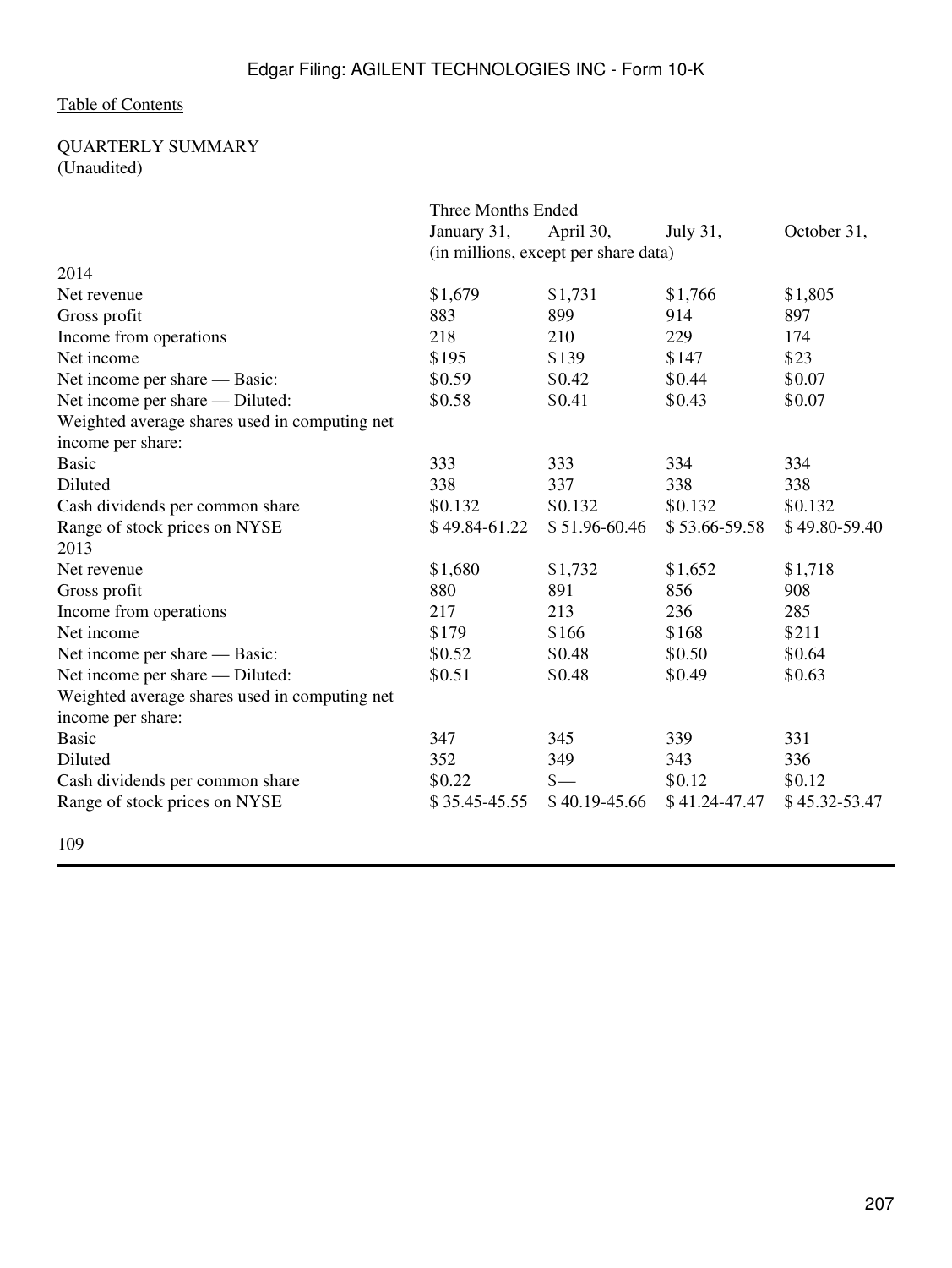Table of Contents

QUARTERLY SUMMARY
(Unaudited)

| | Three Months Ended | | | |
|---|---|---|---|---|
| | January 31, | April 30, | July 31, | October 31, |
| | (in millions, except per share data) | | | |
| 2014 | | | | |
| Net revenue | $1,679 | $1,731 | $1,766 | $1,805 |
| Gross profit | 883 | 899 | 914 | 897 |
| Income from operations | 218 | 210 | 229 | 174 |
| Net income | $195 | $139 | $147 | $23 |
| Net income per share — Basic: | $0.59 | $0.42 | $0.44 | $0.07 |
| Net income per share — Diluted: | $0.58 | $0.41 | $0.43 | $0.07 |
| Weighted average shares used in computing net income per share: | | | | |
| Basic | 333 | 333 | 334 | 334 |
| Diluted | 338 | 337 | 338 | 338 |
| Cash dividends per common share | $0.132 | $0.132 | $0.132 | $0.132 |
| Range of stock prices on NYSE | $ 49.84-61.22 | $ 51.96-60.46 | $ 53.66-59.58 | $ 49.80-59.40 |
| 2013 | | | | |
| Net revenue | $1,680 | $1,732 | $1,652 | $1,718 |
| Gross profit | 880 | 891 | 856 | 908 |
| Income from operations | 217 | 213 | 236 | 285 |
| Net income | $179 | $166 | $168 | $211 |
| Net income per share — Basic: | $0.52 | $0.48 | $0.50 | $0.64 |
| Net income per share — Diluted: | $0.51 | $0.48 | $0.49 | $0.63 |
| Weighted average shares used in computing net income per share: | | | | |
| Basic | 347 | 345 | 339 | 331 |
| Diluted | 352 | 349 | 343 | 336 |
| Cash dividends per common share | $0.22 | $— | $0.12 | $0.12 |
| Range of stock prices on NYSE | $ 35.45-45.55 | $ 40.19-45.66 | $ 41.24-47.47 | $ 45.32-53.47 |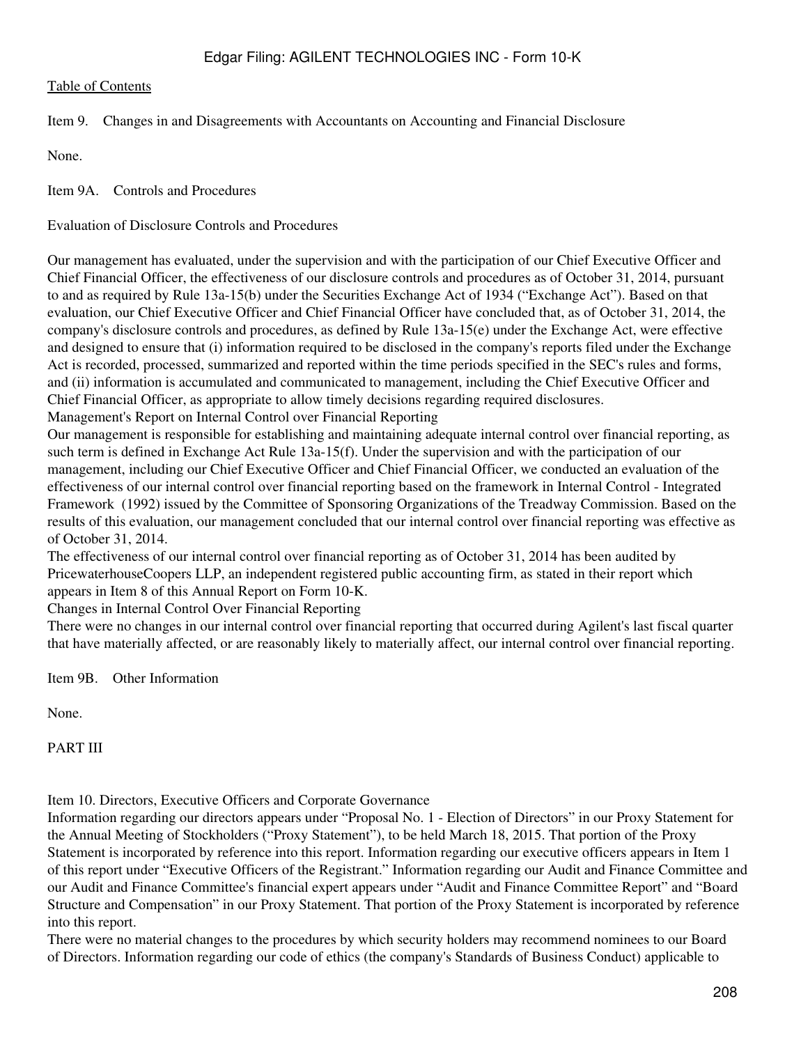Item 9. Changes in and Disagreements with Accountants on Accounting and Financial Disclosure

None.

Item 9A. Controls and Procedures

Evaluation of Disclosure Controls and Procedures

Our management has evaluated, under the supervision and with the participation of our Chief Executive Officer and Chief Financial Officer, the effectiveness of our disclosure controls and procedures as of October 31, 2014, pursuant to and as required by Rule 13a-15(b) under the Securities Exchange Act of 1934 ("Exchange Act"). Based on that evaluation, our Chief Executive Officer and Chief Financial Officer have concluded that, as of October 31, 2014, the company's disclosure controls and procedures, as defined by Rule 13a-15(e) under the Exchange Act, were effective and designed to ensure that (i) information required to be disclosed in the company's reports filed under the Exchange Act is recorded, processed, summarized and reported within the time periods specified in the SEC's rules and forms, and (ii) information is accumulated and communicated to management, including the Chief Executive Officer and Chief Financial Officer, as appropriate to allow timely decisions regarding required disclosures.

Management's Report on Internal Control over Financial Reporting

Our management is responsible for establishing and maintaining adequate internal control over financial reporting, as such term is defined in Exchange Act Rule 13a-15(f). Under the supervision and with the participation of our management, including our Chief Executive Officer and Chief Financial Officer, we conducted an evaluation of the effectiveness of our internal control over financial reporting based on the framework in Internal Control - Integrated Framework (1992) issued by the Committee of Sponsoring Organizations of the Treadway Commission. Based on the results of this evaluation, our management concluded that our internal control over financial reporting was effective as of October 31, 2014.

The effectiveness of our internal control over financial reporting as of October 31, 2014 has been audited by PricewaterhouseCoopers LLP, an independent registered public accounting firm, as stated in their report which appears in Item 8 of this Annual Report on Form 10-K.

Changes in Internal Control Over Financial Reporting

There were no changes in our internal control over financial reporting that occurred during Agilent's last fiscal quarter that have materially affected, or are reasonably likely to materially affect, our internal control over financial reporting.

Item 9B. Other Information

None.

PART III

Item 10. Directors, Executive Officers and Corporate Governance

Information regarding our directors appears under "Proposal No. 1 - Election of Directors" in our Proxy Statement for the Annual Meeting of Stockholders ("Proxy Statement"), to be held March 18, 2015. That portion of the Proxy Statement is incorporated by reference into this report. Information regarding our executive officers appears in Item 1 of this report under "Executive Officers of the Registrant." Information regarding our Audit and Finance Committee and our Audit and Finance Committee's financial expert appears under "Audit and Finance Committee Report" and "Board Structure and Compensation" in our Proxy Statement. That portion of the Proxy Statement is incorporated by reference into this report.

There were no material changes to the procedures by which security holders may recommend nominees to our Board of Directors. Information regarding our code of ethics (the company's Standards of Business Conduct) applicable to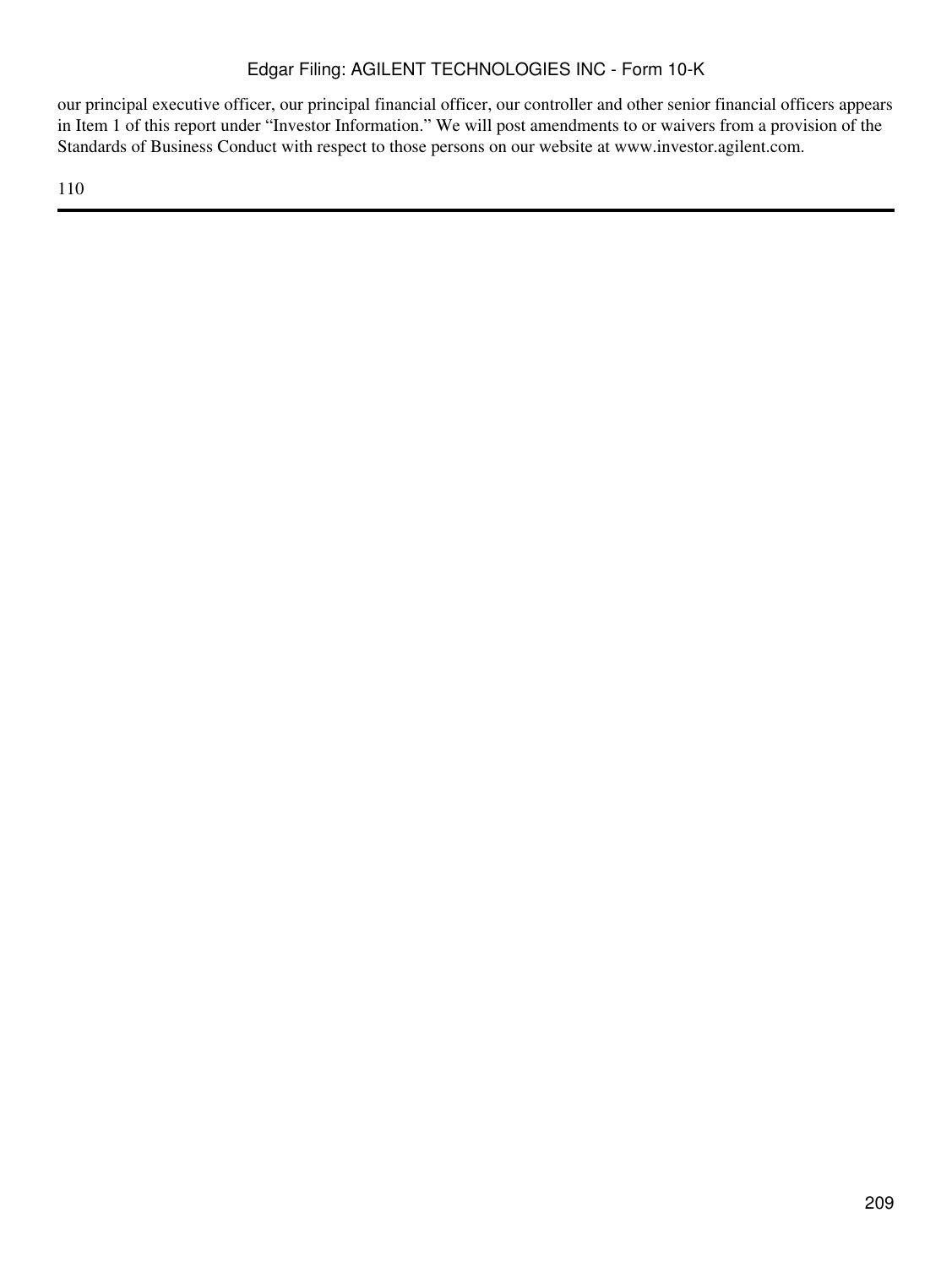our principal executive officer, our principal financial officer, our controller and other senior financial officers appears in Item 1 of this report under “Investor Information.” We will post amendments to or waivers from a provision of the Standards of Business Conduct with respect to those persons on our website at www.investor.agilent.com.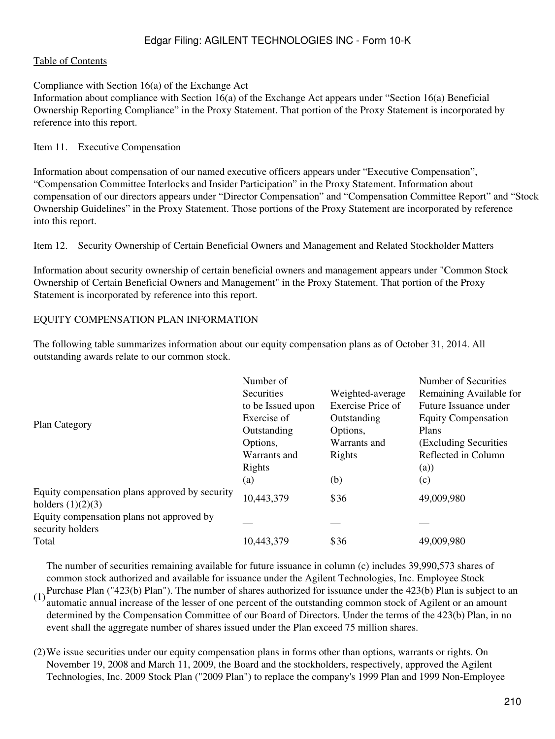[Table of Contents](#)

Compliance with Section 16(a) of the Exchange Act

Information about compliance with Section 16(a) of the Exchange Act appears under “Section 16(a) Beneficial Ownership Reporting Compliance” in the Proxy Statement. That portion of the Proxy Statement is incorporated by reference into this report.

Item 11. Executive Compensation

Information about compensation of our named executive officers appears under “Executive Compensation”, “Compensation Committee Interlocks and Insider Participation” in the Proxy Statement. Information about compensation of our directors appears under “Director Compensation” and “Compensation Committee Report” and “Stock Ownership Guidelines” in the Proxy Statement. Those portions of the Proxy Statement are incorporated by reference into this report.

Item 12. Security Ownership of Certain Beneficial Owners and Management and Related Stockholder Matters

Information about security ownership of certain beneficial owners and management appears under "Common Stock Ownership of Certain Beneficial Owners and Management" in the Proxy Statement. That portion of the Proxy Statement is incorporated by reference into this report.

EQUITY COMPENSATION PLAN INFORMATION

The following table summarizes information about our equity compensation plans as of October 31, 2014. All outstanding awards relate to our common stock.

| Plan Category | Number of Securities to be Issued upon Exercise of Outstanding Options, Warrants and Rights (a) | Weighted-average Exercise Price of Outstanding Options, Warrants and Rights (b) | Number of Securities Remaining Available for Future Issuance under Equity Compensation Plans (Excluding Securities Reflected in Column (a)) (c) |
|---|---|---|---|
| Equity compensation plans approved by security holders (1)(2)(3) | 10,443,379 | $36 | 49,009,980 |
| Equity compensation plans not approved by security holders | — | — | — |
| Total | 10,443,379 | $36 | 49,009,980 |

(1) The number of securities remaining available for future issuance in column (c) includes 39,990,573 shares of common stock authorized and available for issuance under the Agilent Technologies, Inc. Employee Stock Purchase Plan ("423(b) Plan"). The number of shares authorized for issuance under the 423(b) Plan is subject to an automatic annual increase of the lesser of one percent of the outstanding common stock of Agilent or an amount determined by the Compensation Committee of our Board of Directors. Under the terms of the 423(b) Plan, in no event shall the aggregate number of shares issued under the Plan exceed 75 million shares.

(2) We issue securities under our equity compensation plans in forms other than options, warrants or rights. On November 19, 2008 and March 11, 2009, the Board and the stockholders, respectively, approved the Agilent Technologies, Inc. 2009 Stock Plan ("2009 Plan") to replace the company's 1999 Plan and 1999 Non-Employee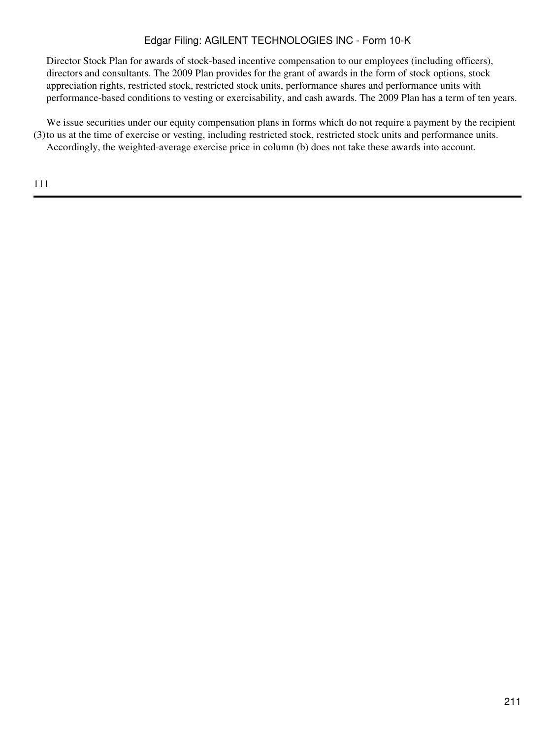Director Stock Plan for awards of stock-based incentive compensation to our employees (including officers), directors and consultants. The 2009 Plan provides for the grant of awards in the form of stock options, stock appreciation rights, restricted stock, restricted stock units, performance shares and performance units with performance-based conditions to vesting or exercisability, and cash awards. The 2009 Plan has a term of ten years.

(3) We issue securities under our equity compensation plans in forms which do not require a payment by the recipient to us at the time of exercise or vesting, including restricted stock, restricted stock units and performance units. Accordingly, the weighted-average exercise price in column (b) does not take these awards into account.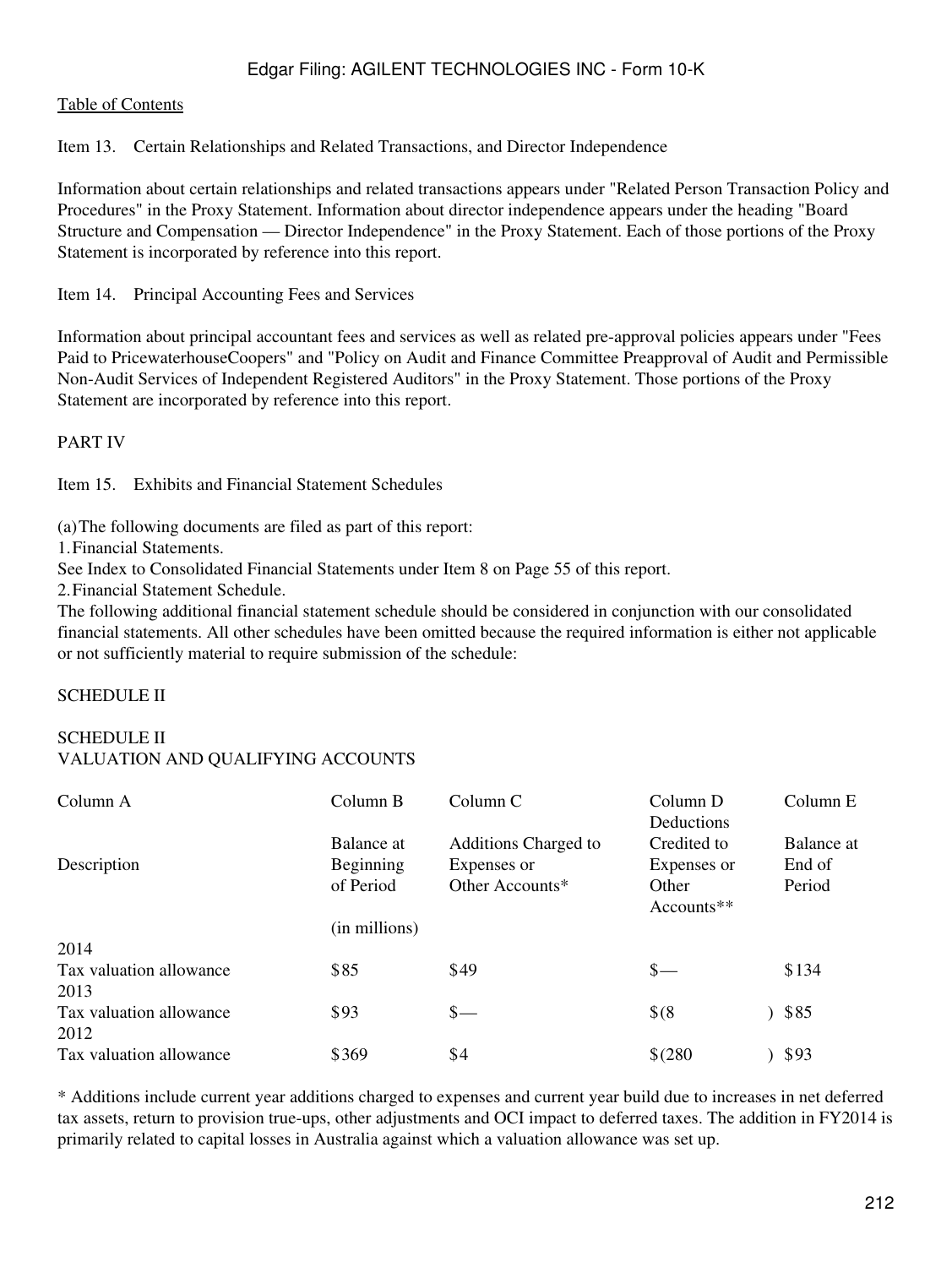[Table of Contents](#)

Item 13. Certain Relationships and Related Transactions, and Director Independence

Information about certain relationships and related transactions appears under "Related Person Transaction Policy and Procedures" in the Proxy Statement. Information about director independence appears under the heading "Board Structure and Compensation — Director Independence" in the Proxy Statement. Each of those portions of the Proxy Statement is incorporated by reference into this report.

Item 14. Principal Accounting Fees and Services

Information about principal accountant fees and services as well as related pre-approval policies appears under "Fees Paid to PricewaterhouseCoopers" and "Policy on Audit and Finance Committee Preapproval of Audit and Permissible Non-Audit Services of Independent Registered Auditors" in the Proxy Statement. Those portions of the Proxy Statement are incorporated by reference into this report.

PART IV

Item 15. Exhibits and Financial Statement Schedules

(a) The following documents are filed as part of this report:

1. Financial Statements.

See Index to Consolidated Financial Statements under Item 8 on Page 55 of this report.

2. Financial Statement Schedule.

The following additional financial statement schedule should be considered in conjunction with our consolidated financial statements. All other schedules have been omitted because the required information is either not applicable or not sufficiently material to require submission of the schedule:

SCHEDULE II

SCHEDULE II
VALUATION AND QUALIFYING ACCOUNTS

| Column A | Column B | Column C | Column D | Column E |
|---|---|---|---|---|
| Description | Balance at Beginning of Period | Additions Charged to Expenses or Other Accounts* | Deductions Credited to Expenses or Other Accounts** | Balance at End of Period |
| | (in millions) | | | |
| 2014 | | | | |
| Tax valuation allowance | $85 | $49 | $— | $134 |
| 2013 | | | | |
| Tax valuation allowance | $93 | $— | $(8) | $85 |
| 2012 | | | | |
| Tax valuation allowance | $369 | $4 | $(280) | $93 |

\* Additions include current year additions charged to expenses and current year build due to increases in net deferred tax assets, return to provision true-ups, other adjustments and OCI impact to deferred taxes. The addition in FY2014 is primarily related to capital losses in Australia against which a valuation allowance was set up.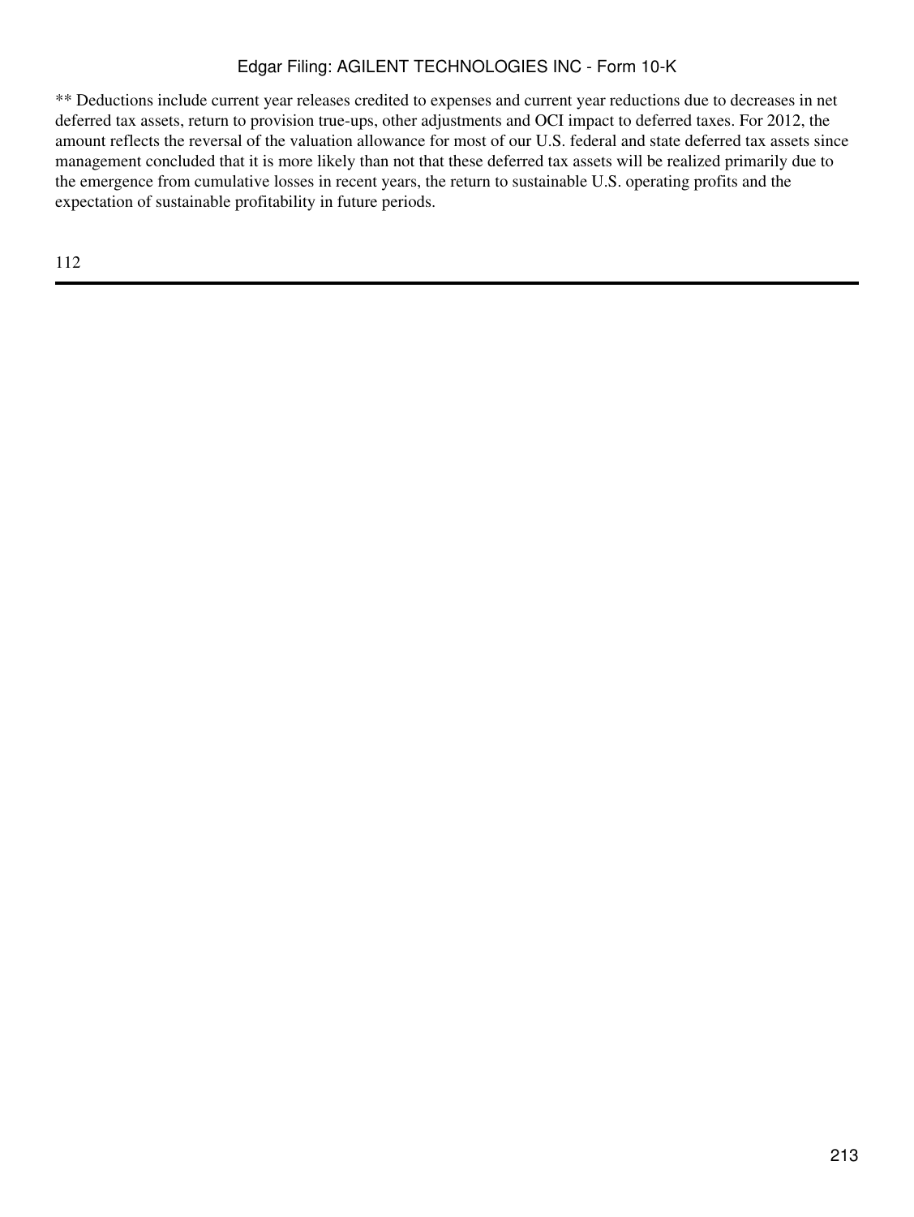** Deductions include current year releases credited to expenses and current year reductions due to decreases in net deferred tax assets, return to provision true-ups, other adjustments and OCI impact to deferred taxes. For 2012, the amount reflects the reversal of the valuation allowance for most of our U.S. federal and state deferred tax assets since management concluded that it is more likely than not that these deferred tax assets will be realized primarily due to the emergence from cumulative losses in recent years, the return to sustainable U.S. operating profits and the expectation of sustainable profitability in future periods.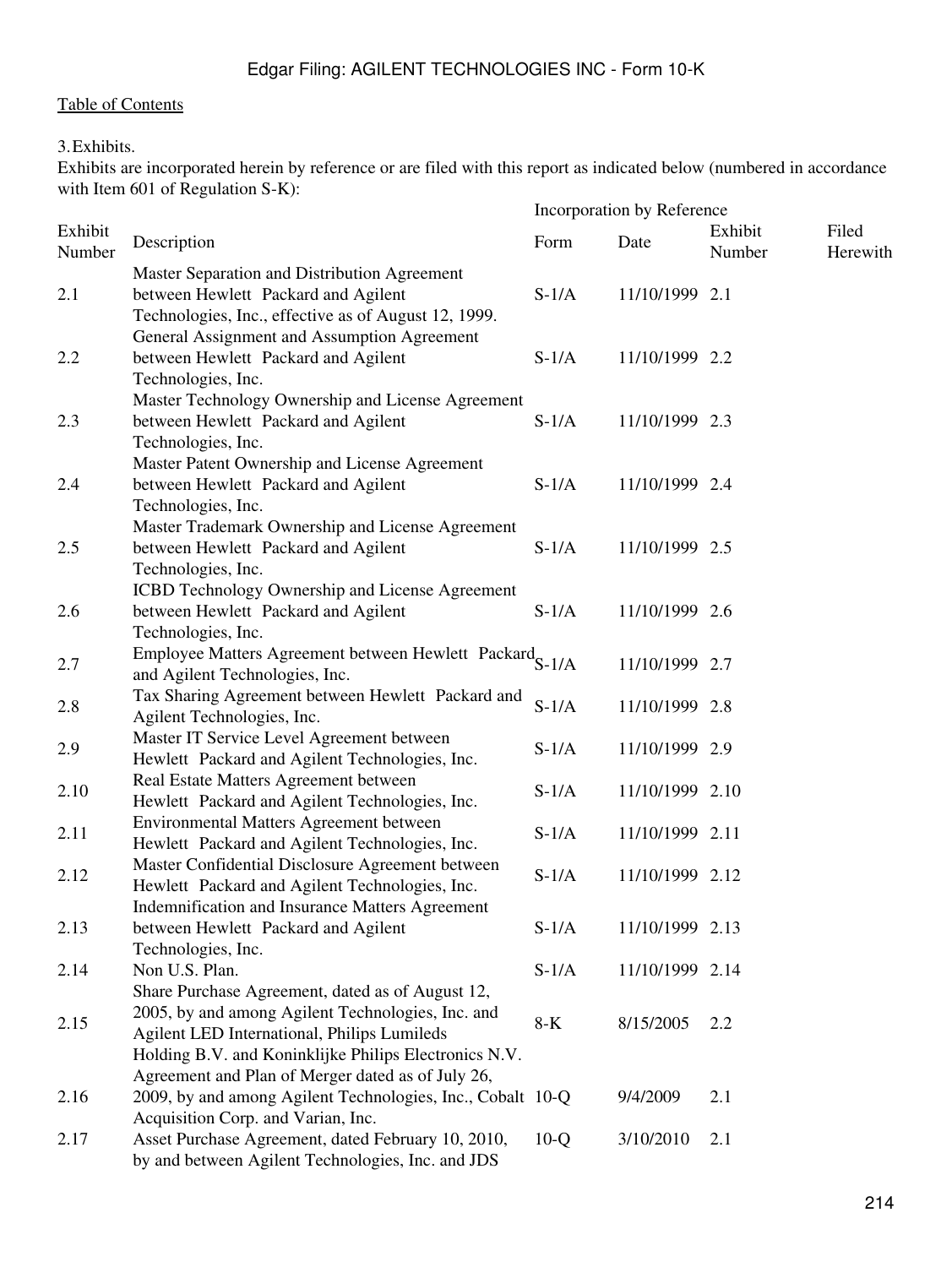Table of Contents

3. Exhibits.

Exhibits are incorporated herein by reference or are filed with this report as indicated below (numbered in accordance with Item 601 of Regulation S-K):

| Exhibit Number | Description | Incorporation by Reference | | | Filed Herewith |
|---|---|---|---|---|---|
| | | Form | Date | Exhibit Number | |
| 2.1 | Master Separation and Distribution Agreement between Hewlett Packard and Agilent Technologies, Inc., effective as of August 12, 1999. | S-1/A | 11/10/1999 | 2.1 | |
| 2.2 | General Assignment and Assumption Agreement between Hewlett Packard and Agilent Technologies, Inc. | S-1/A | 11/10/1999 | 2.2 | |
| 2.3 | Master Technology Ownership and License Agreement between Hewlett Packard and Agilent Technologies, Inc. | S-1/A | 11/10/1999 | 2.3 | |
| 2.4 | Master Patent Ownership and License Agreement between Hewlett Packard and Agilent Technologies, Inc. | S-1/A | 11/10/1999 | 2.4 | |
| 2.5 | Master Trademark Ownership and License Agreement between Hewlett Packard and Agilent Technologies, Inc. | S-1/A | 11/10/1999 | 2.5 | |
| 2.6 | ICBD Technology Ownership and License Agreement between Hewlett Packard and Agilent Technologies, Inc. | S-1/A | 11/10/1999 | 2.6 | |
| 2.7 | Employee Matters Agreement between Hewlett Packard and Agilent Technologies, Inc. | S-1/A | 11/10/1999 | 2.7 | |
| 2.8 | Tax Sharing Agreement between Hewlett Packard and Agilent Technologies, Inc. | S-1/A | 11/10/1999 | 2.8 | |
| 2.9 | Master IT Service Level Agreement between Hewlett Packard and Agilent Technologies, Inc. | S-1/A | 11/10/1999 | 2.9 | |
| 2.10 | Real Estate Matters Agreement between Hewlett Packard and Agilent Technologies, Inc. | S-1/A | 11/10/1999 | 2.10 | |
| 2.11 | Environmental Matters Agreement between Hewlett Packard and Agilent Technologies, Inc. | S-1/A | 11/10/1999 | 2.11 | |
| 2.12 | Master Confidential Disclosure Agreement between Hewlett Packard and Agilent Technologies, Inc. | S-1/A | 11/10/1999 | 2.12 | |
| 2.13 | Indemnification and Insurance Matters Agreement between Hewlett Packard and Agilent Technologies, Inc. | S-1/A | 11/10/1999 | 2.13 | |
| 2.14 | Non U.S. Plan. | S-1/A | 11/10/1999 | 2.14 | |
| 2.15 | Share Purchase Agreement, dated as of August 12, 2005, by and among Agilent Technologies, Inc. and Agilent LED International, Philips Lumileds Holding B.V. and Koninklijke Philips Electronics N.V. | 8-K | 8/15/2005 | 2.2 | |
| 2.16 | Agreement and Plan of Merger dated as of July 26, 2009, by and among Agilent Technologies, Inc., Cobalt Acquisition Corp. and Varian, Inc. | 10-Q | 9/4/2009 | 2.1 | |
| 2.17 | Asset Purchase Agreement, dated February 10, 2010, by and between Agilent Technologies, Inc. and JDS | 10-Q | 3/10/2010 | 2.1 | |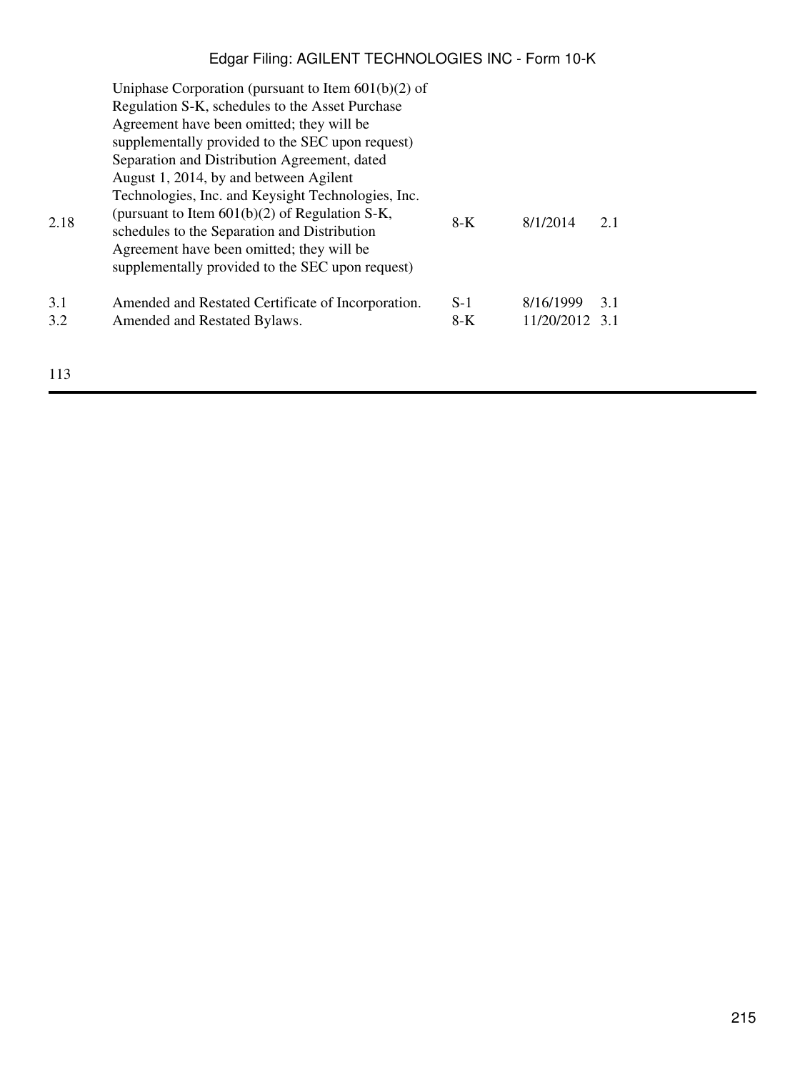| | | | | |
|---|---|---|---|---|
| | Uniphase Corporation (pursuant to Item 601(b)(2) of Regulation S-K, schedules to the Asset Purchase Agreement have been omitted; they will be supplementally provided to the SEC upon request) | | | |
| 2.18 | Separation and Distribution Agreement, dated August 1, 2014, by and between Agilent Technologies, Inc. and Keysight Technologies, Inc. (pursuant to Item 601(b)(2) of Regulation S-K, schedules to the Separation and Distribution Agreement have been omitted; they will be supplementally provided to the SEC upon request) | 8-K | 8/1/2014 | 2.1 |
| 3.1 | Amended and Restated Certificate of Incorporation. | S-1 | 8/16/1999 | 3.1 |
| 3.2 | Amended and Restated Bylaws. | 8-K | 11/20/2012 | 3.1 |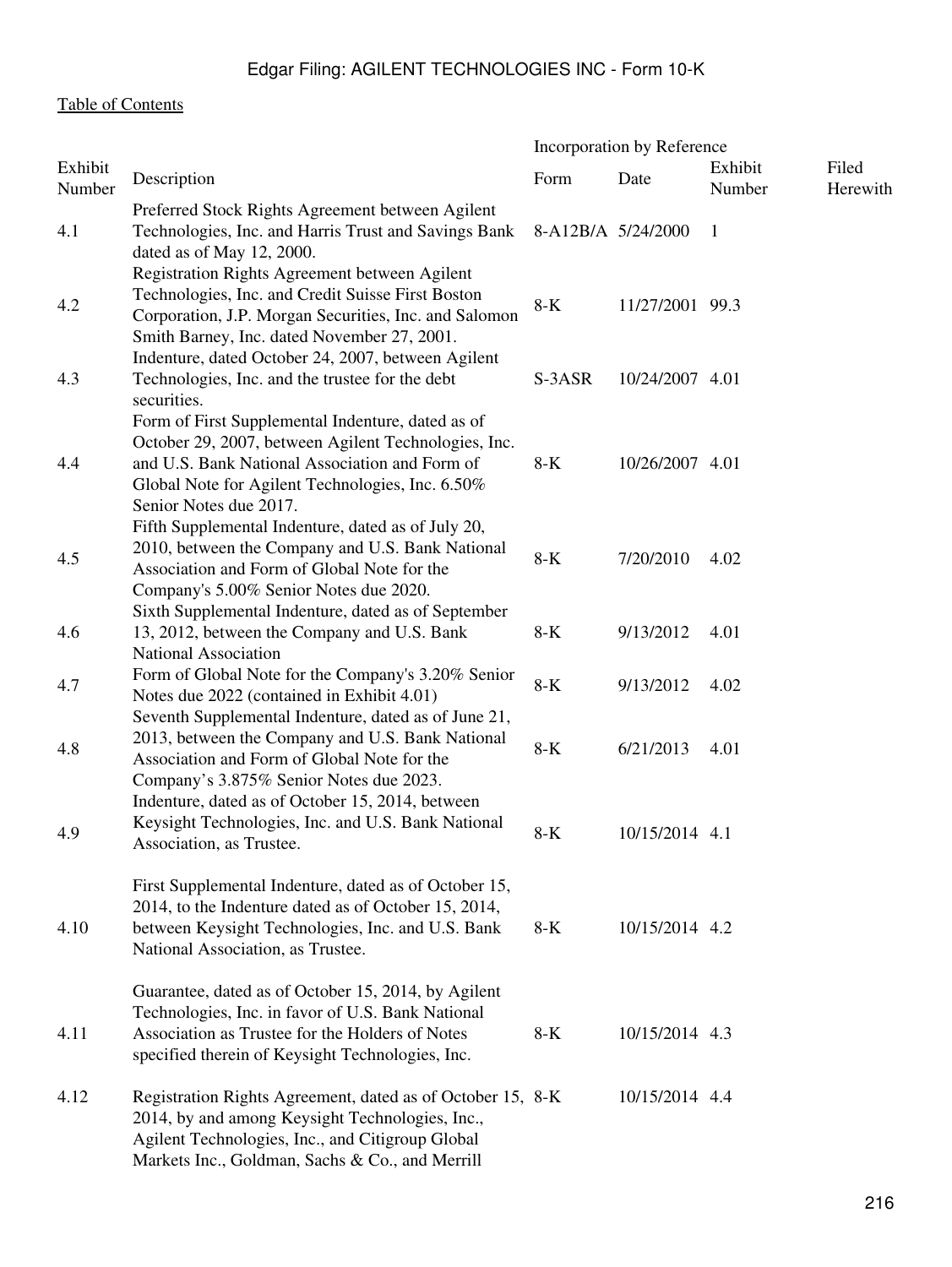[Table of Contents](#)

| Exhibit Number | Description | Incorporation by Reference | | | Filed Herewith |
|---|---|---|---|---|---|
| | | Form | Date | Exhibit Number | |
| 4.1 | Preferred Stock Rights Agreement between Agilent Technologies, Inc. and Harris Trust and Savings Bank dated as of May 12, 2000. | 8-A12B/A | 5/24/2000 | 1 | |
| 4.2 | Registration Rights Agreement between Agilent Technologies, Inc. and Credit Suisse First Boston Corporation, J.P. Morgan Securities, Inc. and Salomon Smith Barney, Inc. dated November 27, 2001. | 8-K | 11/27/2001 | 99.3 | |
| 4.3 | Indenture, dated October 24, 2007, between Agilent Technologies, Inc. and the trustee for the debt securities. | S-3ASR | 10/24/2007 | 4.01 | |
| 4.4 | Form of First Supplemental Indenture, dated as of October 29, 2007, between Agilent Technologies, Inc. and U.S. Bank National Association and Form of Global Note for Agilent Technologies, Inc. 6.50% Senior Notes due 2017. | 8-K | 10/26/2007 | 4.01 | |
| 4.5 | Fifth Supplemental Indenture, dated as of July 20, 2010, between the Company and U.S. Bank National Association and Form of Global Note for the Company's 5.00% Senior Notes due 2020. | 8-K | 7/20/2010 | 4.02 | |
| 4.6 | Sixth Supplemental Indenture, dated as of September 13, 2012, between the Company and U.S. Bank National Association | 8-K | 9/13/2012 | 4.01 | |
| 4.7 | Form of Global Note for the Company's 3.20% Senior Notes due 2022 (contained in Exhibit 4.01) | 8-K | 9/13/2012 | 4.02 | |
| 4.8 | Seventh Supplemental Indenture, dated as of June 21, 2013, between the Company and U.S. Bank National Association and Form of Global Note for the Company's 3.875% Senior Notes due 2023. | 8-K | 6/21/2013 | 4.01 | |
| 4.9 | Indenture, dated as of October 15, 2014, between Keysight Technologies, Inc. and U.S. Bank National Association, as Trustee. | 8-K | 10/15/2014 | 4.1 | |
| 4.10 | First Supplemental Indenture, dated as of October 15, 2014, to the Indenture dated as of October 15, 2014, between Keysight Technologies, Inc. and U.S. Bank National Association, as Trustee. | 8-K | 10/15/2014 | 4.2 | |
| 4.11 | Guarantee, dated as of October 15, 2014, by Agilent Technologies, Inc. in favor of U.S. Bank National Association as Trustee for the Holders of Notes specified therein of Keysight Technologies, Inc. | 8-K | 10/15/2014 | 4.3 | |
| 4.12 | Registration Rights Agreement, dated as of October 15, 2014, by and among Keysight Technologies, Inc., Agilent Technologies, Inc., and Citigroup Global Markets Inc., Goldman, Sachs & Co., and Merrill | 8-K | 10/15/2014 | 4.4 | |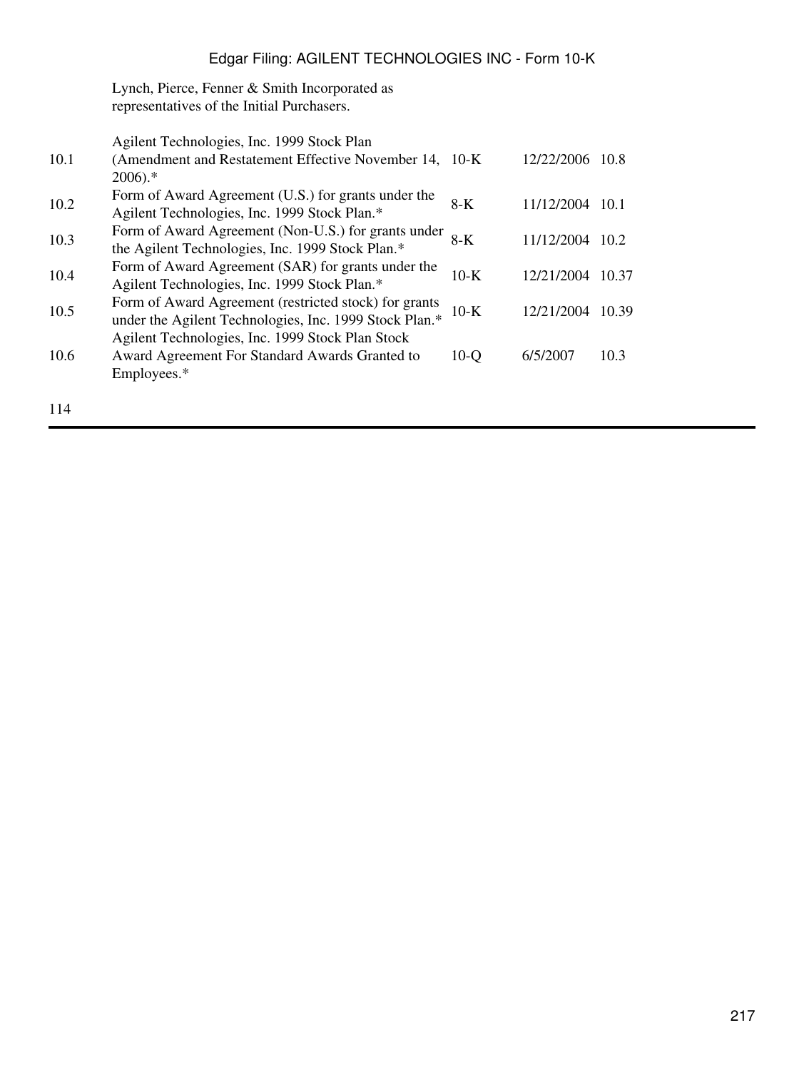| | Lynch, Pierce, Fenner & Smith Incorporated as representatives of the Initial Purchasers. | | | |
|---|---|---|---|---|
| 10.1 | Agilent Technologies, Inc. 1999 Stock Plan (Amendment and Restatement Effective November 14, 2006).* | 10-K | 12/22/2006 | 10.8 |
| 10.2 | Form of Award Agreement (U.S.) for grants under the Agilent Technologies, Inc. 1999 Stock Plan.* | 8-K | 11/12/2004 | 10.1 |
| 10.3 | Form of Award Agreement (Non-U.S.) for grants under the Agilent Technologies, Inc. 1999 Stock Plan.* | 8-K | 11/12/2004 | 10.2 |
| 10.4 | Form of Award Agreement (SAR) for grants under the Agilent Technologies, Inc. 1999 Stock Plan.* | 10-K | 12/21/2004 | 10.37 |
| 10.5 | Form of Award Agreement (restricted stock) for grants under the Agilent Technologies, Inc. 1999 Stock Plan.* | 10-K | 12/21/2004 | 10.39 |
| 10.6 | Agilent Technologies, Inc. 1999 Stock Plan Stock Award Agreement For Standard Awards Granted to Employees.* | 10-Q | 6/5/2007 | 10.3 |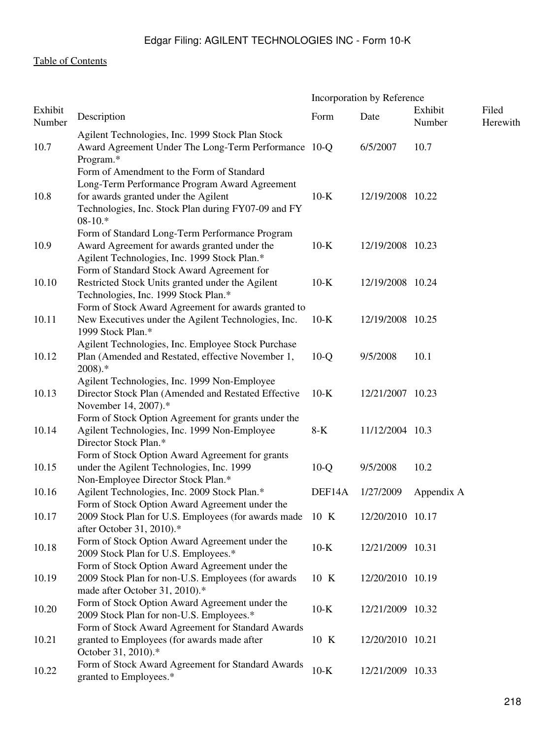[Table of Contents](#)

| Exhibit Number | Description | Incorporation by Reference | | | Filed Herewith |
|---|---|---|---|---|---|
| | | Form | Date | Exhibit Number | |
| 10.7 | Agilent Technologies, Inc. 1999 Stock Plan Stock Award Agreement Under The Long-Term Performance Program.* | 10-Q | 6/5/2007 | 10.7 | |
| 10.8 | Form of Amendment to the Form of Standard Long-Term Performance Program Award Agreement for awards granted under the Agilent Technologies, Inc. Stock Plan during FY07-09 and FY 08-10.* | 10-K | 12/19/2008 | 10.22 | |
| 10.9 | Form of Standard Long-Term Performance Program Award Agreement for awards granted under the Agilent Technologies, Inc. 1999 Stock Plan.* | 10-K | 12/19/2008 | 10.23 | |
| 10.10 | Form of Standard Stock Award Agreement for Restricted Stock Units granted under the Agilent Technologies, Inc. 1999 Stock Plan.* | 10-K | 12/19/2008 | 10.24 | |
| 10.11 | Form of Stock Award Agreement for awards granted to New Executives under the Agilent Technologies, Inc. 1999 Stock Plan.* | 10-K | 12/19/2008 | 10.25 | |
| 10.12 | Agilent Technologies, Inc. Employee Stock Purchase Plan (Amended and Restated, effective November 1, 2008).* | 10-Q | 9/5/2008 | 10.1 | |
| 10.13 | Agilent Technologies, Inc. 1999 Non-Employee Director Stock Plan (Amended and Restated Effective November 14, 2007).* | 10-K | 12/21/2007 | 10.23 | |
| 10.14 | Form of Stock Option Agreement for grants under the Agilent Technologies, Inc. 1999 Non-Employee Director Stock Plan.* | 8-K | 11/12/2004 | 10.3 | |
| 10.15 | Form of Stock Option Award Agreement for grants under the Agilent Technologies, Inc. 1999 Non-Employee Director Stock Plan.* | 10-Q | 9/5/2008 | 10.2 | |
| 10.16 | Agilent Technologies, Inc. 2009 Stock Plan.* | DEF14A | 1/27/2009 | Appendix A | |
| 10.17 | Form of Stock Option Award Agreement under the 2009 Stock Plan for U.S. Employees (for awards made after October 31, 2010).* | 10 K | 12/20/2010 | 10.17 | |
| 10.18 | Form of Stock Option Award Agreement under the 2009 Stock Plan for U.S. Employees.* | 10-K | 12/21/2009 | 10.31 | |
| 10.19 | Form of Stock Option Award Agreement under the 2009 Stock Plan for non-U.S. Employees (for awards made after October 31, 2010).* | 10 K | 12/20/2010 | 10.19 | |
| 10.20 | Form of Stock Option Award Agreement under the 2009 Stock Plan for non-U.S. Employees.* | 10-K | 12/21/2009 | 10.32 | |
| 10.21 | Form of Stock Award Agreement for Standard Awards granted to Employees (for awards made after October 31, 2010).* | 10 K | 12/20/2010 | 10.21 | |
| 10.22 | Form of Stock Award Agreement for Standard Awards granted to Employees.* | 10-K | 12/21/2009 | 10.33 | |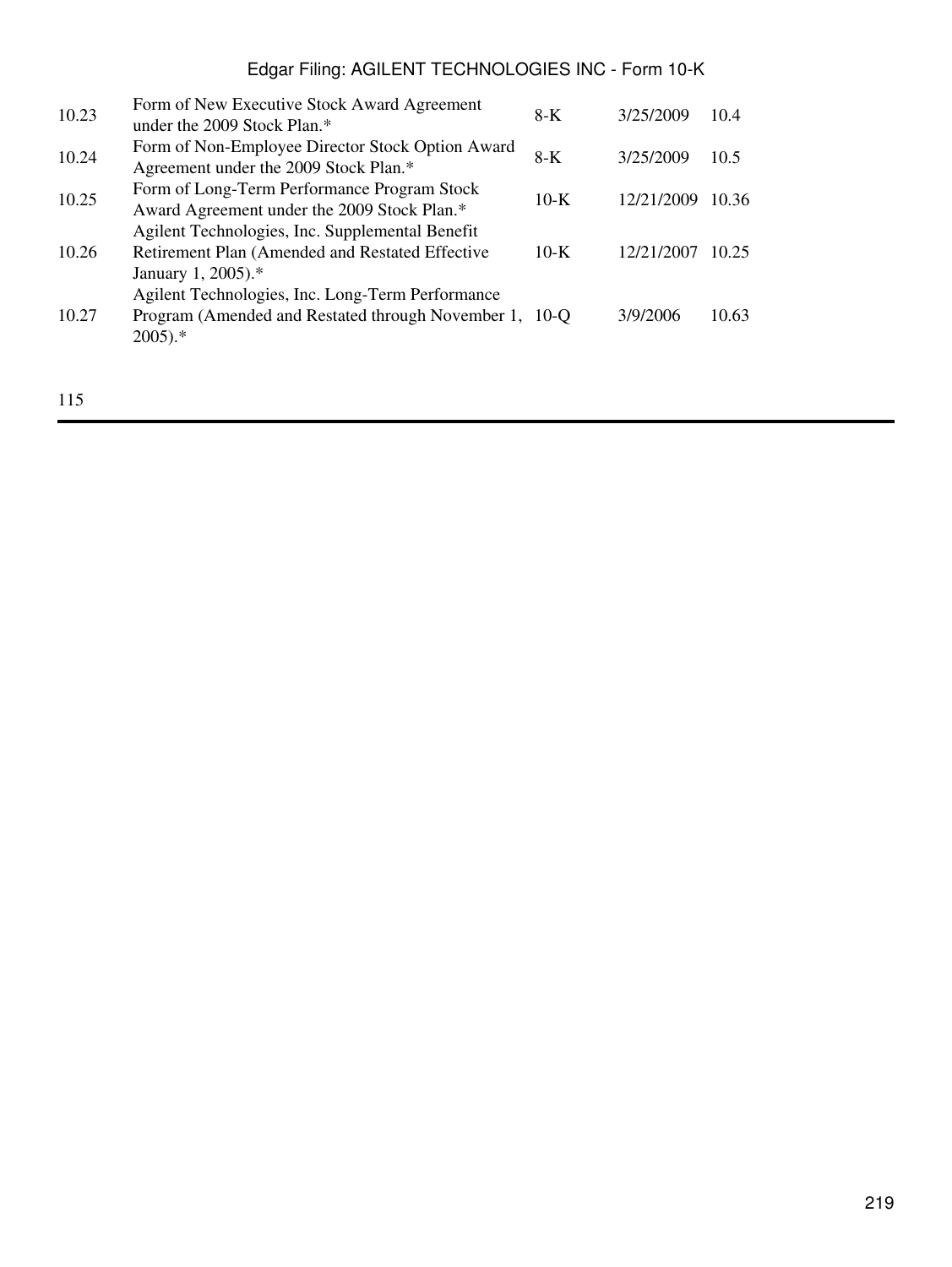| | | | | |
|---|---|---|---|---|
| 10.23 | Form of New Executive Stock Award Agreement under the 2009 Stock Plan.* | 8-K | 3/25/2009 | 10.4 |
| 10.24 | Form of Non-Employee Director Stock Option Award Agreement under the 2009 Stock Plan.* | 8-K | 3/25/2009 | 10.5 |
| 10.25 | Form of Long-Term Performance Program Stock Award Agreement under the 2009 Stock Plan.* | 10-K | 12/21/2009 | 10.36 |
| 10.26 | Agilent Technologies, Inc. Supplemental Benefit Retirement Plan (Amended and Restated Effective January 1, 2005).* | 10-K | 12/21/2007 | 10.25 |
| 10.27 | Agilent Technologies, Inc. Long-Term Performance Program (Amended and Restated through November 1, 2005).* | 10-Q | 3/9/2006 | 10.63 |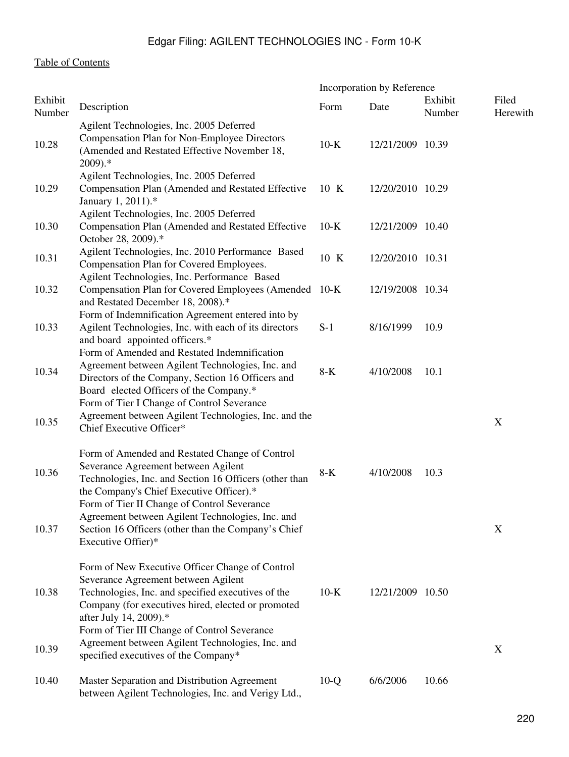[Table of Contents](#)

| Exhibit Number | Description | Incorporation by Reference | | | Filed Herewith |
|---|---|---|---|---|---|
| | | Form | Date | Exhibit Number | |
| 10.28 | Agilent Technologies, Inc. 2005 Deferred Compensation Plan for Non-Employee Directors (Amended and Restated Effective November 18, 2009).* | 10-K | 12/21/2009 | 10.39 | |
| 10.29 | Agilent Technologies, Inc. 2005 Deferred Compensation Plan (Amended and Restated Effective January 1, 2011).* | 10 K | 12/20/2010 | 10.29 | |
| 10.30 | Agilent Technologies, Inc. 2005 Deferred Compensation Plan (Amended and Restated Effective October 28, 2009).* | 10-K | 12/21/2009 | 10.40 | |
| 10.31 | Agilent Technologies, Inc. 2010 Performance Based Compensation Plan for Covered Employees. | 10 K | 12/20/2010 | 10.31 | |
| 10.32 | Agilent Technologies, Inc. Performance Based Compensation Plan for Covered Employees (Amended and Restated December 18, 2008).* | 10-K | 12/19/2008 | 10.34 | |
| 10.33 | Form of Indemnification Agreement entered into by Agilent Technologies, Inc. with each of its directors and board appointed officers.* | S-1 | 8/16/1999 | 10.9 | |
| 10.34 | Form of Amended and Restated Indemnification Agreement between Agilent Technologies, Inc. and Directors of the Company, Section 16 Officers and Board elected Officers of the Company.* | 8-K | 4/10/2008 | 10.1 | |
| 10.35 | Form of Tier I Change of Control Severance Agreement between Agilent Technologies, Inc. and the Chief Executive Officer* | | | | X |
| 10.36 | Form of Amended and Restated Change of Control Severance Agreement between Agilent Technologies, Inc. and Section 16 Officers (other than the Company's Chief Executive Officer).* | 8-K | 4/10/2008 | 10.3 | |
| 10.37 | Form of Tier II Change of Control Severance Agreement between Agilent Technologies, Inc. and Section 16 Officers (other than the Company's Chief Executive Offier)* | | | | X |
| 10.38 | Form of New Executive Officer Change of Control Severance Agreement between Agilent Technologies, Inc. and specified executives of the Company (for executives hired, elected or promoted after July 14, 2009).* | 10-K | 12/21/2009 | 10.50 | |
| 10.39 | Form of Tier III Change of Control Severance Agreement between Agilent Technologies, Inc. and specified executives of the Company* | | | | X |
| 10.40 | Master Separation and Distribution Agreement between Agilent Technologies, Inc. and Verigy Ltd., | 10-Q | 6/6/2006 | 10.66 | |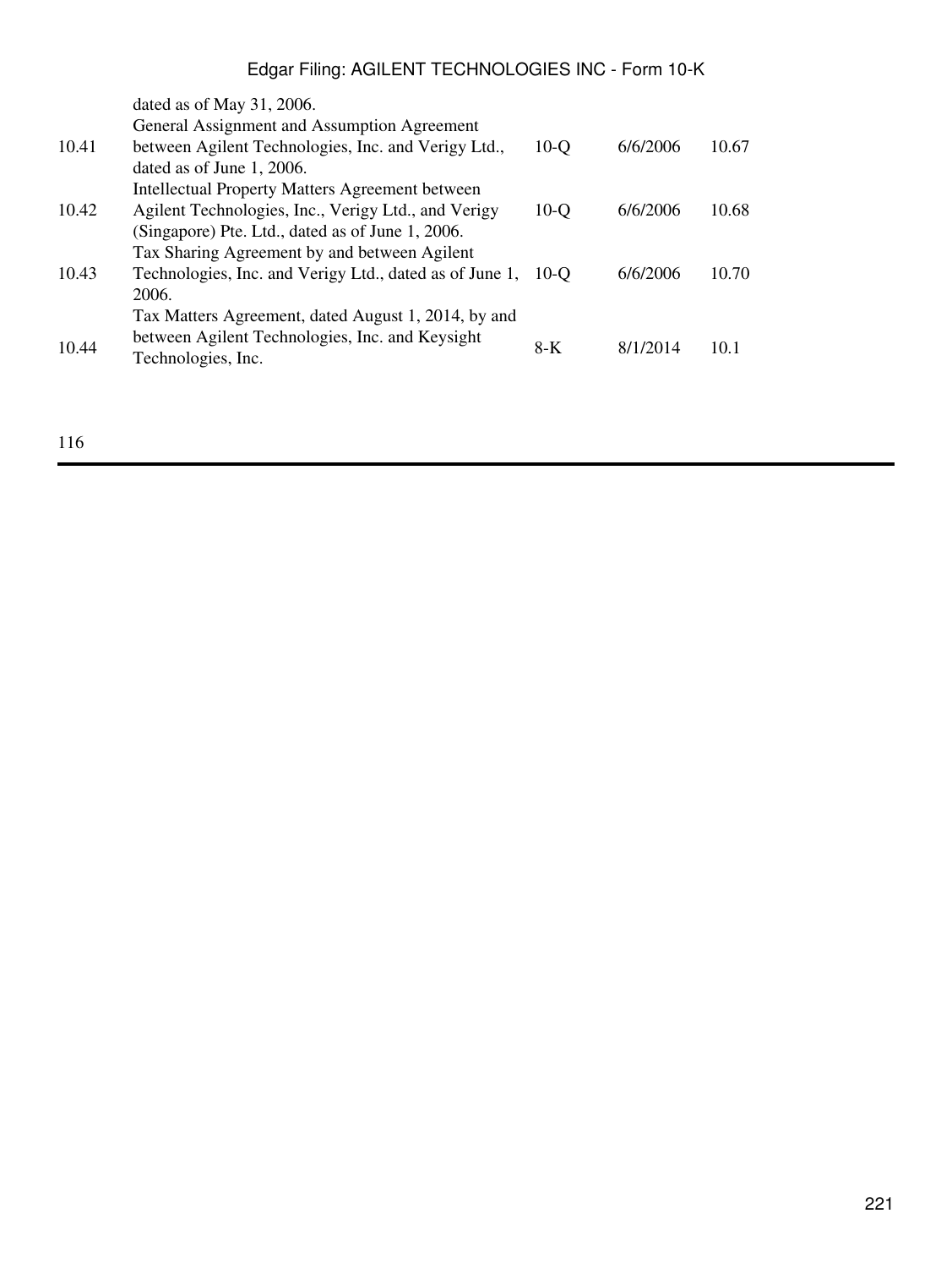| | | | | |
|---|---|---|---|---|
| | dated as of May 31, 2006. | | | |
| 10.41 | General Assignment and Assumption Agreement between Agilent Technologies, Inc. and Verigy Ltd., dated as of June 1, 2006. | 10-Q | 6/6/2006 | 10.67 |
| 10.42 | Intellectual Property Matters Agreement between Agilent Technologies, Inc., Verigy Ltd., and Verigy (Singapore) Pte. Ltd., dated as of June 1, 2006. | 10-Q | 6/6/2006 | 10.68 |
| 10.43 | Tax Sharing Agreement by and between Agilent Technologies, Inc. and Verigy Ltd., dated as of June 1, 2006. | 10-Q | 6/6/2006 | 10.70 |
| 10.44 | Tax Matters Agreement, dated August 1, 2014, by and between Agilent Technologies, Inc. and Keysight Technologies, Inc. | 8-K | 8/1/2014 | 10.1 |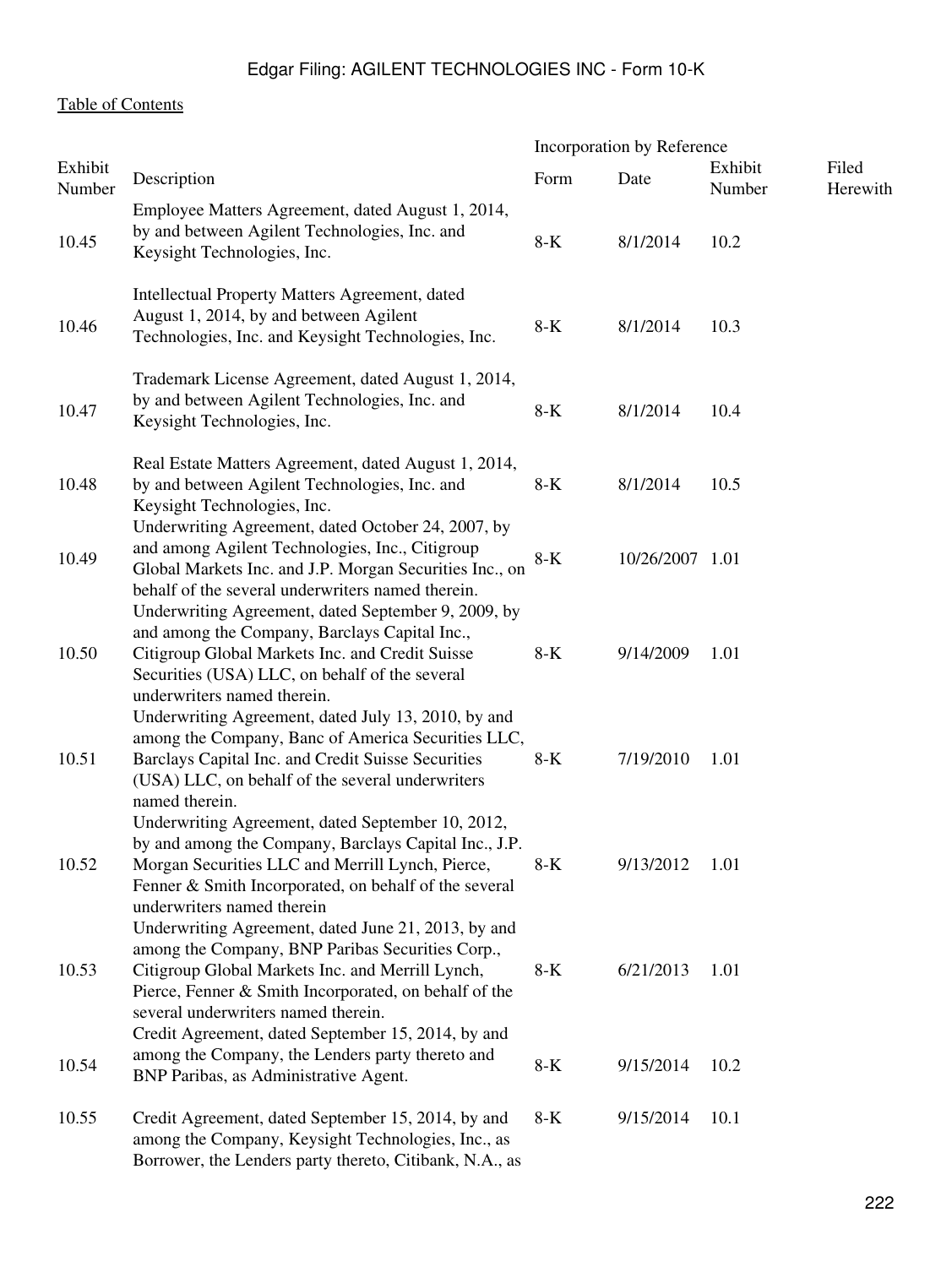[Table of Contents](#)

| Exhibit Number | Description | Incorporation by Reference Form | Date | Exhibit Number | Filed Herewith |
|---|---|---|---|---|---|
| 10.45 | Employee Matters Agreement, dated August 1, 2014, by and between Agilent Technologies, Inc. and Keysight Technologies, Inc. | 8-K | 8/1/2014 | 10.2 | |
| 10.46 | Intellectual Property Matters Agreement, dated August 1, 2014, by and between Agilent Technologies, Inc. and Keysight Technologies, Inc. | 8-K | 8/1/2014 | 10.3 | |
| 10.47 | Trademark License Agreement, dated August 1, 2014, by and between Agilent Technologies, Inc. and Keysight Technologies, Inc. | 8-K | 8/1/2014 | 10.4 | |
| 10.48 | Real Estate Matters Agreement, dated August 1, 2014, by and between Agilent Technologies, Inc. and Keysight Technologies, Inc. | 8-K | 8/1/2014 | 10.5 | |
| 10.49 | Underwriting Agreement, dated October 24, 2007, by and among Agilent Technologies, Inc., Citigroup Global Markets Inc. and J.P. Morgan Securities Inc., on behalf of the several underwriters named therein. | 8-K | 10/26/2007 | 1.01 | |
| 10.50 | Underwriting Agreement, dated September 9, 2009, by and among the Company, Barclays Capital Inc., Citigroup Global Markets Inc. and Credit Suisse Securities (USA) LLC, on behalf of the several underwriters named therein. | 8-K | 9/14/2009 | 1.01 | |
| 10.51 | Underwriting Agreement, dated July 13, 2010, by and among the Company, Banc of America Securities LLC, Barclays Capital Inc. and Credit Suisse Securities (USA) LLC, on behalf of the several underwriters named therein. | 8-K | 7/19/2010 | 1.01 | |
| 10.52 | Underwriting Agreement, dated September 10, 2012, by and among the Company, Barclays Capital Inc., J.P. Morgan Securities LLC and Merrill Lynch, Pierce, Fenner & Smith Incorporated, on behalf of the several underwriters named therein | 8-K | 9/13/2012 | 1.01 | |
| 10.53 | Underwriting Agreement, dated June 21, 2013, by and among the Company, BNP Paribas Securities Corp., Citigroup Global Markets Inc. and Merrill Lynch, Pierce, Fenner & Smith Incorporated, on behalf of the several underwriters named therein. | 8-K | 6/21/2013 | 1.01 | |
| 10.54 | Credit Agreement, dated September 15, 2014, by and among the Company, the Lenders party thereto and BNP Paribas, as Administrative Agent. | 8-K | 9/15/2014 | 10.2 | |
| 10.55 | Credit Agreement, dated September 15, 2014, by and among the Company, Keysight Technologies, Inc., as Borrower, the Lenders party thereto, Citibank, N.A., as | 8-K | 9/15/2014 | 10.1 | |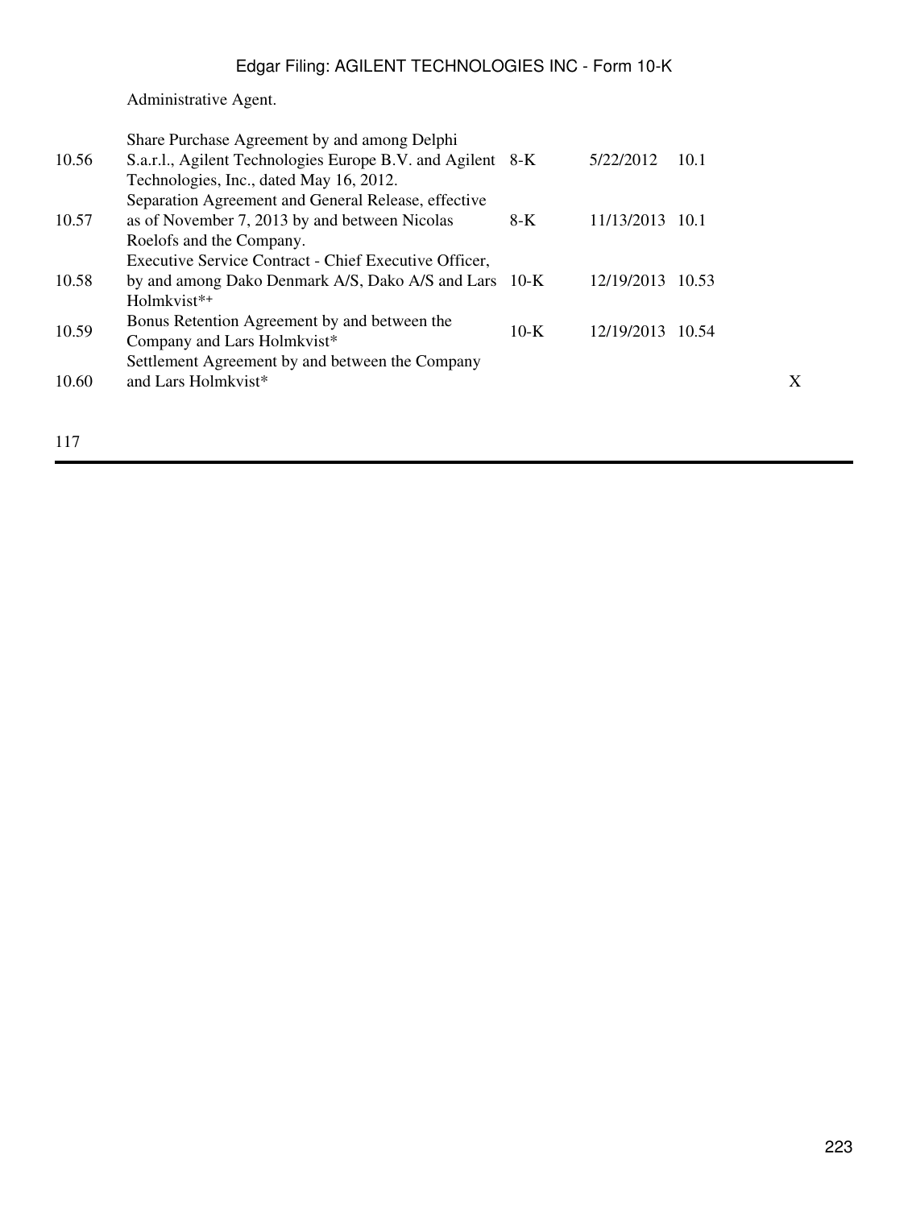Administrative Agent.

| | | | | | |
|---|---|---|---|---|---|
| 10.56 | Share Purchase Agreement by and among Delphi S.a.r.l., Agilent Technologies Europe B.V. and Agilent Technologies, Inc., dated May 16, 2012. | 8-K | 5/22/2012 | 10.1 | |
| 10.57 | Separation Agreement and General Release, effective as of November 7, 2013 by and between Nicolas Roelofs and the Company. | 8-K | 11/13/2013 | 10.1 | |
| 10.58 | Executive Service Contract - Chief Executive Officer, by and among Dako Denmark A/S, Dako A/S and Lars Holmkvist*+ | 10-K | 12/19/2013 | 10.53 | |
| 10.59 | Bonus Retention Agreement by and between the Company and Lars Holmkvist* | 10-K | 12/19/2013 | 10.54 | |
| 10.60 | Settlement Agreement by and between the Company and Lars Holmkvist* | | | | X |

117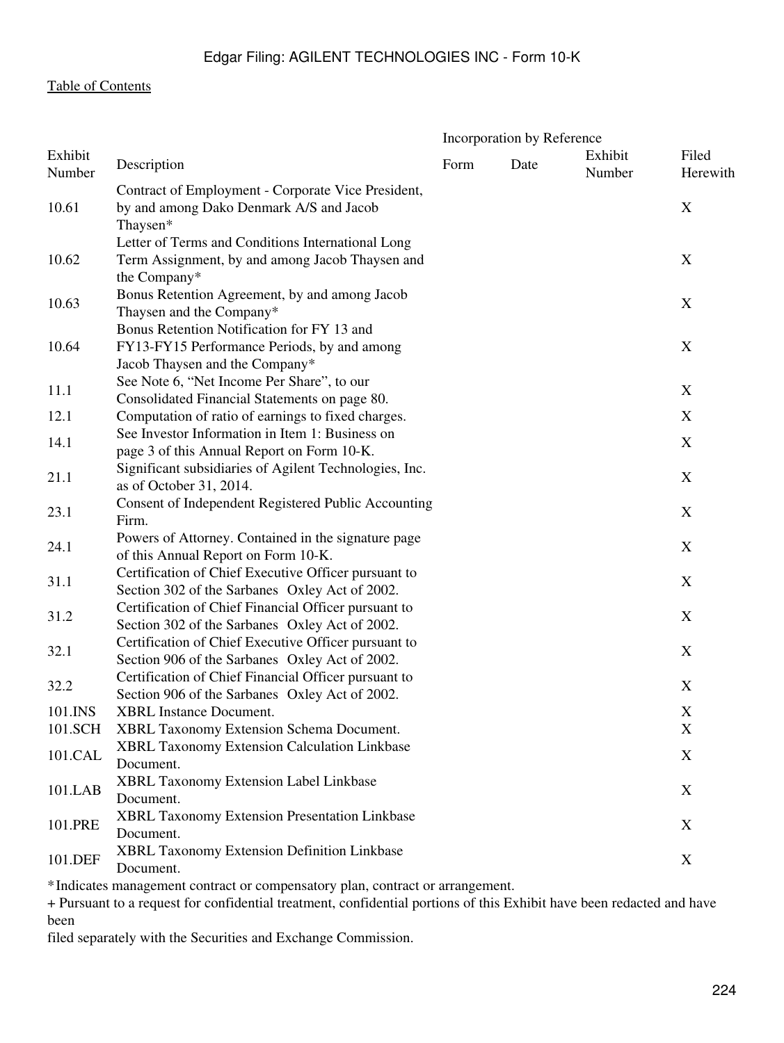| Exhibit Number | Description | Incorporation by Reference | | | Filed Herewith |
|---|---|---|---|---|---|
| | | Form | Date | Exhibit Number | |
| 10.61 | Contract of Employment - Corporate Vice President, by and among Dako Denmark A/S and Jacob Thaysen* | | | | X |
| 10.62 | Letter of Terms and Conditions International Long Term Assignment, by and among Jacob Thaysen and the Company* | | | | X |
| 10.63 | Bonus Retention Agreement, by and among Jacob Thaysen and the Company* | | | | X |
| 10.64 | Bonus Retention Notification for FY 13 and FY13-FY15 Performance Periods, by and among Jacob Thaysen and the Company* | | | | X |
| 11.1 | See Note 6, "Net Income Per Share", to our Consolidated Financial Statements on page 80. | | | | X |
| 12.1 | Computation of ratio of earnings to fixed charges. | | | | X |
| 14.1 | See Investor Information in Item 1: Business on page 3 of this Annual Report on Form 10-K. | | | | X |
| 21.1 | Significant subsidiaries of Agilent Technologies, Inc. as of October 31, 2014. | | | | X |
| 23.1 | Consent of Independent Registered Public Accounting Firm. | | | | X |
| 24.1 | Powers of Attorney. Contained in the signature page of this Annual Report on Form 10-K. | | | | X |
| 31.1 | Certification of Chief Executive Officer pursuant to Section 302 of the Sarbanes Oxley Act of 2002. | | | | X |
| 31.2 | Certification of Chief Financial Officer pursuant to Section 302 of the Sarbanes Oxley Act of 2002. | | | | X |
| 32.1 | Certification of Chief Executive Officer pursuant to Section 906 of the Sarbanes Oxley Act of 2002. | | | | X |
| 32.2 | Certification of Chief Financial Officer pursuant to Section 906 of the Sarbanes Oxley Act of 2002. | | | | X |
| 101.INS | XBRL Instance Document. | | | | X |
| 101.SCH | XBRL Taxonomy Extension Schema Document. | | | | X |
| 101.CAL | XBRL Taxonomy Extension Calculation Linkbase Document. | | | | X |
| 101.LAB | XBRL Taxonomy Extension Label Linkbase Document. | | | | X |
| 101.PRE | XBRL Taxonomy Extension Presentation Linkbase Document. | | | | X |
| 101.DEF | XBRL Taxonomy Extension Definition Linkbase Document. | | | | X |

*Indicates management contract or compensatory plan, contract or arrangement.

+ Pursuant to a request for confidential treatment, confidential portions of this Exhibit have been redacted and have been filed separately with the Securities and Exchange Commission.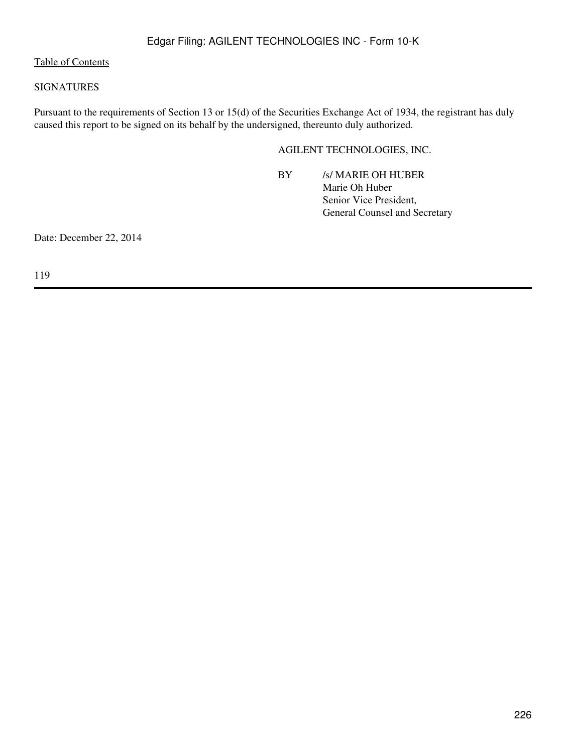[Table of Contents]

SIGNATURES

Pursuant to the requirements of Section 13 or 15(d) of the Securities Exchange Act of 1934, the registrant has duly caused this report to be signed on its behalf by the undersigned, thereunto duly authorized.

AGILENT TECHNOLOGIES, INC.

BY /s/ MARIE OH HUBER
Marie Oh Huber
Senior Vice President,
General Counsel and Secretary

Date: December 22, 2014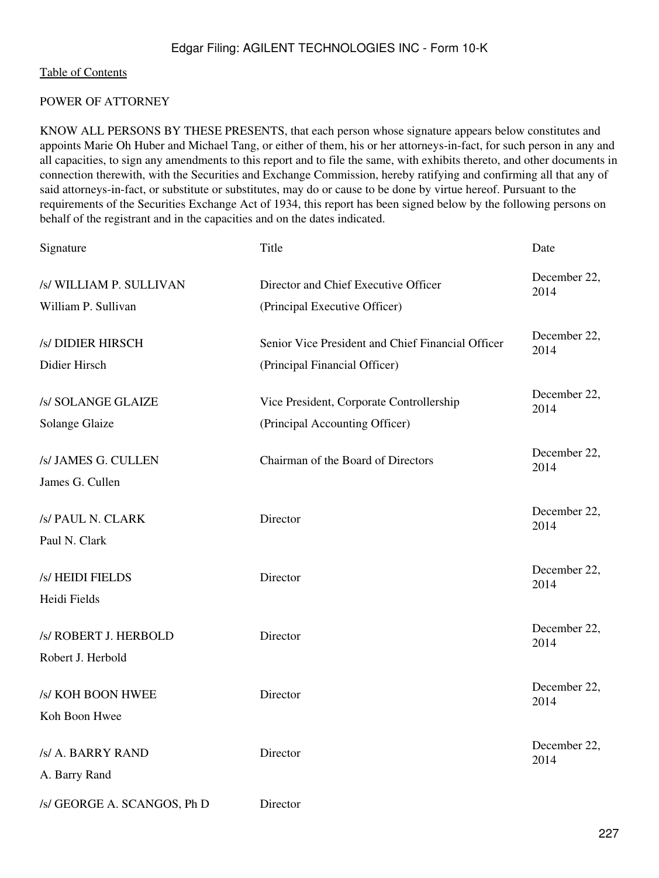[Table of Contents](#)

POWER OF ATTORNEY

KNOW ALL PERSONS BY THESE PRESENTS, that each person whose signature appears below constitutes and appoints Marie Oh Huber and Michael Tang, or either of them, his or her attorneys-in-fact, for such person in any and all capacities, to sign any amendments to this report and to file the same, with exhibits thereto, and other documents in connection therewith, with the Securities and Exchange Commission, hereby ratifying and confirming all that any of said attorneys-in-fact, or substitute or substitutes, may do or cause to be done by virtue hereof. Pursuant to the requirements of the Securities Exchange Act of 1934, this report has been signed below by the following persons on behalf of the registrant and in the capacities and on the dates indicated.

| Signature | Title | Date |
|---|---|---|
| /s/ WILLIAM P. SULLIVAN<br>William P. Sullivan | Director and Chief Executive Officer<br>(Principal Executive Officer) | December 22, 2014 |
| /s/ DIDIER HIRSCH<br>Didier Hirsch | Senior Vice President and Chief Financial Officer<br>(Principal Financial Officer) | December 22, 2014 |
| /s/ SOLANGE GLAIZE<br>Solange Glaize | Vice President, Corporate Controllership<br>(Principal Accounting Officer) | December 22, 2014 |
| /s/ JAMES G. CULLEN<br>James G. Cullen | Chairman of the Board of Directors | December 22, 2014 |
| /s/ PAUL N. CLARK<br>Paul N. Clark | Director | December 22, 2014 |
| /s/ HEIDI FIELDS<br>Heidi Fields | Director | December 22, 2014 |
| /s/ ROBERT J. HERBOLD<br>Robert J. Herbold | Director | December 22, 2014 |
| /s/ KOH BOON HWEE<br>Koh Boon Hwee | Director | December 22, 2014 |
| /s/ A. BARRY RAND<br>A. Barry Rand | Director | December 22, 2014 |
| /s/ GEORGE A. SCANGOS, Ph D | Director | |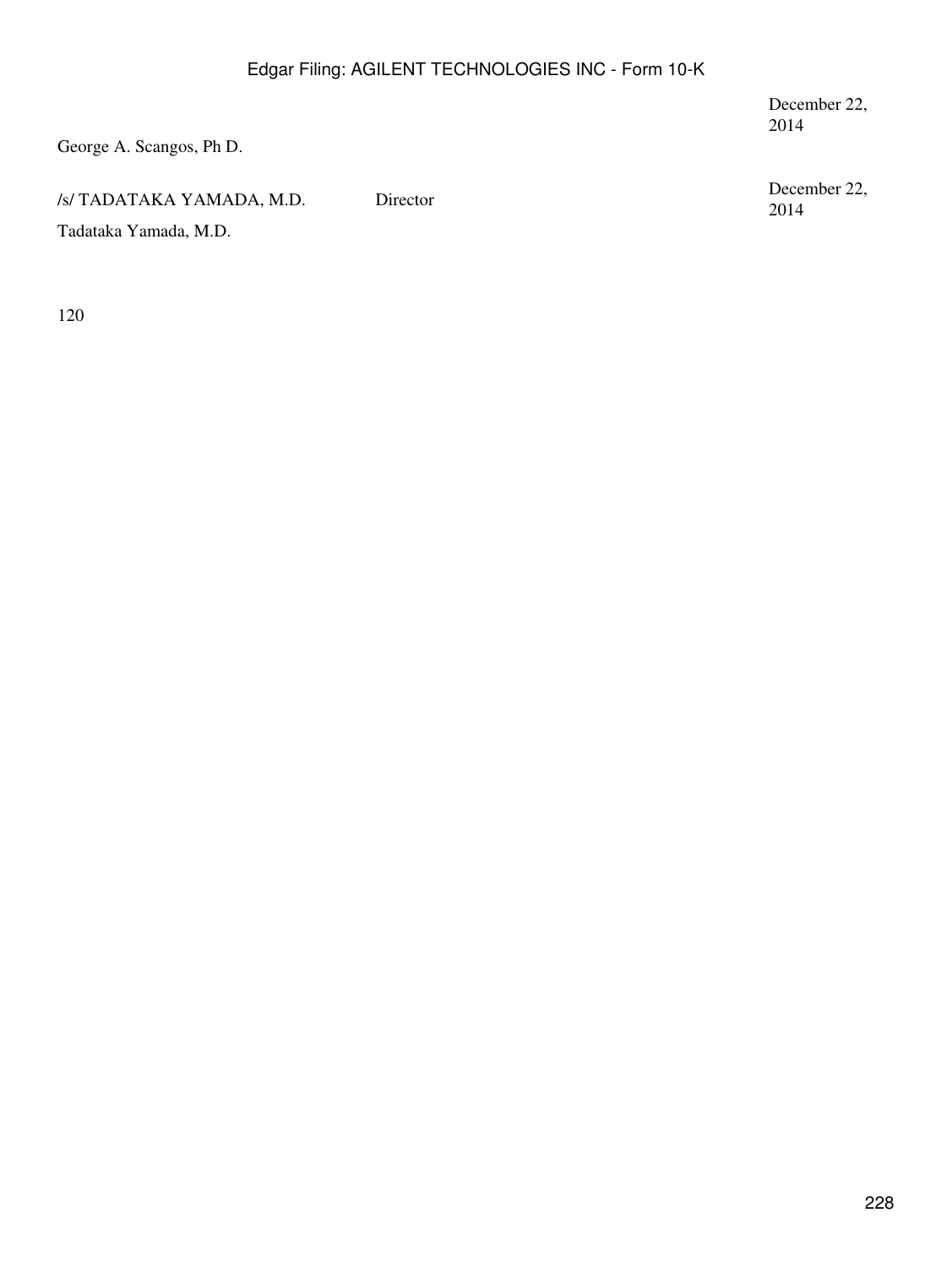| | | |
|---|---|---|
| George A. Scangos, Ph D. | | December 22, 2014 |
| /s/ TADATAKA YAMADA, M.D. | Director | December 22, 2014 |
| Tadataka Yamada, M.D. | | |

120